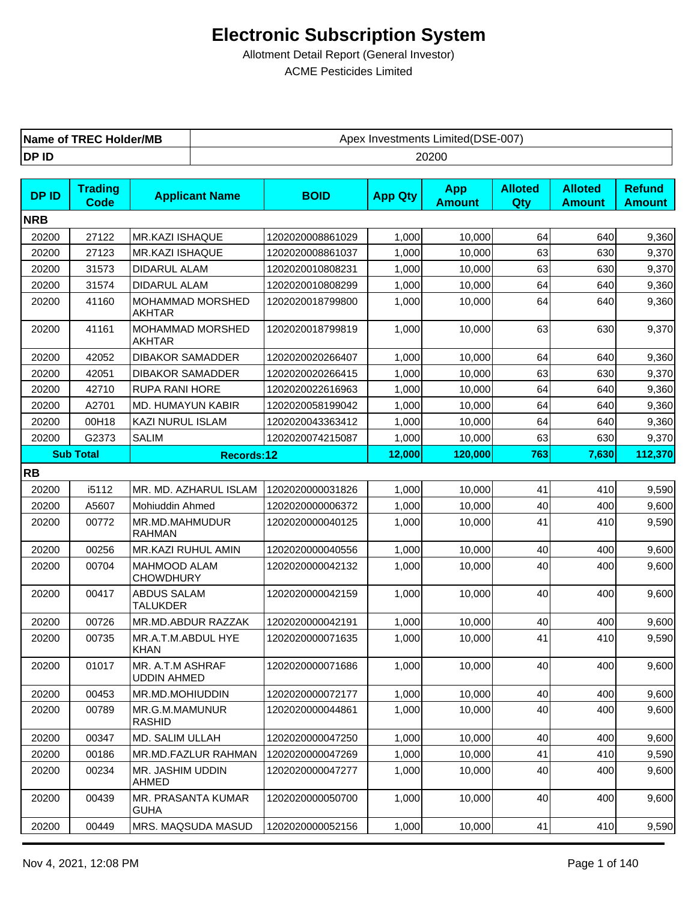# Electronic Subscription System

Allotment Detail Report (General Investor)

ACME Pesticides Limited

| Name of TREC Holder/MB | Apex Investments Limited(DSE-007) |
|---|---|
| DP ID | 20200 |

| DP ID | Trading Code | Applicant Name | BOID | App Qty | App Amount | Alloted Qty | Alloted Amount | Refund Amount |
|---|---|---|---|---|---|---|---|---|
| **NRB** | | | | | | | | |
| 20200 | 27122 | MR.KAZI ISHAQUE | 1202020008861029 | 1,000 | 10,000 | 64 | 640 | 9,360 |
| 20200 | 27123 | MR.KAZI ISHAQUE | 1202020008861037 | 1,000 | 10,000 | 63 | 630 | 9,370 |
| 20200 | 31573 | DIDARUL ALAM | 1202020010808231 | 1,000 | 10,000 | 63 | 630 | 9,370 |
| 20200 | 31574 | DIDARUL ALAM | 1202020010808299 | 1,000 | 10,000 | 64 | 640 | 9,360 |
| 20200 | 41160 | MOHAMMAD MORSHED AKHTAR | 1202020018799800 | 1,000 | 10,000 | 64 | 640 | 9,360 |
| 20200 | 41161 | MOHAMMAD MORSHED AKHTAR | 1202020018799819 | 1,000 | 10,000 | 63 | 630 | 9,370 |
| 20200 | 42052 | DIBAKOR SAMADDER | 1202020020266407 | 1,000 | 10,000 | 64 | 640 | 9,360 |
| 20200 | 42051 | DIBAKOR SAMADDER | 1202020020266415 | 1,000 | 10,000 | 63 | 630 | 9,370 |
| 20200 | 42710 | RUPA RANI HORE | 1202020022616963 | 1,000 | 10,000 | 64 | 640 | 9,360 |
| 20200 | A2701 | MD. HUMAYUN KABIR | 1202020058199042 | 1,000 | 10,000 | 64 | 640 | 9,360 |
| 20200 | 00H18 | KAZI NURUL ISLAM | 1202020043363412 | 1,000 | 10,000 | 64 | 640 | 9,360 |
| 20200 | G2373 | SALIM | 1202020074215087 | 1,000 | 10,000 | 63 | 630 | 9,370 |
| **Sub Total** | | **Records:12** | | **12,000** | **120,000** | **763** | **7,630** | **112,370** |
| **RB** | | | | | | | | |
| 20200 | i5112 | MR. MD. AZHARUL ISLAM | 1202020000031826 | 1,000 | 10,000 | 41 | 410 | 9,590 |
| 20200 | A5607 | Mohiuddin Ahmed | 1202020000006372 | 1,000 | 10,000 | 40 | 400 | 9,600 |
| 20200 | 00772 | MR.MD.MAHMUDUR RAHMAN | 1202020000040125 | 1,000 | 10,000 | 41 | 410 | 9,590 |
| 20200 | 00256 | MR.KAZI RUHUL AMIN | 1202020000040556 | 1,000 | 10,000 | 40 | 400 | 9,600 |
| 20200 | 00704 | MAHMOOD ALAM CHOWDHURY | 1202020000042132 | 1,000 | 10,000 | 40 | 400 | 9,600 |
| 20200 | 00417 | ABDUS SALAM TALUKDER | 1202020000042159 | 1,000 | 10,000 | 40 | 400 | 9,600 |
| 20200 | 00726 | MR.MD.ABDUR RAZZAK | 1202020000042191 | 1,000 | 10,000 | 40 | 400 | 9,600 |
| 20200 | 00735 | MR.A.T.M.ABDUL HYE KHAN | 1202020000071635 | 1,000 | 10,000 | 41 | 410 | 9,590 |
| 20200 | 01017 | MR. A.T.M ASHRAF UDDIN AHMED | 1202020000071686 | 1,000 | 10,000 | 40 | 400 | 9,600 |
| 20200 | 00453 | MR.MD.MOHIUDDIN | 1202020000072177 | 1,000 | 10,000 | 40 | 400 | 9,600 |
| 20200 | 00789 | MR.G.M.MAMUNUR RASHID | 1202020000044861 | 1,000 | 10,000 | 40 | 400 | 9,600 |
| 20200 | 00347 | MD. SALIM ULLAH | 1202020000047250 | 1,000 | 10,000 | 40 | 400 | 9,600 |
| 20200 | 00186 | MR.MD.FAZLUR RAHMAN | 1202020000047269 | 1,000 | 10,000 | 41 | 410 | 9,590 |
| 20200 | 00234 | MR. JASHIM UDDIN AHMED | 1202020000047277 | 1,000 | 10,000 | 40 | 400 | 9,600 |
| 20200 | 00439 | MR. PRASANTA KUMAR GUHA | 1202020000050700 | 1,000 | 10,000 | 40 | 400 | 9,600 |
| 20200 | 00449 | MRS. MAQSUDA MASUD | 1202020000052156 | 1,000 | 10,000 | 41 | 410 | 9,590 |

Nov 4, 2021, 12:08 PM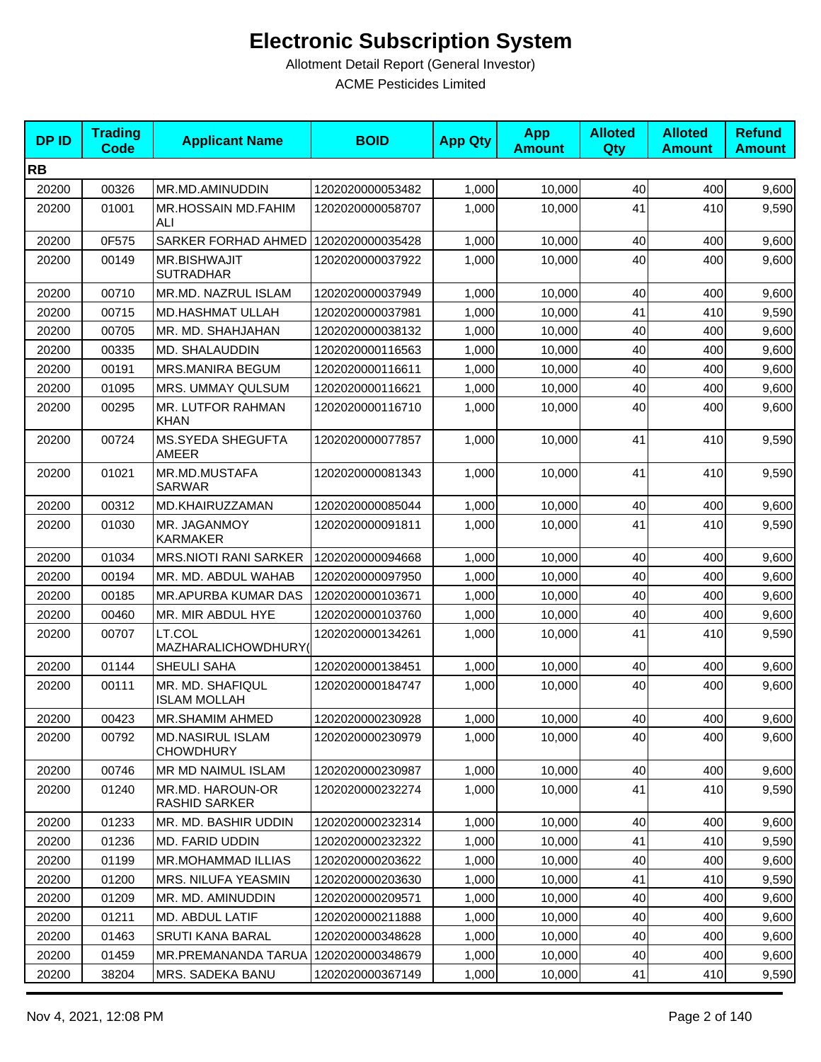# Electronic Subscription System

Allotment Detail Report (General Investor)

ACME Pesticides Limited

| DP ID | Trading Code | Applicant Name | BOID | App Qty | App Amount | Alloted Qty | Alloted Amount | Refund Amount |
|---|---|---|---|---|---|---|---|---|
| **RB** | | | | | | | | |
| 20200 | 00326 | MR.MD.AMINUDDIN | 1202020000053482 | 1,000 | 10,000 | 40 | 400 | 9,600 |
| 20200 | 01001 | MR.HOSSAIN MD.FAHIM ALI | 1202020000058707 | 1,000 | 10,000 | 41 | 410 | 9,590 |
| 20200 | 0F575 | SARKER FORHAD AHMED | 1202020000035428 | 1,000 | 10,000 | 40 | 400 | 9,600 |
| 20200 | 00149 | MR.BISHWAJIT SUTRADHAR | 1202020000037922 | 1,000 | 10,000 | 40 | 400 | 9,600 |
| 20200 | 00710 | MR.MD. NAZRUL ISLAM | 1202020000037949 | 1,000 | 10,000 | 40 | 400 | 9,600 |
| 20200 | 00715 | MD.HASHMAT ULLAH | 1202020000037981 | 1,000 | 10,000 | 41 | 410 | 9,590 |
| 20200 | 00705 | MR. MD. SHAHJAHAN | 1202020000038132 | 1,000 | 10,000 | 40 | 400 | 9,600 |
| 20200 | 00335 | MD. SHALAUDDIN | 1202020000116563 | 1,000 | 10,000 | 40 | 400 | 9,600 |
| 20200 | 00191 | MRS.MANIRA BEGUM | 1202020000116611 | 1,000 | 10,000 | 40 | 400 | 9,600 |
| 20200 | 01095 | MRS. UMMAY QULSUM | 1202020000116621 | 1,000 | 10,000 | 40 | 400 | 9,600 |
| 20200 | 00295 | MR. LUTFOR RAHMAN KHAN | 1202020000116710 | 1,000 | 10,000 | 40 | 400 | 9,600 |
| 20200 | 00724 | MS.SYEDA SHEGUFTA AMEER | 1202020000077857 | 1,000 | 10,000 | 41 | 410 | 9,590 |
| 20200 | 01021 | MR.MD.MUSTAFA SARWAR | 1202020000081343 | 1,000 | 10,000 | 41 | 410 | 9,590 |
| 20200 | 00312 | MD.KHAIRUZZAMAN | 1202020000085044 | 1,000 | 10,000 | 40 | 400 | 9,600 |
| 20200 | 01030 | MR. JAGANMOY KARMAKER | 1202020000091811 | 1,000 | 10,000 | 41 | 410 | 9,590 |
| 20200 | 01034 | MRS.NIOTI RANI SARKER | 1202020000094668 | 1,000 | 10,000 | 40 | 400 | 9,600 |
| 20200 | 00194 | MR. MD. ABDUL WAHAB | 1202020000097950 | 1,000 | 10,000 | 40 | 400 | 9,600 |
| 20200 | 00185 | MR.APURBA KUMAR DAS | 1202020000103671 | 1,000 | 10,000 | 40 | 400 | 9,600 |
| 20200 | 00460 | MR. MIR ABDUL HYE | 1202020000103760 | 1,000 | 10,000 | 40 | 400 | 9,600 |
| 20200 | 00707 | LT.COL MAZHARALICHOWDHURY( | 1202020000134261 | 1,000 | 10,000 | 41 | 410 | 9,590 |
| 20200 | 01144 | SHEULI SAHA | 1202020000138451 | 1,000 | 10,000 | 40 | 400 | 9,600 |
| 20200 | 00111 | MR. MD. SHAFIQUL ISLAM MOLLAH | 1202020000184747 | 1,000 | 10,000 | 40 | 400 | 9,600 |
| 20200 | 00423 | MR.SHAMIM AHMED | 1202020000230928 | 1,000 | 10,000 | 40 | 400 | 9,600 |
| 20200 | 00792 | MD.NASIRUL ISLAM CHOWDHURY | 1202020000230979 | 1,000 | 10,000 | 40 | 400 | 9,600 |
| 20200 | 00746 | MR MD NAIMUL ISLAM | 1202020000230987 | 1,000 | 10,000 | 40 | 400 | 9,600 |
| 20200 | 01240 | MR.MD. HAROUN-OR RASHID SARKER | 1202020000232274 | 1,000 | 10,000 | 41 | 410 | 9,590 |
| 20200 | 01233 | MR. MD. BASHIR UDDIN | 1202020000232314 | 1,000 | 10,000 | 40 | 400 | 9,600 |
| 20200 | 01236 | MD. FARID UDDIN | 1202020000232322 | 1,000 | 10,000 | 41 | 410 | 9,590 |
| 20200 | 01199 | MR.MOHAMMAD ILLIAS | 1202020000203622 | 1,000 | 10,000 | 40 | 400 | 9,600 |
| 20200 | 01200 | MRS. NILUFA YEASMIN | 1202020000203630 | 1,000 | 10,000 | 41 | 410 | 9,590 |
| 20200 | 01209 | MR. MD. AMINUDDIN | 1202020000209571 | 1,000 | 10,000 | 40 | 400 | 9,600 |
| 20200 | 01211 | MD. ABDUL LATIF | 1202020000211888 | 1,000 | 10,000 | 40 | 400 | 9,600 |
| 20200 | 01463 | SRUTI KANA BARAL | 1202020000348628 | 1,000 | 10,000 | 40 | 400 | 9,600 |
| 20200 | 01459 | MR.PREMANANDA TARUA | 1202020000348679 | 1,000 | 10,000 | 40 | 400 | 9,600 |
| 20200 | 38204 | MRS. SADEKA BANU | 1202020000367149 | 1,000 | 10,000 | 41 | 410 | 9,590 |

Nov 4, 2021, 12:08 PM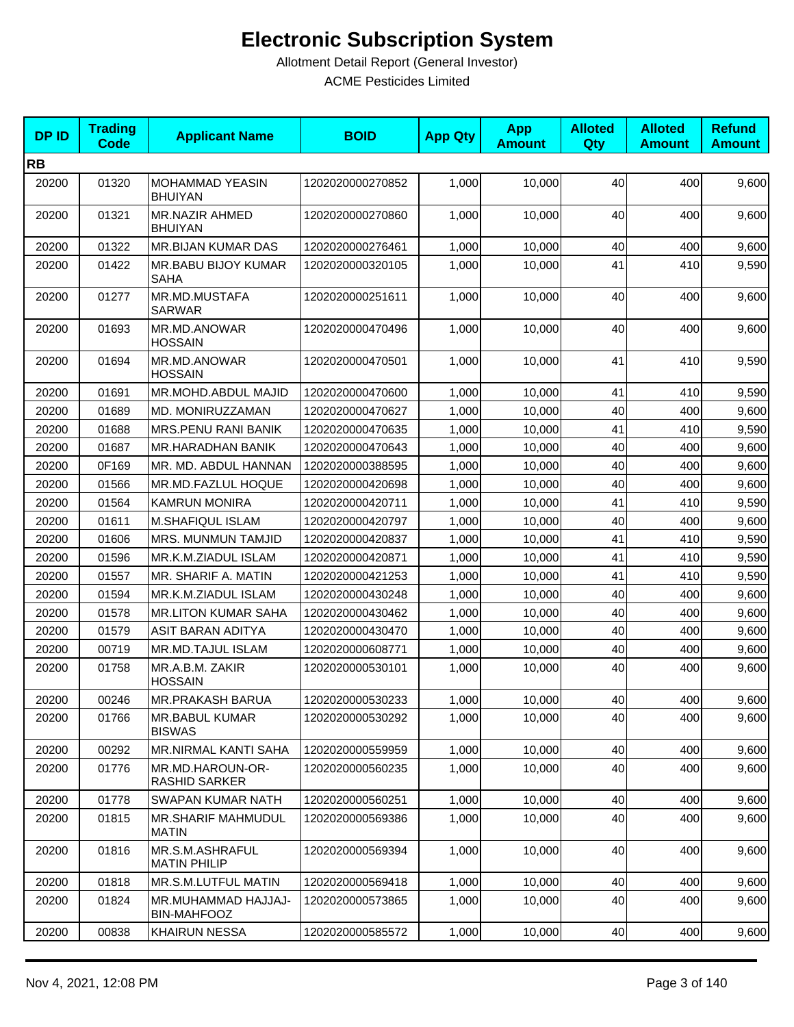# Electronic Subscription System

Allotment Detail Report (General Investor)

ACME Pesticides Limited

| DP ID | Trading Code | Applicant Name | BOID | App Qty | App Amount | Alloted Qty | Alloted Amount | Refund Amount |
|---|---|---|---|---|---|---|---|---|
| **RB** | | | | | | | | |
| 20200 | 01320 | MOHAMMAD YEASIN BHUIYAN | 1202020000270852 | 1,000 | 10,000 | 40 | 400 | 9,600 |
| 20200 | 01321 | MR.NAZIR AHMED BHUIYAN | 1202020000270860 | 1,000 | 10,000 | 40 | 400 | 9,600 |
| 20200 | 01322 | MR.BIJAN KUMAR DAS | 1202020000276461 | 1,000 | 10,000 | 40 | 400 | 9,600 |
| 20200 | 01422 | MR.BABU BIJOY KUMAR SAHA | 1202020000320105 | 1,000 | 10,000 | 41 | 410 | 9,590 |
| 20200 | 01277 | MR.MD.MUSTAFA SARWAR | 1202020000251611 | 1,000 | 10,000 | 40 | 400 | 9,600 |
| 20200 | 01693 | MR.MD.ANOWAR HOSSAIN | 1202020000470496 | 1,000 | 10,000 | 40 | 400 | 9,600 |
| 20200 | 01694 | MR.MD.ANOWAR HOSSAIN | 1202020000470501 | 1,000 | 10,000 | 41 | 410 | 9,590 |
| 20200 | 01691 | MR.MOHD.ABDUL MAJID | 1202020000470600 | 1,000 | 10,000 | 41 | 410 | 9,590 |
| 20200 | 01689 | MD. MONIRUZZAMAN | 1202020000470627 | 1,000 | 10,000 | 40 | 400 | 9,600 |
| 20200 | 01688 | MRS.PENU RANI BANIK | 1202020000470635 | 1,000 | 10,000 | 41 | 410 | 9,590 |
| 20200 | 01687 | MR.HARADHAN BANIK | 1202020000470643 | 1,000 | 10,000 | 40 | 400 | 9,600 |
| 20200 | 0F169 | MR. MD. ABDUL HANNAN | 1202020000388595 | 1,000 | 10,000 | 40 | 400 | 9,600 |
| 20200 | 01566 | MR.MD.FAZLUL HOQUE | 1202020000420698 | 1,000 | 10,000 | 40 | 400 | 9,600 |
| 20200 | 01564 | KAMRUN MONIRA | 1202020000420711 | 1,000 | 10,000 | 41 | 410 | 9,590 |
| 20200 | 01611 | M.SHAFIQUL ISLAM | 1202020000420797 | 1,000 | 10,000 | 40 | 400 | 9,600 |
| 20200 | 01606 | MRS. MUNMUN TAMJID | 1202020000420837 | 1,000 | 10,000 | 41 | 410 | 9,590 |
| 20200 | 01596 | MR.K.M.ZIADUL ISLAM | 1202020000420871 | 1,000 | 10,000 | 41 | 410 | 9,590 |
| 20200 | 01557 | MR. SHARIF A. MATIN | 1202020000421253 | 1,000 | 10,000 | 41 | 410 | 9,590 |
| 20200 | 01594 | MR.K.M.ZIADUL ISLAM | 1202020000430248 | 1,000 | 10,000 | 40 | 400 | 9,600 |
| 20200 | 01578 | MR.LITON KUMAR SAHA | 1202020000430462 | 1,000 | 10,000 | 40 | 400 | 9,600 |
| 20200 | 01579 | ASIT BARAN ADITYA | 1202020000430470 | 1,000 | 10,000 | 40 | 400 | 9,600 |
| 20200 | 00719 | MR.MD.TAJUL ISLAM | 1202020000608771 | 1,000 | 10,000 | 40 | 400 | 9,600 |
| 20200 | 01758 | MR.A.B.M. ZAKIR HOSSAIN | 1202020000530101 | 1,000 | 10,000 | 40 | 400 | 9,600 |
| 20200 | 00246 | MR.PRAKASH BARUA | 1202020000530233 | 1,000 | 10,000 | 40 | 400 | 9,600 |
| 20200 | 01766 | MR.BABUL KUMAR BISWAS | 1202020000530292 | 1,000 | 10,000 | 40 | 400 | 9,600 |
| 20200 | 00292 | MR.NIRMAL KANTI SAHA | 1202020000559959 | 1,000 | 10,000 | 40 | 400 | 9,600 |
| 20200 | 01776 | MR.MD.HAROUN-OR-RASHID SARKER | 1202020000560235 | 1,000 | 10,000 | 40 | 400 | 9,600 |
| 20200 | 01778 | SWAPAN KUMAR NATH | 1202020000560251 | 1,000 | 10,000 | 40 | 400 | 9,600 |
| 20200 | 01815 | MR.SHARIF MAHMUDUL MATIN | 1202020000569386 | 1,000 | 10,000 | 40 | 400 | 9,600 |
| 20200 | 01816 | MR.S.M.ASHRAFUL MATIN PHILIP | 1202020000569394 | 1,000 | 10,000 | 40 | 400 | 9,600 |
| 20200 | 01818 | MR.S.M.LUTFUL MATIN | 1202020000569418 | 1,000 | 10,000 | 40 | 400 | 9,600 |
| 20200 | 01824 | MR.MUHAMMAD HAJJAJ-BIN-MAHFOOZ | 1202020000573865 | 1,000 | 10,000 | 40 | 400 | 9,600 |
| 20200 | 00838 | KHAIRUN NESSA | 1202020000585572 | 1,000 | 10,000 | 40 | 400 | 9,600 |

Nov 4, 2021, 12:08 PM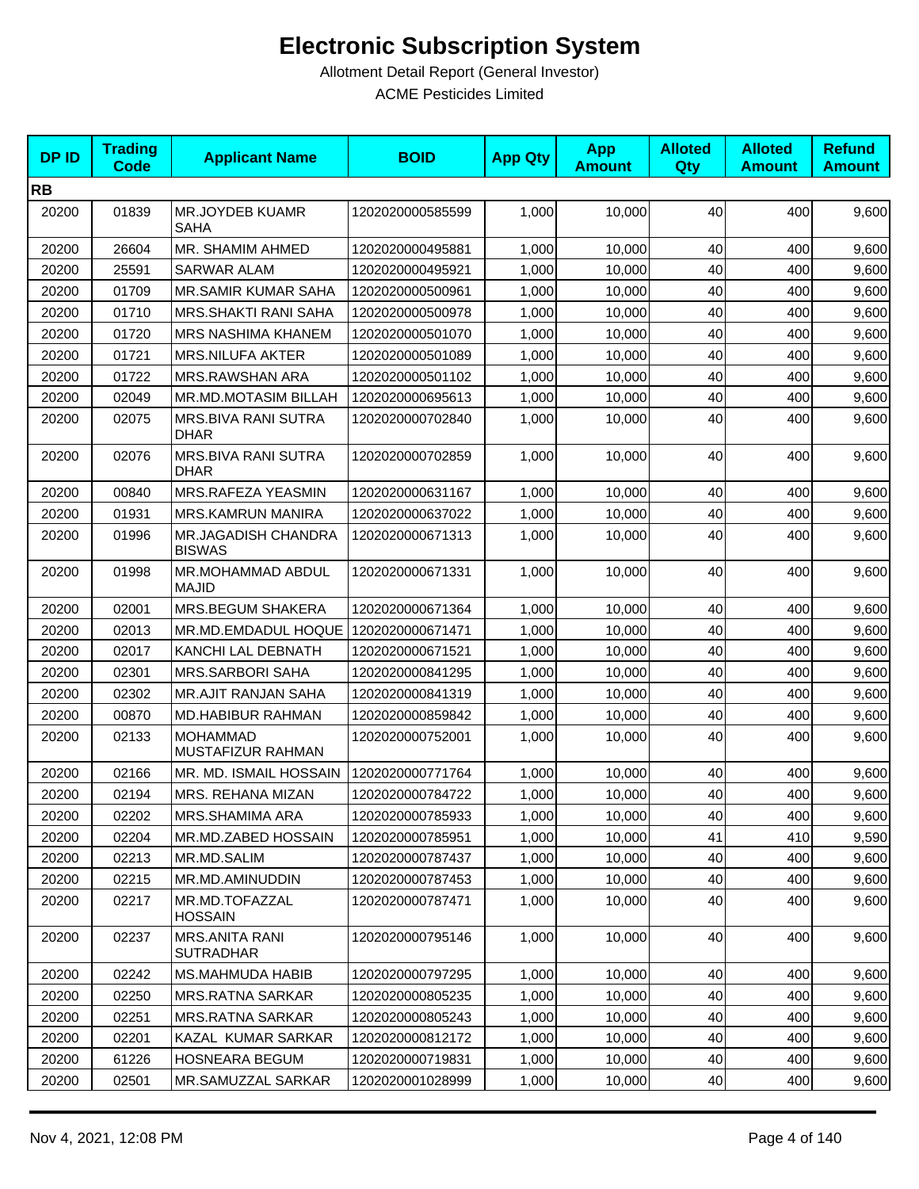# Electronic Subscription System

Allotment Detail Report (General Investor)

ACME Pesticides Limited

| DP ID | Trading Code | Applicant Name | BOID | App Qty | App Amount | Alloted Qty | Alloted Amount | Refund Amount |
|---|---|---|---|---|---|---|---|---|
| **RB** | | | | | | | | |
| 20200 | 01839 | MR.JOYDEB KUAMR SAHA | 1202020000585599 | 1,000 | 10,000 | 40 | 400 | 9,600 |
| 20200 | 26604 | MR. SHAMIM AHMED | 1202020000495881 | 1,000 | 10,000 | 40 | 400 | 9,600 |
| 20200 | 25591 | SARWAR ALAM | 1202020000495921 | 1,000 | 10,000 | 40 | 400 | 9,600 |
| 20200 | 01709 | MR.SAMIR KUMAR SAHA | 1202020000500961 | 1,000 | 10,000 | 40 | 400 | 9,600 |
| 20200 | 01710 | MRS.SHAKTI RANI SAHA | 1202020000500978 | 1,000 | 10,000 | 40 | 400 | 9,600 |
| 20200 | 01720 | MRS NASHIMA KHANEM | 1202020000501070 | 1,000 | 10,000 | 40 | 400 | 9,600 |
| 20200 | 01721 | MRS.NILUFA AKTER | 1202020000501089 | 1,000 | 10,000 | 40 | 400 | 9,600 |
| 20200 | 01722 | MRS.RAWSHAN ARA | 1202020000501102 | 1,000 | 10,000 | 40 | 400 | 9,600 |
| 20200 | 02049 | MR.MD.MOTASIM BILLAH | 1202020000695613 | 1,000 | 10,000 | 40 | 400 | 9,600 |
| 20200 | 02075 | MRS.BIVA RANI SUTRA DHAR | 1202020000702840 | 1,000 | 10,000 | 40 | 400 | 9,600 |
| 20200 | 02076 | MRS.BIVA RANI SUTRA DHAR | 1202020000702859 | 1,000 | 10,000 | 40 | 400 | 9,600 |
| 20200 | 00840 | MRS.RAFEZA YEASMIN | 1202020000631167 | 1,000 | 10,000 | 40 | 400 | 9,600 |
| 20200 | 01931 | MRS.KAMRUN MANIRA | 1202020000637022 | 1,000 | 10,000 | 40 | 400 | 9,600 |
| 20200 | 01996 | MR.JAGADISH CHANDRA BISWAS | 1202020000671313 | 1,000 | 10,000 | 40 | 400 | 9,600 |
| 20200 | 01998 | MR.MOHAMMAD ABDUL MAJID | 1202020000671331 | 1,000 | 10,000 | 40 | 400 | 9,600 |
| 20200 | 02001 | MRS.BEGUM SHAKERA | 1202020000671364 | 1,000 | 10,000 | 40 | 400 | 9,600 |
| 20200 | 02013 | MR.MD.EMDADUL HOQUE | 1202020000671471 | 1,000 | 10,000 | 40 | 400 | 9,600 |
| 20200 | 02017 | KANCHI LAL DEBNATH | 1202020000671521 | 1,000 | 10,000 | 40 | 400 | 9,600 |
| 20200 | 02301 | MRS.SARBORI SAHA | 1202020000841295 | 1,000 | 10,000 | 40 | 400 | 9,600 |
| 20200 | 02302 | MR.AJIT RANJAN SAHA | 1202020000841319 | 1,000 | 10,000 | 40 | 400 | 9,600 |
| 20200 | 00870 | MD.HABIBUR RAHMAN | 1202020000859842 | 1,000 | 10,000 | 40 | 400 | 9,600 |
| 20200 | 02133 | MOHAMMAD MUSTAFIZUR RAHMAN | 1202020000752001 | 1,000 | 10,000 | 40 | 400 | 9,600 |
| 20200 | 02166 | MR. MD. ISMAIL HOSSAIN | 1202020000771764 | 1,000 | 10,000 | 40 | 400 | 9,600 |
| 20200 | 02194 | MRS. REHANA MIZAN | 1202020000784722 | 1,000 | 10,000 | 40 | 400 | 9,600 |
| 20200 | 02202 | MRS.SHAMIMA ARA | 1202020000785933 | 1,000 | 10,000 | 40 | 400 | 9,600 |
| 20200 | 02204 | MR.MD.ZABED HOSSAIN | 1202020000785951 | 1,000 | 10,000 | 41 | 410 | 9,590 |
| 20200 | 02213 | MR.MD.SALIM | 1202020000787437 | 1,000 | 10,000 | 40 | 400 | 9,600 |
| 20200 | 02215 | MR.MD.AMINUDDIN | 1202020000787453 | 1,000 | 10,000 | 40 | 400 | 9,600 |
| 20200 | 02217 | MR.MD.TOFAZZAL HOSSAIN | 1202020000787471 | 1,000 | 10,000 | 40 | 400 | 9,600 |
| 20200 | 02237 | MRS.ANITA RANI SUTRADHAR | 1202020000795146 | 1,000 | 10,000 | 40 | 400 | 9,600 |
| 20200 | 02242 | MS.MAHMUDA HABIB | 1202020000797295 | 1,000 | 10,000 | 40 | 400 | 9,600 |
| 20200 | 02250 | MRS.RATNA SARKAR | 1202020000805235 | 1,000 | 10,000 | 40 | 400 | 9,600 |
| 20200 | 02251 | MRS.RATNA SARKAR | 1202020000805243 | 1,000 | 10,000 | 40 | 400 | 9,600 |
| 20200 | 02201 | KAZAL KUMAR SARKAR | 1202020000812172 | 1,000 | 10,000 | 40 | 400 | 9,600 |
| 20200 | 61226 | HOSNEARA BEGUM | 1202020000719831 | 1,000 | 10,000 | 40 | 400 | 9,600 |
| 20200 | 02501 | MR.SAMUZZAL SARKAR | 1202020001028999 | 1,000 | 10,000 | 40 | 400 | 9,600 |

Nov 4, 2021, 12:08 PM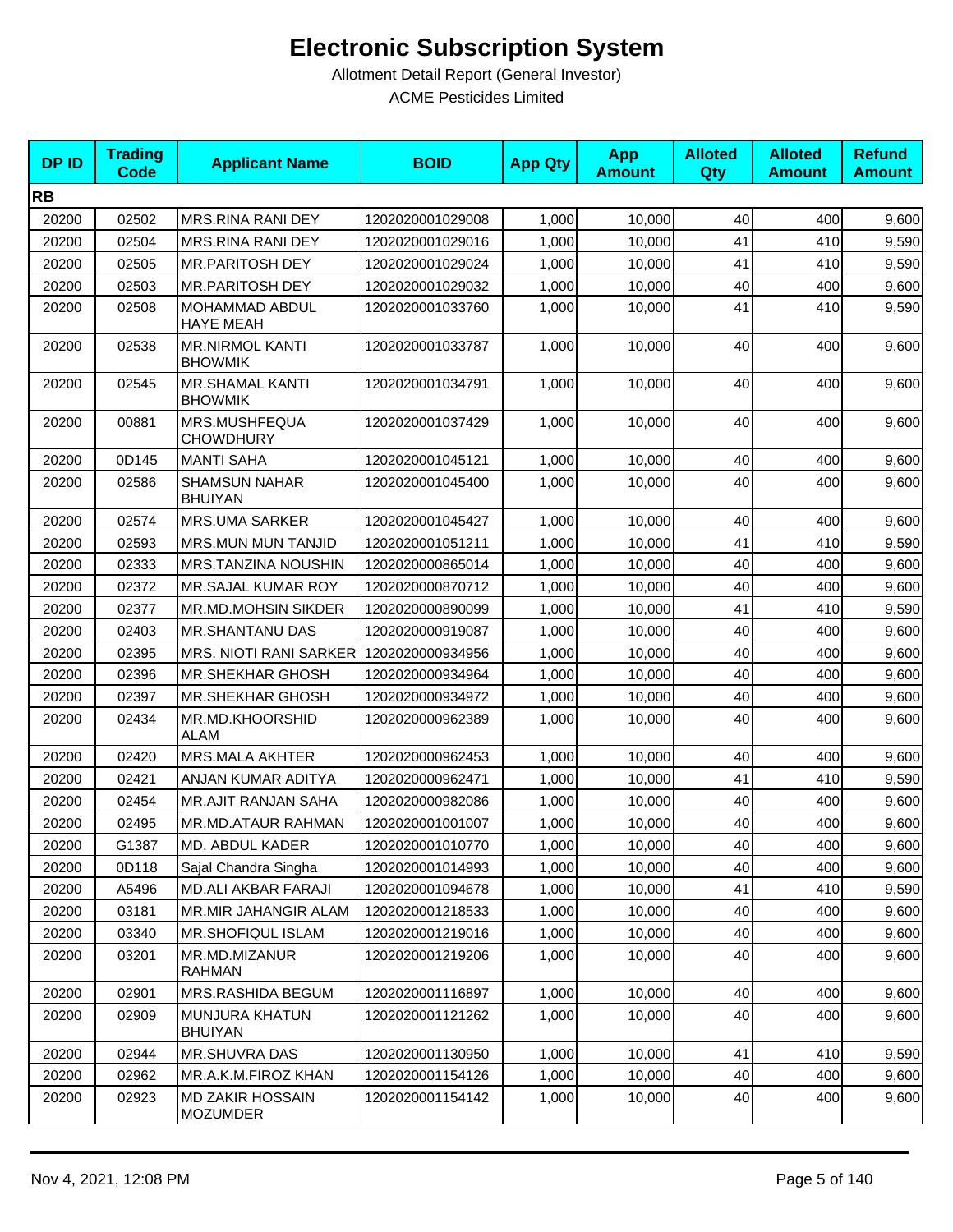# Electronic Subscription System

Allotment Detail Report (General Investor)

ACME Pesticides Limited

| DP ID | Trading Code | Applicant Name | BOID | App Qty | App Amount | Alloted Qty | Alloted Amount | Refund Amount |
|---|---|---|---|---|---|---|---|---|
| **RB** | | | | | | | | |
| 20200 | 02502 | MRS.RINA RANI DEY | 1202020001029008 | 1,000 | 10,000 | 40 | 400 | 9,600 |
| 20200 | 02504 | MRS.RINA RANI DEY | 1202020001029016 | 1,000 | 10,000 | 41 | 410 | 9,590 |
| 20200 | 02505 | MR.PARITOSH DEY | 1202020001029024 | 1,000 | 10,000 | 41 | 410 | 9,590 |
| 20200 | 02503 | MR.PARITOSH DEY | 1202020001029032 | 1,000 | 10,000 | 40 | 400 | 9,600 |
| 20200 | 02508 | MOHAMMAD ABDUL HAYE MEAH | 1202020001033760 | 1,000 | 10,000 | 41 | 410 | 9,590 |
| 20200 | 02538 | MR.NIRMOL KANTI BHOWMIK | 1202020001033787 | 1,000 | 10,000 | 40 | 400 | 9,600 |
| 20200 | 02545 | MR.SHAMAL KANTI BHOWMIK | 1202020001034791 | 1,000 | 10,000 | 40 | 400 | 9,600 |
| 20200 | 00881 | MRS.MUSHFEQUA CHOWDHURY | 1202020001037429 | 1,000 | 10,000 | 40 | 400 | 9,600 |
| 20200 | 0D145 | MANTI SAHA | 1202020001045121 | 1,000 | 10,000 | 40 | 400 | 9,600 |
| 20200 | 02586 | SHAMSUN NAHAR BHUIYAN | 1202020001045400 | 1,000 | 10,000 | 40 | 400 | 9,600 |
| 20200 | 02574 | MRS.UMA SARKER | 1202020001045427 | 1,000 | 10,000 | 40 | 400 | 9,600 |
| 20200 | 02593 | MRS.MUN MUN TANJID | 1202020001051211 | 1,000 | 10,000 | 41 | 410 | 9,590 |
| 20200 | 02333 | MRS.TANZINA NOUSHIN | 1202020000865014 | 1,000 | 10,000 | 40 | 400 | 9,600 |
| 20200 | 02372 | MR.SAJAL KUMAR ROY | 1202020000870712 | 1,000 | 10,000 | 40 | 400 | 9,600 |
| 20200 | 02377 | MR.MD.MOHSIN SIKDER | 1202020000890099 | 1,000 | 10,000 | 41 | 410 | 9,590 |
| 20200 | 02403 | MR.SHANTANU DAS | 1202020000919087 | 1,000 | 10,000 | 40 | 400 | 9,600 |
| 20200 | 02395 | MRS. NIOTI RANI SARKER | 1202020000934956 | 1,000 | 10,000 | 40 | 400 | 9,600 |
| 20200 | 02396 | MR.SHEKHAR GHOSH | 1202020000934964 | 1,000 | 10,000 | 40 | 400 | 9,600 |
| 20200 | 02397 | MR.SHEKHAR GHOSH | 1202020000934972 | 1,000 | 10,000 | 40 | 400 | 9,600 |
| 20200 | 02434 | MR.MD.KHOORSHID ALAM | 1202020000962389 | 1,000 | 10,000 | 40 | 400 | 9,600 |
| 20200 | 02420 | MRS.MALA AKHTER | 1202020000962453 | 1,000 | 10,000 | 40 | 400 | 9,600 |
| 20200 | 02421 | ANJAN KUMAR ADITYA | 1202020000962471 | 1,000 | 10,000 | 41 | 410 | 9,590 |
| 20200 | 02454 | MR.AJIT RANJAN SAHA | 1202020000982086 | 1,000 | 10,000 | 40 | 400 | 9,600 |
| 20200 | 02495 | MR.MD.ATAUR RAHMAN | 1202020001001007 | 1,000 | 10,000 | 40 | 400 | 9,600 |
| 20200 | G1387 | MD. ABDUL KADER | 1202020001010770 | 1,000 | 10,000 | 40 | 400 | 9,600 |
| 20200 | 0D118 | Sajal Chandra Singha | 1202020001014993 | 1,000 | 10,000 | 40 | 400 | 9,600 |
| 20200 | A5496 | MD.ALI AKBAR FARAJI | 1202020001094678 | 1,000 | 10,000 | 41 | 410 | 9,590 |
| 20200 | 03181 | MR.MIR JAHANGIR ALAM | 1202020001218533 | 1,000 | 10,000 | 40 | 400 | 9,600 |
| 20200 | 03340 | MR.SHOFIQUL ISLAM | 1202020001219016 | 1,000 | 10,000 | 40 | 400 | 9,600 |
| 20200 | 03201 | MR.MD.MIZANUR RAHMAN | 1202020001219206 | 1,000 | 10,000 | 40 | 400 | 9,600 |
| 20200 | 02901 | MRS.RASHIDA BEGUM | 1202020001116897 | 1,000 | 10,000 | 40 | 400 | 9,600 |
| 20200 | 02909 | MUNJURA KHATUN BHUIYAN | 1202020001121262 | 1,000 | 10,000 | 40 | 400 | 9,600 |
| 20200 | 02944 | MR.SHUVRA DAS | 1202020001130950 | 1,000 | 10,000 | 41 | 410 | 9,590 |
| 20200 | 02962 | MR.A.K.M.FIROZ KHAN | 1202020001154126 | 1,000 | 10,000 | 40 | 400 | 9,600 |
| 20200 | 02923 | MD ZAKIR HOSSAIN MOZUMDER | 1202020001154142 | 1,000 | 10,000 | 40 | 400 | 9,600 |

Nov 4, 2021, 12:08 PM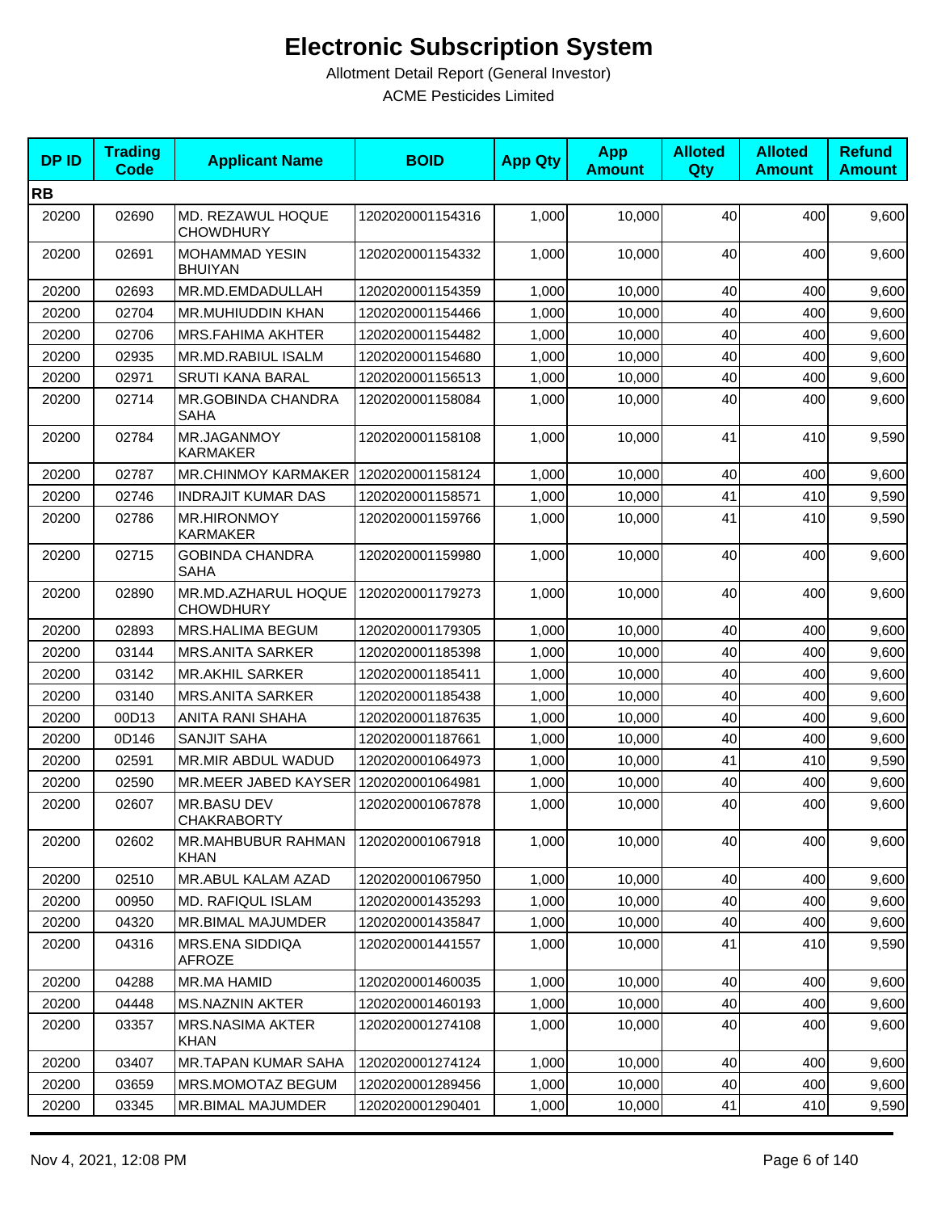# Electronic Subscription System

Allotment Detail Report (General Investor)

ACME Pesticides Limited

| DP ID | Trading Code | Applicant Name | BOID | App Qty | App Amount | Alloted Qty | Alloted Amount | Refund Amount |
|---|---|---|---|---|---|---|---|---|
| **RB** | | | | | | | | |
| 20200 | 02690 | MD. REZAWUL HOQUE CHOWDHURY | 1202020001154316 | 1,000 | 10,000 | 40 | 400 | 9,600 |
| 20200 | 02691 | MOHAMMAD YESIN BHUIYAN | 1202020001154332 | 1,000 | 10,000 | 40 | 400 | 9,600 |
| 20200 | 02693 | MR.MD.EMDADULLAH | 1202020001154359 | 1,000 | 10,000 | 40 | 400 | 9,600 |
| 20200 | 02704 | MR.MUHIUDDIN KHAN | 1202020001154466 | 1,000 | 10,000 | 40 | 400 | 9,600 |
| 20200 | 02706 | MRS.FAHIMA AKHTER | 1202020001154482 | 1,000 | 10,000 | 40 | 400 | 9,600 |
| 20200 | 02935 | MR.MD.RABIUL ISALM | 1202020001154680 | 1,000 | 10,000 | 40 | 400 | 9,600 |
| 20200 | 02971 | SRUTI KANA BARAL | 1202020001156513 | 1,000 | 10,000 | 40 | 400 | 9,600 |
| 20200 | 02714 | MR.GOBINDA CHANDRA SAHA | 1202020001158084 | 1,000 | 10,000 | 40 | 400 | 9,600 |
| 20200 | 02784 | MR.JAGANMOY KARMAKER | 1202020001158108 | 1,000 | 10,000 | 41 | 410 | 9,590 |
| 20200 | 02787 | MR.CHINMOY KARMAKER | 1202020001158124 | 1,000 | 10,000 | 40 | 400 | 9,600 |
| 20200 | 02746 | INDRAJIT KUMAR DAS | 1202020001158571 | 1,000 | 10,000 | 41 | 410 | 9,590 |
| 20200 | 02786 | MR.HIRONMOY KARMAKER | 1202020001159766 | 1,000 | 10,000 | 41 | 410 | 9,590 |
| 20200 | 02715 | GOBINDA CHANDRA SAHA | 1202020001159980 | 1,000 | 10,000 | 40 | 400 | 9,600 |
| 20200 | 02890 | MR.MD.AZHARUL HOQUE CHOWDHURY | 1202020001179273 | 1,000 | 10,000 | 40 | 400 | 9,600 |
| 20200 | 02893 | MRS.HALIMA BEGUM | 1202020001179305 | 1,000 | 10,000 | 40 | 400 | 9,600 |
| 20200 | 03144 | MRS.ANITA SARKER | 1202020001185398 | 1,000 | 10,000 | 40 | 400 | 9,600 |
| 20200 | 03142 | MR.AKHIL SARKER | 1202020001185411 | 1,000 | 10,000 | 40 | 400 | 9,600 |
| 20200 | 03140 | MRS.ANITA SARKER | 1202020001185438 | 1,000 | 10,000 | 40 | 400 | 9,600 |
| 20200 | 00D13 | ANITA RANI SHAHA | 1202020001187635 | 1,000 | 10,000 | 40 | 400 | 9,600 |
| 20200 | 0D146 | SANJIT SAHA | 1202020001187661 | 1,000 | 10,000 | 40 | 400 | 9,600 |
| 20200 | 02591 | MR.MIR ABDUL WADUD | 1202020001064973 | 1,000 | 10,000 | 41 | 410 | 9,590 |
| 20200 | 02590 | MR.MEER JABED KAYSER | 1202020001064981 | 1,000 | 10,000 | 40 | 400 | 9,600 |
| 20200 | 02607 | MR.BASU DEV CHAKRABORTY | 1202020001067878 | 1,000 | 10,000 | 40 | 400 | 9,600 |
| 20200 | 02602 | MR.MAHBUBUR RAHMAN KHAN | 1202020001067918 | 1,000 | 10,000 | 40 | 400 | 9,600 |
| 20200 | 02510 | MR.ABUL KALAM AZAD | 1202020001067950 | 1,000 | 10,000 | 40 | 400 | 9,600 |
| 20200 | 00950 | MD. RAFIQUL ISLAM | 1202020001435293 | 1,000 | 10,000 | 40 | 400 | 9,600 |
| 20200 | 04320 | MR.BIMAL MAJUMDER | 1202020001435847 | 1,000 | 10,000 | 40 | 400 | 9,600 |
| 20200 | 04316 | MRS.ENA SIDDIQA AFROZE | 1202020001441557 | 1,000 | 10,000 | 41 | 410 | 9,590 |
| 20200 | 04288 | MR.MA HAMID | 1202020001460035 | 1,000 | 10,000 | 40 | 400 | 9,600 |
| 20200 | 04448 | MS.NAZNIN AKTER | 1202020001460193 | 1,000 | 10,000 | 40 | 400 | 9,600 |
| 20200 | 03357 | MRS.NASIMA AKTER KHAN | 1202020001274108 | 1,000 | 10,000 | 40 | 400 | 9,600 |
| 20200 | 03407 | MR.TAPAN KUMAR SAHA | 1202020001274124 | 1,000 | 10,000 | 40 | 400 | 9,600 |
| 20200 | 03659 | MRS.MOMOTAZ BEGUM | 1202020001289456 | 1,000 | 10,000 | 40 | 400 | 9,600 |
| 20200 | 03345 | MR.BIMAL MAJUMDER | 1202020001290401 | 1,000 | 10,000 | 41 | 410 | 9,590 |

Nov 4, 2021, 12:08 PM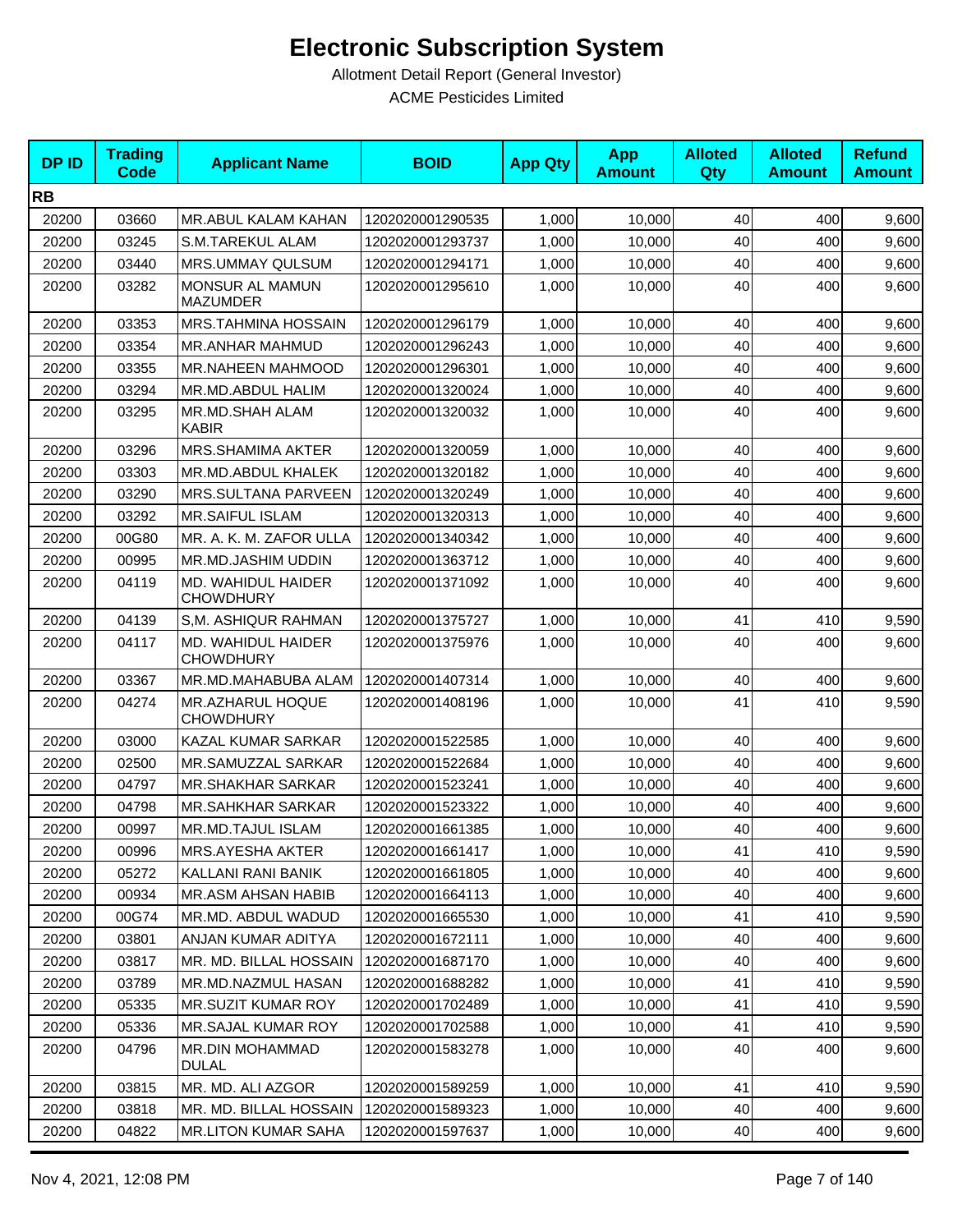# Electronic Subscription System

Allotment Detail Report (General Investor)

ACME Pesticides Limited

| DP ID | Trading Code | Applicant Name | BOID | App Qty | App Amount | Alloted Qty | Alloted Amount | Refund Amount |
|---|---|---|---|---|---|---|---|---|
| **RB** | | | | | | | | |
| 20200 | 03660 | MR.ABUL KALAM KAHAN | 1202020001290535 | 1,000 | 10,000 | 40 | 400 | 9,600 |
| 20200 | 03245 | S.M.TAREKUL ALAM | 1202020001293737 | 1,000 | 10,000 | 40 | 400 | 9,600 |
| 20200 | 03440 | MRS.UMMAY QULSUM | 1202020001294171 | 1,000 | 10,000 | 40 | 400 | 9,600 |
| 20200 | 03282 | MONSUR AL MAMUN MAZUMDER | 1202020001295610 | 1,000 | 10,000 | 40 | 400 | 9,600 |
| 20200 | 03353 | MRS.TAHMINA HOSSAIN | 1202020001296179 | 1,000 | 10,000 | 40 | 400 | 9,600 |
| 20200 | 03354 | MR.ANHAR MAHMUD | 1202020001296243 | 1,000 | 10,000 | 40 | 400 | 9,600 |
| 20200 | 03355 | MR.NAHEEN MAHMOOD | 1202020001296301 | 1,000 | 10,000 | 40 | 400 | 9,600 |
| 20200 | 03294 | MR.MD.ABDUL HALIM | 1202020001320024 | 1,000 | 10,000 | 40 | 400 | 9,600 |
| 20200 | 03295 | MR.MD.SHAH ALAM KABIR | 1202020001320032 | 1,000 | 10,000 | 40 | 400 | 9,600 |
| 20200 | 03296 | MRS.SHAMIMA AKTER | 1202020001320059 | 1,000 | 10,000 | 40 | 400 | 9,600 |
| 20200 | 03303 | MR.MD.ABDUL KHALEK | 1202020001320182 | 1,000 | 10,000 | 40 | 400 | 9,600 |
| 20200 | 03290 | MRS.SULTANA PARVEEN | 1202020001320249 | 1,000 | 10,000 | 40 | 400 | 9,600 |
| 20200 | 03292 | MR.SAIFUL ISLAM | 1202020001320313 | 1,000 | 10,000 | 40 | 400 | 9,600 |
| 20200 | 00G80 | MR. A. K. M. ZAFOR ULLA | 1202020001340342 | 1,000 | 10,000 | 40 | 400 | 9,600 |
| 20200 | 00995 | MR.MD.JASHIM UDDIN | 1202020001363712 | 1,000 | 10,000 | 40 | 400 | 9,600 |
| 20200 | 04119 | MD. WAHIDUL HAIDER CHOWDHURY | 1202020001371092 | 1,000 | 10,000 | 40 | 400 | 9,600 |
| 20200 | 04139 | S,M. ASHIQUR RAHMAN | 1202020001375727 | 1,000 | 10,000 | 41 | 410 | 9,590 |
| 20200 | 04117 | MD. WAHIDUL HAIDER CHOWDHURY | 1202020001375976 | 1,000 | 10,000 | 40 | 400 | 9,600 |
| 20200 | 03367 | MR.MD.MAHABUBA ALAM | 1202020001407314 | 1,000 | 10,000 | 40 | 400 | 9,600 |
| 20200 | 04274 | MR.AZHARUL HOQUE CHOWDHURY | 1202020001408196 | 1,000 | 10,000 | 41 | 410 | 9,590 |
| 20200 | 03000 | KAZAL KUMAR SARKAR | 1202020001522585 | 1,000 | 10,000 | 40 | 400 | 9,600 |
| 20200 | 02500 | MR.SAMUZZAL SARKAR | 1202020001522684 | 1,000 | 10,000 | 40 | 400 | 9,600 |
| 20200 | 04797 | MR.SHAKHAR SARKAR | 1202020001523241 | 1,000 | 10,000 | 40 | 400 | 9,600 |
| 20200 | 04798 | MR.SAHKHAR SARKAR | 1202020001523322 | 1,000 | 10,000 | 40 | 400 | 9,600 |
| 20200 | 00997 | MR.MD.TAJUL ISLAM | 1202020001661385 | 1,000 | 10,000 | 40 | 400 | 9,600 |
| 20200 | 00996 | MRS.AYESHA AKTER | 1202020001661417 | 1,000 | 10,000 | 41 | 410 | 9,590 |
| 20200 | 05272 | KALLANI RANI BANIK | 1202020001661805 | 1,000 | 10,000 | 40 | 400 | 9,600 |
| 20200 | 00934 | MR.ASM AHSAN HABIB | 1202020001664113 | 1,000 | 10,000 | 40 | 400 | 9,600 |
| 20200 | 00G74 | MR.MD. ABDUL WADUD | 1202020001665530 | 1,000 | 10,000 | 41 | 410 | 9,590 |
| 20200 | 03801 | ANJAN KUMAR ADITYA | 1202020001672111 | 1,000 | 10,000 | 40 | 400 | 9,600 |
| 20200 | 03817 | MR. MD. BILLAL HOSSAIN | 1202020001687170 | 1,000 | 10,000 | 40 | 400 | 9,600 |
| 20200 | 03789 | MR.MD.NAZMUL HASAN | 1202020001688282 | 1,000 | 10,000 | 41 | 410 | 9,590 |
| 20200 | 05335 | MR.SUZIT KUMAR ROY | 1202020001702489 | 1,000 | 10,000 | 41 | 410 | 9,590 |
| 20200 | 05336 | MR.SAJAL KUMAR ROY | 1202020001702588 | 1,000 | 10,000 | 41 | 410 | 9,590 |
| 20200 | 04796 | MR.DIN MOHAMMAD DULAL | 1202020001583278 | 1,000 | 10,000 | 40 | 400 | 9,600 |
| 20200 | 03815 | MR. MD. ALI AZGOR | 1202020001589259 | 1,000 | 10,000 | 41 | 410 | 9,590 |
| 20200 | 03818 | MR. MD. BILLAL HOSSAIN | 1202020001589323 | 1,000 | 10,000 | 40 | 400 | 9,600 |
| 20200 | 04822 | MR.LITON KUMAR SAHA | 1202020001597637 | 1,000 | 10,000 | 40 | 400 | 9,600 |

Nov 4, 2021, 12:08 PM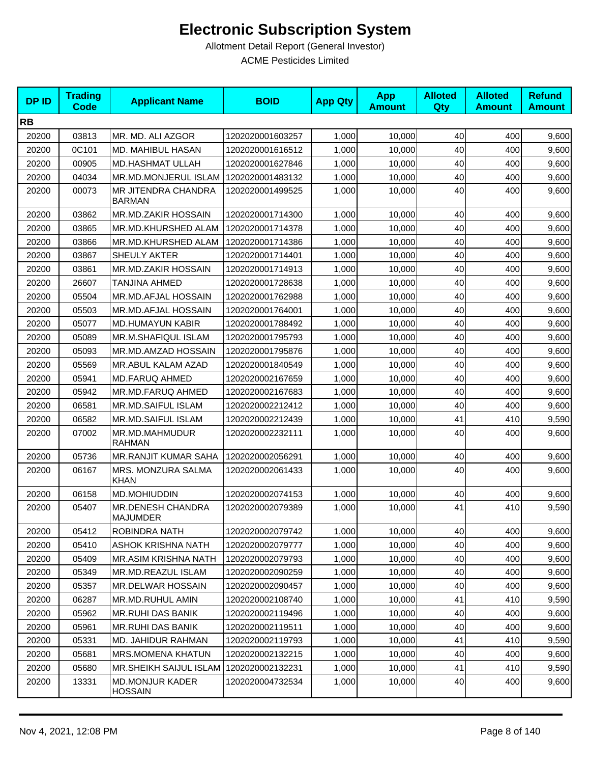# Electronic Subscription System

Allotment Detail Report (General Investor)

ACME Pesticides Limited

| DP ID | Trading Code | Applicant Name | BOID | App Qty | App Amount | Alloted Qty | Alloted Amount | Refund Amount |
|---|---|---|---|---|---|---|---|---|
| **RB** | | | | | | | | |
| 20200 | 03813 | MR. MD. ALI AZGOR | 1202020001603257 | 1,000 | 10,000 | 40 | 400 | 9,600 |
| 20200 | 0C101 | MD. MAHIBUL HASAN | 1202020001616512 | 1,000 | 10,000 | 40 | 400 | 9,600 |
| 20200 | 00905 | MD.HASHMAT ULLAH | 1202020001627846 | 1,000 | 10,000 | 40 | 400 | 9,600 |
| 20200 | 04034 | MR.MD.MONJERUL ISLAM | 1202020001483132 | 1,000 | 10,000 | 40 | 400 | 9,600 |
| 20200 | 00073 | MR JITENDRA CHANDRA BARMAN | 1202020001499525 | 1,000 | 10,000 | 40 | 400 | 9,600 |
| 20200 | 03862 | MR.MD.ZAKIR HOSSAIN | 1202020001714300 | 1,000 | 10,000 | 40 | 400 | 9,600 |
| 20200 | 03865 | MR.MD.KHURSHED ALAM | 1202020001714378 | 1,000 | 10,000 | 40 | 400 | 9,600 |
| 20200 | 03866 | MR.MD.KHURSHED ALAM | 1202020001714386 | 1,000 | 10,000 | 40 | 400 | 9,600 |
| 20200 | 03867 | SHEULY AKTER | 1202020001714401 | 1,000 | 10,000 | 40 | 400 | 9,600 |
| 20200 | 03861 | MR.MD.ZAKIR HOSSAIN | 1202020001714913 | 1,000 | 10,000 | 40 | 400 | 9,600 |
| 20200 | 26607 | TANJINA AHMED | 1202020001728638 | 1,000 | 10,000 | 40 | 400 | 9,600 |
| 20200 | 05504 | MR.MD.AFJAL HOSSAIN | 1202020001762988 | 1,000 | 10,000 | 40 | 400 | 9,600 |
| 20200 | 05503 | MR.MD.AFJAL HOSSAIN | 1202020001764001 | 1,000 | 10,000 | 40 | 400 | 9,600 |
| 20200 | 05077 | MD.HUMAYUN KABIR | 1202020001788492 | 1,000 | 10,000 | 40 | 400 | 9,600 |
| 20200 | 05089 | MR.M.SHAFIQUL ISLAM | 1202020001795793 | 1,000 | 10,000 | 40 | 400 | 9,600 |
| 20200 | 05093 | MR.MD.AMZAD HOSSAIN | 1202020001795876 | 1,000 | 10,000 | 40 | 400 | 9,600 |
| 20200 | 05569 | MR.ABUL KALAM AZAD | 1202020001840549 | 1,000 | 10,000 | 40 | 400 | 9,600 |
| 20200 | 05941 | MD.FARUQ AHMED | 1202020002167659 | 1,000 | 10,000 | 40 | 400 | 9,600 |
| 20200 | 05942 | MR.MD.FARUQ AHMED | 1202020002167683 | 1,000 | 10,000 | 40 | 400 | 9,600 |
| 20200 | 06581 | MR.MD.SAIFUL ISLAM | 1202020002212412 | 1,000 | 10,000 | 40 | 400 | 9,600 |
| 20200 | 06582 | MR.MD.SAIFUL ISLAM | 1202020002212439 | 1,000 | 10,000 | 41 | 410 | 9,590 |
| 20200 | 07002 | MR.MD.MAHMUDUR RAHMAN | 1202020002232111 | 1,000 | 10,000 | 40 | 400 | 9,600 |
| 20200 | 05736 | MR.RANJIT KUMAR SAHA | 1202020002056291 | 1,000 | 10,000 | 40 | 400 | 9,600 |
| 20200 | 06167 | MRS. MONZURA SALMA KHAN | 1202020002061433 | 1,000 | 10,000 | 40 | 400 | 9,600 |
| 20200 | 06158 | MD.MOHIUDDIN | 1202020002074153 | 1,000 | 10,000 | 40 | 400 | 9,600 |
| 20200 | 05407 | MR.DENESH CHANDRA MAJUMDER | 1202020002079389 | 1,000 | 10,000 | 41 | 410 | 9,590 |
| 20200 | 05412 | ROBINDRA NATH | 1202020002079742 | 1,000 | 10,000 | 40 | 400 | 9,600 |
| 20200 | 05410 | ASHOK KRISHNA NATH | 1202020002079777 | 1,000 | 10,000 | 40 | 400 | 9,600 |
| 20200 | 05409 | MR.ASIM KRISHNA NATH | 1202020002079793 | 1,000 | 10,000 | 40 | 400 | 9,600 |
| 20200 | 05349 | MR.MD.REAZUL ISLAM | 1202020002090259 | 1,000 | 10,000 | 40 | 400 | 9,600 |
| 20200 | 05357 | MR.DELWAR HOSSAIN | 1202020002090457 | 1,000 | 10,000 | 40 | 400 | 9,600 |
| 20200 | 06287 | MR.MD.RUHUL AMIN | 1202020002108740 | 1,000 | 10,000 | 41 | 410 | 9,590 |
| 20200 | 05962 | MR.RUHI DAS BANIK | 1202020002119496 | 1,000 | 10,000 | 40 | 400 | 9,600 |
| 20200 | 05961 | MR.RUHI DAS BANIK | 1202020002119511 | 1,000 | 10,000 | 40 | 400 | 9,600 |
| 20200 | 05331 | MD. JAHIDUR RAHMAN | 1202020002119793 | 1,000 | 10,000 | 41 | 410 | 9,590 |
| 20200 | 05681 | MRS.MOMENA KHATUN | 1202020002132215 | 1,000 | 10,000 | 40 | 400 | 9,600 |
| 20200 | 05680 | MR.SHEIKH SAIJUL ISLAM | 1202020002132231 | 1,000 | 10,000 | 41 | 410 | 9,590 |
| 20200 | 13331 | MD.MONJUR KADER HOSSAIN | 1202020004732534 | 1,000 | 10,000 | 40 | 400 | 9,600 |

Nov 4, 2021, 12:08 PM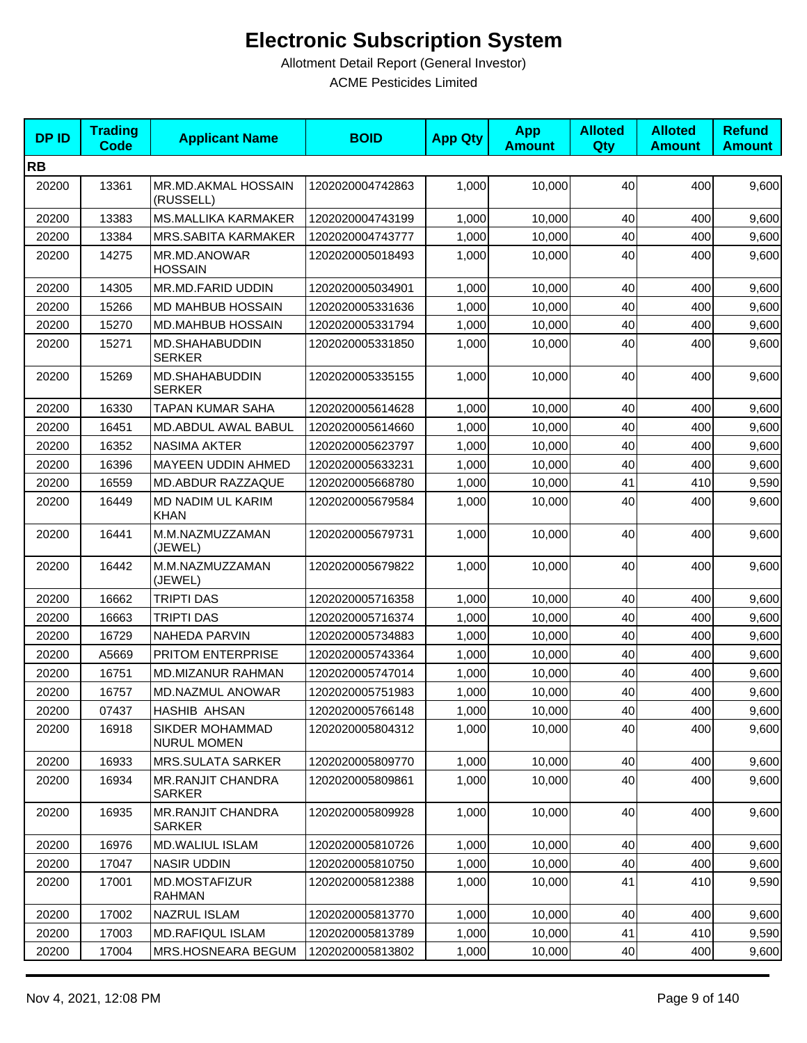# Electronic Subscription System

Allotment Detail Report (General Investor)

ACME Pesticides Limited

| DP ID | Trading Code | Applicant Name | BOID | App Qty | App Amount | Alloted Qty | Alloted Amount | Refund Amount |
|---|---|---|---|---|---|---|---|---|
| **RB** | | | | | | | | |
| 20200 | 13361 | MR.MD.AKMAL HOSSAIN (RUSSELL) | 1202020004742863 | 1,000 | 10,000 | 40 | 400 | 9,600 |
| 20200 | 13383 | MS.MALLIKA KARMAKER | 1202020004743199 | 1,000 | 10,000 | 40 | 400 | 9,600 |
| 20200 | 13384 | MRS.SABITA KARMAKER | 1202020004743777 | 1,000 | 10,000 | 40 | 400 | 9,600 |
| 20200 | 14275 | MR.MD.ANOWAR HOSSAIN | 1202020005018493 | 1,000 | 10,000 | 40 | 400 | 9,600 |
| 20200 | 14305 | MR.MD.FARID UDDIN | 1202020005034901 | 1,000 | 10,000 | 40 | 400 | 9,600 |
| 20200 | 15266 | MD MAHBUB HOSSAIN | 1202020005331636 | 1,000 | 10,000 | 40 | 400 | 9,600 |
| 20200 | 15270 | MD.MAHBUB HOSSAIN | 1202020005331794 | 1,000 | 10,000 | 40 | 400 | 9,600 |
| 20200 | 15271 | MD.SHAHABUDDIN SERKER | 1202020005331850 | 1,000 | 10,000 | 40 | 400 | 9,600 |
| 20200 | 15269 | MD.SHAHABUDDIN SERKER | 1202020005335155 | 1,000 | 10,000 | 40 | 400 | 9,600 |
| 20200 | 16330 | TAPAN KUMAR SAHA | 1202020005614628 | 1,000 | 10,000 | 40 | 400 | 9,600 |
| 20200 | 16451 | MD.ABDUL AWAL BABUL | 1202020005614660 | 1,000 | 10,000 | 40 | 400 | 9,600 |
| 20200 | 16352 | NASIMA AKTER | 1202020005623797 | 1,000 | 10,000 | 40 | 400 | 9,600 |
| 20200 | 16396 | MAYEEN UDDIN AHMED | 1202020005633231 | 1,000 | 10,000 | 40 | 400 | 9,600 |
| 20200 | 16559 | MD.ABDUR RAZZAQUE | 1202020005668780 | 1,000 | 10,000 | 41 | 410 | 9,590 |
| 20200 | 16449 | MD NADIM UL KARIM KHAN | 1202020005679584 | 1,000 | 10,000 | 40 | 400 | 9,600 |
| 20200 | 16441 | M.M.NAZMUZZAMAN (JEWEL) | 1202020005679731 | 1,000 | 10,000 | 40 | 400 | 9,600 |
| 20200 | 16442 | M.M.NAZMUZZAMAN (JEWEL) | 1202020005679822 | 1,000 | 10,000 | 40 | 400 | 9,600 |
| 20200 | 16662 | TRIPTI DAS | 1202020005716358 | 1,000 | 10,000 | 40 | 400 | 9,600 |
| 20200 | 16663 | TRIPTI DAS | 1202020005716374 | 1,000 | 10,000 | 40 | 400 | 9,600 |
| 20200 | 16729 | NAHEDA PARVIN | 1202020005734883 | 1,000 | 10,000 | 40 | 400 | 9,600 |
| 20200 | A5669 | PRITOM ENTERPRISE | 1202020005743364 | 1,000 | 10,000 | 40 | 400 | 9,600 |
| 20200 | 16751 | MD.MIZANUR RAHMAN | 1202020005747014 | 1,000 | 10,000 | 40 | 400 | 9,600 |
| 20200 | 16757 | MD.NAZMUL ANOWAR | 1202020005751983 | 1,000 | 10,000 | 40 | 400 | 9,600 |
| 20200 | 07437 | HASHIB AHSAN | 1202020005766148 | 1,000 | 10,000 | 40 | 400 | 9,600 |
| 20200 | 16918 | SIKDER MOHAMMAD NURUL MOMEN | 1202020005804312 | 1,000 | 10,000 | 40 | 400 | 9,600 |
| 20200 | 16933 | MRS.SULATA SARKER | 1202020005809770 | 1,000 | 10,000 | 40 | 400 | 9,600 |
| 20200 | 16934 | MR.RANJIT CHANDRA SARKER | 1202020005809861 | 1,000 | 10,000 | 40 | 400 | 9,600 |
| 20200 | 16935 | MR.RANJIT CHANDRA SARKER | 1202020005809928 | 1,000 | 10,000 | 40 | 400 | 9,600 |
| 20200 | 16976 | MD.WALIUL ISLAM | 1202020005810726 | 1,000 | 10,000 | 40 | 400 | 9,600 |
| 20200 | 17047 | NASIR UDDIN | 1202020005810750 | 1,000 | 10,000 | 40 | 400 | 9,600 |
| 20200 | 17001 | MD.MOSTAFIZUR RAHMAN | 1202020005812388 | 1,000 | 10,000 | 41 | 410 | 9,590 |
| 20200 | 17002 | NAZRUL ISLAM | 1202020005813770 | 1,000 | 10,000 | 40 | 400 | 9,600 |
| 20200 | 17003 | MD.RAFIQUL ISLAM | 1202020005813789 | 1,000 | 10,000 | 41 | 410 | 9,590 |
| 20200 | 17004 | MRS.HOSNEARA BEGUM | 1202020005813802 | 1,000 | 10,000 | 40 | 400 | 9,600 |

Nov 4, 2021, 12:08 PM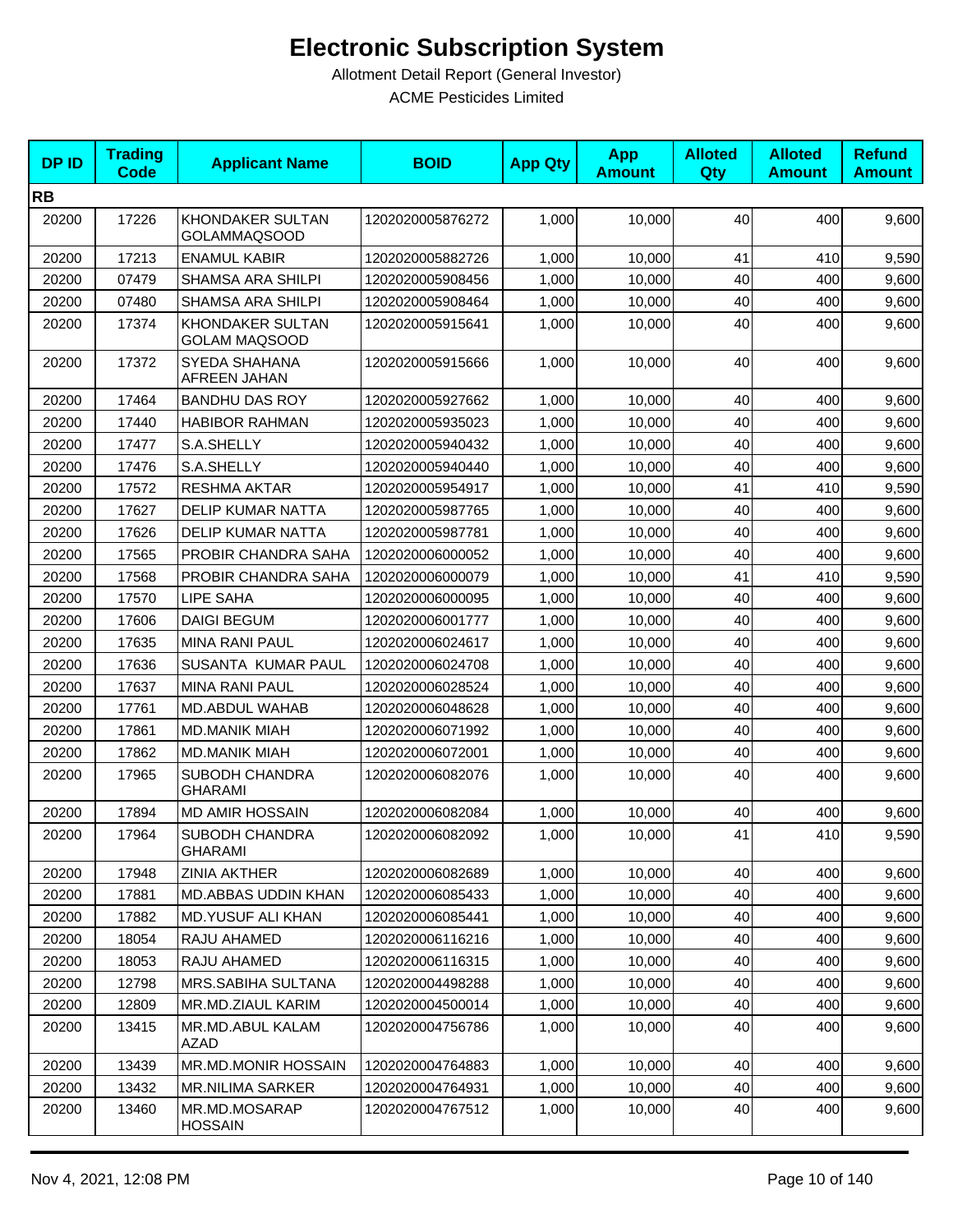# Electronic Subscription System

Allotment Detail Report (General Investor)

ACME Pesticides Limited

| DP ID | Trading Code | Applicant Name | BOID | App Qty | App Amount | Alloted Qty | Alloted Amount | Refund Amount |
|---|---|---|---|---|---|---|---|---|
| **RB** | | | | | | | | |
| 20200 | 17226 | KHONDAKER SULTAN GOLAMMAQSOOD | 1202020005876272 | 1,000 | 10,000 | 40 | 400 | 9,600 |
| 20200 | 17213 | ENAMUL KABIR | 1202020005882726 | 1,000 | 10,000 | 41 | 410 | 9,590 |
| 20200 | 07479 | SHAMSA ARA SHILPI | 1202020005908456 | 1,000 | 10,000 | 40 | 400 | 9,600 |
| 20200 | 07480 | SHAMSA ARA SHILPI | 1202020005908464 | 1,000 | 10,000 | 40 | 400 | 9,600 |
| 20200 | 17374 | KHONDAKER SULTAN GOLAM MAQSOOD | 1202020005915641 | 1,000 | 10,000 | 40 | 400 | 9,600 |
| 20200 | 17372 | SYEDA SHAHANA AFREEN JAHAN | 1202020005915666 | 1,000 | 10,000 | 40 | 400 | 9,600 |
| 20200 | 17464 | BANDHU DAS ROY | 1202020005927662 | 1,000 | 10,000 | 40 | 400 | 9,600 |
| 20200 | 17440 | HABIBOR RAHMAN | 1202020005935023 | 1,000 | 10,000 | 40 | 400 | 9,600 |
| 20200 | 17477 | S.A.SHELLY | 1202020005940432 | 1,000 | 10,000 | 40 | 400 | 9,600 |
| 20200 | 17476 | S.A.SHELLY | 1202020005940440 | 1,000 | 10,000 | 40 | 400 | 9,600 |
| 20200 | 17572 | RESHMA AKTAR | 1202020005954917 | 1,000 | 10,000 | 41 | 410 | 9,590 |
| 20200 | 17627 | DELIP KUMAR NATTA | 1202020005987765 | 1,000 | 10,000 | 40 | 400 | 9,600 |
| 20200 | 17626 | DELIP KUMAR NATTA | 1202020005987781 | 1,000 | 10,000 | 40 | 400 | 9,600 |
| 20200 | 17565 | PROBIR CHANDRA SAHA | 1202020006000052 | 1,000 | 10,000 | 40 | 400 | 9,600 |
| 20200 | 17568 | PROBIR CHANDRA SAHA | 1202020006000079 | 1,000 | 10,000 | 41 | 410 | 9,590 |
| 20200 | 17570 | LIPE SAHA | 1202020006000095 | 1,000 | 10,000 | 40 | 400 | 9,600 |
| 20200 | 17606 | DAIGI BEGUM | 1202020006001777 | 1,000 | 10,000 | 40 | 400 | 9,600 |
| 20200 | 17635 | MINA RANI PAUL | 1202020006024617 | 1,000 | 10,000 | 40 | 400 | 9,600 |
| 20200 | 17636 | SUSANTA KUMAR PAUL | 1202020006024708 | 1,000 | 10,000 | 40 | 400 | 9,600 |
| 20200 | 17637 | MINA RANI PAUL | 1202020006028524 | 1,000 | 10,000 | 40 | 400 | 9,600 |
| 20200 | 17761 | MD.ABDUL WAHAB | 1202020006048628 | 1,000 | 10,000 | 40 | 400 | 9,600 |
| 20200 | 17861 | MD.MANIK MIAH | 1202020006071992 | 1,000 | 10,000 | 40 | 400 | 9,600 |
| 20200 | 17862 | MD.MANIK MIAH | 1202020006072001 | 1,000 | 10,000 | 40 | 400 | 9,600 |
| 20200 | 17965 | SUBODH CHANDRA GHARAMI | 1202020006082076 | 1,000 | 10,000 | 40 | 400 | 9,600 |
| 20200 | 17894 | MD AMIR HOSSAIN | 1202020006082084 | 1,000 | 10,000 | 40 | 400 | 9,600 |
| 20200 | 17964 | SUBODH CHANDRA GHARAMI | 1202020006082092 | 1,000 | 10,000 | 41 | 410 | 9,590 |
| 20200 | 17948 | ZINIA AKTHER | 1202020006082689 | 1,000 | 10,000 | 40 | 400 | 9,600 |
| 20200 | 17881 | MD.ABBAS UDDIN KHAN | 1202020006085433 | 1,000 | 10,000 | 40 | 400 | 9,600 |
| 20200 | 17882 | MD.YUSUF ALI KHAN | 1202020006085441 | 1,000 | 10,000 | 40 | 400 | 9,600 |
| 20200 | 18054 | RAJU AHAMED | 1202020006116216 | 1,000 | 10,000 | 40 | 400 | 9,600 |
| 20200 | 18053 | RAJU AHAMED | 1202020006116315 | 1,000 | 10,000 | 40 | 400 | 9,600 |
| 20200 | 12798 | MRS.SABIHA SULTANA | 1202020004498288 | 1,000 | 10,000 | 40 | 400 | 9,600 |
| 20200 | 12809 | MR.MD.ZIAUL KARIM | 1202020004500014 | 1,000 | 10,000 | 40 | 400 | 9,600 |
| 20200 | 13415 | MR.MD.ABUL KALAM AZAD | 1202020004756786 | 1,000 | 10,000 | 40 | 400 | 9,600 |
| 20200 | 13439 | MR.MD.MONIR HOSSAIN | 1202020004764883 | 1,000 | 10,000 | 40 | 400 | 9,600 |
| 20200 | 13432 | MR.NILIMA SARKER | 1202020004764931 | 1,000 | 10,000 | 40 | 400 | 9,600 |
| 20200 | 13460 | MR.MD.MOSARAP HOSSAIN | 1202020004767512 | 1,000 | 10,000 | 40 | 400 | 9,600 |

Nov 4, 2021, 12:08 PM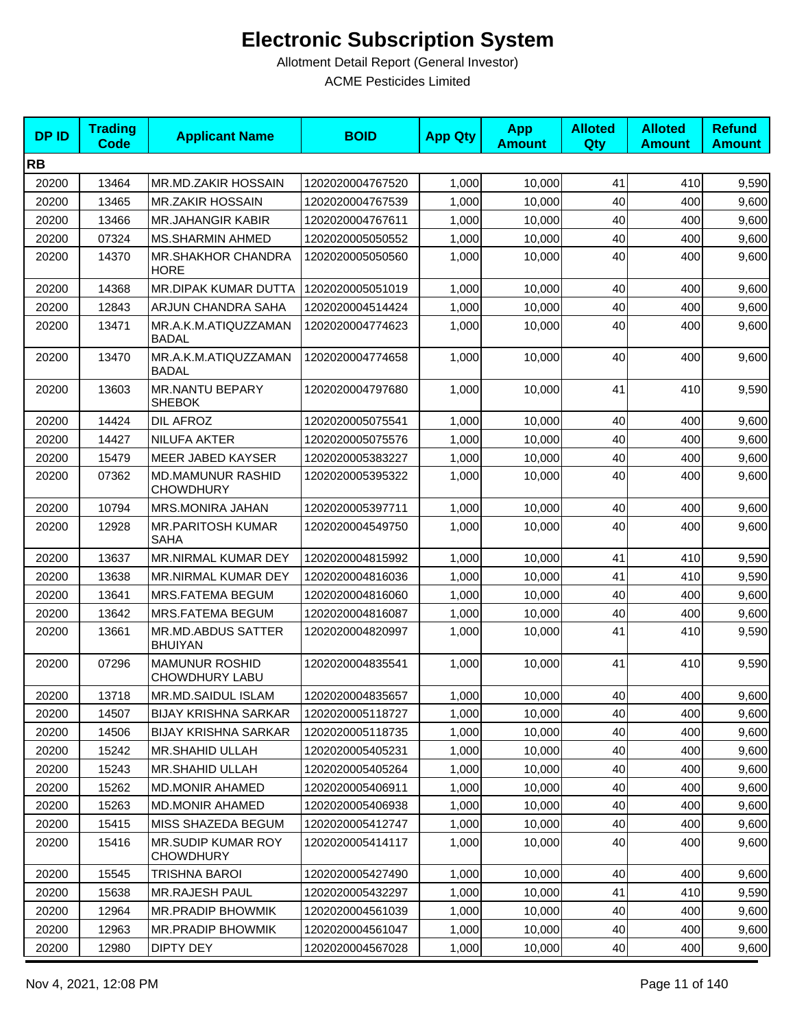# Electronic Subscription System

Allotment Detail Report (General Investor)

ACME Pesticides Limited

| DP ID | Trading Code | Applicant Name | BOID | App Qty | App Amount | Alloted Qty | Alloted Amount | Refund Amount |
|---|---|---|---|---|---|---|---|---|
| **RB** | | | | | | | | |
| 20200 | 13464 | MR.MD.ZAKIR HOSSAIN | 1202020004767520 | 1,000 | 10,000 | 41 | 410 | 9,590 |
| 20200 | 13465 | MR.ZAKIR HOSSAIN | 1202020004767539 | 1,000 | 10,000 | 40 | 400 | 9,600 |
| 20200 | 13466 | MR.JAHANGIR KABIR | 1202020004767611 | 1,000 | 10,000 | 40 | 400 | 9,600 |
| 20200 | 07324 | MS.SHARMIN AHMED | 1202020005050552 | 1,000 | 10,000 | 40 | 400 | 9,600 |
| 20200 | 14370 | MR.SHAKHOR CHANDRA HORE | 1202020005050560 | 1,000 | 10,000 | 40 | 400 | 9,600 |
| 20200 | 14368 | MR.DIPAK KUMAR DUTTA | 1202020005051019 | 1,000 | 10,000 | 40 | 400 | 9,600 |
| 20200 | 12843 | ARJUN CHANDRA SAHA | 1202020004514424 | 1,000 | 10,000 | 40 | 400 | 9,600 |
| 20200 | 13471 | MR.A.K.M.ATIQUZZAMAN BADAL | 1202020004774623 | 1,000 | 10,000 | 40 | 400 | 9,600 |
| 20200 | 13470 | MR.A.K.M.ATIQUZZAMAN BADAL | 1202020004774658 | 1,000 | 10,000 | 40 | 400 | 9,600 |
| 20200 | 13603 | MR.NANTU BEPARY SHEBOK | 1202020004797680 | 1,000 | 10,000 | 41 | 410 | 9,590 |
| 20200 | 14424 | DIL AFROZ | 1202020005075541 | 1,000 | 10,000 | 40 | 400 | 9,600 |
| 20200 | 14427 | NILUFA AKTER | 1202020005075576 | 1,000 | 10,000 | 40 | 400 | 9,600 |
| 20200 | 15479 | MEER JABED KAYSER | 1202020005383227 | 1,000 | 10,000 | 40 | 400 | 9,600 |
| 20200 | 07362 | MD.MAMUNUR RASHID CHOWDHURY | 1202020005395322 | 1,000 | 10,000 | 40 | 400 | 9,600 |
| 20200 | 10794 | MRS.MONIRA JAHAN | 1202020005397711 | 1,000 | 10,000 | 40 | 400 | 9,600 |
| 20200 | 12928 | MR.PARITOSH KUMAR SAHA | 1202020004549750 | 1,000 | 10,000 | 40 | 400 | 9,600 |
| 20200 | 13637 | MR.NIRMAL KUMAR DEY | 1202020004815992 | 1,000 | 10,000 | 41 | 410 | 9,590 |
| 20200 | 13638 | MR.NIRMAL KUMAR DEY | 1202020004816036 | 1,000 | 10,000 | 41 | 410 | 9,590 |
| 20200 | 13641 | MRS.FATEMA BEGUM | 1202020004816060 | 1,000 | 10,000 | 40 | 400 | 9,600 |
| 20200 | 13642 | MRS.FATEMA BEGUM | 1202020004816087 | 1,000 | 10,000 | 40 | 400 | 9,600 |
| 20200 | 13661 | MR.MD.ABDUS SATTER BHUIYAN | 1202020004820997 | 1,000 | 10,000 | 41 | 410 | 9,590 |
| 20200 | 07296 | MAMUNUR ROSHID CHOWDHURY LABU | 1202020004835541 | 1,000 | 10,000 | 41 | 410 | 9,590 |
| 20200 | 13718 | MR.MD.SAIDUL ISLAM | 1202020004835657 | 1,000 | 10,000 | 40 | 400 | 9,600 |
| 20200 | 14507 | BIJAY KRISHNA SARKAR | 1202020005118727 | 1,000 | 10,000 | 40 | 400 | 9,600 |
| 20200 | 14506 | BIJAY KRISHNA SARKAR | 1202020005118735 | 1,000 | 10,000 | 40 | 400 | 9,600 |
| 20200 | 15242 | MR.SHAHID ULLAH | 1202020005405231 | 1,000 | 10,000 | 40 | 400 | 9,600 |
| 20200 | 15243 | MR.SHAHID ULLAH | 1202020005405264 | 1,000 | 10,000 | 40 | 400 | 9,600 |
| 20200 | 15262 | MD.MONIR AHAMED | 1202020005406911 | 1,000 | 10,000 | 40 | 400 | 9,600 |
| 20200 | 15263 | MD.MONIR AHAMED | 1202020005406938 | 1,000 | 10,000 | 40 | 400 | 9,600 |
| 20200 | 15415 | MISS SHAZEDA BEGUM | 1202020005412747 | 1,000 | 10,000 | 40 | 400 | 9,600 |
| 20200 | 15416 | MR.SUDIP KUMAR ROY CHOWDHURY | 1202020005414117 | 1,000 | 10,000 | 40 | 400 | 9,600 |
| 20200 | 15545 | TRISHNA BAROI | 1202020005427490 | 1,000 | 10,000 | 40 | 400 | 9,600 |
| 20200 | 15638 | MR.RAJESH PAUL | 1202020005432297 | 1,000 | 10,000 | 41 | 410 | 9,590 |
| 20200 | 12964 | MR.PRADIP BHOWMIK | 1202020004561039 | 1,000 | 10,000 | 40 | 400 | 9,600 |
| 20200 | 12963 | MR.PRADIP BHOWMIK | 1202020004561047 | 1,000 | 10,000 | 40 | 400 | 9,600 |
| 20200 | 12980 | DIPTY DEY | 1202020004567028 | 1,000 | 10,000 | 40 | 400 | 9,600 |

Nov 4, 2021, 12:08 PM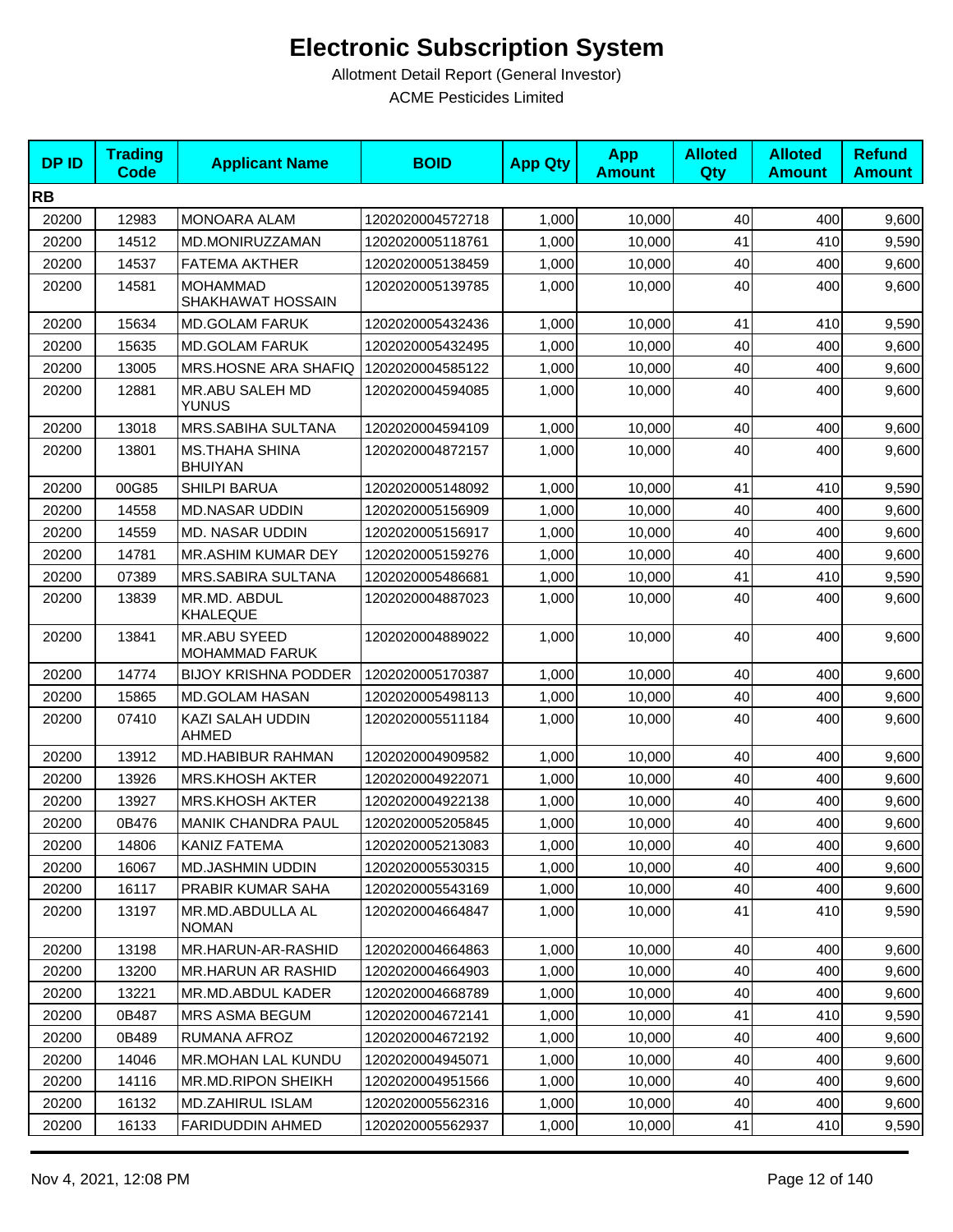# Electronic Subscription System

Allotment Detail Report (General Investor)

ACME Pesticides Limited

| DP ID | Trading Code | Applicant Name | BOID | App Qty | App Amount | Alloted Qty | Alloted Amount | Refund Amount |
|---|---|---|---|---|---|---|---|---|
| **RB** | | | | | | | | |
| 20200 | 12983 | MONOARA ALAM | 1202020004572718 | 1,000 | 10,000 | 40 | 400 | 9,600 |
| 20200 | 14512 | MD.MONIRUZZAMAN | 1202020005118761 | 1,000 | 10,000 | 41 | 410 | 9,590 |
| 20200 | 14537 | FATEMA AKTHER | 1202020005138459 | 1,000 | 10,000 | 40 | 400 | 9,600 |
| 20200 | 14581 | MOHAMMAD SHAKHAWAT HOSSAIN | 1202020005139785 | 1,000 | 10,000 | 40 | 400 | 9,600 |
| 20200 | 15634 | MD.GOLAM FARUK | 1202020005432436 | 1,000 | 10,000 | 41 | 410 | 9,590 |
| 20200 | 15635 | MD.GOLAM FARUK | 1202020005432495 | 1,000 | 10,000 | 40 | 400 | 9,600 |
| 20200 | 13005 | MRS.HOSNE ARA SHAFIQ | 1202020004585122 | 1,000 | 10,000 | 40 | 400 | 9,600 |
| 20200 | 12881 | MR.ABU SALEH MD YUNUS | 1202020004594085 | 1,000 | 10,000 | 40 | 400 | 9,600 |
| 20200 | 13018 | MRS.SABIHA SULTANA | 1202020004594109 | 1,000 | 10,000 | 40 | 400 | 9,600 |
| 20200 | 13801 | MS.THAHA SHINA BHUIYAN | 1202020004872157 | 1,000 | 10,000 | 40 | 400 | 9,600 |
| 20200 | 00G85 | SHILPI BARUA | 1202020005148092 | 1,000 | 10,000 | 41 | 410 | 9,590 |
| 20200 | 14558 | MD.NASAR UDDIN | 1202020005156909 | 1,000 | 10,000 | 40 | 400 | 9,600 |
| 20200 | 14559 | MD. NASAR UDDIN | 1202020005156917 | 1,000 | 10,000 | 40 | 400 | 9,600 |
| 20200 | 14781 | MR.ASHIM KUMAR DEY | 1202020005159276 | 1,000 | 10,000 | 40 | 400 | 9,600 |
| 20200 | 07389 | MRS.SABIRA SULTANA | 1202020005486681 | 1,000 | 10,000 | 41 | 410 | 9,590 |
| 20200 | 13839 | MR.MD. ABDUL KHALEQUE | 1202020004887023 | 1,000 | 10,000 | 40 | 400 | 9,600 |
| 20200 | 13841 | MR.ABU SYEED MOHAMMAD FARUK | 1202020004889022 | 1,000 | 10,000 | 40 | 400 | 9,600 |
| 20200 | 14774 | BIJOY KRISHNA PODDER | 1202020005170387 | 1,000 | 10,000 | 40 | 400 | 9,600 |
| 20200 | 15865 | MD.GOLAM HASAN | 1202020005498113 | 1,000 | 10,000 | 40 | 400 | 9,600 |
| 20200 | 07410 | KAZI SALAH UDDIN AHMED | 1202020005511184 | 1,000 | 10,000 | 40 | 400 | 9,600 |
| 20200 | 13912 | MD.HABIBUR RAHMAN | 1202020004909582 | 1,000 | 10,000 | 40 | 400 | 9,600 |
| 20200 | 13926 | MRS.KHOSH AKTER | 1202020004922071 | 1,000 | 10,000 | 40 | 400 | 9,600 |
| 20200 | 13927 | MRS.KHOSH AKTER | 1202020004922138 | 1,000 | 10,000 | 40 | 400 | 9,600 |
| 20200 | 0B476 | MANIK CHANDRA PAUL | 1202020005205845 | 1,000 | 10,000 | 40 | 400 | 9,600 |
| 20200 | 14806 | KANIZ FATEMA | 1202020005213083 | 1,000 | 10,000 | 40 | 400 | 9,600 |
| 20200 | 16067 | MD.JASHMIN UDDIN | 1202020005530315 | 1,000 | 10,000 | 40 | 400 | 9,600 |
| 20200 | 16117 | PRABIR KUMAR SAHA | 1202020005543169 | 1,000 | 10,000 | 40 | 400 | 9,600 |
| 20200 | 13197 | MR.MD.ABDULLA AL NOMAN | 1202020004664847 | 1,000 | 10,000 | 41 | 410 | 9,590 |
| 20200 | 13198 | MR.HARUN-AR-RASHID | 1202020004664863 | 1,000 | 10,000 | 40 | 400 | 9,600 |
| 20200 | 13200 | MR.HARUN AR RASHID | 1202020004664903 | 1,000 | 10,000 | 40 | 400 | 9,600 |
| 20200 | 13221 | MR.MD.ABDUL KADER | 1202020004668789 | 1,000 | 10,000 | 40 | 400 | 9,600 |
| 20200 | 0B487 | MRS ASMA BEGUM | 1202020004672141 | 1,000 | 10,000 | 41 | 410 | 9,590 |
| 20200 | 0B489 | RUMANA AFROZ | 1202020004672192 | 1,000 | 10,000 | 40 | 400 | 9,600 |
| 20200 | 14046 | MR.MOHAN LAL KUNDU | 1202020004945071 | 1,000 | 10,000 | 40 | 400 | 9,600 |
| 20200 | 14116 | MR.MD.RIPON SHEIKH | 1202020004951566 | 1,000 | 10,000 | 40 | 400 | 9,600 |
| 20200 | 16132 | MD.ZAHIRUL ISLAM | 1202020005562316 | 1,000 | 10,000 | 40 | 400 | 9,600 |
| 20200 | 16133 | FARIDUDDIN AHMED | 1202020005562937 | 1,000 | 10,000 | 41 | 410 | 9,590 |

Nov 4, 2021, 12:08 PM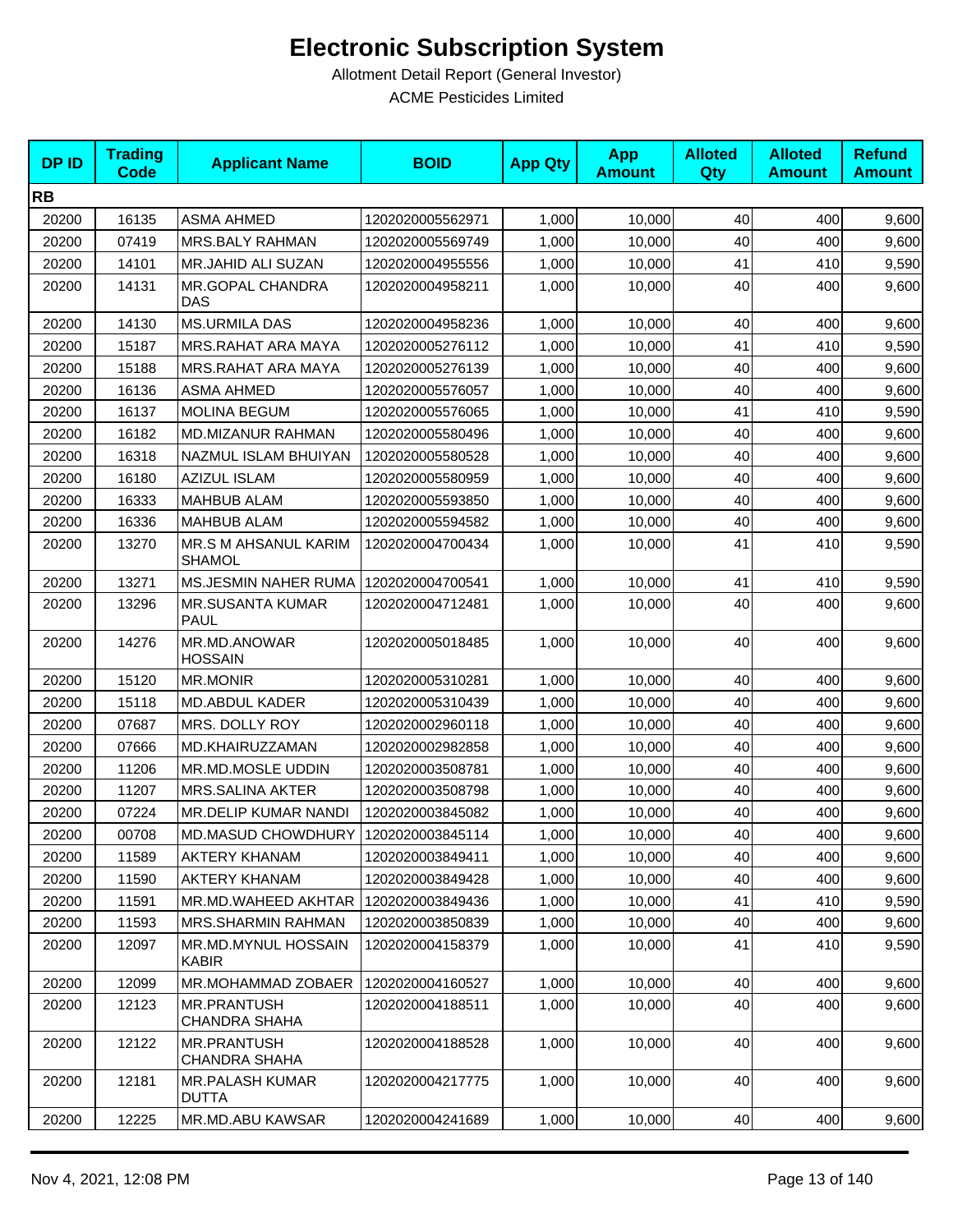# Electronic Subscription System

Allotment Detail Report (General Investor)

ACME Pesticides Limited

| DP ID | Trading Code | Applicant Name | BOID | App Qty | App Amount | Alloted Qty | Alloted Amount | Refund Amount |
|---|---|---|---|---|---|---|---|---|
| **RB** | | | | | | | | |
| 20200 | 16135 | ASMA AHMED | 1202020005562971 | 1,000 | 10,000 | 40 | 400 | 9,600 |
| 20200 | 07419 | MRS.BALY RAHMAN | 1202020005569749 | 1,000 | 10,000 | 40 | 400 | 9,600 |
| 20200 | 14101 | MR.JAHID ALI SUZAN | 1202020004955556 | 1,000 | 10,000 | 41 | 410 | 9,590 |
| 20200 | 14131 | MR.GOPAL CHANDRA DAS | 1202020004958211 | 1,000 | 10,000 | 40 | 400 | 9,600 |
| 20200 | 14130 | MS.URMILA DAS | 1202020004958236 | 1,000 | 10,000 | 40 | 400 | 9,600 |
| 20200 | 15187 | MRS.RAHAT ARA MAYA | 1202020005276112 | 1,000 | 10,000 | 41 | 410 | 9,590 |
| 20200 | 15188 | MRS.RAHAT ARA MAYA | 1202020005276139 | 1,000 | 10,000 | 40 | 400 | 9,600 |
| 20200 | 16136 | ASMA AHMED | 1202020005576057 | 1,000 | 10,000 | 40 | 400 | 9,600 |
| 20200 | 16137 | MOLINA BEGUM | 1202020005576065 | 1,000 | 10,000 | 41 | 410 | 9,590 |
| 20200 | 16182 | MD.MIZANUR RAHMAN | 1202020005580496 | 1,000 | 10,000 | 40 | 400 | 9,600 |
| 20200 | 16318 | NAZMUL ISLAM BHUIYAN | 1202020005580528 | 1,000 | 10,000 | 40 | 400 | 9,600 |
| 20200 | 16180 | AZIZUL ISLAM | 1202020005580959 | 1,000 | 10,000 | 40 | 400 | 9,600 |
| 20200 | 16333 | MAHBUB ALAM | 1202020005593850 | 1,000 | 10,000 | 40 | 400 | 9,600 |
| 20200 | 16336 | MAHBUB ALAM | 1202020005594582 | 1,000 | 10,000 | 40 | 400 | 9,600 |
| 20200 | 13270 | MR.S M AHSANUL KARIM SHAMOL | 1202020004700434 | 1,000 | 10,000 | 41 | 410 | 9,590 |
| 20200 | 13271 | MS.JESMIN NAHER RUMA | 1202020004700541 | 1,000 | 10,000 | 41 | 410 | 9,590 |
| 20200 | 13296 | MR.SUSANTA KUMAR PAUL | 1202020004712481 | 1,000 | 10,000 | 40 | 400 | 9,600 |
| 20200 | 14276 | MR.MD.ANOWAR HOSSAIN | 1202020005018485 | 1,000 | 10,000 | 40 | 400 | 9,600 |
| 20200 | 15120 | MR.MONIR | 1202020005310281 | 1,000 | 10,000 | 40 | 400 | 9,600 |
| 20200 | 15118 | MD.ABDUL KADER | 1202020005310439 | 1,000 | 10,000 | 40 | 400 | 9,600 |
| 20200 | 07687 | MRS. DOLLY ROY | 1202020002960118 | 1,000 | 10,000 | 40 | 400 | 9,600 |
| 20200 | 07666 | MD.KHAIRUZZAMAN | 1202020002982858 | 1,000 | 10,000 | 40 | 400 | 9,600 |
| 20200 | 11206 | MR.MD.MOSLE UDDIN | 1202020003508781 | 1,000 | 10,000 | 40 | 400 | 9,600 |
| 20200 | 11207 | MRS.SALINA AKTER | 1202020003508798 | 1,000 | 10,000 | 40 | 400 | 9,600 |
| 20200 | 07224 | MR.DELIP KUMAR NANDI | 1202020003845082 | 1,000 | 10,000 | 40 | 400 | 9,600 |
| 20200 | 00708 | MD.MASUD CHOWDHURY | 1202020003845114 | 1,000 | 10,000 | 40 | 400 | 9,600 |
| 20200 | 11589 | AKTERY KHANAM | 1202020003849411 | 1,000 | 10,000 | 40 | 400 | 9,600 |
| 20200 | 11590 | AKTERY KHANAM | 1202020003849428 | 1,000 | 10,000 | 40 | 400 | 9,600 |
| 20200 | 11591 | MR.MD.WAHEED AKHTAR | 1202020003849436 | 1,000 | 10,000 | 41 | 410 | 9,590 |
| 20200 | 11593 | MRS.SHARMIN RAHMAN | 1202020003850839 | 1,000 | 10,000 | 40 | 400 | 9,600 |
| 20200 | 12097 | MR.MD.MYNUL HOSSAIN KABIR | 1202020004158379 | 1,000 | 10,000 | 41 | 410 | 9,590 |
| 20200 | 12099 | MR.MOHAMMAD ZOBAER | 1202020004160527 | 1,000 | 10,000 | 40 | 400 | 9,600 |
| 20200 | 12123 | MR.PRANTUSH CHANDRA SHAHA | 1202020004188511 | 1,000 | 10,000 | 40 | 400 | 9,600 |
| 20200 | 12122 | MR.PRANTUSH CHANDRA SHAHA | 1202020004188528 | 1,000 | 10,000 | 40 | 400 | 9,600 |
| 20200 | 12181 | MR.PALASH KUMAR DUTTA | 1202020004217775 | 1,000 | 10,000 | 40 | 400 | 9,600 |
| 20200 | 12225 | MR.MD.ABU KAWSAR | 1202020004241689 | 1,000 | 10,000 | 40 | 400 | 9,600 |

Nov 4, 2021, 12:08 PM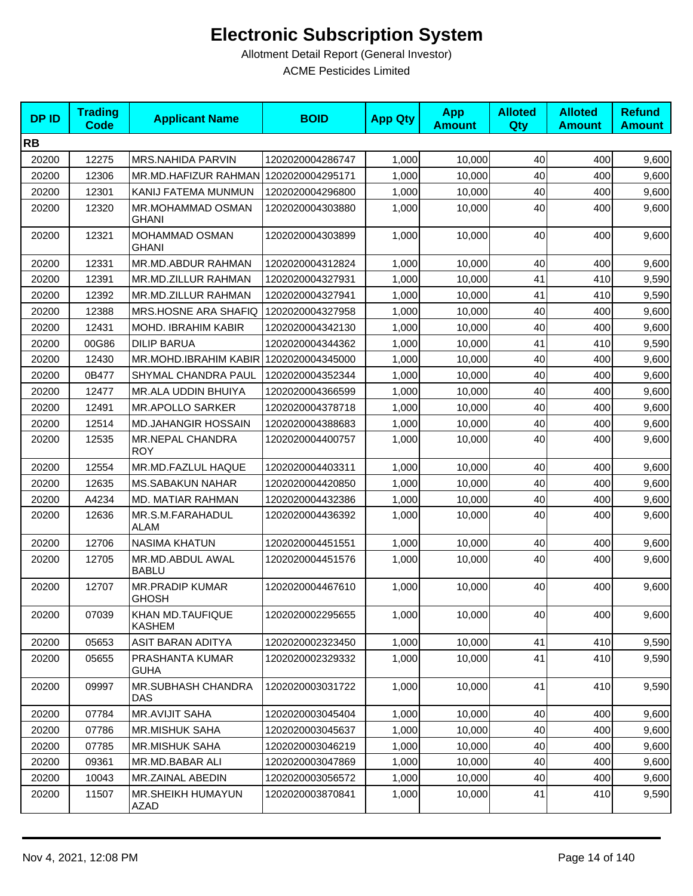# Electronic Subscription System

Allotment Detail Report (General Investor)

ACME Pesticides Limited

| DP ID | Trading Code | Applicant Name | BOID | App Qty | App Amount | Alloted Qty | Alloted Amount | Refund Amount |
|---|---|---|---|---|---|---|---|---|
| **RB** | | | | | | | | |
| 20200 | 12275 | MRS.NAHIDA PARVIN | 1202020004286747 | 1,000 | 10,000 | 40 | 400 | 9,600 |
| 20200 | 12306 | MR.MD.HAFIZUR RAHMAN | 1202020004295171 | 1,000 | 10,000 | 40 | 400 | 9,600 |
| 20200 | 12301 | KANIJ FATEMA MUNMUN | 1202020004296800 | 1,000 | 10,000 | 40 | 400 | 9,600 |
| 20200 | 12320 | MR.MOHAMMAD OSMAN GHANI | 1202020004303880 | 1,000 | 10,000 | 40 | 400 | 9,600 |
| 20200 | 12321 | MOHAMMAD OSMAN GHANI | 1202020004303899 | 1,000 | 10,000 | 40 | 400 | 9,600 |
| 20200 | 12331 | MR.MD.ABDUR RAHMAN | 1202020004312824 | 1,000 | 10,000 | 40 | 400 | 9,600 |
| 20200 | 12391 | MR.MD.ZILLUR RAHMAN | 1202020004327931 | 1,000 | 10,000 | 41 | 410 | 9,590 |
| 20200 | 12392 | MR.MD.ZILLUR RAHMAN | 1202020004327941 | 1,000 | 10,000 | 41 | 410 | 9,590 |
| 20200 | 12388 | MRS.HOSNE ARA SHAFIQ | 1202020004327958 | 1,000 | 10,000 | 40 | 400 | 9,600 |
| 20200 | 12431 | MOHD. IBRAHIM KABIR | 1202020004342130 | 1,000 | 10,000 | 40 | 400 | 9,600 |
| 20200 | 00G86 | DILIP BARUA | 1202020004344362 | 1,000 | 10,000 | 41 | 410 | 9,590 |
| 20200 | 12430 | MR.MOHD.IBRAHIM KABIR | 1202020004345000 | 1,000 | 10,000 | 40 | 400 | 9,600 |
| 20200 | 0B477 | SHYMAL CHANDRA PAUL | 1202020004352344 | 1,000 | 10,000 | 40 | 400 | 9,600 |
| 20200 | 12477 | MR.ALA UDDIN BHUIYA | 1202020004366599 | 1,000 | 10,000 | 40 | 400 | 9,600 |
| 20200 | 12491 | MR.APOLLO SARKER | 1202020004378718 | 1,000 | 10,000 | 40 | 400 | 9,600 |
| 20200 | 12514 | MD.JAHANGIR HOSSAIN | 1202020004388683 | 1,000 | 10,000 | 40 | 400 | 9,600 |
| 20200 | 12535 | MR.NEPAL CHANDRA ROY | 1202020004400757 | 1,000 | 10,000 | 40 | 400 | 9,600 |
| 20200 | 12554 | MR.MD.FAZLUL HAQUE | 1202020004403311 | 1,000 | 10,000 | 40 | 400 | 9,600 |
| 20200 | 12635 | MS.SABAKUN NAHAR | 1202020004420850 | 1,000 | 10,000 | 40 | 400 | 9,600 |
| 20200 | A4234 | MD. MATIAR RAHMAN | 1202020004432386 | 1,000 | 10,000 | 40 | 400 | 9,600 |
| 20200 | 12636 | MR.S.M.FARAHADUL ALAM | 1202020004436392 | 1,000 | 10,000 | 40 | 400 | 9,600 |
| 20200 | 12706 | NASIMA KHATUN | 1202020004451551 | 1,000 | 10,000 | 40 | 400 | 9,600 |
| 20200 | 12705 | MR.MD.ABDUL AWAL BABLU | 1202020004451576 | 1,000 | 10,000 | 40 | 400 | 9,600 |
| 20200 | 12707 | MR.PRADIP KUMAR GHOSH | 1202020004467610 | 1,000 | 10,000 | 40 | 400 | 9,600 |
| 20200 | 07039 | KHAN MD.TAUFIQUE KASHEM | 1202020002295655 | 1,000 | 10,000 | 40 | 400 | 9,600 |
| 20200 | 05653 | ASIT BARAN ADITYA | 1202020002323450 | 1,000 | 10,000 | 41 | 410 | 9,590 |
| 20200 | 05655 | PRASHANTA KUMAR GUHA | 1202020002329332 | 1,000 | 10,000 | 41 | 410 | 9,590 |
| 20200 | 09997 | MR.SUBHASH CHANDRA DAS | 1202020003031722 | 1,000 | 10,000 | 41 | 410 | 9,590 |
| 20200 | 07784 | MR.AVIJIT SAHA | 1202020003045404 | 1,000 | 10,000 | 40 | 400 | 9,600 |
| 20200 | 07786 | MR.MISHUK SAHA | 1202020003045637 | 1,000 | 10,000 | 40 | 400 | 9,600 |
| 20200 | 07785 | MR.MISHUK SAHA | 1202020003046219 | 1,000 | 10,000 | 40 | 400 | 9,600 |
| 20200 | 09361 | MR.MD.BABAR ALI | 1202020003047869 | 1,000 | 10,000 | 40 | 400 | 9,600 |
| 20200 | 10043 | MR.ZAINAL ABEDIN | 1202020003056572 | 1,000 | 10,000 | 40 | 400 | 9,600 |
| 20200 | 11507 | MR.SHEIKH HUMAYUN AZAD | 1202020003870841 | 1,000 | 10,000 | 41 | 410 | 9,590 |

Nov 4, 2021, 12:08 PM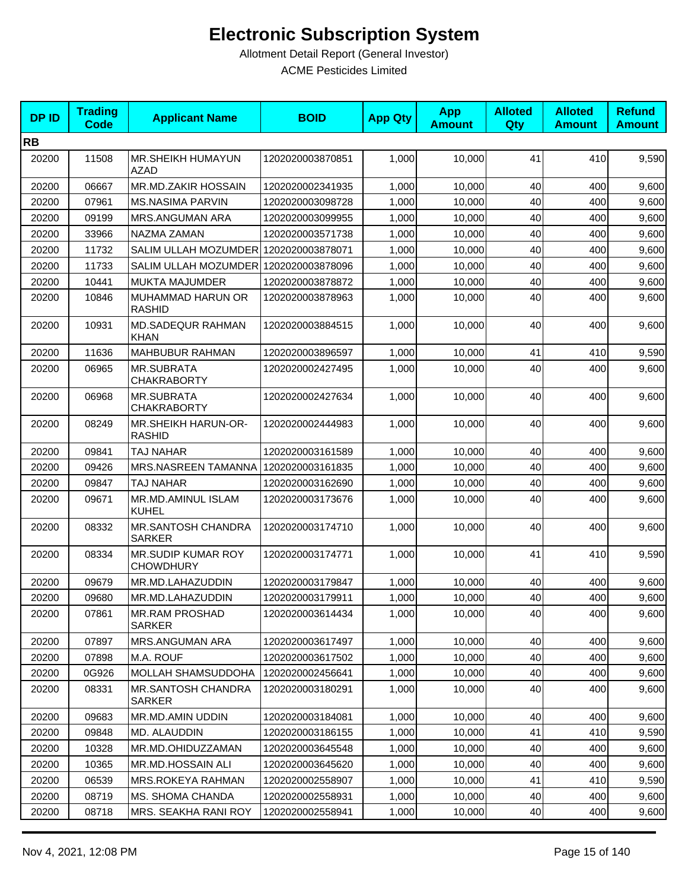# Electronic Subscription System

Allotment Detail Report (General Investor)

ACME Pesticides Limited

| DP ID | Trading Code | Applicant Name | BOID | App Qty | App Amount | Alloted Qty | Alloted Amount | Refund Amount |
|---|---|---|---|---|---|---|---|---|
| **RB** | | | | | | | | |
| 20200 | 11508 | MR.SHEIKH HUMAYUN AZAD | 1202020003870851 | 1,000 | 10,000 | 41 | 410 | 9,590 |
| 20200 | 06667 | MR.MD.ZAKIR HOSSAIN | 1202020002341935 | 1,000 | 10,000 | 40 | 400 | 9,600 |
| 20200 | 07961 | MS.NASIMA PARVIN | 1202020003098728 | 1,000 | 10,000 | 40 | 400 | 9,600 |
| 20200 | 09199 | MRS.ANGUMAN ARA | 1202020003099955 | 1,000 | 10,000 | 40 | 400 | 9,600 |
| 20200 | 33966 | NAZMA ZAMAN | 1202020003571738 | 1,000 | 10,000 | 40 | 400 | 9,600 |
| 20200 | 11732 | SALIM ULLAH MOZUMDER | 1202020003878071 | 1,000 | 10,000 | 40 | 400 | 9,600 |
| 20200 | 11733 | SALIM ULLAH MOZUMDER | 1202020003878096 | 1,000 | 10,000 | 40 | 400 | 9,600 |
| 20200 | 10441 | MUKTA MAJUMDER | 1202020003878872 | 1,000 | 10,000 | 40 | 400 | 9,600 |
| 20200 | 10846 | MUHAMMAD HARUN OR RASHID | 1202020003878963 | 1,000 | 10,000 | 40 | 400 | 9,600 |
| 20200 | 10931 | MD.SADEQUR RAHMAN KHAN | 1202020003884515 | 1,000 | 10,000 | 40 | 400 | 9,600 |
| 20200 | 11636 | MAHBUBUR RAHMAN | 1202020003896597 | 1,000 | 10,000 | 41 | 410 | 9,590 |
| 20200 | 06965 | MR.SUBRATA CHAKRABORTY | 1202020002427495 | 1,000 | 10,000 | 40 | 400 | 9,600 |
| 20200 | 06968 | MR.SUBRATA CHAKRABORTY | 1202020002427634 | 1,000 | 10,000 | 40 | 400 | 9,600 |
| 20200 | 08249 | MR.SHEIKH HARUN-OR-RASHID | 1202020002444983 | 1,000 | 10,000 | 40 | 400 | 9,600 |
| 20200 | 09841 | TAJ NAHAR | 1202020003161589 | 1,000 | 10,000 | 40 | 400 | 9,600 |
| 20200 | 09426 | MRS.NASREEN TAMANNA | 1202020003161835 | 1,000 | 10,000 | 40 | 400 | 9,600 |
| 20200 | 09847 | TAJ NAHAR | 1202020003162690 | 1,000 | 10,000 | 40 | 400 | 9,600 |
| 20200 | 09671 | MR.MD.AMINUL ISLAM KUHEL | 1202020003173676 | 1,000 | 10,000 | 40 | 400 | 9,600 |
| 20200 | 08332 | MR.SANTOSH CHANDRA SARKER | 1202020003174710 | 1,000 | 10,000 | 40 | 400 | 9,600 |
| 20200 | 08334 | MR.SUDIP KUMAR ROY CHOWDHURY | 1202020003174771 | 1,000 | 10,000 | 41 | 410 | 9,590 |
| 20200 | 09679 | MR.MD.LAHAZUDDIN | 1202020003179847 | 1,000 | 10,000 | 40 | 400 | 9,600 |
| 20200 | 09680 | MR.MD.LAHAZUDDIN | 1202020003179911 | 1,000 | 10,000 | 40 | 400 | 9,600 |
| 20200 | 07861 | MR.RAM PROSHAD SARKER | 1202020003614434 | 1,000 | 10,000 | 40 | 400 | 9,600 |
| 20200 | 07897 | MRS.ANGUMAN ARA | 1202020003617497 | 1,000 | 10,000 | 40 | 400 | 9,600 |
| 20200 | 07898 | M.A. ROUF | 1202020003617502 | 1,000 | 10,000 | 40 | 400 | 9,600 |
| 20200 | 0G926 | MOLLAH SHAMSUDDOHA | 1202020002456641 | 1,000 | 10,000 | 40 | 400 | 9,600 |
| 20200 | 08331 | MR.SANTOSH CHANDRA SARKER | 1202020003180291 | 1,000 | 10,000 | 40 | 400 | 9,600 |
| 20200 | 09683 | MR.MD.AMIN UDDIN | 1202020003184081 | 1,000 | 10,000 | 40 | 400 | 9,600 |
| 20200 | 09848 | MD. ALAUDDIN | 1202020003186155 | 1,000 | 10,000 | 41 | 410 | 9,590 |
| 20200 | 10328 | MR.MD.OHIDUZZAMAN | 1202020003645548 | 1,000 | 10,000 | 40 | 400 | 9,600 |
| 20200 | 10365 | MR.MD.HOSSAIN ALI | 1202020003645620 | 1,000 | 10,000 | 40 | 400 | 9,600 |
| 20200 | 06539 | MRS.ROKEYA RAHMAN | 1202020002558907 | 1,000 | 10,000 | 41 | 410 | 9,590 |
| 20200 | 08719 | MS. SHOMA CHANDA | 1202020002558931 | 1,000 | 10,000 | 40 | 400 | 9,600 |
| 20200 | 08718 | MRS. SEAKHA RANI ROY | 1202020002558941 | 1,000 | 10,000 | 40 | 400 | 9,600 |

Nov 4, 2021, 12:08 PM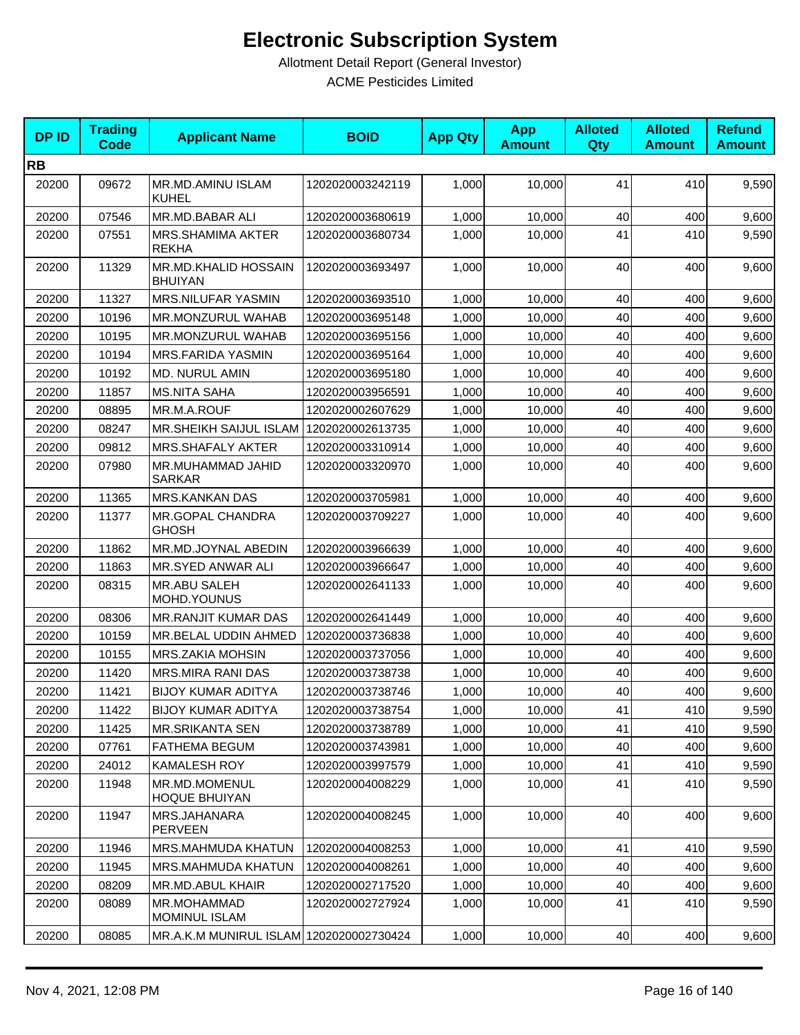# Electronic Subscription System

Allotment Detail Report (General Investor)

ACME Pesticides Limited

| DP ID | Trading Code | Applicant Name | BOID | App Qty | App Amount | Alloted Qty | Alloted Amount | Refund Amount |
|---|---|---|---|---|---|---|---|---|
| **RB** | | | | | | | | |
| 20200 | 09672 | MR.MD.AMINU ISLAM KUHEL | 1202020003242119 | 1,000 | 10,000 | 41 | 410 | 9,590 |
| 20200 | 07546 | MR.MD.BABAR ALI | 1202020003680619 | 1,000 | 10,000 | 40 | 400 | 9,600 |
| 20200 | 07551 | MRS.SHAMIMA AKTER REKHA | 1202020003680734 | 1,000 | 10,000 | 41 | 410 | 9,590 |
| 20200 | 11329 | MR.MD.KHALID HOSSAIN BHUIYAN | 1202020003693497 | 1,000 | 10,000 | 40 | 400 | 9,600 |
| 20200 | 11327 | MRS.NILUFAR YASMIN | 1202020003693510 | 1,000 | 10,000 | 40 | 400 | 9,600 |
| 20200 | 10196 | MR.MONZURUL WAHAB | 1202020003695148 | 1,000 | 10,000 | 40 | 400 | 9,600 |
| 20200 | 10195 | MR.MONZURUL WAHAB | 1202020003695156 | 1,000 | 10,000 | 40 | 400 | 9,600 |
| 20200 | 10194 | MRS.FARIDA YASMIN | 1202020003695164 | 1,000 | 10,000 | 40 | 400 | 9,600 |
| 20200 | 10192 | MD. NURUL AMIN | 1202020003695180 | 1,000 | 10,000 | 40 | 400 | 9,600 |
| 20200 | 11857 | MS.NITA SAHA | 1202020003956591 | 1,000 | 10,000 | 40 | 400 | 9,600 |
| 20200 | 08895 | MR.M.A.ROUF | 1202020002607629 | 1,000 | 10,000 | 40 | 400 | 9,600 |
| 20200 | 08247 | MR.SHEIKH SAIJUL ISLAM | 1202020002613735 | 1,000 | 10,000 | 40 | 400 | 9,600 |
| 20200 | 09812 | MRS.SHAFALY AKTER | 1202020003310914 | 1,000 | 10,000 | 40 | 400 | 9,600 |
| 20200 | 07980 | MR.MUHAMMAD JAHID SARKAR | 1202020003320970 | 1,000 | 10,000 | 40 | 400 | 9,600 |
| 20200 | 11365 | MRS.KANKAN DAS | 1202020003705981 | 1,000 | 10,000 | 40 | 400 | 9,600 |
| 20200 | 11377 | MR.GOPAL CHANDRA GHOSH | 1202020003709227 | 1,000 | 10,000 | 40 | 400 | 9,600 |
| 20200 | 11862 | MR.MD.JOYNAL ABEDIN | 1202020003966639 | 1,000 | 10,000 | 40 | 400 | 9,600 |
| 20200 | 11863 | MR.SYED ANWAR ALI | 1202020003966647 | 1,000 | 10,000 | 40 | 400 | 9,600 |
| 20200 | 08315 | MR.ABU SALEH MOHD.YOUNUS | 1202020002641133 | 1,000 | 10,000 | 40 | 400 | 9,600 |
| 20200 | 08306 | MR.RANJIT KUMAR DAS | 1202020002641449 | 1,000 | 10,000 | 40 | 400 | 9,600 |
| 20200 | 10159 | MR.BELAL UDDIN AHMED | 1202020003736838 | 1,000 | 10,000 | 40 | 400 | 9,600 |
| 20200 | 10155 | MRS.ZAKIA MOHSIN | 1202020003737056 | 1,000 | 10,000 | 40 | 400 | 9,600 |
| 20200 | 11420 | MRS.MIRA RANI DAS | 1202020003738738 | 1,000 | 10,000 | 40 | 400 | 9,600 |
| 20200 | 11421 | BIJOY KUMAR ADITYA | 1202020003738746 | 1,000 | 10,000 | 40 | 400 | 9,600 |
| 20200 | 11422 | BIJOY KUMAR ADITYA | 1202020003738754 | 1,000 | 10,000 | 41 | 410 | 9,590 |
| 20200 | 11425 | MR.SRIKANTA SEN | 1202020003738789 | 1,000 | 10,000 | 41 | 410 | 9,590 |
| 20200 | 07761 | FATHEMA BEGUM | 1202020003743981 | 1,000 | 10,000 | 40 | 400 | 9,600 |
| 20200 | 24012 | KAMALESH ROY | 1202020003997579 | 1,000 | 10,000 | 41 | 410 | 9,590 |
| 20200 | 11948 | MR.MD.MOMENUL HOQUE BHUIYAN | 1202020004008229 | 1,000 | 10,000 | 41 | 410 | 9,590 |
| 20200 | 11947 | MRS.JAHANARA PERVEEN | 1202020004008245 | 1,000 | 10,000 | 40 | 400 | 9,600 |
| 20200 | 11946 | MRS.MAHMUDA KHATUN | 1202020004008253 | 1,000 | 10,000 | 41 | 410 | 9,590 |
| 20200 | 11945 | MRS.MAHMUDA KHATUN | 1202020004008261 | 1,000 | 10,000 | 40 | 400 | 9,600 |
| 20200 | 08209 | MR.MD.ABUL KHAIR | 1202020002717520 | 1,000 | 10,000 | 40 | 400 | 9,600 |
| 20200 | 08089 | MR.MOHAMMAD MOMINUL ISLAM | 1202020002727924 | 1,000 | 10,000 | 41 | 410 | 9,590 |
| 20200 | 08085 | MR.A.K.M MUNIRUL ISLAM | 1202020002730424 | 1,000 | 10,000 | 40 | 400 | 9,600 |

Nov 4, 2021, 12:08 PM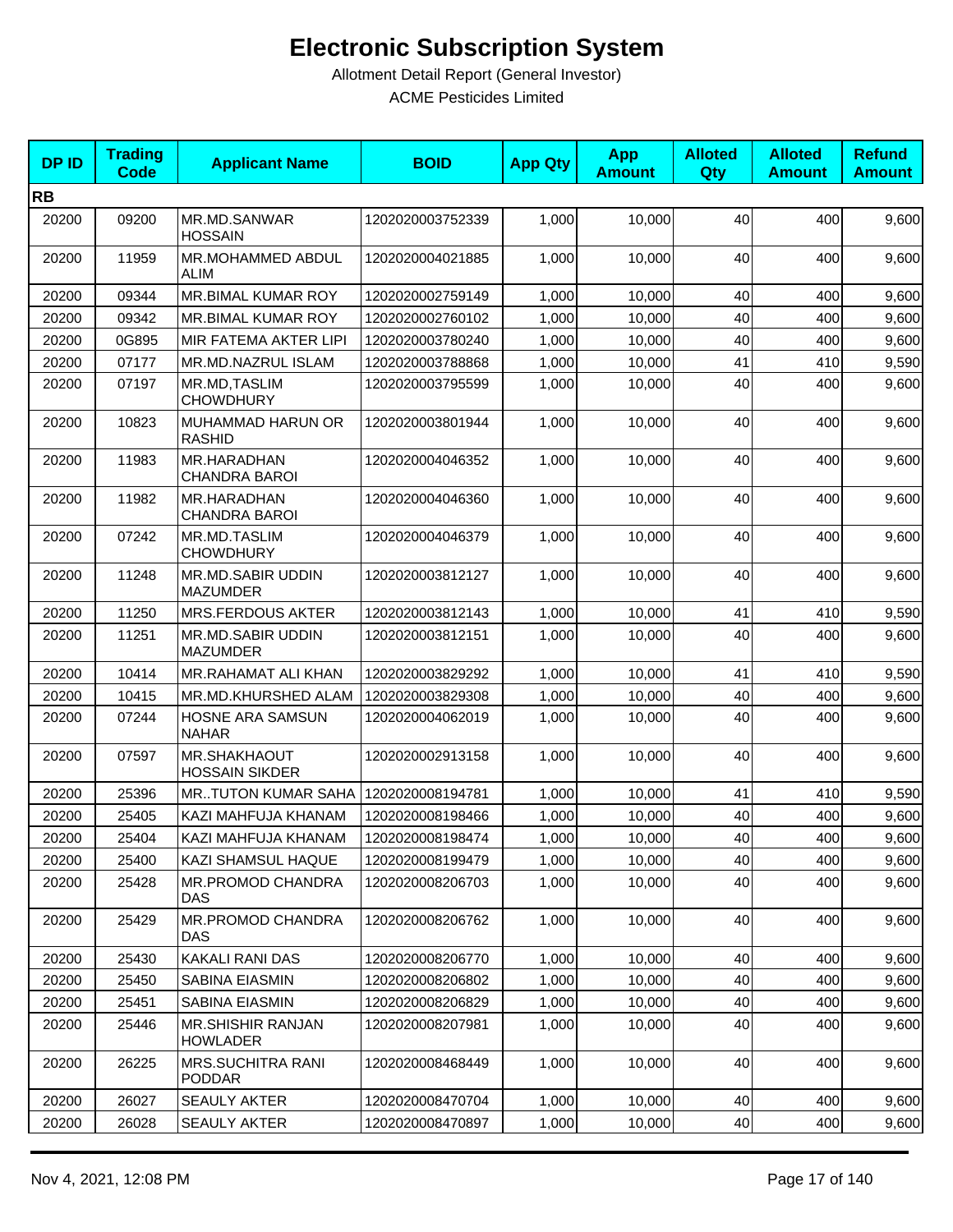# Electronic Subscription System

Allotment Detail Report (General Investor)

ACME Pesticides Limited

| DP ID | Trading Code | Applicant Name | BOID | App Qty | App Amount | Alloted Qty | Alloted Amount | Refund Amount |
|---|---|---|---|---|---|---|---|---|
| **RB** | | | | | | | | |
| 20200 | 09200 | MR.MD.SANWAR HOSSAIN | 1202020003752339 | 1,000 | 10,000 | 40 | 400 | 9,600 |
| 20200 | 11959 | MR.MOHAMMED ABDUL ALIM | 1202020004021885 | 1,000 | 10,000 | 40 | 400 | 9,600 |
| 20200 | 09344 | MR.BIMAL KUMAR ROY | 1202020002759149 | 1,000 | 10,000 | 40 | 400 | 9,600 |
| 20200 | 09342 | MR.BIMAL KUMAR ROY | 1202020002760102 | 1,000 | 10,000 | 40 | 400 | 9,600 |
| 20200 | 0G895 | MIR FATEMA AKTER LIPI | 1202020003780240 | 1,000 | 10,000 | 40 | 400 | 9,600 |
| 20200 | 07177 | MR.MD.NAZRUL ISLAM | 1202020003788868 | 1,000 | 10,000 | 41 | 410 | 9,590 |
| 20200 | 07197 | MR.MD,TASLIM CHOWDHURY | 1202020003795599 | 1,000 | 10,000 | 40 | 400 | 9,600 |
| 20200 | 10823 | MUHAMMAD HARUN OR RASHID | 1202020003801944 | 1,000 | 10,000 | 40 | 400 | 9,600 |
| 20200 | 11983 | MR.HARADHAN CHANDRA BAROI | 1202020004046352 | 1,000 | 10,000 | 40 | 400 | 9,600 |
| 20200 | 11982 | MR.HARADHAN CHANDRA BAROI | 1202020004046360 | 1,000 | 10,000 | 40 | 400 | 9,600 |
| 20200 | 07242 | MR.MD.TASLIM CHOWDHURY | 1202020004046379 | 1,000 | 10,000 | 40 | 400 | 9,600 |
| 20200 | 11248 | MR.MD.SABIR UDDIN MAZUMDER | 1202020003812127 | 1,000 | 10,000 | 40 | 400 | 9,600 |
| 20200 | 11250 | MRS.FERDOUS AKTER | 1202020003812143 | 1,000 | 10,000 | 41 | 410 | 9,590 |
| 20200 | 11251 | MR.MD.SABIR UDDIN MAZUMDER | 1202020003812151 | 1,000 | 10,000 | 40 | 400 | 9,600 |
| 20200 | 10414 | MR.RAHAMAT ALI KHAN | 1202020003829292 | 1,000 | 10,000 | 41 | 410 | 9,590 |
| 20200 | 10415 | MR.MD.KHURSHED ALAM | 1202020003829308 | 1,000 | 10,000 | 40 | 400 | 9,600 |
| 20200 | 07244 | HOSNE ARA SAMSUN NAHAR | 1202020004062019 | 1,000 | 10,000 | 40 | 400 | 9,600 |
| 20200 | 07597 | MR.SHAKHAOUT HOSSAIN SIKDER | 1202020002913158 | 1,000 | 10,000 | 40 | 400 | 9,600 |
| 20200 | 25396 | MR..TUTON KUMAR SAHA | 1202020008194781 | 1,000 | 10,000 | 41 | 410 | 9,590 |
| 20200 | 25405 | KAZI MAHFUJA KHANAM | 1202020008198466 | 1,000 | 10,000 | 40 | 400 | 9,600 |
| 20200 | 25404 | KAZI MAHFUJA KHANAM | 1202020008198474 | 1,000 | 10,000 | 40 | 400 | 9,600 |
| 20200 | 25400 | KAZI SHAMSUL HAQUE | 1202020008199479 | 1,000 | 10,000 | 40 | 400 | 9,600 |
| 20200 | 25428 | MR.PROMOD CHANDRA DAS | 1202020008206703 | 1,000 | 10,000 | 40 | 400 | 9,600 |
| 20200 | 25429 | MR.PROMOD CHANDRA DAS | 1202020008206762 | 1,000 | 10,000 | 40 | 400 | 9,600 |
| 20200 | 25430 | KAKALI RANI DAS | 1202020008206770 | 1,000 | 10,000 | 40 | 400 | 9,600 |
| 20200 | 25450 | SABINA EIASMIN | 1202020008206802 | 1,000 | 10,000 | 40 | 400 | 9,600 |
| 20200 | 25451 | SABINA EIASMIN | 1202020008206829 | 1,000 | 10,000 | 40 | 400 | 9,600 |
| 20200 | 25446 | MR.SHISHIR RANJAN HOWLADER | 1202020008207981 | 1,000 | 10,000 | 40 | 400 | 9,600 |
| 20200 | 26225 | MRS.SUCHITRA RANI PODDAR | 1202020008468449 | 1,000 | 10,000 | 40 | 400 | 9,600 |
| 20200 | 26027 | SEAULY AKTER | 1202020008470704 | 1,000 | 10,000 | 40 | 400 | 9,600 |
| 20200 | 26028 | SEAULY AKTER | 1202020008470897 | 1,000 | 10,000 | 40 | 400 | 9,600 |

Nov 4, 2021, 12:08 PM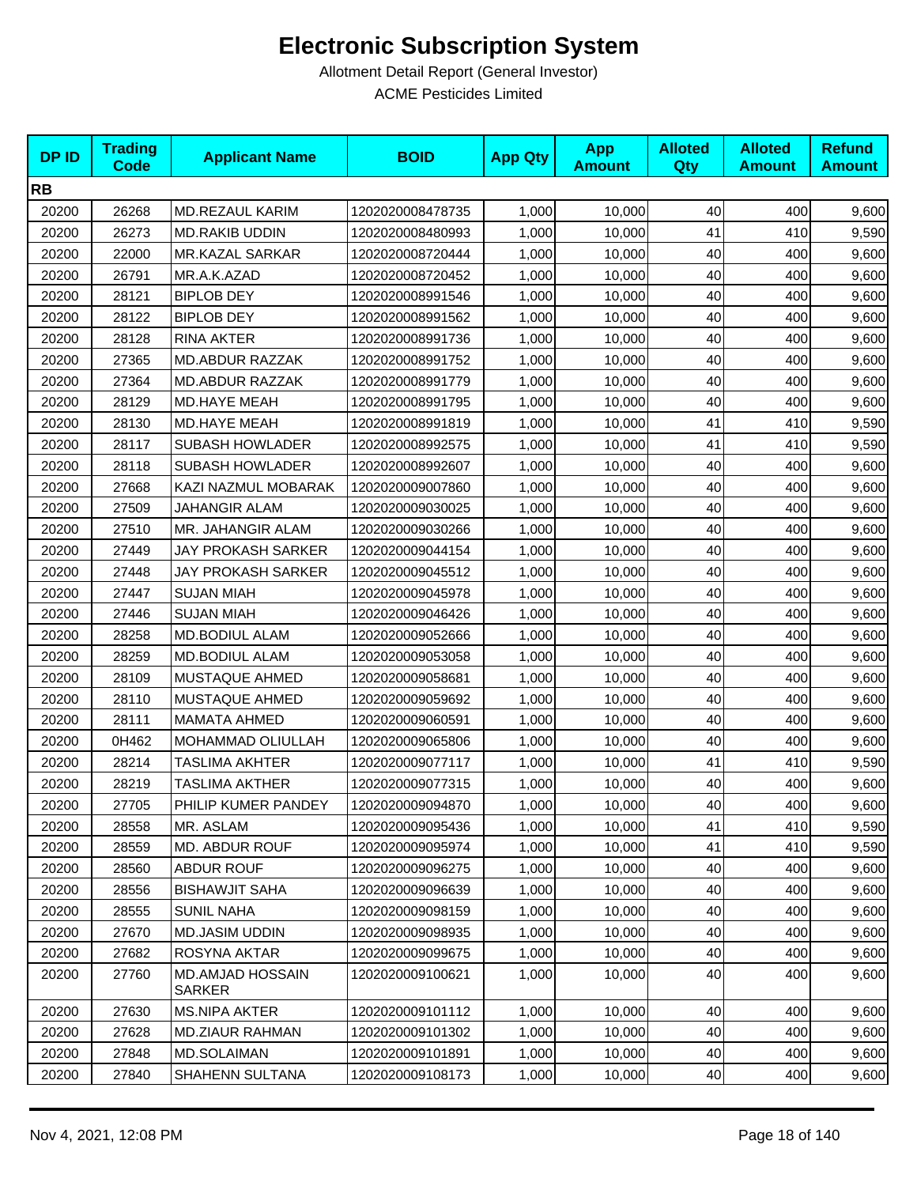# Electronic Subscription System

Allotment Detail Report (General Investor)

ACME Pesticides Limited

| DP ID | Trading Code | Applicant Name | BOID | App Qty | App Amount | Alloted Qty | Alloted Amount | Refund Amount |
|---|---|---|---|---|---|---|---|---|
| **RB** | | | | | | | | |
| 20200 | 26268 | MD.REZAUL KARIM | 1202020008478735 | 1,000 | 10,000 | 40 | 400 | 9,600 |
| 20200 | 26273 | MD.RAKIB UDDIN | 1202020008480993 | 1,000 | 10,000 | 41 | 410 | 9,590 |
| 20200 | 22000 | MR.KAZAL SARKAR | 1202020008720444 | 1,000 | 10,000 | 40 | 400 | 9,600 |
| 20200 | 26791 | MR.A.K.AZAD | 1202020008720452 | 1,000 | 10,000 | 40 | 400 | 9,600 |
| 20200 | 28121 | BIPLOB DEY | 1202020008991546 | 1,000 | 10,000 | 40 | 400 | 9,600 |
| 20200 | 28122 | BIPLOB DEY | 1202020008991562 | 1,000 | 10,000 | 40 | 400 | 9,600 |
| 20200 | 28128 | RINA AKTER | 1202020008991736 | 1,000 | 10,000 | 40 | 400 | 9,600 |
| 20200 | 27365 | MD.ABDUR RAZZAK | 1202020008991752 | 1,000 | 10,000 | 40 | 400 | 9,600 |
| 20200 | 27364 | MD.ABDUR RAZZAK | 1202020008991779 | 1,000 | 10,000 | 40 | 400 | 9,600 |
| 20200 | 28129 | MD.HAYE MEAH | 1202020008991795 | 1,000 | 10,000 | 40 | 400 | 9,600 |
| 20200 | 28130 | MD.HAYE MEAH | 1202020008991819 | 1,000 | 10,000 | 41 | 410 | 9,590 |
| 20200 | 28117 | SUBASH HOWLADER | 1202020008992575 | 1,000 | 10,000 | 41 | 410 | 9,590 |
| 20200 | 28118 | SUBASH HOWLADER | 1202020008992607 | 1,000 | 10,000 | 40 | 400 | 9,600 |
| 20200 | 27668 | KAZI NAZMUL MOBARAK | 1202020009007860 | 1,000 | 10,000 | 40 | 400 | 9,600 |
| 20200 | 27509 | JAHANGIR ALAM | 1202020009030025 | 1,000 | 10,000 | 40 | 400 | 9,600 |
| 20200 | 27510 | MR. JAHANGIR ALAM | 1202020009030266 | 1,000 | 10,000 | 40 | 400 | 9,600 |
| 20200 | 27449 | JAY PROKASH SARKER | 1202020009044154 | 1,000 | 10,000 | 40 | 400 | 9,600 |
| 20200 | 27448 | JAY PROKASH SARKER | 1202020009045512 | 1,000 | 10,000 | 40 | 400 | 9,600 |
| 20200 | 27447 | SUJAN MIAH | 1202020009045978 | 1,000 | 10,000 | 40 | 400 | 9,600 |
| 20200 | 27446 | SUJAN MIAH | 1202020009046426 | 1,000 | 10,000 | 40 | 400 | 9,600 |
| 20200 | 28258 | MD.BODIUL ALAM | 1202020009052666 | 1,000 | 10,000 | 40 | 400 | 9,600 |
| 20200 | 28259 | MD.BODIUL ALAM | 1202020009053058 | 1,000 | 10,000 | 40 | 400 | 9,600 |
| 20200 | 28109 | MUSTAQUE AHMED | 1202020009058681 | 1,000 | 10,000 | 40 | 400 | 9,600 |
| 20200 | 28110 | MUSTAQUE AHMED | 1202020009059692 | 1,000 | 10,000 | 40 | 400 | 9,600 |
| 20200 | 28111 | MAMATA AHMED | 1202020009060591 | 1,000 | 10,000 | 40 | 400 | 9,600 |
| 20200 | 0H462 | MOHAMMAD OLIULLAH | 1202020009065806 | 1,000 | 10,000 | 40 | 400 | 9,600 |
| 20200 | 28214 | TASLIMA AKHTER | 1202020009077117 | 1,000 | 10,000 | 41 | 410 | 9,590 |
| 20200 | 28219 | TASLIMA AKTHER | 1202020009077315 | 1,000 | 10,000 | 40 | 400 | 9,600 |
| 20200 | 27705 | PHILIP KUMER PANDEY | 1202020009094870 | 1,000 | 10,000 | 40 | 400 | 9,600 |
| 20200 | 28558 | MR. ASLAM | 1202020009095436 | 1,000 | 10,000 | 41 | 410 | 9,590 |
| 20200 | 28559 | MD. ABDUR ROUF | 1202020009095974 | 1,000 | 10,000 | 41 | 410 | 9,590 |
| 20200 | 28560 | ABDUR ROUF | 1202020009096275 | 1,000 | 10,000 | 40 | 400 | 9,600 |
| 20200 | 28556 | BISHAWJIT SAHA | 1202020009096639 | 1,000 | 10,000 | 40 | 400 | 9,600 |
| 20200 | 28555 | SUNIL NAHA | 1202020009098159 | 1,000 | 10,000 | 40 | 400 | 9,600 |
| 20200 | 27670 | MD.JASIM UDDIN | 1202020009098935 | 1,000 | 10,000 | 40 | 400 | 9,600 |
| 20200 | 27682 | ROSYNA AKTAR | 1202020009099675 | 1,000 | 10,000 | 40 | 400 | 9,600 |
| 20200 | 27760 | MD.AMJAD HOSSAIN SARKER | 1202020009100621 | 1,000 | 10,000 | 40 | 400 | 9,600 |
| 20200 | 27630 | MS.NIPA AKTER | 1202020009101112 | 1,000 | 10,000 | 40 | 400 | 9,600 |
| 20200 | 27628 | MD.ZIAUR RAHMAN | 1202020009101302 | 1,000 | 10,000 | 40 | 400 | 9,600 |
| 20200 | 27848 | MD.SOLAIMAN | 1202020009101891 | 1,000 | 10,000 | 40 | 400 | 9,600 |
| 20200 | 27840 | SHAHENN SULTANA | 1202020009108173 | 1,000 | 10,000 | 40 | 400 | 9,600 |

Nov 4, 2021, 12:08 PM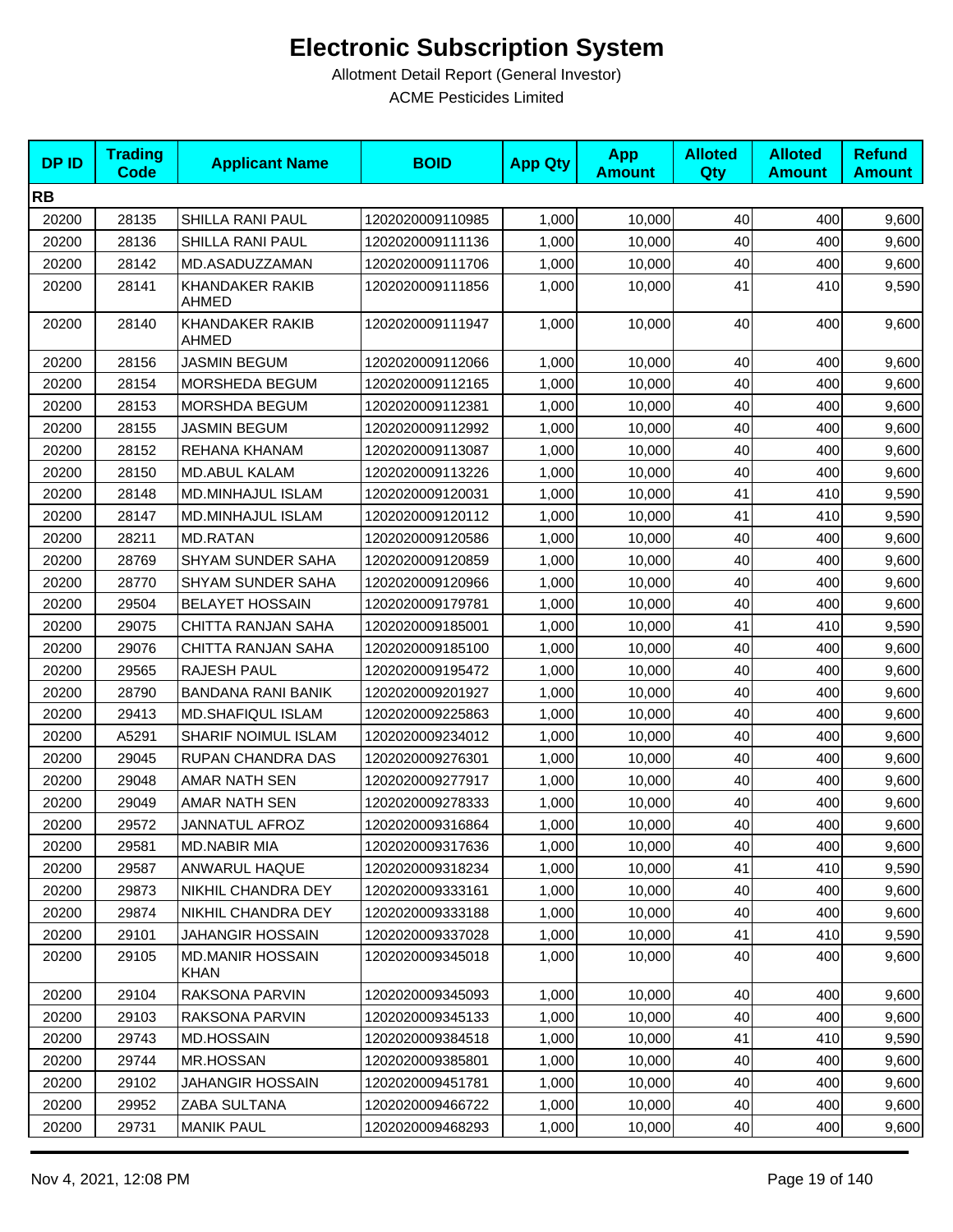# Electronic Subscription System

Allotment Detail Report (General Investor)

ACME Pesticides Limited

| DP ID | Trading Code | Applicant Name | BOID | App Qty | App Amount | Alloted Qty | Alloted Amount | Refund Amount |
|---|---|---|---|---|---|---|---|---|
| **RB** | | | | | | | | |
| 20200 | 28135 | SHILLA RANI PAUL | 1202020009110985 | 1,000 | 10,000 | 40 | 400 | 9,600 |
| 20200 | 28136 | SHILLA RANI PAUL | 1202020009111136 | 1,000 | 10,000 | 40 | 400 | 9,600 |
| 20200 | 28142 | MD.ASADUZZAMAN | 1202020009111706 | 1,000 | 10,000 | 40 | 400 | 9,600 |
| 20200 | 28141 | KHANDAKER RAKIB AHMED | 1202020009111856 | 1,000 | 10,000 | 41 | 410 | 9,590 |
| 20200 | 28140 | KHANDAKER RAKIB AHMED | 1202020009111947 | 1,000 | 10,000 | 40 | 400 | 9,600 |
| 20200 | 28156 | JASMIN BEGUM | 1202020009112066 | 1,000 | 10,000 | 40 | 400 | 9,600 |
| 20200 | 28154 | MORSHEDA BEGUM | 1202020009112165 | 1,000 | 10,000 | 40 | 400 | 9,600 |
| 20200 | 28153 | MORSHDA BEGUM | 1202020009112381 | 1,000 | 10,000 | 40 | 400 | 9,600 |
| 20200 | 28155 | JASMIN BEGUM | 1202020009112992 | 1,000 | 10,000 | 40 | 400 | 9,600 |
| 20200 | 28152 | REHANA KHANAM | 1202020009113087 | 1,000 | 10,000 | 40 | 400 | 9,600 |
| 20200 | 28150 | MD.ABUL KALAM | 1202020009113226 | 1,000 | 10,000 | 40 | 400 | 9,600 |
| 20200 | 28148 | MD.MINHAJUL ISLAM | 1202020009120031 | 1,000 | 10,000 | 41 | 410 | 9,590 |
| 20200 | 28147 | MD.MINHAJUL ISLAM | 1202020009120112 | 1,000 | 10,000 | 41 | 410 | 9,590 |
| 20200 | 28211 | MD.RATAN | 1202020009120586 | 1,000 | 10,000 | 40 | 400 | 9,600 |
| 20200 | 28769 | SHYAM SUNDER SAHA | 1202020009120859 | 1,000 | 10,000 | 40 | 400 | 9,600 |
| 20200 | 28770 | SHYAM SUNDER SAHA | 1202020009120966 | 1,000 | 10,000 | 40 | 400 | 9,600 |
| 20200 | 29504 | BELAYET HOSSAIN | 1202020009179781 | 1,000 | 10,000 | 40 | 400 | 9,600 |
| 20200 | 29075 | CHITTA RANJAN SAHA | 1202020009185001 | 1,000 | 10,000 | 41 | 410 | 9,590 |
| 20200 | 29076 | CHITTA RANJAN SAHA | 1202020009185100 | 1,000 | 10,000 | 40 | 400 | 9,600 |
| 20200 | 29565 | RAJESH PAUL | 1202020009195472 | 1,000 | 10,000 | 40 | 400 | 9,600 |
| 20200 | 28790 | BANDANA RANI BANIK | 1202020009201927 | 1,000 | 10,000 | 40 | 400 | 9,600 |
| 20200 | 29413 | MD.SHAFIQUL ISLAM | 1202020009225863 | 1,000 | 10,000 | 40 | 400 | 9,600 |
| 20200 | A5291 | SHARIF NOIMUL ISLAM | 1202020009234012 | 1,000 | 10,000 | 40 | 400 | 9,600 |
| 20200 | 29045 | RUPAN CHANDRA DAS | 1202020009276301 | 1,000 | 10,000 | 40 | 400 | 9,600 |
| 20200 | 29048 | AMAR NATH SEN | 1202020009277917 | 1,000 | 10,000 | 40 | 400 | 9,600 |
| 20200 | 29049 | AMAR NATH SEN | 1202020009278333 | 1,000 | 10,000 | 40 | 400 | 9,600 |
| 20200 | 29572 | JANNATUL AFROZ | 1202020009316864 | 1,000 | 10,000 | 40 | 400 | 9,600 |
| 20200 | 29581 | MD.NABIR MIA | 1202020009317636 | 1,000 | 10,000 | 40 | 400 | 9,600 |
| 20200 | 29587 | ANWARUL HAQUE | 1202020009318234 | 1,000 | 10,000 | 41 | 410 | 9,590 |
| 20200 | 29873 | NIKHIL CHANDRA DEY | 1202020009333161 | 1,000 | 10,000 | 40 | 400 | 9,600 |
| 20200 | 29874 | NIKHIL CHANDRA DEY | 1202020009333188 | 1,000 | 10,000 | 40 | 400 | 9,600 |
| 20200 | 29101 | JAHANGIR HOSSAIN | 1202020009337028 | 1,000 | 10,000 | 41 | 410 | 9,590 |
| 20200 | 29105 | MD.MANIR HOSSAIN KHAN | 1202020009345018 | 1,000 | 10,000 | 40 | 400 | 9,600 |
| 20200 | 29104 | RAKSONA PARVIN | 1202020009345093 | 1,000 | 10,000 | 40 | 400 | 9,600 |
| 20200 | 29103 | RAKSONA PARVIN | 1202020009345133 | 1,000 | 10,000 | 40 | 400 | 9,600 |
| 20200 | 29743 | MD.HOSSAIN | 1202020009384518 | 1,000 | 10,000 | 41 | 410 | 9,590 |
| 20200 | 29744 | MR.HOSSAN | 1202020009385801 | 1,000 | 10,000 | 40 | 400 | 9,600 |
| 20200 | 29102 | JAHANGIR HOSSAIN | 1202020009451781 | 1,000 | 10,000 | 40 | 400 | 9,600 |
| 20200 | 29952 | ZABA SULTANA | 1202020009466722 | 1,000 | 10,000 | 40 | 400 | 9,600 |
| 20200 | 29731 | MANIK PAUL | 1202020009468293 | 1,000 | 10,000 | 40 | 400 | 9,600 |

Nov 4, 2021, 12:08 PM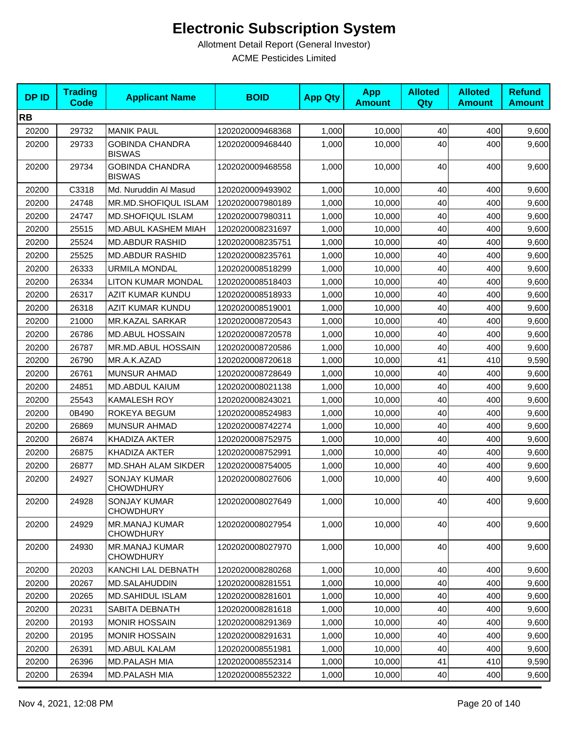# Electronic Subscription System

Allotment Detail Report (General Investor)

ACME Pesticides Limited

| DP ID | Trading Code | Applicant Name | BOID | App Qty | App Amount | Alloted Qty | Alloted Amount | Refund Amount |
|---|---|---|---|---|---|---|---|---|
| **RB** | | | | | | | | |
| 20200 | 29732 | MANIK PAUL | 1202020009468368 | 1,000 | 10,000 | 40 | 400 | 9,600 |
| 20200 | 29733 | GOBINDA CHANDRA BISWAS | 1202020009468440 | 1,000 | 10,000 | 40 | 400 | 9,600 |
| 20200 | 29734 | GOBINDA CHANDRA BISWAS | 1202020009468558 | 1,000 | 10,000 | 40 | 400 | 9,600 |
| 20200 | C3318 | Md. Nuruddin Al Masud | 1202020009493902 | 1,000 | 10,000 | 40 | 400 | 9,600 |
| 20200 | 24748 | MR.MD.SHOFIQUL ISLAM | 1202020007980189 | 1,000 | 10,000 | 40 | 400 | 9,600 |
| 20200 | 24747 | MD.SHOFIQUL ISLAM | 1202020007980311 | 1,000 | 10,000 | 40 | 400 | 9,600 |
| 20200 | 25515 | MD.ABUL KASHEM MIAH | 1202020008231697 | 1,000 | 10,000 | 40 | 400 | 9,600 |
| 20200 | 25524 | MD.ABDUR RASHID | 1202020008235751 | 1,000 | 10,000 | 40 | 400 | 9,600 |
| 20200 | 25525 | MD.ABDUR RASHID | 1202020008235761 | 1,000 | 10,000 | 40 | 400 | 9,600 |
| 20200 | 26333 | URMILA MONDAL | 1202020008518299 | 1,000 | 10,000 | 40 | 400 | 9,600 |
| 20200 | 26334 | LITON KUMAR MONDAL | 1202020008518403 | 1,000 | 10,000 | 40 | 400 | 9,600 |
| 20200 | 26317 | AZIT KUMAR KUNDU | 1202020008518933 | 1,000 | 10,000 | 40 | 400 | 9,600 |
| 20200 | 26318 | AZIT KUMAR KUNDU | 1202020008519001 | 1,000 | 10,000 | 40 | 400 | 9,600 |
| 20200 | 21000 | MR.KAZAL SARKAR | 1202020008720543 | 1,000 | 10,000 | 40 | 400 | 9,600 |
| 20200 | 26786 | MD.ABUL HOSSAIN | 1202020008720578 | 1,000 | 10,000 | 40 | 400 | 9,600 |
| 20200 | 26787 | MR.MD.ABUL HOSSAIN | 1202020008720586 | 1,000 | 10,000 | 40 | 400 | 9,600 |
| 20200 | 26790 | MR.A.K.AZAD | 1202020008720618 | 1,000 | 10,000 | 41 | 410 | 9,590 |
| 20200 | 26761 | MUNSUR AHMAD | 1202020008728649 | 1,000 | 10,000 | 40 | 400 | 9,600 |
| 20200 | 24851 | MD.ABDUL KAIUM | 1202020008021138 | 1,000 | 10,000 | 40 | 400 | 9,600 |
| 20200 | 25543 | KAMALESH ROY | 1202020008243021 | 1,000 | 10,000 | 40 | 400 | 9,600 |
| 20200 | 0B490 | ROKEYA BEGUM | 1202020008524983 | 1,000 | 10,000 | 40 | 400 | 9,600 |
| 20200 | 26869 | MUNSUR AHMAD | 1202020008742274 | 1,000 | 10,000 | 40 | 400 | 9,600 |
| 20200 | 26874 | KHADIZA AKTER | 1202020008752975 | 1,000 | 10,000 | 40 | 400 | 9,600 |
| 20200 | 26875 | KHADIZA AKTER | 1202020008752991 | 1,000 | 10,000 | 40 | 400 | 9,600 |
| 20200 | 26877 | MD.SHAH ALAM SIKDER | 1202020008754005 | 1,000 | 10,000 | 40 | 400 | 9,600 |
| 20200 | 24927 | SONJAY KUMAR CHOWDHURY | 1202020008027606 | 1,000 | 10,000 | 40 | 400 | 9,600 |
| 20200 | 24928 | SONJAY KUMAR CHOWDHURY | 1202020008027649 | 1,000 | 10,000 | 40 | 400 | 9,600 |
| 20200 | 24929 | MR.MANAJ KUMAR CHOWDHURY | 1202020008027954 | 1,000 | 10,000 | 40 | 400 | 9,600 |
| 20200 | 24930 | MR.MANAJ KUMAR CHOWDHURY | 1202020008027970 | 1,000 | 10,000 | 40 | 400 | 9,600 |
| 20200 | 20203 | KANCHI LAL DEBNATH | 1202020008280268 | 1,000 | 10,000 | 40 | 400 | 9,600 |
| 20200 | 20267 | MD.SALAHUDDIN | 1202020008281551 | 1,000 | 10,000 | 40 | 400 | 9,600 |
| 20200 | 20265 | MD.SAHIDUL ISLAM | 1202020008281601 | 1,000 | 10,000 | 40 | 400 | 9,600 |
| 20200 | 20231 | SABITA DEBNATH | 1202020008281618 | 1,000 | 10,000 | 40 | 400 | 9,600 |
| 20200 | 20193 | MONIR HOSSAIN | 1202020008291369 | 1,000 | 10,000 | 40 | 400 | 9,600 |
| 20200 | 20195 | MONIR HOSSAIN | 1202020008291631 | 1,000 | 10,000 | 40 | 400 | 9,600 |
| 20200 | 26391 | MD.ABUL KALAM | 1202020008551981 | 1,000 | 10,000 | 40 | 400 | 9,600 |
| 20200 | 26396 | MD.PALASH MIA | 1202020008552314 | 1,000 | 10,000 | 41 | 410 | 9,590 |
| 20200 | 26394 | MD.PALASH MIA | 1202020008552322 | 1,000 | 10,000 | 40 | 400 | 9,600 |

Nov 4, 2021, 12:08 PM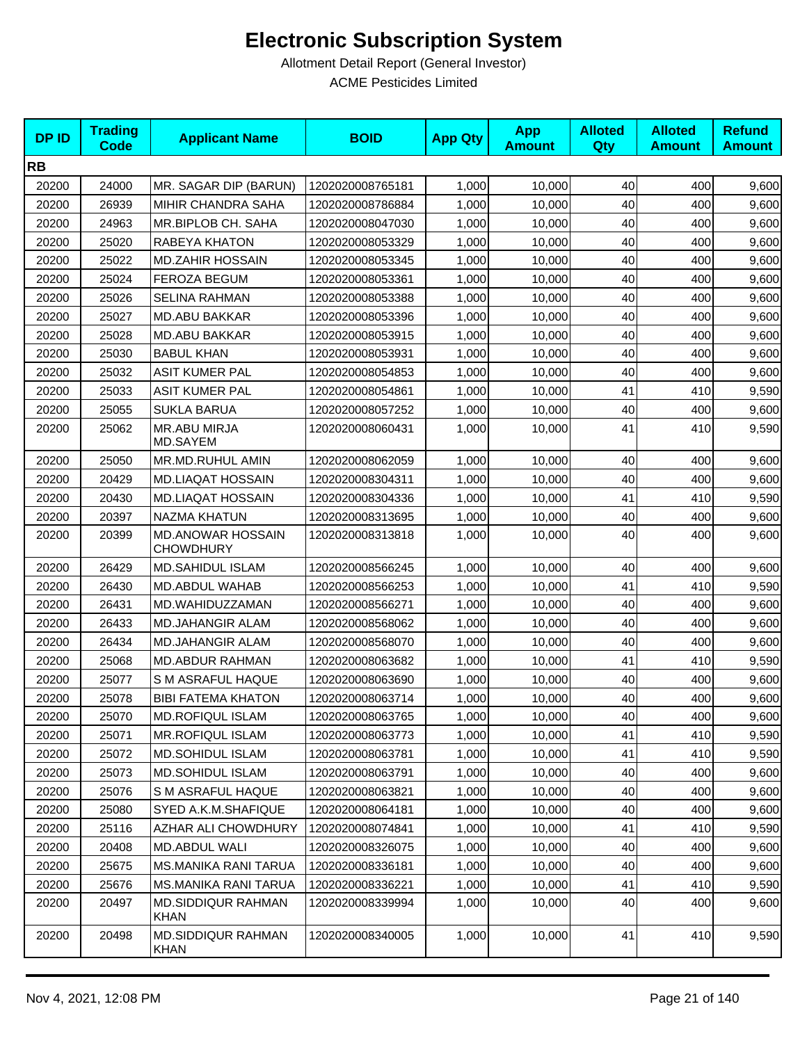# Electronic Subscription System

Allotment Detail Report (General Investor)

ACME Pesticides Limited

| DP ID | Trading Code | Applicant Name | BOID | App Qty | App Amount | Alloted Qty | Alloted Amount | Refund Amount |
|---|---|---|---|---|---|---|---|---|
| **RB** | | | | | | | | |
| 20200 | 24000 | MR. SAGAR DIP (BARUN) | 1202020008765181 | 1,000 | 10,000 | 40 | 400 | 9,600 |
| 20200 | 26939 | MIHIR CHANDRA SAHA | 1202020008786884 | 1,000 | 10,000 | 40 | 400 | 9,600 |
| 20200 | 24963 | MR.BIPLOB CH. SAHA | 1202020008047030 | 1,000 | 10,000 | 40 | 400 | 9,600 |
| 20200 | 25020 | RABEYA KHATON | 1202020008053329 | 1,000 | 10,000 | 40 | 400 | 9,600 |
| 20200 | 25022 | MD.ZAHIR HOSSAIN | 1202020008053345 | 1,000 | 10,000 | 40 | 400 | 9,600 |
| 20200 | 25024 | FEROZA BEGUM | 1202020008053361 | 1,000 | 10,000 | 40 | 400 | 9,600 |
| 20200 | 25026 | SELINA RAHMAN | 1202020008053388 | 1,000 | 10,000 | 40 | 400 | 9,600 |
| 20200 | 25027 | MD.ABU BAKKAR | 1202020008053396 | 1,000 | 10,000 | 40 | 400 | 9,600 |
| 20200 | 25028 | MD.ABU BAKKAR | 1202020008053915 | 1,000 | 10,000 | 40 | 400 | 9,600 |
| 20200 | 25030 | BABUL KHAN | 1202020008053931 | 1,000 | 10,000 | 40 | 400 | 9,600 |
| 20200 | 25032 | ASIT KUMER PAL | 1202020008054853 | 1,000 | 10,000 | 40 | 400 | 9,600 |
| 20200 | 25033 | ASIT KUMER PAL | 1202020008054861 | 1,000 | 10,000 | 41 | 410 | 9,590 |
| 20200 | 25055 | SUKLA BARUA | 1202020008057252 | 1,000 | 10,000 | 40 | 400 | 9,600 |
| 20200 | 25062 | MR.ABU MIRJA MD.SAYEM | 1202020008060431 | 1,000 | 10,000 | 41 | 410 | 9,590 |
| 20200 | 25050 | MR.MD.RUHUL AMIN | 1202020008062059 | 1,000 | 10,000 | 40 | 400 | 9,600 |
| 20200 | 20429 | MD.LIAQAT HOSSAIN | 1202020008304311 | 1,000 | 10,000 | 40 | 400 | 9,600 |
| 20200 | 20430 | MD.LIAQAT HOSSAIN | 1202020008304336 | 1,000 | 10,000 | 41 | 410 | 9,590 |
| 20200 | 20397 | NAZMA KHATUN | 1202020008313695 | 1,000 | 10,000 | 40 | 400 | 9,600 |
| 20200 | 20399 | MD.ANOWAR HOSSAIN CHOWDHURY | 1202020008313818 | 1,000 | 10,000 | 40 | 400 | 9,600 |
| 20200 | 26429 | MD.SAHIDUL ISLAM | 1202020008566245 | 1,000 | 10,000 | 40 | 400 | 9,600 |
| 20200 | 26430 | MD.ABDUL WAHAB | 1202020008566253 | 1,000 | 10,000 | 41 | 410 | 9,590 |
| 20200 | 26431 | MD.WAHIDUZZAMAN | 1202020008566271 | 1,000 | 10,000 | 40 | 400 | 9,600 |
| 20200 | 26433 | MD.JAHANGIR ALAM | 1202020008568062 | 1,000 | 10,000 | 40 | 400 | 9,600 |
| 20200 | 26434 | MD.JAHANGIR ALAM | 1202020008568070 | 1,000 | 10,000 | 40 | 400 | 9,600 |
| 20200 | 25068 | MD.ABDUR RAHMAN | 1202020008063682 | 1,000 | 10,000 | 41 | 410 | 9,590 |
| 20200 | 25077 | S M ASRAFUL HAQUE | 1202020008063690 | 1,000 | 10,000 | 40 | 400 | 9,600 |
| 20200 | 25078 | BIBI FATEMA KHATON | 1202020008063714 | 1,000 | 10,000 | 40 | 400 | 9,600 |
| 20200 | 25070 | MD.ROFIQUL ISLAM | 1202020008063765 | 1,000 | 10,000 | 40 | 400 | 9,600 |
| 20200 | 25071 | MR.ROFIQUL ISLAM | 1202020008063773 | 1,000 | 10,000 | 41 | 410 | 9,590 |
| 20200 | 25072 | MD.SOHIDUL ISLAM | 1202020008063781 | 1,000 | 10,000 | 41 | 410 | 9,590 |
| 20200 | 25073 | MD.SOHIDUL ISLAM | 1202020008063791 | 1,000 | 10,000 | 40 | 400 | 9,600 |
| 20200 | 25076 | S M ASRAFUL HAQUE | 1202020008063821 | 1,000 | 10,000 | 40 | 400 | 9,600 |
| 20200 | 25080 | SYED A.K.M.SHAFIQUE | 1202020008064181 | 1,000 | 10,000 | 40 | 400 | 9,600 |
| 20200 | 25116 | AZHAR ALI CHOWDHURY | 1202020008074841 | 1,000 | 10,000 | 41 | 410 | 9,590 |
| 20200 | 20408 | MD.ABDUL WALI | 1202020008326075 | 1,000 | 10,000 | 40 | 400 | 9,600 |
| 20200 | 25675 | MS.MANIKA RANI TARUA | 1202020008336181 | 1,000 | 10,000 | 40 | 400 | 9,600 |
| 20200 | 25676 | MS.MANIKA RANI TARUA | 1202020008336221 | 1,000 | 10,000 | 41 | 410 | 9,590 |
| 20200 | 20497 | MD.SIDDIQUR RAHMAN KHAN | 1202020008339994 | 1,000 | 10,000 | 40 | 400 | 9,600 |
| 20200 | 20498 | MD.SIDDIQUR RAHMAN KHAN | 1202020008340005 | 1,000 | 10,000 | 41 | 410 | 9,590 |

Nov 4, 2021, 12:08 PM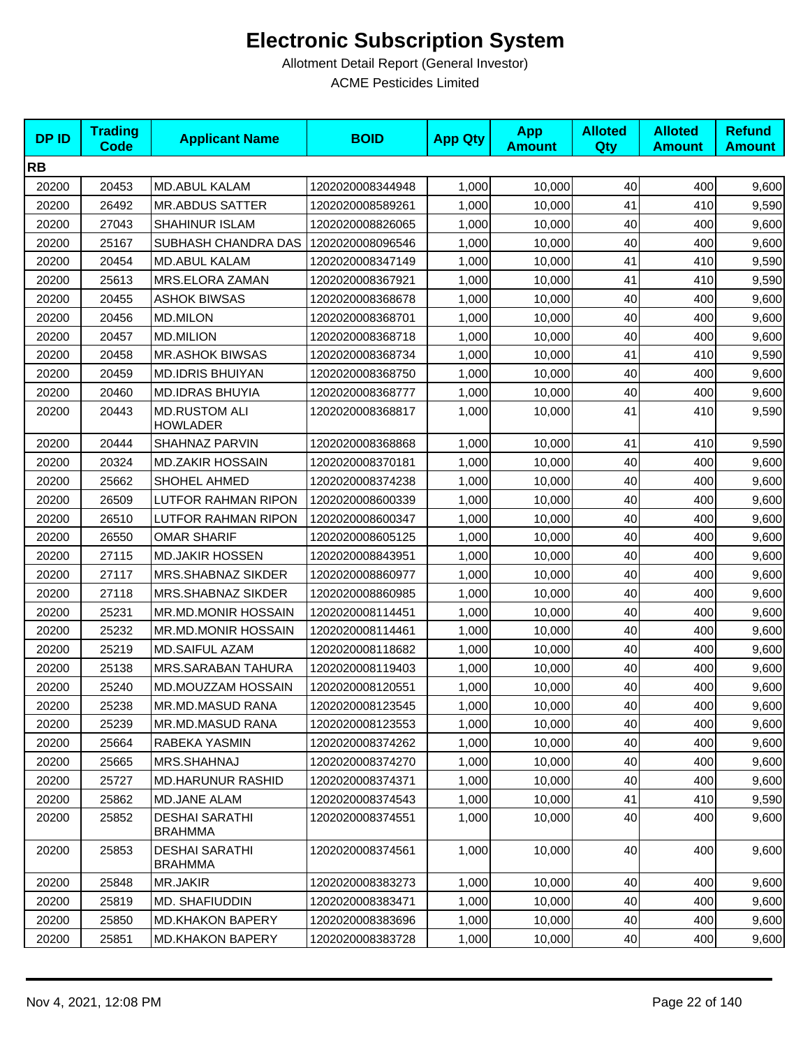# Electronic Subscription System

Allotment Detail Report (General Investor)

ACME Pesticides Limited

| DP ID | Trading Code | Applicant Name | BOID | App Qty | App Amount | Alloted Qty | Alloted Amount | Refund Amount |
|---|---|---|---|---|---|---|---|---|
| **RB** | | | | | | | | |
| 20200 | 20453 | MD.ABUL KALAM | 1202020008344948 | 1,000 | 10,000 | 40 | 400 | 9,600 |
| 20200 | 26492 | MR.ABDUS SATTER | 1202020008589261 | 1,000 | 10,000 | 41 | 410 | 9,590 |
| 20200 | 27043 | SHAHINUR ISLAM | 1202020008826065 | 1,000 | 10,000 | 40 | 400 | 9,600 |
| 20200 | 25167 | SUBHASH CHANDRA DAS | 1202020008096546 | 1,000 | 10,000 | 40 | 400 | 9,600 |
| 20200 | 20454 | MD.ABUL KALAM | 1202020008347149 | 1,000 | 10,000 | 41 | 410 | 9,590 |
| 20200 | 25613 | MRS.ELORA ZAMAN | 1202020008367921 | 1,000 | 10,000 | 41 | 410 | 9,590 |
| 20200 | 20455 | ASHOK BIWSAS | 1202020008368678 | 1,000 | 10,000 | 40 | 400 | 9,600 |
| 20200 | 20456 | MD.MILON | 1202020008368701 | 1,000 | 10,000 | 40 | 400 | 9,600 |
| 20200 | 20457 | MD.MILION | 1202020008368718 | 1,000 | 10,000 | 40 | 400 | 9,600 |
| 20200 | 20458 | MR.ASHOK BIWSAS | 1202020008368734 | 1,000 | 10,000 | 41 | 410 | 9,590 |
| 20200 | 20459 | MD.IDRIS BHUIYAN | 1202020008368750 | 1,000 | 10,000 | 40 | 400 | 9,600 |
| 20200 | 20460 | MD.IDRAS BHUYIA | 1202020008368777 | 1,000 | 10,000 | 40 | 400 | 9,600 |
| 20200 | 20443 | MD.RUSTOM ALI HOWLADER | 1202020008368817 | 1,000 | 10,000 | 41 | 410 | 9,590 |
| 20200 | 20444 | SHAHNAZ PARVIN | 1202020008368868 | 1,000 | 10,000 | 41 | 410 | 9,590 |
| 20200 | 20324 | MD.ZAKIR HOSSAIN | 1202020008370181 | 1,000 | 10,000 | 40 | 400 | 9,600 |
| 20200 | 25662 | SHOHEL AHMED | 1202020008374238 | 1,000 | 10,000 | 40 | 400 | 9,600 |
| 20200 | 26509 | LUTFOR RAHMAN RIPON | 1202020008600339 | 1,000 | 10,000 | 40 | 400 | 9,600 |
| 20200 | 26510 | LUTFOR RAHMAN RIPON | 1202020008600347 | 1,000 | 10,000 | 40 | 400 | 9,600 |
| 20200 | 26550 | OMAR SHARIF | 1202020008605125 | 1,000 | 10,000 | 40 | 400 | 9,600 |
| 20200 | 27115 | MD.JAKIR HOSSEN | 1202020008843951 | 1,000 | 10,000 | 40 | 400 | 9,600 |
| 20200 | 27117 | MRS.SHABNAZ SIKDER | 1202020008860977 | 1,000 | 10,000 | 40 | 400 | 9,600 |
| 20200 | 27118 | MRS.SHABNAZ SIKDER | 1202020008860985 | 1,000 | 10,000 | 40 | 400 | 9,600 |
| 20200 | 25231 | MR.MD.MONIR HOSSAIN | 1202020008114451 | 1,000 | 10,000 | 40 | 400 | 9,600 |
| 20200 | 25232 | MR.MD.MONIR HOSSAIN | 1202020008114461 | 1,000 | 10,000 | 40 | 400 | 9,600 |
| 20200 | 25219 | MD.SAIFUL AZAM | 1202020008118682 | 1,000 | 10,000 | 40 | 400 | 9,600 |
| 20200 | 25138 | MRS.SARABAN TAHURA | 1202020008119403 | 1,000 | 10,000 | 40 | 400 | 9,600 |
| 20200 | 25240 | MD.MOUZZAM HOSSAIN | 1202020008120551 | 1,000 | 10,000 | 40 | 400 | 9,600 |
| 20200 | 25238 | MR.MD.MASUD RANA | 1202020008123545 | 1,000 | 10,000 | 40 | 400 | 9,600 |
| 20200 | 25239 | MR.MD.MASUD RANA | 1202020008123553 | 1,000 | 10,000 | 40 | 400 | 9,600 |
| 20200 | 25664 | RABEKA YASMIN | 1202020008374262 | 1,000 | 10,000 | 40 | 400 | 9,600 |
| 20200 | 25665 | MRS.SHAHNAJ | 1202020008374270 | 1,000 | 10,000 | 40 | 400 | 9,600 |
| 20200 | 25727 | MD.HARUNUR RASHID | 1202020008374371 | 1,000 | 10,000 | 40 | 400 | 9,600 |
| 20200 | 25862 | MD.JANE ALAM | 1202020008374543 | 1,000 | 10,000 | 41 | 410 | 9,590 |
| 20200 | 25852 | DESHAI SARATHI BRAHMMA | 1202020008374551 | 1,000 | 10,000 | 40 | 400 | 9,600 |
| 20200 | 25853 | DESHAI SARATHI BRAHMMA | 1202020008374561 | 1,000 | 10,000 | 40 | 400 | 9,600 |
| 20200 | 25848 | MR.JAKIR | 1202020008383273 | 1,000 | 10,000 | 40 | 400 | 9,600 |
| 20200 | 25819 | MD. SHAFIUDDIN | 1202020008383471 | 1,000 | 10,000 | 40 | 400 | 9,600 |
| 20200 | 25850 | MD.KHAKON BAPERY | 1202020008383696 | 1,000 | 10,000 | 40 | 400 | 9,600 |
| 20200 | 25851 | MD.KHAKON BAPERY | 1202020008383728 | 1,000 | 10,000 | 40 | 400 | 9,600 |

Nov 4, 2021, 12:08 PM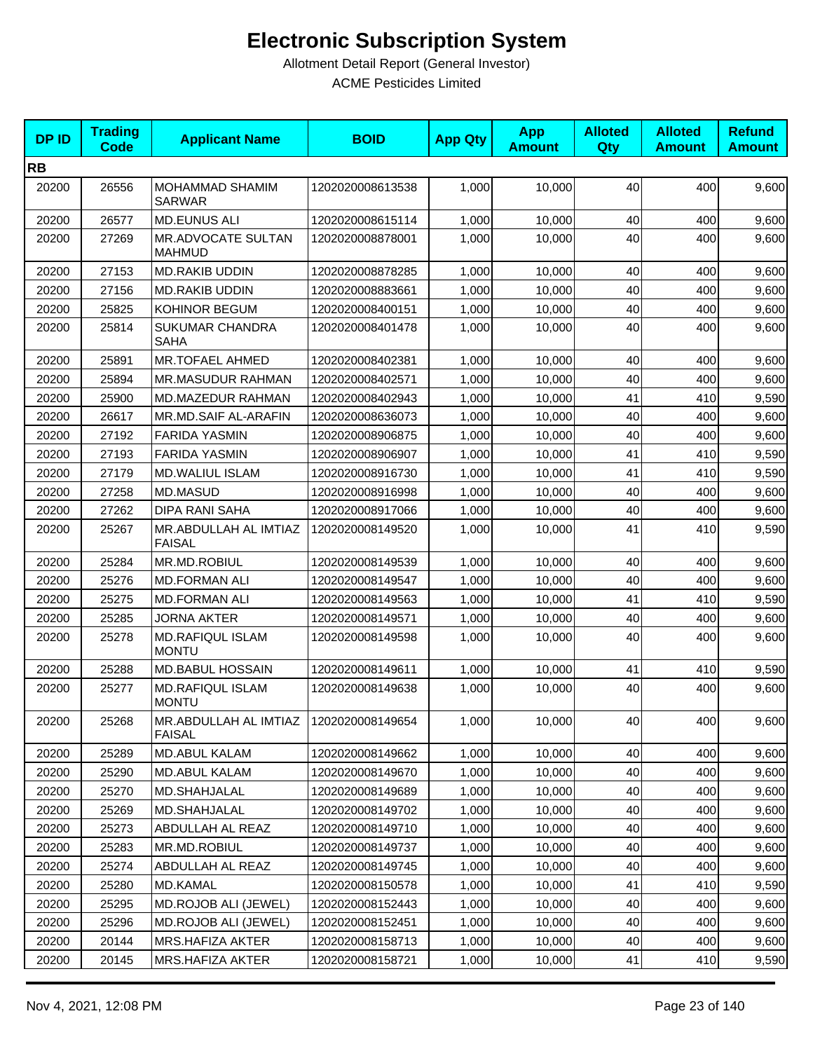# Electronic Subscription System

Allotment Detail Report (General Investor)

ACME Pesticides Limited

| DP ID | Trading Code | Applicant Name | BOID | App Qty | App Amount | Alloted Qty | Alloted Amount | Refund Amount |
|---|---|---|---|---|---|---|---|---|
| **RB** | | | | | | | | |
| 20200 | 26556 | MOHAMMAD SHAMIM SARWAR | 1202020008613538 | 1,000 | 10,000 | 40 | 400 | 9,600 |
| 20200 | 26577 | MD.EUNUS ALI | 1202020008615114 | 1,000 | 10,000 | 40 | 400 | 9,600 |
| 20200 | 27269 | MR.ADVOCATE SULTAN MAHMUD | 1202020008878001 | 1,000 | 10,000 | 40 | 400 | 9,600 |
| 20200 | 27153 | MD.RAKIB UDDIN | 1202020008878285 | 1,000 | 10,000 | 40 | 400 | 9,600 |
| 20200 | 27156 | MD.RAKIB UDDIN | 1202020008883661 | 1,000 | 10,000 | 40 | 400 | 9,600 |
| 20200 | 25825 | KOHINOR BEGUM | 1202020008400151 | 1,000 | 10,000 | 40 | 400 | 9,600 |
| 20200 | 25814 | SUKUMAR CHANDRA SAHA | 1202020008401478 | 1,000 | 10,000 | 40 | 400 | 9,600 |
| 20200 | 25891 | MR.TOFAEL AHMED | 1202020008402381 | 1,000 | 10,000 | 40 | 400 | 9,600 |
| 20200 | 25894 | MR.MASUDUR RAHMAN | 1202020008402571 | 1,000 | 10,000 | 40 | 400 | 9,600 |
| 20200 | 25900 | MD.MAZEDUR RAHMAN | 1202020008402943 | 1,000 | 10,000 | 41 | 410 | 9,590 |
| 20200 | 26617 | MR.MD.SAIF AL-ARAFIN | 1202020008636073 | 1,000 | 10,000 | 40 | 400 | 9,600 |
| 20200 | 27192 | FARIDA YASMIN | 1202020008906875 | 1,000 | 10,000 | 40 | 400 | 9,600 |
| 20200 | 27193 | FARIDA YASMIN | 1202020008906907 | 1,000 | 10,000 | 41 | 410 | 9,590 |
| 20200 | 27179 | MD.WALIUL ISLAM | 1202020008916730 | 1,000 | 10,000 | 41 | 410 | 9,590 |
| 20200 | 27258 | MD.MASUD | 1202020008916998 | 1,000 | 10,000 | 40 | 400 | 9,600 |
| 20200 | 27262 | DIPA RANI SAHA | 1202020008917066 | 1,000 | 10,000 | 40 | 400 | 9,600 |
| 20200 | 25267 | MR.ABDULLAH AL IMTIAZ FAISAL | 1202020008149520 | 1,000 | 10,000 | 41 | 410 | 9,590 |
| 20200 | 25284 | MR.MD.ROBIUL | 1202020008149539 | 1,000 | 10,000 | 40 | 400 | 9,600 |
| 20200 | 25276 | MD.FORMAN ALI | 1202020008149547 | 1,000 | 10,000 | 40 | 400 | 9,600 |
| 20200 | 25275 | MD.FORMAN ALI | 1202020008149563 | 1,000 | 10,000 | 41 | 410 | 9,590 |
| 20200 | 25285 | JORNA AKTER | 1202020008149571 | 1,000 | 10,000 | 40 | 400 | 9,600 |
| 20200 | 25278 | MD.RAFIQUL ISLAM MONTU | 1202020008149598 | 1,000 | 10,000 | 40 | 400 | 9,600 |
| 20200 | 25288 | MD.BABUL HOSSAIN | 1202020008149611 | 1,000 | 10,000 | 41 | 410 | 9,590 |
| 20200 | 25277 | MD.RAFIQUL ISLAM MONTU | 1202020008149638 | 1,000 | 10,000 | 40 | 400 | 9,600 |
| 20200 | 25268 | MR.ABDULLAH AL IMTIAZ FAISAL | 1202020008149654 | 1,000 | 10,000 | 40 | 400 | 9,600 |
| 20200 | 25289 | MD.ABUL KALAM | 1202020008149662 | 1,000 | 10,000 | 40 | 400 | 9,600 |
| 20200 | 25290 | MD.ABUL KALAM | 1202020008149670 | 1,000 | 10,000 | 40 | 400 | 9,600 |
| 20200 | 25270 | MD.SHAHJALAL | 1202020008149689 | 1,000 | 10,000 | 40 | 400 | 9,600 |
| 20200 | 25269 | MD.SHAHJALAL | 1202020008149702 | 1,000 | 10,000 | 40 | 400 | 9,600 |
| 20200 | 25273 | ABDULLAH AL REAZ | 1202020008149710 | 1,000 | 10,000 | 40 | 400 | 9,600 |
| 20200 | 25283 | MR.MD.ROBIUL | 1202020008149737 | 1,000 | 10,000 | 40 | 400 | 9,600 |
| 20200 | 25274 | ABDULLAH AL REAZ | 1202020008149745 | 1,000 | 10,000 | 40 | 400 | 9,600 |
| 20200 | 25280 | MD.KAMAL | 1202020008150578 | 1,000 | 10,000 | 41 | 410 | 9,590 |
| 20200 | 25295 | MD.ROJOB ALI (JEWEL) | 1202020008152443 | 1,000 | 10,000 | 40 | 400 | 9,600 |
| 20200 | 25296 | MD.ROJOB ALI (JEWEL) | 1202020008152451 | 1,000 | 10,000 | 40 | 400 | 9,600 |
| 20200 | 20144 | MRS.HAFIZA AKTER | 1202020008158713 | 1,000 | 10,000 | 40 | 400 | 9,600 |
| 20200 | 20145 | MRS.HAFIZA AKTER | 1202020008158721 | 1,000 | 10,000 | 41 | 410 | 9,590 |

Nov 4, 2021, 12:08 PM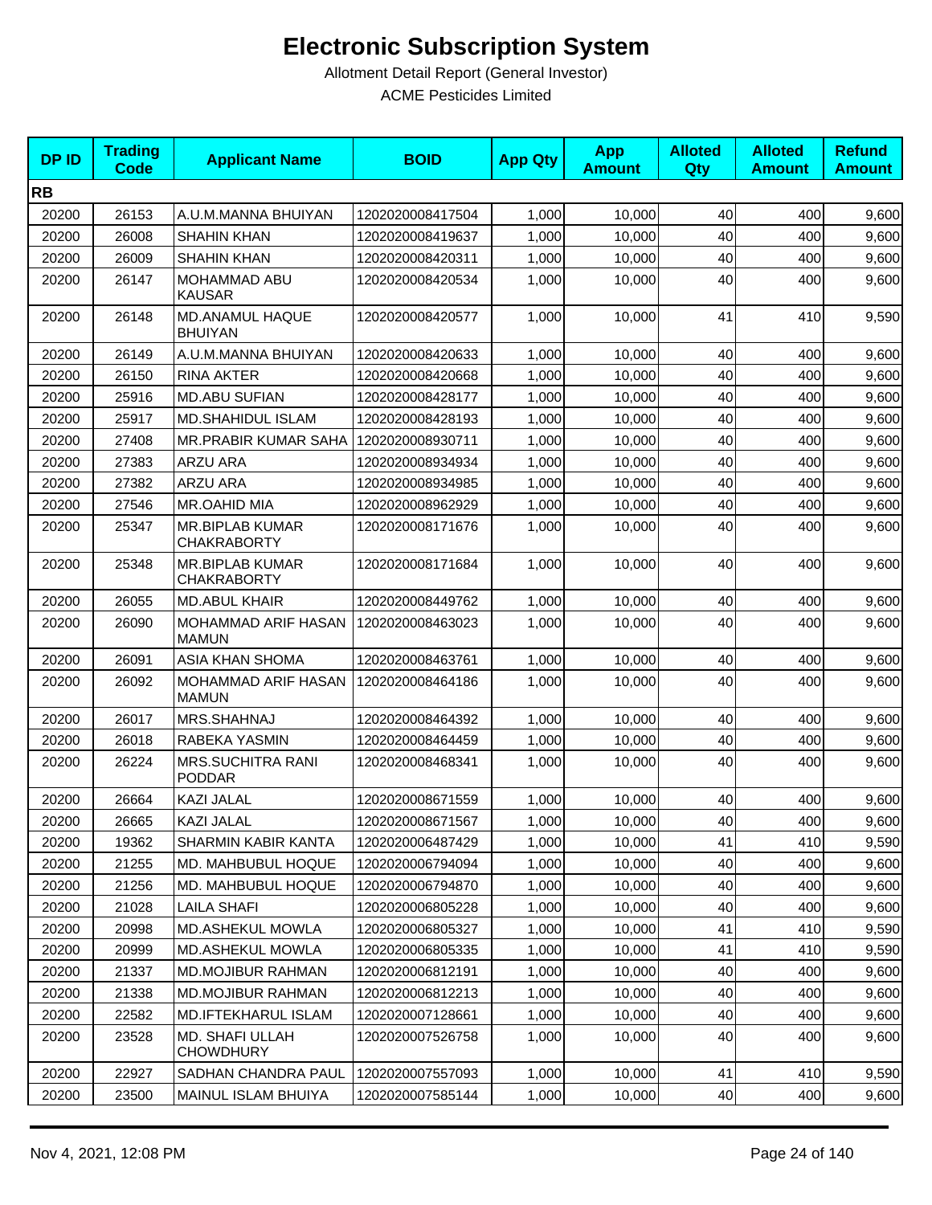# Electronic Subscription System

Allotment Detail Report (General Investor)

ACME Pesticides Limited

| DP ID | Trading Code | Applicant Name | BOID | App Qty | App Amount | Alloted Qty | Alloted Amount | Refund Amount |
|---|---|---|---|---|---|---|---|---|
| **RB** | | | | | | | | |
| 20200 | 26153 | A.U.M.MANNA BHUIYAN | 1202020008417504 | 1,000 | 10,000 | 40 | 400 | 9,600 |
| 20200 | 26008 | SHAHIN KHAN | 1202020008419637 | 1,000 | 10,000 | 40 | 400 | 9,600 |
| 20200 | 26009 | SHAHIN KHAN | 1202020008420311 | 1,000 | 10,000 | 40 | 400 | 9,600 |
| 20200 | 26147 | MOHAMMAD ABU KAUSAR | 1202020008420534 | 1,000 | 10,000 | 40 | 400 | 9,600 |
| 20200 | 26148 | MD.ANAMUL HAQUE BHUIYAN | 1202020008420577 | 1,000 | 10,000 | 41 | 410 | 9,590 |
| 20200 | 26149 | A.U.M.MANNA BHUIYAN | 1202020008420633 | 1,000 | 10,000 | 40 | 400 | 9,600 |
| 20200 | 26150 | RINA AKTER | 1202020008420668 | 1,000 | 10,000 | 40 | 400 | 9,600 |
| 20200 | 25916 | MD.ABU SUFIAN | 1202020008428177 | 1,000 | 10,000 | 40 | 400 | 9,600 |
| 20200 | 25917 | MD.SHAHIDUL ISLAM | 1202020008428193 | 1,000 | 10,000 | 40 | 400 | 9,600 |
| 20200 | 27408 | MR.PRABIR KUMAR SAHA | 1202020008930711 | 1,000 | 10,000 | 40 | 400 | 9,600 |
| 20200 | 27383 | ARZU ARA | 1202020008934934 | 1,000 | 10,000 | 40 | 400 | 9,600 |
| 20200 | 27382 | ARZU ARA | 1202020008934985 | 1,000 | 10,000 | 40 | 400 | 9,600 |
| 20200 | 27546 | MR.OAHID MIA | 1202020008962929 | 1,000 | 10,000 | 40 | 400 | 9,600 |
| 20200 | 25347 | MR.BIPLAB KUMAR CHAKRABORTY | 1202020008171676 | 1,000 | 10,000 | 40 | 400 | 9,600 |
| 20200 | 25348 | MR.BIPLAB KUMAR CHAKRABORTY | 1202020008171684 | 1,000 | 10,000 | 40 | 400 | 9,600 |
| 20200 | 26055 | MD.ABUL KHAIR | 1202020008449762 | 1,000 | 10,000 | 40 | 400 | 9,600 |
| 20200 | 26090 | MOHAMMAD ARIF HASAN MAMUN | 1202020008463023 | 1,000 | 10,000 | 40 | 400 | 9,600 |
| 20200 | 26091 | ASIA KHAN SHOMA | 1202020008463761 | 1,000 | 10,000 | 40 | 400 | 9,600 |
| 20200 | 26092 | MOHAMMAD ARIF HASAN MAMUN | 1202020008464186 | 1,000 | 10,000 | 40 | 400 | 9,600 |
| 20200 | 26017 | MRS.SHAHNAJ | 1202020008464392 | 1,000 | 10,000 | 40 | 400 | 9,600 |
| 20200 | 26018 | RABEKA YASMIN | 1202020008464459 | 1,000 | 10,000 | 40 | 400 | 9,600 |
| 20200 | 26224 | MRS.SUCHITRA RANI PODDAR | 1202020008468341 | 1,000 | 10,000 | 40 | 400 | 9,600 |
| 20200 | 26664 | KAZI JALAL | 1202020008671559 | 1,000 | 10,000 | 40 | 400 | 9,600 |
| 20200 | 26665 | KAZI JALAL | 1202020008671567 | 1,000 | 10,000 | 40 | 400 | 9,600 |
| 20200 | 19362 | SHARMIN KABIR KANTA | 1202020006487429 | 1,000 | 10,000 | 41 | 410 | 9,590 |
| 20200 | 21255 | MD. MAHBUBUL HOQUE | 1202020006794094 | 1,000 | 10,000 | 40 | 400 | 9,600 |
| 20200 | 21256 | MD. MAHBUBUL HOQUE | 1202020006794870 | 1,000 | 10,000 | 40 | 400 | 9,600 |
| 20200 | 21028 | LAILA SHAFI | 1202020006805228 | 1,000 | 10,000 | 40 | 400 | 9,600 |
| 20200 | 20998 | MD.ASHEKUL MOWLA | 1202020006805327 | 1,000 | 10,000 | 41 | 410 | 9,590 |
| 20200 | 20999 | MD.ASHEKUL MOWLA | 1202020006805335 | 1,000 | 10,000 | 41 | 410 | 9,590 |
| 20200 | 21337 | MD.MOJIBUR RAHMAN | 1202020006812191 | 1,000 | 10,000 | 40 | 400 | 9,600 |
| 20200 | 21338 | MD.MOJIBUR RAHMAN | 1202020006812213 | 1,000 | 10,000 | 40 | 400 | 9,600 |
| 20200 | 22582 | MD.IFTEKHARUL ISLAM | 1202020007128661 | 1,000 | 10,000 | 40 | 400 | 9,600 |
| 20200 | 23528 | MD. SHAFI ULLAH CHOWDHURY | 1202020007526758 | 1,000 | 10,000 | 40 | 400 | 9,600 |
| 20200 | 22927 | SADHAN CHANDRA PAUL | 1202020007557093 | 1,000 | 10,000 | 41 | 410 | 9,590 |
| 20200 | 23500 | MAINUL ISLAM BHUIYA | 1202020007585144 | 1,000 | 10,000 | 40 | 400 | 9,600 |

Nov 4, 2021, 12:08 PM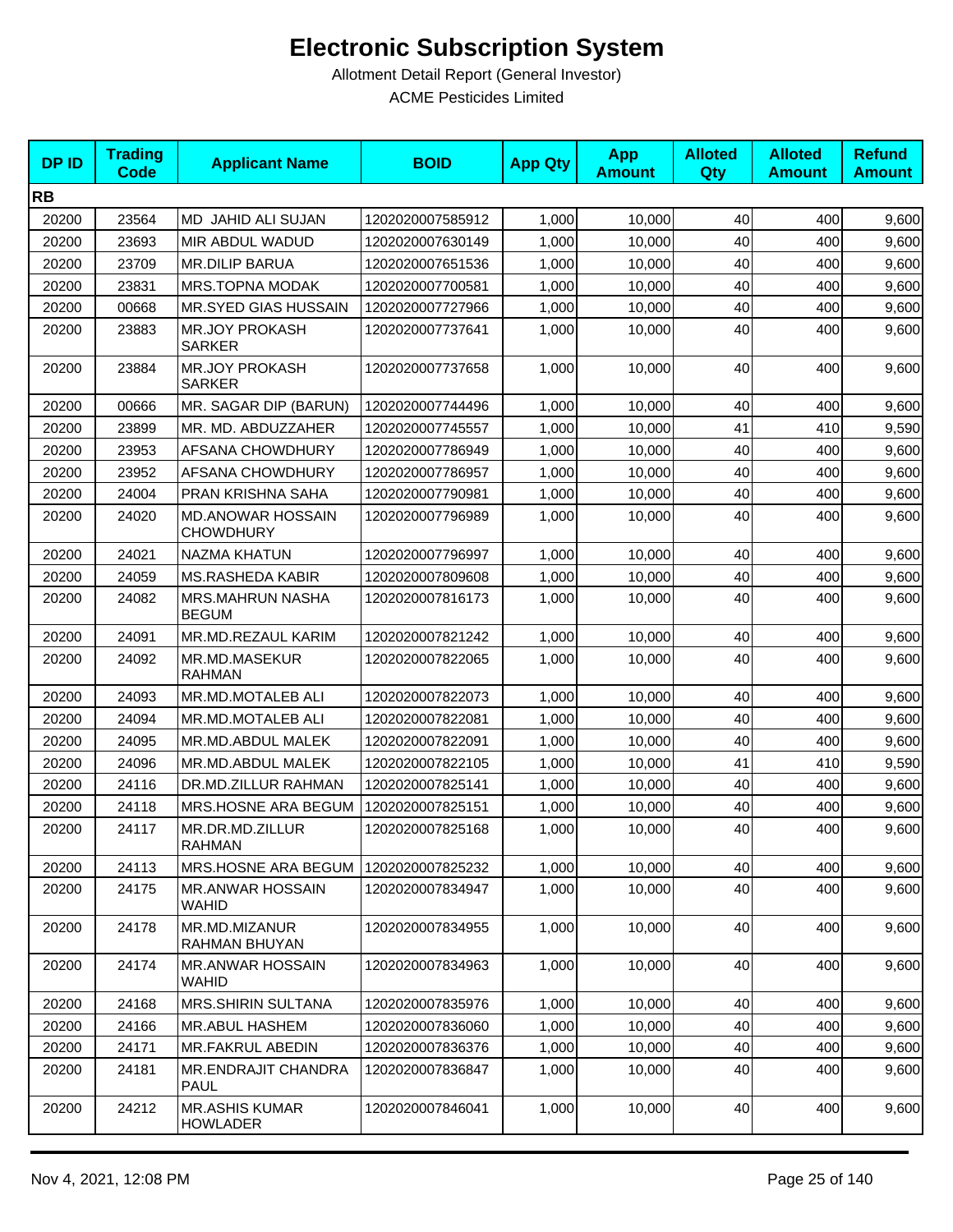# Electronic Subscription System

Allotment Detail Report (General Investor)

ACME Pesticides Limited

| DP ID | Trading Code | Applicant Name | BOID | App Qty | App Amount | Alloted Qty | Alloted Amount | Refund Amount |
|---|---|---|---|---|---|---|---|---|
| **RB** | | | | | | | | |
| 20200 | 23564 | MD JAHID ALI SUJAN | 1202020007585912 | 1,000 | 10,000 | 40 | 400 | 9,600 |
| 20200 | 23693 | MIR ABDUL WADUD | 1202020007630149 | 1,000 | 10,000 | 40 | 400 | 9,600 |
| 20200 | 23709 | MR.DILIP BARUA | 1202020007651536 | 1,000 | 10,000 | 40 | 400 | 9,600 |
| 20200 | 23831 | MRS.TOPNA MODAK | 1202020007700581 | 1,000 | 10,000 | 40 | 400 | 9,600 |
| 20200 | 00668 | MR.SYED GIAS HUSSAIN | 1202020007727966 | 1,000 | 10,000 | 40 | 400 | 9,600 |
| 20200 | 23883 | MR.JOY PROKASH SARKER | 1202020007737641 | 1,000 | 10,000 | 40 | 400 | 9,600 |
| 20200 | 23884 | MR.JOY PROKASH SARKER | 1202020007737658 | 1,000 | 10,000 | 40 | 400 | 9,600 |
| 20200 | 00666 | MR. SAGAR DIP (BARUN) | 1202020007744496 | 1,000 | 10,000 | 40 | 400 | 9,600 |
| 20200 | 23899 | MR. MD. ABDUZZAHER | 1202020007745557 | 1,000 | 10,000 | 41 | 410 | 9,590 |
| 20200 | 23953 | AFSANA CHOWDHURY | 1202020007786949 | 1,000 | 10,000 | 40 | 400 | 9,600 |
| 20200 | 23952 | AFSANA CHOWDHURY | 1202020007786957 | 1,000 | 10,000 | 40 | 400 | 9,600 |
| 20200 | 24004 | PRAN KRISHNA SAHA | 1202020007790981 | 1,000 | 10,000 | 40 | 400 | 9,600 |
| 20200 | 24020 | MD.ANOWAR HOSSAIN CHOWDHURY | 1202020007796989 | 1,000 | 10,000 | 40 | 400 | 9,600 |
| 20200 | 24021 | NAZMA KHATUN | 1202020007796997 | 1,000 | 10,000 | 40 | 400 | 9,600 |
| 20200 | 24059 | MS.RASHEDA KABIR | 1202020007809608 | 1,000 | 10,000 | 40 | 400 | 9,600 |
| 20200 | 24082 | MRS.MAHRUN NASHA BEGUM | 1202020007816173 | 1,000 | 10,000 | 40 | 400 | 9,600 |
| 20200 | 24091 | MR.MD.REZAUL KARIM | 1202020007821242 | 1,000 | 10,000 | 40 | 400 | 9,600 |
| 20200 | 24092 | MR.MD.MASEKUR RAHMAN | 1202020007822065 | 1,000 | 10,000 | 40 | 400 | 9,600 |
| 20200 | 24093 | MR.MD.MOTALEB ALI | 1202020007822073 | 1,000 | 10,000 | 40 | 400 | 9,600 |
| 20200 | 24094 | MR.MD.MOTALEB ALI | 1202020007822081 | 1,000 | 10,000 | 40 | 400 | 9,600 |
| 20200 | 24095 | MR.MD.ABDUL MALEK | 1202020007822091 | 1,000 | 10,000 | 40 | 400 | 9,600 |
| 20200 | 24096 | MR.MD.ABDUL MALEK | 1202020007822105 | 1,000 | 10,000 | 41 | 410 | 9,590 |
| 20200 | 24116 | DR.MD.ZILLUR RAHMAN | 1202020007825141 | 1,000 | 10,000 | 40 | 400 | 9,600 |
| 20200 | 24118 | MRS.HOSNE ARA BEGUM | 1202020007825151 | 1,000 | 10,000 | 40 | 400 | 9,600 |
| 20200 | 24117 | MR.DR.MD.ZILLUR RAHMAN | 1202020007825168 | 1,000 | 10,000 | 40 | 400 | 9,600 |
| 20200 | 24113 | MRS.HOSNE ARA BEGUM | 1202020007825232 | 1,000 | 10,000 | 40 | 400 | 9,600 |
| 20200 | 24175 | MR.ANWAR HOSSAIN WAHID | 1202020007834947 | 1,000 | 10,000 | 40 | 400 | 9,600 |
| 20200 | 24178 | MR.MD.MIZANUR RAHMAN BHUYAN | 1202020007834955 | 1,000 | 10,000 | 40 | 400 | 9,600 |
| 20200 | 24174 | MR.ANWAR HOSSAIN WAHID | 1202020007834963 | 1,000 | 10,000 | 40 | 400 | 9,600 |
| 20200 | 24168 | MRS.SHIRIN SULTANA | 1202020007835976 | 1,000 | 10,000 | 40 | 400 | 9,600 |
| 20200 | 24166 | MR.ABUL HASHEM | 1202020007836060 | 1,000 | 10,000 | 40 | 400 | 9,600 |
| 20200 | 24171 | MR.FAKRUL ABEDIN | 1202020007836376 | 1,000 | 10,000 | 40 | 400 | 9,600 |
| 20200 | 24181 | MR.ENDRAJIT CHANDRA PAUL | 1202020007836847 | 1,000 | 10,000 | 40 | 400 | 9,600 |
| 20200 | 24212 | MR.ASHIS KUMAR HOWLADER | 1202020007846041 | 1,000 | 10,000 | 40 | 400 | 9,600 |

Nov 4, 2021, 12:08 PM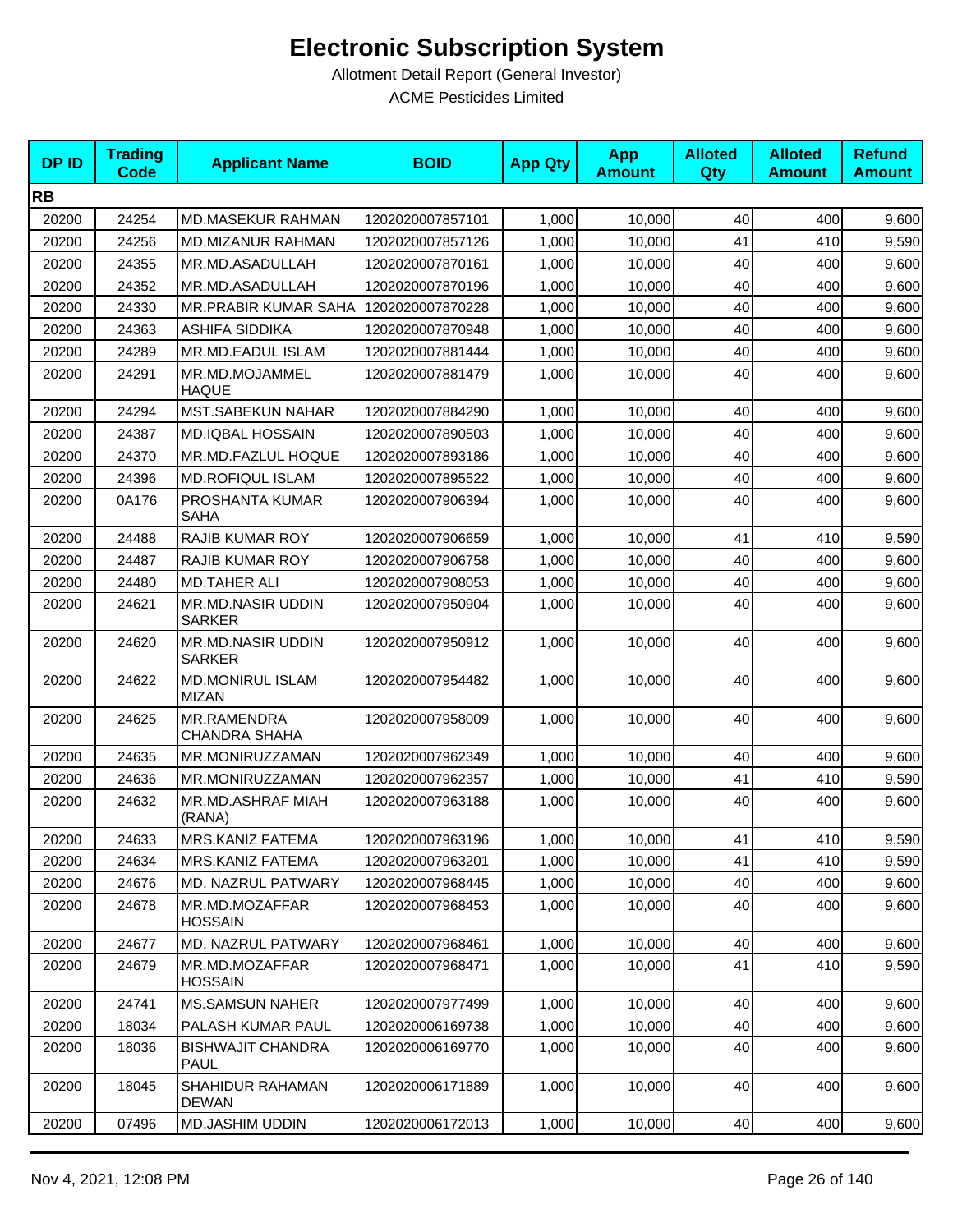# Electronic Subscription System

Allotment Detail Report (General Investor)

ACME Pesticides Limited

| DP ID | Trading Code | Applicant Name | BOID | App Qty | App Amount | Alloted Qty | Alloted Amount | Refund Amount |
|---|---|---|---|---|---|---|---|---|
| **RB** | | | | | | | | |
| 20200 | 24254 | MD.MASEKUR RAHMAN | 1202020007857101 | 1,000 | 10,000 | 40 | 400 | 9,600 |
| 20200 | 24256 | MD.MIZANUR RAHMAN | 1202020007857126 | 1,000 | 10,000 | 41 | 410 | 9,590 |
| 20200 | 24355 | MR.MD.ASADULLAH | 1202020007870161 | 1,000 | 10,000 | 40 | 400 | 9,600 |
| 20200 | 24352 | MR.MD.ASADULLAH | 1202020007870196 | 1,000 | 10,000 | 40 | 400 | 9,600 |
| 20200 | 24330 | MR.PRABIR KUMAR SAHA | 1202020007870228 | 1,000 | 10,000 | 40 | 400 | 9,600 |
| 20200 | 24363 | ASHIFA SIDDIKA | 1202020007870948 | 1,000 | 10,000 | 40 | 400 | 9,600 |
| 20200 | 24289 | MR.MD.EADUL ISLAM | 1202020007881444 | 1,000 | 10,000 | 40 | 400 | 9,600 |
| 20200 | 24291 | MR.MD.MOJAMMEL HAQUE | 1202020007881479 | 1,000 | 10,000 | 40 | 400 | 9,600 |
| 20200 | 24294 | MST.SABEKUN NAHAR | 1202020007884290 | 1,000 | 10,000 | 40 | 400 | 9,600 |
| 20200 | 24387 | MD.IQBAL HOSSAIN | 1202020007890503 | 1,000 | 10,000 | 40 | 400 | 9,600 |
| 20200 | 24370 | MR.MD.FAZLUL HOQUE | 1202020007893186 | 1,000 | 10,000 | 40 | 400 | 9,600 |
| 20200 | 24396 | MD.ROFIQUL ISLAM | 1202020007895522 | 1,000 | 10,000 | 40 | 400 | 9,600 |
| 20200 | 0A176 | PROSHANTA KUMAR SAHA | 1202020007906394 | 1,000 | 10,000 | 40 | 400 | 9,600 |
| 20200 | 24488 | RAJIB KUMAR ROY | 1202020007906659 | 1,000 | 10,000 | 41 | 410 | 9,590 |
| 20200 | 24487 | RAJIB KUMAR ROY | 1202020007906758 | 1,000 | 10,000 | 40 | 400 | 9,600 |
| 20200 | 24480 | MD.TAHER ALI | 1202020007908053 | 1,000 | 10,000 | 40 | 400 | 9,600 |
| 20200 | 24621 | MR.MD.NASIR UDDIN SARKER | 1202020007950904 | 1,000 | 10,000 | 40 | 400 | 9,600 |
| 20200 | 24620 | MR.MD.NASIR UDDIN SARKER | 1202020007950912 | 1,000 | 10,000 | 40 | 400 | 9,600 |
| 20200 | 24622 | MD.MONIRUL ISLAM MIZAN | 1202020007954482 | 1,000 | 10,000 | 40 | 400 | 9,600 |
| 20200 | 24625 | MR.RAMENDRA CHANDRA SHAHA | 1202020007958009 | 1,000 | 10,000 | 40 | 400 | 9,600 |
| 20200 | 24635 | MR.MONIRUZZAMAN | 1202020007962349 | 1,000 | 10,000 | 40 | 400 | 9,600 |
| 20200 | 24636 | MR.MONIRUZZAMAN | 1202020007962357 | 1,000 | 10,000 | 41 | 410 | 9,590 |
| 20200 | 24632 | MR.MD.ASHRAF MIAH (RANA) | 1202020007963188 | 1,000 | 10,000 | 40 | 400 | 9,600 |
| 20200 | 24633 | MRS.KANIZ FATEMA | 1202020007963196 | 1,000 | 10,000 | 41 | 410 | 9,590 |
| 20200 | 24634 | MRS.KANIZ FATEMA | 1202020007963201 | 1,000 | 10,000 | 41 | 410 | 9,590 |
| 20200 | 24676 | MD. NAZRUL PATWARY | 1202020007968445 | 1,000 | 10,000 | 40 | 400 | 9,600 |
| 20200 | 24678 | MR.MD.MOZAFFAR HOSSAIN | 1202020007968453 | 1,000 | 10,000 | 40 | 400 | 9,600 |
| 20200 | 24677 | MD. NAZRUL PATWARY | 1202020007968461 | 1,000 | 10,000 | 40 | 400 | 9,600 |
| 20200 | 24679 | MR.MD.MOZAFFAR HOSSAIN | 1202020007968471 | 1,000 | 10,000 | 41 | 410 | 9,590 |
| 20200 | 24741 | MS.SAMSUN NAHER | 1202020007977499 | 1,000 | 10,000 | 40 | 400 | 9,600 |
| 20200 | 18034 | PALASH KUMAR PAUL | 1202020006169738 | 1,000 | 10,000 | 40 | 400 | 9,600 |
| 20200 | 18036 | BISHWAJIT CHANDRA PAUL | 1202020006169770 | 1,000 | 10,000 | 40 | 400 | 9,600 |
| 20200 | 18045 | SHAHIDUR RAHAMAN DEWAN | 1202020006171889 | 1,000 | 10,000 | 40 | 400 | 9,600 |
| 20200 | 07496 | MD.JASHIM UDDIN | 1202020006172013 | 1,000 | 10,000 | 40 | 400 | 9,600 |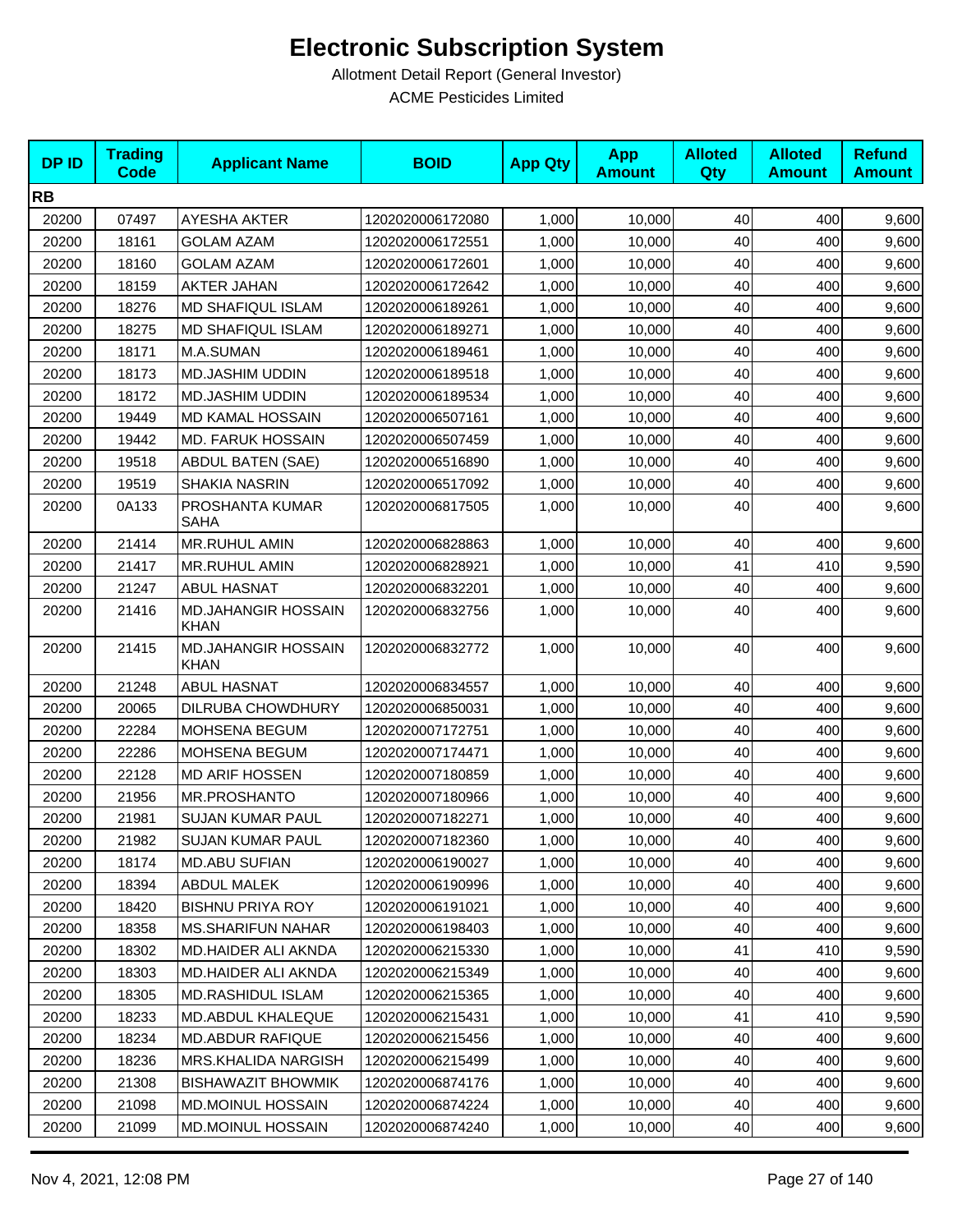# Electronic Subscription System

Allotment Detail Report (General Investor)

ACME Pesticides Limited

| DP ID | Trading Code | Applicant Name | BOID | App Qty | App Amount | Alloted Qty | Alloted Amount | Refund Amount |
|---|---|---|---|---|---|---|---|---|
| **RB** | | | | | | | | |
| 20200 | 07497 | AYESHA AKTER | 1202020006172080 | 1,000 | 10,000 | 40 | 400 | 9,600 |
| 20200 | 18161 | GOLAM AZAM | 1202020006172551 | 1,000 | 10,000 | 40 | 400 | 9,600 |
| 20200 | 18160 | GOLAM AZAM | 1202020006172601 | 1,000 | 10,000 | 40 | 400 | 9,600 |
| 20200 | 18159 | AKTER JAHAN | 1202020006172642 | 1,000 | 10,000 | 40 | 400 | 9,600 |
| 20200 | 18276 | MD SHAFIQUL ISLAM | 1202020006189261 | 1,000 | 10,000 | 40 | 400 | 9,600 |
| 20200 | 18275 | MD SHAFIQUL ISLAM | 1202020006189271 | 1,000 | 10,000 | 40 | 400 | 9,600 |
| 20200 | 18171 | M.A.SUMAN | 1202020006189461 | 1,000 | 10,000 | 40 | 400 | 9,600 |
| 20200 | 18173 | MD.JASHIM UDDIN | 1202020006189518 | 1,000 | 10,000 | 40 | 400 | 9,600 |
| 20200 | 18172 | MD.JASHIM UDDIN | 1202020006189534 | 1,000 | 10,000 | 40 | 400 | 9,600 |
| 20200 | 19449 | MD KAMAL HOSSAIN | 1202020006507161 | 1,000 | 10,000 | 40 | 400 | 9,600 |
| 20200 | 19442 | MD. FARUK HOSSAIN | 1202020006507459 | 1,000 | 10,000 | 40 | 400 | 9,600 |
| 20200 | 19518 | ABDUL BATEN (SAE) | 1202020006516890 | 1,000 | 10,000 | 40 | 400 | 9,600 |
| 20200 | 19519 | SHAKIA NASRIN | 1202020006517092 | 1,000 | 10,000 | 40 | 400 | 9,600 |
| 20200 | 0A133 | PROSHANTA KUMAR SAHA | 1202020006817505 | 1,000 | 10,000 | 40 | 400 | 9,600 |
| 20200 | 21414 | MR.RUHUL AMIN | 1202020006828863 | 1,000 | 10,000 | 40 | 400 | 9,600 |
| 20200 | 21417 | MR.RUHUL AMIN | 1202020006828921 | 1,000 | 10,000 | 41 | 410 | 9,590 |
| 20200 | 21247 | ABUL HASNAT | 1202020006832201 | 1,000 | 10,000 | 40 | 400 | 9,600 |
| 20200 | 21416 | MD.JAHANGIR HOSSAIN KHAN | 1202020006832756 | 1,000 | 10,000 | 40 | 400 | 9,600 |
| 20200 | 21415 | MD.JAHANGIR HOSSAIN KHAN | 1202020006832772 | 1,000 | 10,000 | 40 | 400 | 9,600 |
| 20200 | 21248 | ABUL HASNAT | 1202020006834557 | 1,000 | 10,000 | 40 | 400 | 9,600 |
| 20200 | 20065 | DILRUBA CHOWDHURY | 1202020006850031 | 1,000 | 10,000 | 40 | 400 | 9,600 |
| 20200 | 22284 | MOHSENA BEGUM | 1202020007172751 | 1,000 | 10,000 | 40 | 400 | 9,600 |
| 20200 | 22286 | MOHSENA BEGUM | 1202020007174471 | 1,000 | 10,000 | 40 | 400 | 9,600 |
| 20200 | 22128 | MD ARIF HOSSEN | 1202020007180859 | 1,000 | 10,000 | 40 | 400 | 9,600 |
| 20200 | 21956 | MR.PROSHANTO | 1202020007180966 | 1,000 | 10,000 | 40 | 400 | 9,600 |
| 20200 | 21981 | SUJAN KUMAR PAUL | 1202020007182271 | 1,000 | 10,000 | 40 | 400 | 9,600 |
| 20200 | 21982 | SUJAN KUMAR PAUL | 1202020007182360 | 1,000 | 10,000 | 40 | 400 | 9,600 |
| 20200 | 18174 | MD.ABU SUFIAN | 1202020006190027 | 1,000 | 10,000 | 40 | 400 | 9,600 |
| 20200 | 18394 | ABDUL MALEK | 1202020006190996 | 1,000 | 10,000 | 40 | 400 | 9,600 |
| 20200 | 18420 | BISHNU PRIYA ROY | 1202020006191021 | 1,000 | 10,000 | 40 | 400 | 9,600 |
| 20200 | 18358 | MS.SHARIFUN NAHAR | 1202020006198403 | 1,000 | 10,000 | 40 | 400 | 9,600 |
| 20200 | 18302 | MD.HAIDER ALI AKNDA | 1202020006215330 | 1,000 | 10,000 | 41 | 410 | 9,590 |
| 20200 | 18303 | MD.HAIDER ALI AKNDA | 1202020006215349 | 1,000 | 10,000 | 40 | 400 | 9,600 |
| 20200 | 18305 | MD.RASHIDUL ISLAM | 1202020006215365 | 1,000 | 10,000 | 40 | 400 | 9,600 |
| 20200 | 18233 | MD.ABDUL KHALEQUE | 1202020006215431 | 1,000 | 10,000 | 41 | 410 | 9,590 |
| 20200 | 18234 | MD.ABDUR RAFIQUE | 1202020006215456 | 1,000 | 10,000 | 40 | 400 | 9,600 |
| 20200 | 18236 | MRS.KHALIDA NARGISH | 1202020006215499 | 1,000 | 10,000 | 40 | 400 | 9,600 |
| 20200 | 21308 | BISHAWAZIT BHOWMIK | 1202020006874176 | 1,000 | 10,000 | 40 | 400 | 9,600 |
| 20200 | 21098 | MD.MOINUL HOSSAIN | 1202020006874224 | 1,000 | 10,000 | 40 | 400 | 9,600 |
| 20200 | 21099 | MD.MOINUL HOSSAIN | 1202020006874240 | 1,000 | 10,000 | 40 | 400 | 9,600 |

Nov 4, 2021, 12:08 PM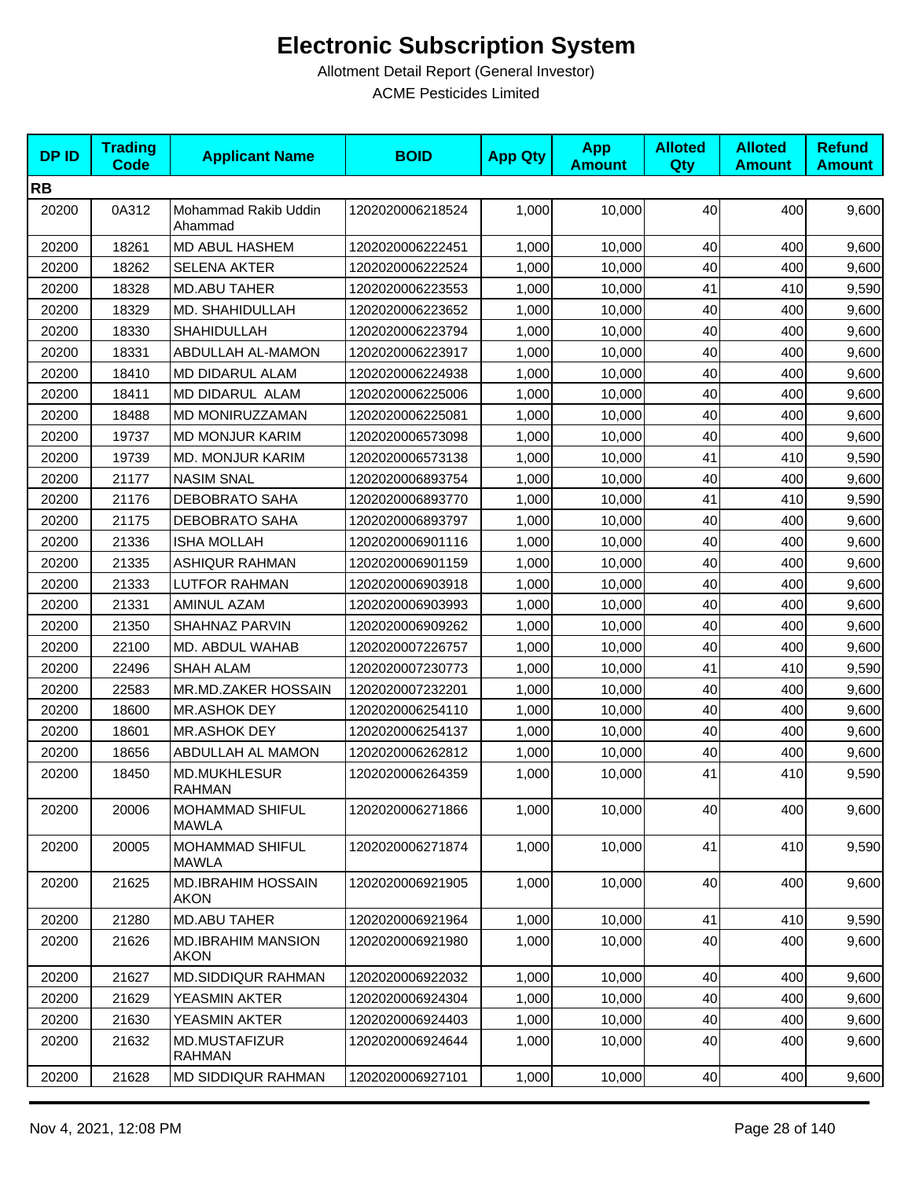# Electronic Subscription System

Allotment Detail Report (General Investor)

ACME Pesticides Limited

| DP ID | Trading Code | Applicant Name | BOID | App Qty | App Amount | Alloted Qty | Alloted Amount | Refund Amount |
|---|---|---|---|---|---|---|---|---|
| **RB** | | | | | | | | |
| 20200 | 0A312 | Mohammad Rakib Uddin Ahammad | 1202020006218524 | 1,000 | 10,000 | 40 | 400 | 9,600 |
| 20200 | 18261 | MD ABUL HASHEM | 1202020006222451 | 1,000 | 10,000 | 40 | 400 | 9,600 |
| 20200 | 18262 | SELENA AKTER | 1202020006222524 | 1,000 | 10,000 | 40 | 400 | 9,600 |
| 20200 | 18328 | MD.ABU TAHER | 1202020006223553 | 1,000 | 10,000 | 41 | 410 | 9,590 |
| 20200 | 18329 | MD. SHAHIDULLAH | 1202020006223652 | 1,000 | 10,000 | 40 | 400 | 9,600 |
| 20200 | 18330 | SHAHIDULLAH | 1202020006223794 | 1,000 | 10,000 | 40 | 400 | 9,600 |
| 20200 | 18331 | ABDULLAH AL-MAMON | 1202020006223917 | 1,000 | 10,000 | 40 | 400 | 9,600 |
| 20200 | 18410 | MD DIDARUL ALAM | 1202020006224938 | 1,000 | 10,000 | 40 | 400 | 9,600 |
| 20200 | 18411 | MD DIDARUL ALAM | 1202020006225006 | 1,000 | 10,000 | 40 | 400 | 9,600 |
| 20200 | 18488 | MD MONIRUZZAMAN | 1202020006225081 | 1,000 | 10,000 | 40 | 400 | 9,600 |
| 20200 | 19737 | MD MONJUR KARIM | 1202020006573098 | 1,000 | 10,000 | 40 | 400 | 9,600 |
| 20200 | 19739 | MD. MONJUR KARIM | 1202020006573138 | 1,000 | 10,000 | 41 | 410 | 9,590 |
| 20200 | 21177 | NASIM SNAL | 1202020006893754 | 1,000 | 10,000 | 40 | 400 | 9,600 |
| 20200 | 21176 | DEBOBRATO SAHA | 1202020006893770 | 1,000 | 10,000 | 41 | 410 | 9,590 |
| 20200 | 21175 | DEBOBRATO SAHA | 1202020006893797 | 1,000 | 10,000 | 40 | 400 | 9,600 |
| 20200 | 21336 | ISHA MOLLAH | 1202020006901116 | 1,000 | 10,000 | 40 | 400 | 9,600 |
| 20200 | 21335 | ASHIQUR RAHMAN | 1202020006901159 | 1,000 | 10,000 | 40 | 400 | 9,600 |
| 20200 | 21333 | LUTFOR RAHMAN | 1202020006903918 | 1,000 | 10,000 | 40 | 400 | 9,600 |
| 20200 | 21331 | AMINUL AZAM | 1202020006903993 | 1,000 | 10,000 | 40 | 400 | 9,600 |
| 20200 | 21350 | SHAHNAZ PARVIN | 1202020006909262 | 1,000 | 10,000 | 40 | 400 | 9,600 |
| 20200 | 22100 | MD. ABDUL WAHAB | 1202020007226757 | 1,000 | 10,000 | 40 | 400 | 9,600 |
| 20200 | 22496 | SHAH ALAM | 1202020007230773 | 1,000 | 10,000 | 41 | 410 | 9,590 |
| 20200 | 22583 | MR.MD.ZAKER HOSSAIN | 1202020007232201 | 1,000 | 10,000 | 40 | 400 | 9,600 |
| 20200 | 18600 | MR.ASHOK DEY | 1202020006254110 | 1,000 | 10,000 | 40 | 400 | 9,600 |
| 20200 | 18601 | MR.ASHOK DEY | 1202020006254137 | 1,000 | 10,000 | 40 | 400 | 9,600 |
| 20200 | 18656 | ABDULLAH AL MAMON | 1202020006262812 | 1,000 | 10,000 | 40 | 400 | 9,600 |
| 20200 | 18450 | MD.MUKHLESUR RAHMAN | 1202020006264359 | 1,000 | 10,000 | 41 | 410 | 9,590 |
| 20200 | 20006 | MOHAMMAD SHIFUL MAWLA | 1202020006271866 | 1,000 | 10,000 | 40 | 400 | 9,600 |
| 20200 | 20005 | MOHAMMAD SHIFUL MAWLA | 1202020006271874 | 1,000 | 10,000 | 41 | 410 | 9,590 |
| 20200 | 21625 | MD.IBRAHIM HOSSAIN AKON | 1202020006921905 | 1,000 | 10,000 | 40 | 400 | 9,600 |
| 20200 | 21280 | MD.ABU TAHER | 1202020006921964 | 1,000 | 10,000 | 41 | 410 | 9,590 |
| 20200 | 21626 | MD.IBRAHIM MANSION AKON | 1202020006921980 | 1,000 | 10,000 | 40 | 400 | 9,600 |
| 20200 | 21627 | MD.SIDDIQUR RAHMAN | 1202020006922032 | 1,000 | 10,000 | 40 | 400 | 9,600 |
| 20200 | 21629 | YEASMIN AKTER | 1202020006924304 | 1,000 | 10,000 | 40 | 400 | 9,600 |
| 20200 | 21630 | YEASMIN AKTER | 1202020006924403 | 1,000 | 10,000 | 40 | 400 | 9,600 |
| 20200 | 21632 | MD.MUSTAFIZUR RAHMAN | 1202020006924644 | 1,000 | 10,000 | 40 | 400 | 9,600 |
| 20200 | 21628 | MD SIDDIQUR RAHMAN | 1202020006927101 | 1,000 | 10,000 | 40 | 400 | 9,600 |

Nov 4, 2021, 12:08 PM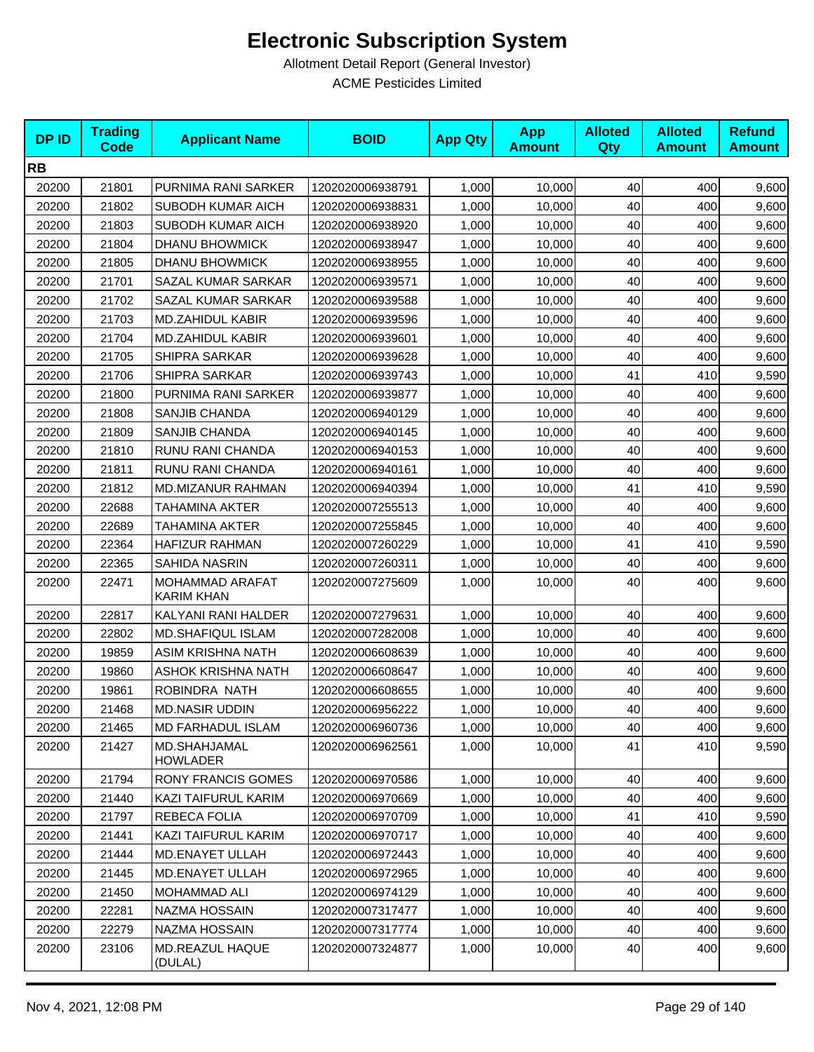# Electronic Subscription System

Allotment Detail Report (General Investor)

ACME Pesticides Limited

| DP ID | Trading Code | Applicant Name | BOID | App Qty | App Amount | Alloted Qty | Alloted Amount | Refund Amount |
|---|---|---|---|---|---|---|---|---|
| **RB** | | | | | | | | |
| 20200 | 21801 | PURNIMA RANI SARKER | 1202020006938791 | 1,000 | 10,000 | 40 | 400 | 9,600 |
| 20200 | 21802 | SUBODH KUMAR AICH | 1202020006938831 | 1,000 | 10,000 | 40 | 400 | 9,600 |
| 20200 | 21803 | SUBODH KUMAR AICH | 1202020006938920 | 1,000 | 10,000 | 40 | 400 | 9,600 |
| 20200 | 21804 | DHANU BHOWMICK | 1202020006938947 | 1,000 | 10,000 | 40 | 400 | 9,600 |
| 20200 | 21805 | DHANU BHOWMICK | 1202020006938955 | 1,000 | 10,000 | 40 | 400 | 9,600 |
| 20200 | 21701 | SAZAL KUMAR SARKAR | 1202020006939571 | 1,000 | 10,000 | 40 | 400 | 9,600 |
| 20200 | 21702 | SAZAL KUMAR SARKAR | 1202020006939588 | 1,000 | 10,000 | 40 | 400 | 9,600 |
| 20200 | 21703 | MD.ZAHIDUL KABIR | 1202020006939596 | 1,000 | 10,000 | 40 | 400 | 9,600 |
| 20200 | 21704 | MD.ZAHIDUL KABIR | 1202020006939601 | 1,000 | 10,000 | 40 | 400 | 9,600 |
| 20200 | 21705 | SHIPRA SARKAR | 1202020006939628 | 1,000 | 10,000 | 40 | 400 | 9,600 |
| 20200 | 21706 | SHIPRA SARKAR | 1202020006939743 | 1,000 | 10,000 | 41 | 410 | 9,590 |
| 20200 | 21800 | PURNIMA RANI SARKER | 1202020006939877 | 1,000 | 10,000 | 40 | 400 | 9,600 |
| 20200 | 21808 | SANJIB CHANDA | 1202020006940129 | 1,000 | 10,000 | 40 | 400 | 9,600 |
| 20200 | 21809 | SANJIB CHANDA | 1202020006940145 | 1,000 | 10,000 | 40 | 400 | 9,600 |
| 20200 | 21810 | RUNU RANI CHANDA | 1202020006940153 | 1,000 | 10,000 | 40 | 400 | 9,600 |
| 20200 | 21811 | RUNU RANI CHANDA | 1202020006940161 | 1,000 | 10,000 | 40 | 400 | 9,600 |
| 20200 | 21812 | MD.MIZANUR RAHMAN | 1202020006940394 | 1,000 | 10,000 | 41 | 410 | 9,590 |
| 20200 | 22688 | TAHAMINA AKTER | 1202020007255513 | 1,000 | 10,000 | 40 | 400 | 9,600 |
| 20200 | 22689 | TAHAMINA AKTER | 1202020007255845 | 1,000 | 10,000 | 40 | 400 | 9,600 |
| 20200 | 22364 | HAFIZUR RAHMAN | 1202020007260229 | 1,000 | 10,000 | 41 | 410 | 9,590 |
| 20200 | 22365 | SAHIDA NASRIN | 1202020007260311 | 1,000 | 10,000 | 40 | 400 | 9,600 |
| 20200 | 22471 | MOHAMMAD ARAFAT KARIM KHAN | 1202020007275609 | 1,000 | 10,000 | 40 | 400 | 9,600 |
| 20200 | 22817 | KALYANI RANI HALDER | 1202020007279631 | 1,000 | 10,000 | 40 | 400 | 9,600 |
| 20200 | 22802 | MD.SHAFIQUL ISLAM | 1202020007282008 | 1,000 | 10,000 | 40 | 400 | 9,600 |
| 20200 | 19859 | ASIM KRISHNA NATH | 1202020006608639 | 1,000 | 10,000 | 40 | 400 | 9,600 |
| 20200 | 19860 | ASHOK KRISHNA NATH | 1202020006608647 | 1,000 | 10,000 | 40 | 400 | 9,600 |
| 20200 | 19861 | ROBINDRA NATH | 1202020006608655 | 1,000 | 10,000 | 40 | 400 | 9,600 |
| 20200 | 21468 | MD.NASIR UDDIN | 1202020006956222 | 1,000 | 10,000 | 40 | 400 | 9,600 |
| 20200 | 21465 | MD FARHADUL ISLAM | 1202020006960736 | 1,000 | 10,000 | 40 | 400 | 9,600 |
| 20200 | 21427 | MD.SHAHJAMAL HOWLADER | 1202020006962561 | 1,000 | 10,000 | 41 | 410 | 9,590 |
| 20200 | 21794 | RONY FRANCIS GOMES | 1202020006970586 | 1,000 | 10,000 | 40 | 400 | 9,600 |
| 20200 | 21440 | KAZI TAIFURUL KARIM | 1202020006970669 | 1,000 | 10,000 | 40 | 400 | 9,600 |
| 20200 | 21797 | REBECA FOLIA | 1202020006970709 | 1,000 | 10,000 | 41 | 410 | 9,590 |
| 20200 | 21441 | KAZI TAIFURUL KARIM | 1202020006970717 | 1,000 | 10,000 | 40 | 400 | 9,600 |
| 20200 | 21444 | MD.ENAYET ULLAH | 1202020006972443 | 1,000 | 10,000 | 40 | 400 | 9,600 |
| 20200 | 21445 | MD.ENAYET ULLAH | 1202020006972965 | 1,000 | 10,000 | 40 | 400 | 9,600 |
| 20200 | 21450 | MOHAMMAD ALI | 1202020006974129 | 1,000 | 10,000 | 40 | 400 | 9,600 |
| 20200 | 22281 | NAZMA HOSSAIN | 1202020007317477 | 1,000 | 10,000 | 40 | 400 | 9,600 |
| 20200 | 22279 | NAZMA HOSSAIN | 1202020007317774 | 1,000 | 10,000 | 40 | 400 | 9,600 |
| 20200 | 23106 | MD.REAZUL HAQUE (DULAL) | 1202020007324877 | 1,000 | 10,000 | 40 | 400 | 9,600 |

Nov 4, 2021, 12:08 PM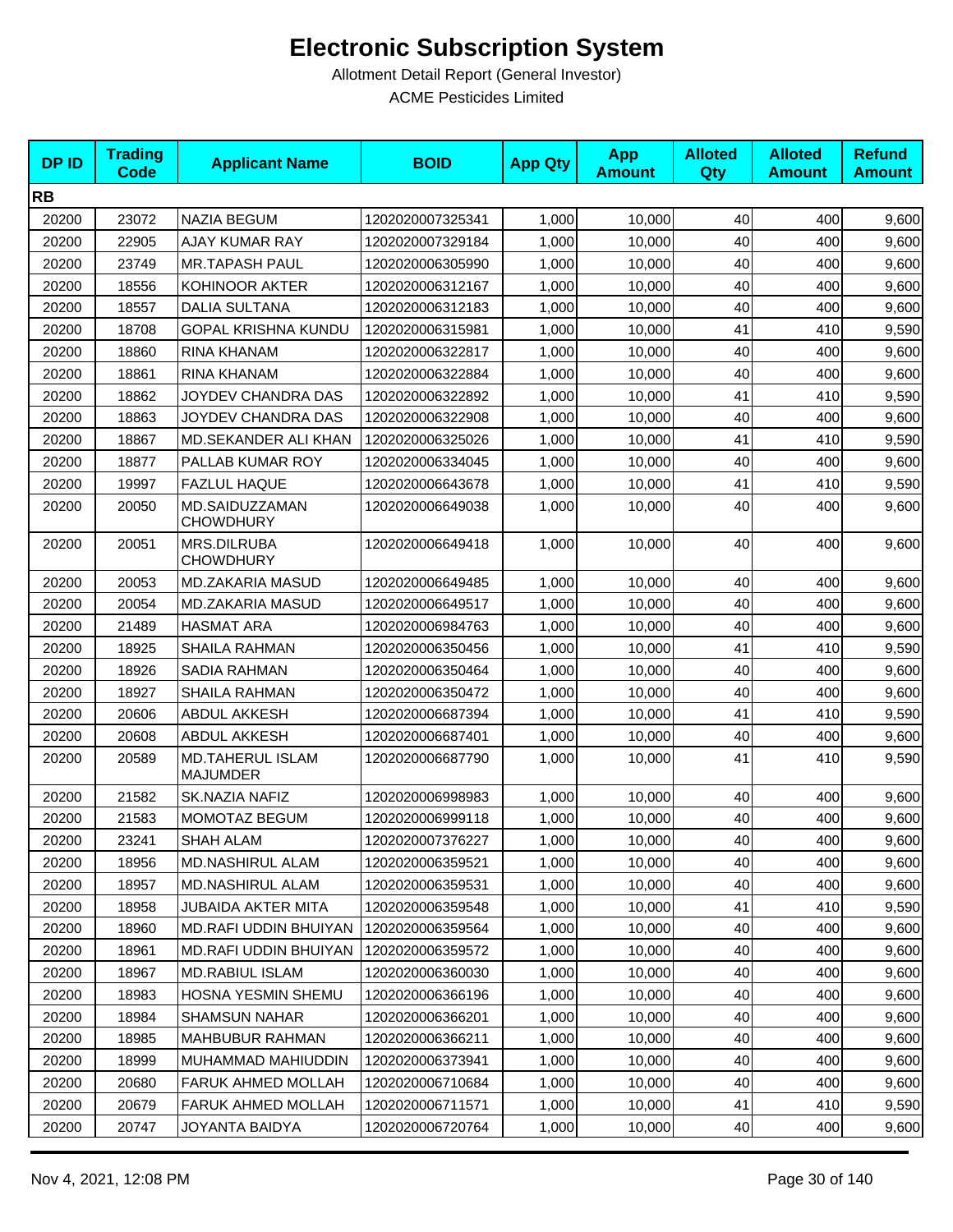# Electronic Subscription System

Allotment Detail Report (General Investor)

ACME Pesticides Limited

| DP ID | Trading Code | Applicant Name | BOID | App Qty | App Amount | Alloted Qty | Alloted Amount | Refund Amount |
|---|---|---|---|---|---|---|---|---|
| **RB** | | | | | | | | |
| 20200 | 23072 | NAZIA BEGUM | 1202020007325341 | 1,000 | 10,000 | 40 | 400 | 9,600 |
| 20200 | 22905 | AJAY KUMAR RAY | 1202020007329184 | 1,000 | 10,000 | 40 | 400 | 9,600 |
| 20200 | 23749 | MR.TAPASH PAUL | 1202020006305990 | 1,000 | 10,000 | 40 | 400 | 9,600 |
| 20200 | 18556 | KOHINOOR AKTER | 1202020006312167 | 1,000 | 10,000 | 40 | 400 | 9,600 |
| 20200 | 18557 | DALIA SULTANA | 1202020006312183 | 1,000 | 10,000 | 40 | 400 | 9,600 |
| 20200 | 18708 | GOPAL KRISHNA KUNDU | 1202020006315981 | 1,000 | 10,000 | 41 | 410 | 9,590 |
| 20200 | 18860 | RINA KHANAM | 1202020006322817 | 1,000 | 10,000 | 40 | 400 | 9,600 |
| 20200 | 18861 | RINA KHANAM | 1202020006322884 | 1,000 | 10,000 | 40 | 400 | 9,600 |
| 20200 | 18862 | JOYDEV CHANDRA DAS | 1202020006322892 | 1,000 | 10,000 | 41 | 410 | 9,590 |
| 20200 | 18863 | JOYDEV CHANDRA DAS | 1202020006322908 | 1,000 | 10,000 | 40 | 400 | 9,600 |
| 20200 | 18867 | MD.SEKANDER ALI KHAN | 1202020006325026 | 1,000 | 10,000 | 41 | 410 | 9,590 |
| 20200 | 18877 | PALLAB KUMAR ROY | 1202020006334045 | 1,000 | 10,000 | 40 | 400 | 9,600 |
| 20200 | 19997 | FAZLUL HAQUE | 1202020006643678 | 1,000 | 10,000 | 41 | 410 | 9,590 |
| 20200 | 20050 | MD.SAIDUZZAMAN CHOWDHURY | 1202020006649038 | 1,000 | 10,000 | 40 | 400 | 9,600 |
| 20200 | 20051 | MRS.DILRUBA CHOWDHURY | 1202020006649418 | 1,000 | 10,000 | 40 | 400 | 9,600 |
| 20200 | 20053 | MD.ZAKARIA MASUD | 1202020006649485 | 1,000 | 10,000 | 40 | 400 | 9,600 |
| 20200 | 20054 | MD.ZAKARIA MASUD | 1202020006649517 | 1,000 | 10,000 | 40 | 400 | 9,600 |
| 20200 | 21489 | HASMAT ARA | 1202020006984763 | 1,000 | 10,000 | 40 | 400 | 9,600 |
| 20200 | 18925 | SHAILA RAHMAN | 1202020006350456 | 1,000 | 10,000 | 41 | 410 | 9,590 |
| 20200 | 18926 | SADIA RAHMAN | 1202020006350464 | 1,000 | 10,000 | 40 | 400 | 9,600 |
| 20200 | 18927 | SHAILA RAHMAN | 1202020006350472 | 1,000 | 10,000 | 40 | 400 | 9,600 |
| 20200 | 20606 | ABDUL AKKESH | 1202020006687394 | 1,000 | 10,000 | 41 | 410 | 9,590 |
| 20200 | 20608 | ABDUL AKKESH | 1202020006687401 | 1,000 | 10,000 | 40 | 400 | 9,600 |
| 20200 | 20589 | MD.TAHERUL ISLAM MAJUMDER | 1202020006687790 | 1,000 | 10,000 | 41 | 410 | 9,590 |
| 20200 | 21582 | SK.NAZIA NAFIZ | 1202020006998983 | 1,000 | 10,000 | 40 | 400 | 9,600 |
| 20200 | 21583 | MOMOTAZ BEGUM | 1202020006999118 | 1,000 | 10,000 | 40 | 400 | 9,600 |
| 20200 | 23241 | SHAH ALAM | 1202020007376227 | 1,000 | 10,000 | 40 | 400 | 9,600 |
| 20200 | 18956 | MD.NASHIRUL ALAM | 1202020006359521 | 1,000 | 10,000 | 40 | 400 | 9,600 |
| 20200 | 18957 | MD.NASHIRUL ALAM | 1202020006359531 | 1,000 | 10,000 | 40 | 400 | 9,600 |
| 20200 | 18958 | JUBAIDA AKTER MITA | 1202020006359548 | 1,000 | 10,000 | 41 | 410 | 9,590 |
| 20200 | 18960 | MD.RAFI UDDIN BHUIYAN | 1202020006359564 | 1,000 | 10,000 | 40 | 400 | 9,600 |
| 20200 | 18961 | MD.RAFI UDDIN BHUIYAN | 1202020006359572 | 1,000 | 10,000 | 40 | 400 | 9,600 |
| 20200 | 18967 | MD.RABIUL ISLAM | 1202020006360030 | 1,000 | 10,000 | 40 | 400 | 9,600 |
| 20200 | 18983 | HOSNA YESMIN SHEMU | 1202020006366196 | 1,000 | 10,000 | 40 | 400 | 9,600 |
| 20200 | 18984 | SHAMSUN NAHAR | 1202020006366201 | 1,000 | 10,000 | 40 | 400 | 9,600 |
| 20200 | 18985 | MAHBUBUR RAHMAN | 1202020006366211 | 1,000 | 10,000 | 40 | 400 | 9,600 |
| 20200 | 18999 | MUHAMMAD MAHIUDDIN | 1202020006373941 | 1,000 | 10,000 | 40 | 400 | 9,600 |
| 20200 | 20680 | FARUK AHMED MOLLAH | 1202020006710684 | 1,000 | 10,000 | 40 | 400 | 9,600 |
| 20200 | 20679 | FARUK AHMED MOLLAH | 1202020006711571 | 1,000 | 10,000 | 41 | 410 | 9,590 |
| 20200 | 20747 | JOYANTA BAIDYA | 1202020006720764 | 1,000 | 10,000 | 40 | 400 | 9,600 |

Nov 4, 2021, 12:08 PM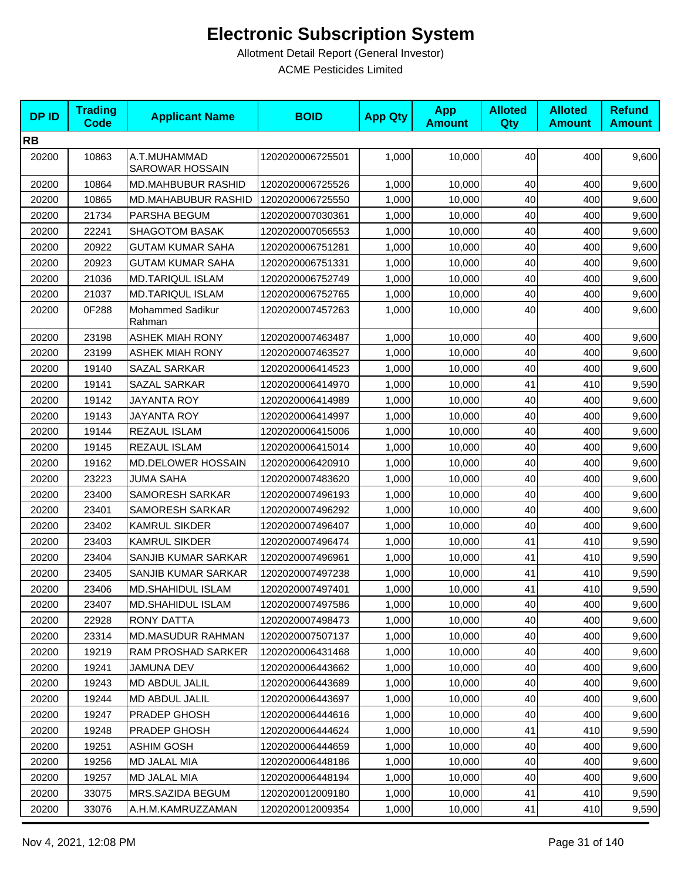# Electronic Subscription System

Allotment Detail Report (General Investor)

ACME Pesticides Limited

| DP ID | Trading Code | Applicant Name | BOID | App Qty | App Amount | Alloted Qty | Alloted Amount | Refund Amount |
|---|---|---|---|---|---|---|---|---|
| **RB** | | | | | | | | |
| 20200 | 10863 | A.T.MUHAMMAD SAROWAR HOSSAIN | 1202020006725501 | 1,000 | 10,000 | 40 | 400 | 9,600 |
| 20200 | 10864 | MD.MAHBUBUR RASHID | 1202020006725526 | 1,000 | 10,000 | 40 | 400 | 9,600 |
| 20200 | 10865 | MD.MAHABUBUR RASHID | 1202020006725550 | 1,000 | 10,000 | 40 | 400 | 9,600 |
| 20200 | 21734 | PARSHA BEGUM | 1202020007030361 | 1,000 | 10,000 | 40 | 400 | 9,600 |
| 20200 | 22241 | SHAGOTOM BASAK | 1202020007056553 | 1,000 | 10,000 | 40 | 400 | 9,600 |
| 20200 | 20922 | GUTAM KUMAR SAHA | 1202020006751281 | 1,000 | 10,000 | 40 | 400 | 9,600 |
| 20200 | 20923 | GUTAM KUMAR SAHA | 1202020006751331 | 1,000 | 10,000 | 40 | 400 | 9,600 |
| 20200 | 21036 | MD.TARIQUL ISLAM | 1202020006752749 | 1,000 | 10,000 | 40 | 400 | 9,600 |
| 20200 | 21037 | MD.TARIQUL ISLAM | 1202020006752765 | 1,000 | 10,000 | 40 | 400 | 9,600 |
| 20200 | 0F288 | Mohammed Sadikur Rahman | 1202020007457263 | 1,000 | 10,000 | 40 | 400 | 9,600 |
| 20200 | 23198 | ASHEK MIAH RONY | 1202020007463487 | 1,000 | 10,000 | 40 | 400 | 9,600 |
| 20200 | 23199 | ASHEK MIAH RONY | 1202020007463527 | 1,000 | 10,000 | 40 | 400 | 9,600 |
| 20200 | 19140 | SAZAL SARKAR | 1202020006414523 | 1,000 | 10,000 | 40 | 400 | 9,600 |
| 20200 | 19141 | SAZAL SARKAR | 1202020006414970 | 1,000 | 10,000 | 41 | 410 | 9,590 |
| 20200 | 19142 | JAYANTA ROY | 1202020006414989 | 1,000 | 10,000 | 40 | 400 | 9,600 |
| 20200 | 19143 | JAYANTA ROY | 1202020006414997 | 1,000 | 10,000 | 40 | 400 | 9,600 |
| 20200 | 19144 | REZAUL ISLAM | 1202020006415006 | 1,000 | 10,000 | 40 | 400 | 9,600 |
| 20200 | 19145 | REZAUL ISLAM | 1202020006415014 | 1,000 | 10,000 | 40 | 400 | 9,600 |
| 20200 | 19162 | MD.DELOWER HOSSAIN | 1202020006420910 | 1,000 | 10,000 | 40 | 400 | 9,600 |
| 20200 | 23223 | JUMA SAHA | 1202020007483620 | 1,000 | 10,000 | 40 | 400 | 9,600 |
| 20200 | 23400 | SAMORESH SARKAR | 1202020007496193 | 1,000 | 10,000 | 40 | 400 | 9,600 |
| 20200 | 23401 | SAMORESH SARKAR | 1202020007496292 | 1,000 | 10,000 | 40 | 400 | 9,600 |
| 20200 | 23402 | KAMRUL SIKDER | 1202020007496407 | 1,000 | 10,000 | 40 | 400 | 9,600 |
| 20200 | 23403 | KAMRUL SIKDER | 1202020007496474 | 1,000 | 10,000 | 41 | 410 | 9,590 |
| 20200 | 23404 | SANJIB KUMAR SARKAR | 1202020007496961 | 1,000 | 10,000 | 41 | 410 | 9,590 |
| 20200 | 23405 | SANJIB KUMAR SARKAR | 1202020007497238 | 1,000 | 10,000 | 41 | 410 | 9,590 |
| 20200 | 23406 | MD.SHAHIDUL ISLAM | 1202020007497401 | 1,000 | 10,000 | 41 | 410 | 9,590 |
| 20200 | 23407 | MD.SHAHIDUL ISLAM | 1202020007497586 | 1,000 | 10,000 | 40 | 400 | 9,600 |
| 20200 | 22928 | RONY DATTA | 1202020007498473 | 1,000 | 10,000 | 40 | 400 | 9,600 |
| 20200 | 23314 | MD.MASUDUR RAHMAN | 1202020007507137 | 1,000 | 10,000 | 40 | 400 | 9,600 |
| 20200 | 19219 | RAM PROSHAD SARKER | 1202020006431468 | 1,000 | 10,000 | 40 | 400 | 9,600 |
| 20200 | 19241 | JAMUNA DEV | 1202020006443662 | 1,000 | 10,000 | 40 | 400 | 9,600 |
| 20200 | 19243 | MD ABDUL JALIL | 1202020006443689 | 1,000 | 10,000 | 40 | 400 | 9,600 |
| 20200 | 19244 | MD ABDUL JALIL | 1202020006443697 | 1,000 | 10,000 | 40 | 400 | 9,600 |
| 20200 | 19247 | PRADEP GHOSH | 1202020006444616 | 1,000 | 10,000 | 40 | 400 | 9,600 |
| 20200 | 19248 | PRADEP GHOSH | 1202020006444624 | 1,000 | 10,000 | 41 | 410 | 9,590 |
| 20200 | 19251 | ASHIM GOSH | 1202020006444659 | 1,000 | 10,000 | 40 | 400 | 9,600 |
| 20200 | 19256 | MD JALAL MIA | 1202020006448186 | 1,000 | 10,000 | 40 | 400 | 9,600 |
| 20200 | 19257 | MD JALAL MIA | 1202020006448194 | 1,000 | 10,000 | 40 | 400 | 9,600 |
| 20200 | 33075 | MRS.SAZIDA BEGUM | 1202020012009180 | 1,000 | 10,000 | 41 | 410 | 9,590 |
| 20200 | 33076 | A.H.M.KAMRUZZAMAN | 1202020012009354 | 1,000 | 10,000 | 41 | 410 | 9,590 |

Nov 4, 2021, 12:08 PM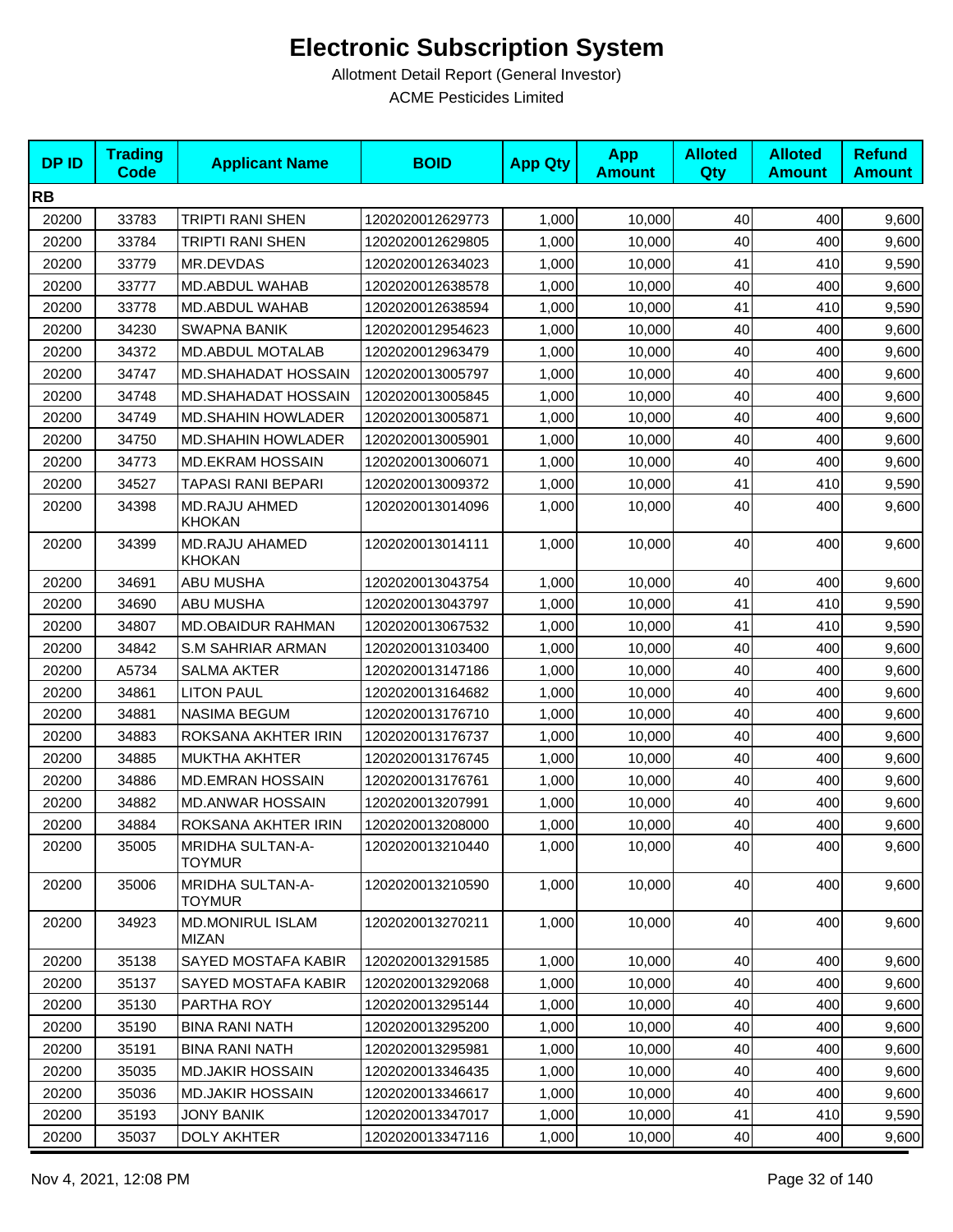# Electronic Subscription System

Allotment Detail Report (General Investor)

ACME Pesticides Limited

| DP ID | Trading Code | Applicant Name | BOID | App Qty | App Amount | Alloted Qty | Alloted Amount | Refund Amount |
|---|---|---|---|---|---|---|---|---|
| **RB** | | | | | | | | |
| 20200 | 33783 | TRIPTI RANI SHEN | 1202020012629773 | 1,000 | 10,000 | 40 | 400 | 9,600 |
| 20200 | 33784 | TRIPTI RANI SHEN | 1202020012629805 | 1,000 | 10,000 | 40 | 400 | 9,600 |
| 20200 | 33779 | MR.DEVDAS | 1202020012634023 | 1,000 | 10,000 | 41 | 410 | 9,590 |
| 20200 | 33777 | MD.ABDUL WAHAB | 1202020012638578 | 1,000 | 10,000 | 40 | 400 | 9,600 |
| 20200 | 33778 | MD.ABDUL WAHAB | 1202020012638594 | 1,000 | 10,000 | 41 | 410 | 9,590 |
| 20200 | 34230 | SWAPNA BANIK | 1202020012954623 | 1,000 | 10,000 | 40 | 400 | 9,600 |
| 20200 | 34372 | MD.ABDUL MOTALAB | 1202020012963479 | 1,000 | 10,000 | 40 | 400 | 9,600 |
| 20200 | 34747 | MD.SHAHADAT HOSSAIN | 1202020013005797 | 1,000 | 10,000 | 40 | 400 | 9,600 |
| 20200 | 34748 | MD.SHAHADAT HOSSAIN | 1202020013005845 | 1,000 | 10,000 | 40 | 400 | 9,600 |
| 20200 | 34749 | MD.SHAHIN HOWLADER | 1202020013005871 | 1,000 | 10,000 | 40 | 400 | 9,600 |
| 20200 | 34750 | MD.SHAHIN HOWLADER | 1202020013005901 | 1,000 | 10,000 | 40 | 400 | 9,600 |
| 20200 | 34773 | MD.EKRAM HOSSAIN | 1202020013006071 | 1,000 | 10,000 | 40 | 400 | 9,600 |
| 20200 | 34527 | TAPASI RANI BEPARI | 1202020013009372 | 1,000 | 10,000 | 41 | 410 | 9,590 |
| 20200 | 34398 | MD.RAJU AHMED KHOKAN | 1202020013014096 | 1,000 | 10,000 | 40 | 400 | 9,600 |
| 20200 | 34399 | MD.RAJU AHAMED KHOKAN | 1202020013014111 | 1,000 | 10,000 | 40 | 400 | 9,600 |
| 20200 | 34691 | ABU MUSHA | 1202020013043754 | 1,000 | 10,000 | 40 | 400 | 9,600 |
| 20200 | 34690 | ABU MUSHA | 1202020013043797 | 1,000 | 10,000 | 41 | 410 | 9,590 |
| 20200 | 34807 | MD.OBAIDUR RAHMAN | 1202020013067532 | 1,000 | 10,000 | 41 | 410 | 9,590 |
| 20200 | 34842 | S.M SAHRIAR ARMAN | 1202020013103400 | 1,000 | 10,000 | 40 | 400 | 9,600 |
| 20200 | A5734 | SALMA AKTER | 1202020013147186 | 1,000 | 10,000 | 40 | 400 | 9,600 |
| 20200 | 34861 | LITON PAUL | 1202020013164682 | 1,000 | 10,000 | 40 | 400 | 9,600 |
| 20200 | 34881 | NASIMA BEGUM | 1202020013176710 | 1,000 | 10,000 | 40 | 400 | 9,600 |
| 20200 | 34883 | ROKSANA AKHTER IRIN | 1202020013176737 | 1,000 | 10,000 | 40 | 400 | 9,600 |
| 20200 | 34885 | MUKTHA AKHTER | 1202020013176745 | 1,000 | 10,000 | 40 | 400 | 9,600 |
| 20200 | 34886 | MD.EMRAN HOSSAIN | 1202020013176761 | 1,000 | 10,000 | 40 | 400 | 9,600 |
| 20200 | 34882 | MD.ANWAR HOSSAIN | 1202020013207991 | 1,000 | 10,000 | 40 | 400 | 9,600 |
| 20200 | 34884 | ROKSANA AKHTER IRIN | 1202020013208000 | 1,000 | 10,000 | 40 | 400 | 9,600 |
| 20200 | 35005 | MRIDHA SULTAN-A-TOYMUR | 1202020013210440 | 1,000 | 10,000 | 40 | 400 | 9,600 |
| 20200 | 35006 | MRIDHA SULTAN-A-TOYMUR | 1202020013210590 | 1,000 | 10,000 | 40 | 400 | 9,600 |
| 20200 | 34923 | MD.MONIRUL ISLAM MIZAN | 1202020013270211 | 1,000 | 10,000 | 40 | 400 | 9,600 |
| 20200 | 35138 | SAYED MOSTAFA KABIR | 1202020013291585 | 1,000 | 10,000 | 40 | 400 | 9,600 |
| 20200 | 35137 | SAYED MOSTAFA KABIR | 1202020013292068 | 1,000 | 10,000 | 40 | 400 | 9,600 |
| 20200 | 35130 | PARTHA ROY | 1202020013295144 | 1,000 | 10,000 | 40 | 400 | 9,600 |
| 20200 | 35190 | BINA RANI NATH | 1202020013295200 | 1,000 | 10,000 | 40 | 400 | 9,600 |
| 20200 | 35191 | BINA RANI NATH | 1202020013295981 | 1,000 | 10,000 | 40 | 400 | 9,600 |
| 20200 | 35035 | MD.JAKIR HOSSAIN | 1202020013346435 | 1,000 | 10,000 | 40 | 400 | 9,600 |
| 20200 | 35036 | MD.JAKIR HOSSAIN | 1202020013346617 | 1,000 | 10,000 | 40 | 400 | 9,600 |
| 20200 | 35193 | JONY BANIK | 1202020013347017 | 1,000 | 10,000 | 41 | 410 | 9,590 |
| 20200 | 35037 | DOLY AKHTER | 1202020013347116 | 1,000 | 10,000 | 40 | 400 | 9,600 |

Nov 4, 2021, 12:08 PM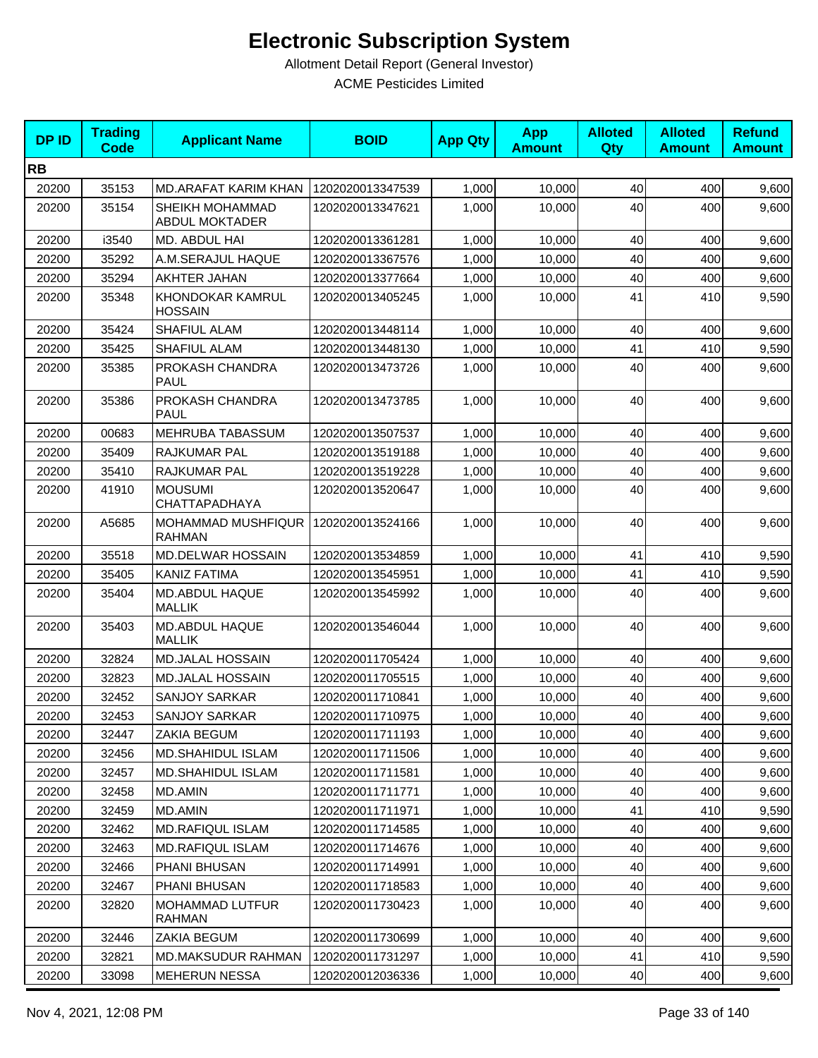# Electronic Subscription System

Allotment Detail Report (General Investor)

ACME Pesticides Limited

| DP ID | Trading Code | Applicant Name | BOID | App Qty | App Amount | Alloted Qty | Alloted Amount | Refund Amount |
|---|---|---|---|---|---|---|---|---|
| **RB** | | | | | | | | |
| 20200 | 35153 | MD.ARAFAT KARIM KHAN | 1202020013347539 | 1,000 | 10,000 | 40 | 400 | 9,600 |
| 20200 | 35154 | SHEIKH MOHAMMAD ABDUL MOKTADER | 1202020013347621 | 1,000 | 10,000 | 40 | 400 | 9,600 |
| 20200 | i3540 | MD. ABDUL HAI | 1202020013361281 | 1,000 | 10,000 | 40 | 400 | 9,600 |
| 20200 | 35292 | A.M.SERAJUL HAQUE | 1202020013367576 | 1,000 | 10,000 | 40 | 400 | 9,600 |
| 20200 | 35294 | AKHTER JAHAN | 1202020013377664 | 1,000 | 10,000 | 40 | 400 | 9,600 |
| 20200 | 35348 | KHONDOKAR KAMRUL HOSSAIN | 1202020013405245 | 1,000 | 10,000 | 41 | 410 | 9,590 |
| 20200 | 35424 | SHAFIUL ALAM | 1202020013448114 | 1,000 | 10,000 | 40 | 400 | 9,600 |
| 20200 | 35425 | SHAFIUL ALAM | 1202020013448130 | 1,000 | 10,000 | 41 | 410 | 9,590 |
| 20200 | 35385 | PROKASH CHANDRA PAUL | 1202020013473726 | 1,000 | 10,000 | 40 | 400 | 9,600 |
| 20200 | 35386 | PROKASH CHANDRA PAUL | 1202020013473785 | 1,000 | 10,000 | 40 | 400 | 9,600 |
| 20200 | 00683 | MEHRUBA TABASSUM | 1202020013507537 | 1,000 | 10,000 | 40 | 400 | 9,600 |
| 20200 | 35409 | RAJKUMAR PAL | 1202020013519188 | 1,000 | 10,000 | 40 | 400 | 9,600 |
| 20200 | 35410 | RAJKUMAR PAL | 1202020013519228 | 1,000 | 10,000 | 40 | 400 | 9,600 |
| 20200 | 41910 | MOUSUMI CHATTAPADHAYA | 1202020013520647 | 1,000 | 10,000 | 40 | 400 | 9,600 |
| 20200 | A5685 | MOHAMMAD MUSHFIQUR RAHMAN | 1202020013524166 | 1,000 | 10,000 | 40 | 400 | 9,600 |
| 20200 | 35518 | MD.DELWAR HOSSAIN | 1202020013534859 | 1,000 | 10,000 | 41 | 410 | 9,590 |
| 20200 | 35405 | KANIZ FATIMA | 1202020013545951 | 1,000 | 10,000 | 41 | 410 | 9,590 |
| 20200 | 35404 | MD.ABDUL HAQUE MALLIK | 1202020013545992 | 1,000 | 10,000 | 40 | 400 | 9,600 |
| 20200 | 35403 | MD.ABDUL HAQUE MALLIK | 1202020013546044 | 1,000 | 10,000 | 40 | 400 | 9,600 |
| 20200 | 32824 | MD.JALAL HOSSAIN | 1202020011705424 | 1,000 | 10,000 | 40 | 400 | 9,600 |
| 20200 | 32823 | MD.JALAL HOSSAIN | 1202020011705515 | 1,000 | 10,000 | 40 | 400 | 9,600 |
| 20200 | 32452 | SANJOY SARKAR | 1202020011710841 | 1,000 | 10,000 | 40 | 400 | 9,600 |
| 20200 | 32453 | SANJOY SARKAR | 1202020011710975 | 1,000 | 10,000 | 40 | 400 | 9,600 |
| 20200 | 32447 | ZAKIA BEGUM | 1202020011711193 | 1,000 | 10,000 | 40 | 400 | 9,600 |
| 20200 | 32456 | MD.SHAHIDUL ISLAM | 1202020011711506 | 1,000 | 10,000 | 40 | 400 | 9,600 |
| 20200 | 32457 | MD.SHAHIDUL ISLAM | 1202020011711581 | 1,000 | 10,000 | 40 | 400 | 9,600 |
| 20200 | 32458 | MD.AMIN | 1202020011711771 | 1,000 | 10,000 | 40 | 400 | 9,600 |
| 20200 | 32459 | MD.AMIN | 1202020011711971 | 1,000 | 10,000 | 41 | 410 | 9,590 |
| 20200 | 32462 | MD.RAFIQUL ISLAM | 1202020011714585 | 1,000 | 10,000 | 40 | 400 | 9,600 |
| 20200 | 32463 | MD.RAFIQUL ISLAM | 1202020011714676 | 1,000 | 10,000 | 40 | 400 | 9,600 |
| 20200 | 32466 | PHANI BHUSAN | 1202020011714991 | 1,000 | 10,000 | 40 | 400 | 9,600 |
| 20200 | 32467 | PHANI BHUSAN | 1202020011718583 | 1,000 | 10,000 | 40 | 400 | 9,600 |
| 20200 | 32820 | MOHAMMAD LUTFUR RAHMAN | 1202020011730423 | 1,000 | 10,000 | 40 | 400 | 9,600 |
| 20200 | 32446 | ZAKIA BEGUM | 1202020011730699 | 1,000 | 10,000 | 40 | 400 | 9,600 |
| 20200 | 32821 | MD.MAKSUDUR RAHMAN | 1202020011731297 | 1,000 | 10,000 | 41 | 410 | 9,590 |
| 20200 | 33098 | MEHERUN NESSA | 1202020012036336 | 1,000 | 10,000 | 40 | 400 | 9,600 |

Nov 4, 2021, 12:08 PM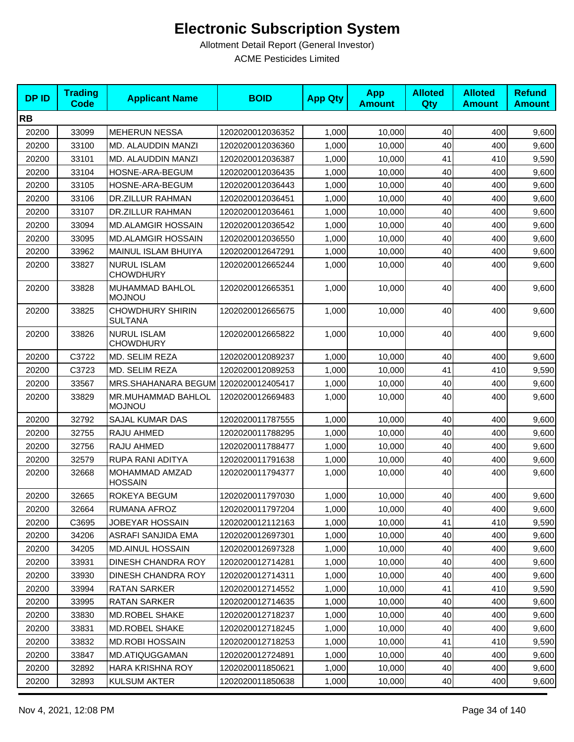# Electronic Subscription System

Allotment Detail Report (General Investor)

ACME Pesticides Limited

| DP ID | Trading Code | Applicant Name | BOID | App Qty | App Amount | Alloted Qty | Alloted Amount | Refund Amount |
|---|---|---|---|---|---|---|---|---|
| **RB** | | | | | | | | |
| 20200 | 33099 | MEHERUN NESSA | 1202020012036352 | 1,000 | 10,000 | 40 | 400 | 9,600 |
| 20200 | 33100 | MD. ALAUDDIN MANZI | 1202020012036360 | 1,000 | 10,000 | 40 | 400 | 9,600 |
| 20200 | 33101 | MD. ALAUDDIN MANZI | 1202020012036387 | 1,000 | 10,000 | 41 | 410 | 9,590 |
| 20200 | 33104 | HOSNE-ARA-BEGUM | 1202020012036435 | 1,000 | 10,000 | 40 | 400 | 9,600 |
| 20200 | 33105 | HOSNE-ARA-BEGUM | 1202020012036443 | 1,000 | 10,000 | 40 | 400 | 9,600 |
| 20200 | 33106 | DR.ZILLUR RAHMAN | 1202020012036451 | 1,000 | 10,000 | 40 | 400 | 9,600 |
| 20200 | 33107 | DR.ZILLUR RAHMAN | 1202020012036461 | 1,000 | 10,000 | 40 | 400 | 9,600 |
| 20200 | 33094 | MD.ALAMGIR HOSSAIN | 1202020012036542 | 1,000 | 10,000 | 40 | 400 | 9,600 |
| 20200 | 33095 | MD.ALAMGIR HOSSAIN | 1202020012036550 | 1,000 | 10,000 | 40 | 400 | 9,600 |
| 20200 | 33962 | MAINUL ISLAM BHUIYA | 1202020012647291 | 1,000 | 10,000 | 40 | 400 | 9,600 |
| 20200 | 33827 | NURUL ISLAM CHOWDHURY | 1202020012665244 | 1,000 | 10,000 | 40 | 400 | 9,600 |
| 20200 | 33828 | MUHAMMAD BAHLOL MOJNOU | 1202020012665351 | 1,000 | 10,000 | 40 | 400 | 9,600 |
| 20200 | 33825 | CHOWDHURY SHIRIN SULTANA | 1202020012665675 | 1,000 | 10,000 | 40 | 400 | 9,600 |
| 20200 | 33826 | NURUL ISLAM CHOWDHURY | 1202020012665822 | 1,000 | 10,000 | 40 | 400 | 9,600 |
| 20200 | C3722 | MD. SELIM REZA | 1202020012089237 | 1,000 | 10,000 | 40 | 400 | 9,600 |
| 20200 | C3723 | MD. SELIM REZA | 1202020012089253 | 1,000 | 10,000 | 41 | 410 | 9,590 |
| 20200 | 33567 | MRS.SHAHANARA BEGUM | 1202020012405417 | 1,000 | 10,000 | 40 | 400 | 9,600 |
| 20200 | 33829 | MR.MUHAMMAD BAHLOL MOJNOU | 1202020012669483 | 1,000 | 10,000 | 40 | 400 | 9,600 |
| 20200 | 32792 | SAJAL KUMAR DAS | 1202020011787555 | 1,000 | 10,000 | 40 | 400 | 9,600 |
| 20200 | 32755 | RAJU AHMED | 1202020011788295 | 1,000 | 10,000 | 40 | 400 | 9,600 |
| 20200 | 32756 | RAJU AHMED | 1202020011788477 | 1,000 | 10,000 | 40 | 400 | 9,600 |
| 20200 | 32579 | RUPA RANI ADITYA | 1202020011791638 | 1,000 | 10,000 | 40 | 400 | 9,600 |
| 20200 | 32668 | MOHAMMAD AMZAD HOSSAIN | 1202020011794377 | 1,000 | 10,000 | 40 | 400 | 9,600 |
| 20200 | 32665 | ROKEYA BEGUM | 1202020011797030 | 1,000 | 10,000 | 40 | 400 | 9,600 |
| 20200 | 32664 | RUMANA AFROZ | 1202020011797204 | 1,000 | 10,000 | 40 | 400 | 9,600 |
| 20200 | C3695 | JOBEYAR HOSSAIN | 1202020012112163 | 1,000 | 10,000 | 41 | 410 | 9,590 |
| 20200 | 34206 | ASRAFI SANJIDA EMA | 1202020012697301 | 1,000 | 10,000 | 40 | 400 | 9,600 |
| 20200 | 34205 | MD.AINUL HOSSAIN | 1202020012697328 | 1,000 | 10,000 | 40 | 400 | 9,600 |
| 20200 | 33931 | DINESH CHANDRA ROY | 1202020012714281 | 1,000 | 10,000 | 40 | 400 | 9,600 |
| 20200 | 33930 | DINESH CHANDRA ROY | 1202020012714311 | 1,000 | 10,000 | 40 | 400 | 9,600 |
| 20200 | 33994 | RATAN SARKER | 1202020012714552 | 1,000 | 10,000 | 41 | 410 | 9,590 |
| 20200 | 33995 | RATAN SARKER | 1202020012714635 | 1,000 | 10,000 | 40 | 400 | 9,600 |
| 20200 | 33830 | MD.ROBEL SHAKE | 1202020012718237 | 1,000 | 10,000 | 40 | 400 | 9,600 |
| 20200 | 33831 | MD.ROBEL SHAKE | 1202020012718245 | 1,000 | 10,000 | 40 | 400 | 9,600 |
| 20200 | 33832 | MD.ROBI HOSSAIN | 1202020012718253 | 1,000 | 10,000 | 41 | 410 | 9,590 |
| 20200 | 33847 | MD.ATIQUGGAMAN | 1202020012724891 | 1,000 | 10,000 | 40 | 400 | 9,600 |
| 20200 | 32892 | HARA KRISHNA ROY | 1202020011850621 | 1,000 | 10,000 | 40 | 400 | 9,600 |
| 20200 | 32893 | KULSUM AKTER | 1202020011850638 | 1,000 | 10,000 | 40 | 400 | 9,600 |

Nov 4, 2021, 12:08 PM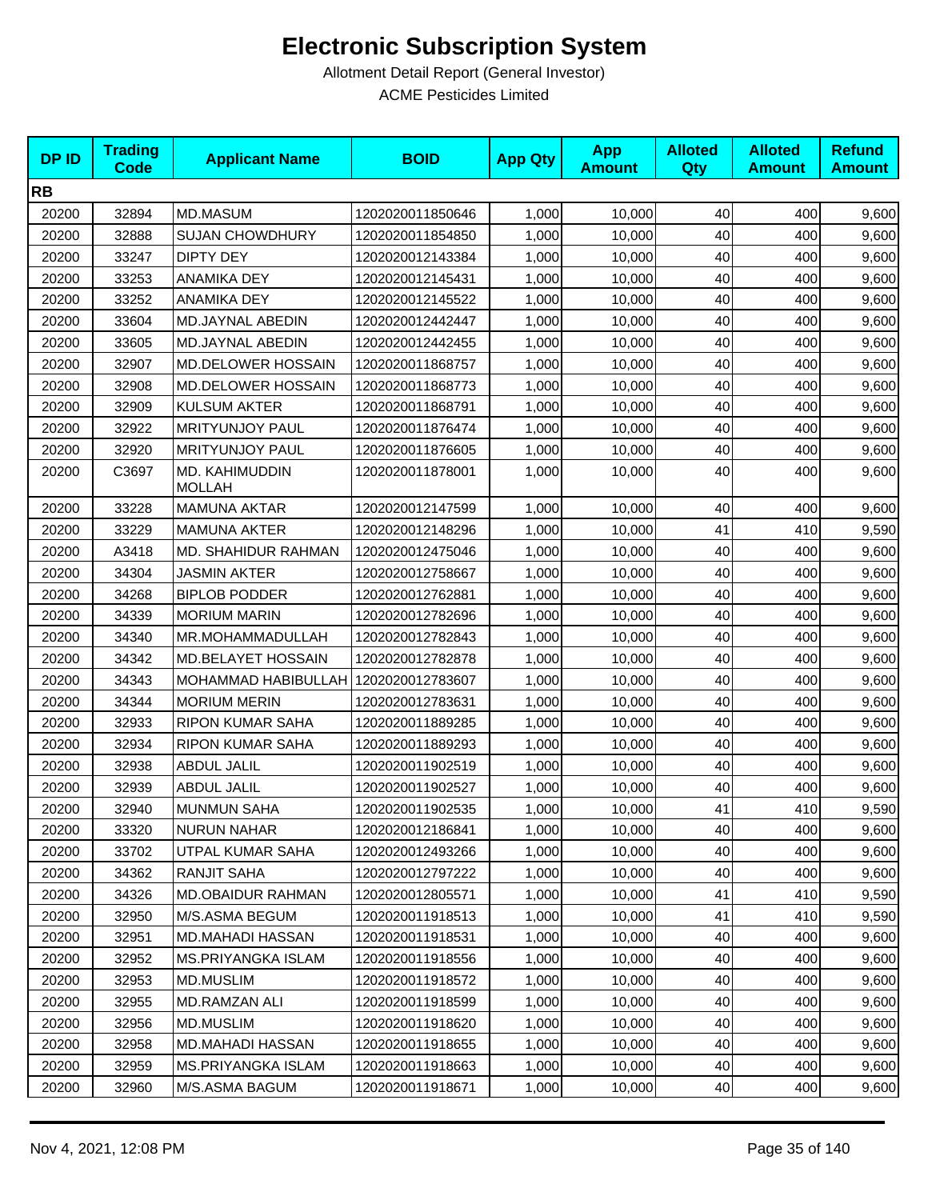# Electronic Subscription System

Allotment Detail Report (General Investor)

ACME Pesticides Limited

| DP ID | Trading Code | Applicant Name | BOID | App Qty | App Amount | Alloted Qty | Alloted Amount | Refund Amount |
|---|---|---|---|---|---|---|---|---|
| **RB** | | | | | | | | |
| 20200 | 32894 | MD.MASUM | 1202020011850646 | 1,000 | 10,000 | 40 | 400 | 9,600 |
| 20200 | 32888 | SUJAN CHOWDHURY | 1202020011854850 | 1,000 | 10,000 | 40 | 400 | 9,600 |
| 20200 | 33247 | DIPTY DEY | 1202020012143384 | 1,000 | 10,000 | 40 | 400 | 9,600 |
| 20200 | 33253 | ANAMIKA DEY | 1202020012145431 | 1,000 | 10,000 | 40 | 400 | 9,600 |
| 20200 | 33252 | ANAMIKA DEY | 1202020012145522 | 1,000 | 10,000 | 40 | 400 | 9,600 |
| 20200 | 33604 | MD.JAYNAL ABEDIN | 1202020012442447 | 1,000 | 10,000 | 40 | 400 | 9,600 |
| 20200 | 33605 | MD.JAYNAL ABEDIN | 1202020012442455 | 1,000 | 10,000 | 40 | 400 | 9,600 |
| 20200 | 32907 | MD.DELOWER HOSSAIN | 1202020011868757 | 1,000 | 10,000 | 40 | 400 | 9,600 |
| 20200 | 32908 | MD.DELOWER HOSSAIN | 1202020011868773 | 1,000 | 10,000 | 40 | 400 | 9,600 |
| 20200 | 32909 | KULSUM AKTER | 1202020011868791 | 1,000 | 10,000 | 40 | 400 | 9,600 |
| 20200 | 32922 | MRITYUNJOY PAUL | 1202020011876474 | 1,000 | 10,000 | 40 | 400 | 9,600 |
| 20200 | 32920 | MRITYUNJOY PAUL | 1202020011876605 | 1,000 | 10,000 | 40 | 400 | 9,600 |
| 20200 | C3697 | MD. KAHIMUDDIN MOLLAH | 1202020011878001 | 1,000 | 10,000 | 40 | 400 | 9,600 |
| 20200 | 33228 | MAMUNA AKTAR | 1202020012147599 | 1,000 | 10,000 | 40 | 400 | 9,600 |
| 20200 | 33229 | MAMUNA AKTER | 1202020012148296 | 1,000 | 10,000 | 41 | 410 | 9,590 |
| 20200 | A3418 | MD. SHAHIDUR RAHMAN | 1202020012475046 | 1,000 | 10,000 | 40 | 400 | 9,600 |
| 20200 | 34304 | JASMIN AKTER | 1202020012758667 | 1,000 | 10,000 | 40 | 400 | 9,600 |
| 20200 | 34268 | BIPLOB PODDER | 1202020012762881 | 1,000 | 10,000 | 40 | 400 | 9,600 |
| 20200 | 34339 | MORIUM MARIN | 1202020012782696 | 1,000 | 10,000 | 40 | 400 | 9,600 |
| 20200 | 34340 | MR.MOHAMMADULLAH | 1202020012782843 | 1,000 | 10,000 | 40 | 400 | 9,600 |
| 20200 | 34342 | MD.BELAYET HOSSAIN | 1202020012782878 | 1,000 | 10,000 | 40 | 400 | 9,600 |
| 20200 | 34343 | MOHAMMAD HABIBULLAH | 1202020012783607 | 1,000 | 10,000 | 40 | 400 | 9,600 |
| 20200 | 34344 | MORIUM MERIN | 1202020012783631 | 1,000 | 10,000 | 40 | 400 | 9,600 |
| 20200 | 32933 | RIPON KUMAR SAHA | 1202020011889285 | 1,000 | 10,000 | 40 | 400 | 9,600 |
| 20200 | 32934 | RIPON KUMAR SAHA | 1202020011889293 | 1,000 | 10,000 | 40 | 400 | 9,600 |
| 20200 | 32938 | ABDUL JALIL | 1202020011902519 | 1,000 | 10,000 | 40 | 400 | 9,600 |
| 20200 | 32939 | ABDUL JALIL | 1202020011902527 | 1,000 | 10,000 | 40 | 400 | 9,600 |
| 20200 | 32940 | MUNMUN SAHA | 1202020011902535 | 1,000 | 10,000 | 41 | 410 | 9,590 |
| 20200 | 33320 | NURUN NAHAR | 1202020012186841 | 1,000 | 10,000 | 40 | 400 | 9,600 |
| 20200 | 33702 | UTPAL KUMAR SAHA | 1202020012493266 | 1,000 | 10,000 | 40 | 400 | 9,600 |
| 20200 | 34362 | RANJIT SAHA | 1202020012797222 | 1,000 | 10,000 | 40 | 400 | 9,600 |
| 20200 | 34326 | MD.OBAIDUR RAHMAN | 1202020012805571 | 1,000 | 10,000 | 41 | 410 | 9,590 |
| 20200 | 32950 | M/S.ASMA BEGUM | 1202020011918513 | 1,000 | 10,000 | 41 | 410 | 9,590 |
| 20200 | 32951 | MD.MAHADI HASSAN | 1202020011918531 | 1,000 | 10,000 | 40 | 400 | 9,600 |
| 20200 | 32952 | MS.PRIYANGKA ISLAM | 1202020011918556 | 1,000 | 10,000 | 40 | 400 | 9,600 |
| 20200 | 32953 | MD.MUSLIM | 1202020011918572 | 1,000 | 10,000 | 40 | 400 | 9,600 |
| 20200 | 32955 | MD.RAMZAN ALI | 1202020011918599 | 1,000 | 10,000 | 40 | 400 | 9,600 |
| 20200 | 32956 | MD.MUSLIM | 1202020011918620 | 1,000 | 10,000 | 40 | 400 | 9,600 |
| 20200 | 32958 | MD.MAHADI HASSAN | 1202020011918655 | 1,000 | 10,000 | 40 | 400 | 9,600 |
| 20200 | 32959 | MS.PRIYANGKA ISLAM | 1202020011918663 | 1,000 | 10,000 | 40 | 400 | 9,600 |
| 20200 | 32960 | M/S.ASMA BAGUM | 1202020011918671 | 1,000 | 10,000 | 40 | 400 | 9,600 |

Nov 4, 2021, 12:08 PM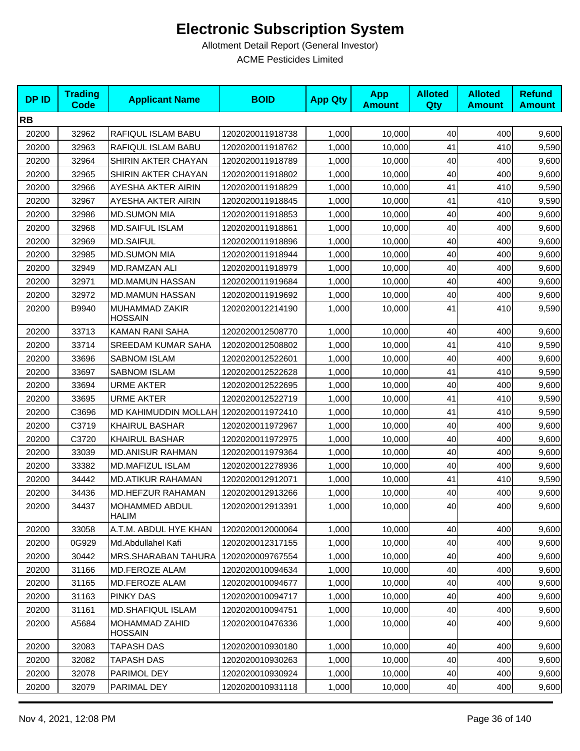# Electronic Subscription System

Allotment Detail Report (General Investor)

ACME Pesticides Limited

| DP ID | Trading Code | Applicant Name | BOID | App Qty | App Amount | Alloted Qty | Alloted Amount | Refund Amount |
|---|---|---|---|---|---|---|---|---|
| **RB** | | | | | | | | |
| 20200 | 32962 | RAFIQUL ISLAM BABU | 1202020011918738 | 1,000 | 10,000 | 40 | 400 | 9,600 |
| 20200 | 32963 | RAFIQUL ISLAM BABU | 1202020011918762 | 1,000 | 10,000 | 41 | 410 | 9,590 |
| 20200 | 32964 | SHIRIN AKTER CHAYAN | 1202020011918789 | 1,000 | 10,000 | 40 | 400 | 9,600 |
| 20200 | 32965 | SHIRIN AKTER CHAYAN | 1202020011918802 | 1,000 | 10,000 | 40 | 400 | 9,600 |
| 20200 | 32966 | AYESHA AKTER AIRIN | 1202020011918829 | 1,000 | 10,000 | 41 | 410 | 9,590 |
| 20200 | 32967 | AYESHA AKTER AIRIN | 1202020011918845 | 1,000 | 10,000 | 41 | 410 | 9,590 |
| 20200 | 32986 | MD.SUMON MIA | 1202020011918853 | 1,000 | 10,000 | 40 | 400 | 9,600 |
| 20200 | 32968 | MD.SAIFUL ISLAM | 1202020011918861 | 1,000 | 10,000 | 40 | 400 | 9,600 |
| 20200 | 32969 | MD.SAIFUL | 1202020011918896 | 1,000 | 10,000 | 40 | 400 | 9,600 |
| 20200 | 32985 | MD.SUMON MIA | 1202020011918944 | 1,000 | 10,000 | 40 | 400 | 9,600 |
| 20200 | 32949 | MD.RAMZAN ALI | 1202020011918979 | 1,000 | 10,000 | 40 | 400 | 9,600 |
| 20200 | 32971 | MD.MAMUN HASSAN | 1202020011919684 | 1,000 | 10,000 | 40 | 400 | 9,600 |
| 20200 | 32972 | MD.MAMUN HASSAN | 1202020011919692 | 1,000 | 10,000 | 40 | 400 | 9,600 |
| 20200 | B9940 | MUHAMMAD ZAKIR HOSSAIN | 1202020012214190 | 1,000 | 10,000 | 41 | 410 | 9,590 |
| 20200 | 33713 | KAMAN RANI SAHA | 1202020012508770 | 1,000 | 10,000 | 40 | 400 | 9,600 |
| 20200 | 33714 | SREEDAM KUMAR SAHA | 1202020012508802 | 1,000 | 10,000 | 41 | 410 | 9,590 |
| 20200 | 33696 | SABNOM ISLAM | 1202020012522601 | 1,000 | 10,000 | 40 | 400 | 9,600 |
| 20200 | 33697 | SABNOM ISLAM | 1202020012522628 | 1,000 | 10,000 | 41 | 410 | 9,590 |
| 20200 | 33694 | URME AKTER | 1202020012522695 | 1,000 | 10,000 | 40 | 400 | 9,600 |
| 20200 | 33695 | URME AKTER | 1202020012522719 | 1,000 | 10,000 | 41 | 410 | 9,590 |
| 20200 | C3696 | MD KAHIMUDDIN MOLLAH | 1202020011972410 | 1,000 | 10,000 | 41 | 410 | 9,590 |
| 20200 | C3719 | KHAIRUL BASHAR | 1202020011972967 | 1,000 | 10,000 | 40 | 400 | 9,600 |
| 20200 | C3720 | KHAIRUL BASHAR | 1202020011972975 | 1,000 | 10,000 | 40 | 400 | 9,600 |
| 20200 | 33039 | MD.ANISUR RAHMAN | 1202020011979364 | 1,000 | 10,000 | 40 | 400 | 9,600 |
| 20200 | 33382 | MD.MAFIZUL ISLAM | 1202020012278936 | 1,000 | 10,000 | 40 | 400 | 9,600 |
| 20200 | 34442 | MD.ATIKUR RAHAMAN | 1202020012912071 | 1,000 | 10,000 | 41 | 410 | 9,590 |
| 20200 | 34436 | MD.HEFZUR RAHAMAN | 1202020012913266 | 1,000 | 10,000 | 40 | 400 | 9,600 |
| 20200 | 34437 | MOHAMMED ABDUL HALIM | 1202020012913391 | 1,000 | 10,000 | 40 | 400 | 9,600 |
| 20200 | 33058 | A.T.M. ABDUL HYE KHAN | 1202020012000064 | 1,000 | 10,000 | 40 | 400 | 9,600 |
| 20200 | 0G929 | Md.Abdullahel Kafi | 1202020012317155 | 1,000 | 10,000 | 40 | 400 | 9,600 |
| 20200 | 30442 | MRS.SHARABAN TAHURA | 1202020009767554 | 1,000 | 10,000 | 40 | 400 | 9,600 |
| 20200 | 31166 | MD.FEROZE ALAM | 1202020010094634 | 1,000 | 10,000 | 40 | 400 | 9,600 |
| 20200 | 31165 | MD.FEROZE ALAM | 1202020010094677 | 1,000 | 10,000 | 40 | 400 | 9,600 |
| 20200 | 31163 | PINKY DAS | 1202020010094717 | 1,000 | 10,000 | 40 | 400 | 9,600 |
| 20200 | 31161 | MD.SHAFIQUL ISLAM | 1202020010094751 | 1,000 | 10,000 | 40 | 400 | 9,600 |
| 20200 | A5684 | MOHAMMAD ZAHID HOSSAIN | 1202020010476336 | 1,000 | 10,000 | 40 | 400 | 9,600 |
| 20200 | 32083 | TAPASH DAS | 1202020010930180 | 1,000 | 10,000 | 40 | 400 | 9,600 |
| 20200 | 32082 | TAPASH DAS | 1202020010930263 | 1,000 | 10,000 | 40 | 400 | 9,600 |
| 20200 | 32078 | PARIMOL DEY | 1202020010930924 | 1,000 | 10,000 | 40 | 400 | 9,600 |
| 20200 | 32079 | PARIMAL DEY | 1202020010931118 | 1,000 | 10,000 | 40 | 400 | 9,600 |

Nov 4, 2021, 12:08 PM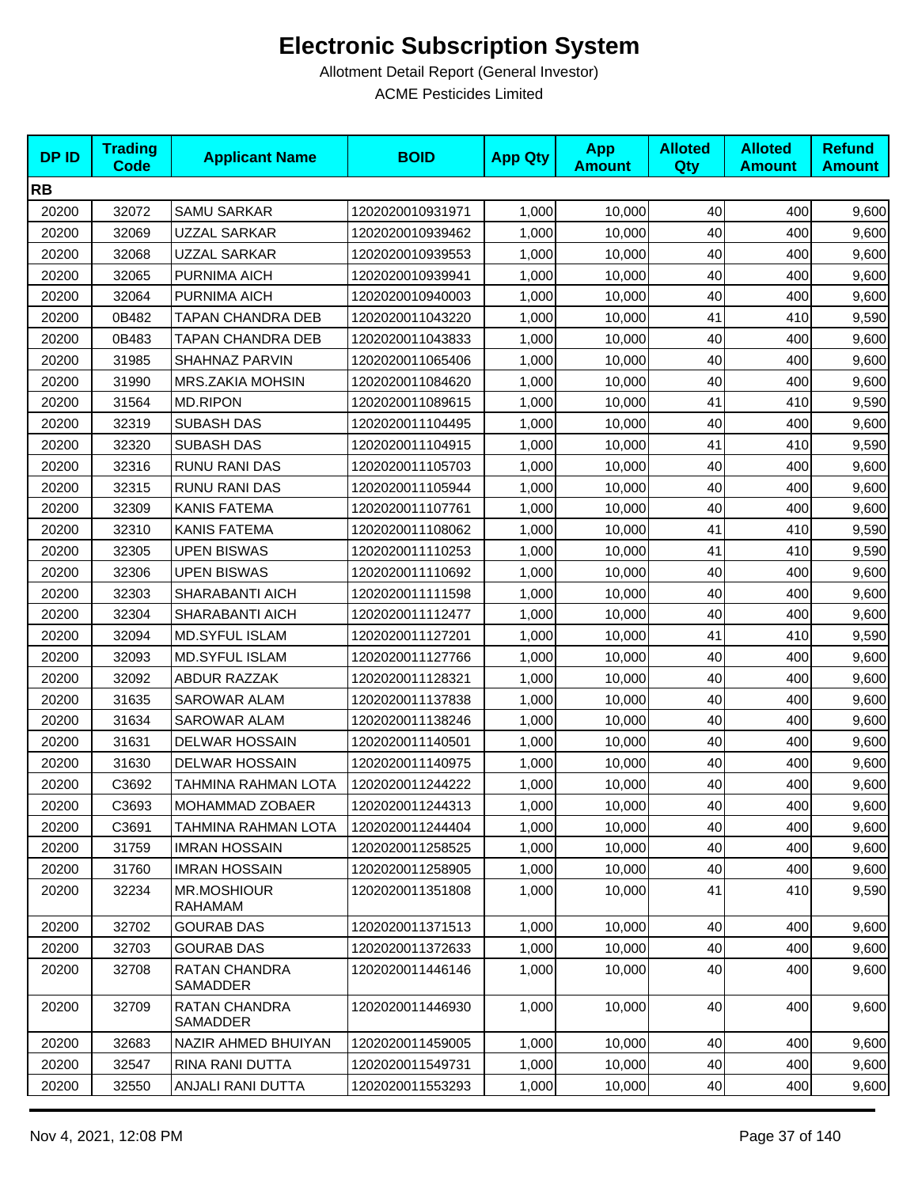# Electronic Subscription System

Allotment Detail Report (General Investor)

ACME Pesticides Limited

| DP ID | Trading Code | Applicant Name | BOID | App Qty | App Amount | Alloted Qty | Alloted Amount | Refund Amount |
|---|---|---|---|---|---|---|---|---|
| **RB** | | | | | | | | |
| 20200 | 32072 | SAMU SARKAR | 1202020010931971 | 1,000 | 10,000 | 40 | 400 | 9,600 |
| 20200 | 32069 | UZZAL SARKAR | 1202020010939462 | 1,000 | 10,000 | 40 | 400 | 9,600 |
| 20200 | 32068 | UZZAL SARKAR | 1202020010939553 | 1,000 | 10,000 | 40 | 400 | 9,600 |
| 20200 | 32065 | PURNIMA AICH | 1202020010939941 | 1,000 | 10,000 | 40 | 400 | 9,600 |
| 20200 | 32064 | PURNIMA AICH | 1202020010940003 | 1,000 | 10,000 | 40 | 400 | 9,600 |
| 20200 | 0B482 | TAPAN CHANDRA DEB | 1202020011043220 | 1,000 | 10,000 | 41 | 410 | 9,590 |
| 20200 | 0B483 | TAPAN CHANDRA DEB | 1202020011043833 | 1,000 | 10,000 | 40 | 400 | 9,600 |
| 20200 | 31985 | SHAHNAZ PARVIN | 1202020011065406 | 1,000 | 10,000 | 40 | 400 | 9,600 |
| 20200 | 31990 | MRS.ZAKIA MOHSIN | 1202020011084620 | 1,000 | 10,000 | 40 | 400 | 9,600 |
| 20200 | 31564 | MD.RIPON | 1202020011089615 | 1,000 | 10,000 | 41 | 410 | 9,590 |
| 20200 | 32319 | SUBASH DAS | 1202020011104495 | 1,000 | 10,000 | 40 | 400 | 9,600 |
| 20200 | 32320 | SUBASH DAS | 1202020011104915 | 1,000 | 10,000 | 41 | 410 | 9,590 |
| 20200 | 32316 | RUNU RANI DAS | 1202020011105703 | 1,000 | 10,000 | 40 | 400 | 9,600 |
| 20200 | 32315 | RUNU RANI DAS | 1202020011105944 | 1,000 | 10,000 | 40 | 400 | 9,600 |
| 20200 | 32309 | KANIS FATEMA | 1202020011107761 | 1,000 | 10,000 | 40 | 400 | 9,600 |
| 20200 | 32310 | KANIS FATEMA | 1202020011108062 | 1,000 | 10,000 | 41 | 410 | 9,590 |
| 20200 | 32305 | UPEN BISWAS | 1202020011110253 | 1,000 | 10,000 | 41 | 410 | 9,590 |
| 20200 | 32306 | UPEN BISWAS | 1202020011110692 | 1,000 | 10,000 | 40 | 400 | 9,600 |
| 20200 | 32303 | SHARABANTI AICH | 1202020011111598 | 1,000 | 10,000 | 40 | 400 | 9,600 |
| 20200 | 32304 | SHARABANTI AICH | 1202020011112477 | 1,000 | 10,000 | 40 | 400 | 9,600 |
| 20200 | 32094 | MD.SYFUL ISLAM | 1202020011127201 | 1,000 | 10,000 | 41 | 410 | 9,590 |
| 20200 | 32093 | MD.SYFUL ISLAM | 1202020011127766 | 1,000 | 10,000 | 40 | 400 | 9,600 |
| 20200 | 32092 | ABDUR RAZZAK | 1202020011128321 | 1,000 | 10,000 | 40 | 400 | 9,600 |
| 20200 | 31635 | SAROWAR ALAM | 1202020011137838 | 1,000 | 10,000 | 40 | 400 | 9,600 |
| 20200 | 31634 | SAROWAR ALAM | 1202020011138246 | 1,000 | 10,000 | 40 | 400 | 9,600 |
| 20200 | 31631 | DELWAR HOSSAIN | 1202020011140501 | 1,000 | 10,000 | 40 | 400 | 9,600 |
| 20200 | 31630 | DELWAR HOSSAIN | 1202020011140975 | 1,000 | 10,000 | 40 | 400 | 9,600 |
| 20200 | C3692 | TAHMINA RAHMAN LOTA | 1202020011244222 | 1,000 | 10,000 | 40 | 400 | 9,600 |
| 20200 | C3693 | MOHAMMAD ZOBAER | 1202020011244313 | 1,000 | 10,000 | 40 | 400 | 9,600 |
| 20200 | C3691 | TAHMINA RAHMAN LOTA | 1202020011244404 | 1,000 | 10,000 | 40 | 400 | 9,600 |
| 20200 | 31759 | IMRAN HOSSAIN | 1202020011258525 | 1,000 | 10,000 | 40 | 400 | 9,600 |
| 20200 | 31760 | IMRAN HOSSAIN | 1202020011258905 | 1,000 | 10,000 | 40 | 400 | 9,600 |
| 20200 | 32234 | MR.MOSHIOUR RAHAMAM | 1202020011351808 | 1,000 | 10,000 | 41 | 410 | 9,590 |
| 20200 | 32702 | GOURAB DAS | 1202020011371513 | 1,000 | 10,000 | 40 | 400 | 9,600 |
| 20200 | 32703 | GOURAB DAS | 1202020011372633 | 1,000 | 10,000 | 40 | 400 | 9,600 |
| 20200 | 32708 | RATAN CHANDRA SAMADDER | 1202020011446146 | 1,000 | 10,000 | 40 | 400 | 9,600 |
| 20200 | 32709 | RATAN CHANDRA SAMADDER | 1202020011446930 | 1,000 | 10,000 | 40 | 400 | 9,600 |
| 20200 | 32683 | NAZIR AHMED BHUIYAN | 1202020011459005 | 1,000 | 10,000 | 40 | 400 | 9,600 |
| 20200 | 32547 | RINA RANI DUTTA | 1202020011549731 | 1,000 | 10,000 | 40 | 400 | 9,600 |
| 20200 | 32550 | ANJALI RANI DUTTA | 1202020011553293 | 1,000 | 10,000 | 40 | 400 | 9,600 |

Nov 4, 2021, 12:08 PM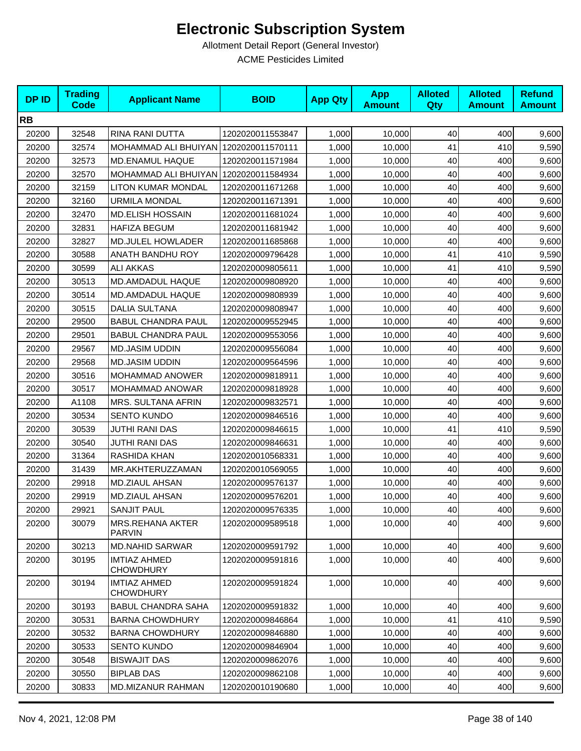# Electronic Subscription System

Allotment Detail Report (General Investor)

ACME Pesticides Limited

| DP ID | Trading Code | Applicant Name | BOID | App Qty | App Amount | Alloted Qty | Alloted Amount | Refund Amount |
|---|---|---|---|---|---|---|---|---|
| **RB** | | | | | | | | |
| 20200 | 32548 | RINA RANI DUTTA | 1202020011553847 | 1,000 | 10,000 | 40 | 400 | 9,600 |
| 20200 | 32574 | MOHAMMAD ALI BHUIYAN | 1202020011570111 | 1,000 | 10,000 | 41 | 410 | 9,590 |
| 20200 | 32573 | MD.ENAMUL HAQUE | 1202020011571984 | 1,000 | 10,000 | 40 | 400 | 9,600 |
| 20200 | 32570 | MOHAMMAD ALI BHUIYAN | 1202020011584934 | 1,000 | 10,000 | 40 | 400 | 9,600 |
| 20200 | 32159 | LITON KUMAR MONDAL | 1202020011671268 | 1,000 | 10,000 | 40 | 400 | 9,600 |
| 20200 | 32160 | URMILA MONDAL | 1202020011671391 | 1,000 | 10,000 | 40 | 400 | 9,600 |
| 20200 | 32470 | MD.ELISH HOSSAIN | 1202020011681024 | 1,000 | 10,000 | 40 | 400 | 9,600 |
| 20200 | 32831 | HAFIZA BEGUM | 1202020011681942 | 1,000 | 10,000 | 40 | 400 | 9,600 |
| 20200 | 32827 | MD.JULEL HOWLADER | 1202020011685868 | 1,000 | 10,000 | 40 | 400 | 9,600 |
| 20200 | 30588 | ANATH BANDHU ROY | 1202020009796428 | 1,000 | 10,000 | 41 | 410 | 9,590 |
| 20200 | 30599 | ALI AKKAS | 1202020009805611 | 1,000 | 10,000 | 41 | 410 | 9,590 |
| 20200 | 30513 | MD.AMDADUL HAQUE | 1202020009808920 | 1,000 | 10,000 | 40 | 400 | 9,600 |
| 20200 | 30514 | MD.AMDADUL HAQUE | 1202020009808939 | 1,000 | 10,000 | 40 | 400 | 9,600 |
| 20200 | 30515 | DALIA SULTANA | 1202020009808947 | 1,000 | 10,000 | 40 | 400 | 9,600 |
| 20200 | 29500 | BABUL CHANDRA PAUL | 1202020009552945 | 1,000 | 10,000 | 40 | 400 | 9,600 |
| 20200 | 29501 | BABUL CHANDRA PAUL | 1202020009553056 | 1,000 | 10,000 | 40 | 400 | 9,600 |
| 20200 | 29567 | MD.JASIM UDDIN | 1202020009556084 | 1,000 | 10,000 | 40 | 400 | 9,600 |
| 20200 | 29568 | MD.JASIM UDDIN | 1202020009564596 | 1,000 | 10,000 | 40 | 400 | 9,600 |
| 20200 | 30516 | MOHAMMAD ANOWER | 1202020009818911 | 1,000 | 10,000 | 40 | 400 | 9,600 |
| 20200 | 30517 | MOHAMMAD ANOWAR | 1202020009818928 | 1,000 | 10,000 | 40 | 400 | 9,600 |
| 20200 | A1108 | MRS. SULTANA AFRIN | 1202020009832571 | 1,000 | 10,000 | 40 | 400 | 9,600 |
| 20200 | 30534 | SENTO KUNDO | 1202020009846516 | 1,000 | 10,000 | 40 | 400 | 9,600 |
| 20200 | 30539 | JUTHI RANI DAS | 1202020009846615 | 1,000 | 10,000 | 41 | 410 | 9,590 |
| 20200 | 30540 | JUTHI RANI DAS | 1202020009846631 | 1,000 | 10,000 | 40 | 400 | 9,600 |
| 20200 | 31364 | RASHIDA KHAN | 1202020010568331 | 1,000 | 10,000 | 40 | 400 | 9,600 |
| 20200 | 31439 | MR.AKHTERUZZAMAN | 1202020010569055 | 1,000 | 10,000 | 40 | 400 | 9,600 |
| 20200 | 29918 | MD.ZIAUL AHSAN | 1202020009576137 | 1,000 | 10,000 | 40 | 400 | 9,600 |
| 20200 | 29919 | MD.ZIAUL AHSAN | 1202020009576201 | 1,000 | 10,000 | 40 | 400 | 9,600 |
| 20200 | 29921 | SANJIT PAUL | 1202020009576335 | 1,000 | 10,000 | 40 | 400 | 9,600 |
| 20200 | 30079 | MRS.REHANA AKTER PARVIN | 1202020009589518 | 1,000 | 10,000 | 40 | 400 | 9,600 |
| 20200 | 30213 | MD.NAHID SARWAR | 1202020009591792 | 1,000 | 10,000 | 40 | 400 | 9,600 |
| 20200 | 30195 | IMTIAZ AHMED CHOWDHURY | 1202020009591816 | 1,000 | 10,000 | 40 | 400 | 9,600 |
| 20200 | 30194 | IMTIAZ AHMED CHOWDHURY | 1202020009591824 | 1,000 | 10,000 | 40 | 400 | 9,600 |
| 20200 | 30193 | BABUL CHANDRA SAHA | 1202020009591832 | 1,000 | 10,000 | 40 | 400 | 9,600 |
| 20200 | 30531 | BARNA CHOWDHURY | 1202020009846864 | 1,000 | 10,000 | 41 | 410 | 9,590 |
| 20200 | 30532 | BARNA CHOWDHURY | 1202020009846880 | 1,000 | 10,000 | 40 | 400 | 9,600 |
| 20200 | 30533 | SENTO KUNDO | 1202020009846904 | 1,000 | 10,000 | 40 | 400 | 9,600 |
| 20200 | 30548 | BISWAJIT DAS | 1202020009862076 | 1,000 | 10,000 | 40 | 400 | 9,600 |
| 20200 | 30550 | BIPLAB DAS | 1202020009862108 | 1,000 | 10,000 | 40 | 400 | 9,600 |
| 20200 | 30833 | MD.MIZANUR RAHMAN | 1202020010190680 | 1,000 | 10,000 | 40 | 400 | 9,600 |

Nov 4, 2021, 12:08 PM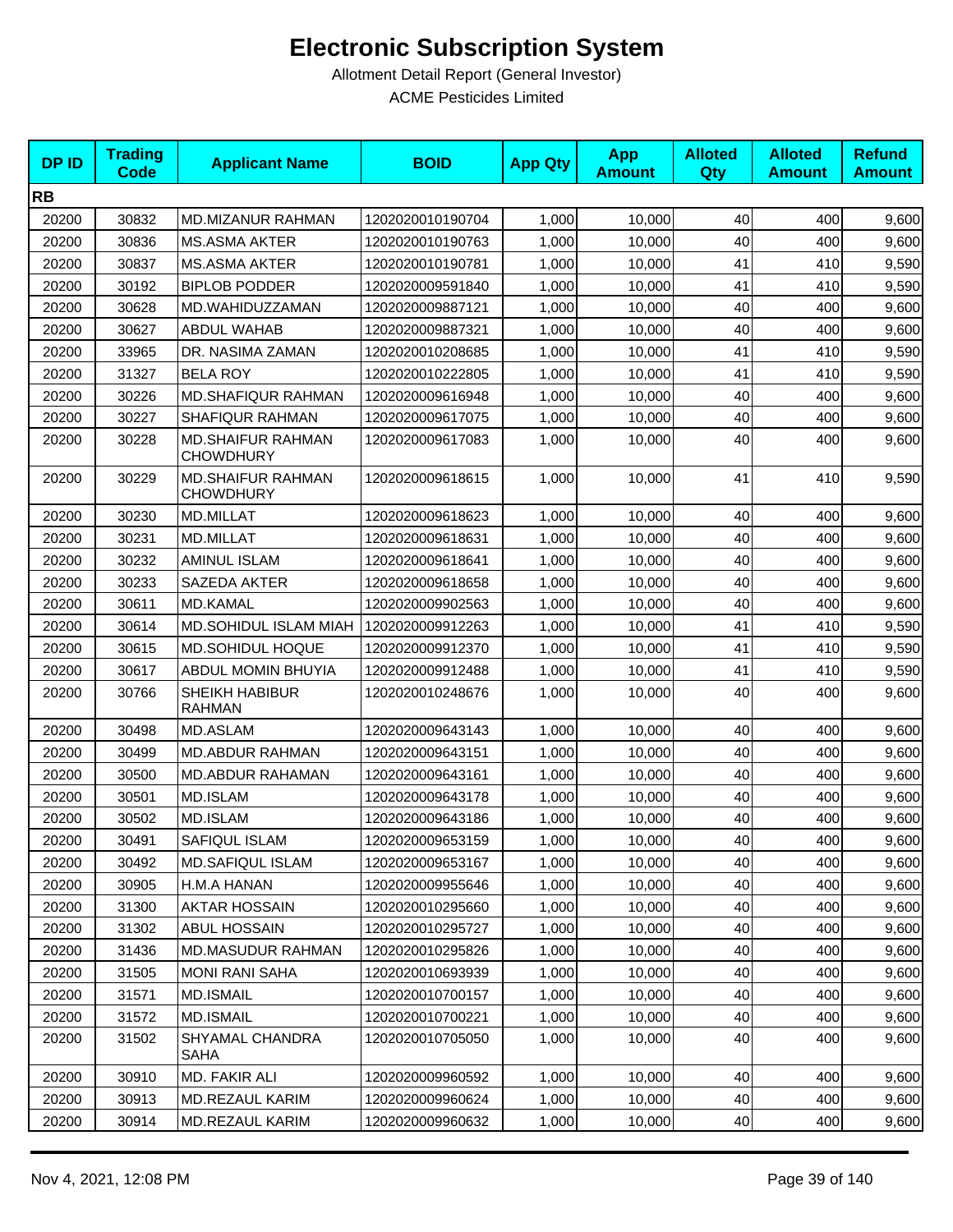# Electronic Subscription System

Allotment Detail Report (General Investor)

ACME Pesticides Limited

| DP ID | Trading Code | Applicant Name | BOID | App Qty | App Amount | Alloted Qty | Alloted Amount | Refund Amount |
|---|---|---|---|---|---|---|---|---|
| **RB** | | | | | | | | |
| 20200 | 30832 | MD.MIZANUR RAHMAN | 1202020010190704 | 1,000 | 10,000 | 40 | 400 | 9,600 |
| 20200 | 30836 | MS.ASMA AKTER | 1202020010190763 | 1,000 | 10,000 | 40 | 400 | 9,600 |
| 20200 | 30837 | MS.ASMA AKTER | 1202020010190781 | 1,000 | 10,000 | 41 | 410 | 9,590 |
| 20200 | 30192 | BIPLOB PODDER | 1202020009591840 | 1,000 | 10,000 | 41 | 410 | 9,590 |
| 20200 | 30628 | MD.WAHIDUZZAMAN | 1202020009887121 | 1,000 | 10,000 | 40 | 400 | 9,600 |
| 20200 | 30627 | ABDUL WAHAB | 1202020009887321 | 1,000 | 10,000 | 40 | 400 | 9,600 |
| 20200 | 33965 | DR. NASIMA ZAMAN | 1202020010208685 | 1,000 | 10,000 | 41 | 410 | 9,590 |
| 20200 | 31327 | BELA ROY | 1202020010222805 | 1,000 | 10,000 | 41 | 410 | 9,590 |
| 20200 | 30226 | MD.SHAFIQUR RAHMAN | 1202020009616948 | 1,000 | 10,000 | 40 | 400 | 9,600 |
| 20200 | 30227 | SHAFIQUR RAHMAN | 1202020009617075 | 1,000 | 10,000 | 40 | 400 | 9,600 |
| 20200 | 30228 | MD.SHAIFUR RAHMAN CHOWDHURY | 1202020009617083 | 1,000 | 10,000 | 40 | 400 | 9,600 |
| 20200 | 30229 | MD.SHAIFUR RAHMAN CHOWDHURY | 1202020009618615 | 1,000 | 10,000 | 41 | 410 | 9,590 |
| 20200 | 30230 | MD.MILLAT | 1202020009618623 | 1,000 | 10,000 | 40 | 400 | 9,600 |
| 20200 | 30231 | MD.MILLAT | 1202020009618631 | 1,000 | 10,000 | 40 | 400 | 9,600 |
| 20200 | 30232 | AMINUL ISLAM | 1202020009618641 | 1,000 | 10,000 | 40 | 400 | 9,600 |
| 20200 | 30233 | SAZEDA AKTER | 1202020009618658 | 1,000 | 10,000 | 40 | 400 | 9,600 |
| 20200 | 30611 | MD.KAMAL | 1202020009902563 | 1,000 | 10,000 | 40 | 400 | 9,600 |
| 20200 | 30614 | MD.SOHIDUL ISLAM MIAH | 1202020009912263 | 1,000 | 10,000 | 41 | 410 | 9,590 |
| 20200 | 30615 | MD.SOHIDUL HOQUE | 1202020009912370 | 1,000 | 10,000 | 41 | 410 | 9,590 |
| 20200 | 30617 | ABDUL MOMIN BHUYIA | 1202020009912488 | 1,000 | 10,000 | 41 | 410 | 9,590 |
| 20200 | 30766 | SHEIKH HABIBUR RAHMAN | 1202020010248676 | 1,000 | 10,000 | 40 | 400 | 9,600 |
| 20200 | 30498 | MD.ASLAM | 1202020009643143 | 1,000 | 10,000 | 40 | 400 | 9,600 |
| 20200 | 30499 | MD.ABDUR RAHMAN | 1202020009643151 | 1,000 | 10,000 | 40 | 400 | 9,600 |
| 20200 | 30500 | MD.ABDUR RAHAMAN | 1202020009643161 | 1,000 | 10,000 | 40 | 400 | 9,600 |
| 20200 | 30501 | MD.ISLAM | 1202020009643178 | 1,000 | 10,000 | 40 | 400 | 9,600 |
| 20200 | 30502 | MD.ISLAM | 1202020009643186 | 1,000 | 10,000 | 40 | 400 | 9,600 |
| 20200 | 30491 | SAFIQUL ISLAM | 1202020009653159 | 1,000 | 10,000 | 40 | 400 | 9,600 |
| 20200 | 30492 | MD.SAFIQUL ISLAM | 1202020009653167 | 1,000 | 10,000 | 40 | 400 | 9,600 |
| 20200 | 30905 | H.M.A HANAN | 1202020009955646 | 1,000 | 10,000 | 40 | 400 | 9,600 |
| 20200 | 31300 | AKTAR HOSSAIN | 1202020010295660 | 1,000 | 10,000 | 40 | 400 | 9,600 |
| 20200 | 31302 | ABUL HOSSAIN | 1202020010295727 | 1,000 | 10,000 | 40 | 400 | 9,600 |
| 20200 | 31436 | MD.MASUDUR RAHMAN | 1202020010295826 | 1,000 | 10,000 | 40 | 400 | 9,600 |
| 20200 | 31505 | MONI RANI SAHA | 1202020010693939 | 1,000 | 10,000 | 40 | 400 | 9,600 |
| 20200 | 31571 | MD.ISMAIL | 1202020010700157 | 1,000 | 10,000 | 40 | 400 | 9,600 |
| 20200 | 31572 | MD.ISMAIL | 1202020010700221 | 1,000 | 10,000 | 40 | 400 | 9,600 |
| 20200 | 31502 | SHYAMAL CHANDRA SAHA | 1202020010705050 | 1,000 | 10,000 | 40 | 400 | 9,600 |
| 20200 | 30910 | MD. FAKIR ALI | 1202020009960592 | 1,000 | 10,000 | 40 | 400 | 9,600 |
| 20200 | 30913 | MD.REZAUL KARIM | 1202020009960624 | 1,000 | 10,000 | 40 | 400 | 9,600 |
| 20200 | 30914 | MD.REZAUL KARIM | 1202020009960632 | 1,000 | 10,000 | 40 | 400 | 9,600 |

Nov 4, 2021, 12:08 PM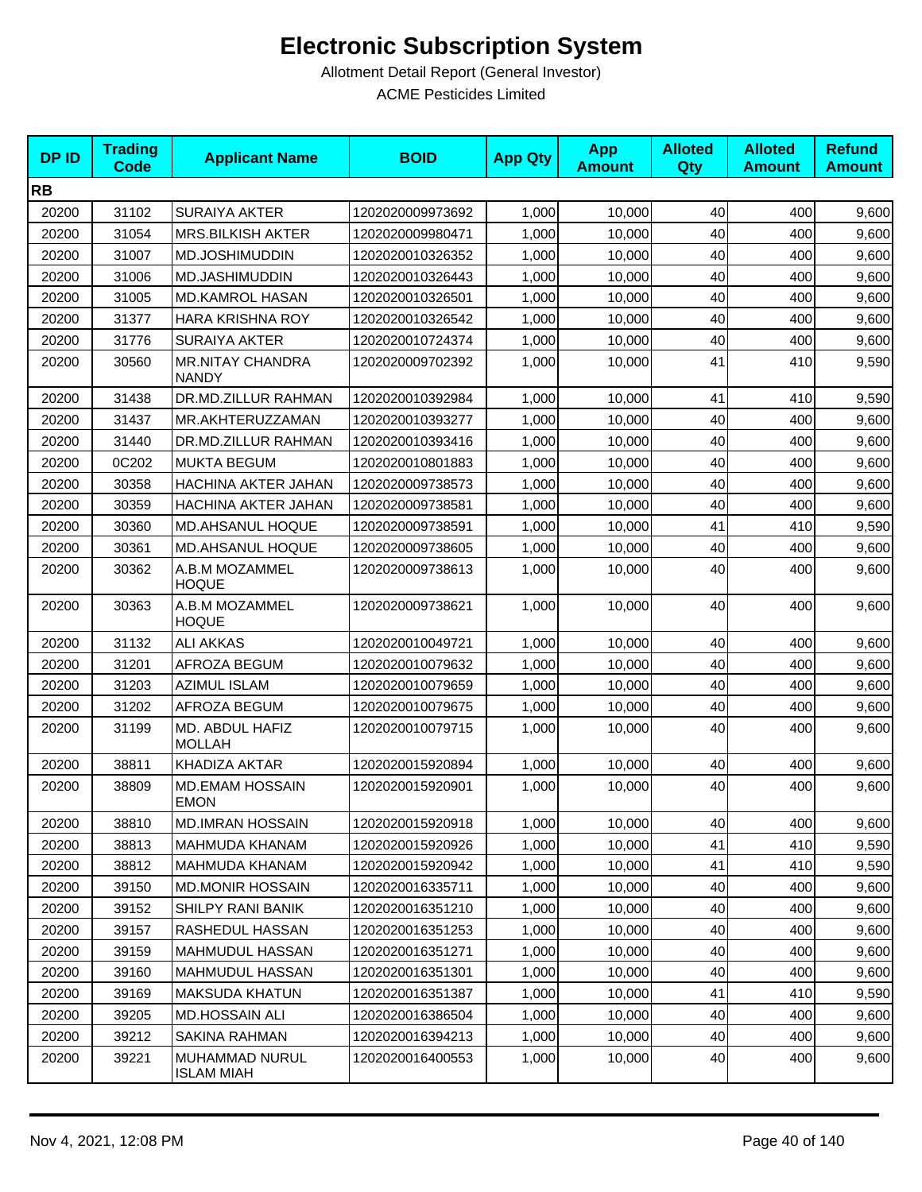# Electronic Subscription System

Allotment Detail Report (General Investor)

ACME Pesticides Limited

| DP ID | Trading Code | Applicant Name | BOID | App Qty | App Amount | Alloted Qty | Alloted Amount | Refund Amount |
|---|---|---|---|---|---|---|---|---|
| **RB** | | | | | | | | |
| 20200 | 31102 | SURAIYA AKTER | 1202020009973692 | 1,000 | 10,000 | 40 | 400 | 9,600 |
| 20200 | 31054 | MRS.BILKISH AKTER | 1202020009980471 | 1,000 | 10,000 | 40 | 400 | 9,600 |
| 20200 | 31007 | MD.JOSHIMUDDIN | 1202020010326352 | 1,000 | 10,000 | 40 | 400 | 9,600 |
| 20200 | 31006 | MD.JASHIMUDDIN | 1202020010326443 | 1,000 | 10,000 | 40 | 400 | 9,600 |
| 20200 | 31005 | MD.KAMROL HASAN | 1202020010326501 | 1,000 | 10,000 | 40 | 400 | 9,600 |
| 20200 | 31377 | HARA KRISHNA ROY | 1202020010326542 | 1,000 | 10,000 | 40 | 400 | 9,600 |
| 20200 | 31776 | SURAIYA AKTER | 1202020010724374 | 1,000 | 10,000 | 40 | 400 | 9,600 |
| 20200 | 30560 | MR.NITAY CHANDRA NANDY | 1202020009702392 | 1,000 | 10,000 | 41 | 410 | 9,590 |
| 20200 | 31438 | DR.MD.ZILLUR RAHMAN | 1202020010392984 | 1,000 | 10,000 | 41 | 410 | 9,590 |
| 20200 | 31437 | MR.AKHTERUZZAMAN | 1202020010393277 | 1,000 | 10,000 | 40 | 400 | 9,600 |
| 20200 | 31440 | DR.MD.ZILLUR RAHMAN | 1202020010393416 | 1,000 | 10,000 | 40 | 400 | 9,600 |
| 20200 | 0C202 | MUKTA BEGUM | 1202020010801883 | 1,000 | 10,000 | 40 | 400 | 9,600 |
| 20200 | 30358 | HACHINA AKTER JAHAN | 1202020009738573 | 1,000 | 10,000 | 40 | 400 | 9,600 |
| 20200 | 30359 | HACHINA AKTER JAHAN | 1202020009738581 | 1,000 | 10,000 | 40 | 400 | 9,600 |
| 20200 | 30360 | MD.AHSANUL HOQUE | 1202020009738591 | 1,000 | 10,000 | 41 | 410 | 9,590 |
| 20200 | 30361 | MD.AHSANUL HOQUE | 1202020009738605 | 1,000 | 10,000 | 40 | 400 | 9,600 |
| 20200 | 30362 | A.B.M MOZAMMEL HOQUE | 1202020009738613 | 1,000 | 10,000 | 40 | 400 | 9,600 |
| 20200 | 30363 | A.B.M MOZAMMEL HOQUE | 1202020009738621 | 1,000 | 10,000 | 40 | 400 | 9,600 |
| 20200 | 31132 | ALI AKKAS | 1202020010049721 | 1,000 | 10,000 | 40 | 400 | 9,600 |
| 20200 | 31201 | AFROZA BEGUM | 1202020010079632 | 1,000 | 10,000 | 40 | 400 | 9,600 |
| 20200 | 31203 | AZIMUL ISLAM | 1202020010079659 | 1,000 | 10,000 | 40 | 400 | 9,600 |
| 20200 | 31202 | AFROZA BEGUM | 1202020010079675 | 1,000 | 10,000 | 40 | 400 | 9,600 |
| 20200 | 31199 | MD. ABDUL HAFIZ MOLLAH | 1202020010079715 | 1,000 | 10,000 | 40 | 400 | 9,600 |
| 20200 | 38811 | KHADIZA AKTAR | 1202020015920894 | 1,000 | 10,000 | 40 | 400 | 9,600 |
| 20200 | 38809 | MD.EMAM HOSSAIN EMON | 1202020015920901 | 1,000 | 10,000 | 40 | 400 | 9,600 |
| 20200 | 38810 | MD.IMRAN HOSSAIN | 1202020015920918 | 1,000 | 10,000 | 40 | 400 | 9,600 |
| 20200 | 38813 | MAHMUDA KHANAM | 1202020015920926 | 1,000 | 10,000 | 41 | 410 | 9,590 |
| 20200 | 38812 | MAHMUDA KHANAM | 1202020015920942 | 1,000 | 10,000 | 41 | 410 | 9,590 |
| 20200 | 39150 | MD.MONIR HOSSAIN | 1202020016335711 | 1,000 | 10,000 | 40 | 400 | 9,600 |
| 20200 | 39152 | SHILPY RANI BANIK | 1202020016351210 | 1,000 | 10,000 | 40 | 400 | 9,600 |
| 20200 | 39157 | RASHEDUL HASSAN | 1202020016351253 | 1,000 | 10,000 | 40 | 400 | 9,600 |
| 20200 | 39159 | MAHMUDUL HASSAN | 1202020016351271 | 1,000 | 10,000 | 40 | 400 | 9,600 |
| 20200 | 39160 | MAHMUDUL HASSAN | 1202020016351301 | 1,000 | 10,000 | 40 | 400 | 9,600 |
| 20200 | 39169 | MAKSUDA KHATUN | 1202020016351387 | 1,000 | 10,000 | 41 | 410 | 9,590 |
| 20200 | 39205 | MD.HOSSAIN ALI | 1202020016386504 | 1,000 | 10,000 | 40 | 400 | 9,600 |
| 20200 | 39212 | SAKINA RAHMAN | 1202020016394213 | 1,000 | 10,000 | 40 | 400 | 9,600 |
| 20200 | 39221 | MUHAMMAD NURUL ISLAM MIAH | 1202020016400553 | 1,000 | 10,000 | 40 | 400 | 9,600 |

Nov 4, 2021, 12:08 PM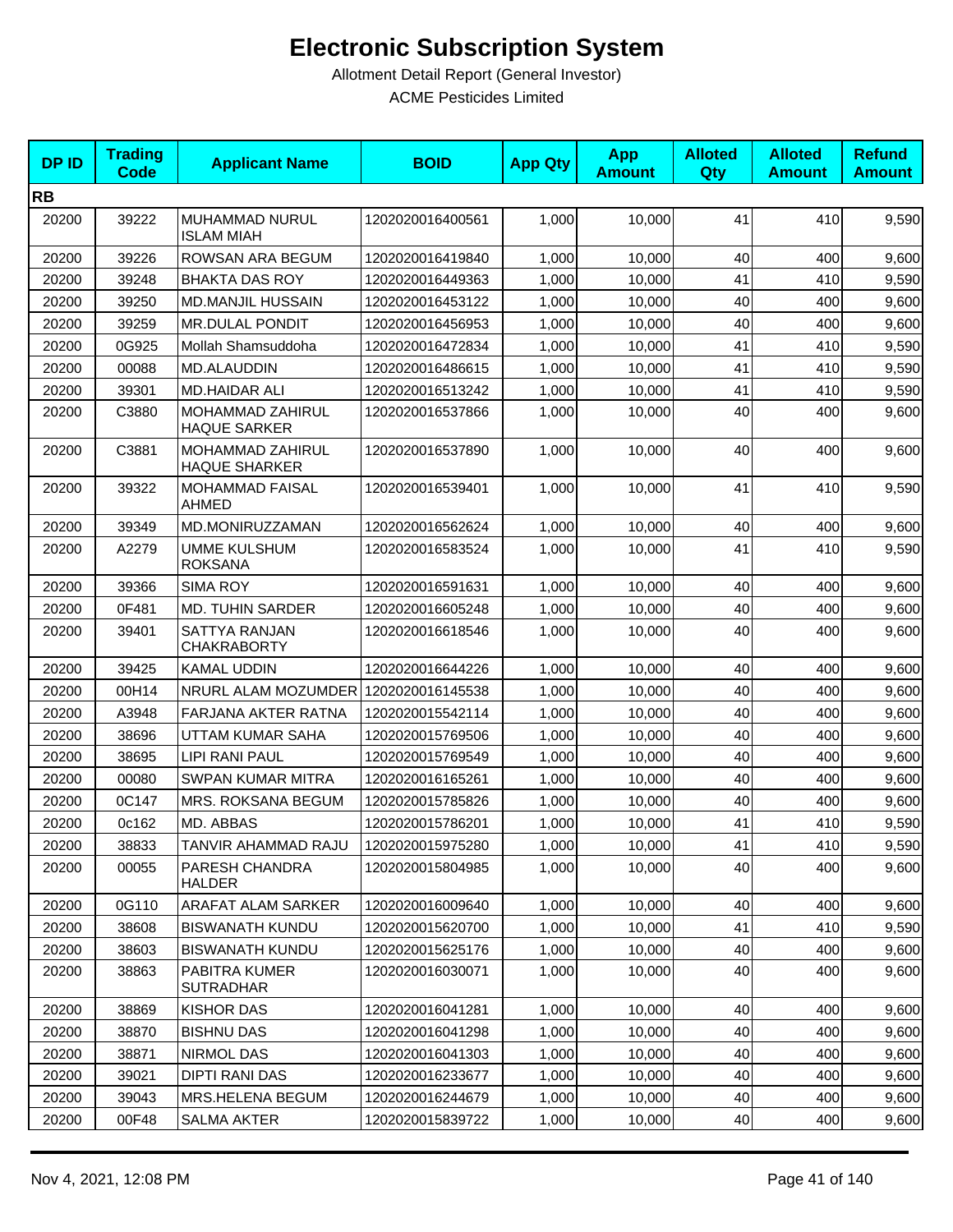# Electronic Subscription System

Allotment Detail Report (General Investor)

ACME Pesticides Limited

| DP ID | Trading Code | Applicant Name | BOID | App Qty | App Amount | Alloted Qty | Alloted Amount | Refund Amount |
|---|---|---|---|---|---|---|---|---|
| **RB** | | | | | | | | |
| 20200 | 39222 | MUHAMMAD NURUL ISLAM MIAH | 1202020016400561 | 1,000 | 10,000 | 41 | 410 | 9,590 |
| 20200 | 39226 | ROWSAN ARA BEGUM | 1202020016419840 | 1,000 | 10,000 | 40 | 400 | 9,600 |
| 20200 | 39248 | BHAKTA DAS ROY | 1202020016449363 | 1,000 | 10,000 | 41 | 410 | 9,590 |
| 20200 | 39250 | MD.MANJIL HUSSAIN | 1202020016453122 | 1,000 | 10,000 | 40 | 400 | 9,600 |
| 20200 | 39259 | MR.DULAL PONDIT | 1202020016456953 | 1,000 | 10,000 | 40 | 400 | 9,600 |
| 20200 | 0G925 | Mollah Shamsuddoha | 1202020016472834 | 1,000 | 10,000 | 41 | 410 | 9,590 |
| 20200 | 00088 | MD.ALAUDDIN | 1202020016486615 | 1,000 | 10,000 | 41 | 410 | 9,590 |
| 20200 | 39301 | MD.HAIDAR ALI | 1202020016513242 | 1,000 | 10,000 | 41 | 410 | 9,590 |
| 20200 | C3880 | MOHAMMAD ZAHIRUL HAQUE SARKER | 1202020016537866 | 1,000 | 10,000 | 40 | 400 | 9,600 |
| 20200 | C3881 | MOHAMMAD ZAHIRUL HAQUE SHARKER | 1202020016537890 | 1,000 | 10,000 | 40 | 400 | 9,600 |
| 20200 | 39322 | MOHAMMAD FAISAL AHMED | 1202020016539401 | 1,000 | 10,000 | 41 | 410 | 9,590 |
| 20200 | 39349 | MD.MONIRUZZAMAN | 1202020016562624 | 1,000 | 10,000 | 40 | 400 | 9,600 |
| 20200 | A2279 | UMME KULSHUM ROKSANA | 1202020016583524 | 1,000 | 10,000 | 41 | 410 | 9,590 |
| 20200 | 39366 | SIMA ROY | 1202020016591631 | 1,000 | 10,000 | 40 | 400 | 9,600 |
| 20200 | 0F481 | MD. TUHIN SARDER | 1202020016605248 | 1,000 | 10,000 | 40 | 400 | 9,600 |
| 20200 | 39401 | SATTYA RANJAN CHAKRABORTY | 1202020016618546 | 1,000 | 10,000 | 40 | 400 | 9,600 |
| 20200 | 39425 | KAMAL UDDIN | 1202020016644226 | 1,000 | 10,000 | 40 | 400 | 9,600 |
| 20200 | 00H14 | NRURL ALAM MOZUMDER | 1202020016145538 | 1,000 | 10,000 | 40 | 400 | 9,600 |
| 20200 | A3948 | FARJANA AKTER RATNA | 1202020015542114 | 1,000 | 10,000 | 40 | 400 | 9,600 |
| 20200 | 38696 | UTTAM KUMAR SAHA | 1202020015769506 | 1,000 | 10,000 | 40 | 400 | 9,600 |
| 20200 | 38695 | LIPI RANI PAUL | 1202020015769549 | 1,000 | 10,000 | 40 | 400 | 9,600 |
| 20200 | 00080 | SWPAN KUMAR MITRA | 1202020016165261 | 1,000 | 10,000 | 40 | 400 | 9,600 |
| 20200 | 0C147 | MRS. ROKSANA BEGUM | 1202020015785826 | 1,000 | 10,000 | 40 | 400 | 9,600 |
| 20200 | 0c162 | MD. ABBAS | 1202020015786201 | 1,000 | 10,000 | 41 | 410 | 9,590 |
| 20200 | 38833 | TANVIR AHAMMAD RAJU | 1202020015975280 | 1,000 | 10,000 | 41 | 410 | 9,590 |
| 20200 | 00055 | PARESH CHANDRA HALDER | 1202020015804985 | 1,000 | 10,000 | 40 | 400 | 9,600 |
| 20200 | 0G110 | ARAFAT ALAM SARKER | 1202020016009640 | 1,000 | 10,000 | 40 | 400 | 9,600 |
| 20200 | 38608 | BISWANATH KUNDU | 1202020015620700 | 1,000 | 10,000 | 41 | 410 | 9,590 |
| 20200 | 38603 | BISWANATH KUNDU | 1202020015625176 | 1,000 | 10,000 | 40 | 400 | 9,600 |
| 20200 | 38863 | PABITRA KUMER SUTRADHAR | 1202020016030071 | 1,000 | 10,000 | 40 | 400 | 9,600 |
| 20200 | 38869 | KISHOR DAS | 1202020016041281 | 1,000 | 10,000 | 40 | 400 | 9,600 |
| 20200 | 38870 | BISHNU DAS | 1202020016041298 | 1,000 | 10,000 | 40 | 400 | 9,600 |
| 20200 | 38871 | NIRMOL DAS | 1202020016041303 | 1,000 | 10,000 | 40 | 400 | 9,600 |
| 20200 | 39021 | DIPTI RANI DAS | 1202020016233677 | 1,000 | 10,000 | 40 | 400 | 9,600 |
| 20200 | 39043 | MRS.HELENA BEGUM | 1202020016244679 | 1,000 | 10,000 | 40 | 400 | 9,600 |
| 20200 | 00F48 | SALMA AKTER | 1202020015839722 | 1,000 | 10,000 | 40 | 400 | 9,600 |

Nov 4, 2021, 12:08 PM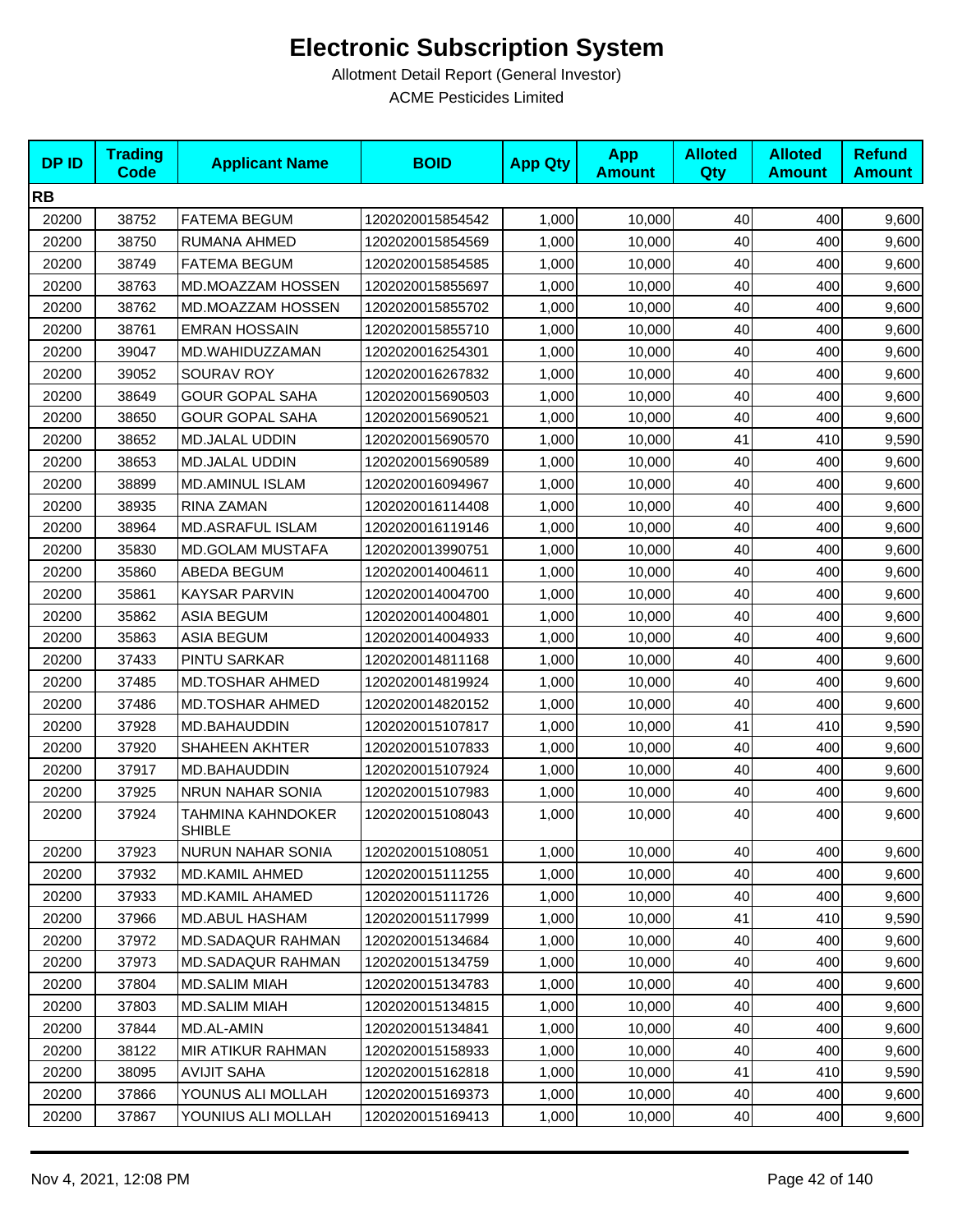# Electronic Subscription System

Allotment Detail Report (General Investor)

ACME Pesticides Limited

| DP ID | Trading Code | Applicant Name | BOID | App Qty | App Amount | Alloted Qty | Alloted Amount | Refund Amount |
|---|---|---|---|---|---|---|---|---|
| **RB** | | | | | | | | |
| 20200 | 38752 | FATEMA BEGUM | 1202020015854542 | 1,000 | 10,000 | 40 | 400 | 9,600 |
| 20200 | 38750 | RUMANA AHMED | 1202020015854569 | 1,000 | 10,000 | 40 | 400 | 9,600 |
| 20200 | 38749 | FATEMA BEGUM | 1202020015854585 | 1,000 | 10,000 | 40 | 400 | 9,600 |
| 20200 | 38763 | MD.MOAZZAM HOSSEN | 1202020015855697 | 1,000 | 10,000 | 40 | 400 | 9,600 |
| 20200 | 38762 | MD.MOAZZAM HOSSEN | 1202020015855702 | 1,000 | 10,000 | 40 | 400 | 9,600 |
| 20200 | 38761 | EMRAN HOSSAIN | 1202020015855710 | 1,000 | 10,000 | 40 | 400 | 9,600 |
| 20200 | 39047 | MD.WAHIDUZZAMAN | 1202020016254301 | 1,000 | 10,000 | 40 | 400 | 9,600 |
| 20200 | 39052 | SOURAV ROY | 1202020016267832 | 1,000 | 10,000 | 40 | 400 | 9,600 |
| 20200 | 38649 | GOUR GOPAL SAHA | 1202020015690503 | 1,000 | 10,000 | 40 | 400 | 9,600 |
| 20200 | 38650 | GOUR GOPAL SAHA | 1202020015690521 | 1,000 | 10,000 | 40 | 400 | 9,600 |
| 20200 | 38652 | MD.JALAL UDDIN | 1202020015690570 | 1,000 | 10,000 | 41 | 410 | 9,590 |
| 20200 | 38653 | MD.JALAL UDDIN | 1202020015690589 | 1,000 | 10,000 | 40 | 400 | 9,600 |
| 20200 | 38899 | MD.AMINUL ISLAM | 1202020016094967 | 1,000 | 10,000 | 40 | 400 | 9,600 |
| 20200 | 38935 | RINA ZAMAN | 1202020016114408 | 1,000 | 10,000 | 40 | 400 | 9,600 |
| 20200 | 38964 | MD.ASRAFUL ISLAM | 1202020016119146 | 1,000 | 10,000 | 40 | 400 | 9,600 |
| 20200 | 35830 | MD.GOLAM MUSTAFA | 1202020013990751 | 1,000 | 10,000 | 40 | 400 | 9,600 |
| 20200 | 35860 | ABEDA BEGUM | 1202020014004611 | 1,000 | 10,000 | 40 | 400 | 9,600 |
| 20200 | 35861 | KAYSAR PARVIN | 1202020014004700 | 1,000 | 10,000 | 40 | 400 | 9,600 |
| 20200 | 35862 | ASIA BEGUM | 1202020014004801 | 1,000 | 10,000 | 40 | 400 | 9,600 |
| 20200 | 35863 | ASIA BEGUM | 1202020014004933 | 1,000 | 10,000 | 40 | 400 | 9,600 |
| 20200 | 37433 | PINTU SARKAR | 1202020014811168 | 1,000 | 10,000 | 40 | 400 | 9,600 |
| 20200 | 37485 | MD.TOSHAR AHMED | 1202020014819924 | 1,000 | 10,000 | 40 | 400 | 9,600 |
| 20200 | 37486 | MD.TOSHAR AHMED | 1202020014820152 | 1,000 | 10,000 | 40 | 400 | 9,600 |
| 20200 | 37928 | MD.BAHAUDDIN | 1202020015107817 | 1,000 | 10,000 | 41 | 410 | 9,590 |
| 20200 | 37920 | SHAHEEN AKHTER | 1202020015107833 | 1,000 | 10,000 | 40 | 400 | 9,600 |
| 20200 | 37917 | MD.BAHAUDDIN | 1202020015107924 | 1,000 | 10,000 | 40 | 400 | 9,600 |
| 20200 | 37925 | NRUN NAHAR SONIA | 1202020015107983 | 1,000 | 10,000 | 40 | 400 | 9,600 |
| 20200 | 37924 | TAHMINA KAHNDOKER SHIBLE | 1202020015108043 | 1,000 | 10,000 | 40 | 400 | 9,600 |
| 20200 | 37923 | NURUN NAHAR SONIA | 1202020015108051 | 1,000 | 10,000 | 40 | 400 | 9,600 |
| 20200 | 37932 | MD.KAMIL AHMED | 1202020015111255 | 1,000 | 10,000 | 40 | 400 | 9,600 |
| 20200 | 37933 | MD.KAMIL AHAMED | 1202020015111726 | 1,000 | 10,000 | 40 | 400 | 9,600 |
| 20200 | 37966 | MD.ABUL HASHAM | 1202020015117999 | 1,000 | 10,000 | 41 | 410 | 9,590 |
| 20200 | 37972 | MD.SADAQUR RAHMAN | 1202020015134684 | 1,000 | 10,000 | 40 | 400 | 9,600 |
| 20200 | 37973 | MD.SADAQUR RAHMAN | 1202020015134759 | 1,000 | 10,000 | 40 | 400 | 9,600 |
| 20200 | 37804 | MD.SALIM MIAH | 1202020015134783 | 1,000 | 10,000 | 40 | 400 | 9,600 |
| 20200 | 37803 | MD.SALIM MIAH | 1202020015134815 | 1,000 | 10,000 | 40 | 400 | 9,600 |
| 20200 | 37844 | MD.AL-AMIN | 1202020015134841 | 1,000 | 10,000 | 40 | 400 | 9,600 |
| 20200 | 38122 | MIR ATIKUR RAHMAN | 1202020015158933 | 1,000 | 10,000 | 40 | 400 | 9,600 |
| 20200 | 38095 | AVIJIT SAHA | 1202020015162818 | 1,000 | 10,000 | 41 | 410 | 9,590 |
| 20200 | 37866 | YOUNUS ALI MOLLAH | 1202020015169373 | 1,000 | 10,000 | 40 | 400 | 9,600 |
| 20200 | 37867 | YOUNIUS ALI MOLLAH | 1202020015169413 | 1,000 | 10,000 | 40 | 400 | 9,600 |

Nov 4, 2021, 12:08 PM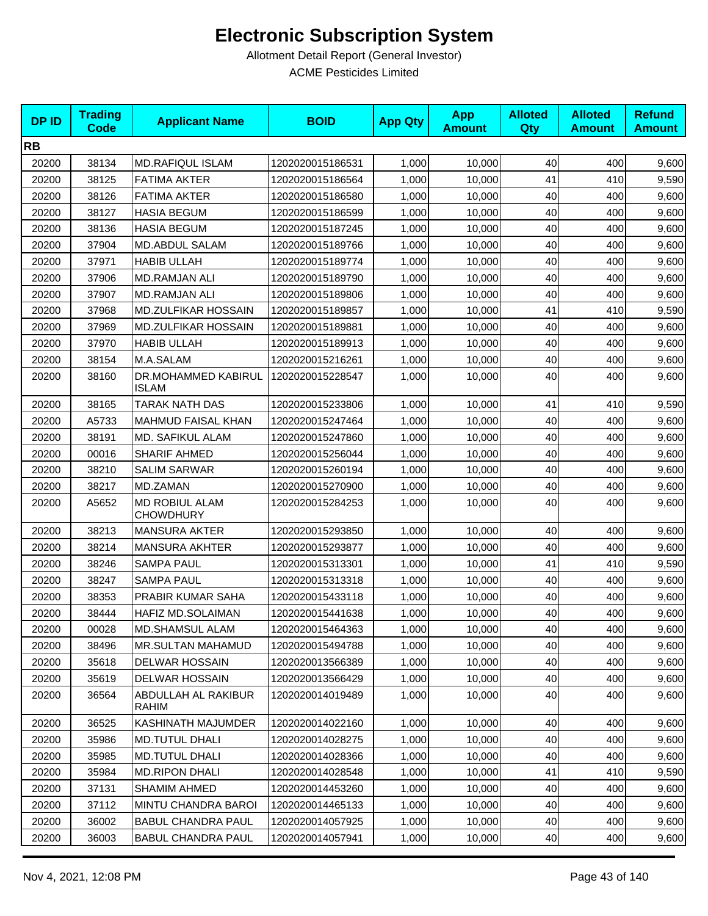# Electronic Subscription System

Allotment Detail Report (General Investor)

ACME Pesticides Limited

| DP ID | Trading Code | Applicant Name | BOID | App Qty | App Amount | Alloted Qty | Alloted Amount | Refund Amount |
|---|---|---|---|---|---|---|---|---|
| **RB** | | | | | | | | |
| 20200 | 38134 | MD.RAFIQUL ISLAM | 1202020015186531 | 1,000 | 10,000 | 40 | 400 | 9,600 |
| 20200 | 38125 | FATIMA AKTER | 1202020015186564 | 1,000 | 10,000 | 41 | 410 | 9,590 |
| 20200 | 38126 | FATIMA AKTER | 1202020015186580 | 1,000 | 10,000 | 40 | 400 | 9,600 |
| 20200 | 38127 | HASIA BEGUM | 1202020015186599 | 1,000 | 10,000 | 40 | 400 | 9,600 |
| 20200 | 38136 | HASIA BEGUM | 1202020015187245 | 1,000 | 10,000 | 40 | 400 | 9,600 |
| 20200 | 37904 | MD.ABDUL SALAM | 1202020015189766 | 1,000 | 10,000 | 40 | 400 | 9,600 |
| 20200 | 37971 | HABIB ULLAH | 1202020015189774 | 1,000 | 10,000 | 40 | 400 | 9,600 |
| 20200 | 37906 | MD.RAMJAN ALI | 1202020015189790 | 1,000 | 10,000 | 40 | 400 | 9,600 |
| 20200 | 37907 | MD.RAMJAN ALI | 1202020015189806 | 1,000 | 10,000 | 40 | 400 | 9,600 |
| 20200 | 37968 | MD.ZULFIKAR HOSSAIN | 1202020015189857 | 1,000 | 10,000 | 41 | 410 | 9,590 |
| 20200 | 37969 | MD.ZULFIKAR HOSSAIN | 1202020015189881 | 1,000 | 10,000 | 40 | 400 | 9,600 |
| 20200 | 37970 | HABIB ULLAH | 1202020015189913 | 1,000 | 10,000 | 40 | 400 | 9,600 |
| 20200 | 38154 | M.A.SALAM | 1202020015216261 | 1,000 | 10,000 | 40 | 400 | 9,600 |
| 20200 | 38160 | DR.MOHAMMED KABIRUL ISLAM | 1202020015228547 | 1,000 | 10,000 | 40 | 400 | 9,600 |
| 20200 | 38165 | TARAK NATH DAS | 1202020015233806 | 1,000 | 10,000 | 41 | 410 | 9,590 |
| 20200 | A5733 | MAHMUD FAISAL KHAN | 1202020015247464 | 1,000 | 10,000 | 40 | 400 | 9,600 |
| 20200 | 38191 | MD. SAFIKUL ALAM | 1202020015247860 | 1,000 | 10,000 | 40 | 400 | 9,600 |
| 20200 | 00016 | SHARIF AHMED | 1202020015256044 | 1,000 | 10,000 | 40 | 400 | 9,600 |
| 20200 | 38210 | SALIM SARWAR | 1202020015260194 | 1,000 | 10,000 | 40 | 400 | 9,600 |
| 20200 | 38217 | MD.ZAMAN | 1202020015270900 | 1,000 | 10,000 | 40 | 400 | 9,600 |
| 20200 | A5652 | MD ROBIUL ALAM CHOWDHURY | 1202020015284253 | 1,000 | 10,000 | 40 | 400 | 9,600 |
| 20200 | 38213 | MANSURA AKTER | 1202020015293850 | 1,000 | 10,000 | 40 | 400 | 9,600 |
| 20200 | 38214 | MANSURA AKHTER | 1202020015293877 | 1,000 | 10,000 | 40 | 400 | 9,600 |
| 20200 | 38246 | SAMPA PAUL | 1202020015313301 | 1,000 | 10,000 | 41 | 410 | 9,590 |
| 20200 | 38247 | SAMPA PAUL | 1202020015313318 | 1,000 | 10,000 | 40 | 400 | 9,600 |
| 20200 | 38353 | PRABIR KUMAR SAHA | 1202020015433118 | 1,000 | 10,000 | 40 | 400 | 9,600 |
| 20200 | 38444 | HAFIZ MD.SOLAIMAN | 1202020015441638 | 1,000 | 10,000 | 40 | 400 | 9,600 |
| 20200 | 00028 | MD.SHAMSUL ALAM | 1202020015464363 | 1,000 | 10,000 | 40 | 400 | 9,600 |
| 20200 | 38496 | MR.SULTAN MAHAMUD | 1202020015494788 | 1,000 | 10,000 | 40 | 400 | 9,600 |
| 20200 | 35618 | DELWAR HOSSAIN | 1202020013566389 | 1,000 | 10,000 | 40 | 400 | 9,600 |
| 20200 | 35619 | DELWAR HOSSAIN | 1202020013566429 | 1,000 | 10,000 | 40 | 400 | 9,600 |
| 20200 | 36564 | ABDULLAH AL RAKIBUR RAHIM | 1202020014019489 | 1,000 | 10,000 | 40 | 400 | 9,600 |
| 20200 | 36525 | KASHINATH MAJUMDER | 1202020014022160 | 1,000 | 10,000 | 40 | 400 | 9,600 |
| 20200 | 35986 | MD.TUTUL DHALI | 1202020014028275 | 1,000 | 10,000 | 40 | 400 | 9,600 |
| 20200 | 35985 | MD.TUTUL DHALI | 1202020014028366 | 1,000 | 10,000 | 40 | 400 | 9,600 |
| 20200 | 35984 | MD.RIPON DHALI | 1202020014028548 | 1,000 | 10,000 | 41 | 410 | 9,590 |
| 20200 | 37131 | SHAMIM AHMED | 1202020014453260 | 1,000 | 10,000 | 40 | 400 | 9,600 |
| 20200 | 37112 | MINTU CHANDRA BAROI | 1202020014465133 | 1,000 | 10,000 | 40 | 400 | 9,600 |
| 20200 | 36002 | BABUL CHANDRA PAUL | 1202020014057925 | 1,000 | 10,000 | 40 | 400 | 9,600 |
| 20200 | 36003 | BABUL CHANDRA PAUL | 1202020014057941 | 1,000 | 10,000 | 40 | 400 | 9,600 |

Nov 4, 2021, 12:08 PM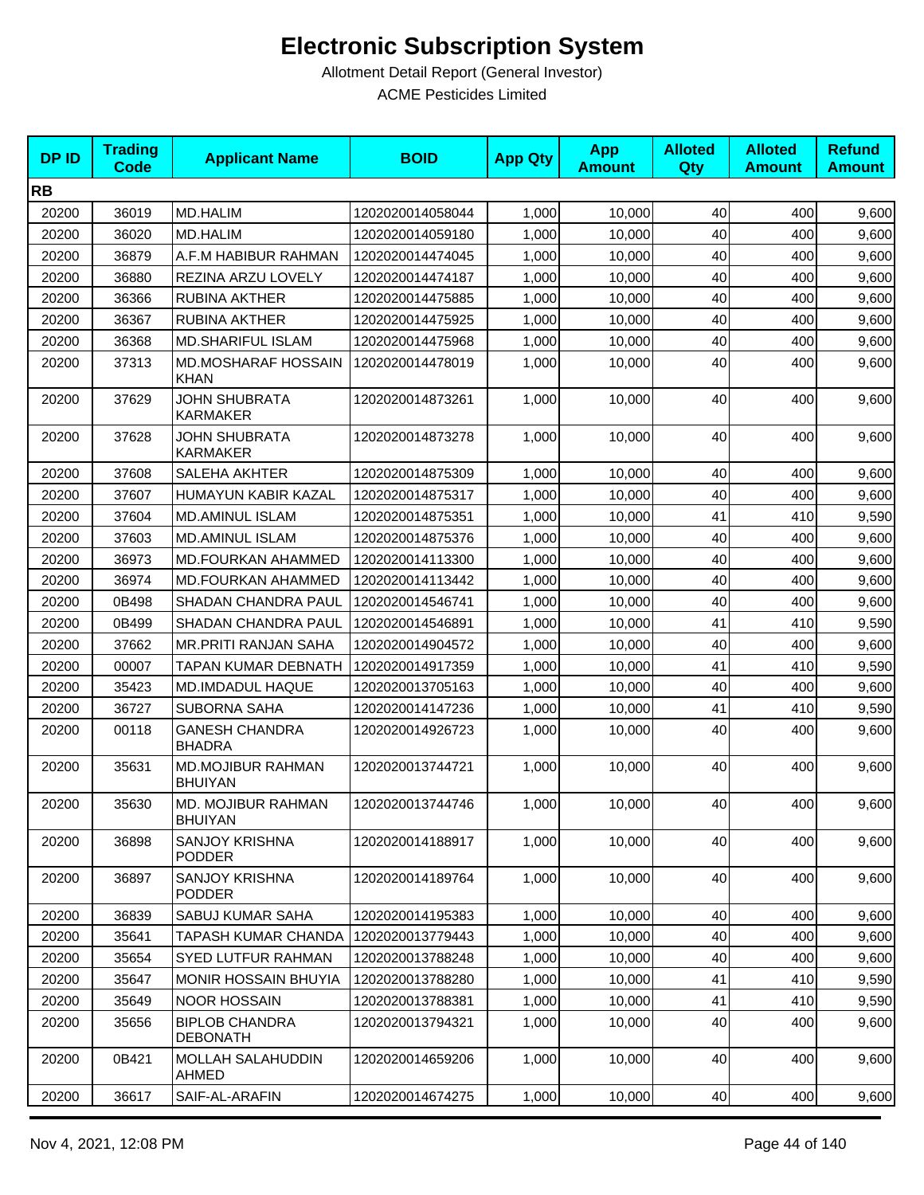# Electronic Subscription System

Allotment Detail Report (General Investor)

ACME Pesticides Limited

| DP ID | Trading Code | Applicant Name | BOID | App Qty | App Amount | Alloted Qty | Alloted Amount | Refund Amount |
|---|---|---|---|---|---|---|---|---|
| **RB** | | | | | | | | |
| 20200 | 36019 | MD.HALIM | 1202020014058044 | 1,000 | 10,000 | 40 | 400 | 9,600 |
| 20200 | 36020 | MD.HALIM | 1202020014059180 | 1,000 | 10,000 | 40 | 400 | 9,600 |
| 20200 | 36879 | A.F.M HABIBUR RAHMAN | 1202020014474045 | 1,000 | 10,000 | 40 | 400 | 9,600 |
| 20200 | 36880 | REZINA ARZU LOVELY | 1202020014474187 | 1,000 | 10,000 | 40 | 400 | 9,600 |
| 20200 | 36366 | RUBINA AKTHER | 1202020014475885 | 1,000 | 10,000 | 40 | 400 | 9,600 |
| 20200 | 36367 | RUBINA AKTHER | 1202020014475925 | 1,000 | 10,000 | 40 | 400 | 9,600 |
| 20200 | 36368 | MD.SHARIFUL ISLAM | 1202020014475968 | 1,000 | 10,000 | 40 | 400 | 9,600 |
| 20200 | 37313 | MD.MOSHARAF HOSSAIN KHAN | 1202020014478019 | 1,000 | 10,000 | 40 | 400 | 9,600 |
| 20200 | 37629 | JOHN SHUBRATA KARMAKER | 1202020014873261 | 1,000 | 10,000 | 40 | 400 | 9,600 |
| 20200 | 37628 | JOHN SHUBRATA KARMAKER | 1202020014873278 | 1,000 | 10,000 | 40 | 400 | 9,600 |
| 20200 | 37608 | SALEHA AKHTER | 1202020014875309 | 1,000 | 10,000 | 40 | 400 | 9,600 |
| 20200 | 37607 | HUMAYUN KABIR KAZAL | 1202020014875317 | 1,000 | 10,000 | 40 | 400 | 9,600 |
| 20200 | 37604 | MD.AMINUL ISLAM | 1202020014875351 | 1,000 | 10,000 | 41 | 410 | 9,590 |
| 20200 | 37603 | MD.AMINUL ISLAM | 1202020014875376 | 1,000 | 10,000 | 40 | 400 | 9,600 |
| 20200 | 36973 | MD.FOURKAN AHAMMED | 1202020014113300 | 1,000 | 10,000 | 40 | 400 | 9,600 |
| 20200 | 36974 | MD.FOURKAN AHAMMED | 1202020014113442 | 1,000 | 10,000 | 40 | 400 | 9,600 |
| 20200 | 0B498 | SHADAN CHANDRA PAUL | 1202020014546741 | 1,000 | 10,000 | 40 | 400 | 9,600 |
| 20200 | 0B499 | SHADAN CHANDRA PAUL | 1202020014546891 | 1,000 | 10,000 | 41 | 410 | 9,590 |
| 20200 | 37662 | MR.PRITI RANJAN SAHA | 1202020014904572 | 1,000 | 10,000 | 40 | 400 | 9,600 |
| 20200 | 00007 | TAPAN KUMAR DEBNATH | 1202020014917359 | 1,000 | 10,000 | 41 | 410 | 9,590 |
| 20200 | 35423 | MD.IMDADUL HAQUE | 1202020013705163 | 1,000 | 10,000 | 40 | 400 | 9,600 |
| 20200 | 36727 | SUBORNA SAHA | 1202020014147236 | 1,000 | 10,000 | 41 | 410 | 9,590 |
| 20200 | 00118 | GANESH CHANDRA BHADRA | 1202020014926723 | 1,000 | 10,000 | 40 | 400 | 9,600 |
| 20200 | 35631 | MD.MOJIBUR RAHMAN BHUIYAN | 1202020013744721 | 1,000 | 10,000 | 40 | 400 | 9,600 |
| 20200 | 35630 | MD. MOJIBUR RAHMAN BHUIYAN | 1202020013744746 | 1,000 | 10,000 | 40 | 400 | 9,600 |
| 20200 | 36898 | SANJOY KRISHNA PODDER | 1202020014188917 | 1,000 | 10,000 | 40 | 400 | 9,600 |
| 20200 | 36897 | SANJOY KRISHNA PODDER | 1202020014189764 | 1,000 | 10,000 | 40 | 400 | 9,600 |
| 20200 | 36839 | SABUJ KUMAR SAHA | 1202020014195383 | 1,000 | 10,000 | 40 | 400 | 9,600 |
| 20200 | 35641 | TAPASH KUMAR CHANDA | 1202020013779443 | 1,000 | 10,000 | 40 | 400 | 9,600 |
| 20200 | 35654 | SYED LUTFUR RAHMAN | 1202020013788248 | 1,000 | 10,000 | 40 | 400 | 9,600 |
| 20200 | 35647 | MONIR HOSSAIN BHUYIA | 1202020013788280 | 1,000 | 10,000 | 41 | 410 | 9,590 |
| 20200 | 35649 | NOOR HOSSAIN | 1202020013788381 | 1,000 | 10,000 | 41 | 410 | 9,590 |
| 20200 | 35656 | BIPLOB CHANDRA DEBONATH | 1202020013794321 | 1,000 | 10,000 | 40 | 400 | 9,600 |
| 20200 | 0B421 | MOLLAH SALAHUDDIN AHMED | 1202020014659206 | 1,000 | 10,000 | 40 | 400 | 9,600 |
| 20200 | 36617 | SAIF-AL-ARAFIN | 1202020014674275 | 1,000 | 10,000 | 40 | 400 | 9,600 |

Nov 4, 2021, 12:08 PM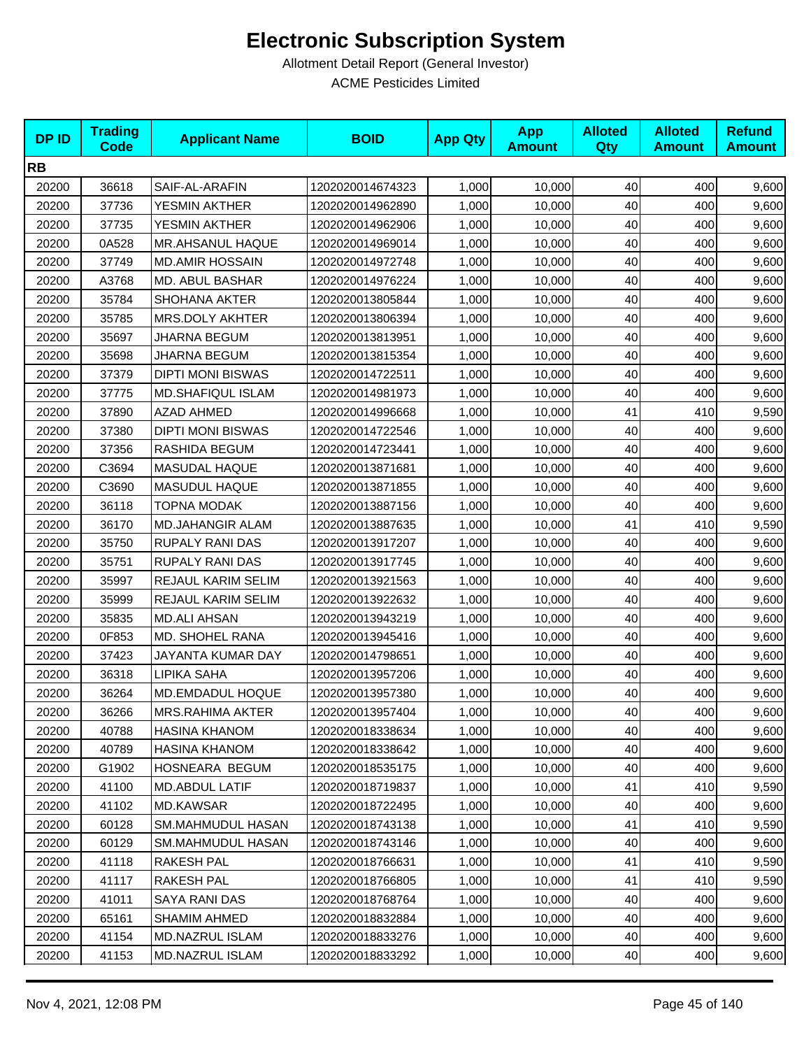# Electronic Subscription System

Allotment Detail Report (General Investor)

ACME Pesticides Limited

| DP ID | Trading Code | Applicant Name | BOID | App Qty | App Amount | Alloted Qty | Alloted Amount | Refund Amount |
|---|---|---|---|---|---|---|---|---|
| **RB** | | | | | | | | |
| 20200 | 36618 | SAIF-AL-ARAFIN | 1202020014674323 | 1,000 | 10,000 | 40 | 400 | 9,600 |
| 20200 | 37736 | YESMIN AKTHER | 1202020014962890 | 1,000 | 10,000 | 40 | 400 | 9,600 |
| 20200 | 37735 | YESMIN AKTHER | 1202020014962906 | 1,000 | 10,000 | 40 | 400 | 9,600 |
| 20200 | 0A528 | MR.AHSANUL HAQUE | 1202020014969014 | 1,000 | 10,000 | 40 | 400 | 9,600 |
| 20200 | 37749 | MD.AMIR HOSSAIN | 1202020014972748 | 1,000 | 10,000 | 40 | 400 | 9,600 |
| 20200 | A3768 | MD. ABUL BASHAR | 1202020014976224 | 1,000 | 10,000 | 40 | 400 | 9,600 |
| 20200 | 35784 | SHOHANA AKTER | 1202020013805844 | 1,000 | 10,000 | 40 | 400 | 9,600 |
| 20200 | 35785 | MRS.DOLY AKHTER | 1202020013806394 | 1,000 | 10,000 | 40 | 400 | 9,600 |
| 20200 | 35697 | JHARNA BEGUM | 1202020013813951 | 1,000 | 10,000 | 40 | 400 | 9,600 |
| 20200 | 35698 | JHARNA BEGUM | 1202020013815354 | 1,000 | 10,000 | 40 | 400 | 9,600 |
| 20200 | 37379 | DIPTI MONI BISWAS | 1202020014722511 | 1,000 | 10,000 | 40 | 400 | 9,600 |
| 20200 | 37775 | MD.SHAFIQUL ISLAM | 1202020014981973 | 1,000 | 10,000 | 40 | 400 | 9,600 |
| 20200 | 37890 | AZAD AHMED | 1202020014996668 | 1,000 | 10,000 | 41 | 410 | 9,590 |
| 20200 | 37380 | DIPTI MONI BISWAS | 1202020014722546 | 1,000 | 10,000 | 40 | 400 | 9,600 |
| 20200 | 37356 | RASHIDA BEGUM | 1202020014723441 | 1,000 | 10,000 | 40 | 400 | 9,600 |
| 20200 | C3694 | MASUDAL HAQUE | 1202020013871681 | 1,000 | 10,000 | 40 | 400 | 9,600 |
| 20200 | C3690 | MASUDUL HAQUE | 1202020013871855 | 1,000 | 10,000 | 40 | 400 | 9,600 |
| 20200 | 36118 | TOPNA MODAK | 1202020013887156 | 1,000 | 10,000 | 40 | 400 | 9,600 |
| 20200 | 36170 | MD.JAHANGIR ALAM | 1202020013887635 | 1,000 | 10,000 | 41 | 410 | 9,590 |
| 20200 | 35750 | RUPALY RANI DAS | 1202020013917207 | 1,000 | 10,000 | 40 | 400 | 9,600 |
| 20200 | 35751 | RUPALY RANI DAS | 1202020013917745 | 1,000 | 10,000 | 40 | 400 | 9,600 |
| 20200 | 35997 | REJAUL KARIM SELIM | 1202020013921563 | 1,000 | 10,000 | 40 | 400 | 9,600 |
| 20200 | 35999 | REJAUL KARIM SELIM | 1202020013922632 | 1,000 | 10,000 | 40 | 400 | 9,600 |
| 20200 | 35835 | MD.ALI AHSAN | 1202020013943219 | 1,000 | 10,000 | 40 | 400 | 9,600 |
| 20200 | 0F853 | MD. SHOHEL RANA | 1202020013945416 | 1,000 | 10,000 | 40 | 400 | 9,600 |
| 20200 | 37423 | JAYANTA KUMAR DAY | 1202020014798651 | 1,000 | 10,000 | 40 | 400 | 9,600 |
| 20200 | 36318 | LIPIKA SAHA | 1202020013957206 | 1,000 | 10,000 | 40 | 400 | 9,600 |
| 20200 | 36264 | MD.EMDADUL HOQUE | 1202020013957380 | 1,000 | 10,000 | 40 | 400 | 9,600 |
| 20200 | 36266 | MRS.RAHIMA AKTER | 1202020013957404 | 1,000 | 10,000 | 40 | 400 | 9,600 |
| 20200 | 40788 | HASINA KHANOM | 1202020018338634 | 1,000 | 10,000 | 40 | 400 | 9,600 |
| 20200 | 40789 | HASINA KHANOM | 1202020018338642 | 1,000 | 10,000 | 40 | 400 | 9,600 |
| 20200 | G1902 | HOSNEARA BEGUM | 1202020018535175 | 1,000 | 10,000 | 40 | 400 | 9,600 |
| 20200 | 41100 | MD.ABDUL LATIF | 1202020018719837 | 1,000 | 10,000 | 41 | 410 | 9,590 |
| 20200 | 41102 | MD.KAWSAR | 1202020018722495 | 1,000 | 10,000 | 40 | 400 | 9,600 |
| 20200 | 60128 | SM.MAHMUDUL HASAN | 1202020018743138 | 1,000 | 10,000 | 41 | 410 | 9,590 |
| 20200 | 60129 | SM.MAHMUDUL HASAN | 1202020018743146 | 1,000 | 10,000 | 40 | 400 | 9,600 |
| 20200 | 41118 | RAKESH PAL | 1202020018766631 | 1,000 | 10,000 | 41 | 410 | 9,590 |
| 20200 | 41117 | RAKESH PAL | 1202020018766805 | 1,000 | 10,000 | 41 | 410 | 9,590 |
| 20200 | 41011 | SAYA RANI DAS | 1202020018768764 | 1,000 | 10,000 | 40 | 400 | 9,600 |
| 20200 | 65161 | SHAMIM AHMED | 1202020018832884 | 1,000 | 10,000 | 40 | 400 | 9,600 |
| 20200 | 41154 | MD.NAZRUL ISLAM | 1202020018833276 | 1,000 | 10,000 | 40 | 400 | 9,600 |
| 20200 | 41153 | MD.NAZRUL ISLAM | 1202020018833292 | 1,000 | 10,000 | 40 | 400 | 9,600 |

Nov 4, 2021, 12:08 PM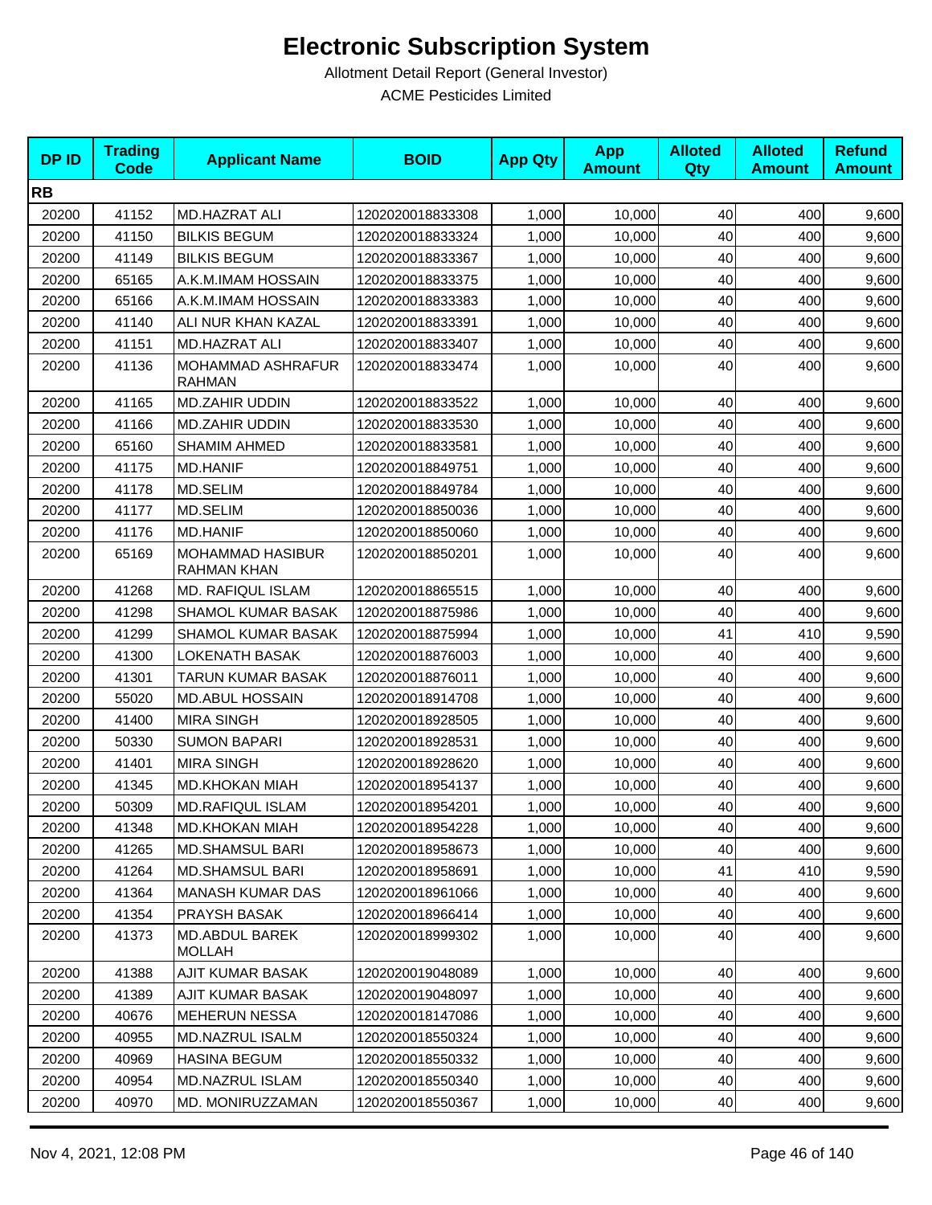# Electronic Subscription System

Allotment Detail Report (General Investor)

ACME Pesticides Limited

| DP ID | Trading Code | Applicant Name | BOID | App Qty | App Amount | Alloted Qty | Alloted Amount | Refund Amount |
|---|---|---|---|---|---|---|---|---|
| **RB** | | | | | | | | |
| 20200 | 41152 | MD.HAZRAT ALI | 1202020018833308 | 1,000 | 10,000 | 40 | 400 | 9,600 |
| 20200 | 41150 | BILKIS BEGUM | 1202020018833324 | 1,000 | 10,000 | 40 | 400 | 9,600 |
| 20200 | 41149 | BILKIS BEGUM | 1202020018833367 | 1,000 | 10,000 | 40 | 400 | 9,600 |
| 20200 | 65165 | A.K.M.IMAM HOSSAIN | 1202020018833375 | 1,000 | 10,000 | 40 | 400 | 9,600 |
| 20200 | 65166 | A.K.M.IMAM HOSSAIN | 1202020018833383 | 1,000 | 10,000 | 40 | 400 | 9,600 |
| 20200 | 41140 | ALI NUR KHAN KAZAL | 1202020018833391 | 1,000 | 10,000 | 40 | 400 | 9,600 |
| 20200 | 41151 | MD.HAZRAT ALI | 1202020018833407 | 1,000 | 10,000 | 40 | 400 | 9,600 |
| 20200 | 41136 | MOHAMMAD ASHRAFUR RAHMAN | 1202020018833474 | 1,000 | 10,000 | 40 | 400 | 9,600 |
| 20200 | 41165 | MD.ZAHIR UDDIN | 1202020018833522 | 1,000 | 10,000 | 40 | 400 | 9,600 |
| 20200 | 41166 | MD.ZAHIR UDDIN | 1202020018833530 | 1,000 | 10,000 | 40 | 400 | 9,600 |
| 20200 | 65160 | SHAMIM AHMED | 1202020018833581 | 1,000 | 10,000 | 40 | 400 | 9,600 |
| 20200 | 41175 | MD.HANIF | 1202020018849751 | 1,000 | 10,000 | 40 | 400 | 9,600 |
| 20200 | 41178 | MD.SELIM | 1202020018849784 | 1,000 | 10,000 | 40 | 400 | 9,600 |
| 20200 | 41177 | MD.SELIM | 1202020018850036 | 1,000 | 10,000 | 40 | 400 | 9,600 |
| 20200 | 41176 | MD.HANIF | 1202020018850060 | 1,000 | 10,000 | 40 | 400 | 9,600 |
| 20200 | 65169 | MOHAMMAD HASIBUR RAHMAN KHAN | 1202020018850201 | 1,000 | 10,000 | 40 | 400 | 9,600 |
| 20200 | 41268 | MD. RAFIQUL ISLAM | 1202020018865515 | 1,000 | 10,000 | 40 | 400 | 9,600 |
| 20200 | 41298 | SHAMOL KUMAR BASAK | 1202020018875986 | 1,000 | 10,000 | 40 | 400 | 9,600 |
| 20200 | 41299 | SHAMOL KUMAR BASAK | 1202020018875994 | 1,000 | 10,000 | 41 | 410 | 9,590 |
| 20200 | 41300 | LOKENATH BASAK | 1202020018876003 | 1,000 | 10,000 | 40 | 400 | 9,600 |
| 20200 | 41301 | TARUN KUMAR BASAK | 1202020018876011 | 1,000 | 10,000 | 40 | 400 | 9,600 |
| 20200 | 55020 | MD.ABUL HOSSAIN | 1202020018914708 | 1,000 | 10,000 | 40 | 400 | 9,600 |
| 20200 | 41400 | MIRA SINGH | 1202020018928505 | 1,000 | 10,000 | 40 | 400 | 9,600 |
| 20200 | 50330 | SUMON BAPARI | 1202020018928531 | 1,000 | 10,000 | 40 | 400 | 9,600 |
| 20200 | 41401 | MIRA SINGH | 1202020018928620 | 1,000 | 10,000 | 40 | 400 | 9,600 |
| 20200 | 41345 | MD.KHOKAN MIAH | 1202020018954137 | 1,000 | 10,000 | 40 | 400 | 9,600 |
| 20200 | 50309 | MD.RAFIQUL ISLAM | 1202020018954201 | 1,000 | 10,000 | 40 | 400 | 9,600 |
| 20200 | 41348 | MD.KHOKAN MIAH | 1202020018954228 | 1,000 | 10,000 | 40 | 400 | 9,600 |
| 20200 | 41265 | MD.SHAMSUL BARI | 1202020018958673 | 1,000 | 10,000 | 40 | 400 | 9,600 |
| 20200 | 41264 | MD.SHAMSUL BARI | 1202020018958691 | 1,000 | 10,000 | 41 | 410 | 9,590 |
| 20200 | 41364 | MANASH KUMAR DAS | 1202020018961066 | 1,000 | 10,000 | 40 | 400 | 9,600 |
| 20200 | 41354 | PRAYSH BASAK | 1202020018966414 | 1,000 | 10,000 | 40 | 400 | 9,600 |
| 20200 | 41373 | MD.ABDUL BAREK MOLLAH | 1202020018999302 | 1,000 | 10,000 | 40 | 400 | 9,600 |
| 20200 | 41388 | AJIT KUMAR BASAK | 1202020019048089 | 1,000 | 10,000 | 40 | 400 | 9,600 |
| 20200 | 41389 | AJIT KUMAR BASAK | 1202020019048097 | 1,000 | 10,000 | 40 | 400 | 9,600 |
| 20200 | 40676 | MEHERUN NESSA | 1202020018147086 | 1,000 | 10,000 | 40 | 400 | 9,600 |
| 20200 | 40955 | MD.NAZRUL ISALM | 1202020018550324 | 1,000 | 10,000 | 40 | 400 | 9,600 |
| 20200 | 40969 | HASINA BEGUM | 1202020018550332 | 1,000 | 10,000 | 40 | 400 | 9,600 |
| 20200 | 40954 | MD.NAZRUL ISLAM | 1202020018550340 | 1,000 | 10,000 | 40 | 400 | 9,600 |
| 20200 | 40970 | MD. MONIRUZZAMAN | 1202020018550367 | 1,000 | 10,000 | 40 | 400 | 9,600 |

Nov 4, 2021, 12:08 PM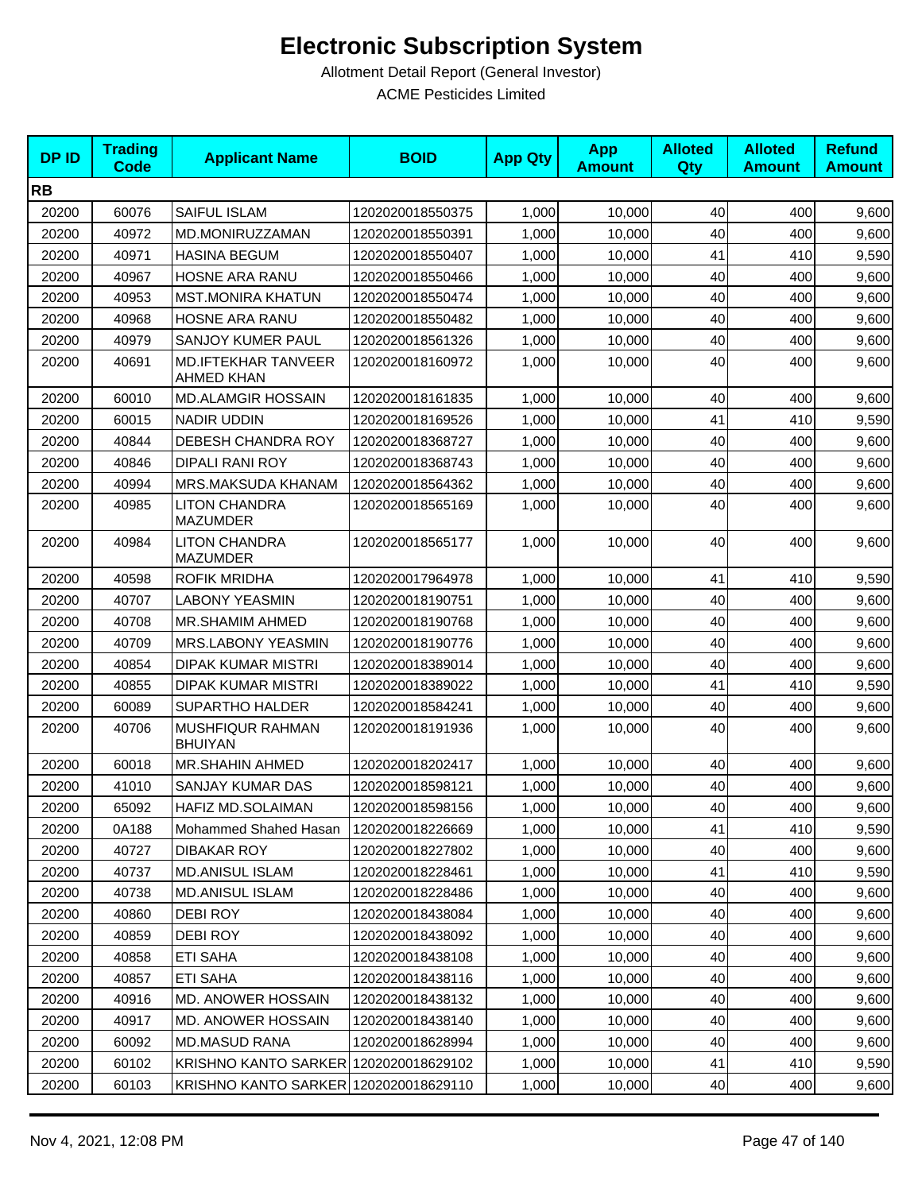# Electronic Subscription System

Allotment Detail Report (General Investor)

ACME Pesticides Limited

| DP ID | Trading Code | Applicant Name | BOID | App Qty | App Amount | Alloted Qty | Alloted Amount | Refund Amount |
|---|---|---|---|---|---|---|---|---|
| **RB** | | | | | | | | |
| 20200 | 60076 | SAIFUL ISLAM | 1202020018550375 | 1,000 | 10,000 | 40 | 400 | 9,600 |
| 20200 | 40972 | MD.MONIRUZZAMAN | 1202020018550391 | 1,000 | 10,000 | 40 | 400 | 9,600 |
| 20200 | 40971 | HASINA BEGUM | 1202020018550407 | 1,000 | 10,000 | 41 | 410 | 9,590 |
| 20200 | 40967 | HOSNE ARA RANU | 1202020018550466 | 1,000 | 10,000 | 40 | 400 | 9,600 |
| 20200 | 40953 | MST.MONIRA KHATUN | 1202020018550474 | 1,000 | 10,000 | 40 | 400 | 9,600 |
| 20200 | 40968 | HOSNE ARA RANU | 1202020018550482 | 1,000 | 10,000 | 40 | 400 | 9,600 |
| 20200 | 40979 | SANJOY KUMER PAUL | 1202020018561326 | 1,000 | 10,000 | 40 | 400 | 9,600 |
| 20200 | 40691 | MD.IFTEKHAR TANVEER AHMED KHAN | 1202020018160972 | 1,000 | 10,000 | 40 | 400 | 9,600 |
| 20200 | 60010 | MD.ALAMGIR HOSSAIN | 1202020018161835 | 1,000 | 10,000 | 40 | 400 | 9,600 |
| 20200 | 60015 | NADIR UDDIN | 1202020018169526 | 1,000 | 10,000 | 41 | 410 | 9,590 |
| 20200 | 40844 | DEBESH CHANDRA ROY | 1202020018368727 | 1,000 | 10,000 | 40 | 400 | 9,600 |
| 20200 | 40846 | DIPALI RANI ROY | 1202020018368743 | 1,000 | 10,000 | 40 | 400 | 9,600 |
| 20200 | 40994 | MRS.MAKSUDA KHANAM | 1202020018564362 | 1,000 | 10,000 | 40 | 400 | 9,600 |
| 20200 | 40985 | LITON CHANDRA MAZUMDER | 1202020018565169 | 1,000 | 10,000 | 40 | 400 | 9,600 |
| 20200 | 40984 | LITON CHANDRA MAZUMDER | 1202020018565177 | 1,000 | 10,000 | 40 | 400 | 9,600 |
| 20200 | 40598 | ROFIK MRIDHA | 1202020017964978 | 1,000 | 10,000 | 41 | 410 | 9,590 |
| 20200 | 40707 | LABONY YEASMIN | 1202020018190751 | 1,000 | 10,000 | 40 | 400 | 9,600 |
| 20200 | 40708 | MR.SHAMIM AHMED | 1202020018190768 | 1,000 | 10,000 | 40 | 400 | 9,600 |
| 20200 | 40709 | MRS.LABONY YEASMIN | 1202020018190776 | 1,000 | 10,000 | 40 | 400 | 9,600 |
| 20200 | 40854 | DIPAK KUMAR MISTRI | 1202020018389014 | 1,000 | 10,000 | 40 | 400 | 9,600 |
| 20200 | 40855 | DIPAK KUMAR MISTRI | 1202020018389022 | 1,000 | 10,000 | 41 | 410 | 9,590 |
| 20200 | 60089 | SUPARTHO HALDER | 1202020018584241 | 1,000 | 10,000 | 40 | 400 | 9,600 |
| 20200 | 40706 | MUSHFIQUR RAHMAN BHUIYAN | 1202020018191936 | 1,000 | 10,000 | 40 | 400 | 9,600 |
| 20200 | 60018 | MR.SHAHIN AHMED | 1202020018202417 | 1,000 | 10,000 | 40 | 400 | 9,600 |
| 20200 | 41010 | SANJAY KUMAR DAS | 1202020018598121 | 1,000 | 10,000 | 40 | 400 | 9,600 |
| 20200 | 65092 | HAFIZ MD.SOLAIMAN | 1202020018598156 | 1,000 | 10,000 | 40 | 400 | 9,600 |
| 20200 | 0A188 | Mohammed Shahed Hasan | 1202020018226669 | 1,000 | 10,000 | 41 | 410 | 9,590 |
| 20200 | 40727 | DIBAKAR ROY | 1202020018227802 | 1,000 | 10,000 | 40 | 400 | 9,600 |
| 20200 | 40737 | MD.ANISUL ISLAM | 1202020018228461 | 1,000 | 10,000 | 41 | 410 | 9,590 |
| 20200 | 40738 | MD.ANISUL ISLAM | 1202020018228486 | 1,000 | 10,000 | 40 | 400 | 9,600 |
| 20200 | 40860 | DEBI ROY | 1202020018438084 | 1,000 | 10,000 | 40 | 400 | 9,600 |
| 20200 | 40859 | DEBI ROY | 1202020018438092 | 1,000 | 10,000 | 40 | 400 | 9,600 |
| 20200 | 40858 | ETI SAHA | 1202020018438108 | 1,000 | 10,000 | 40 | 400 | 9,600 |
| 20200 | 40857 | ETI SAHA | 1202020018438116 | 1,000 | 10,000 | 40 | 400 | 9,600 |
| 20200 | 40916 | MD. ANOWER HOSSAIN | 1202020018438132 | 1,000 | 10,000 | 40 | 400 | 9,600 |
| 20200 | 40917 | MD. ANOWER HOSSAIN | 1202020018438140 | 1,000 | 10,000 | 40 | 400 | 9,600 |
| 20200 | 60092 | MD.MASUD RANA | 1202020018628994 | 1,000 | 10,000 | 40 | 400 | 9,600 |
| 20200 | 60102 | KRISHNO KANTO SARKER | 1202020018629102 | 1,000 | 10,000 | 41 | 410 | 9,590 |
| 20200 | 60103 | KRISHNO KANTO SARKER | 1202020018629110 | 1,000 | 10,000 | 40 | 400 | 9,600 |

Nov 4, 2021, 12:08 PM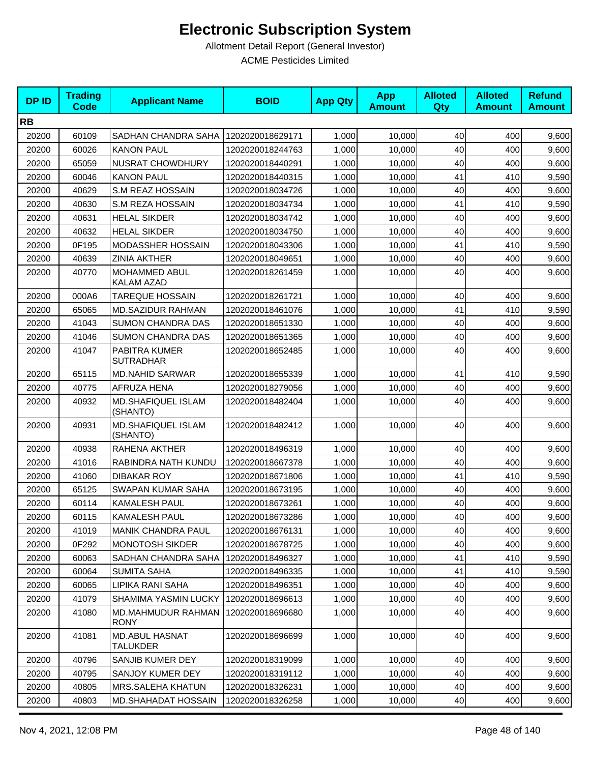# Electronic Subscription System

Allotment Detail Report (General Investor)

ACME Pesticides Limited

| DP ID | Trading Code | Applicant Name | BOID | App Qty | App Amount | Alloted Qty | Alloted Amount | Refund Amount |
|---|---|---|---|---|---|---|---|---|
| **RB** | | | | | | | | |
| 20200 | 60109 | SADHAN CHANDRA SAHA | 1202020018629171 | 1,000 | 10,000 | 40 | 400 | 9,600 |
| 20200 | 60026 | KANON PAUL | 1202020018244763 | 1,000 | 10,000 | 40 | 400 | 9,600 |
| 20200 | 65059 | NUSRAT CHOWDHURY | 1202020018440291 | 1,000 | 10,000 | 40 | 400 | 9,600 |
| 20200 | 60046 | KANON PAUL | 1202020018440315 | 1,000 | 10,000 | 41 | 410 | 9,590 |
| 20200 | 40629 | S.M REAZ HOSSAIN | 1202020018034726 | 1,000 | 10,000 | 40 | 400 | 9,600 |
| 20200 | 40630 | S.M REZA HOSSAIN | 1202020018034734 | 1,000 | 10,000 | 41 | 410 | 9,590 |
| 20200 | 40631 | HELAL SIKDER | 1202020018034742 | 1,000 | 10,000 | 40 | 400 | 9,600 |
| 20200 | 40632 | HELAL SIKDER | 1202020018034750 | 1,000 | 10,000 | 40 | 400 | 9,600 |
| 20200 | 0F195 | MODASSHER HOSSAIN | 1202020018043306 | 1,000 | 10,000 | 41 | 410 | 9,590 |
| 20200 | 40639 | ZINIA AKTHER | 1202020018049651 | 1,000 | 10,000 | 40 | 400 | 9,600 |
| 20200 | 40770 | MOHAMMED ABUL KALAM AZAD | 1202020018261459 | 1,000 | 10,000 | 40 | 400 | 9,600 |
| 20200 | 000A6 | TAREQUE HOSSAIN | 1202020018261721 | 1,000 | 10,000 | 40 | 400 | 9,600 |
| 20200 | 65065 | MD.SAZIDUR RAHMAN | 1202020018461076 | 1,000 | 10,000 | 41 | 410 | 9,590 |
| 20200 | 41043 | SUMON CHANDRA DAS | 1202020018651330 | 1,000 | 10,000 | 40 | 400 | 9,600 |
| 20200 | 41046 | SUMON CHANDRA DAS | 1202020018651365 | 1,000 | 10,000 | 40 | 400 | 9,600 |
| 20200 | 41047 | PABITRA KUMER SUTRADHAR | 1202020018652485 | 1,000 | 10,000 | 40 | 400 | 9,600 |
| 20200 | 65115 | MD.NAHID SARWAR | 1202020018655339 | 1,000 | 10,000 | 41 | 410 | 9,590 |
| 20200 | 40775 | AFRUZA HENA | 1202020018279056 | 1,000 | 10,000 | 40 | 400 | 9,600 |
| 20200 | 40932 | MD.SHAFIQUEL ISLAM (SHANTO) | 1202020018482404 | 1,000 | 10,000 | 40 | 400 | 9,600 |
| 20200 | 40931 | MD.SHAFIQUEL ISLAM (SHANTO) | 1202020018482412 | 1,000 | 10,000 | 40 | 400 | 9,600 |
| 20200 | 40938 | RAHENA AKTHER | 1202020018496319 | 1,000 | 10,000 | 40 | 400 | 9,600 |
| 20200 | 41016 | RABINDRA NATH KUNDU | 1202020018667378 | 1,000 | 10,000 | 40 | 400 | 9,600 |
| 20200 | 41060 | DIBAKAR ROY | 1202020018671806 | 1,000 | 10,000 | 41 | 410 | 9,590 |
| 20200 | 65125 | SWAPAN KUMAR SAHA | 1202020018673195 | 1,000 | 10,000 | 40 | 400 | 9,600 |
| 20200 | 60114 | KAMALESH PAUL | 1202020018673261 | 1,000 | 10,000 | 40 | 400 | 9,600 |
| 20200 | 60115 | KAMALESH PAUL | 1202020018673286 | 1,000 | 10,000 | 40 | 400 | 9,600 |
| 20200 | 41019 | MANIK CHANDRA PAUL | 1202020018676131 | 1,000 | 10,000 | 40 | 400 | 9,600 |
| 20200 | 0F292 | MONOTOSH SIKDER | 1202020018678725 | 1,000 | 10,000 | 40 | 400 | 9,600 |
| 20200 | 60063 | SADHAN CHANDRA SAHA | 1202020018496327 | 1,000 | 10,000 | 41 | 410 | 9,590 |
| 20200 | 60064 | SUMITA SAHA | 1202020018496335 | 1,000 | 10,000 | 41 | 410 | 9,590 |
| 20200 | 60065 | LIPIKA RANI SAHA | 1202020018496351 | 1,000 | 10,000 | 40 | 400 | 9,600 |
| 20200 | 41079 | SHAMIMA YASMIN LUCKY | 1202020018696613 | 1,000 | 10,000 | 40 | 400 | 9,600 |
| 20200 | 41080 | MD.MAHMUDUR RAHMAN RONY | 1202020018696680 | 1,000 | 10,000 | 40 | 400 | 9,600 |
| 20200 | 41081 | MD.ABUL HASNAT TALUKDER | 1202020018696699 | 1,000 | 10,000 | 40 | 400 | 9,600 |
| 20200 | 40796 | SANJIB KUMER DEY | 1202020018319099 | 1,000 | 10,000 | 40 | 400 | 9,600 |
| 20200 | 40795 | SANJOY KUMER DEY | 1202020018319112 | 1,000 | 10,000 | 40 | 400 | 9,600 |
| 20200 | 40805 | MRS.SALEHA KHATUN | 1202020018326231 | 1,000 | 10,000 | 40 | 400 | 9,600 |
| 20200 | 40803 | MD.SHAHADAT HOSSAIN | 1202020018326258 | 1,000 | 10,000 | 40 | 400 | 9,600 |

Nov 4, 2021, 12:08 PM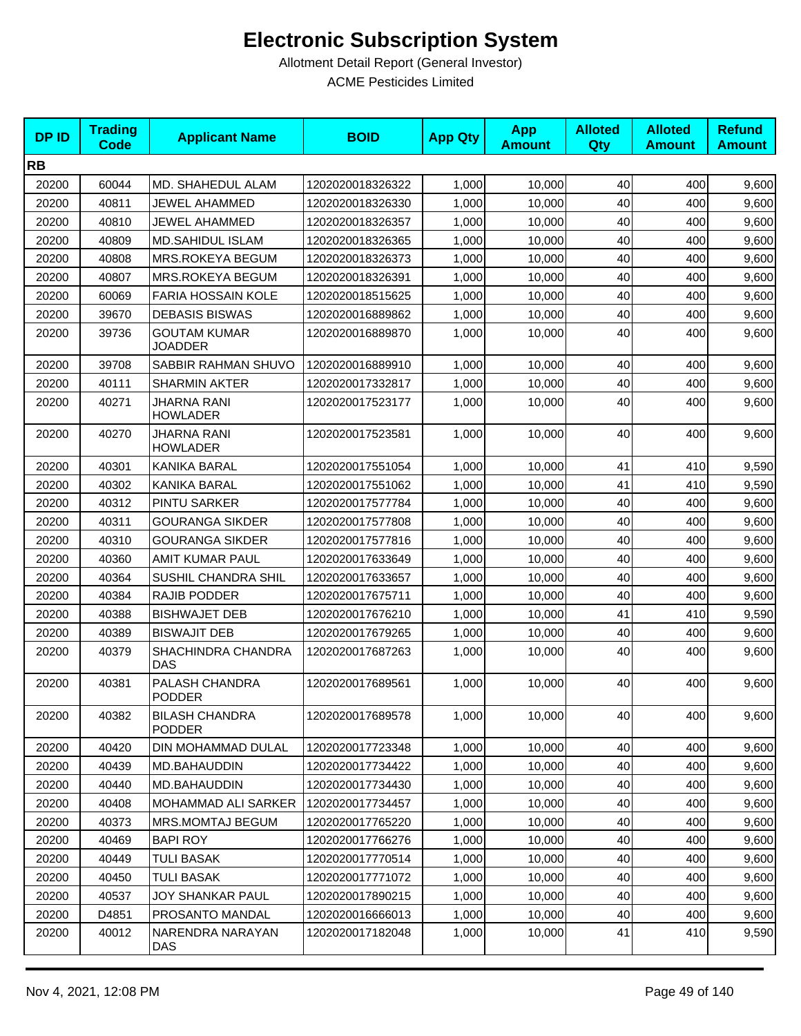# Electronic Subscription System

Allotment Detail Report (General Investor)

ACME Pesticides Limited

| DP ID | Trading Code | Applicant Name | BOID | App Qty | App Amount | Alloted Qty | Alloted Amount | Refund Amount |
|---|---|---|---|---|---|---|---|---|
| **RB** | | | | | | | | |
| 20200 | 60044 | MD. SHAHEDUL ALAM | 1202020018326322 | 1,000 | 10,000 | 40 | 400 | 9,600 |
| 20200 | 40811 | JEWEL AHAMMED | 1202020018326330 | 1,000 | 10,000 | 40 | 400 | 9,600 |
| 20200 | 40810 | JEWEL AHAMMED | 1202020018326357 | 1,000 | 10,000 | 40 | 400 | 9,600 |
| 20200 | 40809 | MD.SAHIDUL ISLAM | 1202020018326365 | 1,000 | 10,000 | 40 | 400 | 9,600 |
| 20200 | 40808 | MRS.ROKEYA BEGUM | 1202020018326373 | 1,000 | 10,000 | 40 | 400 | 9,600 |
| 20200 | 40807 | MRS.ROKEYA BEGUM | 1202020018326391 | 1,000 | 10,000 | 40 | 400 | 9,600 |
| 20200 | 60069 | FARIA HOSSAIN KOLE | 1202020018515625 | 1,000 | 10,000 | 40 | 400 | 9,600 |
| 20200 | 39670 | DEBASIS BISWAS | 1202020016889862 | 1,000 | 10,000 | 40 | 400 | 9,600 |
| 20200 | 39736 | GOUTAM KUMAR JOADDER | 1202020016889870 | 1,000 | 10,000 | 40 | 400 | 9,600 |
| 20200 | 39708 | SABBIR RAHMAN SHUVO | 1202020016889910 | 1,000 | 10,000 | 40 | 400 | 9,600 |
| 20200 | 40111 | SHARMIN AKTER | 1202020017332817 | 1,000 | 10,000 | 40 | 400 | 9,600 |
| 20200 | 40271 | JHARNA RANI HOWLADER | 1202020017523177 | 1,000 | 10,000 | 40 | 400 | 9,600 |
| 20200 | 40270 | JHARNA RANI HOWLADER | 1202020017523581 | 1,000 | 10,000 | 40 | 400 | 9,600 |
| 20200 | 40301 | KANIKA BARAL | 1202020017551054 | 1,000 | 10,000 | 41 | 410 | 9,590 |
| 20200 | 40302 | KANIKA BARAL | 1202020017551062 | 1,000 | 10,000 | 41 | 410 | 9,590 |
| 20200 | 40312 | PINTU SARKER | 1202020017577784 | 1,000 | 10,000 | 40 | 400 | 9,600 |
| 20200 | 40311 | GOURANGA SIKDER | 1202020017577808 | 1,000 | 10,000 | 40 | 400 | 9,600 |
| 20200 | 40310 | GOURANGA SIKDER | 1202020017577816 | 1,000 | 10,000 | 40 | 400 | 9,600 |
| 20200 | 40360 | AMIT KUMAR PAUL | 1202020017633649 | 1,000 | 10,000 | 40 | 400 | 9,600 |
| 20200 | 40364 | SUSHIL CHANDRA SHIL | 1202020017633657 | 1,000 | 10,000 | 40 | 400 | 9,600 |
| 20200 | 40384 | RAJIB PODDER | 1202020017675711 | 1,000 | 10,000 | 40 | 400 | 9,600 |
| 20200 | 40388 | BISHWAJET DEB | 1202020017676210 | 1,000 | 10,000 | 41 | 410 | 9,590 |
| 20200 | 40389 | BISWAJIT DEB | 1202020017679265 | 1,000 | 10,000 | 40 | 400 | 9,600 |
| 20200 | 40379 | SHACHINDRA CHANDRA DAS | 1202020017687263 | 1,000 | 10,000 | 40 | 400 | 9,600 |
| 20200 | 40381 | PALASH CHANDRA PODDER | 1202020017689561 | 1,000 | 10,000 | 40 | 400 | 9,600 |
| 20200 | 40382 | BILASH CHANDRA PODDER | 1202020017689578 | 1,000 | 10,000 | 40 | 400 | 9,600 |
| 20200 | 40420 | DIN MOHAMMAD DULAL | 1202020017723348 | 1,000 | 10,000 | 40 | 400 | 9,600 |
| 20200 | 40439 | MD.BAHAUDDIN | 1202020017734422 | 1,000 | 10,000 | 40 | 400 | 9,600 |
| 20200 | 40440 | MD.BAHAUDDIN | 1202020017734430 | 1,000 | 10,000 | 40 | 400 | 9,600 |
| 20200 | 40408 | MOHAMMAD ALI SARKER | 1202020017734457 | 1,000 | 10,000 | 40 | 400 | 9,600 |
| 20200 | 40373 | MRS.MOMTAJ BEGUM | 1202020017765220 | 1,000 | 10,000 | 40 | 400 | 9,600 |
| 20200 | 40469 | BAPI ROY | 1202020017766276 | 1,000 | 10,000 | 40 | 400 | 9,600 |
| 20200 | 40449 | TULI BASAK | 1202020017770514 | 1,000 | 10,000 | 40 | 400 | 9,600 |
| 20200 | 40450 | TULI BASAK | 1202020017771072 | 1,000 | 10,000 | 40 | 400 | 9,600 |
| 20200 | 40537 | JOY SHANKAR PAUL | 1202020017890215 | 1,000 | 10,000 | 40 | 400 | 9,600 |
| 20200 | D4851 | PROSANTO MANDAL | 1202020016666013 | 1,000 | 10,000 | 40 | 400 | 9,600 |
| 20200 | 40012 | NARENDRA NARAYAN DAS | 1202020017182048 | 1,000 | 10,000 | 41 | 410 | 9,590 |

Nov 4, 2021, 12:08 PM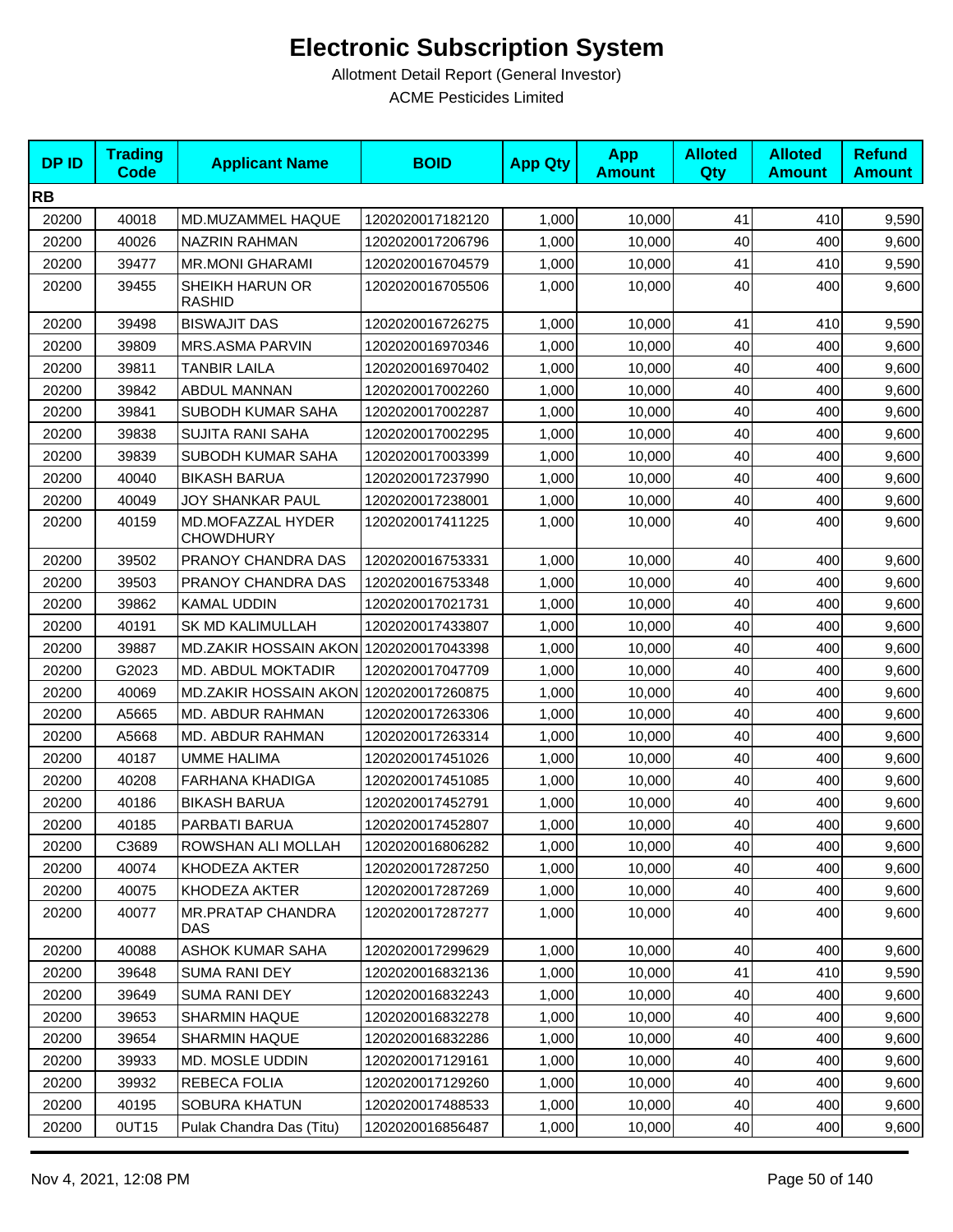# Electronic Subscription System

Allotment Detail Report (General Investor)

ACME Pesticides Limited

| DP ID | Trading Code | Applicant Name | BOID | App Qty | App Amount | Alloted Qty | Alloted Amount | Refund Amount |
|---|---|---|---|---|---|---|---|---|
| **RB** | | | | | | | | |
| 20200 | 40018 | MD.MUZAMMEL HAQUE | 1202020017182120 | 1,000 | 10,000 | 41 | 410 | 9,590 |
| 20200 | 40026 | NAZRIN RAHMAN | 1202020017206796 | 1,000 | 10,000 | 40 | 400 | 9,600 |
| 20200 | 39477 | MR.MONI GHARAMI | 1202020016704579 | 1,000 | 10,000 | 41 | 410 | 9,590 |
| 20200 | 39455 | SHEIKH HARUN OR RASHID | 1202020016705506 | 1,000 | 10,000 | 40 | 400 | 9,600 |
| 20200 | 39498 | BISWAJIT DAS | 1202020016726275 | 1,000 | 10,000 | 41 | 410 | 9,590 |
| 20200 | 39809 | MRS.ASMA PARVIN | 1202020016970346 | 1,000 | 10,000 | 40 | 400 | 9,600 |
| 20200 | 39811 | TANBIR LAILA | 1202020016970402 | 1,000 | 10,000 | 40 | 400 | 9,600 |
| 20200 | 39842 | ABDUL MANNAN | 1202020017002260 | 1,000 | 10,000 | 40 | 400 | 9,600 |
| 20200 | 39841 | SUBODH KUMAR SAHA | 1202020017002287 | 1,000 | 10,000 | 40 | 400 | 9,600 |
| 20200 | 39838 | SUJITA RANI SAHA | 1202020017002295 | 1,000 | 10,000 | 40 | 400 | 9,600 |
| 20200 | 39839 | SUBODH KUMAR SAHA | 1202020017003399 | 1,000 | 10,000 | 40 | 400 | 9,600 |
| 20200 | 40040 | BIKASH BARUA | 1202020017237990 | 1,000 | 10,000 | 40 | 400 | 9,600 |
| 20200 | 40049 | JOY SHANKAR PAUL | 1202020017238001 | 1,000 | 10,000 | 40 | 400 | 9,600 |
| 20200 | 40159 | MD.MOFAZZAL HYDER CHOWDHURY | 1202020017411225 | 1,000 | 10,000 | 40 | 400 | 9,600 |
| 20200 | 39502 | PRANOY CHANDRA DAS | 1202020016753331 | 1,000 | 10,000 | 40 | 400 | 9,600 |
| 20200 | 39503 | PRANOY CHANDRA DAS | 1202020016753348 | 1,000 | 10,000 | 40 | 400 | 9,600 |
| 20200 | 39862 | KAMAL UDDIN | 1202020017021731 | 1,000 | 10,000 | 40 | 400 | 9,600 |
| 20200 | 40191 | SK MD KALIMULLAH | 1202020017433807 | 1,000 | 10,000 | 40 | 400 | 9,600 |
| 20200 | 39887 | MD.ZAKIR HOSSAIN AKON | 1202020017043398 | 1,000 | 10,000 | 40 | 400 | 9,600 |
| 20200 | G2023 | MD. ABDUL MOKTADIR | 1202020017047709 | 1,000 | 10,000 | 40 | 400 | 9,600 |
| 20200 | 40069 | MD.ZAKIR HOSSAIN AKON | 1202020017260875 | 1,000 | 10,000 | 40 | 400 | 9,600 |
| 20200 | A5665 | MD. ABDUR RAHMAN | 1202020017263306 | 1,000 | 10,000 | 40 | 400 | 9,600 |
| 20200 | A5668 | MD. ABDUR RAHMAN | 1202020017263314 | 1,000 | 10,000 | 40 | 400 | 9,600 |
| 20200 | 40187 | UMME HALIMA | 1202020017451026 | 1,000 | 10,000 | 40 | 400 | 9,600 |
| 20200 | 40208 | FARHANA KHADIGA | 1202020017451085 | 1,000 | 10,000 | 40 | 400 | 9,600 |
| 20200 | 40186 | BIKASH BARUA | 1202020017452791 | 1,000 | 10,000 | 40 | 400 | 9,600 |
| 20200 | 40185 | PARBATI BARUA | 1202020017452807 | 1,000 | 10,000 | 40 | 400 | 9,600 |
| 20200 | C3689 | ROWSHAN ALI MOLLAH | 1202020016806282 | 1,000 | 10,000 | 40 | 400 | 9,600 |
| 20200 | 40074 | KHODEZA AKTER | 1202020017287250 | 1,000 | 10,000 | 40 | 400 | 9,600 |
| 20200 | 40075 | KHODEZA AKTER | 1202020017287269 | 1,000 | 10,000 | 40 | 400 | 9,600 |
| 20200 | 40077 | MR.PRATAP CHANDRA DAS | 1202020017287277 | 1,000 | 10,000 | 40 | 400 | 9,600 |
| 20200 | 40088 | ASHOK KUMAR SAHA | 1202020017299629 | 1,000 | 10,000 | 40 | 400 | 9,600 |
| 20200 | 39648 | SUMA RANI DEY | 1202020016832136 | 1,000 | 10,000 | 41 | 410 | 9,590 |
| 20200 | 39649 | SUMA RANI DEY | 1202020016832243 | 1,000 | 10,000 | 40 | 400 | 9,600 |
| 20200 | 39653 | SHARMIN HAQUE | 1202020016832278 | 1,000 | 10,000 | 40 | 400 | 9,600 |
| 20200 | 39654 | SHARMIN HAQUE | 1202020016832286 | 1,000 | 10,000 | 40 | 400 | 9,600 |
| 20200 | 39933 | MD. MOSLE UDDIN | 1202020017129161 | 1,000 | 10,000 | 40 | 400 | 9,600 |
| 20200 | 39932 | REBECA FOLIA | 1202020017129260 | 1,000 | 10,000 | 40 | 400 | 9,600 |
| 20200 | 40195 | SOBURA KHATUN | 1202020017488533 | 1,000 | 10,000 | 40 | 400 | 9,600 |
| 20200 | 0UT15 | Pulak Chandra Das (Titu) | 1202020016856487 | 1,000 | 10,000 | 40 | 400 | 9,600 |

Nov 4, 2021, 12:08 PM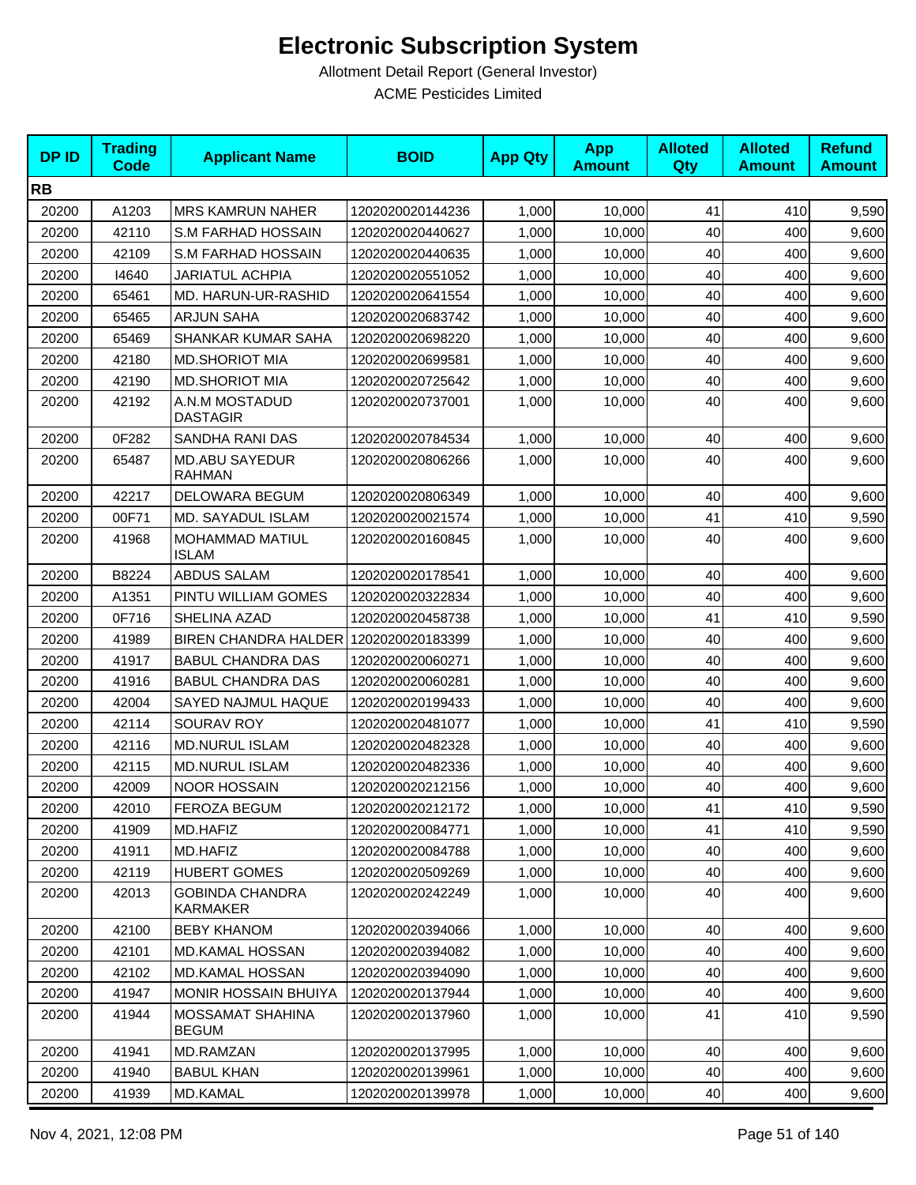# Electronic Subscription System

Allotment Detail Report (General Investor)

ACME Pesticides Limited

| DP ID | Trading Code | Applicant Name | BOID | App Qty | App Amount | Alloted Qty | Alloted Amount | Refund Amount |
|---|---|---|---|---|---|---|---|---|
| **RB** | | | | | | | | |
| 20200 | A1203 | MRS KAMRUN NAHER | 1202020020144236 | 1,000 | 10,000 | 41 | 410 | 9,590 |
| 20200 | 42110 | S.M FARHAD HOSSAIN | 1202020020440627 | 1,000 | 10,000 | 40 | 400 | 9,600 |
| 20200 | 42109 | S.M FARHAD HOSSAIN | 1202020020440635 | 1,000 | 10,000 | 40 | 400 | 9,600 |
| 20200 | I4640 | JARIATUL ACHPIA | 1202020020551052 | 1,000 | 10,000 | 40 | 400 | 9,600 |
| 20200 | 65461 | MD. HARUN-UR-RASHID | 1202020020641554 | 1,000 | 10,000 | 40 | 400 | 9,600 |
| 20200 | 65465 | ARJUN SAHA | 1202020020683742 | 1,000 | 10,000 | 40 | 400 | 9,600 |
| 20200 | 65469 | SHANKAR KUMAR SAHA | 1202020020698220 | 1,000 | 10,000 | 40 | 400 | 9,600 |
| 20200 | 42180 | MD.SHORIOT MIA | 1202020020699581 | 1,000 | 10,000 | 40 | 400 | 9,600 |
| 20200 | 42190 | MD.SHORIOT MIA | 1202020020725642 | 1,000 | 10,000 | 40 | 400 | 9,600 |
| 20200 | 42192 | A.N.M MOSTADUD DASTAGIR | 1202020020737001 | 1,000 | 10,000 | 40 | 400 | 9,600 |
| 20200 | 0F282 | SANDHA RANI DAS | 1202020020784534 | 1,000 | 10,000 | 40 | 400 | 9,600 |
| 20200 | 65487 | MD.ABU SAYEDUR RAHMAN | 1202020020806266 | 1,000 | 10,000 | 40 | 400 | 9,600 |
| 20200 | 42217 | DELOWARA BEGUM | 1202020020806349 | 1,000 | 10,000 | 40 | 400 | 9,600 |
| 20200 | 00F71 | MD. SAYADUL ISLAM | 1202020020021574 | 1,000 | 10,000 | 41 | 410 | 9,590 |
| 20200 | 41968 | MOHAMMAD MATIUL ISLAM | 1202020020160845 | 1,000 | 10,000 | 40 | 400 | 9,600 |
| 20200 | B8224 | ABDUS SALAM | 1202020020178541 | 1,000 | 10,000 | 40 | 400 | 9,600 |
| 20200 | A1351 | PINTU WILLIAM GOMES | 1202020020322834 | 1,000 | 10,000 | 40 | 400 | 9,600 |
| 20200 | 0F716 | SHELINA AZAD | 1202020020458738 | 1,000 | 10,000 | 41 | 410 | 9,590 |
| 20200 | 41989 | BIREN CHANDRA HALDER | 1202020020183399 | 1,000 | 10,000 | 40 | 400 | 9,600 |
| 20200 | 41917 | BABUL CHANDRA DAS | 1202020020060271 | 1,000 | 10,000 | 40 | 400 | 9,600 |
| 20200 | 41916 | BABUL CHANDRA DAS | 1202020020060281 | 1,000 | 10,000 | 40 | 400 | 9,600 |
| 20200 | 42004 | SAYED NAJMUL HAQUE | 1202020020199433 | 1,000 | 10,000 | 40 | 400 | 9,600 |
| 20200 | 42114 | SOURAV ROY | 1202020020481077 | 1,000 | 10,000 | 41 | 410 | 9,590 |
| 20200 | 42116 | MD.NURUL ISLAM | 1202020020482328 | 1,000 | 10,000 | 40 | 400 | 9,600 |
| 20200 | 42115 | MD.NURUL ISLAM | 1202020020482336 | 1,000 | 10,000 | 40 | 400 | 9,600 |
| 20200 | 42009 | NOOR HOSSAIN | 1202020020212156 | 1,000 | 10,000 | 40 | 400 | 9,600 |
| 20200 | 42010 | FEROZA BEGUM | 1202020020212172 | 1,000 | 10,000 | 41 | 410 | 9,590 |
| 20200 | 41909 | MD.HAFIZ | 1202020020084771 | 1,000 | 10,000 | 41 | 410 | 9,590 |
| 20200 | 41911 | MD.HAFIZ | 1202020020084788 | 1,000 | 10,000 | 40 | 400 | 9,600 |
| 20200 | 42119 | HUBERT GOMES | 1202020020509269 | 1,000 | 10,000 | 40 | 400 | 9,600 |
| 20200 | 42013 | GOBINDA CHANDRA KARMAKER | 1202020020242249 | 1,000 | 10,000 | 40 | 400 | 9,600 |
| 20200 | 42100 | BEBY KHANOM | 1202020020394066 | 1,000 | 10,000 | 40 | 400 | 9,600 |
| 20200 | 42101 | MD.KAMAL HOSSAN | 1202020020394082 | 1,000 | 10,000 | 40 | 400 | 9,600 |
| 20200 | 42102 | MD.KAMAL HOSSAN | 1202020020394090 | 1,000 | 10,000 | 40 | 400 | 9,600 |
| 20200 | 41947 | MONIR HOSSAIN BHUIYA | 1202020020137944 | 1,000 | 10,000 | 40 | 400 | 9,600 |
| 20200 | 41944 | MOSSAMAT SHAHINA BEGUM | 1202020020137960 | 1,000 | 10,000 | 41 | 410 | 9,590 |
| 20200 | 41941 | MD.RAMZAN | 1202020020137995 | 1,000 | 10,000 | 40 | 400 | 9,600 |
| 20200 | 41940 | BABUL KHAN | 1202020020139961 | 1,000 | 10,000 | 40 | 400 | 9,600 |
| 20200 | 41939 | MD.KAMAL | 1202020020139978 | 1,000 | 10,000 | 40 | 400 | 9,600 |

Nov 4, 2021, 12:08 PM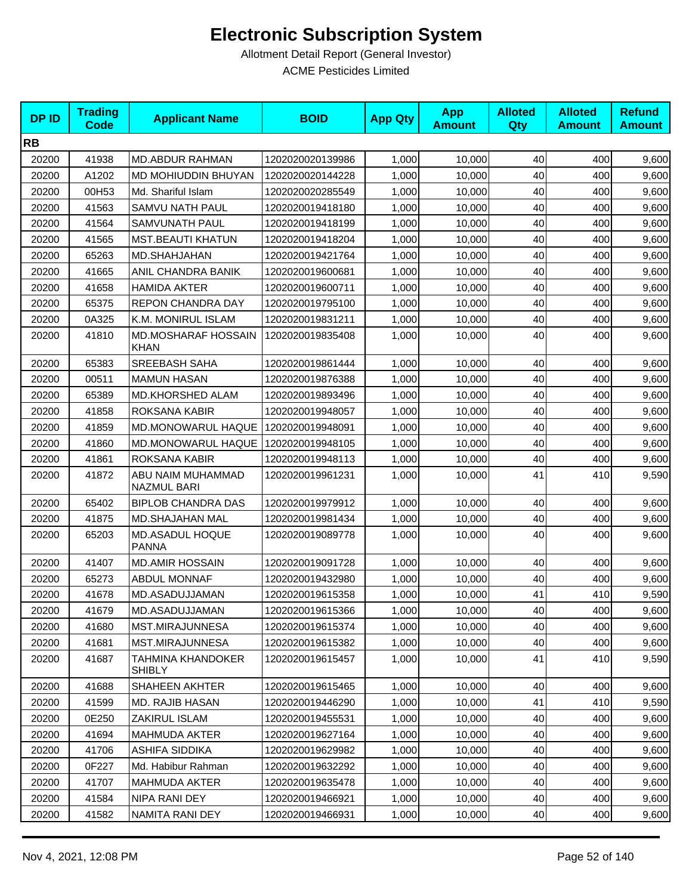# Electronic Subscription System

Allotment Detail Report (General Investor)

ACME Pesticides Limited

| DP ID | Trading Code | Applicant Name | BOID | App Qty | App Amount | Alloted Qty | Alloted Amount | Refund Amount |
|---|---|---|---|---|---|---|---|---|
| **RB** | | | | | | | | |
| 20200 | 41938 | MD.ABDUR RAHMAN | 1202020020139986 | 1,000 | 10,000 | 40 | 400 | 9,600 |
| 20200 | A1202 | MD MOHIUDDIN BHUYAN | 1202020020144228 | 1,000 | 10,000 | 40 | 400 | 9,600 |
| 20200 | 00H53 | Md. Shariful Islam | 1202020020285549 | 1,000 | 10,000 | 40 | 400 | 9,600 |
| 20200 | 41563 | SAMVU NATH PAUL | 1202020019418180 | 1,000 | 10,000 | 40 | 400 | 9,600 |
| 20200 | 41564 | SAMVUNATH PAUL | 1202020019418199 | 1,000 | 10,000 | 40 | 400 | 9,600 |
| 20200 | 41565 | MST.BEAUTI KHATUN | 1202020019418204 | 1,000 | 10,000 | 40 | 400 | 9,600 |
| 20200 | 65263 | MD.SHAHJAHAN | 1202020019421764 | 1,000 | 10,000 | 40 | 400 | 9,600 |
| 20200 | 41665 | ANIL CHANDRA BANIK | 1202020019600681 | 1,000 | 10,000 | 40 | 400 | 9,600 |
| 20200 | 41658 | HAMIDA AKTER | 1202020019600711 | 1,000 | 10,000 | 40 | 400 | 9,600 |
| 20200 | 65375 | REPON CHANDRA DAY | 1202020019795100 | 1,000 | 10,000 | 40 | 400 | 9,600 |
| 20200 | 0A325 | K.M. MONIRUL ISLAM | 1202020019831211 | 1,000 | 10,000 | 40 | 400 | 9,600 |
| 20200 | 41810 | MD.MOSHARAF HOSSAIN KHAN | 1202020019835408 | 1,000 | 10,000 | 40 | 400 | 9,600 |
| 20200 | 65383 | SREEBASH SAHA | 1202020019861444 | 1,000 | 10,000 | 40 | 400 | 9,600 |
| 20200 | 00511 | MAMUN HASAN | 1202020019876388 | 1,000 | 10,000 | 40 | 400 | 9,600 |
| 20200 | 65389 | MD.KHORSHED ALAM | 1202020019893496 | 1,000 | 10,000 | 40 | 400 | 9,600 |
| 20200 | 41858 | ROKSANA KABIR | 1202020019948057 | 1,000 | 10,000 | 40 | 400 | 9,600 |
| 20200 | 41859 | MD.MONOWARUL HAQUE | 1202020019948091 | 1,000 | 10,000 | 40 | 400 | 9,600 |
| 20200 | 41860 | MD.MONOWARUL HAQUE | 1202020019948105 | 1,000 | 10,000 | 40 | 400 | 9,600 |
| 20200 | 41861 | ROKSANA KABIR | 1202020019948113 | 1,000 | 10,000 | 40 | 400 | 9,600 |
| 20200 | 41872 | ABU NAIM MUHAMMAD NAZMUL BARI | 1202020019961231 | 1,000 | 10,000 | 41 | 410 | 9,590 |
| 20200 | 65402 | BIPLOB CHANDRA DAS | 1202020019979912 | 1,000 | 10,000 | 40 | 400 | 9,600 |
| 20200 | 41875 | MD.SHAJAHAN MAL | 1202020019981434 | 1,000 | 10,000 | 40 | 400 | 9,600 |
| 20200 | 65203 | MD.ASADUL HOQUE PANNA | 1202020019089778 | 1,000 | 10,000 | 40 | 400 | 9,600 |
| 20200 | 41407 | MD.AMIR HOSSAIN | 1202020019091728 | 1,000 | 10,000 | 40 | 400 | 9,600 |
| 20200 | 65273 | ABDUL MONNAF | 1202020019432980 | 1,000 | 10,000 | 40 | 400 | 9,600 |
| 20200 | 41678 | MD.ASADUJJAMAN | 1202020019615358 | 1,000 | 10,000 | 41 | 410 | 9,590 |
| 20200 | 41679 | MD.ASADUJJAMAN | 1202020019615366 | 1,000 | 10,000 | 40 | 400 | 9,600 |
| 20200 | 41680 | MST.MIRAJUNNESA | 1202020019615374 | 1,000 | 10,000 | 40 | 400 | 9,600 |
| 20200 | 41681 | MST.MIRAJUNNESA | 1202020019615382 | 1,000 | 10,000 | 40 | 400 | 9,600 |
| 20200 | 41687 | TAHMINA KHANDOKER SHIBLY | 1202020019615457 | 1,000 | 10,000 | 41 | 410 | 9,590 |
| 20200 | 41688 | SHAHEEN AKHTER | 1202020019615465 | 1,000 | 10,000 | 40 | 400 | 9,600 |
| 20200 | 41599 | MD. RAJIB HASAN | 1202020019446290 | 1,000 | 10,000 | 41 | 410 | 9,590 |
| 20200 | 0E250 | ZAKIRUL ISLAM | 1202020019455531 | 1,000 | 10,000 | 40 | 400 | 9,600 |
| 20200 | 41694 | MAHMUDA AKTER | 1202020019627164 | 1,000 | 10,000 | 40 | 400 | 9,600 |
| 20200 | 41706 | ASHIFA SIDDIKA | 1202020019629982 | 1,000 | 10,000 | 40 | 400 | 9,600 |
| 20200 | 0F227 | Md. Habibur Rahman | 1202020019632292 | 1,000 | 10,000 | 40 | 400 | 9,600 |
| 20200 | 41707 | MAHMUDA AKTER | 1202020019635478 | 1,000 | 10,000 | 40 | 400 | 9,600 |
| 20200 | 41584 | NIPA RANI DEY | 1202020019466921 | 1,000 | 10,000 | 40 | 400 | 9,600 |
| 20200 | 41582 | NAMITA RANI DEY | 1202020019466931 | 1,000 | 10,000 | 40 | 400 | 9,600 |

Nov 4, 2021, 12:08 PM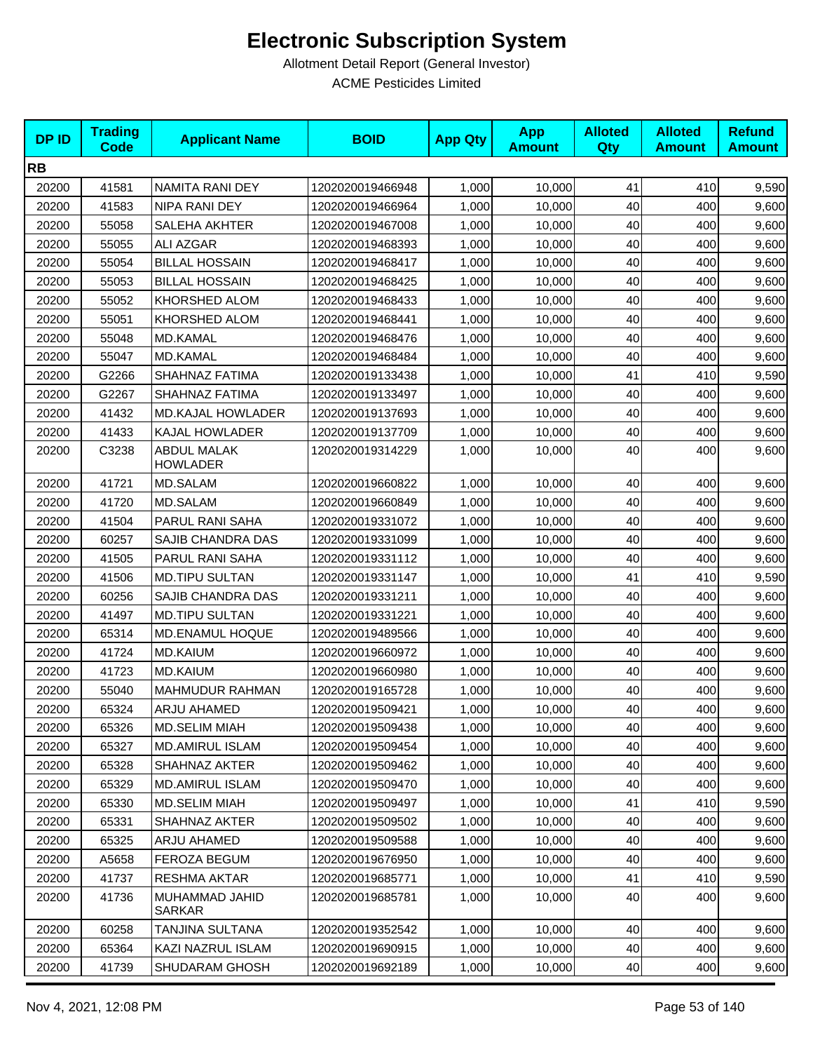# Electronic Subscription System

Allotment Detail Report (General Investor)

ACME Pesticides Limited

| DP ID | Trading Code | Applicant Name | BOID | App Qty | App Amount | Alloted Qty | Alloted Amount | Refund Amount |
|---|---|---|---|---|---|---|---|---|
| **RB** | | | | | | | | |
| 20200 | 41581 | NAMITA RANI DEY | 1202020019466948 | 1,000 | 10,000 | 41 | 410 | 9,590 |
| 20200 | 41583 | NIPA RANI DEY | 1202020019466964 | 1,000 | 10,000 | 40 | 400 | 9,600 |
| 20200 | 55058 | SALEHA AKHTER | 1202020019467008 | 1,000 | 10,000 | 40 | 400 | 9,600 |
| 20200 | 55055 | ALI AZGAR | 1202020019468393 | 1,000 | 10,000 | 40 | 400 | 9,600 |
| 20200 | 55054 | BILLAL HOSSAIN | 1202020019468417 | 1,000 | 10,000 | 40 | 400 | 9,600 |
| 20200 | 55053 | BILLAL HOSSAIN | 1202020019468425 | 1,000 | 10,000 | 40 | 400 | 9,600 |
| 20200 | 55052 | KHORSHED ALOM | 1202020019468433 | 1,000 | 10,000 | 40 | 400 | 9,600 |
| 20200 | 55051 | KHORSHED ALOM | 1202020019468441 | 1,000 | 10,000 | 40 | 400 | 9,600 |
| 20200 | 55048 | MD.KAMAL | 1202020019468476 | 1,000 | 10,000 | 40 | 400 | 9,600 |
| 20200 | 55047 | MD.KAMAL | 1202020019468484 | 1,000 | 10,000 | 40 | 400 | 9,600 |
| 20200 | G2266 | SHAHNAZ FATIMA | 1202020019133438 | 1,000 | 10,000 | 41 | 410 | 9,590 |
| 20200 | G2267 | SHAHNAZ FATIMA | 1202020019133497 | 1,000 | 10,000 | 40 | 400 | 9,600 |
| 20200 | 41432 | MD.KAJAL HOWLADER | 1202020019137693 | 1,000 | 10,000 | 40 | 400 | 9,600 |
| 20200 | 41433 | KAJAL HOWLADER | 1202020019137709 | 1,000 | 10,000 | 40 | 400 | 9,600 |
| 20200 | C3238 | ABDUL MALAK HOWLADER | 1202020019314229 | 1,000 | 10,000 | 40 | 400 | 9,600 |
| 20200 | 41721 | MD.SALAM | 1202020019660822 | 1,000 | 10,000 | 40 | 400 | 9,600 |
| 20200 | 41720 | MD.SALAM | 1202020019660849 | 1,000 | 10,000 | 40 | 400 | 9,600 |
| 20200 | 41504 | PARUL RANI SAHA | 1202020019331072 | 1,000 | 10,000 | 40 | 400 | 9,600 |
| 20200 | 60257 | SAJIB CHANDRA DAS | 1202020019331099 | 1,000 | 10,000 | 40 | 400 | 9,600 |
| 20200 | 41505 | PARUL RANI SAHA | 1202020019331112 | 1,000 | 10,000 | 40 | 400 | 9,600 |
| 20200 | 41506 | MD.TIPU SULTAN | 1202020019331147 | 1,000 | 10,000 | 41 | 410 | 9,590 |
| 20200 | 60256 | SAJIB CHANDRA DAS | 1202020019331211 | 1,000 | 10,000 | 40 | 400 | 9,600 |
| 20200 | 41497 | MD.TIPU SULTAN | 1202020019331221 | 1,000 | 10,000 | 40 | 400 | 9,600 |
| 20200 | 65314 | MD.ENAMUL HOQUE | 1202020019489566 | 1,000 | 10,000 | 40 | 400 | 9,600 |
| 20200 | 41724 | MD.KAIUM | 1202020019660972 | 1,000 | 10,000 | 40 | 400 | 9,600 |
| 20200 | 41723 | MD.KAIUM | 1202020019660980 | 1,000 | 10,000 | 40 | 400 | 9,600 |
| 20200 | 55040 | MAHMUDUR RAHMAN | 1202020019165728 | 1,000 | 10,000 | 40 | 400 | 9,600 |
| 20200 | 65324 | ARJU AHAMED | 1202020019509421 | 1,000 | 10,000 | 40 | 400 | 9,600 |
| 20200 | 65326 | MD.SELIM MIAH | 1202020019509438 | 1,000 | 10,000 | 40 | 400 | 9,600 |
| 20200 | 65327 | MD.AMIRUL ISLAM | 1202020019509454 | 1,000 | 10,000 | 40 | 400 | 9,600 |
| 20200 | 65328 | SHAHNAZ AKTER | 1202020019509462 | 1,000 | 10,000 | 40 | 400 | 9,600 |
| 20200 | 65329 | MD.AMIRUL ISLAM | 1202020019509470 | 1,000 | 10,000 | 40 | 400 | 9,600 |
| 20200 | 65330 | MD.SELIM MIAH | 1202020019509497 | 1,000 | 10,000 | 41 | 410 | 9,590 |
| 20200 | 65331 | SHAHNAZ AKTER | 1202020019509502 | 1,000 | 10,000 | 40 | 400 | 9,600 |
| 20200 | 65325 | ARJU AHAMED | 1202020019509588 | 1,000 | 10,000 | 40 | 400 | 9,600 |
| 20200 | A5658 | FEROZA BEGUM | 1202020019676950 | 1,000 | 10,000 | 40 | 400 | 9,600 |
| 20200 | 41737 | RESHMA AKTAR | 1202020019685771 | 1,000 | 10,000 | 41 | 410 | 9,590 |
| 20200 | 41736 | MUHAMMAD JAHID SARKAR | 1202020019685781 | 1,000 | 10,000 | 40 | 400 | 9,600 |
| 20200 | 60258 | TANJINA SULTANA | 1202020019352542 | 1,000 | 10,000 | 40 | 400 | 9,600 |
| 20200 | 65364 | KAZI NAZRUL ISLAM | 1202020019690915 | 1,000 | 10,000 | 40 | 400 | 9,600 |
| 20200 | 41739 | SHUDARAM GHOSH | 1202020019692189 | 1,000 | 10,000 | 40 | 400 | 9,600 |

Nov 4, 2021, 12:08 PM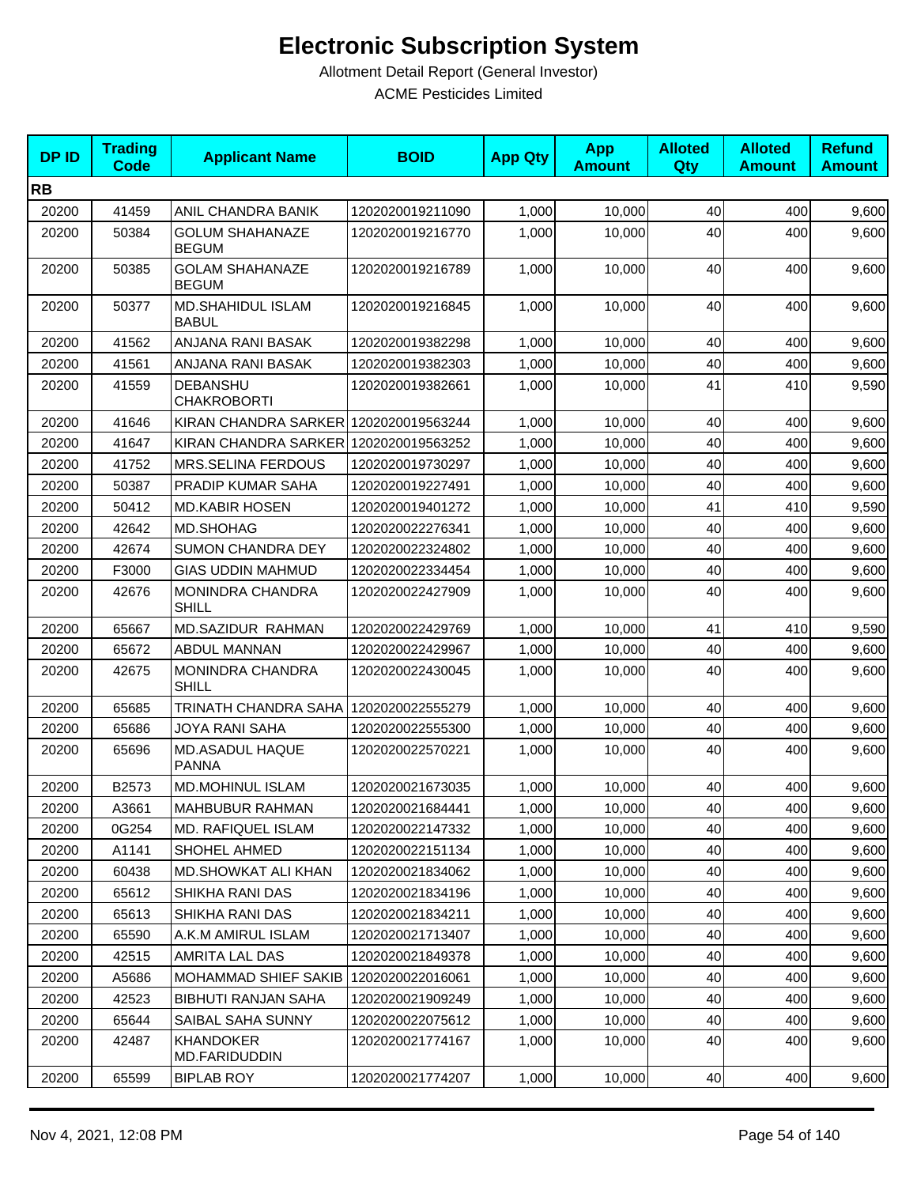# Electronic Subscription System

Allotment Detail Report (General Investor)

ACME Pesticides Limited

| DP ID | Trading Code | Applicant Name | BOID | App Qty | App Amount | Alloted Qty | Alloted Amount | Refund Amount |
|---|---|---|---|---|---|---|---|---|
| **RB** | | | | | | | | |
| 20200 | 41459 | ANIL CHANDRA BANIK | 1202020019211090 | 1,000 | 10,000 | 40 | 400 | 9,600 |
| 20200 | 50384 | GOLUM SHAHANAZE BEGUM | 1202020019216770 | 1,000 | 10,000 | 40 | 400 | 9,600 |
| 20200 | 50385 | GOLAM SHAHANAZE BEGUM | 1202020019216789 | 1,000 | 10,000 | 40 | 400 | 9,600 |
| 20200 | 50377 | MD.SHAHIDUL ISLAM BABUL | 1202020019216845 | 1,000 | 10,000 | 40 | 400 | 9,600 |
| 20200 | 41562 | ANJANA RANI BASAK | 1202020019382298 | 1,000 | 10,000 | 40 | 400 | 9,600 |
| 20200 | 41561 | ANJANA RANI BASAK | 1202020019382303 | 1,000 | 10,000 | 40 | 400 | 9,600 |
| 20200 | 41559 | DEBANSHU CHAKROBORTI | 1202020019382661 | 1,000 | 10,000 | 41 | 410 | 9,590 |
| 20200 | 41646 | KIRAN CHANDRA SARKER | 1202020019563244 | 1,000 | 10,000 | 40 | 400 | 9,600 |
| 20200 | 41647 | KIRAN CHANDRA SARKER | 1202020019563252 | 1,000 | 10,000 | 40 | 400 | 9,600 |
| 20200 | 41752 | MRS.SELINA FERDOUS | 1202020019730297 | 1,000 | 10,000 | 40 | 400 | 9,600 |
| 20200 | 50387 | PRADIP KUMAR SAHA | 1202020019227491 | 1,000 | 10,000 | 40 | 400 | 9,600 |
| 20200 | 50412 | MD.KABIR HOSEN | 1202020019401272 | 1,000 | 10,000 | 41 | 410 | 9,590 |
| 20200 | 42642 | MD.SHOHAG | 1202020022276341 | 1,000 | 10,000 | 40 | 400 | 9,600 |
| 20200 | 42674 | SUMON CHANDRA DEY | 1202020022324802 | 1,000 | 10,000 | 40 | 400 | 9,600 |
| 20200 | F3000 | GIAS UDDIN MAHMUD | 1202020022334454 | 1,000 | 10,000 | 40 | 400 | 9,600 |
| 20200 | 42676 | MONINDRA CHANDRA SHILL | 1202020022427909 | 1,000 | 10,000 | 40 | 400 | 9,600 |
| 20200 | 65667 | MD.SAZIDUR RAHMAN | 1202020022429769 | 1,000 | 10,000 | 41 | 410 | 9,590 |
| 20200 | 65672 | ABDUL MANNAN | 1202020022429967 | 1,000 | 10,000 | 40 | 400 | 9,600 |
| 20200 | 42675 | MONINDRA CHANDRA SHILL | 1202020022430045 | 1,000 | 10,000 | 40 | 400 | 9,600 |
| 20200 | 65685 | TRINATH CHANDRA SAHA | 1202020022555279 | 1,000 | 10,000 | 40 | 400 | 9,600 |
| 20200 | 65686 | JOYA RANI SAHA | 1202020022555300 | 1,000 | 10,000 | 40 | 400 | 9,600 |
| 20200 | 65696 | MD.ASADUL HAQUE PANNA | 1202020022570221 | 1,000 | 10,000 | 40 | 400 | 9,600 |
| 20200 | B2573 | MD.MOHINUL ISLAM | 1202020021673035 | 1,000 | 10,000 | 40 | 400 | 9,600 |
| 20200 | A3661 | MAHBUBUR RAHMAN | 1202020021684441 | 1,000 | 10,000 | 40 | 400 | 9,600 |
| 20200 | 0G254 | MD. RAFIQUEL ISLAM | 1202020022147332 | 1,000 | 10,000 | 40 | 400 | 9,600 |
| 20200 | A1141 | SHOHEL AHMED | 1202020022151134 | 1,000 | 10,000 | 40 | 400 | 9,600 |
| 20200 | 60438 | MD.SHOWKAT ALI KHAN | 1202020021834062 | 1,000 | 10,000 | 40 | 400 | 9,600 |
| 20200 | 65612 | SHIKHA RANI DAS | 1202020021834196 | 1,000 | 10,000 | 40 | 400 | 9,600 |
| 20200 | 65613 | SHIKHA RANI DAS | 1202020021834211 | 1,000 | 10,000 | 40 | 400 | 9,600 |
| 20200 | 65590 | A.K.M AMIRUL ISLAM | 1202020021713407 | 1,000 | 10,000 | 40 | 400 | 9,600 |
| 20200 | 42515 | AMRITA LAL DAS | 1202020021849378 | 1,000 | 10,000 | 40 | 400 | 9,600 |
| 20200 | A5686 | MOHAMMAD SHIEF SAKIB | 1202020022016061 | 1,000 | 10,000 | 40 | 400 | 9,600 |
| 20200 | 42523 | BIBHUTI RANJAN SAHA | 1202020021909249 | 1,000 | 10,000 | 40 | 400 | 9,600 |
| 20200 | 65644 | SAIBAL SAHA SUNNY | 1202020022075612 | 1,000 | 10,000 | 40 | 400 | 9,600 |
| 20200 | 42487 | KHANDOKER MD.FARIDUDDIN | 1202020021774167 | 1,000 | 10,000 | 40 | 400 | 9,600 |
| 20200 | 65599 | BIPLAB ROY | 1202020021774207 | 1,000 | 10,000 | 40 | 400 | 9,600 |

Nov 4, 2021, 12:08 PM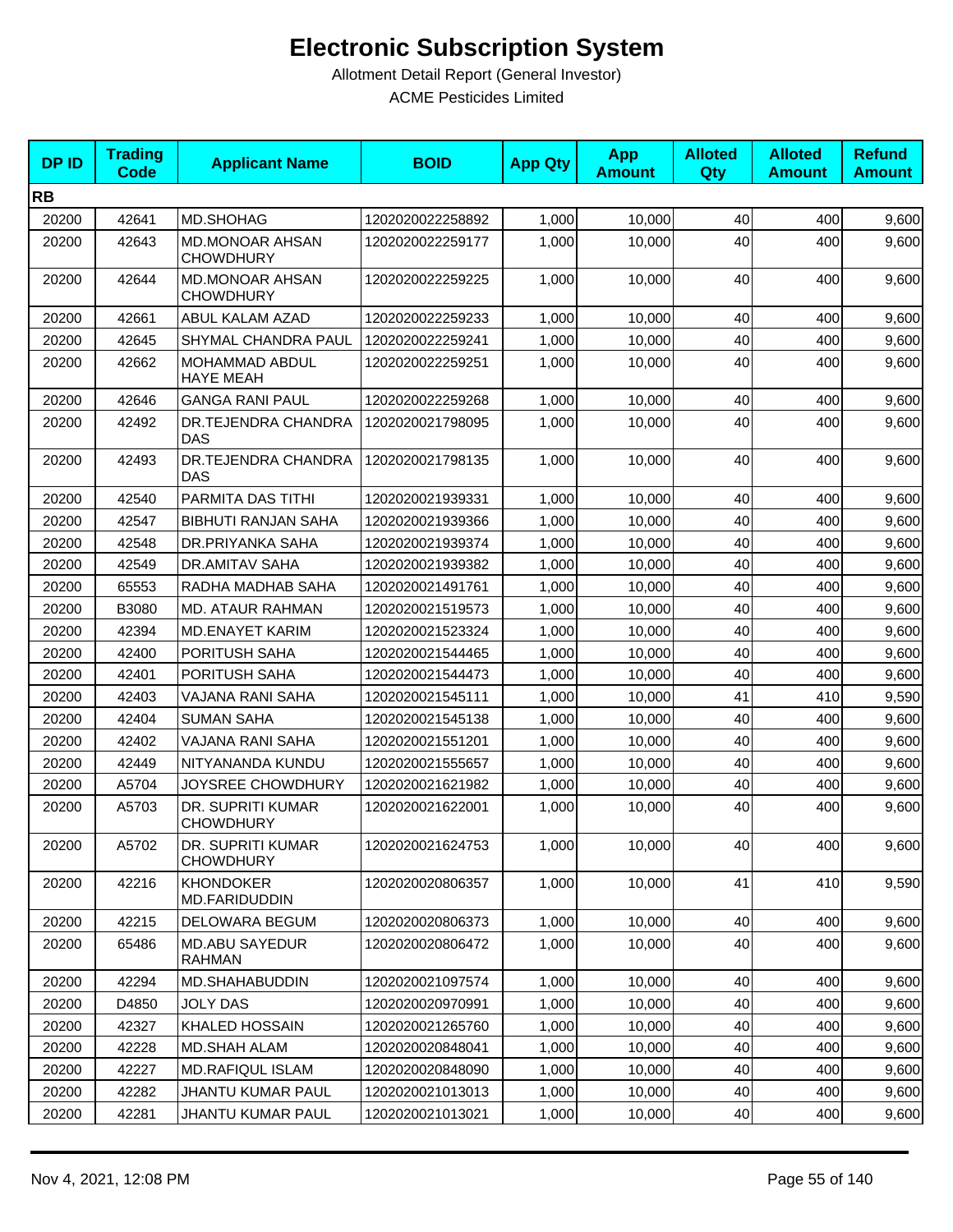# Electronic Subscription System

Allotment Detail Report (General Investor)

ACME Pesticides Limited

| DP ID | Trading Code | Applicant Name | BOID | App Qty | App Amount | Alloted Qty | Alloted Amount | Refund Amount |
|---|---|---|---|---|---|---|---|---|
| **RB** | | | | | | | | |
| 20200 | 42641 | MD.SHOHAG | 1202020022258892 | 1,000 | 10,000 | 40 | 400 | 9,600 |
| 20200 | 42643 | MD.MONOAR AHSAN CHOWDHURY | 1202020022259177 | 1,000 | 10,000 | 40 | 400 | 9,600 |
| 20200 | 42644 | MD.MONOAR AHSAN CHOWDHURY | 1202020022259225 | 1,000 | 10,000 | 40 | 400 | 9,600 |
| 20200 | 42661 | ABUL KALAM AZAD | 1202020022259233 | 1,000 | 10,000 | 40 | 400 | 9,600 |
| 20200 | 42645 | SHYMAL CHANDRA PAUL | 1202020022259241 | 1,000 | 10,000 | 40 | 400 | 9,600 |
| 20200 | 42662 | MOHAMMAD ABDUL HAYE MEAH | 1202020022259251 | 1,000 | 10,000 | 40 | 400 | 9,600 |
| 20200 | 42646 | GANGA RANI PAUL | 1202020022259268 | 1,000 | 10,000 | 40 | 400 | 9,600 |
| 20200 | 42492 | DR.TEJENDRA CHANDRA DAS | 1202020021798095 | 1,000 | 10,000 | 40 | 400 | 9,600 |
| 20200 | 42493 | DR.TEJENDRA CHANDRA DAS | 1202020021798135 | 1,000 | 10,000 | 40 | 400 | 9,600 |
| 20200 | 42540 | PARMITA DAS TITHI | 1202020021939331 | 1,000 | 10,000 | 40 | 400 | 9,600 |
| 20200 | 42547 | BIBHUTI RANJAN SAHA | 1202020021939366 | 1,000 | 10,000 | 40 | 400 | 9,600 |
| 20200 | 42548 | DR.PRIYANKA SAHA | 1202020021939374 | 1,000 | 10,000 | 40 | 400 | 9,600 |
| 20200 | 42549 | DR.AMITAV SAHA | 1202020021939382 | 1,000 | 10,000 | 40 | 400 | 9,600 |
| 20200 | 65553 | RADHA MADHAB SAHA | 1202020021491761 | 1,000 | 10,000 | 40 | 400 | 9,600 |
| 20200 | B3080 | MD. ATAUR RAHMAN | 1202020021519573 | 1,000 | 10,000 | 40 | 400 | 9,600 |
| 20200 | 42394 | MD.ENAYET KARIM | 1202020021523324 | 1,000 | 10,000 | 40 | 400 | 9,600 |
| 20200 | 42400 | PORITUSH SAHA | 1202020021544465 | 1,000 | 10,000 | 40 | 400 | 9,600 |
| 20200 | 42401 | PORITUSH SAHA | 1202020021544473 | 1,000 | 10,000 | 40 | 400 | 9,600 |
| 20200 | 42403 | VAJANA RANI SAHA | 1202020021545111 | 1,000 | 10,000 | 41 | 410 | 9,590 |
| 20200 | 42404 | SUMAN SAHA | 1202020021545138 | 1,000 | 10,000 | 40 | 400 | 9,600 |
| 20200 | 42402 | VAJANA RANI SAHA | 1202020021551201 | 1,000 | 10,000 | 40 | 400 | 9,600 |
| 20200 | 42449 | NITYANANDA KUNDU | 1202020021555657 | 1,000 | 10,000 | 40 | 400 | 9,600 |
| 20200 | A5704 | JOYSREE CHOWDHURY | 1202020021621982 | 1,000 | 10,000 | 40 | 400 | 9,600 |
| 20200 | A5703 | DR. SUPRITI KUMAR CHOWDHURY | 1202020021622001 | 1,000 | 10,000 | 40 | 400 | 9,600 |
| 20200 | A5702 | DR. SUPRITI KUMAR CHOWDHURY | 1202020021624753 | 1,000 | 10,000 | 40 | 400 | 9,600 |
| 20200 | 42216 | KHONDOKER MD.FARIDUDDIN | 1202020020806357 | 1,000 | 10,000 | 41 | 410 | 9,590 |
| 20200 | 42215 | DELOWARA BEGUM | 1202020020806373 | 1,000 | 10,000 | 40 | 400 | 9,600 |
| 20200 | 65486 | MD.ABU SAYEDUR RAHMAN | 1202020020806472 | 1,000 | 10,000 | 40 | 400 | 9,600 |
| 20200 | 42294 | MD.SHAHABUDDIN | 1202020021097574 | 1,000 | 10,000 | 40 | 400 | 9,600 |
| 20200 | D4850 | JOLY DAS | 1202020020970991 | 1,000 | 10,000 | 40 | 400 | 9,600 |
| 20200 | 42327 | KHALED HOSSAIN | 1202020021265760 | 1,000 | 10,000 | 40 | 400 | 9,600 |
| 20200 | 42228 | MD.SHAH ALAM | 1202020020848041 | 1,000 | 10,000 | 40 | 400 | 9,600 |
| 20200 | 42227 | MD.RAFIQUL ISLAM | 1202020020848090 | 1,000 | 10,000 | 40 | 400 | 9,600 |
| 20200 | 42282 | JHANTU KUMAR PAUL | 1202020021013013 | 1,000 | 10,000 | 40 | 400 | 9,600 |
| 20200 | 42281 | JHANTU KUMAR PAUL | 1202020021013021 | 1,000 | 10,000 | 40 | 400 | 9,600 |

Nov 4, 2021, 12:08 PM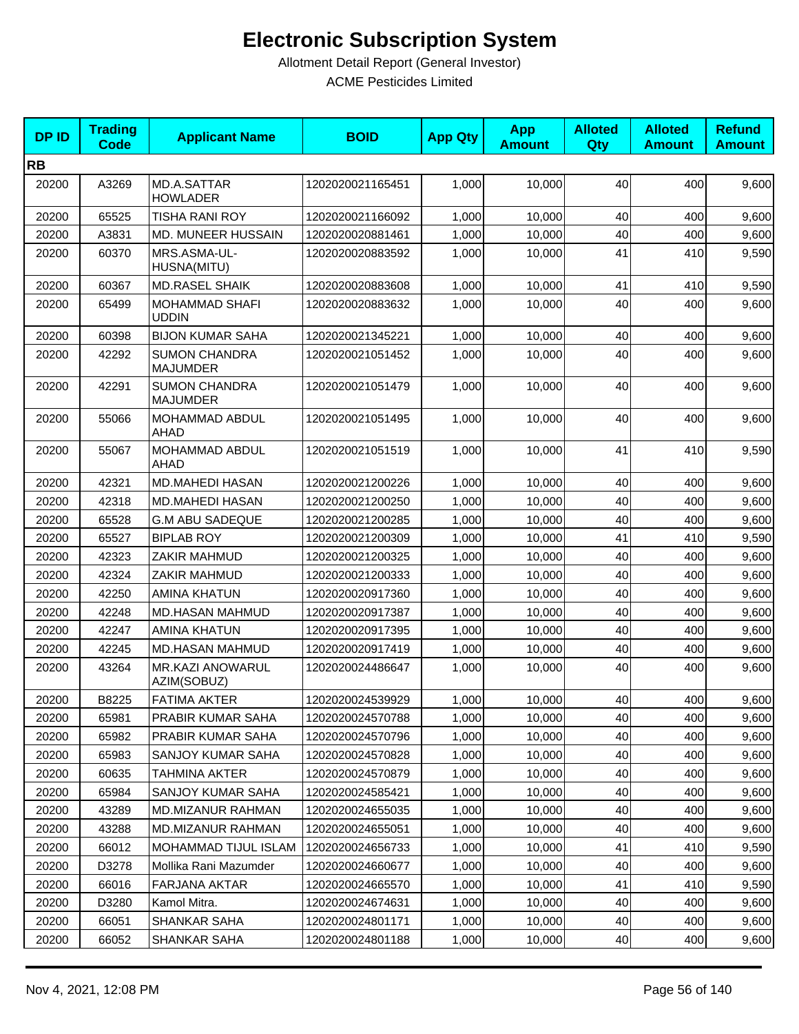# Electronic Subscription System

Allotment Detail Report (General Investor)

ACME Pesticides Limited

| DP ID | Trading Code | Applicant Name | BOID | App Qty | App Amount | Alloted Qty | Alloted Amount | Refund Amount |
|---|---|---|---|---|---|---|---|---|
| **RB** | | | | | | | | |
| 20200 | A3269 | MD.A.SATTAR HOWLADER | 1202020021165451 | 1,000 | 10,000 | 40 | 400 | 9,600 |
| 20200 | 65525 | TISHA RANI ROY | 1202020021166092 | 1,000 | 10,000 | 40 | 400 | 9,600 |
| 20200 | A3831 | MD. MUNEER HUSSAIN | 1202020020881461 | 1,000 | 10,000 | 40 | 400 | 9,600 |
| 20200 | 60370 | MRS.ASMA-UL-HUSNA(MITU) | 1202020020883592 | 1,000 | 10,000 | 41 | 410 | 9,590 |
| 20200 | 60367 | MD.RASEL SHAIK | 1202020020883608 | 1,000 | 10,000 | 41 | 410 | 9,590 |
| 20200 | 65499 | MOHAMMAD SHAFI UDDIN | 1202020020883632 | 1,000 | 10,000 | 40 | 400 | 9,600 |
| 20200 | 60398 | BIJON KUMAR SAHA | 1202020021345221 | 1,000 | 10,000 | 40 | 400 | 9,600 |
| 20200 | 42292 | SUMON CHANDRA MAJUMDER | 1202020021051452 | 1,000 | 10,000 | 40 | 400 | 9,600 |
| 20200 | 42291 | SUMON CHANDRA MAJUMDER | 1202020021051479 | 1,000 | 10,000 | 40 | 400 | 9,600 |
| 20200 | 55066 | MOHAMMAD ABDUL AHAD | 1202020021051495 | 1,000 | 10,000 | 40 | 400 | 9,600 |
| 20200 | 55067 | MOHAMMAD ABDUL AHAD | 1202020021051519 | 1,000 | 10,000 | 41 | 410 | 9,590 |
| 20200 | 42321 | MD.MAHEDI HASAN | 1202020021200226 | 1,000 | 10,000 | 40 | 400 | 9,600 |
| 20200 | 42318 | MD.MAHEDI HASAN | 1202020021200250 | 1,000 | 10,000 | 40 | 400 | 9,600 |
| 20200 | 65528 | G.M ABU SADEQUE | 1202020021200285 | 1,000 | 10,000 | 40 | 400 | 9,600 |
| 20200 | 65527 | BIPLAB ROY | 1202020021200309 | 1,000 | 10,000 | 41 | 410 | 9,590 |
| 20200 | 42323 | ZAKIR MAHMUD | 1202020021200325 | 1,000 | 10,000 | 40 | 400 | 9,600 |
| 20200 | 42324 | ZAKIR MAHMUD | 1202020021200333 | 1,000 | 10,000 | 40 | 400 | 9,600 |
| 20200 | 42250 | AMINA KHATUN | 1202020020917360 | 1,000 | 10,000 | 40 | 400 | 9,600 |
| 20200 | 42248 | MD.HASAN MAHMUD | 1202020020917387 | 1,000 | 10,000 | 40 | 400 | 9,600 |
| 20200 | 42247 | AMINA KHATUN | 1202020020917395 | 1,000 | 10,000 | 40 | 400 | 9,600 |
| 20200 | 42245 | MD.HASAN MAHMUD | 1202020020917419 | 1,000 | 10,000 | 40 | 400 | 9,600 |
| 20200 | 43264 | MR.KAZI ANOWARUL AZIM(SOBUZ) | 1202020024486647 | 1,000 | 10,000 | 40 | 400 | 9,600 |
| 20200 | B8225 | FATIMA AKTER | 1202020024539929 | 1,000 | 10,000 | 40 | 400 | 9,600 |
| 20200 | 65981 | PRABIR KUMAR SAHA | 1202020024570788 | 1,000 | 10,000 | 40 | 400 | 9,600 |
| 20200 | 65982 | PRABIR KUMAR SAHA | 1202020024570796 | 1,000 | 10,000 | 40 | 400 | 9,600 |
| 20200 | 65983 | SANJOY KUMAR SAHA | 1202020024570828 | 1,000 | 10,000 | 40 | 400 | 9,600 |
| 20200 | 60635 | TAHMINA AKTER | 1202020024570879 | 1,000 | 10,000 | 40 | 400 | 9,600 |
| 20200 | 65984 | SANJOY KUMAR SAHA | 1202020024585421 | 1,000 | 10,000 | 40 | 400 | 9,600 |
| 20200 | 43289 | MD.MIZANUR RAHMAN | 1202020024655035 | 1,000 | 10,000 | 40 | 400 | 9,600 |
| 20200 | 43288 | MD.MIZANUR RAHMAN | 1202020024655051 | 1,000 | 10,000 | 40 | 400 | 9,600 |
| 20200 | 66012 | MOHAMMAD TIJUL ISLAM | 1202020024656733 | 1,000 | 10,000 | 41 | 410 | 9,590 |
| 20200 | D3278 | Mollika Rani Mazumder | 1202020024660677 | 1,000 | 10,000 | 40 | 400 | 9,600 |
| 20200 | 66016 | FARJANA AKTAR | 1202020024665570 | 1,000 | 10,000 | 41 | 410 | 9,590 |
| 20200 | D3280 | Kamol Mitra. | 1202020024674631 | 1,000 | 10,000 | 40 | 400 | 9,600 |
| 20200 | 66051 | SHANKAR SAHA | 1202020024801171 | 1,000 | 10,000 | 40 | 400 | 9,600 |
| 20200 | 66052 | SHANKAR SAHA | 1202020024801188 | 1,000 | 10,000 | 40 | 400 | 9,600 |

Nov 4, 2021, 12:08 PM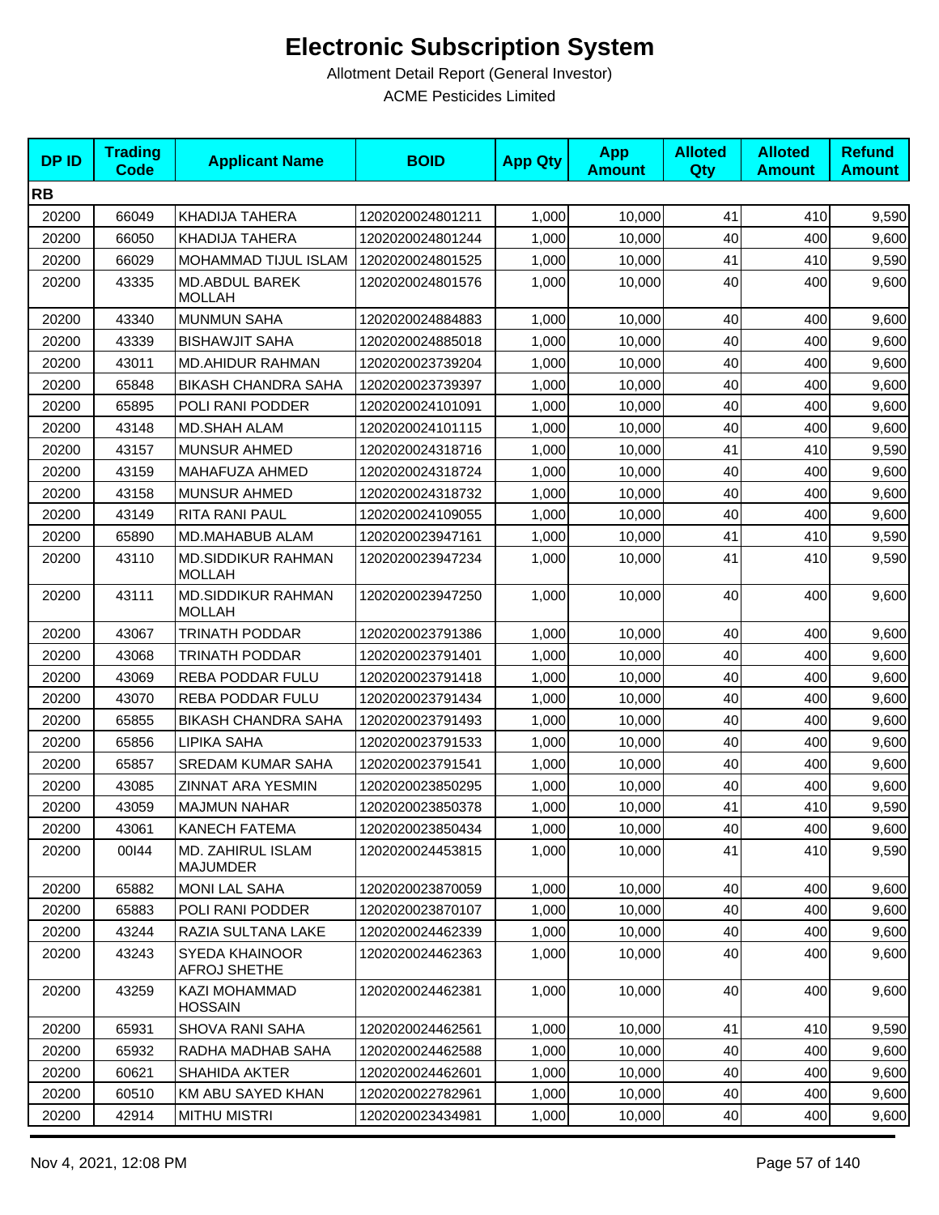# Electronic Subscription System

Allotment Detail Report (General Investor)

ACME Pesticides Limited

| DP ID | Trading Code | Applicant Name | BOID | App Qty | App Amount | Alloted Qty | Alloted Amount | Refund Amount |
|---|---|---|---|---|---|---|---|---|
| **RB** | | | | | | | | |
| 20200 | 66049 | KHADIJA TAHERA | 1202020024801211 | 1,000 | 10,000 | 41 | 410 | 9,590 |
| 20200 | 66050 | KHADIJA TAHERA | 1202020024801244 | 1,000 | 10,000 | 40 | 400 | 9,600 |
| 20200 | 66029 | MOHAMMAD TIJUL ISLAM | 1202020024801525 | 1,000 | 10,000 | 41 | 410 | 9,590 |
| 20200 | 43335 | MD.ABDUL BAREK MOLLAH | 1202020024801576 | 1,000 | 10,000 | 40 | 400 | 9,600 |
| 20200 | 43340 | MUNMUN SAHA | 1202020024884883 | 1,000 | 10,000 | 40 | 400 | 9,600 |
| 20200 | 43339 | BISHAWJIT SAHA | 1202020024885018 | 1,000 | 10,000 | 40 | 400 | 9,600 |
| 20200 | 43011 | MD.AHIDUR RAHMAN | 1202020023739204 | 1,000 | 10,000 | 40 | 400 | 9,600 |
| 20200 | 65848 | BIKASH CHANDRA SAHA | 1202020023739397 | 1,000 | 10,000 | 40 | 400 | 9,600 |
| 20200 | 65895 | POLI RANI PODDER | 1202020024101091 | 1,000 | 10,000 | 40 | 400 | 9,600 |
| 20200 | 43148 | MD.SHAH ALAM | 1202020024101115 | 1,000 | 10,000 | 40 | 400 | 9,600 |
| 20200 | 43157 | MUNSUR AHMED | 1202020024318716 | 1,000 | 10,000 | 41 | 410 | 9,590 |
| 20200 | 43159 | MAHAFUZA AHMED | 1202020024318724 | 1,000 | 10,000 | 40 | 400 | 9,600 |
| 20200 | 43158 | MUNSUR AHMED | 1202020024318732 | 1,000 | 10,000 | 40 | 400 | 9,600 |
| 20200 | 43149 | RITA RANI PAUL | 1202020024109055 | 1,000 | 10,000 | 40 | 400 | 9,600 |
| 20200 | 65890 | MD.MAHABUB ALAM | 1202020023947161 | 1,000 | 10,000 | 41 | 410 | 9,590 |
| 20200 | 43110 | MD.SIDDIKUR RAHMAN MOLLAH | 1202020023947234 | 1,000 | 10,000 | 41 | 410 | 9,590 |
| 20200 | 43111 | MD.SIDDIKUR RAHMAN MOLLAH | 1202020023947250 | 1,000 | 10,000 | 40 | 400 | 9,600 |
| 20200 | 43067 | TRINATH PODDAR | 1202020023791386 | 1,000 | 10,000 | 40 | 400 | 9,600 |
| 20200 | 43068 | TRINATH PODDAR | 1202020023791401 | 1,000 | 10,000 | 40 | 400 | 9,600 |
| 20200 | 43069 | REBA PODDAR FULU | 1202020023791418 | 1,000 | 10,000 | 40 | 400 | 9,600 |
| 20200 | 43070 | REBA PODDAR FULU | 1202020023791434 | 1,000 | 10,000 | 40 | 400 | 9,600 |
| 20200 | 65855 | BIKASH CHANDRA SAHA | 1202020023791493 | 1,000 | 10,000 | 40 | 400 | 9,600 |
| 20200 | 65856 | LIPIKA SAHA | 1202020023791533 | 1,000 | 10,000 | 40 | 400 | 9,600 |
| 20200 | 65857 | SREDAM KUMAR SAHA | 1202020023791541 | 1,000 | 10,000 | 40 | 400 | 9,600 |
| 20200 | 43085 | ZINNAT ARA YESMIN | 1202020023850295 | 1,000 | 10,000 | 40 | 400 | 9,600 |
| 20200 | 43059 | MAJMUN NAHAR | 1202020023850378 | 1,000 | 10,000 | 41 | 410 | 9,590 |
| 20200 | 43061 | KANECH FATEMA | 1202020023850434 | 1,000 | 10,000 | 40 | 400 | 9,600 |
| 20200 | 00I44 | MD. ZAHIRUL ISLAM MAJUMDER | 1202020024453815 | 1,000 | 10,000 | 41 | 410 | 9,590 |
| 20200 | 65882 | MONI LAL SAHA | 1202020023870059 | 1,000 | 10,000 | 40 | 400 | 9,600 |
| 20200 | 65883 | POLI RANI PODDER | 1202020023870107 | 1,000 | 10,000 | 40 | 400 | 9,600 |
| 20200 | 43244 | RAZIA SULTANA LAKE | 1202020024462339 | 1,000 | 10,000 | 40 | 400 | 9,600 |
| 20200 | 43243 | SYEDA KHAINOOR AFROJ SHETHE | 1202020024462363 | 1,000 | 10,000 | 40 | 400 | 9,600 |
| 20200 | 43259 | KAZI MOHAMMAD HOSSAIN | 1202020024462381 | 1,000 | 10,000 | 40 | 400 | 9,600 |
| 20200 | 65931 | SHOVA RANI SAHA | 1202020024462561 | 1,000 | 10,000 | 41 | 410 | 9,590 |
| 20200 | 65932 | RADHA MADHAB SAHA | 1202020024462588 | 1,000 | 10,000 | 40 | 400 | 9,600 |
| 20200 | 60621 | SHAHIDA AKTER | 1202020024462601 | 1,000 | 10,000 | 40 | 400 | 9,600 |
| 20200 | 60510 | KM ABU SAYED KHAN | 1202020022782961 | 1,000 | 10,000 | 40 | 400 | 9,600 |
| 20200 | 42914 | MITHU MISTRI | 1202020023434981 | 1,000 | 10,000 | 40 | 400 | 9,600 |

Nov 4, 2021, 12:08 PM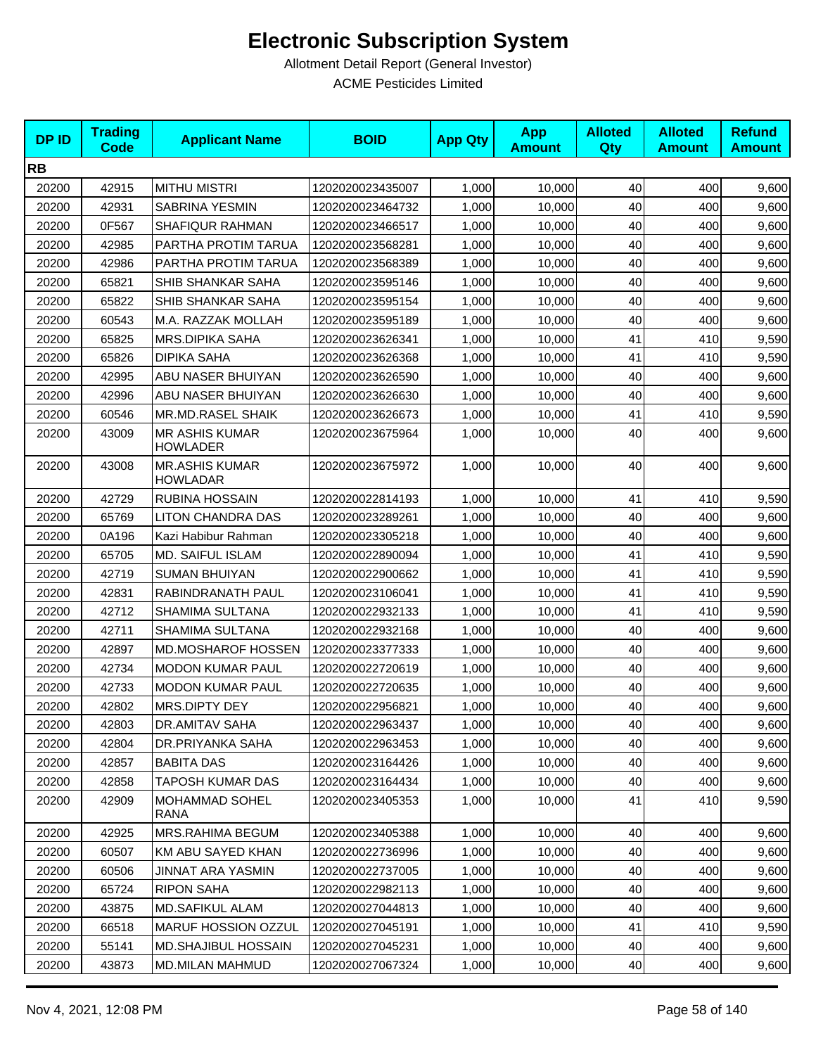# Electronic Subscription System

Allotment Detail Report (General Investor)

ACME Pesticides Limited

| DP ID | Trading Code | Applicant Name | BOID | App Qty | App Amount | Alloted Qty | Alloted Amount | Refund Amount |
|---|---|---|---|---|---|---|---|---|
| **RB** | | | | | | | | |
| 20200 | 42915 | MITHU MISTRI | 1202020023435007 | 1,000 | 10,000 | 40 | 400 | 9,600 |
| 20200 | 42931 | SABRINA YESMIN | 1202020023464732 | 1,000 | 10,000 | 40 | 400 | 9,600 |
| 20200 | 0F567 | SHAFIQUR RAHMAN | 1202020023466517 | 1,000 | 10,000 | 40 | 400 | 9,600 |
| 20200 | 42985 | PARTHA PROTIM TARUA | 1202020023568281 | 1,000 | 10,000 | 40 | 400 | 9,600 |
| 20200 | 42986 | PARTHA PROTIM TARUA | 1202020023568389 | 1,000 | 10,000 | 40 | 400 | 9,600 |
| 20200 | 65821 | SHIB SHANKAR SAHA | 1202020023595146 | 1,000 | 10,000 | 40 | 400 | 9,600 |
| 20200 | 65822 | SHIB SHANKAR SAHA | 1202020023595154 | 1,000 | 10,000 | 40 | 400 | 9,600 |
| 20200 | 60543 | M.A. RAZZAK MOLLAH | 1202020023595189 | 1,000 | 10,000 | 40 | 400 | 9,600 |
| 20200 | 65825 | MRS.DIPIKA SAHA | 1202020023626341 | 1,000 | 10,000 | 41 | 410 | 9,590 |
| 20200 | 65826 | DIPIKA SAHA | 1202020023626368 | 1,000 | 10,000 | 41 | 410 | 9,590 |
| 20200 | 42995 | ABU NASER BHUIYAN | 1202020023626590 | 1,000 | 10,000 | 40 | 400 | 9,600 |
| 20200 | 42996 | ABU NASER BHUIYAN | 1202020023626630 | 1,000 | 10,000 | 40 | 400 | 9,600 |
| 20200 | 60546 | MR.MD.RASEL SHAIK | 1202020023626673 | 1,000 | 10,000 | 41 | 410 | 9,590 |
| 20200 | 43009 | MR ASHIS KUMAR HOWLADER | 1202020023675964 | 1,000 | 10,000 | 40 | 400 | 9,600 |
| 20200 | 43008 | MR.ASHIS KUMAR HOWLADAR | 1202020023675972 | 1,000 | 10,000 | 40 | 400 | 9,600 |
| 20200 | 42729 | RUBINA HOSSAIN | 1202020022814193 | 1,000 | 10,000 | 41 | 410 | 9,590 |
| 20200 | 65769 | LITON CHANDRA DAS | 1202020023289261 | 1,000 | 10,000 | 40 | 400 | 9,600 |
| 20200 | 0A196 | Kazi Habibur Rahman | 1202020023305218 | 1,000 | 10,000 | 40 | 400 | 9,600 |
| 20200 | 65705 | MD. SAIFUL ISLAM | 1202020022890094 | 1,000 | 10,000 | 41 | 410 | 9,590 |
| 20200 | 42719 | SUMAN BHUIYAN | 1202020022900662 | 1,000 | 10,000 | 41 | 410 | 9,590 |
| 20200 | 42831 | RABINDRANATH PAUL | 1202020023106041 | 1,000 | 10,000 | 41 | 410 | 9,590 |
| 20200 | 42712 | SHAMIMA SULTANA | 1202020022932133 | 1,000 | 10,000 | 41 | 410 | 9,590 |
| 20200 | 42711 | SHAMIMA SULTANA | 1202020022932168 | 1,000 | 10,000 | 40 | 400 | 9,600 |
| 20200 | 42897 | MD.MOSHAROF HOSSEN | 1202020023377333 | 1,000 | 10,000 | 40 | 400 | 9,600 |
| 20200 | 42734 | MODON KUMAR PAUL | 1202020022720619 | 1,000 | 10,000 | 40 | 400 | 9,600 |
| 20200 | 42733 | MODON KUMAR PAUL | 1202020022720635 | 1,000 | 10,000 | 40 | 400 | 9,600 |
| 20200 | 42802 | MRS.DIPTY DEY | 1202020022956821 | 1,000 | 10,000 | 40 | 400 | 9,600 |
| 20200 | 42803 | DR.AMITAV SAHA | 1202020022963437 | 1,000 | 10,000 | 40 | 400 | 9,600 |
| 20200 | 42804 | DR.PRIYANKA SAHA | 1202020022963453 | 1,000 | 10,000 | 40 | 400 | 9,600 |
| 20200 | 42857 | BABITA DAS | 1202020023164426 | 1,000 | 10,000 | 40 | 400 | 9,600 |
| 20200 | 42858 | TAPOSH KUMAR DAS | 1202020023164434 | 1,000 | 10,000 | 40 | 400 | 9,600 |
| 20200 | 42909 | MOHAMMAD SOHEL RANA | 1202020023405353 | 1,000 | 10,000 | 41 | 410 | 9,590 |
| 20200 | 42925 | MRS.RAHIMA BEGUM | 1202020023405388 | 1,000 | 10,000 | 40 | 400 | 9,600 |
| 20200 | 60507 | KM ABU SAYED KHAN | 1202020022736996 | 1,000 | 10,000 | 40 | 400 | 9,600 |
| 20200 | 60506 | JINNAT ARA YASMIN | 1202020022737005 | 1,000 | 10,000 | 40 | 400 | 9,600 |
| 20200 | 65724 | RIPON SAHA | 1202020022982113 | 1,000 | 10,000 | 40 | 400 | 9,600 |
| 20200 | 43875 | MD.SAFIKUL ALAM | 1202020027044813 | 1,000 | 10,000 | 40 | 400 | 9,600 |
| 20200 | 66518 | MARUF HOSSION OZZUL | 1202020027045191 | 1,000 | 10,000 | 41 | 410 | 9,590 |
| 20200 | 55141 | MD.SHAJIBUL HOSSAIN | 1202020027045231 | 1,000 | 10,000 | 40 | 400 | 9,600 |
| 20200 | 43873 | MD.MILAN MAHMUD | 1202020027067324 | 1,000 | 10,000 | 40 | 400 | 9,600 |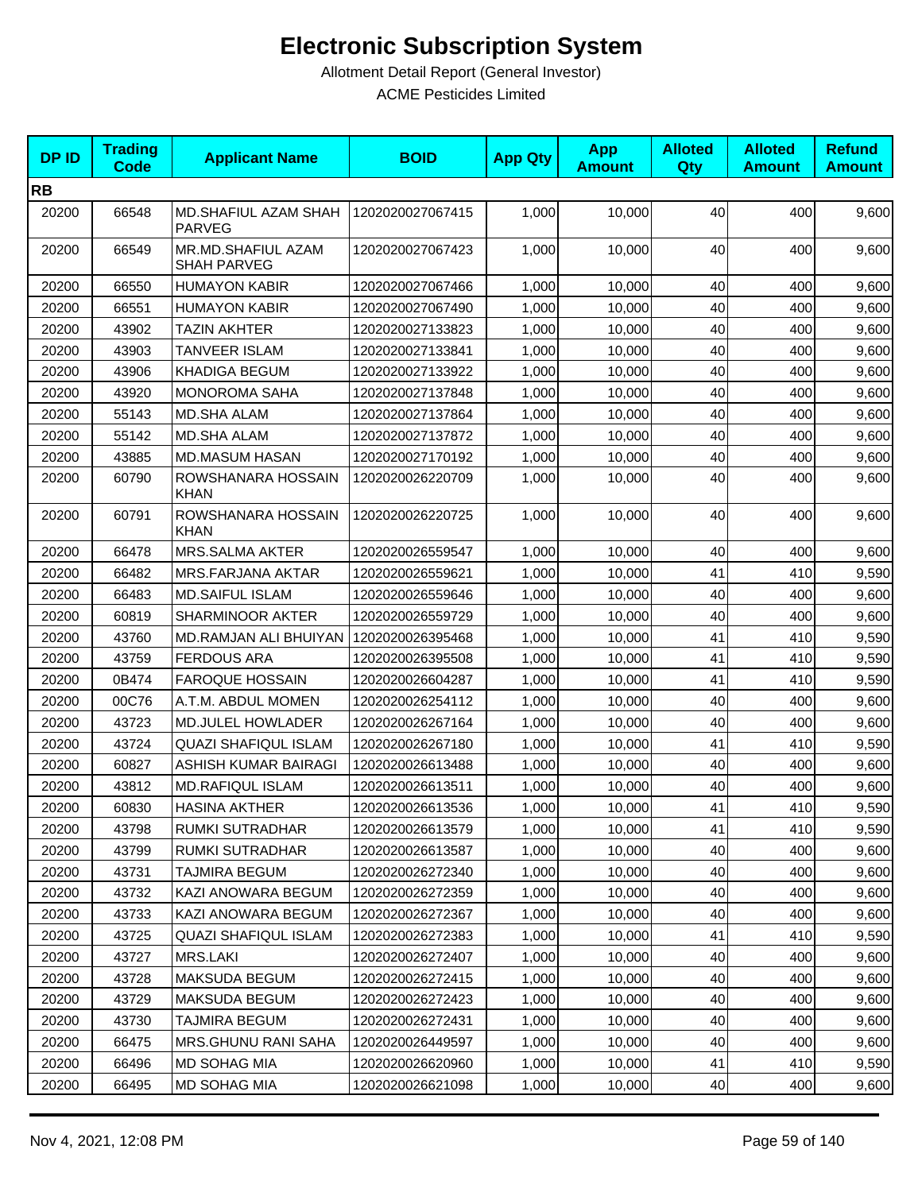# Electronic Subscription System

Allotment Detail Report (General Investor)

ACME Pesticides Limited

| DP ID | Trading Code | Applicant Name | BOID | App Qty | App Amount | Alloted Qty | Alloted Amount | Refund Amount |
|---|---|---|---|---|---|---|---|---|
| **RB** | | | | | | | | |
| 20200 | 66548 | MD.SHAFIUL AZAM SHAH PARVEG | 1202020027067415 | 1,000 | 10,000 | 40 | 400 | 9,600 |
| 20200 | 66549 | MR.MD.SHAFIUL AZAM SHAH PARVEG | 1202020027067423 | 1,000 | 10,000 | 40 | 400 | 9,600 |
| 20200 | 66550 | HUMAYON KABIR | 1202020027067466 | 1,000 | 10,000 | 40 | 400 | 9,600 |
| 20200 | 66551 | HUMAYON KABIR | 1202020027067490 | 1,000 | 10,000 | 40 | 400 | 9,600 |
| 20200 | 43902 | TAZIN AKHTER | 1202020027133823 | 1,000 | 10,000 | 40 | 400 | 9,600 |
| 20200 | 43903 | TANVEER ISLAM | 1202020027133841 | 1,000 | 10,000 | 40 | 400 | 9,600 |
| 20200 | 43906 | KHADIGA BEGUM | 1202020027133922 | 1,000 | 10,000 | 40 | 400 | 9,600 |
| 20200 | 43920 | MONOROMA SAHA | 1202020027137848 | 1,000 | 10,000 | 40 | 400 | 9,600 |
| 20200 | 55143 | MD.SHA ALAM | 1202020027137864 | 1,000 | 10,000 | 40 | 400 | 9,600 |
| 20200 | 55142 | MD.SHA ALAM | 1202020027137872 | 1,000 | 10,000 | 40 | 400 | 9,600 |
| 20200 | 43885 | MD.MASUM HASAN | 1202020027170192 | 1,000 | 10,000 | 40 | 400 | 9,600 |
| 20200 | 60790 | ROWSHANARA HOSSAIN KHAN | 1202020026220709 | 1,000 | 10,000 | 40 | 400 | 9,600 |
| 20200 | 60791 | ROWSHANARA HOSSAIN KHAN | 1202020026220725 | 1,000 | 10,000 | 40 | 400 | 9,600 |
| 20200 | 66478 | MRS.SALMA AKTER | 1202020026559547 | 1,000 | 10,000 | 40 | 400 | 9,600 |
| 20200 | 66482 | MRS.FARJANA AKTAR | 1202020026559621 | 1,000 | 10,000 | 41 | 410 | 9,590 |
| 20200 | 66483 | MD.SAIFUL ISLAM | 1202020026559646 | 1,000 | 10,000 | 40 | 400 | 9,600 |
| 20200 | 60819 | SHARMINOOR AKTER | 1202020026559729 | 1,000 | 10,000 | 40 | 400 | 9,600 |
| 20200 | 43760 | MD.RAMJAN ALI BHUIYAN | 1202020026395468 | 1,000 | 10,000 | 41 | 410 | 9,590 |
| 20200 | 43759 | FERDOUS ARA | 1202020026395508 | 1,000 | 10,000 | 41 | 410 | 9,590 |
| 20200 | 0B474 | FAROQUE HOSSAIN | 1202020026604287 | 1,000 | 10,000 | 41 | 410 | 9,590 |
| 20200 | 00C76 | A.T.M. ABDUL MOMEN | 1202020026254112 | 1,000 | 10,000 | 40 | 400 | 9,600 |
| 20200 | 43723 | MD.JULEL HOWLADER | 1202020026267164 | 1,000 | 10,000 | 40 | 400 | 9,600 |
| 20200 | 43724 | QUAZI SHAFIQUL ISLAM | 1202020026267180 | 1,000 | 10,000 | 41 | 410 | 9,590 |
| 20200 | 60827 | ASHISH KUMAR BAIRAGI | 1202020026613488 | 1,000 | 10,000 | 40 | 400 | 9,600 |
| 20200 | 43812 | MD.RAFIQUL ISLAM | 1202020026613511 | 1,000 | 10,000 | 40 | 400 | 9,600 |
| 20200 | 60830 | HASINA AKTHER | 1202020026613536 | 1,000 | 10,000 | 41 | 410 | 9,590 |
| 20200 | 43798 | RUMKI SUTRADHAR | 1202020026613579 | 1,000 | 10,000 | 41 | 410 | 9,590 |
| 20200 | 43799 | RUMKI SUTRADHAR | 1202020026613587 | 1,000 | 10,000 | 40 | 400 | 9,600 |
| 20200 | 43731 | TAJMIRA BEGUM | 1202020026272340 | 1,000 | 10,000 | 40 | 400 | 9,600 |
| 20200 | 43732 | KAZI ANOWARA BEGUM | 1202020026272359 | 1,000 | 10,000 | 40 | 400 | 9,600 |
| 20200 | 43733 | KAZI ANOWARA BEGUM | 1202020026272367 | 1,000 | 10,000 | 40 | 400 | 9,600 |
| 20200 | 43725 | QUAZI SHAFIQUL ISLAM | 1202020026272383 | 1,000 | 10,000 | 41 | 410 | 9,590 |
| 20200 | 43727 | MRS.LAKI | 1202020026272407 | 1,000 | 10,000 | 40 | 400 | 9,600 |
| 20200 | 43728 | MAKSUDA BEGUM | 1202020026272415 | 1,000 | 10,000 | 40 | 400 | 9,600 |
| 20200 | 43729 | MAKSUDA BEGUM | 1202020026272423 | 1,000 | 10,000 | 40 | 400 | 9,600 |
| 20200 | 43730 | TAJMIRA BEGUM | 1202020026272431 | 1,000 | 10,000 | 40 | 400 | 9,600 |
| 20200 | 66475 | MRS.GHUNU RANI SAHA | 1202020026449597 | 1,000 | 10,000 | 40 | 400 | 9,600 |
| 20200 | 66496 | MD SOHAG MIA | 1202020026620960 | 1,000 | 10,000 | 41 | 410 | 9,590 |
| 20200 | 66495 | MD SOHAG MIA | 1202020026621098 | 1,000 | 10,000 | 40 | 400 | 9,600 |

Nov 4, 2021, 12:08 PM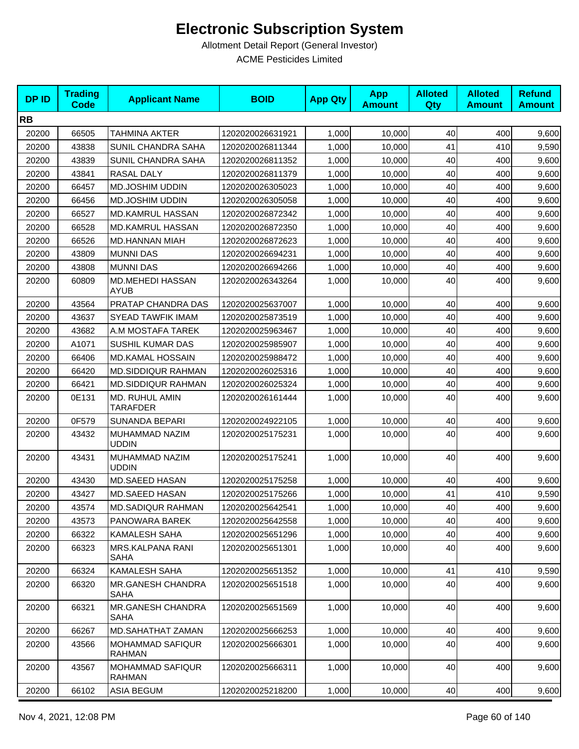# Electronic Subscription System

Allotment Detail Report (General Investor)

ACME Pesticides Limited

| DP ID | Trading Code | Applicant Name | BOID | App Qty | App Amount | Alloted Qty | Alloted Amount | Refund Amount |
|---|---|---|---|---|---|---|---|---|
| **RB** | | | | | | | | |
| 20200 | 66505 | TAHMINA AKTER | 1202020026631921 | 1,000 | 10,000 | 40 | 400 | 9,600 |
| 20200 | 43838 | SUNIL CHANDRA SAHA | 1202020026811344 | 1,000 | 10,000 | 41 | 410 | 9,590 |
| 20200 | 43839 | SUNIL CHANDRA SAHA | 1202020026811352 | 1,000 | 10,000 | 40 | 400 | 9,600 |
| 20200 | 43841 | RASAL DALY | 1202020026811379 | 1,000 | 10,000 | 40 | 400 | 9,600 |
| 20200 | 66457 | MD.JOSHIM UDDIN | 1202020026305023 | 1,000 | 10,000 | 40 | 400 | 9,600 |
| 20200 | 66456 | MD.JOSHIM UDDIN | 1202020026305058 | 1,000 | 10,000 | 40 | 400 | 9,600 |
| 20200 | 66527 | MD.KAMRUL HASSAN | 1202020026872342 | 1,000 | 10,000 | 40 | 400 | 9,600 |
| 20200 | 66528 | MD.KAMRUL HASSAN | 1202020026872350 | 1,000 | 10,000 | 40 | 400 | 9,600 |
| 20200 | 66526 | MD.HANNAN MIAH | 1202020026872623 | 1,000 | 10,000 | 40 | 400 | 9,600 |
| 20200 | 43809 | MUNNI DAS | 1202020026694231 | 1,000 | 10,000 | 40 | 400 | 9,600 |
| 20200 | 43808 | MUNNI DAS | 1202020026694266 | 1,000 | 10,000 | 40 | 400 | 9,600 |
| 20200 | 60809 | MD.MEHEDI HASSAN AYUB | 1202020026343264 | 1,000 | 10,000 | 40 | 400 | 9,600 |
| 20200 | 43564 | PRATAP CHANDRA DAS | 1202020025637007 | 1,000 | 10,000 | 40 | 400 | 9,600 |
| 20200 | 43637 | SYEAD TAWFIK IMAM | 1202020025873519 | 1,000 | 10,000 | 40 | 400 | 9,600 |
| 20200 | 43682 | A.M MOSTAFA TAREK | 1202020025963467 | 1,000 | 10,000 | 40 | 400 | 9,600 |
| 20200 | A1071 | SUSHIL KUMAR DAS | 1202020025985907 | 1,000 | 10,000 | 40 | 400 | 9,600 |
| 20200 | 66406 | MD.KAMAL HOSSAIN | 1202020025988472 | 1,000 | 10,000 | 40 | 400 | 9,600 |
| 20200 | 66420 | MD.SIDDIQUR RAHMAN | 1202020026025316 | 1,000 | 10,000 | 40 | 400 | 9,600 |
| 20200 | 66421 | MD.SIDDIQUR RAHMAN | 1202020026025324 | 1,000 | 10,000 | 40 | 400 | 9,600 |
| 20200 | 0E131 | MD. RUHUL AMIN TARAFDER | 1202020026161444 | 1,000 | 10,000 | 40 | 400 | 9,600 |
| 20200 | 0F579 | SUNANDA BEPARI | 1202020024922105 | 1,000 | 10,000 | 40 | 400 | 9,600 |
| 20200 | 43432 | MUHAMMAD NAZIM UDDIN | 1202020025175231 | 1,000 | 10,000 | 40 | 400 | 9,600 |
| 20200 | 43431 | MUHAMMAD NAZIM UDDIN | 1202020025175241 | 1,000 | 10,000 | 40 | 400 | 9,600 |
| 20200 | 43430 | MD.SAEED HASAN | 1202020025175258 | 1,000 | 10,000 | 40 | 400 | 9,600 |
| 20200 | 43427 | MD.SAEED HASAN | 1202020025175266 | 1,000 | 10,000 | 41 | 410 | 9,590 |
| 20200 | 43574 | MD.SADIQUR RAHMAN | 1202020025642541 | 1,000 | 10,000 | 40 | 400 | 9,600 |
| 20200 | 43573 | PANOWARA BAREK | 1202020025642558 | 1,000 | 10,000 | 40 | 400 | 9,600 |
| 20200 | 66322 | KAMALESH SAHA | 1202020025651296 | 1,000 | 10,000 | 40 | 400 | 9,600 |
| 20200 | 66323 | MRS.KALPANA RANI SAHA | 1202020025651301 | 1,000 | 10,000 | 40 | 400 | 9,600 |
| 20200 | 66324 | KAMALESH SAHA | 1202020025651352 | 1,000 | 10,000 | 41 | 410 | 9,590 |
| 20200 | 66320 | MR.GANESH CHANDRA SAHA | 1202020025651518 | 1,000 | 10,000 | 40 | 400 | 9,600 |
| 20200 | 66321 | MR.GANESH CHANDRA SAHA | 1202020025651569 | 1,000 | 10,000 | 40 | 400 | 9,600 |
| 20200 | 66267 | MD.SAHATHAT ZAMAN | 1202020025666253 | 1,000 | 10,000 | 40 | 400 | 9,600 |
| 20200 | 43566 | MOHAMMAD SAFIQUR RAHMAN | 1202020025666301 | 1,000 | 10,000 | 40 | 400 | 9,600 |
| 20200 | 43567 | MOHAMMAD SAFIQUR RAHMAN | 1202020025666311 | 1,000 | 10,000 | 40 | 400 | 9,600 |
| 20200 | 66102 | ASIA BEGUM | 1202020025218200 | 1,000 | 10,000 | 40 | 400 | 9,600 |

Nov 4, 2021, 12:08 PM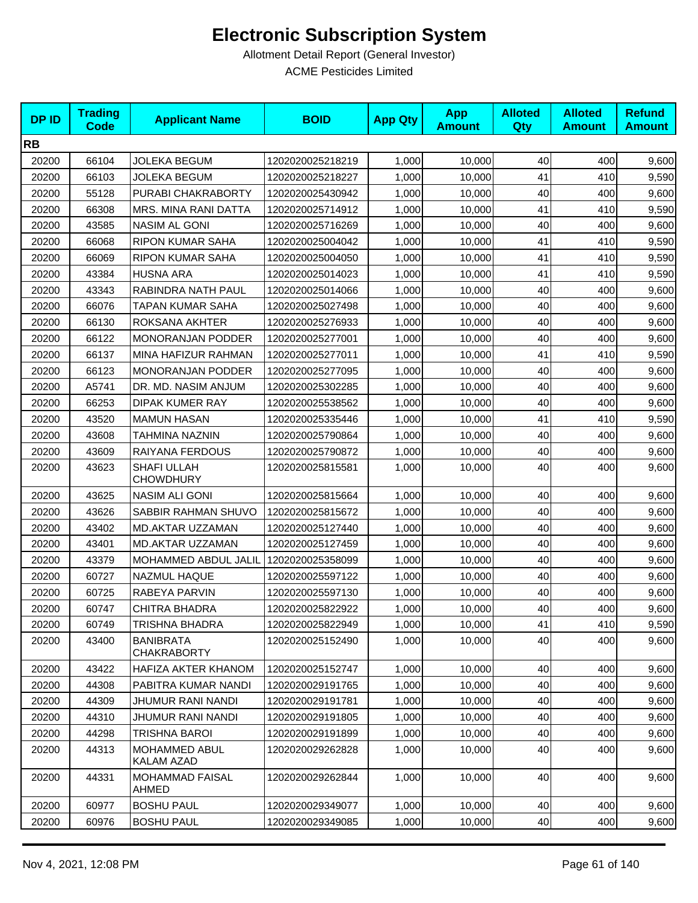# Electronic Subscription System

Allotment Detail Report (General Investor)

ACME Pesticides Limited

| DP ID | Trading Code | Applicant Name | BOID | App Qty | App Amount | Alloted Qty | Alloted Amount | Refund Amount |
|---|---|---|---|---|---|---|---|---|
| **RB** | | | | | | | | |
| 20200 | 66104 | JOLEKA BEGUM | 1202020025218219 | 1,000 | 10,000 | 40 | 400 | 9,600 |
| 20200 | 66103 | JOLEKA BEGUM | 1202020025218227 | 1,000 | 10,000 | 41 | 410 | 9,590 |
| 20200 | 55128 | PURABI CHAKRABORTY | 1202020025430942 | 1,000 | 10,000 | 40 | 400 | 9,600 |
| 20200 | 66308 | MRS. MINA RANI DATTA | 1202020025714912 | 1,000 | 10,000 | 41 | 410 | 9,590 |
| 20200 | 43585 | NASIM AL GONI | 1202020025716269 | 1,000 | 10,000 | 40 | 400 | 9,600 |
| 20200 | 66068 | RIPON KUMAR SAHA | 1202020025004042 | 1,000 | 10,000 | 41 | 410 | 9,590 |
| 20200 | 66069 | RIPON KUMAR SAHA | 1202020025004050 | 1,000 | 10,000 | 41 | 410 | 9,590 |
| 20200 | 43384 | HUSNA ARA | 1202020025014023 | 1,000 | 10,000 | 41 | 410 | 9,590 |
| 20200 | 43343 | RABINDRA NATH PAUL | 1202020025014066 | 1,000 | 10,000 | 40 | 400 | 9,600 |
| 20200 | 66076 | TAPAN KUMAR SAHA | 1202020025027498 | 1,000 | 10,000 | 40 | 400 | 9,600 |
| 20200 | 66130 | ROKSANA AKHTER | 1202020025276933 | 1,000 | 10,000 | 40 | 400 | 9,600 |
| 20200 | 66122 | MONORANJAN PODDER | 1202020025277001 | 1,000 | 10,000 | 40 | 400 | 9,600 |
| 20200 | 66137 | MINA HAFIZUR RAHMAN | 1202020025277011 | 1,000 | 10,000 | 41 | 410 | 9,590 |
| 20200 | 66123 | MONORANJAN PODDER | 1202020025277095 | 1,000 | 10,000 | 40 | 400 | 9,600 |
| 20200 | A5741 | DR. MD. NASIM ANJUM | 1202020025302285 | 1,000 | 10,000 | 40 | 400 | 9,600 |
| 20200 | 66253 | DIPAK KUMER RAY | 1202020025538562 | 1,000 | 10,000 | 40 | 400 | 9,600 |
| 20200 | 43520 | MAMUN HASAN | 1202020025335446 | 1,000 | 10,000 | 41 | 410 | 9,590 |
| 20200 | 43608 | TAHMINA NAZNIN | 1202020025790864 | 1,000 | 10,000 | 40 | 400 | 9,600 |
| 20200 | 43609 | RAIYANA FERDOUS | 1202020025790872 | 1,000 | 10,000 | 40 | 400 | 9,600 |
| 20200 | 43623 | SHAFI ULLAH CHOWDHURY | 1202020025815581 | 1,000 | 10,000 | 40 | 400 | 9,600 |
| 20200 | 43625 | NASIM ALI GONI | 1202020025815664 | 1,000 | 10,000 | 40 | 400 | 9,600 |
| 20200 | 43626 | SABBIR RAHMAN SHUVO | 1202020025815672 | 1,000 | 10,000 | 40 | 400 | 9,600 |
| 20200 | 43402 | MD.AKTAR UZZAMAN | 1202020025127440 | 1,000 | 10,000 | 40 | 400 | 9,600 |
| 20200 | 43401 | MD.AKTAR UZZAMAN | 1202020025127459 | 1,000 | 10,000 | 40 | 400 | 9,600 |
| 20200 | 43379 | MOHAMMED ABDUL JALIL | 1202020025358099 | 1,000 | 10,000 | 40 | 400 | 9,600 |
| 20200 | 60727 | NAZMUL HAQUE | 1202020025597122 | 1,000 | 10,000 | 40 | 400 | 9,600 |
| 20200 | 60725 | RABEYA PARVIN | 1202020025597130 | 1,000 | 10,000 | 40 | 400 | 9,600 |
| 20200 | 60747 | CHITRA BHADRA | 1202020025822922 | 1,000 | 10,000 | 40 | 400 | 9,600 |
| 20200 | 60749 | TRISHNA BHADRA | 1202020025822949 | 1,000 | 10,000 | 41 | 410 | 9,590 |
| 20200 | 43400 | BANIBRATA CHAKRABORTY | 1202020025152490 | 1,000 | 10,000 | 40 | 400 | 9,600 |
| 20200 | 43422 | HAFIZA AKTER KHANOM | 1202020025152747 | 1,000 | 10,000 | 40 | 400 | 9,600 |
| 20200 | 44308 | PABITRA KUMAR NANDI | 1202020029191765 | 1,000 | 10,000 | 40 | 400 | 9,600 |
| 20200 | 44309 | JHUMUR RANI NANDI | 1202020029191781 | 1,000 | 10,000 | 40 | 400 | 9,600 |
| 20200 | 44310 | JHUMUR RANI NANDI | 1202020029191805 | 1,000 | 10,000 | 40 | 400 | 9,600 |
| 20200 | 44298 | TRISHNA BAROI | 1202020029191899 | 1,000 | 10,000 | 40 | 400 | 9,600 |
| 20200 | 44313 | MOHAMMED ABUL KALAM AZAD | 1202020029262828 | 1,000 | 10,000 | 40 | 400 | 9,600 |
| 20200 | 44331 | MOHAMMAD FAISAL AHMED | 1202020029262844 | 1,000 | 10,000 | 40 | 400 | 9,600 |
| 20200 | 60977 | BOSHU PAUL | 1202020029349077 | 1,000 | 10,000 | 40 | 400 | 9,600 |
| 20200 | 60976 | BOSHU PAUL | 1202020029349085 | 1,000 | 10,000 | 40 | 400 | 9,600 |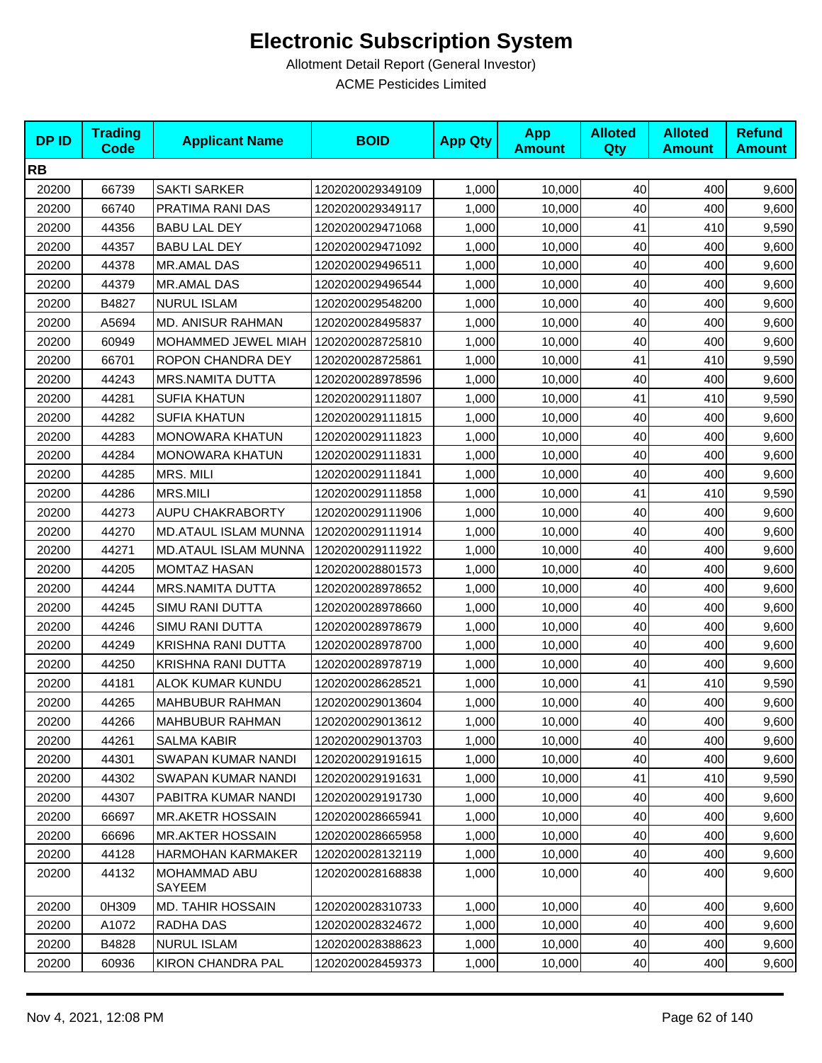# Electronic Subscription System

Allotment Detail Report (General Investor)

ACME Pesticides Limited

| DP ID | Trading Code | Applicant Name | BOID | App Qty | App Amount | Alloted Qty | Alloted Amount | Refund Amount |
|---|---|---|---|---|---|---|---|---|
| **RB** | | | | | | | | |
| 20200 | 66739 | SAKTI SARKER | 1202020029349109 | 1,000 | 10,000 | 40 | 400 | 9,600 |
| 20200 | 66740 | PRATIMA RANI DAS | 1202020029349117 | 1,000 | 10,000 | 40 | 400 | 9,600 |
| 20200 | 44356 | BABU LAL DEY | 1202020029471068 | 1,000 | 10,000 | 41 | 410 | 9,590 |
| 20200 | 44357 | BABU LAL DEY | 1202020029471092 | 1,000 | 10,000 | 40 | 400 | 9,600 |
| 20200 | 44378 | MR.AMAL DAS | 1202020029496511 | 1,000 | 10,000 | 40 | 400 | 9,600 |
| 20200 | 44379 | MR.AMAL DAS | 1202020029496544 | 1,000 | 10,000 | 40 | 400 | 9,600 |
| 20200 | B4827 | NURUL ISLAM | 1202020029548200 | 1,000 | 10,000 | 40 | 400 | 9,600 |
| 20200 | A5694 | MD. ANISUR RAHMAN | 1202020028495837 | 1,000 | 10,000 | 40 | 400 | 9,600 |
| 20200 | 60949 | MOHAMMED JEWEL MIAH | 1202020028725810 | 1,000 | 10,000 | 40 | 400 | 9,600 |
| 20200 | 66701 | ROPON CHANDRA DEY | 1202020028725861 | 1,000 | 10,000 | 41 | 410 | 9,590 |
| 20200 | 44243 | MRS.NAMITA DUTTA | 1202020028978596 | 1,000 | 10,000 | 40 | 400 | 9,600 |
| 20200 | 44281 | SUFIA KHATUN | 1202020029111807 | 1,000 | 10,000 | 41 | 410 | 9,590 |
| 20200 | 44282 | SUFIA KHATUN | 1202020029111815 | 1,000 | 10,000 | 40 | 400 | 9,600 |
| 20200 | 44283 | MONOWARA KHATUN | 1202020029111823 | 1,000 | 10,000 | 40 | 400 | 9,600 |
| 20200 | 44284 | MONOWARA KHATUN | 1202020029111831 | 1,000 | 10,000 | 40 | 400 | 9,600 |
| 20200 | 44285 | MRS. MILI | 1202020029111841 | 1,000 | 10,000 | 40 | 400 | 9,600 |
| 20200 | 44286 | MRS.MILI | 1202020029111858 | 1,000 | 10,000 | 41 | 410 | 9,590 |
| 20200 | 44273 | AUPU CHAKRABORTY | 1202020029111906 | 1,000 | 10,000 | 40 | 400 | 9,600 |
| 20200 | 44270 | MD.ATAUL ISLAM MUNNA | 1202020029111914 | 1,000 | 10,000 | 40 | 400 | 9,600 |
| 20200 | 44271 | MD.ATAUL ISLAM MUNNA | 1202020029111922 | 1,000 | 10,000 | 40 | 400 | 9,600 |
| 20200 | 44205 | MOMTAZ HASAN | 1202020028801573 | 1,000 | 10,000 | 40 | 400 | 9,600 |
| 20200 | 44244 | MRS.NAMITA DUTTA | 1202020028978652 | 1,000 | 10,000 | 40 | 400 | 9,600 |
| 20200 | 44245 | SIMU RANI DUTTA | 1202020028978660 | 1,000 | 10,000 | 40 | 400 | 9,600 |
| 20200 | 44246 | SIMU RANI DUTTA | 1202020028978679 | 1,000 | 10,000 | 40 | 400 | 9,600 |
| 20200 | 44249 | KRISHNA RANI DUTTA | 1202020028978700 | 1,000 | 10,000 | 40 | 400 | 9,600 |
| 20200 | 44250 | KRISHNA RANI DUTTA | 1202020028978719 | 1,000 | 10,000 | 40 | 400 | 9,600 |
| 20200 | 44181 | ALOK KUMAR KUNDU | 1202020028628521 | 1,000 | 10,000 | 41 | 410 | 9,590 |
| 20200 | 44265 | MAHBUBUR RAHMAN | 1202020029013604 | 1,000 | 10,000 | 40 | 400 | 9,600 |
| 20200 | 44266 | MAHBUBUR RAHMAN | 1202020029013612 | 1,000 | 10,000 | 40 | 400 | 9,600 |
| 20200 | 44261 | SALMA KABIR | 1202020029013703 | 1,000 | 10,000 | 40 | 400 | 9,600 |
| 20200 | 44301 | SWAPAN KUMAR NANDI | 1202020029191615 | 1,000 | 10,000 | 40 | 400 | 9,600 |
| 20200 | 44302 | SWAPAN KUMAR NANDI | 1202020029191631 | 1,000 | 10,000 | 41 | 410 | 9,590 |
| 20200 | 44307 | PABITRA KUMAR NANDI | 1202020029191730 | 1,000 | 10,000 | 40 | 400 | 9,600 |
| 20200 | 66697 | MR.AKETR HOSSAIN | 1202020028665941 | 1,000 | 10,000 | 40 | 400 | 9,600 |
| 20200 | 66696 | MR.AKTER HOSSAIN | 1202020028665958 | 1,000 | 10,000 | 40 | 400 | 9,600 |
| 20200 | 44128 | HARMOHAN KARMAKER | 1202020028132119 | 1,000 | 10,000 | 40 | 400 | 9,600 |
| 20200 | 44132 | MOHAMMAD ABU SAYEEM | 1202020028168838 | 1,000 | 10,000 | 40 | 400 | 9,600 |
| 20200 | 0H309 | MD. TAHIR HOSSAIN | 1202020028310733 | 1,000 | 10,000 | 40 | 400 | 9,600 |
| 20200 | A1072 | RADHA DAS | 1202020028324672 | 1,000 | 10,000 | 40 | 400 | 9,600 |
| 20200 | B4828 | NURUL ISLAM | 1202020028388623 | 1,000 | 10,000 | 40 | 400 | 9,600 |
| 20200 | 60936 | KIRON CHANDRA PAL | 1202020028459373 | 1,000 | 10,000 | 40 | 400 | 9,600 |

Nov 4, 2021, 12:08 PM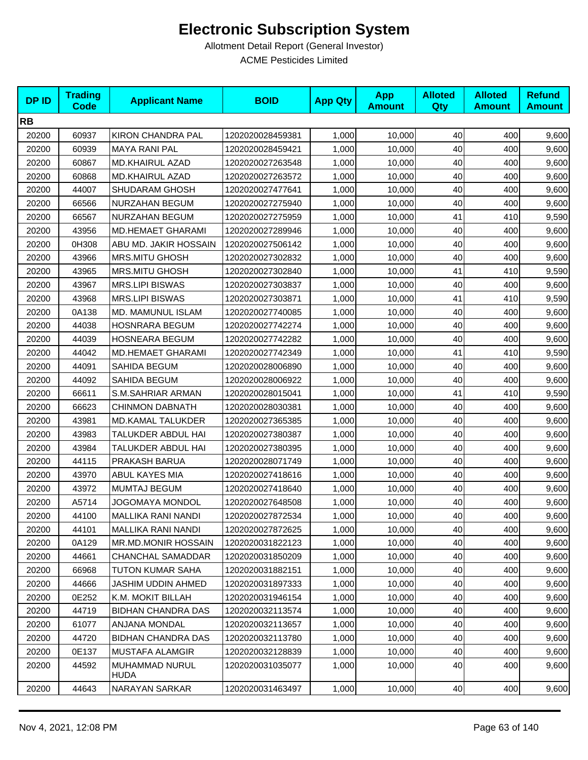# Electronic Subscription System

Allotment Detail Report (General Investor)

ACME Pesticides Limited

| DP ID | Trading Code | Applicant Name | BOID | App Qty | App Amount | Alloted Qty | Alloted Amount | Refund Amount |
|---|---|---|---|---|---|---|---|---|
| **RB** | | | | | | | | |
| 20200 | 60937 | KIRON CHANDRA PAL | 1202020028459381 | 1,000 | 10,000 | 40 | 400 | 9,600 |
| 20200 | 60939 | MAYA RANI PAL | 1202020028459421 | 1,000 | 10,000 | 40 | 400 | 9,600 |
| 20200 | 60867 | MD.KHAIRUL AZAD | 1202020027263548 | 1,000 | 10,000 | 40 | 400 | 9,600 |
| 20200 | 60868 | MD.KHAIRUL AZAD | 1202020027263572 | 1,000 | 10,000 | 40 | 400 | 9,600 |
| 20200 | 44007 | SHUDARAM GHOSH | 1202020027477641 | 1,000 | 10,000 | 40 | 400 | 9,600 |
| 20200 | 66566 | NURZAHAN BEGUM | 1202020027275940 | 1,000 | 10,000 | 40 | 400 | 9,600 |
| 20200 | 66567 | NURZAHAN BEGUM | 1202020027275959 | 1,000 | 10,000 | 41 | 410 | 9,590 |
| 20200 | 43956 | MD.HEMAET GHARAMI | 1202020027289946 | 1,000 | 10,000 | 40 | 400 | 9,600 |
| 20200 | 0H308 | ABU MD. JAKIR HOSSAIN | 1202020027506142 | 1,000 | 10,000 | 40 | 400 | 9,600 |
| 20200 | 43966 | MRS.MITU GHOSH | 1202020027302832 | 1,000 | 10,000 | 40 | 400 | 9,600 |
| 20200 | 43965 | MRS.MITU GHOSH | 1202020027302840 | 1,000 | 10,000 | 41 | 410 | 9,590 |
| 20200 | 43967 | MRS.LIPI BISWAS | 1202020027303837 | 1,000 | 10,000 | 40 | 400 | 9,600 |
| 20200 | 43968 | MRS.LIPI BISWAS | 1202020027303871 | 1,000 | 10,000 | 41 | 410 | 9,590 |
| 20200 | 0A138 | MD. MAMUNUL ISLAM | 1202020027740085 | 1,000 | 10,000 | 40 | 400 | 9,600 |
| 20200 | 44038 | HOSNRARA BEGUM | 1202020027742274 | 1,000 | 10,000 | 40 | 400 | 9,600 |
| 20200 | 44039 | HOSNEARA BEGUM | 1202020027742282 | 1,000 | 10,000 | 40 | 400 | 9,600 |
| 20200 | 44042 | MD.HEMAET GHARAMI | 1202020027742349 | 1,000 | 10,000 | 41 | 410 | 9,590 |
| 20200 | 44091 | SAHIDA BEGUM | 1202020028006890 | 1,000 | 10,000 | 40 | 400 | 9,600 |
| 20200 | 44092 | SAHIDA BEGUM | 1202020028006922 | 1,000 | 10,000 | 40 | 400 | 9,600 |
| 20200 | 66611 | S.M.SAHRIAR ARMAN | 1202020028015041 | 1,000 | 10,000 | 41 | 410 | 9,590 |
| 20200 | 66623 | CHINMON DABNATH | 1202020028030381 | 1,000 | 10,000 | 40 | 400 | 9,600 |
| 20200 | 43981 | MD.KAMAL TALUKDER | 1202020027365385 | 1,000 | 10,000 | 40 | 400 | 9,600 |
| 20200 | 43983 | TALUKDER ABDUL HAI | 1202020027380387 | 1,000 | 10,000 | 40 | 400 | 9,600 |
| 20200 | 43984 | TALUKDER ABDUL HAI | 1202020027380395 | 1,000 | 10,000 | 40 | 400 | 9,600 |
| 20200 | 44115 | PRAKASH BARUA | 1202020028071749 | 1,000 | 10,000 | 40 | 400 | 9,600 |
| 20200 | 43970 | ABUL KAYES MIA | 1202020027418616 | 1,000 | 10,000 | 40 | 400 | 9,600 |
| 20200 | 43972 | MUMTAJ BEGUM | 1202020027418640 | 1,000 | 10,000 | 40 | 400 | 9,600 |
| 20200 | A5714 | JOGOMAYA MONDOL | 1202020027648508 | 1,000 | 10,000 | 40 | 400 | 9,600 |
| 20200 | 44100 | MALLIKA RANI NANDI | 1202020027872534 | 1,000 | 10,000 | 40 | 400 | 9,600 |
| 20200 | 44101 | MALLIKA RANI NANDI | 1202020027872625 | 1,000 | 10,000 | 40 | 400 | 9,600 |
| 20200 | 0A129 | MR.MD.MONIR HOSSAIN | 1202020031822123 | 1,000 | 10,000 | 40 | 400 | 9,600 |
| 20200 | 44661 | CHANCHAL SAMADDAR | 1202020031850209 | 1,000 | 10,000 | 40 | 400 | 9,600 |
| 20200 | 66968 | TUTON KUMAR SAHA | 1202020031882151 | 1,000 | 10,000 | 40 | 400 | 9,600 |
| 20200 | 44666 | JASHIM UDDIN AHMED | 1202020031897333 | 1,000 | 10,000 | 40 | 400 | 9,600 |
| 20200 | 0E252 | K.M. MOKIT BILLAH | 1202020031946154 | 1,000 | 10,000 | 40 | 400 | 9,600 |
| 20200 | 44719 | BIDHAN CHANDRA DAS | 1202020032113574 | 1,000 | 10,000 | 40 | 400 | 9,600 |
| 20200 | 61077 | ANJANA MONDAL | 1202020032113657 | 1,000 | 10,000 | 40 | 400 | 9,600 |
| 20200 | 44720 | BIDHAN CHANDRA DAS | 1202020032113780 | 1,000 | 10,000 | 40 | 400 | 9,600 |
| 20200 | 0E137 | MUSTAFA ALAMGIR | 1202020032128839 | 1,000 | 10,000 | 40 | 400 | 9,600 |
| 20200 | 44592 | MUHAMMAD NURUL HUDA | 1202020031035077 | 1,000 | 10,000 | 40 | 400 | 9,600 |
| 20200 | 44643 | NARAYAN SARKAR | 1202020031463497 | 1,000 | 10,000 | 40 | 400 | 9,600 |

Nov 4, 2021, 12:08 PM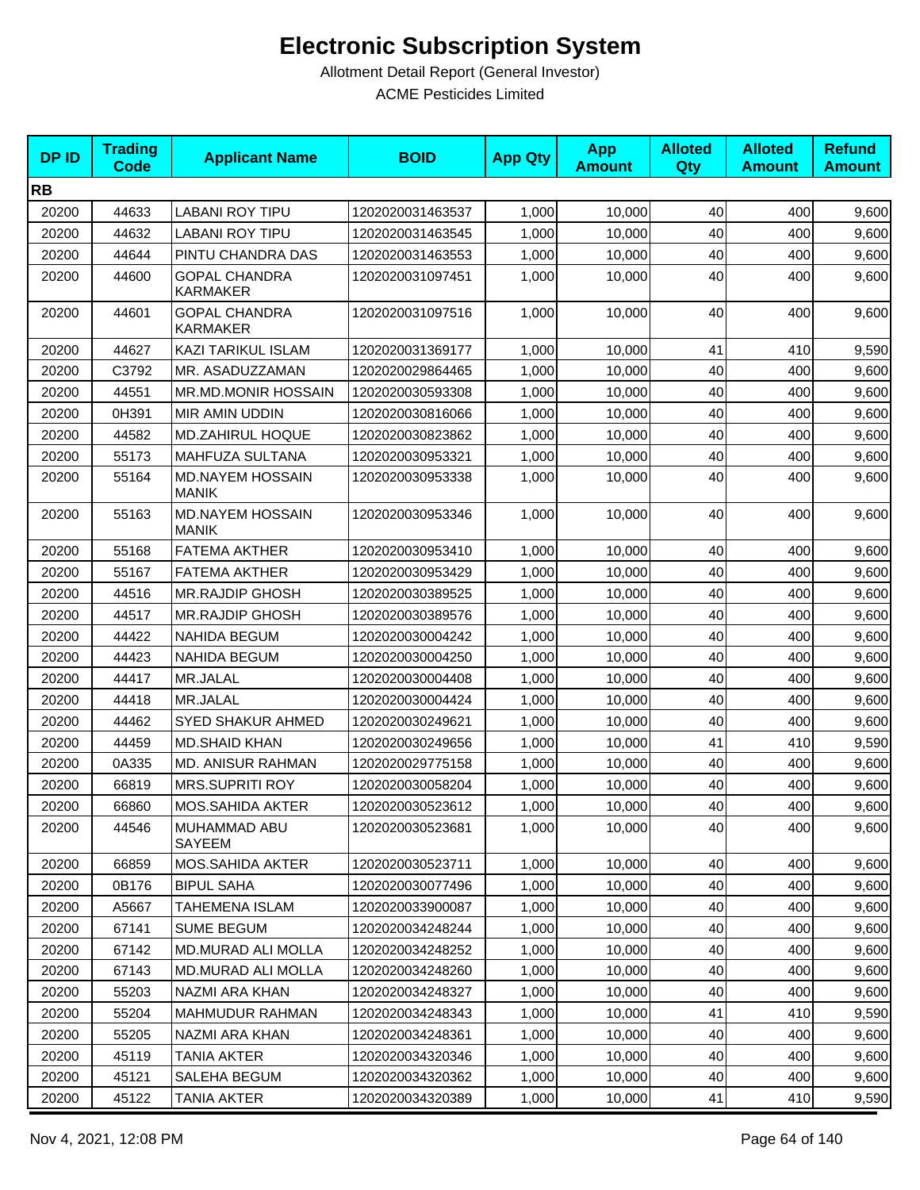# Electronic Subscription System

Allotment Detail Report (General Investor)

ACME Pesticides Limited

| DP ID | Trading Code | Applicant Name | BOID | App Qty | App Amount | Alloted Qty | Alloted Amount | Refund Amount |
|---|---|---|---|---|---|---|---|---|
| **RB** | | | | | | | | |
| 20200 | 44633 | LABANI ROY TIPU | 1202020031463537 | 1,000 | 10,000 | 40 | 400 | 9,600 |
| 20200 | 44632 | LABANI ROY TIPU | 1202020031463545 | 1,000 | 10,000 | 40 | 400 | 9,600 |
| 20200 | 44644 | PINTU CHANDRA DAS | 1202020031463553 | 1,000 | 10,000 | 40 | 400 | 9,600 |
| 20200 | 44600 | GOPAL CHANDRA KARMAKER | 1202020031097451 | 1,000 | 10,000 | 40 | 400 | 9,600 |
| 20200 | 44601 | GOPAL CHANDRA KARMAKER | 1202020031097516 | 1,000 | 10,000 | 40 | 400 | 9,600 |
| 20200 | 44627 | KAZI TARIKUL ISLAM | 1202020031369177 | 1,000 | 10,000 | 41 | 410 | 9,590 |
| 20200 | C3792 | MR. ASADUZZAMAN | 1202020029864465 | 1,000 | 10,000 | 40 | 400 | 9,600 |
| 20200 | 44551 | MR.MD.MONIR HOSSAIN | 1202020030593308 | 1,000 | 10,000 | 40 | 400 | 9,600 |
| 20200 | 0H391 | MIR AMIN UDDIN | 1202020030816066 | 1,000 | 10,000 | 40 | 400 | 9,600 |
| 20200 | 44582 | MD.ZAHIRUL HOQUE | 1202020030823862 | 1,000 | 10,000 | 40 | 400 | 9,600 |
| 20200 | 55173 | MAHFUZA SULTANA | 1202020030953321 | 1,000 | 10,000 | 40 | 400 | 9,600 |
| 20200 | 55164 | MD.NAYEM HOSSAIN MANIK | 1202020030953338 | 1,000 | 10,000 | 40 | 400 | 9,600 |
| 20200 | 55163 | MD.NAYEM HOSSAIN MANIK | 1202020030953346 | 1,000 | 10,000 | 40 | 400 | 9,600 |
| 20200 | 55168 | FATEMA AKTHER | 1202020030953410 | 1,000 | 10,000 | 40 | 400 | 9,600 |
| 20200 | 55167 | FATEMA AKTHER | 1202020030953429 | 1,000 | 10,000 | 40 | 400 | 9,600 |
| 20200 | 44516 | MR.RAJDIP GHOSH | 1202020030389525 | 1,000 | 10,000 | 40 | 400 | 9,600 |
| 20200 | 44517 | MR.RAJDIP GHOSH | 1202020030389576 | 1,000 | 10,000 | 40 | 400 | 9,600 |
| 20200 | 44422 | NAHIDA BEGUM | 1202020030004242 | 1,000 | 10,000 | 40 | 400 | 9,600 |
| 20200 | 44423 | NAHIDA BEGUM | 1202020030004250 | 1,000 | 10,000 | 40 | 400 | 9,600 |
| 20200 | 44417 | MR.JALAL | 1202020030004408 | 1,000 | 10,000 | 40 | 400 | 9,600 |
| 20200 | 44418 | MR.JALAL | 1202020030004424 | 1,000 | 10,000 | 40 | 400 | 9,600 |
| 20200 | 44462 | SYED SHAKUR AHMED | 1202020030249621 | 1,000 | 10,000 | 40 | 400 | 9,600 |
| 20200 | 44459 | MD.SHAID KHAN | 1202020030249656 | 1,000 | 10,000 | 41 | 410 | 9,590 |
| 20200 | 0A335 | MD. ANISUR RAHMAN | 1202020029775158 | 1,000 | 10,000 | 40 | 400 | 9,600 |
| 20200 | 66819 | MRS.SUPRITI ROY | 1202020030058204 | 1,000 | 10,000 | 40 | 400 | 9,600 |
| 20200 | 66860 | MOS.SAHIDA AKTER | 1202020030523612 | 1,000 | 10,000 | 40 | 400 | 9,600 |
| 20200 | 44546 | MUHAMMAD ABU SAYEEM | 1202020030523681 | 1,000 | 10,000 | 40 | 400 | 9,600 |
| 20200 | 66859 | MOS.SAHIDA AKTER | 1202020030523711 | 1,000 | 10,000 | 40 | 400 | 9,600 |
| 20200 | 0B176 | BIPUL SAHA | 1202020030077496 | 1,000 | 10,000 | 40 | 400 | 9,600 |
| 20200 | A5667 | TAHEMENA ISLAM | 1202020033900087 | 1,000 | 10,000 | 40 | 400 | 9,600 |
| 20200 | 67141 | SUME BEGUM | 1202020034248244 | 1,000 | 10,000 | 40 | 400 | 9,600 |
| 20200 | 67142 | MD.MURAD ALI MOLLA | 1202020034248252 | 1,000 | 10,000 | 40 | 400 | 9,600 |
| 20200 | 67143 | MD.MURAD ALI MOLLA | 1202020034248260 | 1,000 | 10,000 | 40 | 400 | 9,600 |
| 20200 | 55203 | NAZMI ARA KHAN | 1202020034248327 | 1,000 | 10,000 | 40 | 400 | 9,600 |
| 20200 | 55204 | MAHMUDUR RAHMAN | 1202020034248343 | 1,000 | 10,000 | 41 | 410 | 9,590 |
| 20200 | 55205 | NAZMI ARA KHAN | 1202020034248361 | 1,000 | 10,000 | 40 | 400 | 9,600 |
| 20200 | 45119 | TANIA AKTER | 1202020034320346 | 1,000 | 10,000 | 40 | 400 | 9,600 |
| 20200 | 45121 | SALEHA BEGUM | 1202020034320362 | 1,000 | 10,000 | 40 | 400 | 9,600 |
| 20200 | 45122 | TANIA AKTER | 1202020034320389 | 1,000 | 10,000 | 41 | 410 | 9,590 |

Nov 4, 2021, 12:08 PM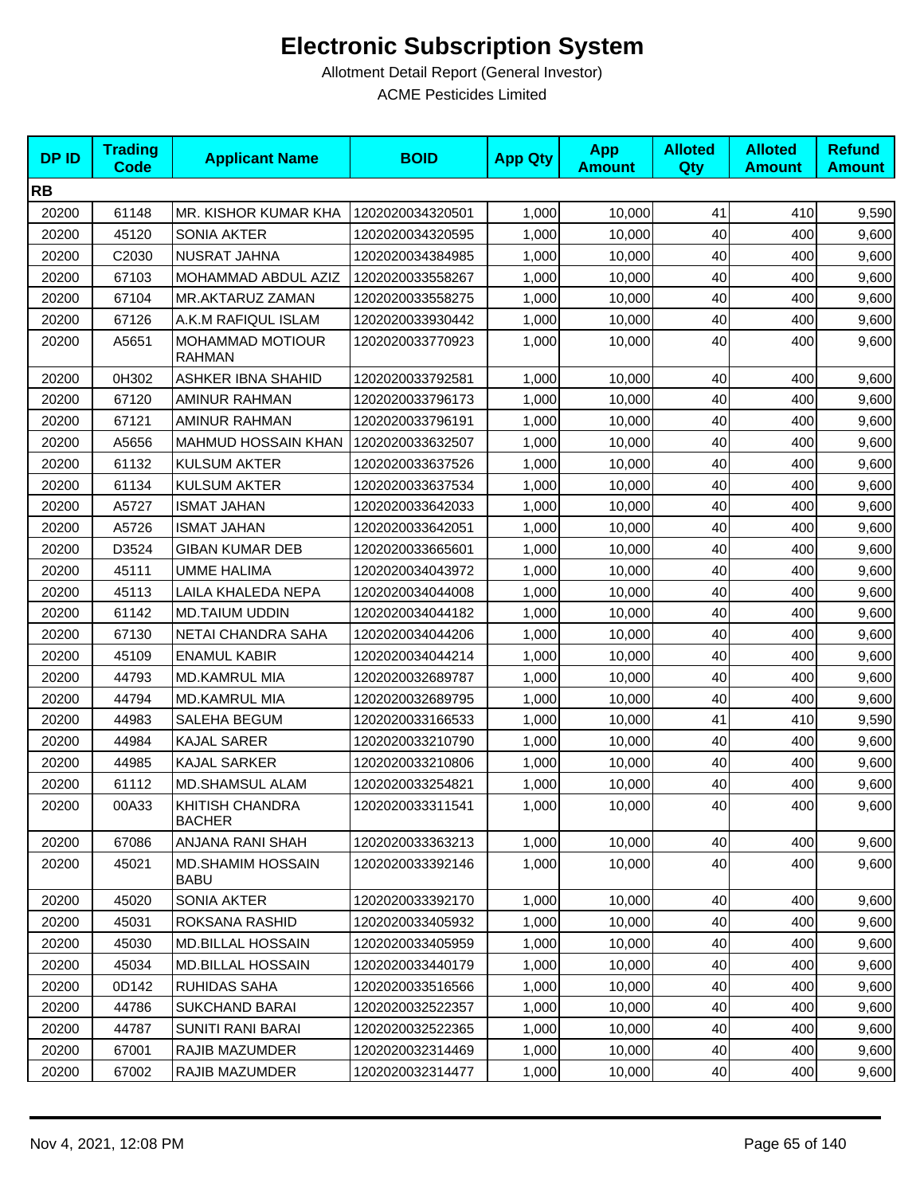# Electronic Subscription System

Allotment Detail Report (General Investor)

ACME Pesticides Limited

| DP ID | Trading Code | Applicant Name | BOID | App Qty | App Amount | Alloted Qty | Alloted Amount | Refund Amount |
|---|---|---|---|---|---|---|---|---|
| **RB** | | | | | | | | |
| 20200 | 61148 | MR. KISHOR KUMAR KHA | 1202020034320501 | 1,000 | 10,000 | 41 | 410 | 9,590 |
| 20200 | 45120 | SONIA AKTER | 1202020034320595 | 1,000 | 10,000 | 40 | 400 | 9,600 |
| 20200 | C2030 | NUSRAT JAHNA | 1202020034384985 | 1,000 | 10,000 | 40 | 400 | 9,600 |
| 20200 | 67103 | MOHAMMAD ABDUL AZIZ | 1202020033558267 | 1,000 | 10,000 | 40 | 400 | 9,600 |
| 20200 | 67104 | MR.AKTARUZ ZAMAN | 1202020033558275 | 1,000 | 10,000 | 40 | 400 | 9,600 |
| 20200 | 67126 | A.K.M RAFIQUL ISLAM | 1202020033930442 | 1,000 | 10,000 | 40 | 400 | 9,600 |
| 20200 | A5651 | MOHAMMAD MOTIOUR RAHMAN | 1202020033770923 | 1,000 | 10,000 | 40 | 400 | 9,600 |
| 20200 | 0H302 | ASHKER IBNA SHAHID | 1202020033792581 | 1,000 | 10,000 | 40 | 400 | 9,600 |
| 20200 | 67120 | AMINUR RAHMAN | 1202020033796173 | 1,000 | 10,000 | 40 | 400 | 9,600 |
| 20200 | 67121 | AMINUR RAHMAN | 1202020033796191 | 1,000 | 10,000 | 40 | 400 | 9,600 |
| 20200 | A5656 | MAHMUD HOSSAIN KHAN | 1202020033632507 | 1,000 | 10,000 | 40 | 400 | 9,600 |
| 20200 | 61132 | KULSUM AKTER | 1202020033637526 | 1,000 | 10,000 | 40 | 400 | 9,600 |
| 20200 | 61134 | KULSUM AKTER | 1202020033637534 | 1,000 | 10,000 | 40 | 400 | 9,600 |
| 20200 | A5727 | ISMAT JAHAN | 1202020033642033 | 1,000 | 10,000 | 40 | 400 | 9,600 |
| 20200 | A5726 | ISMAT JAHAN | 1202020033642051 | 1,000 | 10,000 | 40 | 400 | 9,600 |
| 20200 | D3524 | GIBAN KUMAR DEB | 1202020033665601 | 1,000 | 10,000 | 40 | 400 | 9,600 |
| 20200 | 45111 | UMME HALIMA | 1202020034043972 | 1,000 | 10,000 | 40 | 400 | 9,600 |
| 20200 | 45113 | LAILA KHALEDA NEPA | 1202020034044008 | 1,000 | 10,000 | 40 | 400 | 9,600 |
| 20200 | 61142 | MD.TAIUM UDDIN | 1202020034044182 | 1,000 | 10,000 | 40 | 400 | 9,600 |
| 20200 | 67130 | NETAI CHANDRA SAHA | 1202020034044206 | 1,000 | 10,000 | 40 | 400 | 9,600 |
| 20200 | 45109 | ENAMUL KABIR | 1202020034044214 | 1,000 | 10,000 | 40 | 400 | 9,600 |
| 20200 | 44793 | MD.KAMRUL MIA | 1202020032689787 | 1,000 | 10,000 | 40 | 400 | 9,600 |
| 20200 | 44794 | MD.KAMRUL MIA | 1202020032689795 | 1,000 | 10,000 | 40 | 400 | 9,600 |
| 20200 | 44983 | SALEHA BEGUM | 1202020033166533 | 1,000 | 10,000 | 41 | 410 | 9,590 |
| 20200 | 44984 | KAJAL SARER | 1202020033210790 | 1,000 | 10,000 | 40 | 400 | 9,600 |
| 20200 | 44985 | KAJAL SARKER | 1202020033210806 | 1,000 | 10,000 | 40 | 400 | 9,600 |
| 20200 | 61112 | MD.SHAMSUL ALAM | 1202020033254821 | 1,000 | 10,000 | 40 | 400 | 9,600 |
| 20200 | 00A33 | KHITISH CHANDRA BACHER | 1202020033311541 | 1,000 | 10,000 | 40 | 400 | 9,600 |
| 20200 | 67086 | ANJANA RANI SHAH | 1202020033363213 | 1,000 | 10,000 | 40 | 400 | 9,600 |
| 20200 | 45021 | MD.SHAMIM HOSSAIN BABU | 1202020033392146 | 1,000 | 10,000 | 40 | 400 | 9,600 |
| 20200 | 45020 | SONIA AKTER | 1202020033392170 | 1,000 | 10,000 | 40 | 400 | 9,600 |
| 20200 | 45031 | ROKSANA RASHID | 1202020033405932 | 1,000 | 10,000 | 40 | 400 | 9,600 |
| 20200 | 45030 | MD.BILLAL HOSSAIN | 1202020033405959 | 1,000 | 10,000 | 40 | 400 | 9,600 |
| 20200 | 45034 | MD.BILLAL HOSSAIN | 1202020033440179 | 1,000 | 10,000 | 40 | 400 | 9,600 |
| 20200 | 0D142 | RUHIDAS SAHA | 1202020033516566 | 1,000 | 10,000 | 40 | 400 | 9,600 |
| 20200 | 44786 | SUKCHAND BARAI | 1202020032522357 | 1,000 | 10,000 | 40 | 400 | 9,600 |
| 20200 | 44787 | SUNITI RANI BARAI | 1202020032522365 | 1,000 | 10,000 | 40 | 400 | 9,600 |
| 20200 | 67001 | RAJIB MAZUMDER | 1202020032314469 | 1,000 | 10,000 | 40 | 400 | 9,600 |
| 20200 | 67002 | RAJIB MAZUMDER | 1202020032314477 | 1,000 | 10,000 | 40 | 400 | 9,600 |

Nov 4, 2021, 12:08 PM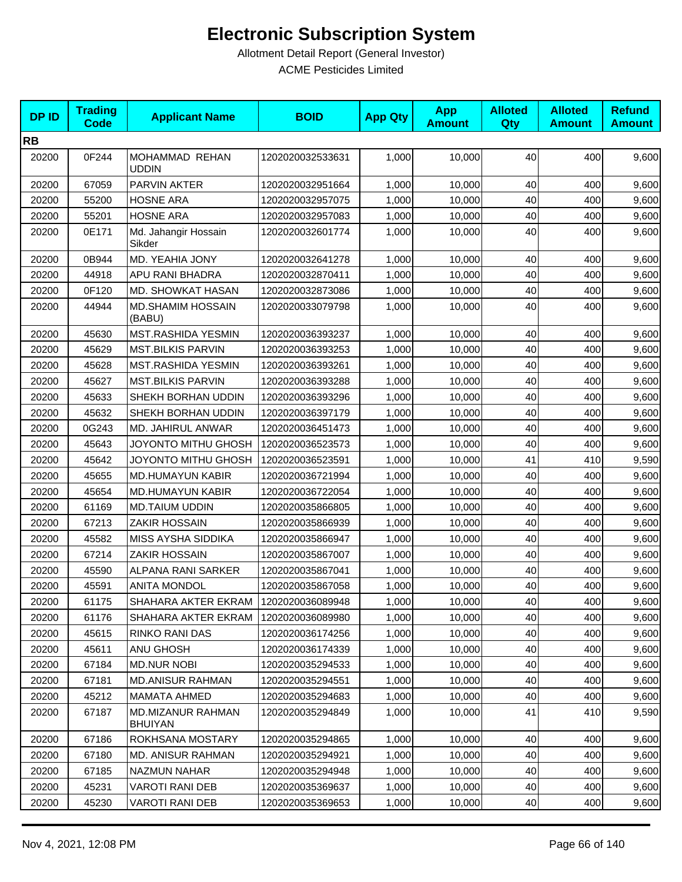# Electronic Subscription System

Allotment Detail Report (General Investor)

ACME Pesticides Limited

| DP ID | Trading Code | Applicant Name | BOID | App Qty | App Amount | Alloted Qty | Alloted Amount | Refund Amount |
|---|---|---|---|---|---|---|---|---|
| **RB** | | | | | | | | |
| 20200 | 0F244 | MOHAMMAD REHAN UDDIN | 1202020032533631 | 1,000 | 10,000 | 40 | 400 | 9,600 |
| 20200 | 67059 | PARVIN AKTER | 1202020032951664 | 1,000 | 10,000 | 40 | 400 | 9,600 |
| 20200 | 55200 | HOSNE ARA | 1202020032957075 | 1,000 | 10,000 | 40 | 400 | 9,600 |
| 20200 | 55201 | HOSNE ARA | 1202020032957083 | 1,000 | 10,000 | 40 | 400 | 9,600 |
| 20200 | 0E171 | Md. Jahangir Hossain Sikder | 1202020032601774 | 1,000 | 10,000 | 40 | 400 | 9,600 |
| 20200 | 0B944 | MD. YEAHIA JONY | 1202020032641278 | 1,000 | 10,000 | 40 | 400 | 9,600 |
| 20200 | 44918 | APU RANI BHADRA | 1202020032870411 | 1,000 | 10,000 | 40 | 400 | 9,600 |
| 20200 | 0F120 | MD. SHOWKAT HASAN | 1202020032873086 | 1,000 | 10,000 | 40 | 400 | 9,600 |
| 20200 | 44944 | MD.SHAMIM HOSSAIN (BABU) | 1202020033079798 | 1,000 | 10,000 | 40 | 400 | 9,600 |
| 20200 | 45630 | MST.RASHIDA YESMIN | 1202020036393237 | 1,000 | 10,000 | 40 | 400 | 9,600 |
| 20200 | 45629 | MST.BILKIS PARVIN | 1202020036393253 | 1,000 | 10,000 | 40 | 400 | 9,600 |
| 20200 | 45628 | MST.RASHIDA YESMIN | 1202020036393261 | 1,000 | 10,000 | 40 | 400 | 9,600 |
| 20200 | 45627 | MST.BILKIS PARVIN | 1202020036393288 | 1,000 | 10,000 | 40 | 400 | 9,600 |
| 20200 | 45633 | SHEKH BORHAN UDDIN | 1202020036393296 | 1,000 | 10,000 | 40 | 400 | 9,600 |
| 20200 | 45632 | SHEKH BORHAN UDDIN | 1202020036397179 | 1,000 | 10,000 | 40 | 400 | 9,600 |
| 20200 | 0G243 | MD. JAHIRUL ANWAR | 1202020036451473 | 1,000 | 10,000 | 40 | 400 | 9,600 |
| 20200 | 45643 | JOYONTO MITHU GHOSH | 1202020036523573 | 1,000 | 10,000 | 40 | 400 | 9,600 |
| 20200 | 45642 | JOYONTO MITHU GHOSH | 1202020036523591 | 1,000 | 10,000 | 41 | 410 | 9,590 |
| 20200 | 45655 | MD.HUMAYUN KABIR | 1202020036721994 | 1,000 | 10,000 | 40 | 400 | 9,600 |
| 20200 | 45654 | MD.HUMAYUN KABIR | 1202020036722054 | 1,000 | 10,000 | 40 | 400 | 9,600 |
| 20200 | 61169 | MD.TAIUM UDDIN | 1202020035866805 | 1,000 | 10,000 | 40 | 400 | 9,600 |
| 20200 | 67213 | ZAKIR HOSSAIN | 1202020035866939 | 1,000 | 10,000 | 40 | 400 | 9,600 |
| 20200 | 45582 | MISS AYSHA SIDDIKA | 1202020035866947 | 1,000 | 10,000 | 40 | 400 | 9,600 |
| 20200 | 67214 | ZAKIR HOSSAIN | 1202020035867007 | 1,000 | 10,000 | 40 | 400 | 9,600 |
| 20200 | 45590 | ALPANA RANI SARKER | 1202020035867041 | 1,000 | 10,000 | 40 | 400 | 9,600 |
| 20200 | 45591 | ANITA MONDOL | 1202020035867058 | 1,000 | 10,000 | 40 | 400 | 9,600 |
| 20200 | 61175 | SHAHARA AKTER EKRAM | 1202020036089948 | 1,000 | 10,000 | 40 | 400 | 9,600 |
| 20200 | 61176 | SHAHARA AKTER EKRAM | 1202020036089980 | 1,000 | 10,000 | 40 | 400 | 9,600 |
| 20200 | 45615 | RINKO RANI DAS | 1202020036174256 | 1,000 | 10,000 | 40 | 400 | 9,600 |
| 20200 | 45611 | ANU GHOSH | 1202020036174339 | 1,000 | 10,000 | 40 | 400 | 9,600 |
| 20200 | 67184 | MD.NUR NOBI | 1202020035294533 | 1,000 | 10,000 | 40 | 400 | 9,600 |
| 20200 | 67181 | MD.ANISUR RAHMAN | 1202020035294551 | 1,000 | 10,000 | 40 | 400 | 9,600 |
| 20200 | 45212 | MAMATA AHMED | 1202020035294683 | 1,000 | 10,000 | 40 | 400 | 9,600 |
| 20200 | 67187 | MD.MIZANUR RAHMAN BHUIYAN | 1202020035294849 | 1,000 | 10,000 | 41 | 410 | 9,590 |
| 20200 | 67186 | ROKHSANA MOSTARY | 1202020035294865 | 1,000 | 10,000 | 40 | 400 | 9,600 |
| 20200 | 67180 | MD. ANISUR RAHMAN | 1202020035294921 | 1,000 | 10,000 | 40 | 400 | 9,600 |
| 20200 | 67185 | NAZMUN NAHAR | 1202020035294948 | 1,000 | 10,000 | 40 | 400 | 9,600 |
| 20200 | 45231 | VAROTI RANI DEB | 1202020035369637 | 1,000 | 10,000 | 40 | 400 | 9,600 |
| 20200 | 45230 | VAROTI RANI DEB | 1202020035369653 | 1,000 | 10,000 | 40 | 400 | 9,600 |

Nov 4, 2021, 12:08 PM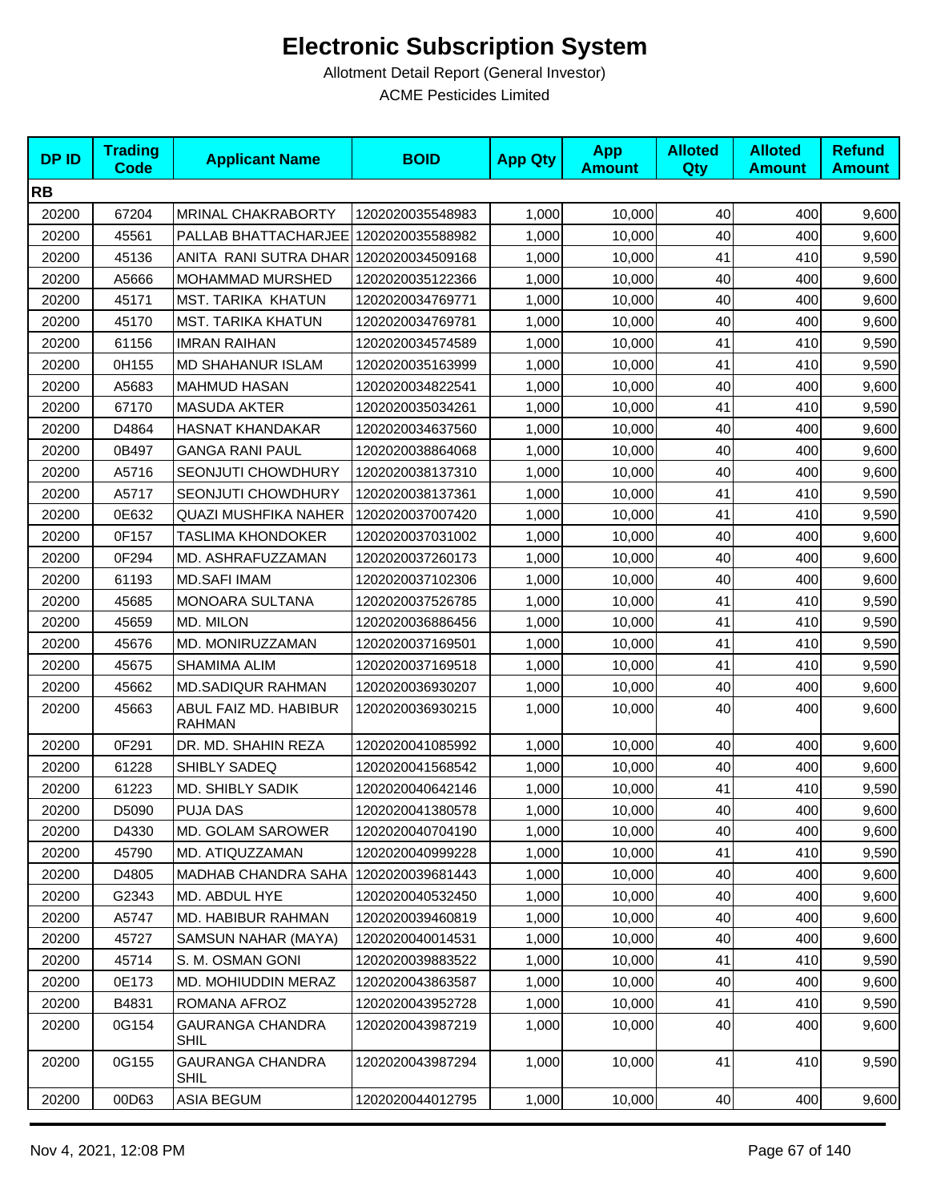# Electronic Subscription System

Allotment Detail Report (General Investor)

ACME Pesticides Limited

| DP ID | Trading Code | Applicant Name | BOID | App Qty | App Amount | Alloted Qty | Alloted Amount | Refund Amount |
|---|---|---|---|---|---|---|---|---|
| **RB** | | | | | | | | |
| 20200 | 67204 | MRINAL CHAKRABORTY | 1202020035548983 | 1,000 | 10,000 | 40 | 400 | 9,600 |
| 20200 | 45561 | PALLAB BHATTACHARJEE | 1202020035588982 | 1,000 | 10,000 | 40 | 400 | 9,600 |
| 20200 | 45136 | ANITA RANI SUTRA DHAR | 1202020034509168 | 1,000 | 10,000 | 41 | 410 | 9,590 |
| 20200 | A5666 | MOHAMMAD MURSHED | 1202020035122366 | 1,000 | 10,000 | 40 | 400 | 9,600 |
| 20200 | 45171 | MST. TARIKA KHATUN | 1202020034769771 | 1,000 | 10,000 | 40 | 400 | 9,600 |
| 20200 | 45170 | MST. TARIKA KHATUN | 1202020034769781 | 1,000 | 10,000 | 40 | 400 | 9,600 |
| 20200 | 61156 | IMRAN RAIHAN | 1202020034574589 | 1,000 | 10,000 | 41 | 410 | 9,590 |
| 20200 | 0H155 | MD SHAHANUR ISLAM | 1202020035163999 | 1,000 | 10,000 | 41 | 410 | 9,590 |
| 20200 | A5683 | MAHMUD HASAN | 1202020034822541 | 1,000 | 10,000 | 40 | 400 | 9,600 |
| 20200 | 67170 | MASUDA AKTER | 1202020035034261 | 1,000 | 10,000 | 41 | 410 | 9,590 |
| 20200 | D4864 | HASNAT KHANDAKAR | 1202020034637560 | 1,000 | 10,000 | 40 | 400 | 9,600 |
| 20200 | 0B497 | GANGA RANI PAUL | 1202020038864068 | 1,000 | 10,000 | 40 | 400 | 9,600 |
| 20200 | A5716 | SEONJUTI CHOWDHURY | 1202020038137310 | 1,000 | 10,000 | 40 | 400 | 9,600 |
| 20200 | A5717 | SEONJUTI CHOWDHURY | 1202020038137361 | 1,000 | 10,000 | 41 | 410 | 9,590 |
| 20200 | 0E632 | QUAZI MUSHFIKA NAHER | 1202020037007420 | 1,000 | 10,000 | 41 | 410 | 9,590 |
| 20200 | 0F157 | TASLIMA KHONDOKER | 1202020037031002 | 1,000 | 10,000 | 40 | 400 | 9,600 |
| 20200 | 0F294 | MD. ASHRAFUZZAMAN | 1202020037260173 | 1,000 | 10,000 | 40 | 400 | 9,600 |
| 20200 | 61193 | MD.SAFI IMAM | 1202020037102306 | 1,000 | 10,000 | 40 | 400 | 9,600 |
| 20200 | 45685 | MONOARA SULTANA | 1202020037526785 | 1,000 | 10,000 | 41 | 410 | 9,590 |
| 20200 | 45659 | MD. MILON | 1202020036886456 | 1,000 | 10,000 | 41 | 410 | 9,590 |
| 20200 | 45676 | MD. MONIRUZZAMAN | 1202020037169501 | 1,000 | 10,000 | 41 | 410 | 9,590 |
| 20200 | 45675 | SHAMIMA ALIM | 1202020037169518 | 1,000 | 10,000 | 41 | 410 | 9,590 |
| 20200 | 45662 | MD.SADIQUR RAHMAN | 1202020036930207 | 1,000 | 10,000 | 40 | 400 | 9,600 |
| 20200 | 45663 | ABUL FAIZ MD. HABIBUR RAHMAN | 1202020036930215 | 1,000 | 10,000 | 40 | 400 | 9,600 |
| 20200 | 0F291 | DR. MD. SHAHIN REZA | 1202020041085992 | 1,000 | 10,000 | 40 | 400 | 9,600 |
| 20200 | 61228 | SHIBLY SADEQ | 1202020041568542 | 1,000 | 10,000 | 40 | 400 | 9,600 |
| 20200 | 61223 | MD. SHIBLY SADIK | 1202020040642146 | 1,000 | 10,000 | 41 | 410 | 9,590 |
| 20200 | D5090 | PUJA DAS | 1202020041380578 | 1,000 | 10,000 | 40 | 400 | 9,600 |
| 20200 | D4330 | MD. GOLAM SAROWER | 1202020040704190 | 1,000 | 10,000 | 40 | 400 | 9,600 |
| 20200 | 45790 | MD. ATIQUZZAMAN | 1202020040999228 | 1,000 | 10,000 | 41 | 410 | 9,590 |
| 20200 | D4805 | MADHAB CHANDRA SAHA | 1202020039681443 | 1,000 | 10,000 | 40 | 400 | 9,600 |
| 20200 | G2343 | MD. ABDUL HYE | 1202020040532450 | 1,000 | 10,000 | 40 | 400 | 9,600 |
| 20200 | A5747 | MD. HABIBUR RAHMAN | 1202020039460819 | 1,000 | 10,000 | 40 | 400 | 9,600 |
| 20200 | 45727 | SAMSUN NAHAR (MAYA) | 1202020040014531 | 1,000 | 10,000 | 40 | 400 | 9,600 |
| 20200 | 45714 | S. M. OSMAN GONI | 1202020039883522 | 1,000 | 10,000 | 41 | 410 | 9,590 |
| 20200 | 0E173 | MD. MOHIUDDIN MERAZ | 1202020043863587 | 1,000 | 10,000 | 40 | 400 | 9,600 |
| 20200 | B4831 | ROMANA AFROZ | 1202020043952728 | 1,000 | 10,000 | 41 | 410 | 9,590 |
| 20200 | 0G154 | GAURANGA CHANDRA SHIL | 1202020043987219 | 1,000 | 10,000 | 40 | 400 | 9,600 |
| 20200 | 0G155 | GAURANGA CHANDRA SHIL | 1202020043987294 | 1,000 | 10,000 | 41 | 410 | 9,590 |
| 20200 | 00D63 | ASIA BEGUM | 1202020044012795 | 1,000 | 10,000 | 40 | 400 | 9,600 |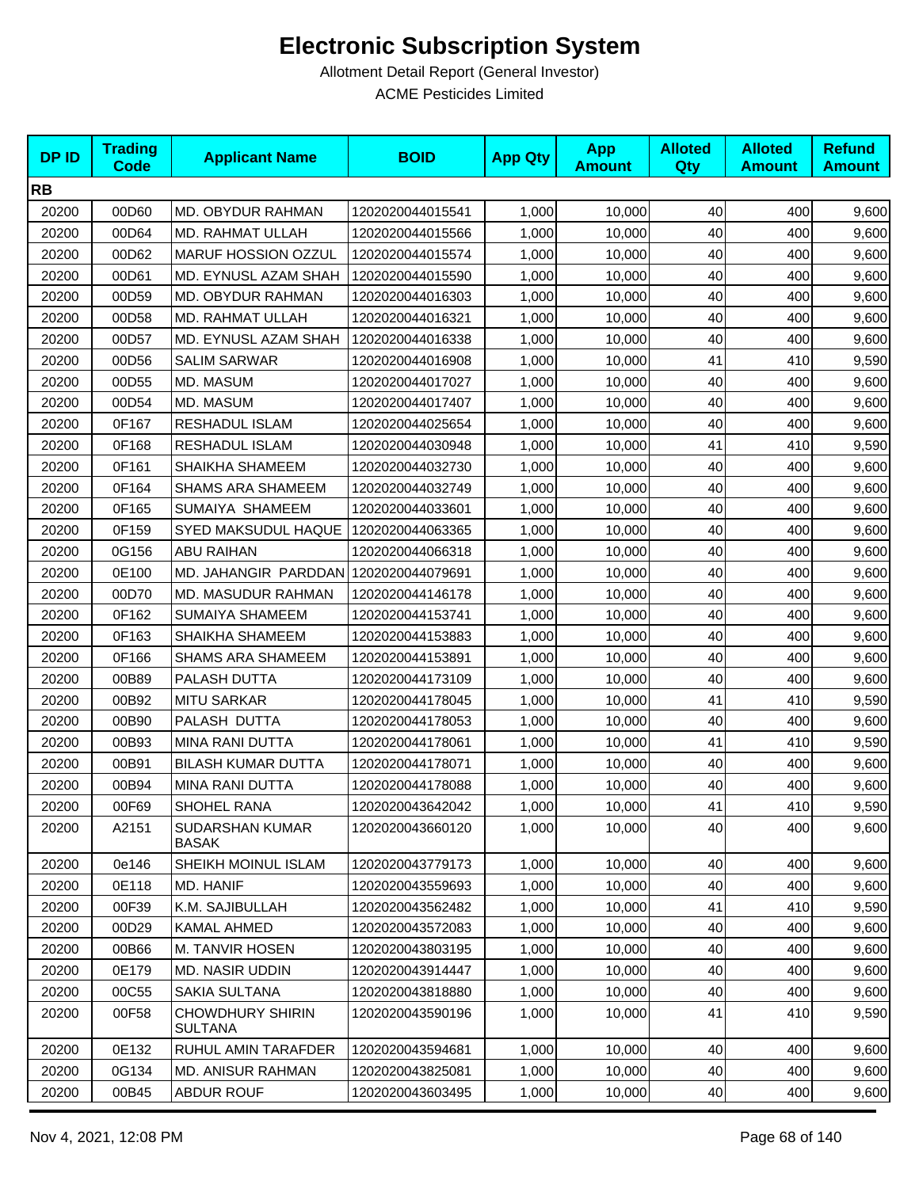# Electronic Subscription System

Allotment Detail Report (General Investor)

ACME Pesticides Limited

| DP ID | Trading Code | Applicant Name | BOID | App Qty | App Amount | Alloted Qty | Alloted Amount | Refund Amount |
|---|---|---|---|---|---|---|---|---|
| **RB** | | | | | | | | |
| 20200 | 00D60 | MD. OBYDUR RAHMAN | 1202020044015541 | 1,000 | 10,000 | 40 | 400 | 9,600 |
| 20200 | 00D64 | MD. RAHMAT ULLAH | 1202020044015566 | 1,000 | 10,000 | 40 | 400 | 9,600 |
| 20200 | 00D62 | MARUF HOSSION OZZUL | 1202020044015574 | 1,000 | 10,000 | 40 | 400 | 9,600 |
| 20200 | 00D61 | MD. EYNUSL AZAM SHAH | 1202020044015590 | 1,000 | 10,000 | 40 | 400 | 9,600 |
| 20200 | 00D59 | MD. OBYDUR RAHMAN | 1202020044016303 | 1,000 | 10,000 | 40 | 400 | 9,600 |
| 20200 | 00D58 | MD. RAHMAT ULLAH | 1202020044016321 | 1,000 | 10,000 | 40 | 400 | 9,600 |
| 20200 | 00D57 | MD. EYNUSL AZAM SHAH | 1202020044016338 | 1,000 | 10,000 | 40 | 400 | 9,600 |
| 20200 | 00D56 | SALIM SARWAR | 1202020044016908 | 1,000 | 10,000 | 41 | 410 | 9,590 |
| 20200 | 00D55 | MD. MASUM | 1202020044017027 | 1,000 | 10,000 | 40 | 400 | 9,600 |
| 20200 | 00D54 | MD. MASUM | 1202020044017407 | 1,000 | 10,000 | 40 | 400 | 9,600 |
| 20200 | 0F167 | RESHADUL ISLAM | 1202020044025654 | 1,000 | 10,000 | 40 | 400 | 9,600 |
| 20200 | 0F168 | RESHADUL ISLAM | 1202020044030948 | 1,000 | 10,000 | 41 | 410 | 9,590 |
| 20200 | 0F161 | SHAIKHA SHAMEEM | 1202020044032730 | 1,000 | 10,000 | 40 | 400 | 9,600 |
| 20200 | 0F164 | SHAMS ARA SHAMEEM | 1202020044032749 | 1,000 | 10,000 | 40 | 400 | 9,600 |
| 20200 | 0F165 | SUMAIYA SHAMEEM | 1202020044033601 | 1,000 | 10,000 | 40 | 400 | 9,600 |
| 20200 | 0F159 | SYED MAKSUDUL HAQUE | 1202020044063365 | 1,000 | 10,000 | 40 | 400 | 9,600 |
| 20200 | 0G156 | ABU RAIHAN | 1202020044066318 | 1,000 | 10,000 | 40 | 400 | 9,600 |
| 20200 | 0E100 | MD. JAHANGIR PARDDAN | 1202020044079691 | 1,000 | 10,000 | 40 | 400 | 9,600 |
| 20200 | 00D70 | MD. MASUDUR RAHMAN | 1202020044146178 | 1,000 | 10,000 | 40 | 400 | 9,600 |
| 20200 | 0F162 | SUMAIYA SHAMEEM | 1202020044153741 | 1,000 | 10,000 | 40 | 400 | 9,600 |
| 20200 | 0F163 | SHAIKHA SHAMEEM | 1202020044153883 | 1,000 | 10,000 | 40 | 400 | 9,600 |
| 20200 | 0F166 | SHAMS ARA SHAMEEM | 1202020044153891 | 1,000 | 10,000 | 40 | 400 | 9,600 |
| 20200 | 00B89 | PALASH DUTTA | 1202020044173109 | 1,000 | 10,000 | 40 | 400 | 9,600 |
| 20200 | 00B92 | MITU SARKAR | 1202020044178045 | 1,000 | 10,000 | 41 | 410 | 9,590 |
| 20200 | 00B90 | PALASH DUTTA | 1202020044178053 | 1,000 | 10,000 | 40 | 400 | 9,600 |
| 20200 | 00B93 | MINA RANI DUTTA | 1202020044178061 | 1,000 | 10,000 | 41 | 410 | 9,590 |
| 20200 | 00B91 | BILASH KUMAR DUTTA | 1202020044178071 | 1,000 | 10,000 | 40 | 400 | 9,600 |
| 20200 | 00B94 | MINA RANI DUTTA | 1202020044178088 | 1,000 | 10,000 | 40 | 400 | 9,600 |
| 20200 | 00F69 | SHOHEL RANA | 1202020043642042 | 1,000 | 10,000 | 41 | 410 | 9,590 |
| 20200 | A2151 | SUDARSHAN KUMAR BASAK | 1202020043660120 | 1,000 | 10,000 | 40 | 400 | 9,600 |
| 20200 | 0e146 | SHEIKH MOINUL ISLAM | 1202020043779173 | 1,000 | 10,000 | 40 | 400 | 9,600 |
| 20200 | 0E118 | MD. HANIF | 1202020043559693 | 1,000 | 10,000 | 40 | 400 | 9,600 |
| 20200 | 00F39 | K.M. SAJIBULLAH | 1202020043562482 | 1,000 | 10,000 | 41 | 410 | 9,590 |
| 20200 | 00D29 | KAMAL AHMED | 1202020043572083 | 1,000 | 10,000 | 40 | 400 | 9,600 |
| 20200 | 00B66 | M. TANVIR HOSEN | 1202020043803195 | 1,000 | 10,000 | 40 | 400 | 9,600 |
| 20200 | 0E179 | MD. NASIR UDDIN | 1202020043914447 | 1,000 | 10,000 | 40 | 400 | 9,600 |
| 20200 | 00C55 | SAKIA SULTANA | 1202020043818880 | 1,000 | 10,000 | 40 | 400 | 9,600 |
| 20200 | 00F58 | CHOWDHURY SHIRIN SULTANA | 1202020043590196 | 1,000 | 10,000 | 41 | 410 | 9,590 |
| 20200 | 0E132 | RUHUL AMIN TARAFDER | 1202020043594681 | 1,000 | 10,000 | 40 | 400 | 9,600 |
| 20200 | 0G134 | MD. ANISUR RAHMAN | 1202020043825081 | 1,000 | 10,000 | 40 | 400 | 9,600 |
| 20200 | 00B45 | ABDUR ROUF | 1202020043603495 | 1,000 | 10,000 | 40 | 400 | 9,600 |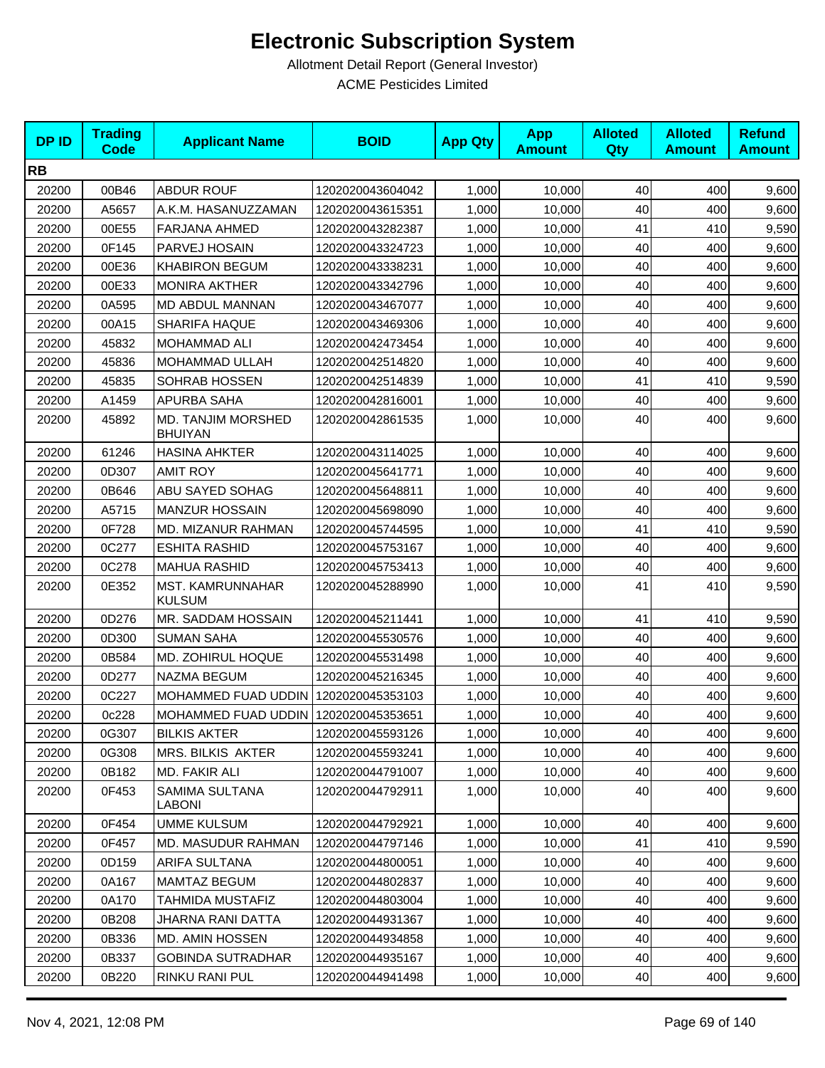# Electronic Subscription System

Allotment Detail Report (General Investor)

ACME Pesticides Limited

| DP ID | Trading Code | Applicant Name | BOID | App Qty | App Amount | Alloted Qty | Alloted Amount | Refund Amount |
|---|---|---|---|---|---|---|---|---|
| **RB** | | | | | | | | |
| 20200 | 00B46 | ABDUR ROUF | 1202020043604042 | 1,000 | 10,000 | 40 | 400 | 9,600 |
| 20200 | A5657 | A.K.M. HASANUZZAMAN | 1202020043615351 | 1,000 | 10,000 | 40 | 400 | 9,600 |
| 20200 | 00E55 | FARJANA AHMED | 1202020043282387 | 1,000 | 10,000 | 41 | 410 | 9,590 |
| 20200 | 0F145 | PARVEJ HOSAIN | 1202020043324723 | 1,000 | 10,000 | 40 | 400 | 9,600 |
| 20200 | 00E36 | KHABIRON BEGUM | 1202020043338231 | 1,000 | 10,000 | 40 | 400 | 9,600 |
| 20200 | 00E33 | MONIRA AKTHER | 1202020043342796 | 1,000 | 10,000 | 40 | 400 | 9,600 |
| 20200 | 0A595 | MD ABDUL MANNAN | 1202020043467077 | 1,000 | 10,000 | 40 | 400 | 9,600 |
| 20200 | 00A15 | SHARIFA HAQUE | 1202020043469306 | 1,000 | 10,000 | 40 | 400 | 9,600 |
| 20200 | 45832 | MOHAMMAD ALI | 1202020042473454 | 1,000 | 10,000 | 40 | 400 | 9,600 |
| 20200 | 45836 | MOHAMMAD ULLAH | 1202020042514820 | 1,000 | 10,000 | 40 | 400 | 9,600 |
| 20200 | 45835 | SOHRAB HOSSEN | 1202020042514839 | 1,000 | 10,000 | 41 | 410 | 9,590 |
| 20200 | A1459 | APURBA SAHA | 1202020042816001 | 1,000 | 10,000 | 40 | 400 | 9,600 |
| 20200 | 45892 | MD. TANJIM MORSHED BHUIYAN | 1202020042861535 | 1,000 | 10,000 | 40 | 400 | 9,600 |
| 20200 | 61246 | HASINA AHKTER | 1202020043114025 | 1,000 | 10,000 | 40 | 400 | 9,600 |
| 20200 | 0D307 | AMIT ROY | 1202020045641771 | 1,000 | 10,000 | 40 | 400 | 9,600 |
| 20200 | 0B646 | ABU SAYED SOHAG | 1202020045648811 | 1,000 | 10,000 | 40 | 400 | 9,600 |
| 20200 | A5715 | MANZUR HOSSAIN | 1202020045698090 | 1,000 | 10,000 | 40 | 400 | 9,600 |
| 20200 | 0F728 | MD. MIZANUR RAHMAN | 1202020045744595 | 1,000 | 10,000 | 41 | 410 | 9,590 |
| 20200 | 0C277 | ESHITA RASHID | 1202020045753167 | 1,000 | 10,000 | 40 | 400 | 9,600 |
| 20200 | 0C278 | MAHUA RASHID | 1202020045753413 | 1,000 | 10,000 | 40 | 400 | 9,600 |
| 20200 | 0E352 | MST. KAMRUNNAHAR KULSUM | 1202020045288990 | 1,000 | 10,000 | 41 | 410 | 9,590 |
| 20200 | 0D276 | MR. SADDAM HOSSAIN | 1202020045211441 | 1,000 | 10,000 | 41 | 410 | 9,590 |
| 20200 | 0D300 | SUMAN SAHA | 1202020045530576 | 1,000 | 10,000 | 40 | 400 | 9,600 |
| 20200 | 0B584 | MD. ZOHIRUL HOQUE | 1202020045531498 | 1,000 | 10,000 | 40 | 400 | 9,600 |
| 20200 | 0D277 | NAZMA BEGUM | 1202020045216345 | 1,000 | 10,000 | 40 | 400 | 9,600 |
| 20200 | 0C227 | MOHAMMED FUAD UDDIN | 1202020045353103 | 1,000 | 10,000 | 40 | 400 | 9,600 |
| 20200 | 0c228 | MOHAMMED FUAD UDDIN | 1202020045353651 | 1,000 | 10,000 | 40 | 400 | 9,600 |
| 20200 | 0G307 | BILKIS AKTER | 1202020045593126 | 1,000 | 10,000 | 40 | 400 | 9,600 |
| 20200 | 0G308 | MRS. BILKIS AKTER | 1202020045593241 | 1,000 | 10,000 | 40 | 400 | 9,600 |
| 20200 | 0B182 | MD. FAKIR ALI | 1202020044791007 | 1,000 | 10,000 | 40 | 400 | 9,600 |
| 20200 | 0F453 | SAMIMA SULTANA LABONI | 1202020044792911 | 1,000 | 10,000 | 40 | 400 | 9,600 |
| 20200 | 0F454 | UMME KULSUM | 1202020044792921 | 1,000 | 10,000 | 40 | 400 | 9,600 |
| 20200 | 0F457 | MD. MASUDUR RAHMAN | 1202020044797146 | 1,000 | 10,000 | 41 | 410 | 9,590 |
| 20200 | 0D159 | ARIFA SULTANA | 1202020044800051 | 1,000 | 10,000 | 40 | 400 | 9,600 |
| 20200 | 0A167 | MAMTAZ BEGUM | 1202020044802837 | 1,000 | 10,000 | 40 | 400 | 9,600 |
| 20200 | 0A170 | TAHMIDA MUSTAFIZ | 1202020044803004 | 1,000 | 10,000 | 40 | 400 | 9,600 |
| 20200 | 0B208 | JHARNA RANI DATTA | 1202020044931367 | 1,000 | 10,000 | 40 | 400 | 9,600 |
| 20200 | 0B336 | MD. AMIN HOSSEN | 1202020044934858 | 1,000 | 10,000 | 40 | 400 | 9,600 |
| 20200 | 0B337 | GOBINDA SUTRADHAR | 1202020044935167 | 1,000 | 10,000 | 40 | 400 | 9,600 |
| 20200 | 0B220 | RINKU RANI PUL | 1202020044941498 | 1,000 | 10,000 | 40 | 400 | 9,600 |

Nov 4, 2021, 12:08 PM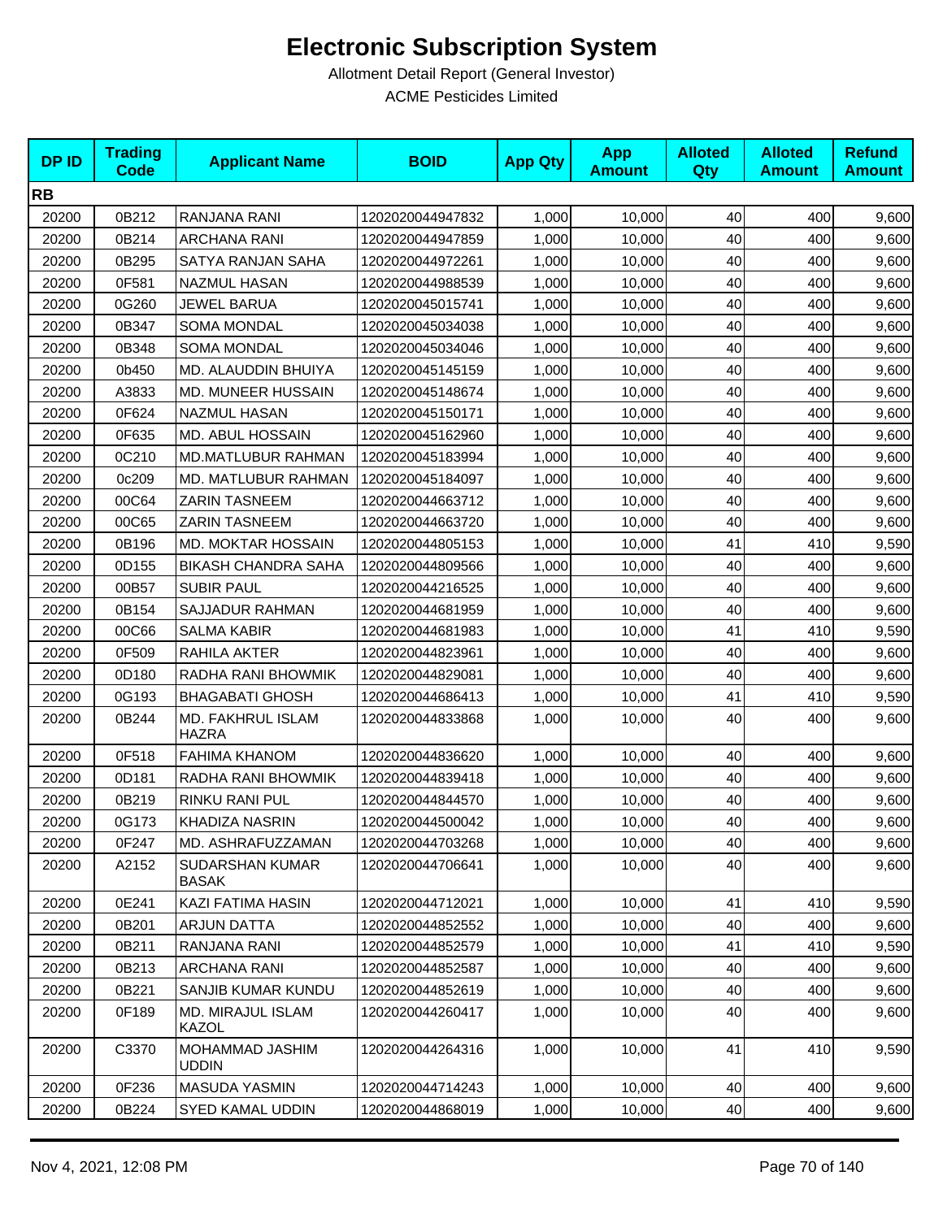# Electronic Subscription System

Allotment Detail Report (General Investor)

ACME Pesticides Limited

| DP ID | Trading Code | Applicant Name | BOID | App Qty | App Amount | Alloted Qty | Alloted Amount | Refund Amount |
|---|---|---|---|---|---|---|---|---|
| **RB** | | | | | | | | |
| 20200 | 0B212 | RANJANA RANI | 1202020044947832 | 1,000 | 10,000 | 40 | 400 | 9,600 |
| 20200 | 0B214 | ARCHANA RANI | 1202020044947859 | 1,000 | 10,000 | 40 | 400 | 9,600 |
| 20200 | 0B295 | SATYA RANJAN SAHA | 1202020044972261 | 1,000 | 10,000 | 40 | 400 | 9,600 |
| 20200 | 0F581 | NAZMUL HASAN | 1202020044988539 | 1,000 | 10,000 | 40 | 400 | 9,600 |
| 20200 | 0G260 | JEWEL BARUA | 1202020045015741 | 1,000 | 10,000 | 40 | 400 | 9,600 |
| 20200 | 0B347 | SOMA MONDAL | 1202020045034038 | 1,000 | 10,000 | 40 | 400 | 9,600 |
| 20200 | 0B348 | SOMA MONDAL | 1202020045034046 | 1,000 | 10,000 | 40 | 400 | 9,600 |
| 20200 | 0b450 | MD. ALAUDDIN BHUIYA | 1202020045145159 | 1,000 | 10,000 | 40 | 400 | 9,600 |
| 20200 | A3833 | MD. MUNEER HUSSAIN | 1202020045148674 | 1,000 | 10,000 | 40 | 400 | 9,600 |
| 20200 | 0F624 | NAZMUL HASAN | 1202020045150171 | 1,000 | 10,000 | 40 | 400 | 9,600 |
| 20200 | 0F635 | MD. ABUL HOSSAIN | 1202020045162960 | 1,000 | 10,000 | 40 | 400 | 9,600 |
| 20200 | 0C210 | MD.MATLUBUR RAHMAN | 1202020045183994 | 1,000 | 10,000 | 40 | 400 | 9,600 |
| 20200 | 0c209 | MD. MATLUBUR RAHMAN | 1202020045184097 | 1,000 | 10,000 | 40 | 400 | 9,600 |
| 20200 | 00C64 | ZARIN TASNEEM | 1202020044663712 | 1,000 | 10,000 | 40 | 400 | 9,600 |
| 20200 | 00C65 | ZARIN TASNEEM | 1202020044663720 | 1,000 | 10,000 | 40 | 400 | 9,600 |
| 20200 | 0B196 | MD. MOKTAR HOSSAIN | 1202020044805153 | 1,000 | 10,000 | 41 | 410 | 9,590 |
| 20200 | 0D155 | BIKASH CHANDRA SAHA | 1202020044809566 | 1,000 | 10,000 | 40 | 400 | 9,600 |
| 20200 | 00B57 | SUBIR PAUL | 1202020044216525 | 1,000 | 10,000 | 40 | 400 | 9,600 |
| 20200 | 0B154 | SAJJADUR RAHMAN | 1202020044681959 | 1,000 | 10,000 | 40 | 400 | 9,600 |
| 20200 | 00C66 | SALMA KABIR | 1202020044681983 | 1,000 | 10,000 | 41 | 410 | 9,590 |
| 20200 | 0F509 | RAHILA AKTER | 1202020044823961 | 1,000 | 10,000 | 40 | 400 | 9,600 |
| 20200 | 0D180 | RADHA RANI BHOWMIK | 1202020044829081 | 1,000 | 10,000 | 40 | 400 | 9,600 |
| 20200 | 0G193 | BHAGABATI GHOSH | 1202020044686413 | 1,000 | 10,000 | 41 | 410 | 9,590 |
| 20200 | 0B244 | MD. FAKHRUL ISLAM HAZRA | 1202020044833868 | 1,000 | 10,000 | 40 | 400 | 9,600 |
| 20200 | 0F518 | FAHIMA KHANOM | 1202020044836620 | 1,000 | 10,000 | 40 | 400 | 9,600 |
| 20200 | 0D181 | RADHA RANI BHOWMIK | 1202020044839418 | 1,000 | 10,000 | 40 | 400 | 9,600 |
| 20200 | 0B219 | RINKU RANI PUL | 1202020044844570 | 1,000 | 10,000 | 40 | 400 | 9,600 |
| 20200 | 0G173 | KHADIZA NASRIN | 1202020044500042 | 1,000 | 10,000 | 40 | 400 | 9,600 |
| 20200 | 0F247 | MD. ASHRAFUZZAMAN | 1202020044703268 | 1,000 | 10,000 | 40 | 400 | 9,600 |
| 20200 | A2152 | SUDARSHAN KUMAR BASAK | 1202020044706641 | 1,000 | 10,000 | 40 | 400 | 9,600 |
| 20200 | 0E241 | KAZI FATIMA HASIN | 1202020044712021 | 1,000 | 10,000 | 41 | 410 | 9,590 |
| 20200 | 0B201 | ARJUN DATTA | 1202020044852552 | 1,000 | 10,000 | 40 | 400 | 9,600 |
| 20200 | 0B211 | RANJANA RANI | 1202020044852579 | 1,000 | 10,000 | 41 | 410 | 9,590 |
| 20200 | 0B213 | ARCHANA RANI | 1202020044852587 | 1,000 | 10,000 | 40 | 400 | 9,600 |
| 20200 | 0B221 | SANJIB KUMAR KUNDU | 1202020044852619 | 1,000 | 10,000 | 40 | 400 | 9,600 |
| 20200 | 0F189 | MD. MIRAJUL ISLAM KAZOL | 1202020044260417 | 1,000 | 10,000 | 40 | 400 | 9,600 |
| 20200 | C3370 | MOHAMMAD JASHIM UDDIN | 1202020044264316 | 1,000 | 10,000 | 41 | 410 | 9,590 |
| 20200 | 0F236 | MASUDA YASMIN | 1202020044714243 | 1,000 | 10,000 | 40 | 400 | 9,600 |
| 20200 | 0B224 | SYED KAMAL UDDIN | 1202020044868019 | 1,000 | 10,000 | 40 | 400 | 9,600 |

Nov 4, 2021, 12:08 PM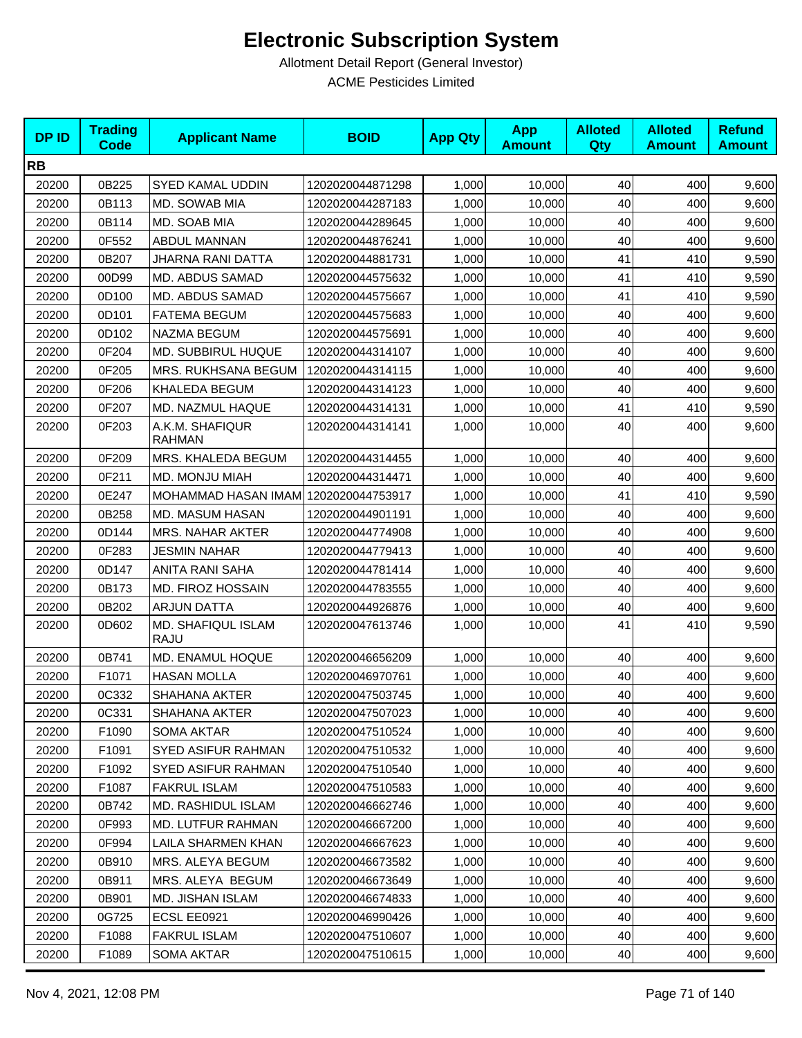# Electronic Subscription System

Allotment Detail Report (General Investor)

ACME Pesticides Limited

| DP ID | Trading Code | Applicant Name | BOID | App Qty | App Amount | Alloted Qty | Alloted Amount | Refund Amount |
|---|---|---|---|---|---|---|---|---|
| **RB** | | | | | | | | |
| 20200 | 0B225 | SYED KAMAL UDDIN | 1202020044871298 | 1,000 | 10,000 | 40 | 400 | 9,600 |
| 20200 | 0B113 | MD. SOWAB MIA | 1202020044287183 | 1,000 | 10,000 | 40 | 400 | 9,600 |
| 20200 | 0B114 | MD. SOAB MIA | 1202020044289645 | 1,000 | 10,000 | 40 | 400 | 9,600 |
| 20200 | 0F552 | ABDUL MANNAN | 1202020044876241 | 1,000 | 10,000 | 40 | 400 | 9,600 |
| 20200 | 0B207 | JHARNA RANI DATTA | 1202020044881731 | 1,000 | 10,000 | 41 | 410 | 9,590 |
| 20200 | 00D99 | MD. ABDUS SAMAD | 1202020044575632 | 1,000 | 10,000 | 41 | 410 | 9,590 |
| 20200 | 0D100 | MD. ABDUS SAMAD | 1202020044575667 | 1,000 | 10,000 | 41 | 410 | 9,590 |
| 20200 | 0D101 | FATEMA BEGUM | 1202020044575683 | 1,000 | 10,000 | 40 | 400 | 9,600 |
| 20200 | 0D102 | NAZMA BEGUM | 1202020044575691 | 1,000 | 10,000 | 40 | 400 | 9,600 |
| 20200 | 0F204 | MD. SUBBIRUL HUQUE | 1202020044314107 | 1,000 | 10,000 | 40 | 400 | 9,600 |
| 20200 | 0F205 | MRS. RUKHSANA BEGUM | 1202020044314115 | 1,000 | 10,000 | 40 | 400 | 9,600 |
| 20200 | 0F206 | KHALEDA BEGUM | 1202020044314123 | 1,000 | 10,000 | 40 | 400 | 9,600 |
| 20200 | 0F207 | MD. NAZMUL HAQUE | 1202020044314131 | 1,000 | 10,000 | 41 | 410 | 9,590 |
| 20200 | 0F203 | A.K.M. SHAFIQUR RAHMAN | 1202020044314141 | 1,000 | 10,000 | 40 | 400 | 9,600 |
| 20200 | 0F209 | MRS. KHALEDA BEGUM | 1202020044314455 | 1,000 | 10,000 | 40 | 400 | 9,600 |
| 20200 | 0F211 | MD. MONJU MIAH | 1202020044314471 | 1,000 | 10,000 | 40 | 400 | 9,600 |
| 20200 | 0E247 | MOHAMMAD HASAN IMAM | 1202020044753917 | 1,000 | 10,000 | 41 | 410 | 9,590 |
| 20200 | 0B258 | MD. MASUM HASAN | 1202020044901191 | 1,000 | 10,000 | 40 | 400 | 9,600 |
| 20200 | 0D144 | MRS. NAHAR AKTER | 1202020044774908 | 1,000 | 10,000 | 40 | 400 | 9,600 |
| 20200 | 0F283 | JESMIN NAHAR | 1202020044779413 | 1,000 | 10,000 | 40 | 400 | 9,600 |
| 20200 | 0D147 | ANITA RANI SAHA | 1202020044781414 | 1,000 | 10,000 | 40 | 400 | 9,600 |
| 20200 | 0B173 | MD. FIROZ HOSSAIN | 1202020044783555 | 1,000 | 10,000 | 40 | 400 | 9,600 |
| 20200 | 0B202 | ARJUN DATTA | 1202020044926876 | 1,000 | 10,000 | 40 | 400 | 9,600 |
| 20200 | 0D602 | MD. SHAFIQUL ISLAM RAJU | 1202020047613746 | 1,000 | 10,000 | 41 | 410 | 9,590 |
| 20200 | 0B741 | MD. ENAMUL HOQUE | 1202020046656209 | 1,000 | 10,000 | 40 | 400 | 9,600 |
| 20200 | F1071 | HASAN MOLLA | 1202020046970761 | 1,000 | 10,000 | 40 | 400 | 9,600 |
| 20200 | 0C332 | SHAHANA AKTER | 1202020047503745 | 1,000 | 10,000 | 40 | 400 | 9,600 |
| 20200 | 0C331 | SHAHANA AKTER | 1202020047507023 | 1,000 | 10,000 | 40 | 400 | 9,600 |
| 20200 | F1090 | SOMA AKTAR | 1202020047510524 | 1,000 | 10,000 | 40 | 400 | 9,600 |
| 20200 | F1091 | SYED ASIFUR RAHMAN | 1202020047510532 | 1,000 | 10,000 | 40 | 400 | 9,600 |
| 20200 | F1092 | SYED ASIFUR RAHMAN | 1202020047510540 | 1,000 | 10,000 | 40 | 400 | 9,600 |
| 20200 | F1087 | FAKRUL ISLAM | 1202020047510583 | 1,000 | 10,000 | 40 | 400 | 9,600 |
| 20200 | 0B742 | MD. RASHIDUL ISLAM | 1202020046662746 | 1,000 | 10,000 | 40 | 400 | 9,600 |
| 20200 | 0F993 | MD. LUTFUR RAHMAN | 1202020046667200 | 1,000 | 10,000 | 40 | 400 | 9,600 |
| 20200 | 0F994 | LAILA SHARMEN KHAN | 1202020046667623 | 1,000 | 10,000 | 40 | 400 | 9,600 |
| 20200 | 0B910 | MRS. ALEYA BEGUM | 1202020046673582 | 1,000 | 10,000 | 40 | 400 | 9,600 |
| 20200 | 0B911 | MRS. ALEYA BEGUM | 1202020046673649 | 1,000 | 10,000 | 40 | 400 | 9,600 |
| 20200 | 0B901 | MD. JISHAN ISLAM | 1202020046674833 | 1,000 | 10,000 | 40 | 400 | 9,600 |
| 20200 | 0G725 | ECSL EE0921 | 1202020046990426 | 1,000 | 10,000 | 40 | 400 | 9,600 |
| 20200 | F1088 | FAKRUL ISLAM | 1202020047510607 | 1,000 | 10,000 | 40 | 400 | 9,600 |
| 20200 | F1089 | SOMA AKTAR | 1202020047510615 | 1,000 | 10,000 | 40 | 400 | 9,600 |

Nov 4, 2021, 12:08 PM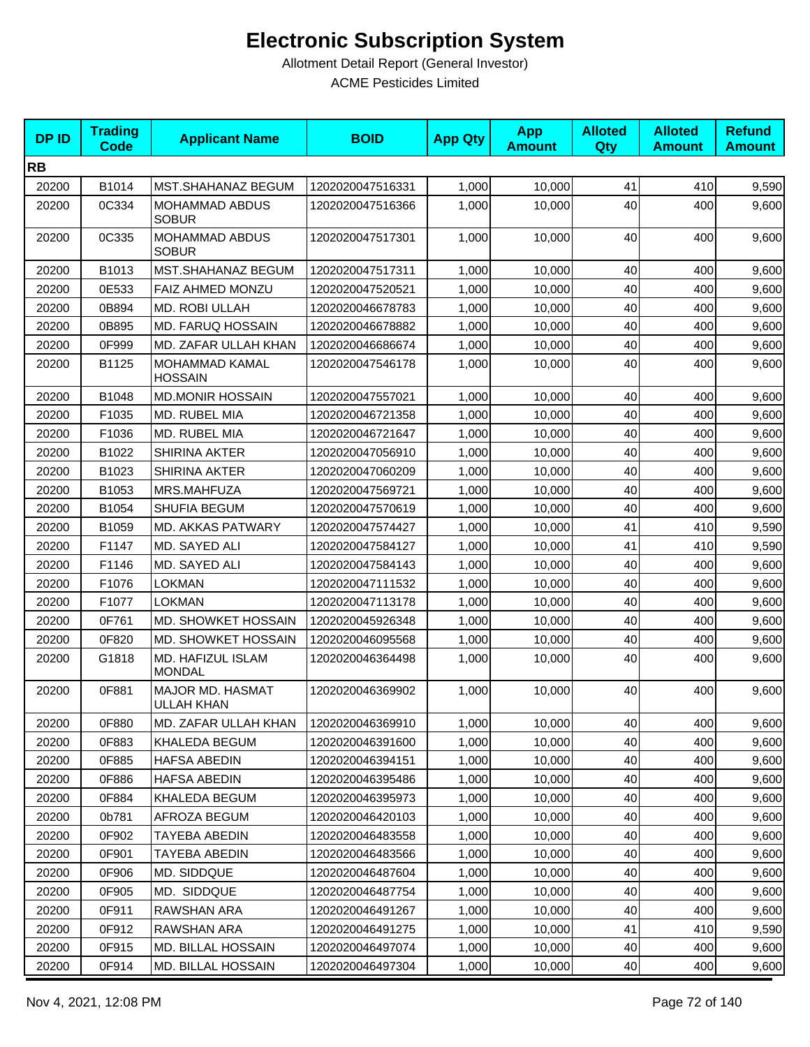# Electronic Subscription System

Allotment Detail Report (General Investor)

ACME Pesticides Limited

| DP ID | Trading Code | Applicant Name | BOID | App Qty | App Amount | Alloted Qty | Alloted Amount | Refund Amount |
|---|---|---|---|---|---|---|---|---|
| **RB** | | | | | | | | |
| 20200 | B1014 | MST.SHAHANAZ BEGUM | 1202020047516331 | 1,000 | 10,000 | 41 | 410 | 9,590 |
| 20200 | 0C334 | MOHAMMAD ABDUS SOBUR | 1202020047516366 | 1,000 | 10,000 | 40 | 400 | 9,600 |
| 20200 | 0C335 | MOHAMMAD ABDUS SOBUR | 1202020047517301 | 1,000 | 10,000 | 40 | 400 | 9,600 |
| 20200 | B1013 | MST.SHAHANAZ BEGUM | 1202020047517311 | 1,000 | 10,000 | 40 | 400 | 9,600 |
| 20200 | 0E533 | FAIZ AHMED MONZU | 1202020047520521 | 1,000 | 10,000 | 40 | 400 | 9,600 |
| 20200 | 0B894 | MD. ROBI ULLAH | 1202020046678783 | 1,000 | 10,000 | 40 | 400 | 9,600 |
| 20200 | 0B895 | MD. FARUQ HOSSAIN | 1202020046678882 | 1,000 | 10,000 | 40 | 400 | 9,600 |
| 20200 | 0F999 | MD. ZAFAR ULLAH KHAN | 1202020046686674 | 1,000 | 10,000 | 40 | 400 | 9,600 |
| 20200 | B1125 | MOHAMMAD KAMAL HOSSAIN | 1202020047546178 | 1,000 | 10,000 | 40 | 400 | 9,600 |
| 20200 | B1048 | MD.MONIR HOSSAIN | 1202020047557021 | 1,000 | 10,000 | 40 | 400 | 9,600 |
| 20200 | F1035 | MD. RUBEL MIA | 1202020046721358 | 1,000 | 10,000 | 40 | 400 | 9,600 |
| 20200 | F1036 | MD. RUBEL MIA | 1202020046721647 | 1,000 | 10,000 | 40 | 400 | 9,600 |
| 20200 | B1022 | SHIRINA AKTER | 1202020047056910 | 1,000 | 10,000 | 40 | 400 | 9,600 |
| 20200 | B1023 | SHIRINA AKTER | 1202020047060209 | 1,000 | 10,000 | 40 | 400 | 9,600 |
| 20200 | B1053 | MRS.MAHFUZA | 1202020047569721 | 1,000 | 10,000 | 40 | 400 | 9,600 |
| 20200 | B1054 | SHUFIA BEGUM | 1202020047570619 | 1,000 | 10,000 | 40 | 400 | 9,600 |
| 20200 | B1059 | MD. AKKAS PATWARY | 1202020047574427 | 1,000 | 10,000 | 41 | 410 | 9,590 |
| 20200 | F1147 | MD. SAYED ALI | 1202020047584127 | 1,000 | 10,000 | 41 | 410 | 9,590 |
| 20200 | F1146 | MD. SAYED ALI | 1202020047584143 | 1,000 | 10,000 | 40 | 400 | 9,600 |
| 20200 | F1076 | LOKMAN | 1202020047111532 | 1,000 | 10,000 | 40 | 400 | 9,600 |
| 20200 | F1077 | LOKMAN | 1202020047113178 | 1,000 | 10,000 | 40 | 400 | 9,600 |
| 20200 | 0F761 | MD. SHOWKET HOSSAIN | 1202020045926348 | 1,000 | 10,000 | 40 | 400 | 9,600 |
| 20200 | 0F820 | MD. SHOWKET HOSSAIN | 1202020046095568 | 1,000 | 10,000 | 40 | 400 | 9,600 |
| 20200 | G1818 | MD. HAFIZUL ISLAM MONDAL | 1202020046364498 | 1,000 | 10,000 | 40 | 400 | 9,600 |
| 20200 | 0F881 | MAJOR MD. HASMAT ULLAH KHAN | 1202020046369902 | 1,000 | 10,000 | 40 | 400 | 9,600 |
| 20200 | 0F880 | MD. ZAFAR ULLAH KHAN | 1202020046369910 | 1,000 | 10,000 | 40 | 400 | 9,600 |
| 20200 | 0F883 | KHALEDA BEGUM | 1202020046391600 | 1,000 | 10,000 | 40 | 400 | 9,600 |
| 20200 | 0F885 | HAFSA ABEDIN | 1202020046394151 | 1,000 | 10,000 | 40 | 400 | 9,600 |
| 20200 | 0F886 | HAFSA ABEDIN | 1202020046395486 | 1,000 | 10,000 | 40 | 400 | 9,600 |
| 20200 | 0F884 | KHALEDA BEGUM | 1202020046395973 | 1,000 | 10,000 | 40 | 400 | 9,600 |
| 20200 | 0b781 | AFROZA BEGUM | 1202020046420103 | 1,000 | 10,000 | 40 | 400 | 9,600 |
| 20200 | 0F902 | TAYEBA ABEDIN | 1202020046483558 | 1,000 | 10,000 | 40 | 400 | 9,600 |
| 20200 | 0F901 | TAYEBA ABEDIN | 1202020046483566 | 1,000 | 10,000 | 40 | 400 | 9,600 |
| 20200 | 0F906 | MD. SIDDQUE | 1202020046487604 | 1,000 | 10,000 | 40 | 400 | 9,600 |
| 20200 | 0F905 | MD. SIDDQUE | 1202020046487754 | 1,000 | 10,000 | 40 | 400 | 9,600 |
| 20200 | 0F911 | RAWSHAN ARA | 1202020046491267 | 1,000 | 10,000 | 40 | 400 | 9,600 |
| 20200 | 0F912 | RAWSHAN ARA | 1202020046491275 | 1,000 | 10,000 | 41 | 410 | 9,590 |
| 20200 | 0F915 | MD. BILLAL HOSSAIN | 1202020046497074 | 1,000 | 10,000 | 40 | 400 | 9,600 |
| 20200 | 0F914 | MD. BILLAL HOSSAIN | 1202020046497304 | 1,000 | 10,000 | 40 | 400 | 9,600 |

Nov 4, 2021, 12:08 PM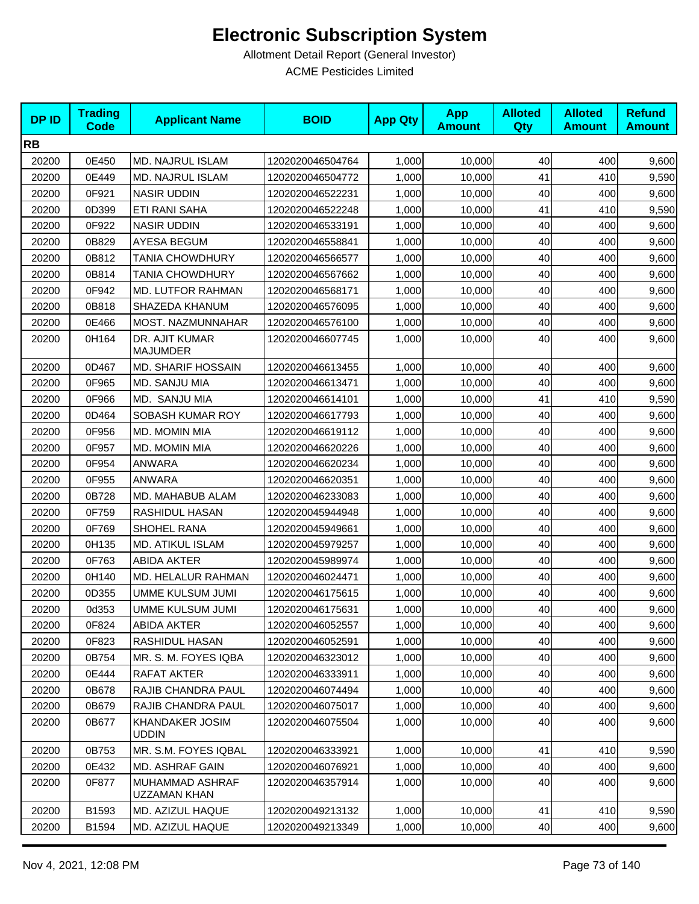# Electronic Subscription System

Allotment Detail Report (General Investor)

ACME Pesticides Limited

| DP ID | Trading Code | Applicant Name | BOID | App Qty | App Amount | Alloted Qty | Alloted Amount | Refund Amount |
|---|---|---|---|---|---|---|---|---|
| **RB** | | | | | | | | |
| 20200 | 0E450 | MD. NAJRUL ISLAM | 1202020046504764 | 1,000 | 10,000 | 40 | 400 | 9,600 |
| 20200 | 0E449 | MD. NAJRUL ISLAM | 1202020046504772 | 1,000 | 10,000 | 41 | 410 | 9,590 |
| 20200 | 0F921 | NASIR UDDIN | 1202020046522231 | 1,000 | 10,000 | 40 | 400 | 9,600 |
| 20200 | 0D399 | ETI RANI SAHA | 1202020046522248 | 1,000 | 10,000 | 41 | 410 | 9,590 |
| 20200 | 0F922 | NASIR UDDIN | 1202020046533191 | 1,000 | 10,000 | 40 | 400 | 9,600 |
| 20200 | 0B829 | AYESA BEGUM | 1202020046558841 | 1,000 | 10,000 | 40 | 400 | 9,600 |
| 20200 | 0B812 | TANIA CHOWDHURY | 1202020046566577 | 1,000 | 10,000 | 40 | 400 | 9,600 |
| 20200 | 0B814 | TANIA CHOWDHURY | 1202020046567662 | 1,000 | 10,000 | 40 | 400 | 9,600 |
| 20200 | 0F942 | MD. LUTFOR RAHMAN | 1202020046568171 | 1,000 | 10,000 | 40 | 400 | 9,600 |
| 20200 | 0B818 | SHAZEDA KHANUM | 1202020046576095 | 1,000 | 10,000 | 40 | 400 | 9,600 |
| 20200 | 0E466 | MOST. NAZMUNNAHAR | 1202020046576100 | 1,000 | 10,000 | 40 | 400 | 9,600 |
| 20200 | 0H164 | DR. AJIT KUMAR MAJUMDER | 1202020046607745 | 1,000 | 10,000 | 40 | 400 | 9,600 |
| 20200 | 0D467 | MD. SHARIF HOSSAIN | 1202020046613455 | 1,000 | 10,000 | 40 | 400 | 9,600 |
| 20200 | 0F965 | MD. SANJU MIA | 1202020046613471 | 1,000 | 10,000 | 40 | 400 | 9,600 |
| 20200 | 0F966 | MD. SANJU MIA | 1202020046614101 | 1,000 | 10,000 | 41 | 410 | 9,590 |
| 20200 | 0D464 | SOBASH KUMAR ROY | 1202020046617793 | 1,000 | 10,000 | 40 | 400 | 9,600 |
| 20200 | 0F956 | MD. MOMIN MIA | 1202020046619112 | 1,000 | 10,000 | 40 | 400 | 9,600 |
| 20200 | 0F957 | MD. MOMIN MIA | 1202020046620226 | 1,000 | 10,000 | 40 | 400 | 9,600 |
| 20200 | 0F954 | ANWARA | 1202020046620234 | 1,000 | 10,000 | 40 | 400 | 9,600 |
| 20200 | 0F955 | ANWARA | 1202020046620351 | 1,000 | 10,000 | 40 | 400 | 9,600 |
| 20200 | 0B728 | MD. MAHABUB ALAM | 1202020046233083 | 1,000 | 10,000 | 40 | 400 | 9,600 |
| 20200 | 0F759 | RASHIDUL HASAN | 1202020045944948 | 1,000 | 10,000 | 40 | 400 | 9,600 |
| 20200 | 0F769 | SHOHEL RANA | 1202020045949661 | 1,000 | 10,000 | 40 | 400 | 9,600 |
| 20200 | 0H135 | MD. ATIKUL ISLAM | 1202020045979257 | 1,000 | 10,000 | 40 | 400 | 9,600 |
| 20200 | 0F763 | ABIDA AKTER | 1202020045989974 | 1,000 | 10,000 | 40 | 400 | 9,600 |
| 20200 | 0H140 | MD. HELALUR RAHMAN | 1202020046024471 | 1,000 | 10,000 | 40 | 400 | 9,600 |
| 20200 | 0D355 | UMME KULSUM JUMI | 1202020046175615 | 1,000 | 10,000 | 40 | 400 | 9,600 |
| 20200 | 0d353 | UMME KULSUM JUMI | 1202020046175631 | 1,000 | 10,000 | 40 | 400 | 9,600 |
| 20200 | 0F824 | ABIDA AKTER | 1202020046052557 | 1,000 | 10,000 | 40 | 400 | 9,600 |
| 20200 | 0F823 | RASHIDUL HASAN | 1202020046052591 | 1,000 | 10,000 | 40 | 400 | 9,600 |
| 20200 | 0B754 | MR. S. M. FOYES IQBA | 1202020046323012 | 1,000 | 10,000 | 40 | 400 | 9,600 |
| 20200 | 0E444 | RAFAT AKTER | 1202020046333911 | 1,000 | 10,000 | 40 | 400 | 9,600 |
| 20200 | 0B678 | RAJIB CHANDRA PAUL | 1202020046074494 | 1,000 | 10,000 | 40 | 400 | 9,600 |
| 20200 | 0B679 | RAJIB CHANDRA PAUL | 1202020046075017 | 1,000 | 10,000 | 40 | 400 | 9,600 |
| 20200 | 0B677 | KHANDAKER JOSIM UDDIN | 1202020046075504 | 1,000 | 10,000 | 40 | 400 | 9,600 |
| 20200 | 0B753 | MR. S.M. FOYES IQBAL | 1202020046333921 | 1,000 | 10,000 | 41 | 410 | 9,590 |
| 20200 | 0E432 | MD. ASHRAF GAIN | 1202020046076921 | 1,000 | 10,000 | 40 | 400 | 9,600 |
| 20200 | 0F877 | MUHAMMAD ASHRAF UZZAMAN KHAN | 1202020046357914 | 1,000 | 10,000 | 40 | 400 | 9,600 |
| 20200 | B1593 | MD. AZIZUL HAQUE | 1202020049213132 | 1,000 | 10,000 | 41 | 410 | 9,590 |
| 20200 | B1594 | MD. AZIZUL HAQUE | 1202020049213349 | 1,000 | 10,000 | 40 | 400 | 9,600 |

Nov 4, 2021, 12:08 PM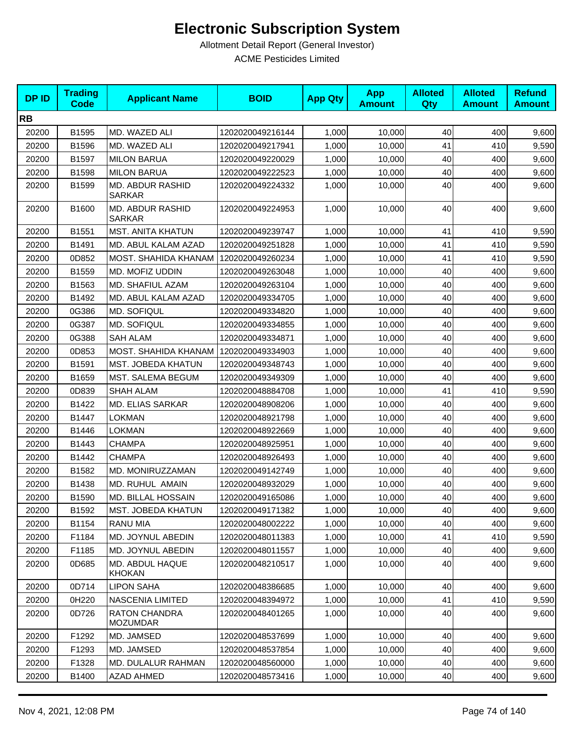# Electronic Subscription System

Allotment Detail Report (General Investor)

ACME Pesticides Limited

| DP ID | Trading Code | Applicant Name | BOID | App Qty | App Amount | Alloted Qty | Alloted Amount | Refund Amount |
|---|---|---|---|---|---|---|---|---|
| **RB** | | | | | | | | |
| 20200 | B1595 | MD. WAZED ALI | 1202020049216144 | 1,000 | 10,000 | 40 | 400 | 9,600 |
| 20200 | B1596 | MD. WAZED ALI | 1202020049217941 | 1,000 | 10,000 | 41 | 410 | 9,590 |
| 20200 | B1597 | MILON BARUA | 1202020049220029 | 1,000 | 10,000 | 40 | 400 | 9,600 |
| 20200 | B1598 | MILON BARUA | 1202020049222523 | 1,000 | 10,000 | 40 | 400 | 9,600 |
| 20200 | B1599 | MD. ABDUR RASHID SARKAR | 1202020049224332 | 1,000 | 10,000 | 40 | 400 | 9,600 |
| 20200 | B1600 | MD. ABDUR RASHID SARKAR | 1202020049224953 | 1,000 | 10,000 | 40 | 400 | 9,600 |
| 20200 | B1551 | MST. ANITA KHATUN | 1202020049239747 | 1,000 | 10,000 | 41 | 410 | 9,590 |
| 20200 | B1491 | MD. ABUL KALAM AZAD | 1202020049251828 | 1,000 | 10,000 | 41 | 410 | 9,590 |
| 20200 | 0D852 | MOST. SHAHIDA KHANAM | 1202020049260234 | 1,000 | 10,000 | 41 | 410 | 9,590 |
| 20200 | B1559 | MD. MOFIZ UDDIN | 1202020049263048 | 1,000 | 10,000 | 40 | 400 | 9,600 |
| 20200 | B1563 | MD. SHAFIUL AZAM | 1202020049263104 | 1,000 | 10,000 | 40 | 400 | 9,600 |
| 20200 | B1492 | MD. ABUL KALAM AZAD | 1202020049334705 | 1,000 | 10,000 | 40 | 400 | 9,600 |
| 20200 | 0G386 | MD. SOFIQUL | 1202020049334820 | 1,000 | 10,000 | 40 | 400 | 9,600 |
| 20200 | 0G387 | MD. SOFIQUL | 1202020049334855 | 1,000 | 10,000 | 40 | 400 | 9,600 |
| 20200 | 0G388 | SAH ALAM | 1202020049334871 | 1,000 | 10,000 | 40 | 400 | 9,600 |
| 20200 | 0D853 | MOST. SHAHIDA KHANAM | 1202020049334903 | 1,000 | 10,000 | 40 | 400 | 9,600 |
| 20200 | B1591 | MST. JOBEDA KHATUN | 1202020049348743 | 1,000 | 10,000 | 40 | 400 | 9,600 |
| 20200 | B1659 | MST. SALEMA BEGUM | 1202020049349309 | 1,000 | 10,000 | 40 | 400 | 9,600 |
| 20200 | 0D839 | SHAH ALAM | 1202020048884708 | 1,000 | 10,000 | 41 | 410 | 9,590 |
| 20200 | B1422 | MD. ELIAS SARKAR | 1202020048908206 | 1,000 | 10,000 | 40 | 400 | 9,600 |
| 20200 | B1447 | LOKMAN | 1202020048921798 | 1,000 | 10,000 | 40 | 400 | 9,600 |
| 20200 | B1446 | LOKMAN | 1202020048922669 | 1,000 | 10,000 | 40 | 400 | 9,600 |
| 20200 | B1443 | CHAMPA | 1202020048925951 | 1,000 | 10,000 | 40 | 400 | 9,600 |
| 20200 | B1442 | CHAMPA | 1202020048926493 | 1,000 | 10,000 | 40 | 400 | 9,600 |
| 20200 | B1582 | MD. MONIRUZZAMAN | 1202020049142749 | 1,000 | 10,000 | 40 | 400 | 9,600 |
| 20200 | B1438 | MD. RUHUL AMAIN | 1202020048932029 | 1,000 | 10,000 | 40 | 400 | 9,600 |
| 20200 | B1590 | MD. BILLAL HOSSAIN | 1202020049165086 | 1,000 | 10,000 | 40 | 400 | 9,600 |
| 20200 | B1592 | MST. JOBEDA KHATUN | 1202020049171382 | 1,000 | 10,000 | 40 | 400 | 9,600 |
| 20200 | B1154 | RANU MIA | 1202020048002222 | 1,000 | 10,000 | 40 | 400 | 9,600 |
| 20200 | F1184 | MD. JOYNUL ABEDIN | 1202020048011383 | 1,000 | 10,000 | 41 | 410 | 9,590 |
| 20200 | F1185 | MD. JOYNUL ABEDIN | 1202020048011557 | 1,000 | 10,000 | 40 | 400 | 9,600 |
| 20200 | 0D685 | MD. ABDUL HAQUE KHOKAN | 1202020048210517 | 1,000 | 10,000 | 40 | 400 | 9,600 |
| 20200 | 0D714 | LIPON SAHA | 1202020048386685 | 1,000 | 10,000 | 40 | 400 | 9,600 |
| 20200 | 0H220 | NASCENIA LIMITED | 1202020048394972 | 1,000 | 10,000 | 41 | 410 | 9,590 |
| 20200 | 0D726 | RATON CHANDRA MOZUMDAR | 1202020048401265 | 1,000 | 10,000 | 40 | 400 | 9,600 |
| 20200 | F1292 | MD. JAMSED | 1202020048537699 | 1,000 | 10,000 | 40 | 400 | 9,600 |
| 20200 | F1293 | MD. JAMSED | 1202020048537854 | 1,000 | 10,000 | 40 | 400 | 9,600 |
| 20200 | F1328 | MD. DULALUR RAHMAN | 1202020048560000 | 1,000 | 10,000 | 40 | 400 | 9,600 |
| 20200 | B1400 | AZAD AHMED | 1202020048573416 | 1,000 | 10,000 | 40 | 400 | 9,600 |

Nov 4, 2021, 12:08 PM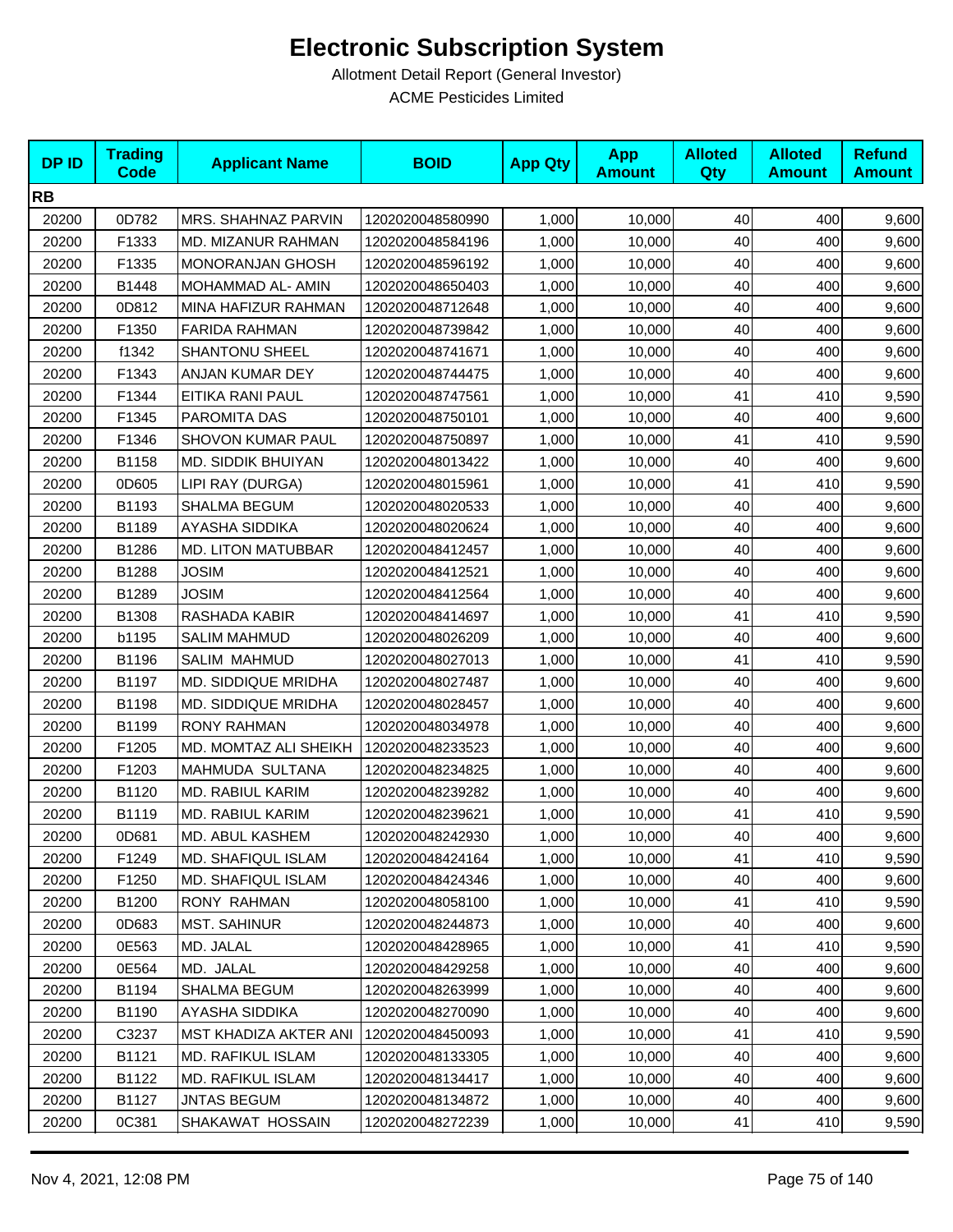# Electronic Subscription System

Allotment Detail Report (General Investor)

ACME Pesticides Limited

| DP ID | Trading Code | Applicant Name | BOID | App Qty | App Amount | Alloted Qty | Alloted Amount | Refund Amount |
|---|---|---|---|---|---|---|---|---|
| **RB** | | | | | | | | |
| 20200 | 0D782 | MRS. SHAHNAZ PARVIN | 1202020048580990 | 1,000 | 10,000 | 40 | 400 | 9,600 |
| 20200 | F1333 | MD. MIZANUR RAHMAN | 1202020048584196 | 1,000 | 10,000 | 40 | 400 | 9,600 |
| 20200 | F1335 | MONORANJAN GHOSH | 1202020048596192 | 1,000 | 10,000 | 40 | 400 | 9,600 |
| 20200 | B1448 | MOHAMMAD AL- AMIN | 1202020048650403 | 1,000 | 10,000 | 40 | 400 | 9,600 |
| 20200 | 0D812 | MINA HAFIZUR RAHMAN | 1202020048712648 | 1,000 | 10,000 | 40 | 400 | 9,600 |
| 20200 | F1350 | FARIDA RAHMAN | 1202020048739842 | 1,000 | 10,000 | 40 | 400 | 9,600 |
| 20200 | f1342 | SHANTONU SHEEL | 1202020048741671 | 1,000 | 10,000 | 40 | 400 | 9,600 |
| 20200 | F1343 | ANJAN KUMAR DEY | 1202020048744475 | 1,000 | 10,000 | 40 | 400 | 9,600 |
| 20200 | F1344 | EITIKA RANI PAUL | 1202020048747561 | 1,000 | 10,000 | 41 | 410 | 9,590 |
| 20200 | F1345 | PAROMITA DAS | 1202020048750101 | 1,000 | 10,000 | 40 | 400 | 9,600 |
| 20200 | F1346 | SHOVON KUMAR PAUL | 1202020048750897 | 1,000 | 10,000 | 41 | 410 | 9,590 |
| 20200 | B1158 | MD. SIDDIK BHUIYAN | 1202020048013422 | 1,000 | 10,000 | 40 | 400 | 9,600 |
| 20200 | 0D605 | LIPI RAY (DURGA) | 1202020048015961 | 1,000 | 10,000 | 41 | 410 | 9,590 |
| 20200 | B1193 | SHALMA BEGUM | 1202020048020533 | 1,000 | 10,000 | 40 | 400 | 9,600 |
| 20200 | B1189 | AYASHA SIDDIKA | 1202020048020624 | 1,000 | 10,000 | 40 | 400 | 9,600 |
| 20200 | B1286 | MD. LITON MATUBBAR | 1202020048412457 | 1,000 | 10,000 | 40 | 400 | 9,600 |
| 20200 | B1288 | JOSIM | 1202020048412521 | 1,000 | 10,000 | 40 | 400 | 9,600 |
| 20200 | B1289 | JOSIM | 1202020048412564 | 1,000 | 10,000 | 40 | 400 | 9,600 |
| 20200 | B1308 | RASHADA KABIR | 1202020048414697 | 1,000 | 10,000 | 41 | 410 | 9,590 |
| 20200 | b1195 | SALIM MAHMUD | 1202020048026209 | 1,000 | 10,000 | 40 | 400 | 9,600 |
| 20200 | B1196 | SALIM MAHMUD | 1202020048027013 | 1,000 | 10,000 | 41 | 410 | 9,590 |
| 20200 | B1197 | MD. SIDDIQUE MRIDHA | 1202020048027487 | 1,000 | 10,000 | 40 | 400 | 9,600 |
| 20200 | B1198 | MD. SIDDIQUE MRIDHA | 1202020048028457 | 1,000 | 10,000 | 40 | 400 | 9,600 |
| 20200 | B1199 | RONY RAHMAN | 1202020048034978 | 1,000 | 10,000 | 40 | 400 | 9,600 |
| 20200 | F1205 | MD. MOMTAZ ALI SHEIKH | 1202020048233523 | 1,000 | 10,000 | 40 | 400 | 9,600 |
| 20200 | F1203 | MAHMUDA SULTANA | 1202020048234825 | 1,000 | 10,000 | 40 | 400 | 9,600 |
| 20200 | B1120 | MD. RABIUL KARIM | 1202020048239282 | 1,000 | 10,000 | 40 | 400 | 9,600 |
| 20200 | B1119 | MD. RABIUL KARIM | 1202020048239621 | 1,000 | 10,000 | 41 | 410 | 9,590 |
| 20200 | 0D681 | MD. ABUL KASHEM | 1202020048242930 | 1,000 | 10,000 | 40 | 400 | 9,600 |
| 20200 | F1249 | MD. SHAFIQUL ISLAM | 1202020048424164 | 1,000 | 10,000 | 41 | 410 | 9,590 |
| 20200 | F1250 | MD. SHAFIQUL ISLAM | 1202020048424346 | 1,000 | 10,000 | 40 | 400 | 9,600 |
| 20200 | B1200 | RONY RAHMAN | 1202020048058100 | 1,000 | 10,000 | 41 | 410 | 9,590 |
| 20200 | 0D683 | MST. SAHINUR | 1202020048244873 | 1,000 | 10,000 | 40 | 400 | 9,600 |
| 20200 | 0E563 | MD. JALAL | 1202020048428965 | 1,000 | 10,000 | 41 | 410 | 9,590 |
| 20200 | 0E564 | MD. JALAL | 1202020048429258 | 1,000 | 10,000 | 40 | 400 | 9,600 |
| 20200 | B1194 | SHALMA BEGUM | 1202020048263999 | 1,000 | 10,000 | 40 | 400 | 9,600 |
| 20200 | B1190 | AYASHA SIDDIKA | 1202020048270090 | 1,000 | 10,000 | 40 | 400 | 9,600 |
| 20200 | C3237 | MST KHADIZA AKTER ANI | 1202020048450093 | 1,000 | 10,000 | 41 | 410 | 9,590 |
| 20200 | B1121 | MD. RAFIKUL ISLAM | 1202020048133305 | 1,000 | 10,000 | 40 | 400 | 9,600 |
| 20200 | B1122 | MD. RAFIKUL ISLAM | 1202020048134417 | 1,000 | 10,000 | 40 | 400 | 9,600 |
| 20200 | B1127 | JNTAS BEGUM | 1202020048134872 | 1,000 | 10,000 | 40 | 400 | 9,600 |
| 20200 | 0C381 | SHAKAWAT HOSSAIN | 1202020048272239 | 1,000 | 10,000 | 41 | 410 | 9,590 |

Nov 4, 2021, 12:08 PM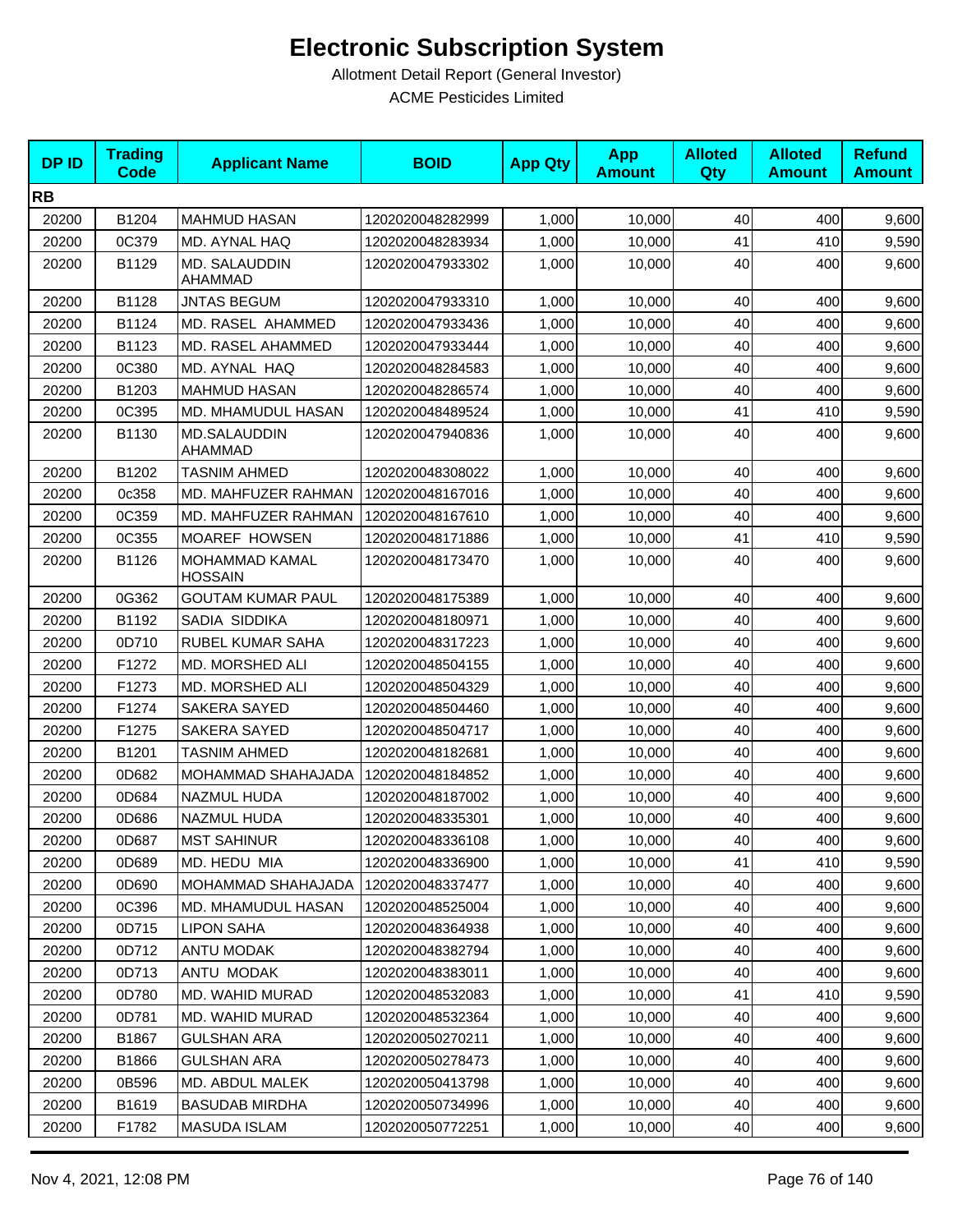# Electronic Subscription System

Allotment Detail Report (General Investor)

ACME Pesticides Limited

| DP ID | Trading Code | Applicant Name | BOID | App Qty | App Amount | Alloted Qty | Alloted Amount | Refund Amount |
|---|---|---|---|---|---|---|---|---|
| **RB** | | | | | | | | |
| 20200 | B1204 | MAHMUD HASAN | 1202020048282999 | 1,000 | 10,000 | 40 | 400 | 9,600 |
| 20200 | 0C379 | MD. AYNAL HAQ | 1202020048283934 | 1,000 | 10,000 | 41 | 410 | 9,590 |
| 20200 | B1129 | MD. SALAUDDIN AHAMMAD | 1202020047933302 | 1,000 | 10,000 | 40 | 400 | 9,600 |
| 20200 | B1128 | JNTAS BEGUM | 1202020047933310 | 1,000 | 10,000 | 40 | 400 | 9,600 |
| 20200 | B1124 | MD. RASEL AHAMMED | 1202020047933436 | 1,000 | 10,000 | 40 | 400 | 9,600 |
| 20200 | B1123 | MD. RASEL AHAMMED | 1202020047933444 | 1,000 | 10,000 | 40 | 400 | 9,600 |
| 20200 | 0C380 | MD. AYNAL HAQ | 1202020048284583 | 1,000 | 10,000 | 40 | 400 | 9,600 |
| 20200 | B1203 | MAHMUD HASAN | 1202020048286574 | 1,000 | 10,000 | 40 | 400 | 9,600 |
| 20200 | 0C395 | MD. MHAMUDUL HASAN | 1202020048489524 | 1,000 | 10,000 | 41 | 410 | 9,590 |
| 20200 | B1130 | MD.SALAUDDIN AHAMMAD | 1202020047940836 | 1,000 | 10,000 | 40 | 400 | 9,600 |
| 20200 | B1202 | TASNIM AHMED | 1202020048308022 | 1,000 | 10,000 | 40 | 400 | 9,600 |
| 20200 | 0c358 | MD. MAHFUZER RAHMAN | 1202020048167016 | 1,000 | 10,000 | 40 | 400 | 9,600 |
| 20200 | 0C359 | MD. MAHFUZER RAHMAN | 1202020048167610 | 1,000 | 10,000 | 40 | 400 | 9,600 |
| 20200 | 0C355 | MOAREF HOWSEN | 1202020048171886 | 1,000 | 10,000 | 41 | 410 | 9,590 |
| 20200 | B1126 | MOHAMMAD KAMAL HOSSAIN | 1202020048173470 | 1,000 | 10,000 | 40 | 400 | 9,600 |
| 20200 | 0G362 | GOUTAM KUMAR PAUL | 1202020048175389 | 1,000 | 10,000 | 40 | 400 | 9,600 |
| 20200 | B1192 | SADIA SIDDIKA | 1202020048180971 | 1,000 | 10,000 | 40 | 400 | 9,600 |
| 20200 | 0D710 | RUBEL KUMAR SAHA | 1202020048317223 | 1,000 | 10,000 | 40 | 400 | 9,600 |
| 20200 | F1272 | MD. MORSHED ALI | 1202020048504155 | 1,000 | 10,000 | 40 | 400 | 9,600 |
| 20200 | F1273 | MD. MORSHED ALI | 1202020048504329 | 1,000 | 10,000 | 40 | 400 | 9,600 |
| 20200 | F1274 | SAKERA SAYED | 1202020048504460 | 1,000 | 10,000 | 40 | 400 | 9,600 |
| 20200 | F1275 | SAKERA SAYED | 1202020048504717 | 1,000 | 10,000 | 40 | 400 | 9,600 |
| 20200 | B1201 | TASNIM AHMED | 1202020048182681 | 1,000 | 10,000 | 40 | 400 | 9,600 |
| 20200 | 0D682 | MOHAMMAD SHAHAJADA | 1202020048184852 | 1,000 | 10,000 | 40 | 400 | 9,600 |
| 20200 | 0D684 | NAZMUL HUDA | 1202020048187002 | 1,000 | 10,000 | 40 | 400 | 9,600 |
| 20200 | 0D686 | NAZMUL HUDA | 1202020048335301 | 1,000 | 10,000 | 40 | 400 | 9,600 |
| 20200 | 0D687 | MST SAHINUR | 1202020048336108 | 1,000 | 10,000 | 40 | 400 | 9,600 |
| 20200 | 0D689 | MD. HEDU MIA | 1202020048336900 | 1,000 | 10,000 | 41 | 410 | 9,590 |
| 20200 | 0D690 | MOHAMMAD SHAHAJADA | 1202020048337477 | 1,000 | 10,000 | 40 | 400 | 9,600 |
| 20200 | 0C396 | MD. MHAMUDUL HASAN | 1202020048525004 | 1,000 | 10,000 | 40 | 400 | 9,600 |
| 20200 | 0D715 | LIPON SAHA | 1202020048364938 | 1,000 | 10,000 | 40 | 400 | 9,600 |
| 20200 | 0D712 | ANTU MODAK | 1202020048382794 | 1,000 | 10,000 | 40 | 400 | 9,600 |
| 20200 | 0D713 | ANTU MODAK | 1202020048383011 | 1,000 | 10,000 | 40 | 400 | 9,600 |
| 20200 | 0D780 | MD. WAHID MURAD | 1202020048532083 | 1,000 | 10,000 | 41 | 410 | 9,590 |
| 20200 | 0D781 | MD. WAHID MURAD | 1202020048532364 | 1,000 | 10,000 | 40 | 400 | 9,600 |
| 20200 | B1867 | GULSHAN ARA | 1202020050270211 | 1,000 | 10,000 | 40 | 400 | 9,600 |
| 20200 | B1866 | GULSHAN ARA | 1202020050278473 | 1,000 | 10,000 | 40 | 400 | 9,600 |
| 20200 | 0B596 | MD. ABDUL MALEK | 1202020050413798 | 1,000 | 10,000 | 40 | 400 | 9,600 |
| 20200 | B1619 | BASUDAB MIRDHA | 1202020050734996 | 1,000 | 10,000 | 40 | 400 | 9,600 |
| 20200 | F1782 | MASUDA ISLAM | 1202020050772251 | 1,000 | 10,000 | 40 | 400 | 9,600 |

Nov 4, 2021, 12:08 PM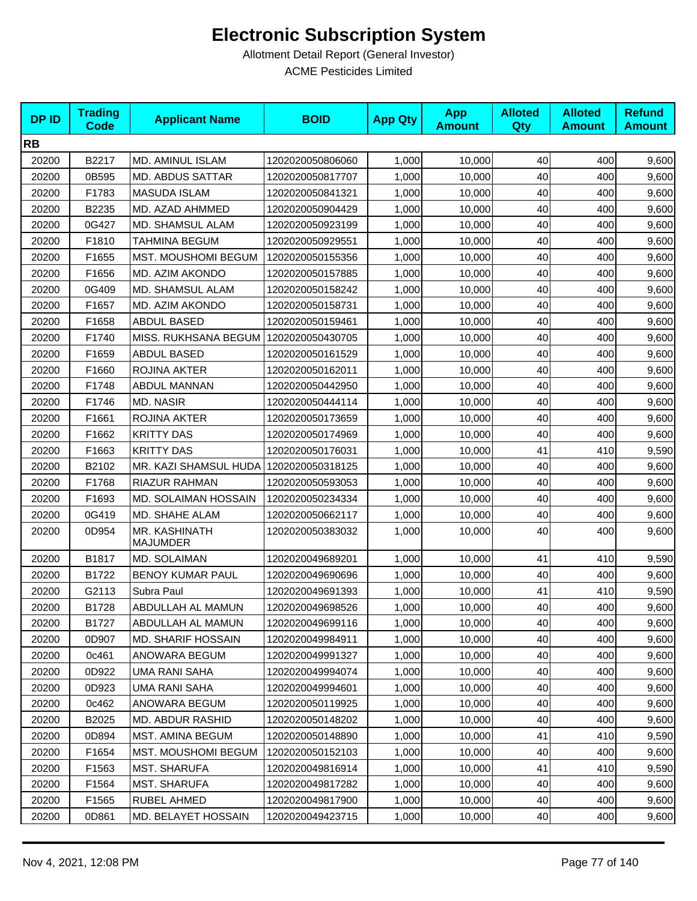# Electronic Subscription System

Allotment Detail Report (General Investor)

ACME Pesticides Limited

| DP ID | Trading Code | Applicant Name | BOID | App Qty | App Amount | Alloted Qty | Alloted Amount | Refund Amount |
|---|---|---|---|---|---|---|---|---|
| **RB** | | | | | | | | |
| 20200 | B2217 | MD. AMINUL ISLAM | 1202020050806060 | 1,000 | 10,000 | 40 | 400 | 9,600 |
| 20200 | 0B595 | MD. ABDUS SATTAR | 1202020050817707 | 1,000 | 10,000 | 40 | 400 | 9,600 |
| 20200 | F1783 | MASUDA ISLAM | 1202020050841321 | 1,000 | 10,000 | 40 | 400 | 9,600 |
| 20200 | B2235 | MD. AZAD AHMMED | 1202020050904429 | 1,000 | 10,000 | 40 | 400 | 9,600 |
| 20200 | 0G427 | MD. SHAMSUL ALAM | 1202020050923199 | 1,000 | 10,000 | 40 | 400 | 9,600 |
| 20200 | F1810 | TAHMINA BEGUM | 1202020050929551 | 1,000 | 10,000 | 40 | 400 | 9,600 |
| 20200 | F1655 | MST. MOUSHOMI BEGUM | 1202020050155356 | 1,000 | 10,000 | 40 | 400 | 9,600 |
| 20200 | F1656 | MD. AZIM AKONDO | 1202020050157885 | 1,000 | 10,000 | 40 | 400 | 9,600 |
| 20200 | 0G409 | MD. SHAMSUL ALAM | 1202020050158242 | 1,000 | 10,000 | 40 | 400 | 9,600 |
| 20200 | F1657 | MD. AZIM AKONDO | 1202020050158731 | 1,000 | 10,000 | 40 | 400 | 9,600 |
| 20200 | F1658 | ABDUL BASED | 1202020050159461 | 1,000 | 10,000 | 40 | 400 | 9,600 |
| 20200 | F1740 | MISS. RUKHSANA BEGUM | 1202020050430705 | 1,000 | 10,000 | 40 | 400 | 9,600 |
| 20200 | F1659 | ABDUL BASED | 1202020050161529 | 1,000 | 10,000 | 40 | 400 | 9,600 |
| 20200 | F1660 | ROJINA AKTER | 1202020050162011 | 1,000 | 10,000 | 40 | 400 | 9,600 |
| 20200 | F1748 | ABDUL MANNAN | 1202020050442950 | 1,000 | 10,000 | 40 | 400 | 9,600 |
| 20200 | F1746 | MD. NASIR | 1202020050444114 | 1,000 | 10,000 | 40 | 400 | 9,600 |
| 20200 | F1661 | ROJINA AKTER | 1202020050173659 | 1,000 | 10,000 | 40 | 400 | 9,600 |
| 20200 | F1662 | KRITTY DAS | 1202020050174969 | 1,000 | 10,000 | 40 | 400 | 9,600 |
| 20200 | F1663 | KRITTY DAS | 1202020050176031 | 1,000 | 10,000 | 41 | 410 | 9,590 |
| 20200 | B2102 | MR. KAZI SHAMSUL HUDA | 1202020050318125 | 1,000 | 10,000 | 40 | 400 | 9,600 |
| 20200 | F1768 | RIAZUR RAHMAN | 1202020050593053 | 1,000 | 10,000 | 40 | 400 | 9,600 |
| 20200 | F1693 | MD. SOLAIMAN HOSSAIN | 1202020050234334 | 1,000 | 10,000 | 40 | 400 | 9,600 |
| 20200 | 0G419 | MD. SHAHE ALAM | 1202020050662117 | 1,000 | 10,000 | 40 | 400 | 9,600 |
| 20200 | 0D954 | MR. KASHINATH MAJUMDER | 1202020050383032 | 1,000 | 10,000 | 40 | 400 | 9,600 |
| 20200 | B1817 | MD. SOLAIMAN | 1202020049689201 | 1,000 | 10,000 | 41 | 410 | 9,590 |
| 20200 | B1722 | BENOY KUMAR PAUL | 1202020049690696 | 1,000 | 10,000 | 40 | 400 | 9,600 |
| 20200 | G2113 | Subra Paul | 1202020049691393 | 1,000 | 10,000 | 41 | 410 | 9,590 |
| 20200 | B1728 | ABDULLAH AL MAMUN | 1202020049698526 | 1,000 | 10,000 | 40 | 400 | 9,600 |
| 20200 | B1727 | ABDULLAH AL MAMUN | 1202020049699116 | 1,000 | 10,000 | 40 | 400 | 9,600 |
| 20200 | 0D907 | MD. SHARIF HOSSAIN | 1202020049984911 | 1,000 | 10,000 | 40 | 400 | 9,600 |
| 20200 | 0c461 | ANOWARA BEGUM | 1202020049991327 | 1,000 | 10,000 | 40 | 400 | 9,600 |
| 20200 | 0D922 | UMA RANI SAHA | 1202020049994074 | 1,000 | 10,000 | 40 | 400 | 9,600 |
| 20200 | 0D923 | UMA RANI SAHA | 1202020049994601 | 1,000 | 10,000 | 40 | 400 | 9,600 |
| 20200 | 0c462 | ANOWARA BEGUM | 1202020050119925 | 1,000 | 10,000 | 40 | 400 | 9,600 |
| 20200 | B2025 | MD. ABDUR RASHID | 1202020050148202 | 1,000 | 10,000 | 40 | 400 | 9,600 |
| 20200 | 0D894 | MST. AMINA BEGUM | 1202020050148890 | 1,000 | 10,000 | 41 | 410 | 9,590 |
| 20200 | F1654 | MST. MOUSHOMI BEGUM | 1202020050152103 | 1,000 | 10,000 | 40 | 400 | 9,600 |
| 20200 | F1563 | MST. SHARUFA | 1202020049816914 | 1,000 | 10,000 | 41 | 410 | 9,590 |
| 20200 | F1564 | MST. SHARUFA | 1202020049817282 | 1,000 | 10,000 | 40 | 400 | 9,600 |
| 20200 | F1565 | RUBEL AHMED | 1202020049817900 | 1,000 | 10,000 | 40 | 400 | 9,600 |
| 20200 | 0D861 | MD. BELAYET HOSSAIN | 1202020049423715 | 1,000 | 10,000 | 40 | 400 | 9,600 |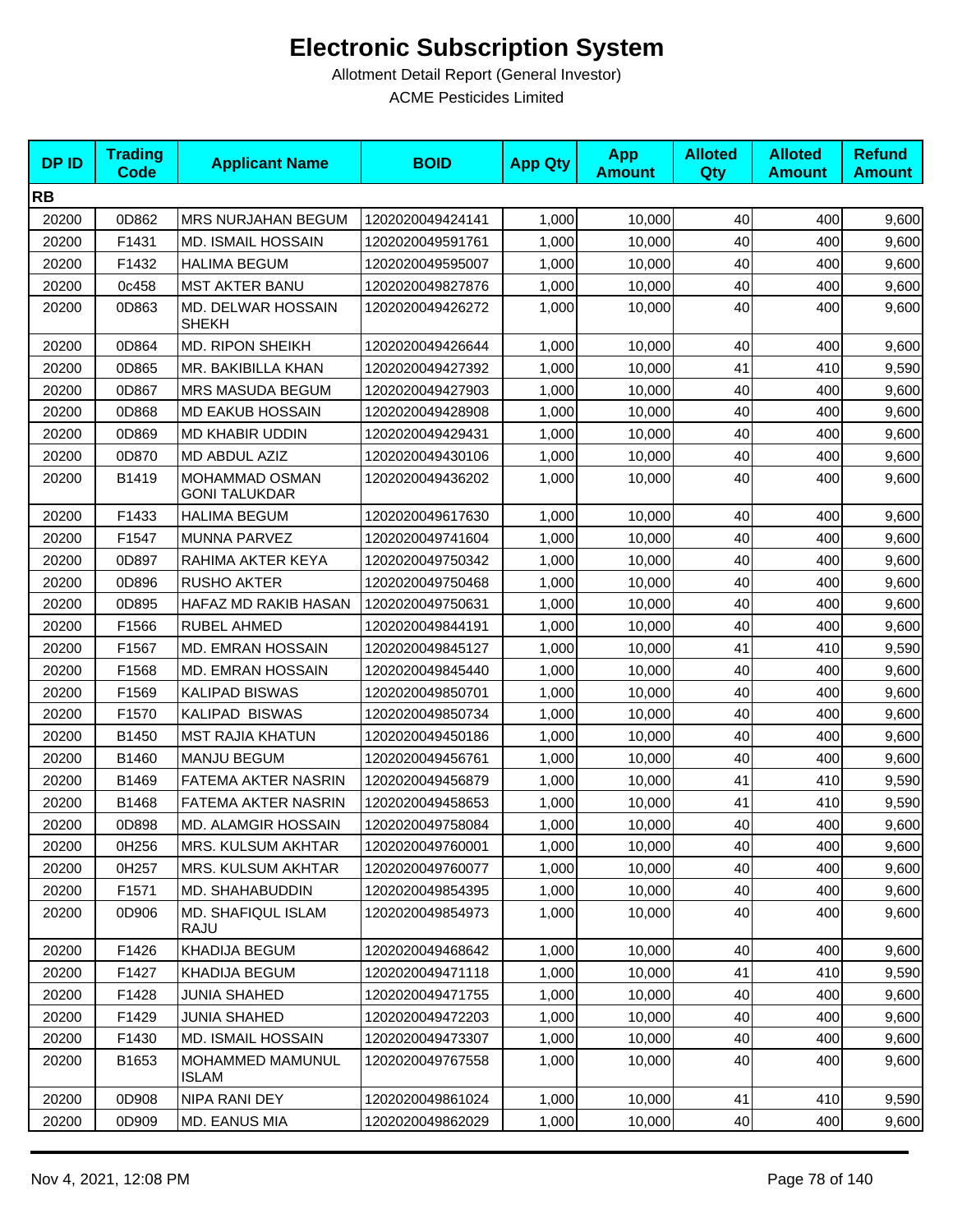# Electronic Subscription System

Allotment Detail Report (General Investor)

ACME Pesticides Limited

| DP ID | Trading Code | Applicant Name | BOID | App Qty | App Amount | Alloted Qty | Alloted Amount | Refund Amount |
|---|---|---|---|---|---|---|---|---|
| **RB** | | | | | | | | |
| 20200 | 0D862 | MRS NURJAHAN BEGUM | 1202020049424141 | 1,000 | 10,000 | 40 | 400 | 9,600 |
| 20200 | F1431 | MD. ISMAIL HOSSAIN | 1202020049591761 | 1,000 | 10,000 | 40 | 400 | 9,600 |
| 20200 | F1432 | HALIMA BEGUM | 1202020049595007 | 1,000 | 10,000 | 40 | 400 | 9,600 |
| 20200 | 0c458 | MST AKTER BANU | 1202020049827876 | 1,000 | 10,000 | 40 | 400 | 9,600 |
| 20200 | 0D863 | MD. DELWAR HOSSAIN SHEKH | 1202020049426272 | 1,000 | 10,000 | 40 | 400 | 9,600 |
| 20200 | 0D864 | MD. RIPON SHEIKH | 1202020049426644 | 1,000 | 10,000 | 40 | 400 | 9,600 |
| 20200 | 0D865 | MR. BAKIBILLA KHAN | 1202020049427392 | 1,000 | 10,000 | 41 | 410 | 9,590 |
| 20200 | 0D867 | MRS MASUDA BEGUM | 1202020049427903 | 1,000 | 10,000 | 40 | 400 | 9,600 |
| 20200 | 0D868 | MD EAKUB HOSSAIN | 1202020049428908 | 1,000 | 10,000 | 40 | 400 | 9,600 |
| 20200 | 0D869 | MD KHABIR UDDIN | 1202020049429431 | 1,000 | 10,000 | 40 | 400 | 9,600 |
| 20200 | 0D870 | MD ABDUL AZIZ | 1202020049430106 | 1,000 | 10,000 | 40 | 400 | 9,600 |
| 20200 | B1419 | MOHAMMAD OSMAN GONI TALUKDAR | 1202020049436202 | 1,000 | 10,000 | 40 | 400 | 9,600 |
| 20200 | F1433 | HALIMA BEGUM | 1202020049617630 | 1,000 | 10,000 | 40 | 400 | 9,600 |
| 20200 | F1547 | MUNNA PARVEZ | 1202020049741604 | 1,000 | 10,000 | 40 | 400 | 9,600 |
| 20200 | 0D897 | RAHIMA AKTER KEYA | 1202020049750342 | 1,000 | 10,000 | 40 | 400 | 9,600 |
| 20200 | 0D896 | RUSHO AKTER | 1202020049750468 | 1,000 | 10,000 | 40 | 400 | 9,600 |
| 20200 | 0D895 | HAFAZ MD RAKIB HASAN | 1202020049750631 | 1,000 | 10,000 | 40 | 400 | 9,600 |
| 20200 | F1566 | RUBEL AHMED | 1202020049844191 | 1,000 | 10,000 | 40 | 400 | 9,600 |
| 20200 | F1567 | MD. EMRAN HOSSAIN | 1202020049845127 | 1,000 | 10,000 | 41 | 410 | 9,590 |
| 20200 | F1568 | MD. EMRAN HOSSAIN | 1202020049845440 | 1,000 | 10,000 | 40 | 400 | 9,600 |
| 20200 | F1569 | KALIPAD BISWAS | 1202020049850701 | 1,000 | 10,000 | 40 | 400 | 9,600 |
| 20200 | F1570 | KALIPAD  BISWAS | 1202020049850734 | 1,000 | 10,000 | 40 | 400 | 9,600 |
| 20200 | B1450 | MST RAJIA KHATUN | 1202020049450186 | 1,000 | 10,000 | 40 | 400 | 9,600 |
| 20200 | B1460 | MANJU BEGUM | 1202020049456761 | 1,000 | 10,000 | 40 | 400 | 9,600 |
| 20200 | B1469 | FATEMA AKTER NASRIN | 1202020049456879 | 1,000 | 10,000 | 41 | 410 | 9,590 |
| 20200 | B1468 | FATEMA AKTER NASRIN | 1202020049458653 | 1,000 | 10,000 | 41 | 410 | 9,590 |
| 20200 | 0D898 | MD. ALAMGIR HOSSAIN | 1202020049758084 | 1,000 | 10,000 | 40 | 400 | 9,600 |
| 20200 | 0H256 | MRS. KULSUM AKHTAR | 1202020049760001 | 1,000 | 10,000 | 40 | 400 | 9,600 |
| 20200 | 0H257 | MRS. KULSUM AKHTAR | 1202020049760077 | 1,000 | 10,000 | 40 | 400 | 9,600 |
| 20200 | F1571 | MD. SHAHABUDDIN | 1202020049854395 | 1,000 | 10,000 | 40 | 400 | 9,600 |
| 20200 | 0D906 | MD. SHAFIQUL ISLAM RAJU | 1202020049854973 | 1,000 | 10,000 | 40 | 400 | 9,600 |
| 20200 | F1426 | KHADIJA BEGUM | 1202020049468642 | 1,000 | 10,000 | 40 | 400 | 9,600 |
| 20200 | F1427 | KHADIJA BEGUM | 1202020049471118 | 1,000 | 10,000 | 41 | 410 | 9,590 |
| 20200 | F1428 | JUNIA SHAHED | 1202020049471755 | 1,000 | 10,000 | 40 | 400 | 9,600 |
| 20200 | F1429 | JUNIA SHAHED | 1202020049472203 | 1,000 | 10,000 | 40 | 400 | 9,600 |
| 20200 | F1430 | MD. ISMAIL HOSSAIN | 1202020049473307 | 1,000 | 10,000 | 40 | 400 | 9,600 |
| 20200 | B1653 | MOHAMMED MAMUNUL ISLAM | 1202020049767558 | 1,000 | 10,000 | 40 | 400 | 9,600 |
| 20200 | 0D908 | NIPA RANI DEY | 1202020049861024 | 1,000 | 10,000 | 41 | 410 | 9,590 |
| 20200 | 0D909 | MD. EANUS MIA | 1202020049862029 | 1,000 | 10,000 | 40 | 400 | 9,600 |

Nov 4, 2021, 12:08 PM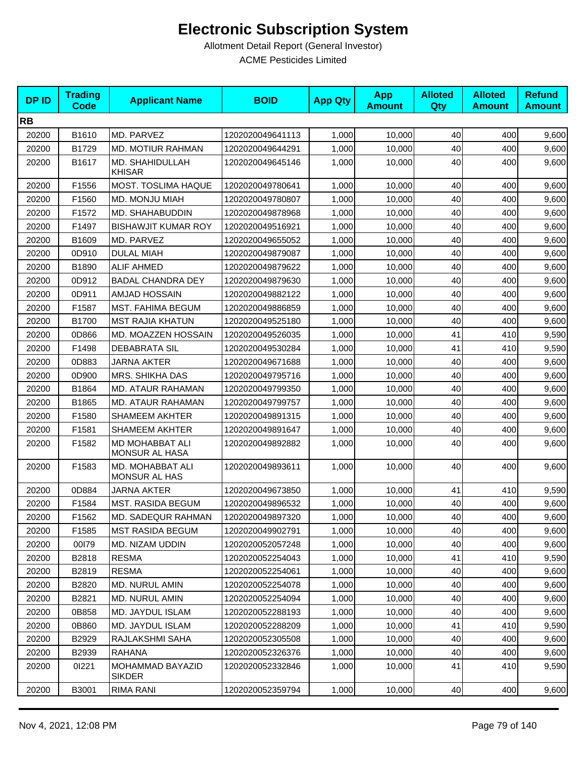# Electronic Subscription System

Allotment Detail Report (General Investor)

ACME Pesticides Limited

| DP ID | Trading Code | Applicant Name | BOID | App Qty | App Amount | Alloted Qty | Alloted Amount | Refund Amount |
|---|---|---|---|---|---|---|---|---|
| **RB** | | | | | | | | |
| 20200 | B1610 | MD. PARVEZ | 1202020049641113 | 1,000 | 10,000 | 40 | 400 | 9,600 |
| 20200 | B1729 | MD. MOTIUR RAHMAN | 1202020049644291 | 1,000 | 10,000 | 40 | 400 | 9,600 |
| 20200 | B1617 | MD. SHAHIDULLAH KHISAR | 1202020049645146 | 1,000 | 10,000 | 40 | 400 | 9,600 |
| 20200 | F1556 | MOST. TOSLIMA HAQUE | 1202020049780641 | 1,000 | 10,000 | 40 | 400 | 9,600 |
| 20200 | F1560 | MD. MONJU MIAH | 1202020049780807 | 1,000 | 10,000 | 40 | 400 | 9,600 |
| 20200 | F1572 | MD. SHAHABUDDIN | 1202020049878968 | 1,000 | 10,000 | 40 | 400 | 9,600 |
| 20200 | F1497 | BISHAWJIT KUMAR ROY | 1202020049516921 | 1,000 | 10,000 | 40 | 400 | 9,600 |
| 20200 | B1609 | MD. PARVEZ | 1202020049655052 | 1,000 | 10,000 | 40 | 400 | 9,600 |
| 20200 | 0D910 | DULAL MIAH | 1202020049879087 | 1,000 | 10,000 | 40 | 400 | 9,600 |
| 20200 | B1890 | ALIF AHMED | 1202020049879622 | 1,000 | 10,000 | 40 | 400 | 9,600 |
| 20200 | 0D912 | BADAL CHANDRA DEY | 1202020049879630 | 1,000 | 10,000 | 40 | 400 | 9,600 |
| 20200 | 0D911 | AMJAD HOSSAIN | 1202020049882122 | 1,000 | 10,000 | 40 | 400 | 9,600 |
| 20200 | F1587 | MST. FAHIMA BEGUM | 1202020049886859 | 1,000 | 10,000 | 40 | 400 | 9,600 |
| 20200 | B1700 | MST RAJIA KHATUN | 1202020049525180 | 1,000 | 10,000 | 40 | 400 | 9,600 |
| 20200 | 0D866 | MD. MOAZZEN HOSSAIN | 1202020049526035 | 1,000 | 10,000 | 41 | 410 | 9,590 |
| 20200 | F1498 | DEBABRATA SIL | 1202020049530284 | 1,000 | 10,000 | 41 | 410 | 9,590 |
| 20200 | 0D883 | JARNA AKTER | 1202020049671688 | 1,000 | 10,000 | 40 | 400 | 9,600 |
| 20200 | 0D900 | MRS. SHIKHA DAS | 1202020049795716 | 1,000 | 10,000 | 40 | 400 | 9,600 |
| 20200 | B1864 | MD. ATAUR RAHAMAN | 1202020049799350 | 1,000 | 10,000 | 40 | 400 | 9,600 |
| 20200 | B1865 | MD. ATAUR RAHAMAN | 1202020049799757 | 1,000 | 10,000 | 40 | 400 | 9,600 |
| 20200 | F1580 | SHAMEEM AKHTER | 1202020049891315 | 1,000 | 10,000 | 40 | 400 | 9,600 |
| 20200 | F1581 | SHAMEEM AKHTER | 1202020049891647 | 1,000 | 10,000 | 40 | 400 | 9,600 |
| 20200 | F1582 | MD MOHABBAT ALI MONSUR AL HASA | 1202020049892882 | 1,000 | 10,000 | 40 | 400 | 9,600 |
| 20200 | F1583 | MD. MOHABBAT ALI MONSUR AL HAS | 1202020049893611 | 1,000 | 10,000 | 40 | 400 | 9,600 |
| 20200 | 0D884 | JARNA AKTER | 1202020049673850 | 1,000 | 10,000 | 41 | 410 | 9,590 |
| 20200 | F1584 | MST. RASIDA BEGUM | 1202020049896532 | 1,000 | 10,000 | 40 | 400 | 9,600 |
| 20200 | F1562 | MD. SADEQUR RAHMAN | 1202020049897320 | 1,000 | 10,000 | 40 | 400 | 9,600 |
| 20200 | F1585 | MST RASIDA BEGUM | 1202020049902791 | 1,000 | 10,000 | 40 | 400 | 9,600 |
| 20200 | 00I79 | MD. NIZAM UDDIN | 1202020052057248 | 1,000 | 10,000 | 40 | 400 | 9,600 |
| 20200 | B2818 | RESMA | 1202020052254043 | 1,000 | 10,000 | 41 | 410 | 9,590 |
| 20200 | B2819 | RESMA | 1202020052254061 | 1,000 | 10,000 | 40 | 400 | 9,600 |
| 20200 | B2820 | MD. NURUL AMIN | 1202020052254078 | 1,000 | 10,000 | 40 | 400 | 9,600 |
| 20200 | B2821 | MD. NURUL AMIN | 1202020052254094 | 1,000 | 10,000 | 40 | 400 | 9,600 |
| 20200 | 0B858 | MD. JAYDUL ISLAM | 1202020052288193 | 1,000 | 10,000 | 40 | 400 | 9,600 |
| 20200 | 0B860 | MD. JAYDUL ISLAM | 1202020052288209 | 1,000 | 10,000 | 41 | 410 | 9,590 |
| 20200 | B2929 | RAJLAKSHMI SAHA | 1202020052305508 | 1,000 | 10,000 | 40 | 400 | 9,600 |
| 20200 | B2939 | RAHANA | 1202020052326376 | 1,000 | 10,000 | 40 | 400 | 9,600 |
| 20200 | 0I221 | MOHAMMAD BAYAZID SIKDER | 1202020052332846 | 1,000 | 10,000 | 41 | 410 | 9,590 |
| 20200 | B3001 | RIMA RANI | 1202020052359794 | 1,000 | 10,000 | 40 | 400 | 9,600 |

Nov 4, 2021, 12:08 PM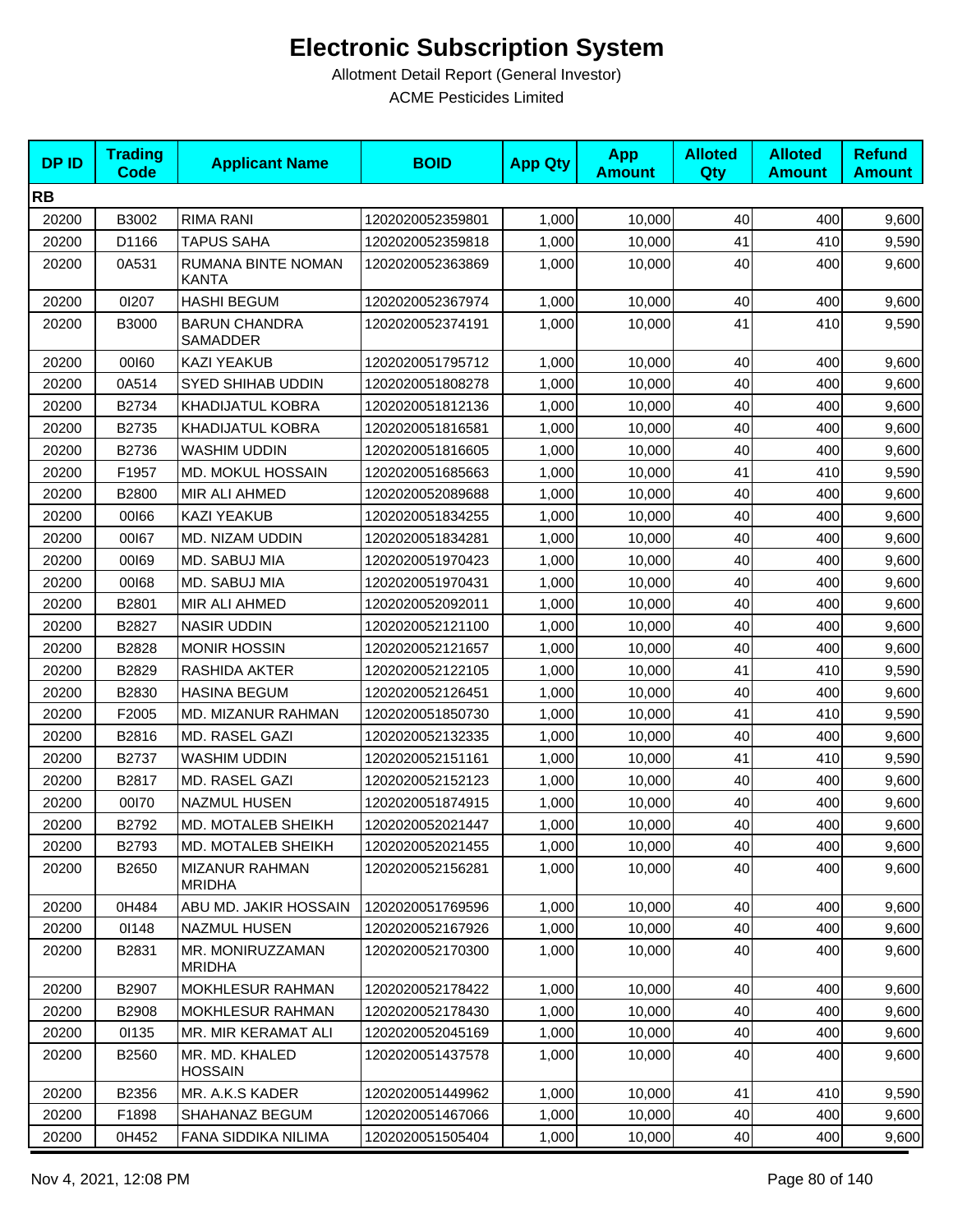# Electronic Subscription System

Allotment Detail Report (General Investor)

ACME Pesticides Limited

| DP ID | Trading Code | Applicant Name | BOID | App Qty | App Amount | Alloted Qty | Alloted Amount | Refund Amount |
|---|---|---|---|---|---|---|---|---|
| **RB** | | | | | | | | |
| 20200 | B3002 | RIMA RANI | 1202020052359801 | 1,000 | 10,000 | 40 | 400 | 9,600 |
| 20200 | D1166 | TAPUS SAHA | 1202020052359818 | 1,000 | 10,000 | 41 | 410 | 9,590 |
| 20200 | 0A531 | RUMANA BINTE NOMAN KANTA | 1202020052363869 | 1,000 | 10,000 | 40 | 400 | 9,600 |
| 20200 | 0I207 | HASHI BEGUM | 1202020052367974 | 1,000 | 10,000 | 40 | 400 | 9,600 |
| 20200 | B3000 | BARUN CHANDRA SAMADDER | 1202020052374191 | 1,000 | 10,000 | 41 | 410 | 9,590 |
| 20200 | 00I60 | KAZI YEAKUB | 1202020051795712 | 1,000 | 10,000 | 40 | 400 | 9,600 |
| 20200 | 0A514 | SYED SHIHAB UDDIN | 1202020051808278 | 1,000 | 10,000 | 40 | 400 | 9,600 |
| 20200 | B2734 | KHADIJATUL KOBRA | 1202020051812136 | 1,000 | 10,000 | 40 | 400 | 9,600 |
| 20200 | B2735 | KHADIJATUL KOBRA | 1202020051816581 | 1,000 | 10,000 | 40 | 400 | 9,600 |
| 20200 | B2736 | WASHIM UDDIN | 1202020051816605 | 1,000 | 10,000 | 40 | 400 | 9,600 |
| 20200 | F1957 | MD. MOKUL HOSSAIN | 1202020051685663 | 1,000 | 10,000 | 41 | 410 | 9,590 |
| 20200 | B2800 | MIR ALI AHMED | 1202020052089688 | 1,000 | 10,000 | 40 | 400 | 9,600 |
| 20200 | 00I66 | KAZI YEAKUB | 1202020051834255 | 1,000 | 10,000 | 40 | 400 | 9,600 |
| 20200 | 00I67 | MD. NIZAM UDDIN | 1202020051834281 | 1,000 | 10,000 | 40 | 400 | 9,600 |
| 20200 | 00I69 | MD. SABUJ MIA | 1202020051970423 | 1,000 | 10,000 | 40 | 400 | 9,600 |
| 20200 | 00I68 | MD. SABUJ MIA | 1202020051970431 | 1,000 | 10,000 | 40 | 400 | 9,600 |
| 20200 | B2801 | MIR ALI AHMED | 1202020052092011 | 1,000 | 10,000 | 40 | 400 | 9,600 |
| 20200 | B2827 | NASIR UDDIN | 1202020052121100 | 1,000 | 10,000 | 40 | 400 | 9,600 |
| 20200 | B2828 | MONIR HOSSIN | 1202020052121657 | 1,000 | 10,000 | 40 | 400 | 9,600 |
| 20200 | B2829 | RASHIDA AKTER | 1202020052122105 | 1,000 | 10,000 | 41 | 410 | 9,590 |
| 20200 | B2830 | HASINA BEGUM | 1202020052126451 | 1,000 | 10,000 | 40 | 400 | 9,600 |
| 20200 | F2005 | MD. MIZANUR RAHMAN | 1202020051850730 | 1,000 | 10,000 | 41 | 410 | 9,590 |
| 20200 | B2816 | MD. RASEL GAZI | 1202020052132335 | 1,000 | 10,000 | 40 | 400 | 9,600 |
| 20200 | B2737 | WASHIM UDDIN | 1202020052151161 | 1,000 | 10,000 | 41 | 410 | 9,590 |
| 20200 | B2817 | MD. RASEL GAZI | 1202020052152123 | 1,000 | 10,000 | 40 | 400 | 9,600 |
| 20200 | 00I70 | NAZMUL HUSEN | 1202020051874915 | 1,000 | 10,000 | 40 | 400 | 9,600 |
| 20200 | B2792 | MD. MOTALEB SHEIKH | 1202020052021447 | 1,000 | 10,000 | 40 | 400 | 9,600 |
| 20200 | B2793 | MD. MOTALEB SHEIKH | 1202020052021455 | 1,000 | 10,000 | 40 | 400 | 9,600 |
| 20200 | B2650 | MIZANUR RAHMAN MRIDHA | 1202020052156281 | 1,000 | 10,000 | 40 | 400 | 9,600 |
| 20200 | 0H484 | ABU MD. JAKIR HOSSAIN | 1202020051769596 | 1,000 | 10,000 | 40 | 400 | 9,600 |
| 20200 | 01148 | NAZMUL HUSEN | 1202020052167926 | 1,000 | 10,000 | 40 | 400 | 9,600 |
| 20200 | B2831 | MR. MONIRUZZAMAN MRIDHA | 1202020052170300 | 1,000 | 10,000 | 40 | 400 | 9,600 |
| 20200 | B2907 | MOKHLESUR RAHMAN | 1202020052178422 | 1,000 | 10,000 | 40 | 400 | 9,600 |
| 20200 | B2908 | MOKHLESUR RAHMAN | 1202020052178430 | 1,000 | 10,000 | 40 | 400 | 9,600 |
| 20200 | 01135 | MR. MIR KERAMAT ALI | 1202020052045169 | 1,000 | 10,000 | 40 | 400 | 9,600 |
| 20200 | B2560 | MR. MD. KHALED HOSSAIN | 1202020051437578 | 1,000 | 10,000 | 40 | 400 | 9,600 |
| 20200 | B2356 | MR. A.K.S KADER | 1202020051449962 | 1,000 | 10,000 | 41 | 410 | 9,590 |
| 20200 | F1898 | SHAHANAZ BEGUM | 1202020051467066 | 1,000 | 10,000 | 40 | 400 | 9,600 |
| 20200 | 0H452 | FANA SIDDIKA NILIMA | 1202020051505404 | 1,000 | 10,000 | 40 | 400 | 9,600 |

Nov 4, 2021, 12:08 PM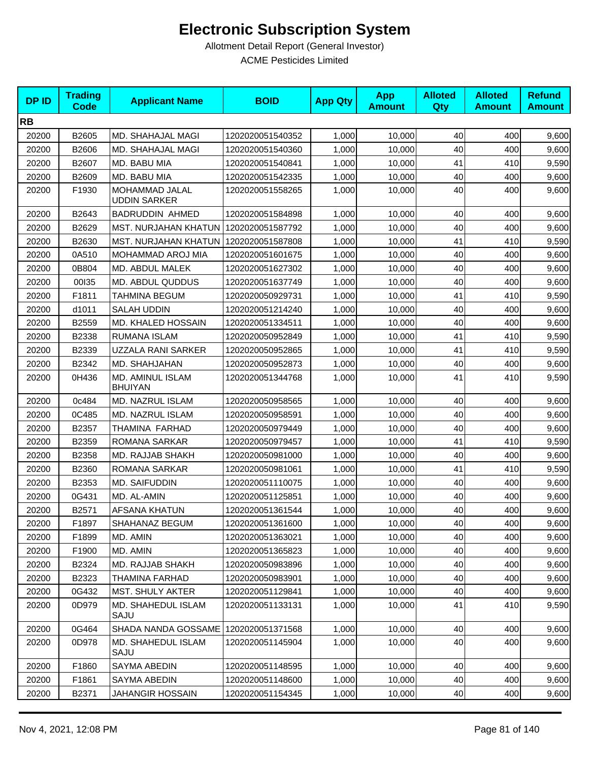# Electronic Subscription System

Allotment Detail Report (General Investor)

ACME Pesticides Limited

| DP ID | Trading Code | Applicant Name | BOID | App Qty | App Amount | Alloted Qty | Alloted Amount | Refund Amount |
|---|---|---|---|---|---|---|---|---|
| **RB** | | | | | | | | |
| 20200 | B2605 | MD. SHAHAJAL MAGI | 1202020051540352 | 1,000 | 10,000 | 40 | 400 | 9,600 |
| 20200 | B2606 | MD. SHAHAJAL MAGI | 1202020051540360 | 1,000 | 10,000 | 40 | 400 | 9,600 |
| 20200 | B2607 | MD. BABU MIA | 1202020051540841 | 1,000 | 10,000 | 41 | 410 | 9,590 |
| 20200 | B2609 | MD. BABU MIA | 1202020051542335 | 1,000 | 10,000 | 40 | 400 | 9,600 |
| 20200 | F1930 | MOHAMMAD JALAL UDDIN SARKER | 1202020051558265 | 1,000 | 10,000 | 40 | 400 | 9,600 |
| 20200 | B2643 | BADRUDDIN AHMED | 1202020051584898 | 1,000 | 10,000 | 40 | 400 | 9,600 |
| 20200 | B2629 | MST. NURJAHAN KHATUN | 1202020051587792 | 1,000 | 10,000 | 40 | 400 | 9,600 |
| 20200 | B2630 | MST. NURJAHAN KHATUN | 1202020051587808 | 1,000 | 10,000 | 41 | 410 | 9,590 |
| 20200 | 0A510 | MOHAMMAD AROJ MIA | 1202020051601675 | 1,000 | 10,000 | 40 | 400 | 9,600 |
| 20200 | 0B804 | MD. ABDUL MALEK | 1202020051627302 | 1,000 | 10,000 | 40 | 400 | 9,600 |
| 20200 | 00I35 | MD. ABDUL QUDDUS | 1202020051637749 | 1,000 | 10,000 | 40 | 400 | 9,600 |
| 20200 | F1811 | TAHMINA BEGUM | 1202020050929731 | 1,000 | 10,000 | 41 | 410 | 9,590 |
| 20200 | d1011 | SALAH UDDIN | 1202020051214240 | 1,000 | 10,000 | 40 | 400 | 9,600 |
| 20200 | B2559 | MD. KHALED HOSSAIN | 1202020051334511 | 1,000 | 10,000 | 40 | 400 | 9,600 |
| 20200 | B2338 | RUMANA ISLAM | 1202020050952849 | 1,000 | 10,000 | 41 | 410 | 9,590 |
| 20200 | B2339 | UZZALA RANI SARKER | 1202020050952865 | 1,000 | 10,000 | 41 | 410 | 9,590 |
| 20200 | B2342 | MD. SHAHJAHAN | 1202020050952873 | 1,000 | 10,000 | 40 | 400 | 9,600 |
| 20200 | 0H436 | MD. AMINUL ISLAM BHUIYAN | 1202020051344768 | 1,000 | 10,000 | 41 | 410 | 9,590 |
| 20200 | 0c484 | MD. NAZRUL ISLAM | 1202020050958565 | 1,000 | 10,000 | 40 | 400 | 9,600 |
| 20200 | 0C485 | MD. NAZRUL ISLAM | 1202020050958591 | 1,000 | 10,000 | 40 | 400 | 9,600 |
| 20200 | B2357 | THAMINA FARHAD | 1202020050979449 | 1,000 | 10,000 | 40 | 400 | 9,600 |
| 20200 | B2359 | ROMANA SARKAR | 1202020050979457 | 1,000 | 10,000 | 41 | 410 | 9,590 |
| 20200 | B2358 | MD. RAJJAB SHAKH | 1202020050981000 | 1,000 | 10,000 | 40 | 400 | 9,600 |
| 20200 | B2360 | ROMANA SARKAR | 1202020050981061 | 1,000 | 10,000 | 41 | 410 | 9,590 |
| 20200 | B2353 | MD. SAIFUDDIN | 1202020051110075 | 1,000 | 10,000 | 40 | 400 | 9,600 |
| 20200 | 0G431 | MD. AL-AMIN | 1202020051125851 | 1,000 | 10,000 | 40 | 400 | 9,600 |
| 20200 | B2571 | AFSANA KHATUN | 1202020051361544 | 1,000 | 10,000 | 40 | 400 | 9,600 |
| 20200 | F1897 | SHAHANAZ BEGUM | 1202020051361600 | 1,000 | 10,000 | 40 | 400 | 9,600 |
| 20200 | F1899 | MD. AMIN | 1202020051363021 | 1,000 | 10,000 | 40 | 400 | 9,600 |
| 20200 | F1900 | MD. AMIN | 1202020051365823 | 1,000 | 10,000 | 40 | 400 | 9,600 |
| 20200 | B2324 | MD. RAJJAB SHAKH | 1202020050983896 | 1,000 | 10,000 | 40 | 400 | 9,600 |
| 20200 | B2323 | THAMINA FARHAD | 1202020050983901 | 1,000 | 10,000 | 40 | 400 | 9,600 |
| 20200 | 0G432 | MST. SHULY AKTER | 1202020051129841 | 1,000 | 10,000 | 40 | 400 | 9,600 |
| 20200 | 0D979 | MD. SHAHEDUL ISLAM SAJU | 1202020051133131 | 1,000 | 10,000 | 41 | 410 | 9,590 |
| 20200 | 0G464 | SHADA NANDA GOSSAME | 1202020051371568 | 1,000 | 10,000 | 40 | 400 | 9,600 |
| 20200 | 0D978 | MD. SHAHEDUL ISLAM SAJU | 1202020051145904 | 1,000 | 10,000 | 40 | 400 | 9,600 |
| 20200 | F1860 | SAYMA ABEDIN | 1202020051148595 | 1,000 | 10,000 | 40 | 400 | 9,600 |
| 20200 | F1861 | SAYMA ABEDIN | 1202020051148600 | 1,000 | 10,000 | 40 | 400 | 9,600 |
| 20200 | B2371 | JAHANGIR HOSSAIN | 1202020051154345 | 1,000 | 10,000 | 40 | 400 | 9,600 |

Nov 4, 2021, 12:08 PM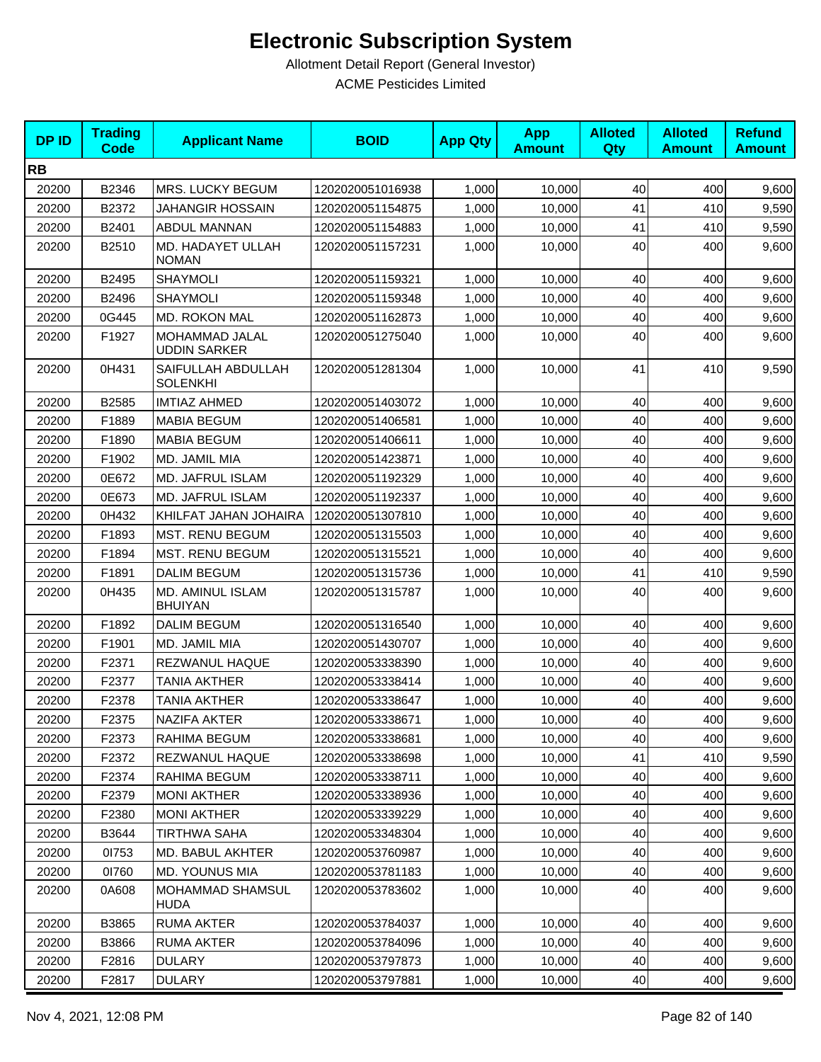# Electronic Subscription System

Allotment Detail Report (General Investor)

ACME Pesticides Limited

| DP ID | Trading Code | Applicant Name | BOID | App Qty | App Amount | Alloted Qty | Alloted Amount | Refund Amount |
|---|---|---|---|---|---|---|---|---|
| **RB** | | | | | | | | |
| 20200 | B2346 | MRS. LUCKY BEGUM | 1202020051016938 | 1,000 | 10,000 | 40 | 400 | 9,600 |
| 20200 | B2372 | JAHANGIR HOSSAIN | 1202020051154875 | 1,000 | 10,000 | 41 | 410 | 9,590 |
| 20200 | B2401 | ABDUL MANNAN | 1202020051154883 | 1,000 | 10,000 | 41 | 410 | 9,590 |
| 20200 | B2510 | MD. HADAYET ULLAH NOMAN | 1202020051157231 | 1,000 | 10,000 | 40 | 400 | 9,600 |
| 20200 | B2495 | SHAYMOLI | 1202020051159321 | 1,000 | 10,000 | 40 | 400 | 9,600 |
| 20200 | B2496 | SHAYMOLI | 1202020051159348 | 1,000 | 10,000 | 40 | 400 | 9,600 |
| 20200 | 0G445 | MD. ROKON MAL | 1202020051162873 | 1,000 | 10,000 | 40 | 400 | 9,600 |
| 20200 | F1927 | MOHAMMAD JALAL UDDIN SARKER | 1202020051275040 | 1,000 | 10,000 | 40 | 400 | 9,600 |
| 20200 | 0H431 | SAIFULLAH ABDULLAH SOLENKHI | 1202020051281304 | 1,000 | 10,000 | 41 | 410 | 9,590 |
| 20200 | B2585 | IMTIAZ AHMED | 1202020051403072 | 1,000 | 10,000 | 40 | 400 | 9,600 |
| 20200 | F1889 | MABIA BEGUM | 1202020051406581 | 1,000 | 10,000 | 40 | 400 | 9,600 |
| 20200 | F1890 | MABIA BEGUM | 1202020051406611 | 1,000 | 10,000 | 40 | 400 | 9,600 |
| 20200 | F1902 | MD. JAMIL MIA | 1202020051423871 | 1,000 | 10,000 | 40 | 400 | 9,600 |
| 20200 | 0E672 | MD. JAFRUL ISLAM | 1202020051192329 | 1,000 | 10,000 | 40 | 400 | 9,600 |
| 20200 | 0E673 | MD. JAFRUL ISLAM | 1202020051192337 | 1,000 | 10,000 | 40 | 400 | 9,600 |
| 20200 | 0H432 | KHILFAT JAHAN JOHAIRA | 1202020051307810 | 1,000 | 10,000 | 40 | 400 | 9,600 |
| 20200 | F1893 | MST. RENU BEGUM | 1202020051315503 | 1,000 | 10,000 | 40 | 400 | 9,600 |
| 20200 | F1894 | MST. RENU BEGUM | 1202020051315521 | 1,000 | 10,000 | 40 | 400 | 9,600 |
| 20200 | F1891 | DALIM BEGUM | 1202020051315736 | 1,000 | 10,000 | 41 | 410 | 9,590 |
| 20200 | 0H435 | MD. AMINUL ISLAM BHUIYAN | 1202020051315787 | 1,000 | 10,000 | 40 | 400 | 9,600 |
| 20200 | F1892 | DALIM BEGUM | 1202020051316540 | 1,000 | 10,000 | 40 | 400 | 9,600 |
| 20200 | F1901 | MD. JAMIL MIA | 1202020051430707 | 1,000 | 10,000 | 40 | 400 | 9,600 |
| 20200 | F2371 | REZWANUL HAQUE | 1202020053338390 | 1,000 | 10,000 | 40 | 400 | 9,600 |
| 20200 | F2377 | TANIA AKTHER | 1202020053338414 | 1,000 | 10,000 | 40 | 400 | 9,600 |
| 20200 | F2378 | TANIA AKTHER | 1202020053338647 | 1,000 | 10,000 | 40 | 400 | 9,600 |
| 20200 | F2375 | NAZIFA AKTER | 1202020053338671 | 1,000 | 10,000 | 40 | 400 | 9,600 |
| 20200 | F2373 | RAHIMA BEGUM | 1202020053338681 | 1,000 | 10,000 | 40 | 400 | 9,600 |
| 20200 | F2372 | REZWANUL HAQUE | 1202020053338698 | 1,000 | 10,000 | 41 | 410 | 9,590 |
| 20200 | F2374 | RAHIMA BEGUM | 1202020053338711 | 1,000 | 10,000 | 40 | 400 | 9,600 |
| 20200 | F2379 | MONI AKTHER | 1202020053338936 | 1,000 | 10,000 | 40 | 400 | 9,600 |
| 20200 | F2380 | MONI AKTHER | 1202020053339229 | 1,000 | 10,000 | 40 | 400 | 9,600 |
| 20200 | B3644 | TIRTHWA SAHA | 1202020053348304 | 1,000 | 10,000 | 40 | 400 | 9,600 |
| 20200 | 0I753 | MD. BABUL AKHTER | 1202020053760987 | 1,000 | 10,000 | 40 | 400 | 9,600 |
| 20200 | 0I760 | MD. YOUNUS MIA | 1202020053781183 | 1,000 | 10,000 | 40 | 400 | 9,600 |
| 20200 | 0A608 | MOHAMMAD SHAMSUL HUDA | 1202020053783602 | 1,000 | 10,000 | 40 | 400 | 9,600 |
| 20200 | B3865 | RUMA AKTER | 1202020053784037 | 1,000 | 10,000 | 40 | 400 | 9,600 |
| 20200 | B3866 | RUMA AKTER | 1202020053784096 | 1,000 | 10,000 | 40 | 400 | 9,600 |
| 20200 | F2816 | DULARY | 1202020053797873 | 1,000 | 10,000 | 40 | 400 | 9,600 |
| 20200 | F2817 | DULARY | 1202020053797881 | 1,000 | 10,000 | 40 | 400 | 9,600 |

Nov 4, 2021, 12:08 PM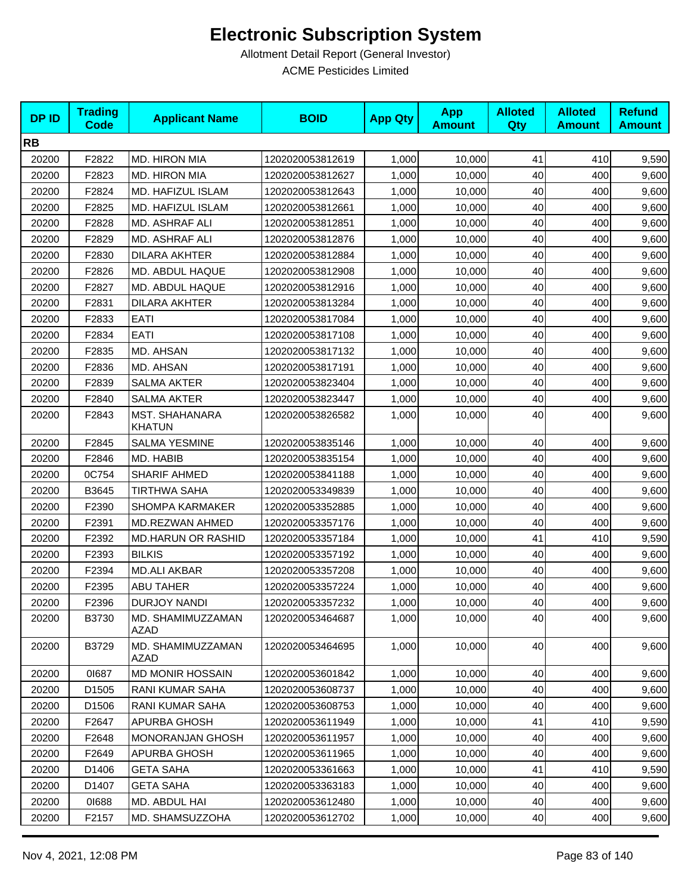# Electronic Subscription System

Allotment Detail Report (General Investor)

ACME Pesticides Limited

| DP ID | Trading Code | Applicant Name | BOID | App Qty | App Amount | Alloted Qty | Alloted Amount | Refund Amount |
|---|---|---|---|---|---|---|---|---|
| **RB** | | | | | | | | |
| 20200 | F2822 | MD. HIRON MIA | 1202020053812619 | 1,000 | 10,000 | 41 | 410 | 9,590 |
| 20200 | F2823 | MD. HIRON MIA | 1202020053812627 | 1,000 | 10,000 | 40 | 400 | 9,600 |
| 20200 | F2824 | MD. HAFIZUL ISLAM | 1202020053812643 | 1,000 | 10,000 | 40 | 400 | 9,600 |
| 20200 | F2825 | MD. HAFIZUL ISLAM | 1202020053812661 | 1,000 | 10,000 | 40 | 400 | 9,600 |
| 20200 | F2828 | MD. ASHRAF ALI | 1202020053812851 | 1,000 | 10,000 | 40 | 400 | 9,600 |
| 20200 | F2829 | MD. ASHRAF ALI | 1202020053812876 | 1,000 | 10,000 | 40 | 400 | 9,600 |
| 20200 | F2830 | DILARA AKHTER | 1202020053812884 | 1,000 | 10,000 | 40 | 400 | 9,600 |
| 20200 | F2826 | MD. ABDUL HAQUE | 1202020053812908 | 1,000 | 10,000 | 40 | 400 | 9,600 |
| 20200 | F2827 | MD. ABDUL HAQUE | 1202020053812916 | 1,000 | 10,000 | 40 | 400 | 9,600 |
| 20200 | F2831 | DILARA AKHTER | 1202020053813284 | 1,000 | 10,000 | 40 | 400 | 9,600 |
| 20200 | F2833 | EATI | 1202020053817084 | 1,000 | 10,000 | 40 | 400 | 9,600 |
| 20200 | F2834 | EATI | 1202020053817108 | 1,000 | 10,000 | 40 | 400 | 9,600 |
| 20200 | F2835 | MD. AHSAN | 1202020053817132 | 1,000 | 10,000 | 40 | 400 | 9,600 |
| 20200 | F2836 | MD. AHSAN | 1202020053817191 | 1,000 | 10,000 | 40 | 400 | 9,600 |
| 20200 | F2839 | SALMA AKTER | 1202020053823404 | 1,000 | 10,000 | 40 | 400 | 9,600 |
| 20200 | F2840 | SALMA AKTER | 1202020053823447 | 1,000 | 10,000 | 40 | 400 | 9,600 |
| 20200 | F2843 | MST. SHAHANARA KHATUN | 1202020053826582 | 1,000 | 10,000 | 40 | 400 | 9,600 |
| 20200 | F2845 | SALMA YESMINE | 1202020053835146 | 1,000 | 10,000 | 40 | 400 | 9,600 |
| 20200 | F2846 | MD. HABIB | 1202020053835154 | 1,000 | 10,000 | 40 | 400 | 9,600 |
| 20200 | 0C754 | SHARIF AHMED | 1202020053841188 | 1,000 | 10,000 | 40 | 400 | 9,600 |
| 20200 | B3645 | TIRTHWA SAHA | 1202020053349839 | 1,000 | 10,000 | 40 | 400 | 9,600 |
| 20200 | F2390 | SHOMPA KARMAKER | 1202020053352885 | 1,000 | 10,000 | 40 | 400 | 9,600 |
| 20200 | F2391 | MD.REZWAN AHMED | 1202020053357176 | 1,000 | 10,000 | 40 | 400 | 9,600 |
| 20200 | F2392 | MD.HARUN OR RASHID | 1202020053357184 | 1,000 | 10,000 | 41 | 410 | 9,590 |
| 20200 | F2393 | BILKIS | 1202020053357192 | 1,000 | 10,000 | 40 | 400 | 9,600 |
| 20200 | F2394 | MD.ALI AKBAR | 1202020053357208 | 1,000 | 10,000 | 40 | 400 | 9,600 |
| 20200 | F2395 | ABU TAHER | 1202020053357224 | 1,000 | 10,000 | 40 | 400 | 9,600 |
| 20200 | F2396 | DURJOY NANDI | 1202020053357232 | 1,000 | 10,000 | 40 | 400 | 9,600 |
| 20200 | B3730 | MD. SHAMIMUZZAMAN AZAD | 1202020053464687 | 1,000 | 10,000 | 40 | 400 | 9,600 |
| 20200 | B3729 | MD. SHAMIMUZZAMAN AZAD | 1202020053464695 | 1,000 | 10,000 | 40 | 400 | 9,600 |
| 20200 | 0I687 | MD MONIR HOSSAIN | 1202020053601842 | 1,000 | 10,000 | 40 | 400 | 9,600 |
| 20200 | D1505 | RANI KUMAR SAHA | 1202020053608737 | 1,000 | 10,000 | 40 | 400 | 9,600 |
| 20200 | D1506 | RANI KUMAR SAHA | 1202020053608753 | 1,000 | 10,000 | 40 | 400 | 9,600 |
| 20200 | F2647 | APURBA GHOSH | 1202020053611949 | 1,000 | 10,000 | 41 | 410 | 9,590 |
| 20200 | F2648 | MONORANJAN GHOSH | 1202020053611957 | 1,000 | 10,000 | 40 | 400 | 9,600 |
| 20200 | F2649 | APURBA GHOSH | 1202020053611965 | 1,000 | 10,000 | 40 | 400 | 9,600 |
| 20200 | D1406 | GETA SAHA | 1202020053361663 | 1,000 | 10,000 | 41 | 410 | 9,590 |
| 20200 | D1407 | GETA SAHA | 1202020053363183 | 1,000 | 10,000 | 40 | 400 | 9,600 |
| 20200 | 0I688 | MD. ABDUL HAI | 1202020053612480 | 1,000 | 10,000 | 40 | 400 | 9,600 |
| 20200 | F2157 | MD. SHAMSUZZOHA | 1202020053612702 | 1,000 | 10,000 | 40 | 400 | 9,600 |

Nov 4, 2021, 12:08 PM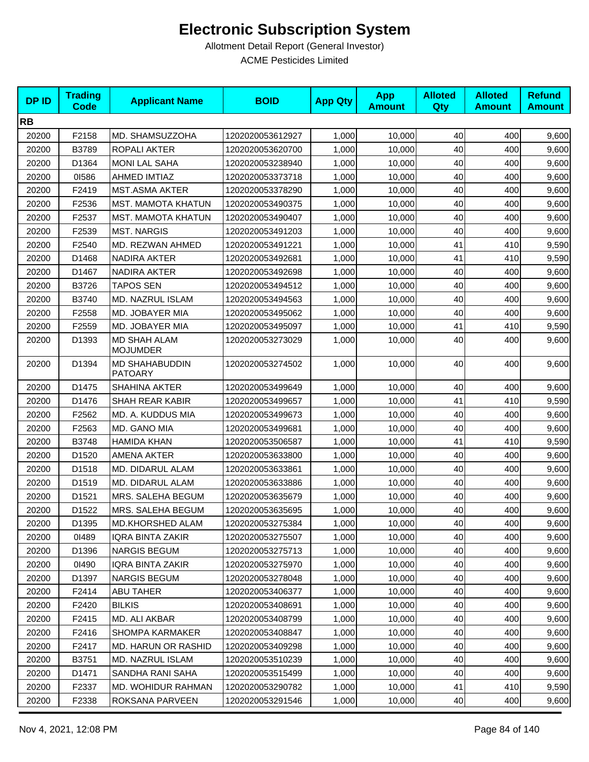# Electronic Subscription System

Allotment Detail Report (General Investor)

ACME Pesticides Limited

| DP ID | Trading Code | Applicant Name | BOID | App Qty | App Amount | Alloted Qty | Alloted Amount | Refund Amount |
|---|---|---|---|---|---|---|---|---|
| **RB** | | | | | | | | |
| 20200 | F2158 | MD. SHAMSUZZOHA | 1202020053612927 | 1,000 | 10,000 | 40 | 400 | 9,600 |
| 20200 | B3789 | ROPALI AKTER | 1202020053620700 | 1,000 | 10,000 | 40 | 400 | 9,600 |
| 20200 | D1364 | MONI LAL SAHA | 1202020053238940 | 1,000 | 10,000 | 40 | 400 | 9,600 |
| 20200 | 0I586 | AHMED IMTIAZ | 1202020053373718 | 1,000 | 10,000 | 40 | 400 | 9,600 |
| 20200 | F2419 | MST.ASMA AKTER | 1202020053378290 | 1,000 | 10,000 | 40 | 400 | 9,600 |
| 20200 | F2536 | MST. MAMOTA KHATUN | 1202020053490375 | 1,000 | 10,000 | 40 | 400 | 9,600 |
| 20200 | F2537 | MST. MAMOTA KHATUN | 1202020053490407 | 1,000 | 10,000 | 40 | 400 | 9,600 |
| 20200 | F2539 | MST. NARGIS | 1202020053491203 | 1,000 | 10,000 | 40 | 400 | 9,600 |
| 20200 | F2540 | MD. REZWAN AHMED | 1202020053491221 | 1,000 | 10,000 | 41 | 410 | 9,590 |
| 20200 | D1468 | NADIRA AKTER | 1202020053492681 | 1,000 | 10,000 | 41 | 410 | 9,590 |
| 20200 | D1467 | NADIRA AKTER | 1202020053492698 | 1,000 | 10,000 | 40 | 400 | 9,600 |
| 20200 | B3726 | TAPOS SEN | 1202020053494512 | 1,000 | 10,000 | 40 | 400 | 9,600 |
| 20200 | B3740 | MD. NAZRUL ISLAM | 1202020053494563 | 1,000 | 10,000 | 40 | 400 | 9,600 |
| 20200 | F2558 | MD. JOBAYER MIA | 1202020053495062 | 1,000 | 10,000 | 40 | 400 | 9,600 |
| 20200 | F2559 | MD. JOBAYER MIA | 1202020053495097 | 1,000 | 10,000 | 41 | 410 | 9,590 |
| 20200 | D1393 | MD SHAH ALAM MOJUMDER | 1202020053273029 | 1,000 | 10,000 | 40 | 400 | 9,600 |
| 20200 | D1394 | MD SHAHABUDDIN PATOARY | 1202020053274502 | 1,000 | 10,000 | 40 | 400 | 9,600 |
| 20200 | D1475 | SHAHINA AKTER | 1202020053499649 | 1,000 | 10,000 | 40 | 400 | 9,600 |
| 20200 | D1476 | SHAH REAR KABIR | 1202020053499657 | 1,000 | 10,000 | 41 | 410 | 9,590 |
| 20200 | F2562 | MD. A. KUDDUS MIA | 1202020053499673 | 1,000 | 10,000 | 40 | 400 | 9,600 |
| 20200 | F2563 | MD. GANO MIA | 1202020053499681 | 1,000 | 10,000 | 40 | 400 | 9,600 |
| 20200 | B3748 | HAMIDA KHAN | 1202020053506587 | 1,000 | 10,000 | 41 | 410 | 9,590 |
| 20200 | D1520 | AMENA AKTER | 1202020053633800 | 1,000 | 10,000 | 40 | 400 | 9,600 |
| 20200 | D1518 | MD. DIDARUL ALAM | 1202020053633861 | 1,000 | 10,000 | 40 | 400 | 9,600 |
| 20200 | D1519 | MD. DIDARUL ALAM | 1202020053633886 | 1,000 | 10,000 | 40 | 400 | 9,600 |
| 20200 | D1521 | MRS. SALEHA BEGUM | 1202020053635679 | 1,000 | 10,000 | 40 | 400 | 9,600 |
| 20200 | D1522 | MRS. SALEHA BEGUM | 1202020053635695 | 1,000 | 10,000 | 40 | 400 | 9,600 |
| 20200 | D1395 | MD.KHORSHED ALAM | 1202020053275384 | 1,000 | 10,000 | 40 | 400 | 9,600 |
| 20200 | 0I489 | IQRA BINTA ZAKIR | 1202020053275507 | 1,000 | 10,000 | 40 | 400 | 9,600 |
| 20200 | D1396 | NARGIS BEGUM | 1202020053275713 | 1,000 | 10,000 | 40 | 400 | 9,600 |
| 20200 | 0I490 | IQRA BINTA ZAKIR | 1202020053275970 | 1,000 | 10,000 | 40 | 400 | 9,600 |
| 20200 | D1397 | NARGIS BEGUM | 1202020053278048 | 1,000 | 10,000 | 40 | 400 | 9,600 |
| 20200 | F2414 | ABU TAHER | 1202020053406377 | 1,000 | 10,000 | 40 | 400 | 9,600 |
| 20200 | F2420 | BILKIS | 1202020053408691 | 1,000 | 10,000 | 40 | 400 | 9,600 |
| 20200 | F2415 | MD. ALI AKBAR | 1202020053408799 | 1,000 | 10,000 | 40 | 400 | 9,600 |
| 20200 | F2416 | SHOMPA KARMAKER | 1202020053408847 | 1,000 | 10,000 | 40 | 400 | 9,600 |
| 20200 | F2417 | MD. HARUN OR RASHID | 1202020053409298 | 1,000 | 10,000 | 40 | 400 | 9,600 |
| 20200 | B3751 | MD. NAZRUL ISLAM | 1202020053510239 | 1,000 | 10,000 | 40 | 400 | 9,600 |
| 20200 | D1471 | SANDHA RANI SAHA | 1202020053515499 | 1,000 | 10,000 | 40 | 400 | 9,600 |
| 20200 | F2337 | MD. WOHIDUR RAHMAN | 1202020053290782 | 1,000 | 10,000 | 41 | 410 | 9,590 |
| 20200 | F2338 | ROKSANA PARVEEN | 1202020053291546 | 1,000 | 10,000 | 40 | 400 | 9,600 |

Nov 4, 2021, 12:08 PM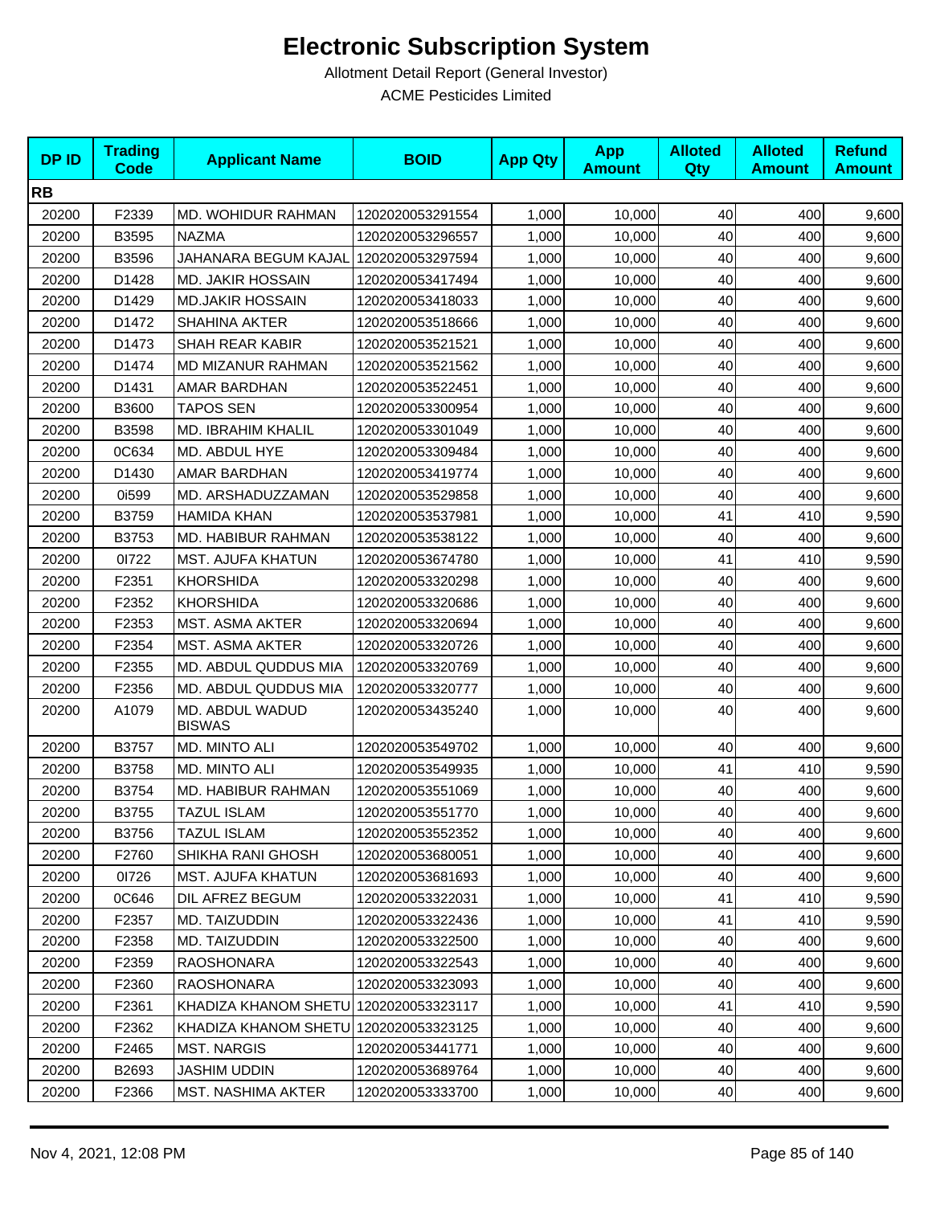# Electronic Subscription System

Allotment Detail Report (General Investor)

ACME Pesticides Limited

| DP ID | Trading Code | Applicant Name | BOID | App Qty | App Amount | Alloted Qty | Alloted Amount | Refund Amount |
|---|---|---|---|---|---|---|---|---|
| **RB** | | | | | | | | |
| 20200 | F2339 | MD. WOHIDUR RAHMAN | 1202020053291554 | 1,000 | 10,000 | 40 | 400 | 9,600 |
| 20200 | B3595 | NAZMA | 1202020053296557 | 1,000 | 10,000 | 40 | 400 | 9,600 |
| 20200 | B3596 | JAHANARA BEGUM KAJAL | 1202020053297594 | 1,000 | 10,000 | 40 | 400 | 9,600 |
| 20200 | D1428 | MD. JAKIR HOSSAIN | 1202020053417494 | 1,000 | 10,000 | 40 | 400 | 9,600 |
| 20200 | D1429 | MD.JAKIR HOSSAIN | 1202020053418033 | 1,000 | 10,000 | 40 | 400 | 9,600 |
| 20200 | D1472 | SHAHINA AKTER | 1202020053518666 | 1,000 | 10,000 | 40 | 400 | 9,600 |
| 20200 | D1473 | SHAH REAR KABIR | 1202020053521521 | 1,000 | 10,000 | 40 | 400 | 9,600 |
| 20200 | D1474 | MD MIZANUR RAHMAN | 1202020053521562 | 1,000 | 10,000 | 40 | 400 | 9,600 |
| 20200 | D1431 | AMAR BARDHAN | 1202020053522451 | 1,000 | 10,000 | 40 | 400 | 9,600 |
| 20200 | B3600 | TAPOS SEN | 1202020053300954 | 1,000 | 10,000 | 40 | 400 | 9,600 |
| 20200 | B3598 | MD. IBRAHIM KHALIL | 1202020053301049 | 1,000 | 10,000 | 40 | 400 | 9,600 |
| 20200 | 0C634 | MD. ABDUL HYE | 1202020053309484 | 1,000 | 10,000 | 40 | 400 | 9,600 |
| 20200 | D1430 | AMAR BARDHAN | 1202020053419774 | 1,000 | 10,000 | 40 | 400 | 9,600 |
| 20200 | 0i599 | MD. ARSHADUZZAMAN | 1202020053529858 | 1,000 | 10,000 | 40 | 400 | 9,600 |
| 20200 | B3759 | HAMIDA KHAN | 1202020053537981 | 1,000 | 10,000 | 41 | 410 | 9,590 |
| 20200 | B3753 | MD. HABIBUR RAHMAN | 1202020053538122 | 1,000 | 10,000 | 40 | 400 | 9,600 |
| 20200 | 0I722 | MST. AJUFA KHATUN | 1202020053674780 | 1,000 | 10,000 | 41 | 410 | 9,590 |
| 20200 | F2351 | KHORSHIDA | 1202020053320298 | 1,000 | 10,000 | 40 | 400 | 9,600 |
| 20200 | F2352 | KHORSHIDA | 1202020053320686 | 1,000 | 10,000 | 40 | 400 | 9,600 |
| 20200 | F2353 | MST. ASMA AKTER | 1202020053320694 | 1,000 | 10,000 | 40 | 400 | 9,600 |
| 20200 | F2354 | MST. ASMA AKTER | 1202020053320726 | 1,000 | 10,000 | 40 | 400 | 9,600 |
| 20200 | F2355 | MD. ABDUL QUDDUS MIA | 1202020053320769 | 1,000 | 10,000 | 40 | 400 | 9,600 |
| 20200 | F2356 | MD. ABDUL QUDDUS MIA | 1202020053320777 | 1,000 | 10,000 | 40 | 400 | 9,600 |
| 20200 | A1079 | MD. ABDUL WADUD BISWAS | 1202020053435240 | 1,000 | 10,000 | 40 | 400 | 9,600 |
| 20200 | B3757 | MD. MINTO ALI | 1202020053549702 | 1,000 | 10,000 | 40 | 400 | 9,600 |
| 20200 | B3758 | MD. MINTO ALI | 1202020053549935 | 1,000 | 10,000 | 41 | 410 | 9,590 |
| 20200 | B3754 | MD. HABIBUR RAHMAN | 1202020053551069 | 1,000 | 10,000 | 40 | 400 | 9,600 |
| 20200 | B3755 | TAZUL ISLAM | 1202020053551770 | 1,000 | 10,000 | 40 | 400 | 9,600 |
| 20200 | B3756 | TAZUL ISLAM | 1202020053552352 | 1,000 | 10,000 | 40 | 400 | 9,600 |
| 20200 | F2760 | SHIKHA RANI GHOSH | 1202020053680051 | 1,000 | 10,000 | 40 | 400 | 9,600 |
| 20200 | 0I726 | MST. AJUFA KHATUN | 1202020053681693 | 1,000 | 10,000 | 40 | 400 | 9,600 |
| 20200 | 0C646 | DIL AFREZ BEGUM | 1202020053322031 | 1,000 | 10,000 | 41 | 410 | 9,590 |
| 20200 | F2357 | MD. TAIZUDDIN | 1202020053322436 | 1,000 | 10,000 | 41 | 410 | 9,590 |
| 20200 | F2358 | MD. TAIZUDDIN | 1202020053322500 | 1,000 | 10,000 | 40 | 400 | 9,600 |
| 20200 | F2359 | RAOSHONARA | 1202020053322543 | 1,000 | 10,000 | 40 | 400 | 9,600 |
| 20200 | F2360 | RAOSHONARA | 1202020053323093 | 1,000 | 10,000 | 40 | 400 | 9,600 |
| 20200 | F2361 | KHADIZA KHANOM SHETU | 1202020053323117 | 1,000 | 10,000 | 41 | 410 | 9,590 |
| 20200 | F2362 | KHADIZA KHANOM SHETU | 1202020053323125 | 1,000 | 10,000 | 40 | 400 | 9,600 |
| 20200 | F2465 | MST. NARGIS | 1202020053441771 | 1,000 | 10,000 | 40 | 400 | 9,600 |
| 20200 | B2693 | JASHIM UDDIN | 1202020053689764 | 1,000 | 10,000 | 40 | 400 | 9,600 |
| 20200 | F2366 | MST. NASHIMA AKTER | 1202020053333700 | 1,000 | 10,000 | 40 | 400 | 9,600 |

Nov 4, 2021, 12:08 PM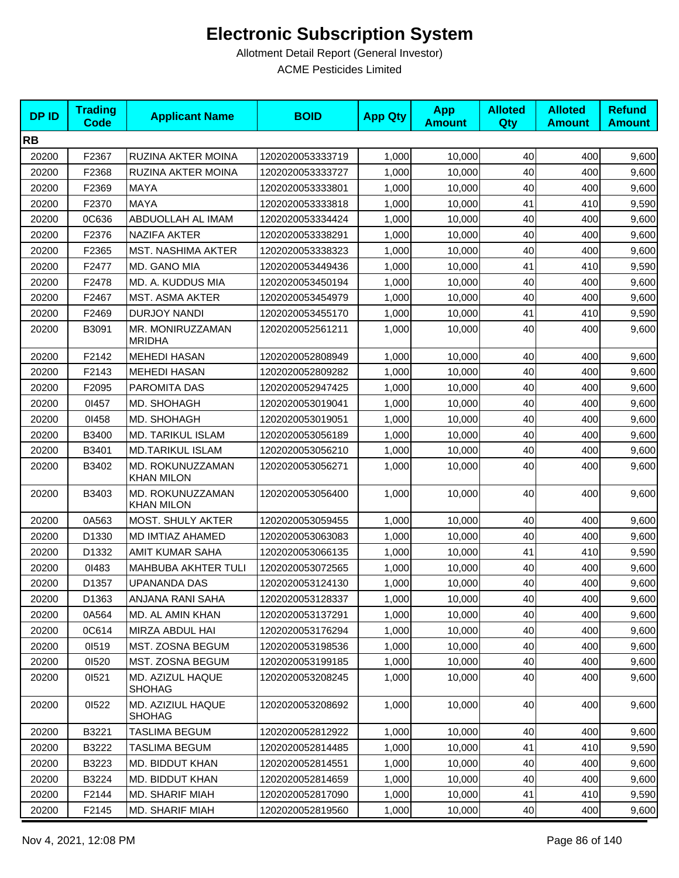# Electronic Subscription System

Allotment Detail Report (General Investor)

ACME Pesticides Limited

| DP ID | Trading Code | Applicant Name | BOID | App Qty | App Amount | Alloted Qty | Alloted Amount | Refund Amount |
|---|---|---|---|---|---|---|---|---|
| **RB** | | | | | | | | |
| 20200 | F2367 | RUZINA AKTER MOINA | 1202020053333719 | 1,000 | 10,000 | 40 | 400 | 9,600 |
| 20200 | F2368 | RUZINA AKTER MOINA | 1202020053333727 | 1,000 | 10,000 | 40 | 400 | 9,600 |
| 20200 | F2369 | MAYA | 1202020053333801 | 1,000 | 10,000 | 40 | 400 | 9,600 |
| 20200 | F2370 | MAYA | 1202020053333818 | 1,000 | 10,000 | 41 | 410 | 9,590 |
| 20200 | 0C636 | ABDUOLLAH AL IMAM | 1202020053334424 | 1,000 | 10,000 | 40 | 400 | 9,600 |
| 20200 | F2376 | NAZIFA AKTER | 1202020053338291 | 1,000 | 10,000 | 40 | 400 | 9,600 |
| 20200 | F2365 | MST. NASHIMA AKTER | 1202020053338323 | 1,000 | 10,000 | 40 | 400 | 9,600 |
| 20200 | F2477 | MD. GANO MIA | 1202020053449436 | 1,000 | 10,000 | 41 | 410 | 9,590 |
| 20200 | F2478 | MD. A. KUDDUS MIA | 1202020053450194 | 1,000 | 10,000 | 40 | 400 | 9,600 |
| 20200 | F2467 | MST. ASMA AKTER | 1202020053454979 | 1,000 | 10,000 | 40 | 400 | 9,600 |
| 20200 | F2469 | DURJOY NANDI | 1202020053455170 | 1,000 | 10,000 | 41 | 410 | 9,590 |
| 20200 | B3091 | MR. MONIRUZZAMAN MRIDHA | 1202020052561211 | 1,000 | 10,000 | 40 | 400 | 9,600 |
| 20200 | F2142 | MEHEDI HASAN | 1202020052808949 | 1,000 | 10,000 | 40 | 400 | 9,600 |
| 20200 | F2143 | MEHEDI HASAN | 1202020052809282 | 1,000 | 10,000 | 40 | 400 | 9,600 |
| 20200 | F2095 | PAROMITA DAS | 1202020052947425 | 1,000 | 10,000 | 40 | 400 | 9,600 |
| 20200 | 0I457 | MD. SHOHAGH | 1202020053019041 | 1,000 | 10,000 | 40 | 400 | 9,600 |
| 20200 | 0I458 | MD. SHOHAGH | 1202020053019051 | 1,000 | 10,000 | 40 | 400 | 9,600 |
| 20200 | B3400 | MD. TARIKUL ISLAM | 1202020053056189 | 1,000 | 10,000 | 40 | 400 | 9,600 |
| 20200 | B3401 | MD.TARIKUL ISLAM | 1202020053056210 | 1,000 | 10,000 | 40 | 400 | 9,600 |
| 20200 | B3402 | MD. ROKUNUZZAMAN KHAN MILON | 1202020053056271 | 1,000 | 10,000 | 40 | 400 | 9,600 |
| 20200 | B3403 | MD. ROKUNUZZAMAN KHAN MILON | 1202020053056400 | 1,000 | 10,000 | 40 | 400 | 9,600 |
| 20200 | 0A563 | MOST. SHULY AKTER | 1202020053059455 | 1,000 | 10,000 | 40 | 400 | 9,600 |
| 20200 | D1330 | MD IMTIAZ AHAMED | 1202020053063083 | 1,000 | 10,000 | 40 | 400 | 9,600 |
| 20200 | D1332 | AMIT KUMAR SAHA | 1202020053066135 | 1,000 | 10,000 | 41 | 410 | 9,590 |
| 20200 | 0I483 | MAHBUBA AKHTER TULI | 1202020053072565 | 1,000 | 10,000 | 40 | 400 | 9,600 |
| 20200 | D1357 | UPANANDA DAS | 1202020053124130 | 1,000 | 10,000 | 40 | 400 | 9,600 |
| 20200 | D1363 | ANJANA RANI SAHA | 1202020053128337 | 1,000 | 10,000 | 40 | 400 | 9,600 |
| 20200 | 0A564 | MD. AL AMIN KHAN | 1202020053137291 | 1,000 | 10,000 | 40 | 400 | 9,600 |
| 20200 | 0C614 | MIRZA ABDUL HAI | 1202020053176294 | 1,000 | 10,000 | 40 | 400 | 9,600 |
| 20200 | 0I519 | MST. ZOSNA BEGUM | 1202020053198536 | 1,000 | 10,000 | 40 | 400 | 9,600 |
| 20200 | 0I520 | MST. ZOSNA BEGUM | 1202020053199185 | 1,000 | 10,000 | 40 | 400 | 9,600 |
| 20200 | 0I521 | MD. AZIZUL HAQUE SHOHAG | 1202020053208245 | 1,000 | 10,000 | 40 | 400 | 9,600 |
| 20200 | 0I522 | MD. AZIZIUL HAQUE SHOHAG | 1202020053208692 | 1,000 | 10,000 | 40 | 400 | 9,600 |
| 20200 | B3221 | TASLIMA BEGUM | 1202020052812922 | 1,000 | 10,000 | 40 | 400 | 9,600 |
| 20200 | B3222 | TASLIMA BEGUM | 1202020052814485 | 1,000 | 10,000 | 41 | 410 | 9,590 |
| 20200 | B3223 | MD. BIDDUT KHAN | 1202020052814551 | 1,000 | 10,000 | 40 | 400 | 9,600 |
| 20200 | B3224 | MD. BIDDUT KHAN | 1202020052814659 | 1,000 | 10,000 | 40 | 400 | 9,600 |
| 20200 | F2144 | MD. SHARIF MIAH | 1202020052817090 | 1,000 | 10,000 | 41 | 410 | 9,590 |
| 20200 | F2145 | MD. SHARIF MIAH | 1202020052819560 | 1,000 | 10,000 | 40 | 400 | 9,600 |

Nov 4, 2021, 12:08 PM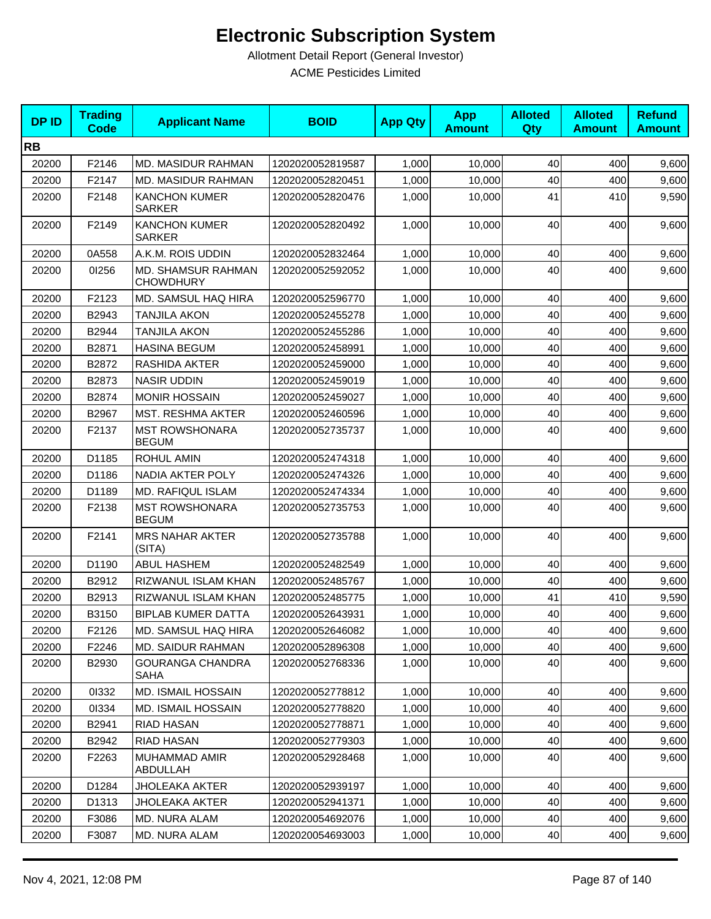# Electronic Subscription System

Allotment Detail Report (General Investor)

ACME Pesticides Limited

| DP ID | Trading Code | Applicant Name | BOID | App Qty | App Amount | Alloted Qty | Alloted Amount | Refund Amount |
|---|---|---|---|---|---|---|---|---|
| **RB** | | | | | | | | |
| 20200 | F2146 | MD. MASIDUR RAHMAN | 1202020052819587 | 1,000 | 10,000 | 40 | 400 | 9,600 |
| 20200 | F2147 | MD. MASIDUR RAHMAN | 1202020052820451 | 1,000 | 10,000 | 40 | 400 | 9,600 |
| 20200 | F2148 | KANCHON KUMER SARKER | 1202020052820476 | 1,000 | 10,000 | 41 | 410 | 9,590 |
| 20200 | F2149 | KANCHON KUMER SARKER | 1202020052820492 | 1,000 | 10,000 | 40 | 400 | 9,600 |
| 20200 | 0A558 | A.K.M. ROIS UDDIN | 1202020052832464 | 1,000 | 10,000 | 40 | 400 | 9,600 |
| 20200 | 01256 | MD. SHAMSUR RAHMAN CHOWDHURY | 1202020052592052 | 1,000 | 10,000 | 40 | 400 | 9,600 |
| 20200 | F2123 | MD. SAMSUL HAQ HIRA | 1202020052596770 | 1,000 | 10,000 | 40 | 400 | 9,600 |
| 20200 | B2943 | TANJILA AKON | 1202020052455278 | 1,000 | 10,000 | 40 | 400 | 9,600 |
| 20200 | B2944 | TANJILA AKON | 1202020052455286 | 1,000 | 10,000 | 40 | 400 | 9,600 |
| 20200 | B2871 | HASINA BEGUM | 1202020052458991 | 1,000 | 10,000 | 40 | 400 | 9,600 |
| 20200 | B2872 | RASHIDA AKTER | 1202020052459000 | 1,000 | 10,000 | 40 | 400 | 9,600 |
| 20200 | B2873 | NASIR UDDIN | 1202020052459019 | 1,000 | 10,000 | 40 | 400 | 9,600 |
| 20200 | B2874 | MONIR HOSSAIN | 1202020052459027 | 1,000 | 10,000 | 40 | 400 | 9,600 |
| 20200 | B2967 | MST. RESHMA AKTER | 1202020052460596 | 1,000 | 10,000 | 40 | 400 | 9,600 |
| 20200 | F2137 | MST ROWSHONARA BEGUM | 1202020052735737 | 1,000 | 10,000 | 40 | 400 | 9,600 |
| 20200 | D1185 | ROHUL AMIN | 1202020052474318 | 1,000 | 10,000 | 40 | 400 | 9,600 |
| 20200 | D1186 | NADIA AKTER POLY | 1202020052474326 | 1,000 | 10,000 | 40 | 400 | 9,600 |
| 20200 | D1189 | MD. RAFIQUL ISLAM | 1202020052474334 | 1,000 | 10,000 | 40 | 400 | 9,600 |
| 20200 | F2138 | MST ROWSHONARA BEGUM | 1202020052735753 | 1,000 | 10,000 | 40 | 400 | 9,600 |
| 20200 | F2141 | MRS NAHAR AKTER (SITA) | 1202020052735788 | 1,000 | 10,000 | 40 | 400 | 9,600 |
| 20200 | D1190 | ABUL HASHEM | 1202020052482549 | 1,000 | 10,000 | 40 | 400 | 9,600 |
| 20200 | B2912 | RIZWANUL ISLAM KHAN | 1202020052485767 | 1,000 | 10,000 | 40 | 400 | 9,600 |
| 20200 | B2913 | RIZWANUL ISLAM KHAN | 1202020052485775 | 1,000 | 10,000 | 41 | 410 | 9,590 |
| 20200 | B3150 | BIPLAB KUMER DATTA | 1202020052643931 | 1,000 | 10,000 | 40 | 400 | 9,600 |
| 20200 | F2126 | MD. SAMSUL HAQ HIRA | 1202020052646082 | 1,000 | 10,000 | 40 | 400 | 9,600 |
| 20200 | F2246 | MD. SAIDUR RAHMAN | 1202020052896308 | 1,000 | 10,000 | 40 | 400 | 9,600 |
| 20200 | B2930 | GOURANGA CHANDRA SAHA | 1202020052768336 | 1,000 | 10,000 | 40 | 400 | 9,600 |
| 20200 | 01332 | MD. ISMAIL HOSSAIN | 1202020052778812 | 1,000 | 10,000 | 40 | 400 | 9,600 |
| 20200 | 01334 | MD. ISMAIL HOSSAIN | 1202020052778820 | 1,000 | 10,000 | 40 | 400 | 9,600 |
| 20200 | B2941 | RIAD HASAN | 1202020052778871 | 1,000 | 10,000 | 40 | 400 | 9,600 |
| 20200 | B2942 | RIAD HASAN | 1202020052779303 | 1,000 | 10,000 | 40 | 400 | 9,600 |
| 20200 | F2263 | MUHAMMAD AMIR ABDULLAH | 1202020052928468 | 1,000 | 10,000 | 40 | 400 | 9,600 |
| 20200 | D1284 | JHOLEAKA AKTER | 1202020052939197 | 1,000 | 10,000 | 40 | 400 | 9,600 |
| 20200 | D1313 | JHOLEAKA AKTER | 1202020052941371 | 1,000 | 10,000 | 40 | 400 | 9,600 |
| 20200 | F3086 | MD. NURA ALAM | 1202020054692076 | 1,000 | 10,000 | 40 | 400 | 9,600 |
| 20200 | F3087 | MD. NURA ALAM | 1202020054693003 | 1,000 | 10,000 | 40 | 400 | 9,600 |

Nov 4, 2021, 12:08 PM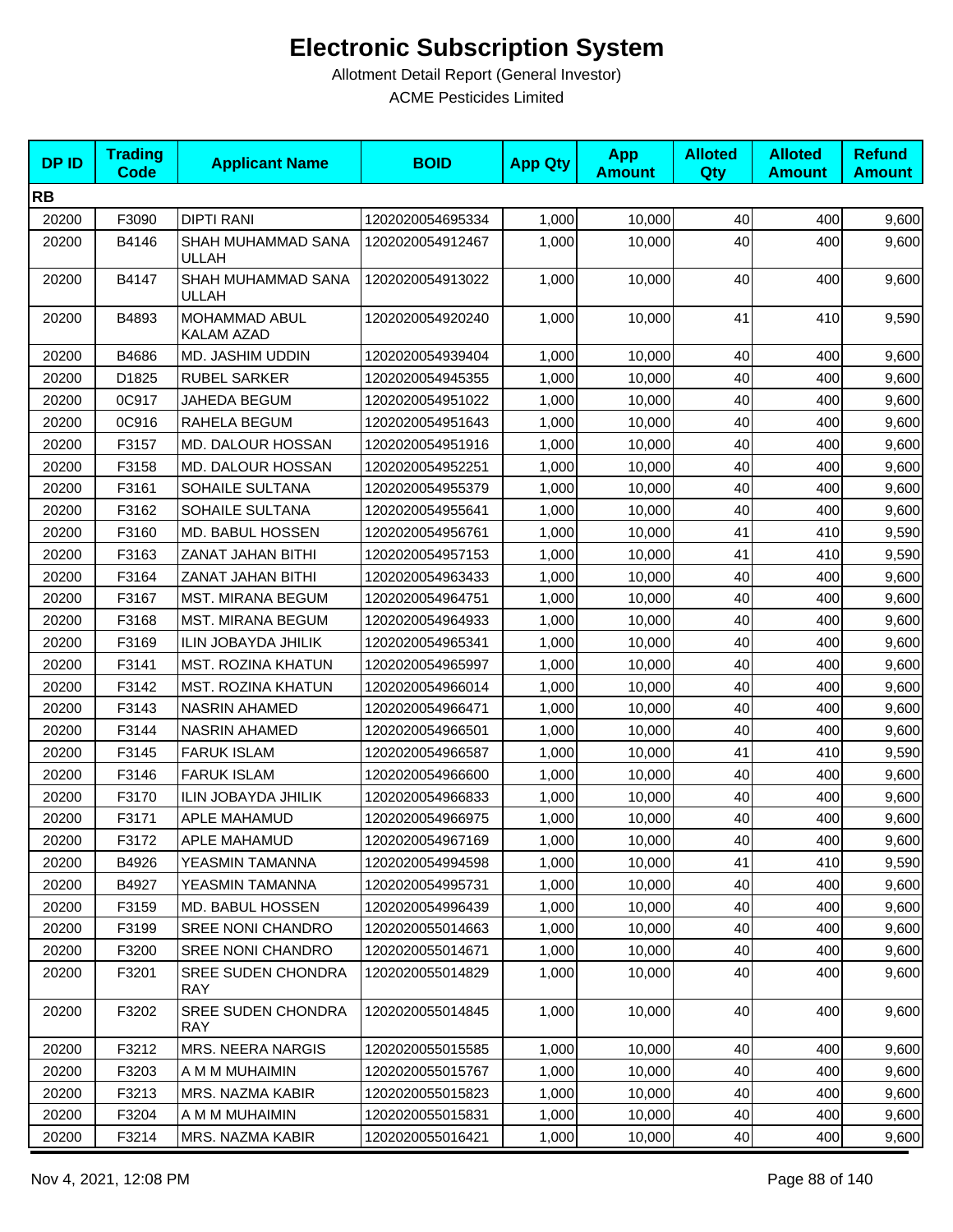# Electronic Subscription System

Allotment Detail Report (General Investor)

ACME Pesticides Limited

| DP ID | Trading Code | Applicant Name | BOID | App Qty | App Amount | Alloted Qty | Alloted Amount | Refund Amount |
|---|---|---|---|---|---|---|---|---|
| **RB** | | | | | | | | |
| 20200 | F3090 | DIPTI RANI | 1202020054695334 | 1,000 | 10,000 | 40 | 400 | 9,600 |
| 20200 | B4146 | SHAH MUHAMMAD SANA ULLAH | 1202020054912467 | 1,000 | 10,000 | 40 | 400 | 9,600 |
| 20200 | B4147 | SHAH MUHAMMAD SANA ULLAH | 1202020054913022 | 1,000 | 10,000 | 40 | 400 | 9,600 |
| 20200 | B4893 | MOHAMMAD ABUL KALAM AZAD | 1202020054920240 | 1,000 | 10,000 | 41 | 410 | 9,590 |
| 20200 | B4686 | MD. JASHIM UDDIN | 1202020054939404 | 1,000 | 10,000 | 40 | 400 | 9,600 |
| 20200 | D1825 | RUBEL SARKER | 1202020054945355 | 1,000 | 10,000 | 40 | 400 | 9,600 |
| 20200 | 0C917 | JAHEDA BEGUM | 1202020054951022 | 1,000 | 10,000 | 40 | 400 | 9,600 |
| 20200 | 0C916 | RAHELA BEGUM | 1202020054951643 | 1,000 | 10,000 | 40 | 400 | 9,600 |
| 20200 | F3157 | MD. DALOUR HOSSAN | 1202020054951916 | 1,000 | 10,000 | 40 | 400 | 9,600 |
| 20200 | F3158 | MD. DALOUR HOSSAN | 1202020054952251 | 1,000 | 10,000 | 40 | 400 | 9,600 |
| 20200 | F3161 | SOHAILE SULTANA | 1202020054955379 | 1,000 | 10,000 | 40 | 400 | 9,600 |
| 20200 | F3162 | SOHAILE SULTANA | 1202020054955641 | 1,000 | 10,000 | 40 | 400 | 9,600 |
| 20200 | F3160 | MD. BABUL HOSSEN | 1202020054956761 | 1,000 | 10,000 | 41 | 410 | 9,590 |
| 20200 | F3163 | ZANAT JAHAN BITHI | 1202020054957153 | 1,000 | 10,000 | 41 | 410 | 9,590 |
| 20200 | F3164 | ZANAT JAHAN BITHI | 1202020054963433 | 1,000 | 10,000 | 40 | 400 | 9,600 |
| 20200 | F3167 | MST. MIRANA BEGUM | 1202020054964751 | 1,000 | 10,000 | 40 | 400 | 9,600 |
| 20200 | F3168 | MST. MIRANA BEGUM | 1202020054964933 | 1,000 | 10,000 | 40 | 400 | 9,600 |
| 20200 | F3169 | ILIN JOBAYDA JHILIK | 1202020054965341 | 1,000 | 10,000 | 40 | 400 | 9,600 |
| 20200 | F3141 | MST. ROZINA KHATUN | 1202020054965997 | 1,000 | 10,000 | 40 | 400 | 9,600 |
| 20200 | F3142 | MST. ROZINA KHATUN | 1202020054966014 | 1,000 | 10,000 | 40 | 400 | 9,600 |
| 20200 | F3143 | NASRIN AHAMED | 1202020054966471 | 1,000 | 10,000 | 40 | 400 | 9,600 |
| 20200 | F3144 | NASRIN AHAMED | 1202020054966501 | 1,000 | 10,000 | 40 | 400 | 9,600 |
| 20200 | F3145 | FARUK ISLAM | 1202020054966587 | 1,000 | 10,000 | 41 | 410 | 9,590 |
| 20200 | F3146 | FARUK ISLAM | 1202020054966600 | 1,000 | 10,000 | 40 | 400 | 9,600 |
| 20200 | F3170 | ILIN JOBAYDA JHILIK | 1202020054966833 | 1,000 | 10,000 | 40 | 400 | 9,600 |
| 20200 | F3171 | APLE MAHAMUD | 1202020054966975 | 1,000 | 10,000 | 40 | 400 | 9,600 |
| 20200 | F3172 | APLE MAHAMUD | 1202020054967169 | 1,000 | 10,000 | 40 | 400 | 9,600 |
| 20200 | B4926 | YEASMIN TAMANNA | 1202020054994598 | 1,000 | 10,000 | 41 | 410 | 9,590 |
| 20200 | B4927 | YEASMIN TAMANNA | 1202020054995731 | 1,000 | 10,000 | 40 | 400 | 9,600 |
| 20200 | F3159 | MD. BABUL HOSSEN | 1202020054996439 | 1,000 | 10,000 | 40 | 400 | 9,600 |
| 20200 | F3199 | SREE NONI CHANDRO | 1202020055014663 | 1,000 | 10,000 | 40 | 400 | 9,600 |
| 20200 | F3200 | SREE NONI CHANDRO | 1202020055014671 | 1,000 | 10,000 | 40 | 400 | 9,600 |
| 20200 | F3201 | SREE SUDEN CHONDRA RAY | 1202020055014829 | 1,000 | 10,000 | 40 | 400 | 9,600 |
| 20200 | F3202 | SREE SUDEN CHONDRA RAY | 1202020055014845 | 1,000 | 10,000 | 40 | 400 | 9,600 |
| 20200 | F3212 | MRS. NEERA NARGIS | 1202020055015585 | 1,000 | 10,000 | 40 | 400 | 9,600 |
| 20200 | F3203 | A M M MUHAIMIN | 1202020055015767 | 1,000 | 10,000 | 40 | 400 | 9,600 |
| 20200 | F3213 | MRS. NAZMA KABIR | 1202020055015823 | 1,000 | 10,000 | 40 | 400 | 9,600 |
| 20200 | F3204 | A M M MUHAIMIN | 1202020055015831 | 1,000 | 10,000 | 40 | 400 | 9,600 |
| 20200 | F3214 | MRS. NAZMA KABIR | 1202020055016421 | 1,000 | 10,000 | 40 | 400 | 9,600 |

Nov 4, 2021, 12:08 PM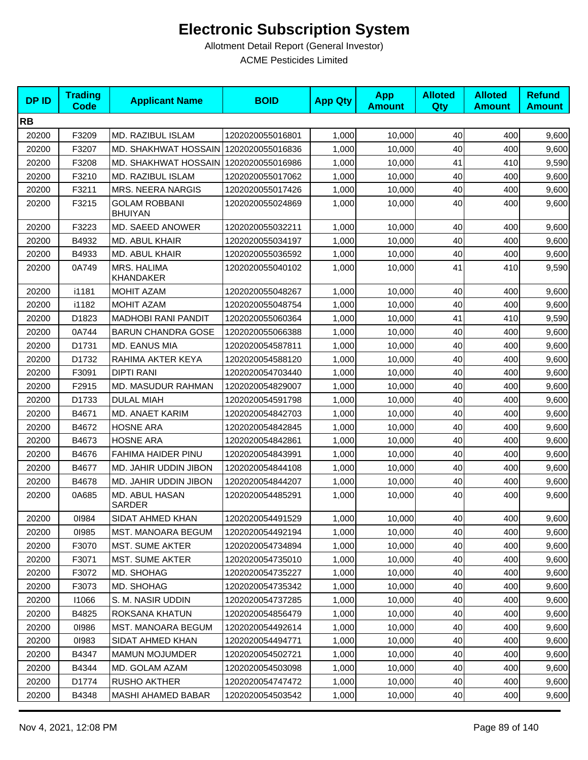# Electronic Subscription System

Allotment Detail Report (General Investor)

ACME Pesticides Limited

| DP ID | Trading Code | Applicant Name | BOID | App Qty | App Amount | Alloted Qty | Alloted Amount | Refund Amount |
|---|---|---|---|---|---|---|---|---|
| **RB** | | | | | | | | |
| 20200 | F3209 | MD. RAZIBUL ISLAM | 1202020055016801 | 1,000 | 10,000 | 40 | 400 | 9,600 |
| 20200 | F3207 | MD. SHAKHWAT HOSSAIN | 1202020055016836 | 1,000 | 10,000 | 40 | 400 | 9,600 |
| 20200 | F3208 | MD. SHAKHWAT HOSSAIN | 1202020055016986 | 1,000 | 10,000 | 41 | 410 | 9,590 |
| 20200 | F3210 | MD. RAZIBUL ISLAM | 1202020055017062 | 1,000 | 10,000 | 40 | 400 | 9,600 |
| 20200 | F3211 | MRS. NEERA NARGIS | 1202020055017426 | 1,000 | 10,000 | 40 | 400 | 9,600 |
| 20200 | F3215 | GOLAM ROBBANI BHUIYAN | 1202020055024869 | 1,000 | 10,000 | 40 | 400 | 9,600 |
| 20200 | F3223 | MD. SAEED ANOWER | 1202020055032211 | 1,000 | 10,000 | 40 | 400 | 9,600 |
| 20200 | B4932 | MD. ABUL KHAIR | 1202020055034197 | 1,000 | 10,000 | 40 | 400 | 9,600 |
| 20200 | B4933 | MD. ABUL KHAIR | 1202020055036592 | 1,000 | 10,000 | 40 | 400 | 9,600 |
| 20200 | 0A749 | MRS. HALIMA KHANDAKER | 1202020055040102 | 1,000 | 10,000 | 41 | 410 | 9,590 |
| 20200 | i1181 | MOHIT AZAM | 1202020055048267 | 1,000 | 10,000 | 40 | 400 | 9,600 |
| 20200 | i1182 | MOHIT AZAM | 1202020055048754 | 1,000 | 10,000 | 40 | 400 | 9,600 |
| 20200 | D1823 | MADHOBI RANI PANDIT | 1202020055060364 | 1,000 | 10,000 | 41 | 410 | 9,590 |
| 20200 | 0A744 | BARUN CHANDRA GOSE | 1202020055066388 | 1,000 | 10,000 | 40 | 400 | 9,600 |
| 20200 | D1731 | MD. EANUS MIA | 1202020054587811 | 1,000 | 10,000 | 40 | 400 | 9,600 |
| 20200 | D1732 | RAHIMA AKTER KEYA | 1202020054588120 | 1,000 | 10,000 | 40 | 400 | 9,600 |
| 20200 | F3091 | DIPTI RANI | 1202020054703440 | 1,000 | 10,000 | 40 | 400 | 9,600 |
| 20200 | F2915 | MD. MASUDUR RAHMAN | 1202020054829007 | 1,000 | 10,000 | 40 | 400 | 9,600 |
| 20200 | D1733 | DULAL MIAH | 1202020054591798 | 1,000 | 10,000 | 40 | 400 | 9,600 |
| 20200 | B4671 | MD. ANAET KARIM | 1202020054842703 | 1,000 | 10,000 | 40 | 400 | 9,600 |
| 20200 | B4672 | HOSNE ARA | 1202020054842845 | 1,000 | 10,000 | 40 | 400 | 9,600 |
| 20200 | B4673 | HOSNE ARA | 1202020054842861 | 1,000 | 10,000 | 40 | 400 | 9,600 |
| 20200 | B4676 | FAHIMA HAIDER PINU | 1202020054843991 | 1,000 | 10,000 | 40 | 400 | 9,600 |
| 20200 | B4677 | MD. JAHIR UDDIN JIBON | 1202020054844108 | 1,000 | 10,000 | 40 | 400 | 9,600 |
| 20200 | B4678 | MD. JAHIR UDDIN JIBON | 1202020054844207 | 1,000 | 10,000 | 40 | 400 | 9,600 |
| 20200 | 0A685 | MD. ABUL HASAN SARDER | 1202020054485291 | 1,000 | 10,000 | 40 | 400 | 9,600 |
| 20200 | 0I984 | SIDAT AHMED KHAN | 1202020054491529 | 1,000 | 10,000 | 40 | 400 | 9,600 |
| 20200 | 0I985 | MST. MANOARA BEGUM | 1202020054492194 | 1,000 | 10,000 | 40 | 400 | 9,600 |
| 20200 | F3070 | MST. SUME AKTER | 1202020054734894 | 1,000 | 10,000 | 40 | 400 | 9,600 |
| 20200 | F3071 | MST. SUME AKTER | 1202020054735010 | 1,000 | 10,000 | 40 | 400 | 9,600 |
| 20200 | F3072 | MD. SHOHAG | 1202020054735227 | 1,000 | 10,000 | 40 | 400 | 9,600 |
| 20200 | F3073 | MD. SHOHAG | 1202020054735342 | 1,000 | 10,000 | 40 | 400 | 9,600 |
| 20200 | I1066 | S. M. NASIR UDDIN | 1202020054737285 | 1,000 | 10,000 | 40 | 400 | 9,600 |
| 20200 | B4825 | ROKSANA KHATUN | 1202020054856479 | 1,000 | 10,000 | 40 | 400 | 9,600 |
| 20200 | 0I986 | MST. MANOARA BEGUM | 1202020054492614 | 1,000 | 10,000 | 40 | 400 | 9,600 |
| 20200 | 0I983 | SIDAT AHMED KHAN | 1202020054494771 | 1,000 | 10,000 | 40 | 400 | 9,600 |
| 20200 | B4347 | MAMUN MOJUMDER | 1202020054502721 | 1,000 | 10,000 | 40 | 400 | 9,600 |
| 20200 | B4344 | MD. GOLAM AZAM | 1202020054503098 | 1,000 | 10,000 | 40 | 400 | 9,600 |
| 20200 | D1774 | RUSHO AKTHER | 1202020054747472 | 1,000 | 10,000 | 40 | 400 | 9,600 |
| 20200 | B4348 | MASHI AHAMED BABAR | 1202020054503542 | 1,000 | 10,000 | 40 | 400 | 9,600 |

Nov 4, 2021, 12:08 PM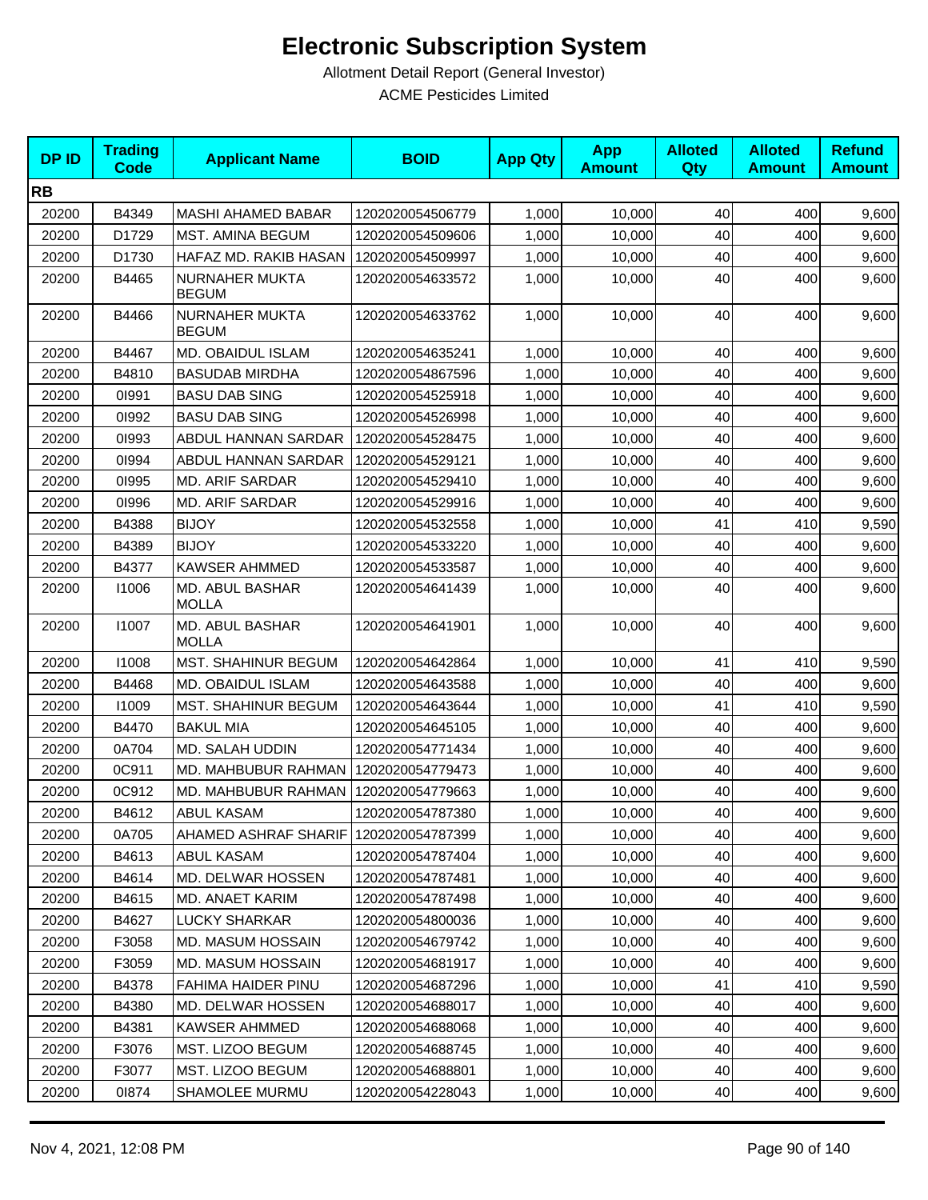# Electronic Subscription System

Allotment Detail Report (General Investor)

ACME Pesticides Limited

| DP ID | Trading Code | Applicant Name | BOID | App Qty | App Amount | Alloted Qty | Alloted Amount | Refund Amount |
|---|---|---|---|---|---|---|---|---|
| **RB** | | | | | | | | |
| 20200 | B4349 | MASHI AHAMED BABAR | 1202020054506779 | 1,000 | 10,000 | 40 | 400 | 9,600 |
| 20200 | D1729 | MST. AMINA BEGUM | 1202020054509606 | 1,000 | 10,000 | 40 | 400 | 9,600 |
| 20200 | D1730 | HAFAZ MD. RAKIB HASAN | 1202020054509997 | 1,000 | 10,000 | 40 | 400 | 9,600 |
| 20200 | B4465 | NURNAHER MUKTA BEGUM | 1202020054633572 | 1,000 | 10,000 | 40 | 400 | 9,600 |
| 20200 | B4466 | NURNAHER MUKTA BEGUM | 1202020054633762 | 1,000 | 10,000 | 40 | 400 | 9,600 |
| 20200 | B4467 | MD. OBAIDUL ISLAM | 1202020054635241 | 1,000 | 10,000 | 40 | 400 | 9,600 |
| 20200 | B4810 | BASUDAB MIRDHA | 1202020054867596 | 1,000 | 10,000 | 40 | 400 | 9,600 |
| 20200 | 0I991 | BASU DAB SING | 1202020054525918 | 1,000 | 10,000 | 40 | 400 | 9,600 |
| 20200 | 0I992 | BASU DAB SING | 1202020054526998 | 1,000 | 10,000 | 40 | 400 | 9,600 |
| 20200 | 0I993 | ABDUL HANNAN SARDAR | 1202020054528475 | 1,000 | 10,000 | 40 | 400 | 9,600 |
| 20200 | 0I994 | ABDUL HANNAN SARDAR | 1202020054529121 | 1,000 | 10,000 | 40 | 400 | 9,600 |
| 20200 | 0I995 | MD. ARIF SARDAR | 1202020054529410 | 1,000 | 10,000 | 40 | 400 | 9,600 |
| 20200 | 0I996 | MD. ARIF SARDAR | 1202020054529916 | 1,000 | 10,000 | 40 | 400 | 9,600 |
| 20200 | B4388 | BIJOY | 1202020054532558 | 1,000 | 10,000 | 41 | 410 | 9,590 |
| 20200 | B4389 | BIJOY | 1202020054533220 | 1,000 | 10,000 | 40 | 400 | 9,600 |
| 20200 | B4377 | KAWSER AHMMED | 1202020054533587 | 1,000 | 10,000 | 40 | 400 | 9,600 |
| 20200 | I1006 | MD. ABUL BASHAR MOLLA | 1202020054641439 | 1,000 | 10,000 | 40 | 400 | 9,600 |
| 20200 | I1007 | MD. ABUL BASHAR MOLLA | 1202020054641901 | 1,000 | 10,000 | 40 | 400 | 9,600 |
| 20200 | I1008 | MST. SHAHINUR BEGUM | 1202020054642864 | 1,000 | 10,000 | 41 | 410 | 9,590 |
| 20200 | B4468 | MD. OBAIDUL ISLAM | 1202020054643588 | 1,000 | 10,000 | 40 | 400 | 9,600 |
| 20200 | I1009 | MST. SHAHINUR BEGUM | 1202020054643644 | 1,000 | 10,000 | 41 | 410 | 9,590 |
| 20200 | B4470 | BAKUL MIA | 1202020054645105 | 1,000 | 10,000 | 40 | 400 | 9,600 |
| 20200 | 0A704 | MD. SALAH UDDIN | 1202020054771434 | 1,000 | 10,000 | 40 | 400 | 9,600 |
| 20200 | 0C911 | MD. MAHBUBUR RAHMAN | 1202020054779473 | 1,000 | 10,000 | 40 | 400 | 9,600 |
| 20200 | 0C912 | MD. MAHBUBUR RAHMAN | 1202020054779663 | 1,000 | 10,000 | 40 | 400 | 9,600 |
| 20200 | B4612 | ABUL KASAM | 1202020054787380 | 1,000 | 10,000 | 40 | 400 | 9,600 |
| 20200 | 0A705 | AHAMED ASHRAF SHARIF | 1202020054787399 | 1,000 | 10,000 | 40 | 400 | 9,600 |
| 20200 | B4613 | ABUL KASAM | 1202020054787404 | 1,000 | 10,000 | 40 | 400 | 9,600 |
| 20200 | B4614 | MD. DELWAR HOSSEN | 1202020054787481 | 1,000 | 10,000 | 40 | 400 | 9,600 |
| 20200 | B4615 | MD. ANAET KARIM | 1202020054787498 | 1,000 | 10,000 | 40 | 400 | 9,600 |
| 20200 | B4627 | LUCKY SHARKAR | 1202020054800036 | 1,000 | 10,000 | 40 | 400 | 9,600 |
| 20200 | F3058 | MD. MASUM HOSSAIN | 1202020054679742 | 1,000 | 10,000 | 40 | 400 | 9,600 |
| 20200 | F3059 | MD. MASUM HOSSAIN | 1202020054681917 | 1,000 | 10,000 | 40 | 400 | 9,600 |
| 20200 | B4378 | FAHIMA HAIDER PINU | 1202020054687296 | 1,000 | 10,000 | 41 | 410 | 9,590 |
| 20200 | B4380 | MD. DELWAR HOSSEN | 1202020054688017 | 1,000 | 10,000 | 40 | 400 | 9,600 |
| 20200 | B4381 | KAWSER AHMMED | 1202020054688068 | 1,000 | 10,000 | 40 | 400 | 9,600 |
| 20200 | F3076 | MST. LIZOO BEGUM | 1202020054688745 | 1,000 | 10,000 | 40 | 400 | 9,600 |
| 20200 | F3077 | MST. LIZOO BEGUM | 1202020054688801 | 1,000 | 10,000 | 40 | 400 | 9,600 |
| 20200 | 0I874 | SHAMOLEE MURMU | 1202020054228043 | 1,000 | 10,000 | 40 | 400 | 9,600 |

Nov 4, 2021, 12:08 PM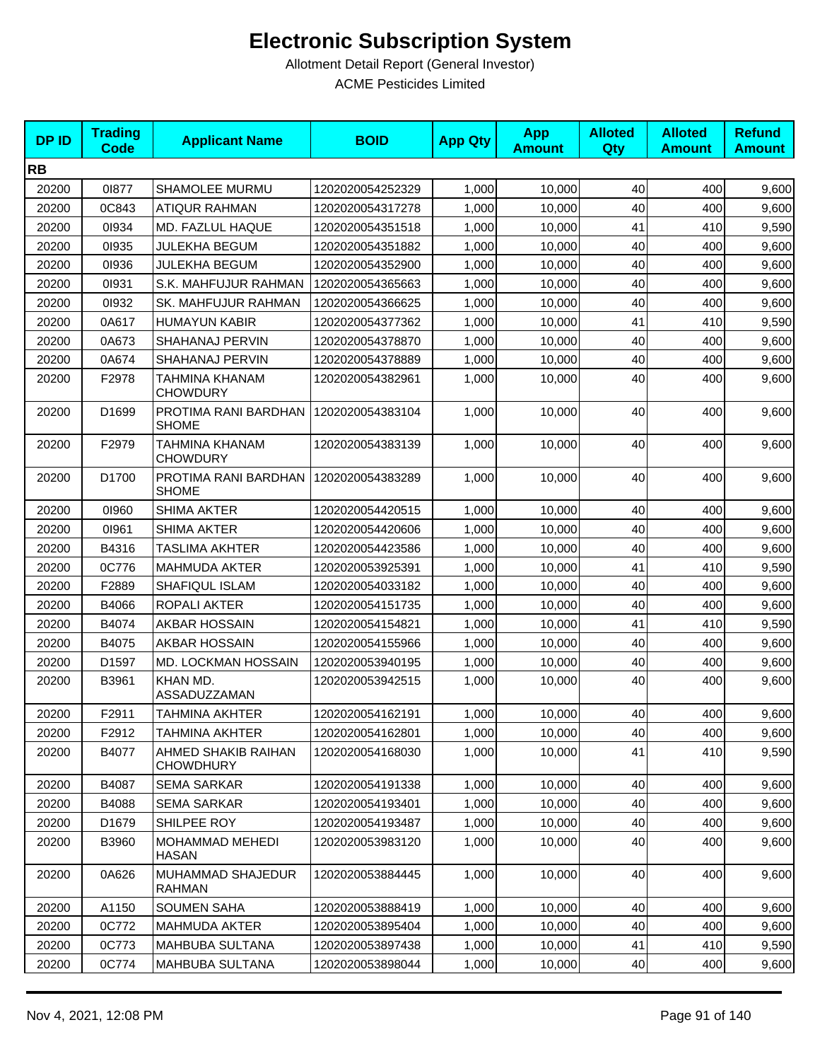# Electronic Subscription System

Allotment Detail Report (General Investor)

ACME Pesticides Limited

| DP ID | Trading Code | Applicant Name | BOID | App Qty | App Amount | Alloted Qty | Alloted Amount | Refund Amount |
|---|---|---|---|---|---|---|---|---|
| **RB** | | | | | | | | |
| 20200 | 0I877 | SHAMOLEE MURMU | 1202020054252329 | 1,000 | 10,000 | 40 | 400 | 9,600 |
| 20200 | 0C843 | ATIQUR RAHMAN | 1202020054317278 | 1,000 | 10,000 | 40 | 400 | 9,600 |
| 20200 | 0I934 | MD. FAZLUL HAQUE | 1202020054351518 | 1,000 | 10,000 | 41 | 410 | 9,590 |
| 20200 | 0I935 | JULEKHA BEGUM | 1202020054351882 | 1,000 | 10,000 | 40 | 400 | 9,600 |
| 20200 | 0I936 | JULEKHA BEGUM | 1202020054352900 | 1,000 | 10,000 | 40 | 400 | 9,600 |
| 20200 | 0I931 | S.K. MAHFUJUR RAHMAN | 1202020054365663 | 1,000 | 10,000 | 40 | 400 | 9,600 |
| 20200 | 0I932 | SK. MAHFUJUR RAHMAN | 1202020054366625 | 1,000 | 10,000 | 40 | 400 | 9,600 |
| 20200 | 0A617 | HUMAYUN KABIR | 1202020054377362 | 1,000 | 10,000 | 41 | 410 | 9,590 |
| 20200 | 0A673 | SHAHANAJ PERVIN | 1202020054378870 | 1,000 | 10,000 | 40 | 400 | 9,600 |
| 20200 | 0A674 | SHAHANAJ PERVIN | 1202020054378889 | 1,000 | 10,000 | 40 | 400 | 9,600 |
| 20200 | F2978 | TAHMINA KHANAM CHOWDURY | 1202020054382961 | 1,000 | 10,000 | 40 | 400 | 9,600 |
| 20200 | D1699 | PROTIMA RANI BARDHAN SHOME | 1202020054383104 | 1,000 | 10,000 | 40 | 400 | 9,600 |
| 20200 | F2979 | TAHMINA KHANAM CHOWDURY | 1202020054383139 | 1,000 | 10,000 | 40 | 400 | 9,600 |
| 20200 | D1700 | PROTIMA RANI BARDHAN SHOME | 1202020054383289 | 1,000 | 10,000 | 40 | 400 | 9,600 |
| 20200 | 0I960 | SHIMA AKTER | 1202020054420515 | 1,000 | 10,000 | 40 | 400 | 9,600 |
| 20200 | 0I961 | SHIMA AKTER | 1202020054420606 | 1,000 | 10,000 | 40 | 400 | 9,600 |
| 20200 | B4316 | TASLIMA AKHTER | 1202020054423586 | 1,000 | 10,000 | 40 | 400 | 9,600 |
| 20200 | 0C776 | MAHMUDA AKTER | 1202020053925391 | 1,000 | 10,000 | 41 | 410 | 9,590 |
| 20200 | F2889 | SHAFIQUL ISLAM | 1202020054033182 | 1,000 | 10,000 | 40 | 400 | 9,600 |
| 20200 | B4066 | ROPALI AKTER | 1202020054151735 | 1,000 | 10,000 | 40 | 400 | 9,600 |
| 20200 | B4074 | AKBAR HOSSAIN | 1202020054154821 | 1,000 | 10,000 | 41 | 410 | 9,590 |
| 20200 | B4075 | AKBAR HOSSAIN | 1202020054155966 | 1,000 | 10,000 | 40 | 400 | 9,600 |
| 20200 | D1597 | MD. LOCKMAN HOSSAIN | 1202020053940195 | 1,000 | 10,000 | 40 | 400 | 9,600 |
| 20200 | B3961 | KHAN MD. ASSADUZZAMAN | 1202020053942515 | 1,000 | 10,000 | 40 | 400 | 9,600 |
| 20200 | F2911 | TAHMINA AKHTER | 1202020054162191 | 1,000 | 10,000 | 40 | 400 | 9,600 |
| 20200 | F2912 | TAHMINA AKHTER | 1202020054162801 | 1,000 | 10,000 | 40 | 400 | 9,600 |
| 20200 | B4077 | AHMED SHAKIB RAIHAN CHOWDHURY | 1202020054168030 | 1,000 | 10,000 | 41 | 410 | 9,590 |
| 20200 | B4087 | SEMA SARKAR | 1202020054191338 | 1,000 | 10,000 | 40 | 400 | 9,600 |
| 20200 | B4088 | SEMA SARKAR | 1202020054193401 | 1,000 | 10,000 | 40 | 400 | 9,600 |
| 20200 | D1679 | SHILPEE ROY | 1202020054193487 | 1,000 | 10,000 | 40 | 400 | 9,600 |
| 20200 | B3960 | MOHAMMAD MEHEDI HASAN | 1202020053983120 | 1,000 | 10,000 | 40 | 400 | 9,600 |
| 20200 | 0A626 | MUHAMMAD SHAJEDUR RAHMAN | 1202020053884445 | 1,000 | 10,000 | 40 | 400 | 9,600 |
| 20200 | A1150 | SOUMEN SAHA | 1202020053888419 | 1,000 | 10,000 | 40 | 400 | 9,600 |
| 20200 | 0C772 | MAHMUDA AKTER | 1202020053895404 | 1,000 | 10,000 | 40 | 400 | 9,600 |
| 20200 | 0C773 | MAHBUBA SULTANA | 1202020053897438 | 1,000 | 10,000 | 41 | 410 | 9,590 |
| 20200 | 0C774 | MAHBUBA SULTANA | 1202020053898044 | 1,000 | 10,000 | 40 | 400 | 9,600 |

Nov 4, 2021, 12:08 PM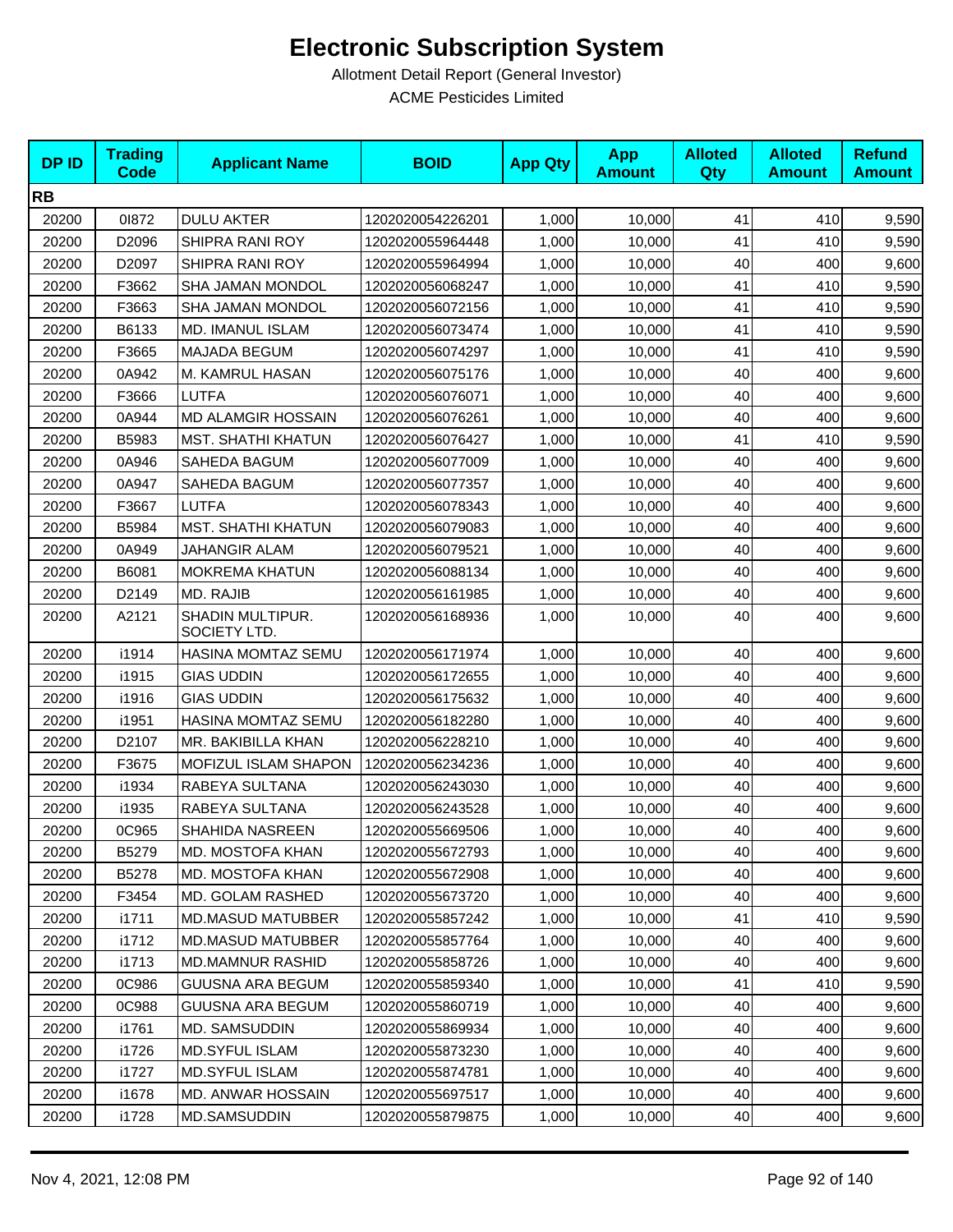# Electronic Subscription System

Allotment Detail Report (General Investor)

ACME Pesticides Limited

| DP ID | Trading Code | Applicant Name | BOID | App Qty | App Amount | Alloted Qty | Alloted Amount | Refund Amount |
|---|---|---|---|---|---|---|---|---|
| **RB** | | | | | | | | |
| 20200 | 0I872 | DULU AKTER | 1202020054226201 | 1,000 | 10,000 | 41 | 410 | 9,590 |
| 20200 | D2096 | SHIPRA RANI ROY | 1202020055964448 | 1,000 | 10,000 | 41 | 410 | 9,590 |
| 20200 | D2097 | SHIPRA RANI ROY | 1202020055964994 | 1,000 | 10,000 | 40 | 400 | 9,600 |
| 20200 | F3662 | SHA JAMAN MONDOL | 1202020056068247 | 1,000 | 10,000 | 41 | 410 | 9,590 |
| 20200 | F3663 | SHA JAMAN MONDOL | 1202020056072156 | 1,000 | 10,000 | 41 | 410 | 9,590 |
| 20200 | B6133 | MD. IMANUL ISLAM | 1202020056073474 | 1,000 | 10,000 | 41 | 410 | 9,590 |
| 20200 | F3665 | MAJADA BEGUM | 1202020056074297 | 1,000 | 10,000 | 41 | 410 | 9,590 |
| 20200 | 0A942 | M. KAMRUL HASAN | 1202020056075176 | 1,000 | 10,000 | 40 | 400 | 9,600 |
| 20200 | F3666 | LUTFA | 1202020056076071 | 1,000 | 10,000 | 40 | 400 | 9,600 |
| 20200 | 0A944 | MD ALAMGIR HOSSAIN | 1202020056076261 | 1,000 | 10,000 | 40 | 400 | 9,600 |
| 20200 | B5983 | MST. SHATHI KHATUN | 1202020056076427 | 1,000 | 10,000 | 41 | 410 | 9,590 |
| 20200 | 0A946 | SAHEDA BAGUM | 1202020056077009 | 1,000 | 10,000 | 40 | 400 | 9,600 |
| 20200 | 0A947 | SAHEDA BAGUM | 1202020056077357 | 1,000 | 10,000 | 40 | 400 | 9,600 |
| 20200 | F3667 | LUTFA | 1202020056078343 | 1,000 | 10,000 | 40 | 400 | 9,600 |
| 20200 | B5984 | MST. SHATHI KHATUN | 1202020056079083 | 1,000 | 10,000 | 40 | 400 | 9,600 |
| 20200 | 0A949 | JAHANGIR ALAM | 1202020056079521 | 1,000 | 10,000 | 40 | 400 | 9,600 |
| 20200 | B6081 | MOKREMA KHATUN | 1202020056088134 | 1,000 | 10,000 | 40 | 400 | 9,600 |
| 20200 | D2149 | MD. RAJIB | 1202020056161985 | 1,000 | 10,000 | 40 | 400 | 9,600 |
| 20200 | A2121 | SHADIN MULTIPUR. SOCIETY LTD. | 1202020056168936 | 1,000 | 10,000 | 40 | 400 | 9,600 |
| 20200 | i1914 | HASINA MOMTAZ SEMU | 1202020056171974 | 1,000 | 10,000 | 40 | 400 | 9,600 |
| 20200 | i1915 | GIAS UDDIN | 1202020056172655 | 1,000 | 10,000 | 40 | 400 | 9,600 |
| 20200 | i1916 | GIAS UDDIN | 1202020056175632 | 1,000 | 10,000 | 40 | 400 | 9,600 |
| 20200 | i1951 | HASINA MOMTAZ SEMU | 1202020056182280 | 1,000 | 10,000 | 40 | 400 | 9,600 |
| 20200 | D2107 | MR. BAKIBILLA KHAN | 1202020056228210 | 1,000 | 10,000 | 40 | 400 | 9,600 |
| 20200 | F3675 | MOFIZUL ISLAM SHAPON | 1202020056234236 | 1,000 | 10,000 | 40 | 400 | 9,600 |
| 20200 | i1934 | RABEYA SULTANA | 1202020056243030 | 1,000 | 10,000 | 40 | 400 | 9,600 |
| 20200 | i1935 | RABEYA SULTANA | 1202020056243528 | 1,000 | 10,000 | 40 | 400 | 9,600 |
| 20200 | 0C965 | SHAHIDA NASREEN | 1202020055669506 | 1,000 | 10,000 | 40 | 400 | 9,600 |
| 20200 | B5279 | MD. MOSTOFA KHAN | 1202020055672793 | 1,000 | 10,000 | 40 | 400 | 9,600 |
| 20200 | B5278 | MD. MOSTOFA KHAN | 1202020055672908 | 1,000 | 10,000 | 40 | 400 | 9,600 |
| 20200 | F3454 | MD. GOLAM RASHED | 1202020055673720 | 1,000 | 10,000 | 40 | 400 | 9,600 |
| 20200 | i1711 | MD.MASUD MATUBBER | 1202020055857242 | 1,000 | 10,000 | 41 | 410 | 9,590 |
| 20200 | i1712 | MD.MASUD MATUBBER | 1202020055857764 | 1,000 | 10,000 | 40 | 400 | 9,600 |
| 20200 | i1713 | MD.MAMNUR RASHID | 1202020055858726 | 1,000 | 10,000 | 40 | 400 | 9,600 |
| 20200 | 0C986 | GUUSNA ARA BEGUM | 1202020055859340 | 1,000 | 10,000 | 41 | 410 | 9,590 |
| 20200 | 0C988 | GUUSNA ARA BEGUM | 1202020055860719 | 1,000 | 10,000 | 40 | 400 | 9,600 |
| 20200 | i1761 | MD. SAMSUDDIN | 1202020055869934 | 1,000 | 10,000 | 40 | 400 | 9,600 |
| 20200 | i1726 | MD.SYFUL ISLAM | 1202020055873230 | 1,000 | 10,000 | 40 | 400 | 9,600 |
| 20200 | i1727 | MD.SYFUL ISLAM | 1202020055874781 | 1,000 | 10,000 | 40 | 400 | 9,600 |
| 20200 | i1678 | MD. ANWAR HOSSAIN | 1202020055697517 | 1,000 | 10,000 | 40 | 400 | 9,600 |
| 20200 | i1728 | MD.SAMSUDDIN | 1202020055879875 | 1,000 | 10,000 | 40 | 400 | 9,600 |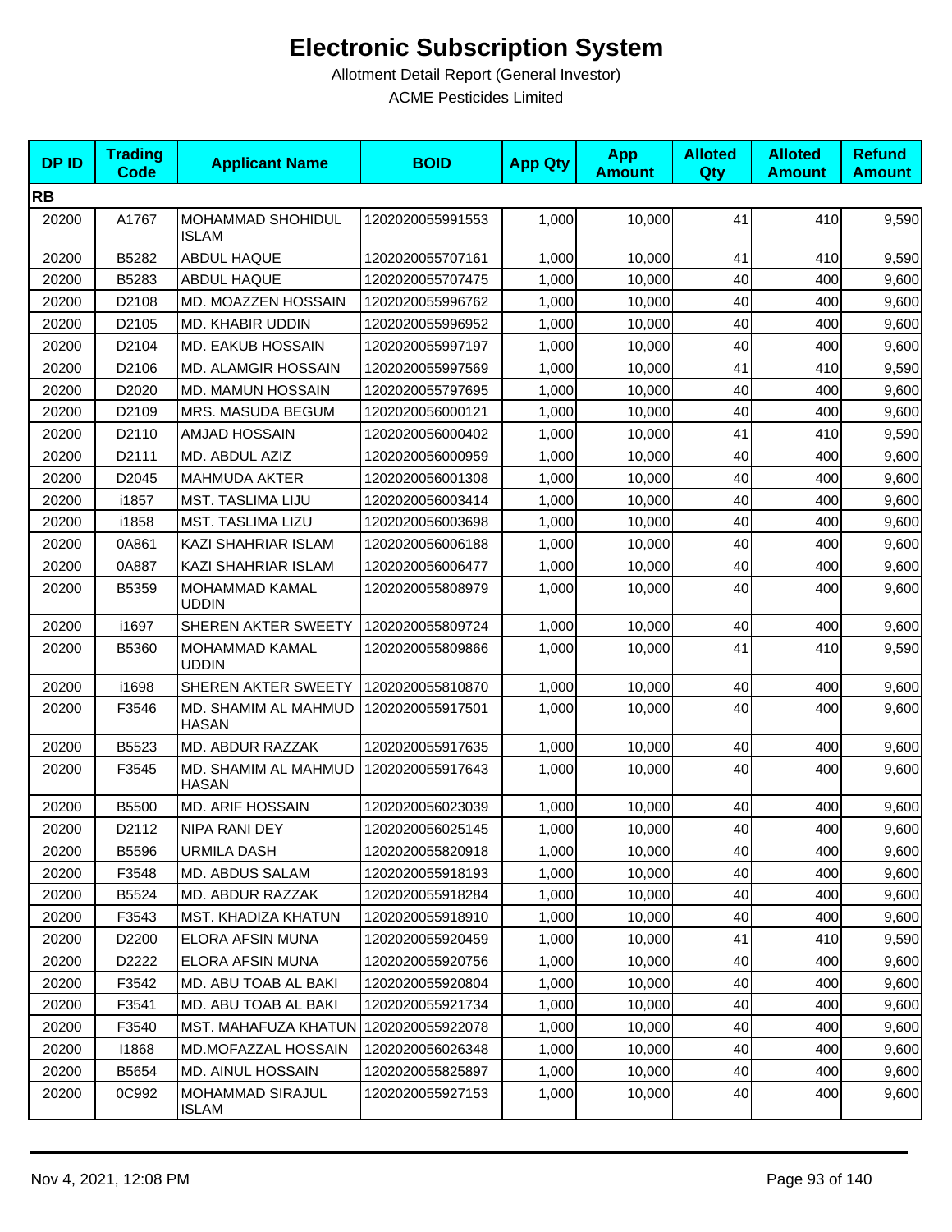# Electronic Subscription System

Allotment Detail Report (General Investor)

ACME Pesticides Limited

| DP ID | Trading Code | Applicant Name | BOID | App Qty | App Amount | Alloted Qty | Alloted Amount | Refund Amount |
|---|---|---|---|---|---|---|---|---|
| **RB** | | | | | | | | |
| 20200 | A1767 | MOHAMMAD SHOHIDUL ISLAM | 1202020055991553 | 1,000 | 10,000 | 41 | 410 | 9,590 |
| 20200 | B5282 | ABDUL HAQUE | 1202020055707161 | 1,000 | 10,000 | 41 | 410 | 9,590 |
| 20200 | B5283 | ABDUL HAQUE | 1202020055707475 | 1,000 | 10,000 | 40 | 400 | 9,600 |
| 20200 | D2108 | MD. MOAZZEN HOSSAIN | 1202020055996762 | 1,000 | 10,000 | 40 | 400 | 9,600 |
| 20200 | D2105 | MD. KHABIR UDDIN | 1202020055996952 | 1,000 | 10,000 | 40 | 400 | 9,600 |
| 20200 | D2104 | MD. EAKUB HOSSAIN | 1202020055997197 | 1,000 | 10,000 | 40 | 400 | 9,600 |
| 20200 | D2106 | MD. ALAMGIR HOSSAIN | 1202020055997569 | 1,000 | 10,000 | 41 | 410 | 9,590 |
| 20200 | D2020 | MD. MAMUN HOSSAIN | 1202020055797695 | 1,000 | 10,000 | 40 | 400 | 9,600 |
| 20200 | D2109 | MRS. MASUDA BEGUM | 1202020056000121 | 1,000 | 10,000 | 40 | 400 | 9,600 |
| 20200 | D2110 | AMJAD HOSSAIN | 1202020056000402 | 1,000 | 10,000 | 41 | 410 | 9,590 |
| 20200 | D2111 | MD. ABDUL AZIZ | 1202020056000959 | 1,000 | 10,000 | 40 | 400 | 9,600 |
| 20200 | D2045 | MAHMUDA AKTER | 1202020056001308 | 1,000 | 10,000 | 40 | 400 | 9,600 |
| 20200 | i1857 | MST. TASLIMA LIJU | 1202020056003414 | 1,000 | 10,000 | 40 | 400 | 9,600 |
| 20200 | i1858 | MST. TASLIMA LIZU | 1202020056003698 | 1,000 | 10,000 | 40 | 400 | 9,600 |
| 20200 | 0A861 | KAZI SHAHRIAR ISLAM | 1202020056006188 | 1,000 | 10,000 | 40 | 400 | 9,600 |
| 20200 | 0A887 | KAZI SHAHRIAR ISLAM | 1202020056006477 | 1,000 | 10,000 | 40 | 400 | 9,600 |
| 20200 | B5359 | MOHAMMAD KAMAL UDDIN | 1202020055808979 | 1,000 | 10,000 | 40 | 400 | 9,600 |
| 20200 | i1697 | SHEREN AKTER SWEETY | 1202020055809724 | 1,000 | 10,000 | 40 | 400 | 9,600 |
| 20200 | B5360 | MOHAMMAD KAMAL UDDIN | 1202020055809866 | 1,000 | 10,000 | 41 | 410 | 9,590 |
| 20200 | i1698 | SHEREN AKTER SWEETY | 1202020055810870 | 1,000 | 10,000 | 40 | 400 | 9,600 |
| 20200 | F3546 | MD. SHAMIM AL MAHMUD HASAN | 1202020055917501 | 1,000 | 10,000 | 40 | 400 | 9,600 |
| 20200 | B5523 | MD. ABDUR RAZZAK | 1202020055917635 | 1,000 | 10,000 | 40 | 400 | 9,600 |
| 20200 | F3545 | MD. SHAMIM AL MAHMUD HASAN | 1202020055917643 | 1,000 | 10,000 | 40 | 400 | 9,600 |
| 20200 | B5500 | MD. ARIF HOSSAIN | 1202020056023039 | 1,000 | 10,000 | 40 | 400 | 9,600 |
| 20200 | D2112 | NIPA RANI DEY | 1202020056025145 | 1,000 | 10,000 | 40 | 400 | 9,600 |
| 20200 | B5596 | URMILA DASH | 1202020055820918 | 1,000 | 10,000 | 40 | 400 | 9,600 |
| 20200 | F3548 | MD. ABDUS SALAM | 1202020055918193 | 1,000 | 10,000 | 40 | 400 | 9,600 |
| 20200 | B5524 | MD. ABDUR RAZZAK | 1202020055918284 | 1,000 | 10,000 | 40 | 400 | 9,600 |
| 20200 | F3543 | MST. KHADIZA KHATUN | 1202020055918910 | 1,000 | 10,000 | 40 | 400 | 9,600 |
| 20200 | D2200 | ELORA AFSIN MUNA | 1202020055920459 | 1,000 | 10,000 | 41 | 410 | 9,590 |
| 20200 | D2222 | ELORA AFSIN MUNA | 1202020055920756 | 1,000 | 10,000 | 40 | 400 | 9,600 |
| 20200 | F3542 | MD. ABU TOAB AL BAKI | 1202020055920804 | 1,000 | 10,000 | 40 | 400 | 9,600 |
| 20200 | F3541 | MD. ABU TOAB AL BAKI | 1202020055921734 | 1,000 | 10,000 | 40 | 400 | 9,600 |
| 20200 | F3540 | MST. MAHAFUZA KHATUN | 1202020055922078 | 1,000 | 10,000 | 40 | 400 | 9,600 |
| 20200 | I1868 | MD.MOFAZZAL HOSSAIN | 1202020056026348 | 1,000 | 10,000 | 40 | 400 | 9,600 |
| 20200 | B5654 | MD. AINUL HOSSAIN | 1202020055825897 | 1,000 | 10,000 | 40 | 400 | 9,600 |
| 20200 | 0C992 | MOHAMMAD SIRAJUL ISLAM | 1202020055927153 | 1,000 | 10,000 | 40 | 400 | 9,600 |

Nov 4, 2021, 12:08 PM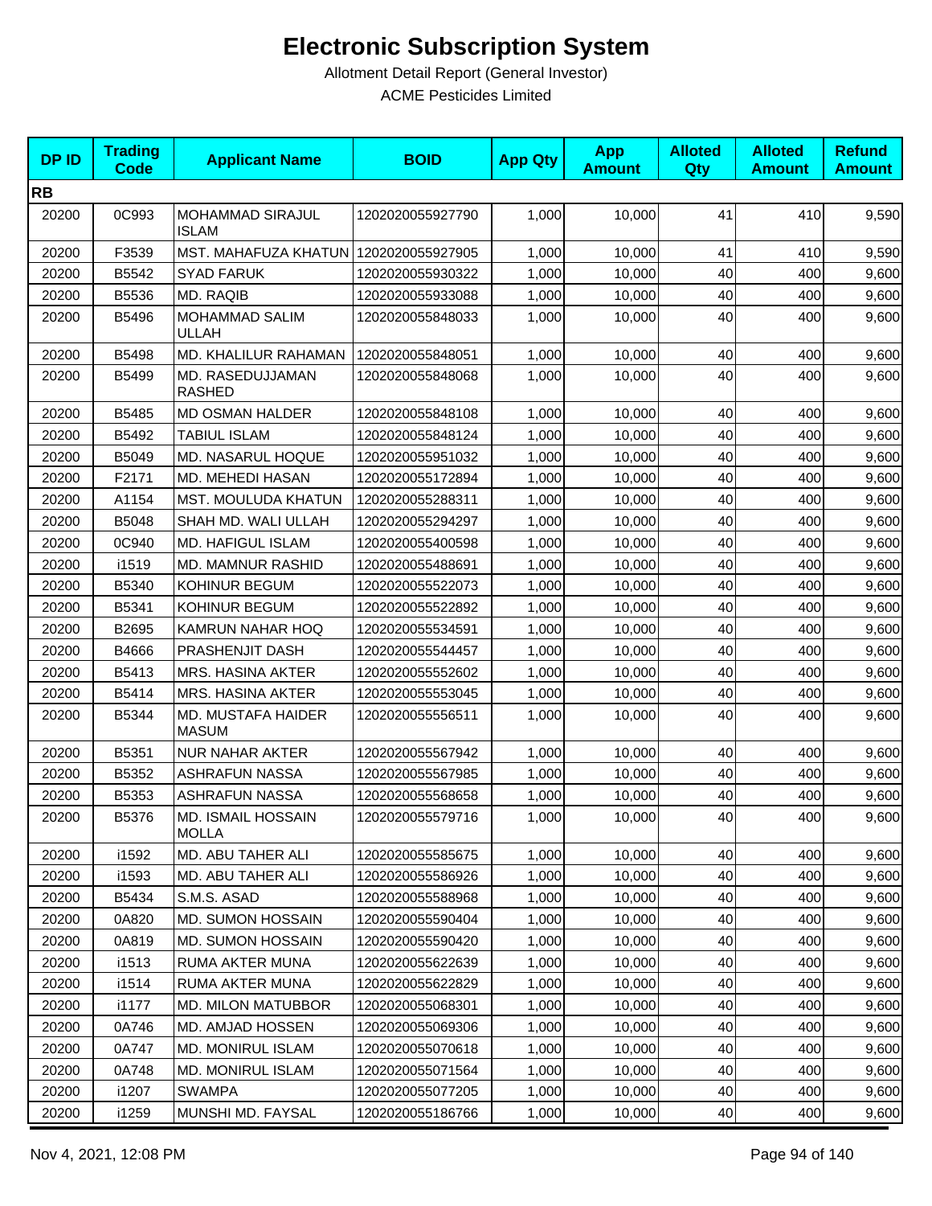# Electronic Subscription System

Allotment Detail Report (General Investor)

ACME Pesticides Limited

| DP ID | Trading Code | Applicant Name | BOID | App Qty | App Amount | Alloted Qty | Alloted Amount | Refund Amount |
|---|---|---|---|---|---|---|---|---|
| **RB** | | | | | | | | |
| 20200 | 0C993 | MOHAMMAD SIRAJUL ISLAM | 1202020055927790 | 1,000 | 10,000 | 41 | 410 | 9,590 |
| 20200 | F3539 | MST. MAHAFUZA KHATUN | 1202020055927905 | 1,000 | 10,000 | 41 | 410 | 9,590 |
| 20200 | B5542 | SYAD FARUK | 1202020055930322 | 1,000 | 10,000 | 40 | 400 | 9,600 |
| 20200 | B5536 | MD. RAQIB | 1202020055933088 | 1,000 | 10,000 | 40 | 400 | 9,600 |
| 20200 | B5496 | MOHAMMAD SALIM ULLAH | 1202020055848033 | 1,000 | 10,000 | 40 | 400 | 9,600 |
| 20200 | B5498 | MD. KHALILUR RAHAMAN | 1202020055848051 | 1,000 | 10,000 | 40 | 400 | 9,600 |
| 20200 | B5499 | MD. RASEDUJJAMAN RASHED | 1202020055848068 | 1,000 | 10,000 | 40 | 400 | 9,600 |
| 20200 | B5485 | MD OSMAN HALDER | 1202020055848108 | 1,000 | 10,000 | 40 | 400 | 9,600 |
| 20200 | B5492 | TABIUL ISLAM | 1202020055848124 | 1,000 | 10,000 | 40 | 400 | 9,600 |
| 20200 | B5049 | MD. NASARUL HOQUE | 1202020055951032 | 1,000 | 10,000 | 40 | 400 | 9,600 |
| 20200 | F2171 | MD. MEHEDI HASAN | 1202020055172894 | 1,000 | 10,000 | 40 | 400 | 9,600 |
| 20200 | A1154 | MST. MOULUDA KHATUN | 1202020055288311 | 1,000 | 10,000 | 40 | 400 | 9,600 |
| 20200 | B5048 | SHAH MD. WALI ULLAH | 1202020055294297 | 1,000 | 10,000 | 40 | 400 | 9,600 |
| 20200 | 0C940 | MD. HAFIGUL ISLAM | 1202020055400598 | 1,000 | 10,000 | 40 | 400 | 9,600 |
| 20200 | i1519 | MD. MAMNUR RASHID | 1202020055488691 | 1,000 | 10,000 | 40 | 400 | 9,600 |
| 20200 | B5340 | KOHINUR BEGUM | 1202020055522073 | 1,000 | 10,000 | 40 | 400 | 9,600 |
| 20200 | B5341 | KOHINUR BEGUM | 1202020055522892 | 1,000 | 10,000 | 40 | 400 | 9,600 |
| 20200 | B2695 | KAMRUN NAHAR HOQ | 1202020055534591 | 1,000 | 10,000 | 40 | 400 | 9,600 |
| 20200 | B4666 | PRASHENJIT DASH | 1202020055544457 | 1,000 | 10,000 | 40 | 400 | 9,600 |
| 20200 | B5413 | MRS. HASINA AKTER | 1202020055552602 | 1,000 | 10,000 | 40 | 400 | 9,600 |
| 20200 | B5414 | MRS. HASINA AKTER | 1202020055553045 | 1,000 | 10,000 | 40 | 400 | 9,600 |
| 20200 | B5344 | MD. MUSTAFA HAIDER MASUM | 1202020055556511 | 1,000 | 10,000 | 40 | 400 | 9,600 |
| 20200 | B5351 | NUR NAHAR AKTER | 1202020055567942 | 1,000 | 10,000 | 40 | 400 | 9,600 |
| 20200 | B5352 | ASHRAFUN NASSA | 1202020055567985 | 1,000 | 10,000 | 40 | 400 | 9,600 |
| 20200 | B5353 | ASHRAFUN NASSA | 1202020055568658 | 1,000 | 10,000 | 40 | 400 | 9,600 |
| 20200 | B5376 | MD. ISMAIL HOSSAIN MOLLA | 1202020055579716 | 1,000 | 10,000 | 40 | 400 | 9,600 |
| 20200 | i1592 | MD. ABU TAHER ALI | 1202020055585675 | 1,000 | 10,000 | 40 | 400 | 9,600 |
| 20200 | i1593 | MD. ABU TAHER ALI | 1202020055586926 | 1,000 | 10,000 | 40 | 400 | 9,600 |
| 20200 | B5434 | S.M.S. ASAD | 1202020055588968 | 1,000 | 10,000 | 40 | 400 | 9,600 |
| 20200 | 0A820 | MD. SUMON HOSSAIN | 1202020055590404 | 1,000 | 10,000 | 40 | 400 | 9,600 |
| 20200 | 0A819 | MD. SUMON HOSSAIN | 1202020055590420 | 1,000 | 10,000 | 40 | 400 | 9,600 |
| 20200 | i1513 | RUMA AKTER MUNA | 1202020055622639 | 1,000 | 10,000 | 40 | 400 | 9,600 |
| 20200 | i1514 | RUMA AKTER MUNA | 1202020055622829 | 1,000 | 10,000 | 40 | 400 | 9,600 |
| 20200 | i1177 | MD. MILON MATUBBOR | 1202020055068301 | 1,000 | 10,000 | 40 | 400 | 9,600 |
| 20200 | 0A746 | MD. AMJAD HOSSEN | 1202020055069306 | 1,000 | 10,000 | 40 | 400 | 9,600 |
| 20200 | 0A747 | MD. MONIRUL ISLAM | 1202020055070618 | 1,000 | 10,000 | 40 | 400 | 9,600 |
| 20200 | 0A748 | MD. MONIRUL ISLAM | 1202020055071564 | 1,000 | 10,000 | 40 | 400 | 9,600 |
| 20200 | i1207 | SWAMPA | 1202020055077205 | 1,000 | 10,000 | 40 | 400 | 9,600 |
| 20200 | i1259 | MUNSHI MD. FAYSAL | 1202020055186766 | 1,000 | 10,000 | 40 | 400 | 9,600 |

Nov 4, 2021, 12:08 PM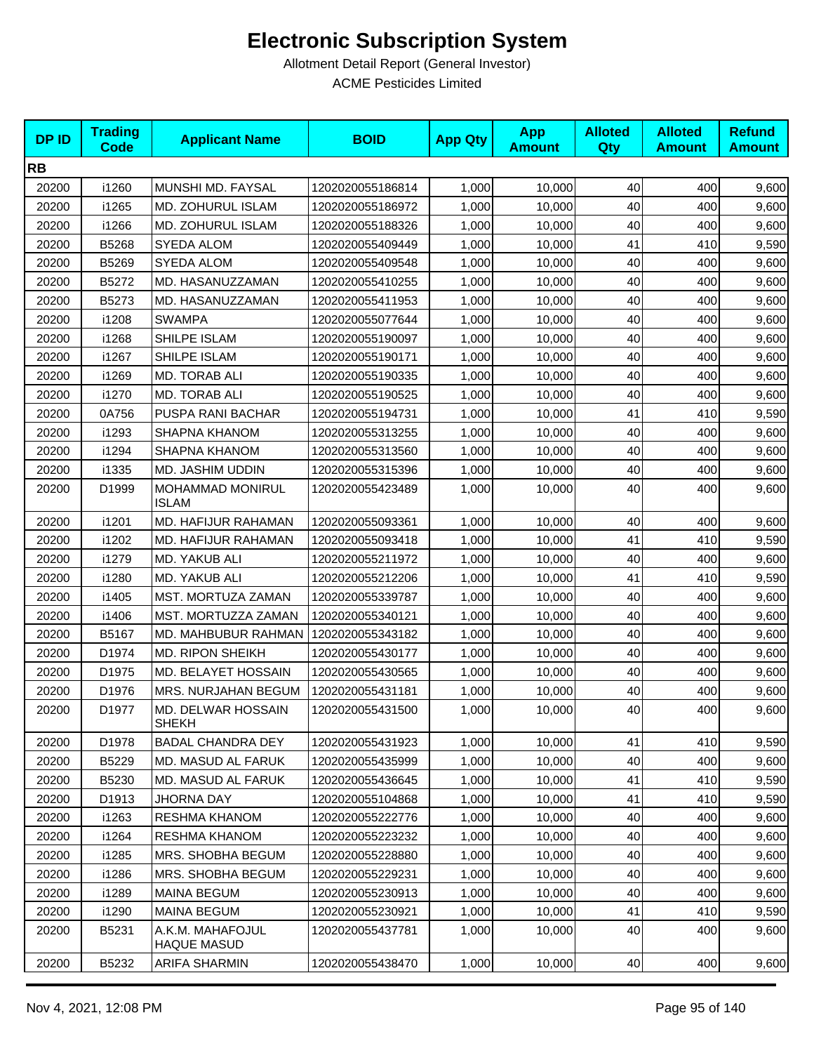# Electronic Subscription System

Allotment Detail Report (General Investor)

ACME Pesticides Limited

| DP ID | Trading Code | Applicant Name | BOID | App Qty | App Amount | Alloted Qty | Alloted Amount | Refund Amount |
|---|---|---|---|---|---|---|---|---|
| **RB** | | | | | | | | |
| 20200 | i1260 | MUNSHI MD. FAYSAL | 1202020055186814 | 1,000 | 10,000 | 40 | 400 | 9,600 |
| 20200 | i1265 | MD. ZOHURUL ISLAM | 1202020055186972 | 1,000 | 10,000 | 40 | 400 | 9,600 |
| 20200 | i1266 | MD. ZOHURUL ISLAM | 1202020055188326 | 1,000 | 10,000 | 40 | 400 | 9,600 |
| 20200 | B5268 | SYEDA ALOM | 1202020055409449 | 1,000 | 10,000 | 41 | 410 | 9,590 |
| 20200 | B5269 | SYEDA ALOM | 1202020055409548 | 1,000 | 10,000 | 40 | 400 | 9,600 |
| 20200 | B5272 | MD. HASANUZZAMAN | 1202020055410255 | 1,000 | 10,000 | 40 | 400 | 9,600 |
| 20200 | B5273 | MD. HASANUZZAMAN | 1202020055411953 | 1,000 | 10,000 | 40 | 400 | 9,600 |
| 20200 | i1208 | SWAMPA | 1202020055077644 | 1,000 | 10,000 | 40 | 400 | 9,600 |
| 20200 | i1268 | SHILPE ISLAM | 1202020055190097 | 1,000 | 10,000 | 40 | 400 | 9,600 |
| 20200 | i1267 | SHILPE ISLAM | 1202020055190171 | 1,000 | 10,000 | 40 | 400 | 9,600 |
| 20200 | i1269 | MD. TORAB ALI | 1202020055190335 | 1,000 | 10,000 | 40 | 400 | 9,600 |
| 20200 | i1270 | MD. TORAB ALI | 1202020055190525 | 1,000 | 10,000 | 40 | 400 | 9,600 |
| 20200 | 0A756 | PUSPA RANI BACHAR | 1202020055194731 | 1,000 | 10,000 | 41 | 410 | 9,590 |
| 20200 | i1293 | SHAPNA KHANOM | 1202020055313255 | 1,000 | 10,000 | 40 | 400 | 9,600 |
| 20200 | i1294 | SHAPNA KHANOM | 1202020055313560 | 1,000 | 10,000 | 40 | 400 | 9,600 |
| 20200 | i1335 | MD. JASHIM UDDIN | 1202020055315396 | 1,000 | 10,000 | 40 | 400 | 9,600 |
| 20200 | D1999 | MOHAMMAD MONIRUL ISLAM | 1202020055423489 | 1,000 | 10,000 | 40 | 400 | 9,600 |
| 20200 | i1201 | MD. HAFIJUR RAHAMAN | 1202020055093361 | 1,000 | 10,000 | 40 | 400 | 9,600 |
| 20200 | i1202 | MD. HAFIJUR RAHAMAN | 1202020055093418 | 1,000 | 10,000 | 41 | 410 | 9,590 |
| 20200 | i1279 | MD. YAKUB ALI | 1202020055211972 | 1,000 | 10,000 | 40 | 400 | 9,600 |
| 20200 | i1280 | MD. YAKUB ALI | 1202020055212206 | 1,000 | 10,000 | 41 | 410 | 9,590 |
| 20200 | i1405 | MST. MORTUZA ZAMAN | 1202020055339787 | 1,000 | 10,000 | 40 | 400 | 9,600 |
| 20200 | i1406 | MST. MORTUZZA ZAMAN | 1202020055340121 | 1,000 | 10,000 | 40 | 400 | 9,600 |
| 20200 | B5167 | MD. MAHBUBUR RAHMAN | 1202020055343182 | 1,000 | 10,000 | 40 | 400 | 9,600 |
| 20200 | D1974 | MD. RIPON SHEIKH | 1202020055430177 | 1,000 | 10,000 | 40 | 400 | 9,600 |
| 20200 | D1975 | MD. BELAYET HOSSAIN | 1202020055430565 | 1,000 | 10,000 | 40 | 400 | 9,600 |
| 20200 | D1976 | MRS. NURJAHAN BEGUM | 1202020055431181 | 1,000 | 10,000 | 40 | 400 | 9,600 |
| 20200 | D1977 | MD. DELWAR HOSSAIN SHEKH | 1202020055431500 | 1,000 | 10,000 | 40 | 400 | 9,600 |
| 20200 | D1978 | BADAL CHANDRA DEY | 1202020055431923 | 1,000 | 10,000 | 41 | 410 | 9,590 |
| 20200 | B5229 | MD. MASUD AL FARUK | 1202020055435999 | 1,000 | 10,000 | 40 | 400 | 9,600 |
| 20200 | B5230 | MD. MASUD AL FARUK | 1202020055436645 | 1,000 | 10,000 | 41 | 410 | 9,590 |
| 20200 | D1913 | JHORNA DAY | 1202020055104868 | 1,000 | 10,000 | 41 | 410 | 9,590 |
| 20200 | i1263 | RESHMA KHANOM | 1202020055222776 | 1,000 | 10,000 | 40 | 400 | 9,600 |
| 20200 | i1264 | RESHMA KHANOM | 1202020055223232 | 1,000 | 10,000 | 40 | 400 | 9,600 |
| 20200 | i1285 | MRS. SHOBHA BEGUM | 1202020055228880 | 1,000 | 10,000 | 40 | 400 | 9,600 |
| 20200 | i1286 | MRS. SHOBHA BEGUM | 1202020055229231 | 1,000 | 10,000 | 40 | 400 | 9,600 |
| 20200 | i1289 | MAINA BEGUM | 1202020055230913 | 1,000 | 10,000 | 40 | 400 | 9,600 |
| 20200 | i1290 | MAINA BEGUM | 1202020055230921 | 1,000 | 10,000 | 41 | 410 | 9,590 |
| 20200 | B5231 | A.K.M. MAHAFOJUL HAQUE MASUD | 1202020055437781 | 1,000 | 10,000 | 40 | 400 | 9,600 |
| 20200 | B5232 | ARIFA SHARMIN | 1202020055438470 | 1,000 | 10,000 | 40 | 400 | 9,600 |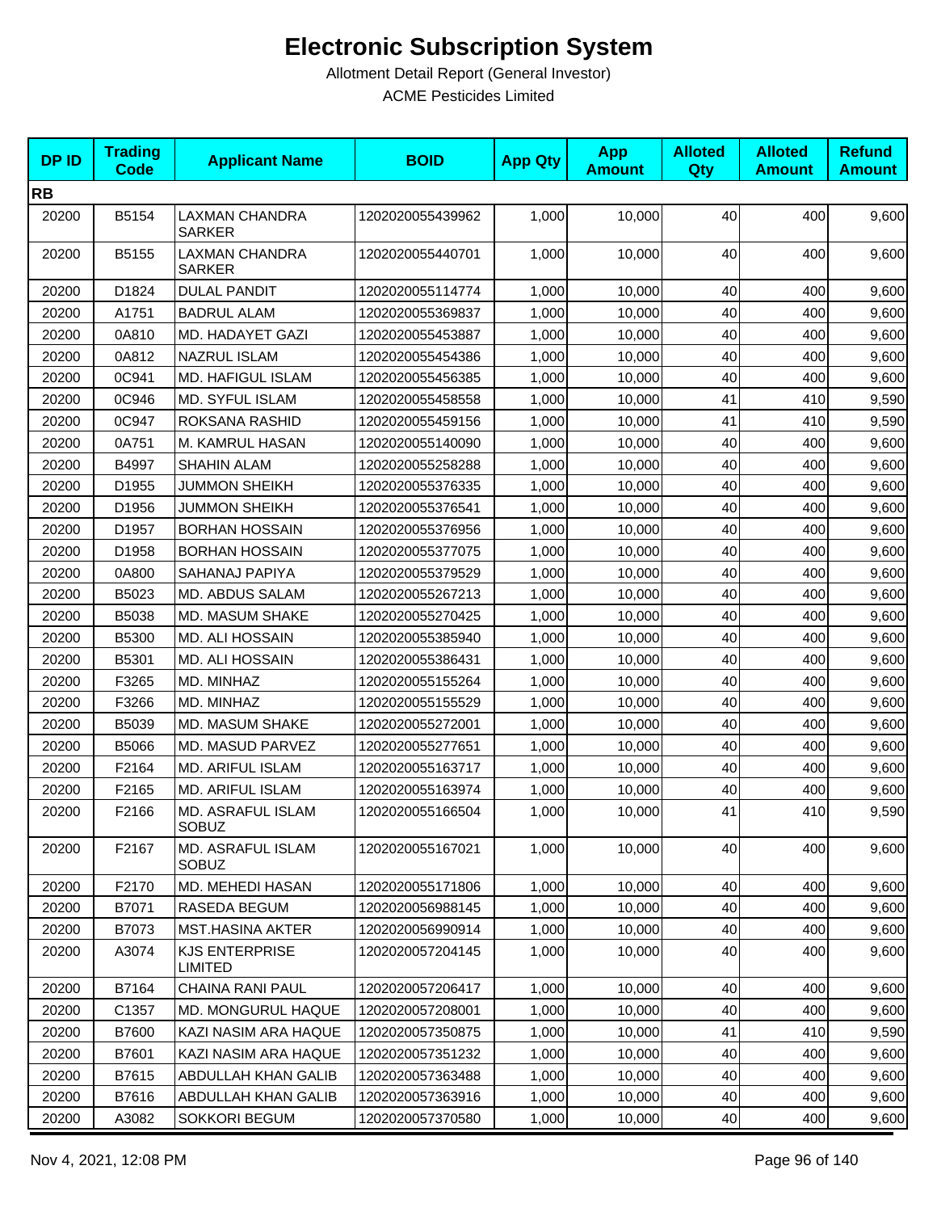# Electronic Subscription System

Allotment Detail Report (General Investor)

ACME Pesticides Limited

| DP ID | Trading Code | Applicant Name | BOID | App Qty | App Amount | Alloted Qty | Alloted Amount | Refund Amount |
|---|---|---|---|---|---|---|---|---|
| **RB** | | | | | | | | |
| 20200 | B5154 | LAXMAN CHANDRA SARKER | 1202020055439962 | 1,000 | 10,000 | 40 | 400 | 9,600 |
| 20200 | B5155 | LAXMAN CHANDRA SARKER | 1202020055440701 | 1,000 | 10,000 | 40 | 400 | 9,600 |
| 20200 | D1824 | DULAL PANDIT | 1202020055114774 | 1,000 | 10,000 | 40 | 400 | 9,600 |
| 20200 | A1751 | BADRUL ALAM | 1202020055369837 | 1,000 | 10,000 | 40 | 400 | 9,600 |
| 20200 | 0A810 | MD. HADAYET GAZI | 1202020055453887 | 1,000 | 10,000 | 40 | 400 | 9,600 |
| 20200 | 0A812 | NAZRUL ISLAM | 1202020055454386 | 1,000 | 10,000 | 40 | 400 | 9,600 |
| 20200 | 0C941 | MD. HAFIGUL ISLAM | 1202020055456385 | 1,000 | 10,000 | 40 | 400 | 9,600 |
| 20200 | 0C946 | MD. SYFUL ISLAM | 1202020055458558 | 1,000 | 10,000 | 41 | 410 | 9,590 |
| 20200 | 0C947 | ROKSANA RASHID | 1202020055459156 | 1,000 | 10,000 | 41 | 410 | 9,590 |
| 20200 | 0A751 | M. KAMRUL HASAN | 1202020055140090 | 1,000 | 10,000 | 40 | 400 | 9,600 |
| 20200 | B4997 | SHAHIN ALAM | 1202020055258288 | 1,000 | 10,000 | 40 | 400 | 9,600 |
| 20200 | D1955 | JUMMON SHEIKH | 1202020055376335 | 1,000 | 10,000 | 40 | 400 | 9,600 |
| 20200 | D1956 | JUMMON SHEIKH | 1202020055376541 | 1,000 | 10,000 | 40 | 400 | 9,600 |
| 20200 | D1957 | BORHAN HOSSAIN | 1202020055376956 | 1,000 | 10,000 | 40 | 400 | 9,600 |
| 20200 | D1958 | BORHAN HOSSAIN | 1202020055377075 | 1,000 | 10,000 | 40 | 400 | 9,600 |
| 20200 | 0A800 | SAHANAJ PAPIYA | 1202020055379529 | 1,000 | 10,000 | 40 | 400 | 9,600 |
| 20200 | B5023 | MD. ABDUS SALAM | 1202020055267213 | 1,000 | 10,000 | 40 | 400 | 9,600 |
| 20200 | B5038 | MD. MASUM SHAKE | 1202020055270425 | 1,000 | 10,000 | 40 | 400 | 9,600 |
| 20200 | B5300 | MD. ALI HOSSAIN | 1202020055385940 | 1,000 | 10,000 | 40 | 400 | 9,600 |
| 20200 | B5301 | MD. ALI HOSSAIN | 1202020055386431 | 1,000 | 10,000 | 40 | 400 | 9,600 |
| 20200 | F3265 | MD. MINHAZ | 1202020055155264 | 1,000 | 10,000 | 40 | 400 | 9,600 |
| 20200 | F3266 | MD. MINHAZ | 1202020055155529 | 1,000 | 10,000 | 40 | 400 | 9,600 |
| 20200 | B5039 | MD. MASUM SHAKE | 1202020055272001 | 1,000 | 10,000 | 40 | 400 | 9,600 |
| 20200 | B5066 | MD. MASUD PARVEZ | 1202020055277651 | 1,000 | 10,000 | 40 | 400 | 9,600 |
| 20200 | F2164 | MD. ARIFUL ISLAM | 1202020055163717 | 1,000 | 10,000 | 40 | 400 | 9,600 |
| 20200 | F2165 | MD. ARIFUL ISLAM | 1202020055163974 | 1,000 | 10,000 | 40 | 400 | 9,600 |
| 20200 | F2166 | MD. ASRAFUL ISLAM SOBUZ | 1202020055166504 | 1,000 | 10,000 | 41 | 410 | 9,590 |
| 20200 | F2167 | MD. ASRAFUL ISLAM SOBUZ | 1202020055167021 | 1,000 | 10,000 | 40 | 400 | 9,600 |
| 20200 | F2170 | MD. MEHEDI HASAN | 1202020055171806 | 1,000 | 10,000 | 40 | 400 | 9,600 |
| 20200 | B7071 | RASEDA BEGUM | 1202020056988145 | 1,000 | 10,000 | 40 | 400 | 9,600 |
| 20200 | B7073 | MST.HASINA AKTER | 1202020056990914 | 1,000 | 10,000 | 40 | 400 | 9,600 |
| 20200 | A3074 | KJS ENTERPRISE LIMITED | 1202020057204145 | 1,000 | 10,000 | 40 | 400 | 9,600 |
| 20200 | B7164 | CHAINA RANI PAUL | 1202020057206417 | 1,000 | 10,000 | 40 | 400 | 9,600 |
| 20200 | C1357 | MD. MONGURUL HAQUE | 1202020057208001 | 1,000 | 10,000 | 40 | 400 | 9,600 |
| 20200 | B7600 | KAZI NASIM ARA HAQUE | 1202020057350875 | 1,000 | 10,000 | 41 | 410 | 9,590 |
| 20200 | B7601 | KAZI NASIM ARA HAQUE | 1202020057351232 | 1,000 | 10,000 | 40 | 400 | 9,600 |
| 20200 | B7615 | ABDULLAH KHAN GALIB | 1202020057363488 | 1,000 | 10,000 | 40 | 400 | 9,600 |
| 20200 | B7616 | ABDULLAH KHAN GALIB | 1202020057363916 | 1,000 | 10,000 | 40 | 400 | 9,600 |
| 20200 | A3082 | SOKKORI BEGUM | 1202020057370580 | 1,000 | 10,000 | 40 | 400 | 9,600 |

Nov 4, 2021, 12:08 PM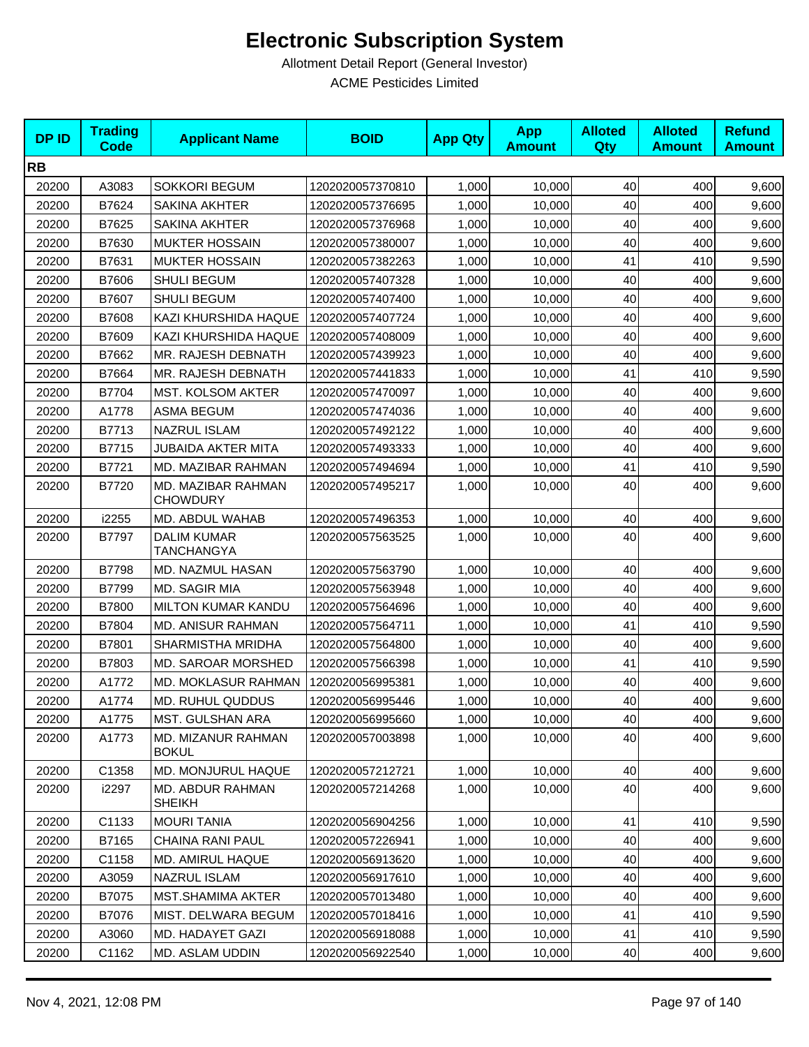# Electronic Subscription System

Allotment Detail Report (General Investor)

ACME Pesticides Limited

| DP ID | Trading Code | Applicant Name | BOID | App Qty | App Amount | Alloted Qty | Alloted Amount | Refund Amount |
|---|---|---|---|---|---|---|---|---|
| **RB** | | | | | | | | |
| 20200 | A3083 | SOKKORI BEGUM | 1202020057370810 | 1,000 | 10,000 | 40 | 400 | 9,600 |
| 20200 | B7624 | SAKINA AKHTER | 1202020057376695 | 1,000 | 10,000 | 40 | 400 | 9,600 |
| 20200 | B7625 | SAKINA AKHTER | 1202020057376968 | 1,000 | 10,000 | 40 | 400 | 9,600 |
| 20200 | B7630 | MUKTER HOSSAIN | 1202020057380007 | 1,000 | 10,000 | 40 | 400 | 9,600 |
| 20200 | B7631 | MUKTER HOSSAIN | 1202020057382263 | 1,000 | 10,000 | 41 | 410 | 9,590 |
| 20200 | B7606 | SHULI BEGUM | 1202020057407328 | 1,000 | 10,000 | 40 | 400 | 9,600 |
| 20200 | B7607 | SHULI BEGUM | 1202020057407400 | 1,000 | 10,000 | 40 | 400 | 9,600 |
| 20200 | B7608 | KAZI KHURSHIDA HAQUE | 1202020057407724 | 1,000 | 10,000 | 40 | 400 | 9,600 |
| 20200 | B7609 | KAZI KHURSHIDA HAQUE | 1202020057408009 | 1,000 | 10,000 | 40 | 400 | 9,600 |
| 20200 | B7662 | MR. RAJESH DEBNATH | 1202020057439923 | 1,000 | 10,000 | 40 | 400 | 9,600 |
| 20200 | B7664 | MR. RAJESH DEBNATH | 1202020057441833 | 1,000 | 10,000 | 41 | 410 | 9,590 |
| 20200 | B7704 | MST. KOLSOM AKTER | 1202020057470097 | 1,000 | 10,000 | 40 | 400 | 9,600 |
| 20200 | A1778 | ASMA BEGUM | 1202020057474036 | 1,000 | 10,000 | 40 | 400 | 9,600 |
| 20200 | B7713 | NAZRUL ISLAM | 1202020057492122 | 1,000 | 10,000 | 40 | 400 | 9,600 |
| 20200 | B7715 | JUBAIDA AKTER MITA | 1202020057493333 | 1,000 | 10,000 | 40 | 400 | 9,600 |
| 20200 | B7721 | MD. MAZIBAR RAHMAN | 1202020057494694 | 1,000 | 10,000 | 41 | 410 | 9,590 |
| 20200 | B7720 | MD. MAZIBAR RAHMAN CHOWDURY | 1202020057495217 | 1,000 | 10,000 | 40 | 400 | 9,600 |
| 20200 | i2255 | MD. ABDUL WAHAB | 1202020057496353 | 1,000 | 10,000 | 40 | 400 | 9,600 |
| 20200 | B7797 | DALIM KUMAR TANCHANGYA | 1202020057563525 | 1,000 | 10,000 | 40 | 400 | 9,600 |
| 20200 | B7798 | MD. NAZMUL HASAN | 1202020057563790 | 1,000 | 10,000 | 40 | 400 | 9,600 |
| 20200 | B7799 | MD. SAGIR MIA | 1202020057563948 | 1,000 | 10,000 | 40 | 400 | 9,600 |
| 20200 | B7800 | MILTON KUMAR KANDU | 1202020057564696 | 1,000 | 10,000 | 40 | 400 | 9,600 |
| 20200 | B7804 | MD. ANISUR RAHMAN | 1202020057564711 | 1,000 | 10,000 | 41 | 410 | 9,590 |
| 20200 | B7801 | SHARMISTHA MRIDHA | 1202020057564800 | 1,000 | 10,000 | 40 | 400 | 9,600 |
| 20200 | B7803 | MD. SAROAR MORSHED | 1202020057566398 | 1,000 | 10,000 | 41 | 410 | 9,590 |
| 20200 | A1772 | MD. MOKLASUR RAHMAN | 1202020056995381 | 1,000 | 10,000 | 40 | 400 | 9,600 |
| 20200 | A1774 | MD. RUHUL QUDDUS | 1202020056995446 | 1,000 | 10,000 | 40 | 400 | 9,600 |
| 20200 | A1775 | MST. GULSHAN ARA | 1202020056995660 | 1,000 | 10,000 | 40 | 400 | 9,600 |
| 20200 | A1773 | MD. MIZANUR RAHMAN BOKUL | 1202020057003898 | 1,000 | 10,000 | 40 | 400 | 9,600 |
| 20200 | C1358 | MD. MONJURUL HAQUE | 1202020057212721 | 1,000 | 10,000 | 40 | 400 | 9,600 |
| 20200 | i2297 | MD. ABDUR RAHMAN SHEIKH | 1202020057214268 | 1,000 | 10,000 | 40 | 400 | 9,600 |
| 20200 | C1133 | MOURI TANIA | 1202020056904256 | 1,000 | 10,000 | 41 | 410 | 9,590 |
| 20200 | B7165 | CHAINA RANI PAUL | 1202020057226941 | 1,000 | 10,000 | 40 | 400 | 9,600 |
| 20200 | C1158 | MD. AMIRUL HAQUE | 1202020056913620 | 1,000 | 10,000 | 40 | 400 | 9,600 |
| 20200 | A3059 | NAZRUL ISLAM | 1202020056917610 | 1,000 | 10,000 | 40 | 400 | 9,600 |
| 20200 | B7075 | MST.SHAMIMA AKTER | 1202020057013480 | 1,000 | 10,000 | 40 | 400 | 9,600 |
| 20200 | B7076 | MIST. DELWARA BEGUM | 1202020057018416 | 1,000 | 10,000 | 41 | 410 | 9,590 |
| 20200 | A3060 | MD. HADAYET GAZI | 1202020056918088 | 1,000 | 10,000 | 41 | 410 | 9,590 |
| 20200 | C1162 | MD. ASLAM UDDIN | 1202020056922540 | 1,000 | 10,000 | 40 | 400 | 9,600 |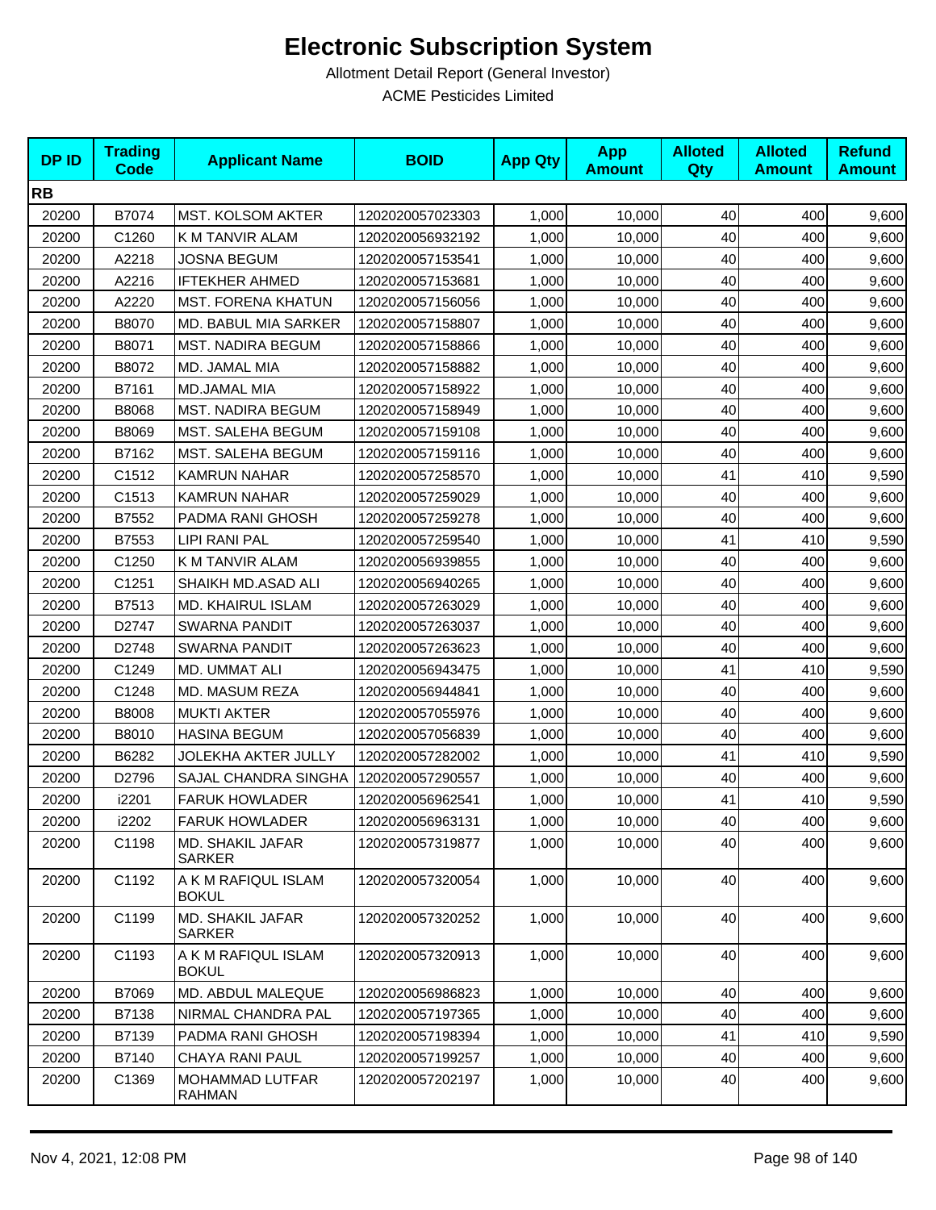# Electronic Subscription System

Allotment Detail Report (General Investor)

ACME Pesticides Limited

| DP ID | Trading Code | Applicant Name | BOID | App Qty | App Amount | Alloted Qty | Alloted Amount | Refund Amount |
|---|---|---|---|---|---|---|---|---|
| **RB** | | | | | | | | |
| 20200 | B7074 | MST. KOLSOM AKTER | 1202020057023303 | 1,000 | 10,000 | 40 | 400 | 9,600 |
| 20200 | C1260 | K M TANVIR ALAM | 1202020056932192 | 1,000 | 10,000 | 40 | 400 | 9,600 |
| 20200 | A2218 | JOSNA BEGUM | 1202020057153541 | 1,000 | 10,000 | 40 | 400 | 9,600 |
| 20200 | A2216 | IFTEKHER AHMED | 1202020057153681 | 1,000 | 10,000 | 40 | 400 | 9,600 |
| 20200 | A2220 | MST. FORENA KHATUN | 1202020057156056 | 1,000 | 10,000 | 40 | 400 | 9,600 |
| 20200 | B8070 | MD. BABUL MIA SARKER | 1202020057158807 | 1,000 | 10,000 | 40 | 400 | 9,600 |
| 20200 | B8071 | MST. NADIRA BEGUM | 1202020057158866 | 1,000 | 10,000 | 40 | 400 | 9,600 |
| 20200 | B8072 | MD. JAMAL MIA | 1202020057158882 | 1,000 | 10,000 | 40 | 400 | 9,600 |
| 20200 | B7161 | MD.JAMAL MIA | 1202020057158922 | 1,000 | 10,000 | 40 | 400 | 9,600 |
| 20200 | B8068 | MST. NADIRA BEGUM | 1202020057158949 | 1,000 | 10,000 | 40 | 400 | 9,600 |
| 20200 | B8069 | MST. SALEHA BEGUM | 1202020057159108 | 1,000 | 10,000 | 40 | 400 | 9,600 |
| 20200 | B7162 | MST. SALEHA BEGUM | 1202020057159116 | 1,000 | 10,000 | 40 | 400 | 9,600 |
| 20200 | C1512 | KAMRUN NAHAR | 1202020057258570 | 1,000 | 10,000 | 41 | 410 | 9,590 |
| 20200 | C1513 | KAMRUN NAHAR | 1202020057259029 | 1,000 | 10,000 | 40 | 400 | 9,600 |
| 20200 | B7552 | PADMA RANI GHOSH | 1202020057259278 | 1,000 | 10,000 | 40 | 400 | 9,600 |
| 20200 | B7553 | LIPI RANI PAL | 1202020057259540 | 1,000 | 10,000 | 41 | 410 | 9,590 |
| 20200 | C1250 | K M TANVIR ALAM | 1202020056939855 | 1,000 | 10,000 | 40 | 400 | 9,600 |
| 20200 | C1251 | SHAIKH MD.ASAD ALI | 1202020056940265 | 1,000 | 10,000 | 40 | 400 | 9,600 |
| 20200 | B7513 | MD. KHAIRUL ISLAM | 1202020057263029 | 1,000 | 10,000 | 40 | 400 | 9,600 |
| 20200 | D2747 | SWARNA PANDIT | 1202020057263037 | 1,000 | 10,000 | 40 | 400 | 9,600 |
| 20200 | D2748 | SWARNA PANDIT | 1202020057263623 | 1,000 | 10,000 | 40 | 400 | 9,600 |
| 20200 | C1249 | MD. UMMAT ALI | 1202020056943475 | 1,000 | 10,000 | 41 | 410 | 9,590 |
| 20200 | C1248 | MD. MASUM REZA | 1202020056944841 | 1,000 | 10,000 | 40 | 400 | 9,600 |
| 20200 | B8008 | MUKTI AKTER | 1202020057055976 | 1,000 | 10,000 | 40 | 400 | 9,600 |
| 20200 | B8010 | HASINA BEGUM | 1202020057056839 | 1,000 | 10,000 | 40 | 400 | 9,600 |
| 20200 | B6282 | JOLEKHA AKTER JULLY | 1202020057282002 | 1,000 | 10,000 | 41 | 410 | 9,590 |
| 20200 | D2796 | SAJAL CHANDRA SINGHA | 1202020057290557 | 1,000 | 10,000 | 40 | 400 | 9,600 |
| 20200 | i2201 | FARUK HOWLADER | 1202020056962541 | 1,000 | 10,000 | 41 | 410 | 9,590 |
| 20200 | i2202 | FARUK HOWLADER | 1202020056963131 | 1,000 | 10,000 | 40 | 400 | 9,600 |
| 20200 | C1198 | MD. SHAKIL JAFAR SARKER | 1202020057319877 | 1,000 | 10,000 | 40 | 400 | 9,600 |
| 20200 | C1192 | A K M RAFIQUL ISLAM BOKUL | 1202020057320054 | 1,000 | 10,000 | 40 | 400 | 9,600 |
| 20200 | C1199 | MD. SHAKIL JAFAR SARKER | 1202020057320252 | 1,000 | 10,000 | 40 | 400 | 9,600 |
| 20200 | C1193 | A K M RAFIQUL ISLAM BOKUL | 1202020057320913 | 1,000 | 10,000 | 40 | 400 | 9,600 |
| 20200 | B7069 | MD. ABDUL MALEQUE | 1202020056986823 | 1,000 | 10,000 | 40 | 400 | 9,600 |
| 20200 | B7138 | NIRMAL CHANDRA PAL | 1202020057197365 | 1,000 | 10,000 | 40 | 400 | 9,600 |
| 20200 | B7139 | PADMA RANI GHOSH | 1202020057198394 | 1,000 | 10,000 | 41 | 410 | 9,590 |
| 20200 | B7140 | CHAYA RANI PAUL | 1202020057199257 | 1,000 | 10,000 | 40 | 400 | 9,600 |
| 20200 | C1369 | MOHAMMAD LUTFAR RAHMAN | 1202020057202197 | 1,000 | 10,000 | 40 | 400 | 9,600 |

Nov 4, 2021, 12:08 PM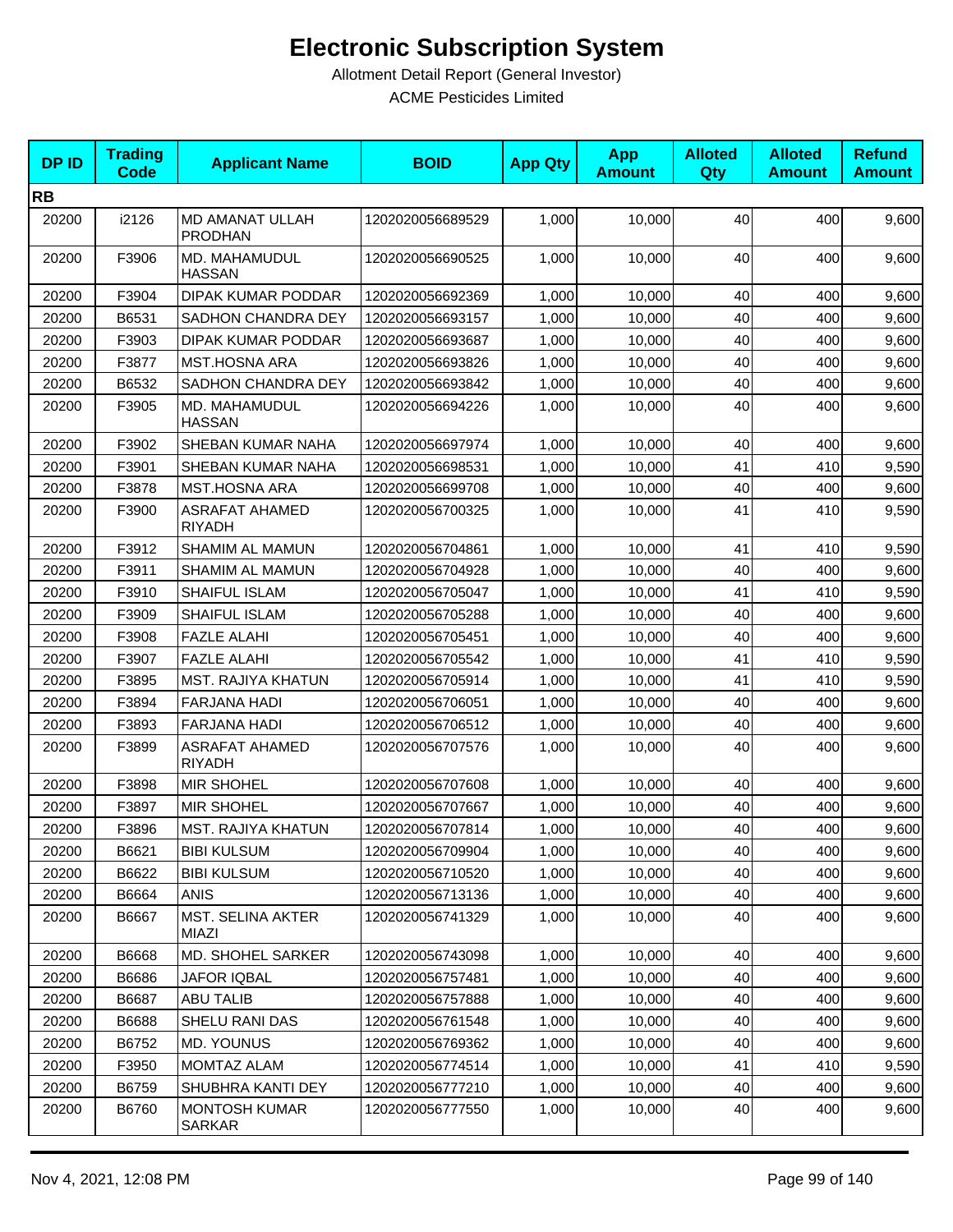# Electronic Subscription System

Allotment Detail Report (General Investor)

ACME Pesticides Limited

| DP ID | Trading Code | Applicant Name | BOID | App Qty | App Amount | Alloted Qty | Alloted Amount | Refund Amount |
|---|---|---|---|---|---|---|---|---|
| **RB** | | | | | | | | |
| 20200 | i2126 | MD AMANAT ULLAH PRODHAN | 1202020056689529 | 1,000 | 10,000 | 40 | 400 | 9,600 |
| 20200 | F3906 | MD. MAHAMUDUL HASSAN | 1202020056690525 | 1,000 | 10,000 | 40 | 400 | 9,600 |
| 20200 | F3904 | DIPAK KUMAR PODDAR | 1202020056692369 | 1,000 | 10,000 | 40 | 400 | 9,600 |
| 20200 | B6531 | SADHON CHANDRA DEY | 1202020056693157 | 1,000 | 10,000 | 40 | 400 | 9,600 |
| 20200 | F3903 | DIPAK KUMAR PODDAR | 1202020056693687 | 1,000 | 10,000 | 40 | 400 | 9,600 |
| 20200 | F3877 | MST.HOSNA ARA | 1202020056693826 | 1,000 | 10,000 | 40 | 400 | 9,600 |
| 20200 | B6532 | SADHON CHANDRA DEY | 1202020056693842 | 1,000 | 10,000 | 40 | 400 | 9,600 |
| 20200 | F3905 | MD. MAHAMUDUL HASSAN | 1202020056694226 | 1,000 | 10,000 | 40 | 400 | 9,600 |
| 20200 | F3902 | SHEBAN KUMAR NAHA | 1202020056697974 | 1,000 | 10,000 | 40 | 400 | 9,600 |
| 20200 | F3901 | SHEBAN KUMAR NAHA | 1202020056698531 | 1,000 | 10,000 | 41 | 410 | 9,590 |
| 20200 | F3878 | MST.HOSNA ARA | 1202020056699708 | 1,000 | 10,000 | 40 | 400 | 9,600 |
| 20200 | F3900 | ASRAFAT AHAMED RIYADH | 1202020056700325 | 1,000 | 10,000 | 41 | 410 | 9,590 |
| 20200 | F3912 | SHAMIM AL MAMUN | 1202020056704861 | 1,000 | 10,000 | 41 | 410 | 9,590 |
| 20200 | F3911 | SHAMIM AL MAMUN | 1202020056704928 | 1,000 | 10,000 | 40 | 400 | 9,600 |
| 20200 | F3910 | SHAIFUL ISLAM | 1202020056705047 | 1,000 | 10,000 | 41 | 410 | 9,590 |
| 20200 | F3909 | SHAIFUL ISLAM | 1202020056705288 | 1,000 | 10,000 | 40 | 400 | 9,600 |
| 20200 | F3908 | FAZLE ALAHI | 1202020056705451 | 1,000 | 10,000 | 40 | 400 | 9,600 |
| 20200 | F3907 | FAZLE ALAHI | 1202020056705542 | 1,000 | 10,000 | 41 | 410 | 9,590 |
| 20200 | F3895 | MST. RAJIYA KHATUN | 1202020056705914 | 1,000 | 10,000 | 41 | 410 | 9,590 |
| 20200 | F3894 | FARJANA HADI | 1202020056706051 | 1,000 | 10,000 | 40 | 400 | 9,600 |
| 20200 | F3893 | FARJANA HADI | 1202020056706512 | 1,000 | 10,000 | 40 | 400 | 9,600 |
| 20200 | F3899 | ASRAFAT AHAMED RIYADH | 1202020056707576 | 1,000 | 10,000 | 40 | 400 | 9,600 |
| 20200 | F3898 | MIR SHOHEL | 1202020056707608 | 1,000 | 10,000 | 40 | 400 | 9,600 |
| 20200 | F3897 | MIR SHOHEL | 1202020056707667 | 1,000 | 10,000 | 40 | 400 | 9,600 |
| 20200 | F3896 | MST. RAJIYA KHATUN | 1202020056707814 | 1,000 | 10,000 | 40 | 400 | 9,600 |
| 20200 | B6621 | BIBI KULSUM | 1202020056709904 | 1,000 | 10,000 | 40 | 400 | 9,600 |
| 20200 | B6622 | BIBI KULSUM | 1202020056710520 | 1,000 | 10,000 | 40 | 400 | 9,600 |
| 20200 | B6664 | ANIS | 1202020056713136 | 1,000 | 10,000 | 40 | 400 | 9,600 |
| 20200 | B6667 | MST. SELINA AKTER MIAZI | 1202020056741329 | 1,000 | 10,000 | 40 | 400 | 9,600 |
| 20200 | B6668 | MD. SHOHEL SARKER | 1202020056743098 | 1,000 | 10,000 | 40 | 400 | 9,600 |
| 20200 | B6686 | JAFOR IQBAL | 1202020056757481 | 1,000 | 10,000 | 40 | 400 | 9,600 |
| 20200 | B6687 | ABU TALIB | 1202020056757888 | 1,000 | 10,000 | 40 | 400 | 9,600 |
| 20200 | B6688 | SHELU RANI DAS | 1202020056761548 | 1,000 | 10,000 | 40 | 400 | 9,600 |
| 20200 | B6752 | MD. YOUNUS | 1202020056769362 | 1,000 | 10,000 | 40 | 400 | 9,600 |
| 20200 | F3950 | MOMTAZ ALAM | 1202020056774514 | 1,000 | 10,000 | 41 | 410 | 9,590 |
| 20200 | B6759 | SHUBHRA KANTI DEY | 1202020056777210 | 1,000 | 10,000 | 40 | 400 | 9,600 |
| 20200 | B6760 | MONTOSH KUMAR SARKAR | 1202020056777550 | 1,000 | 10,000 | 40 | 400 | 9,600 |

Nov 4, 2021, 12:08 PM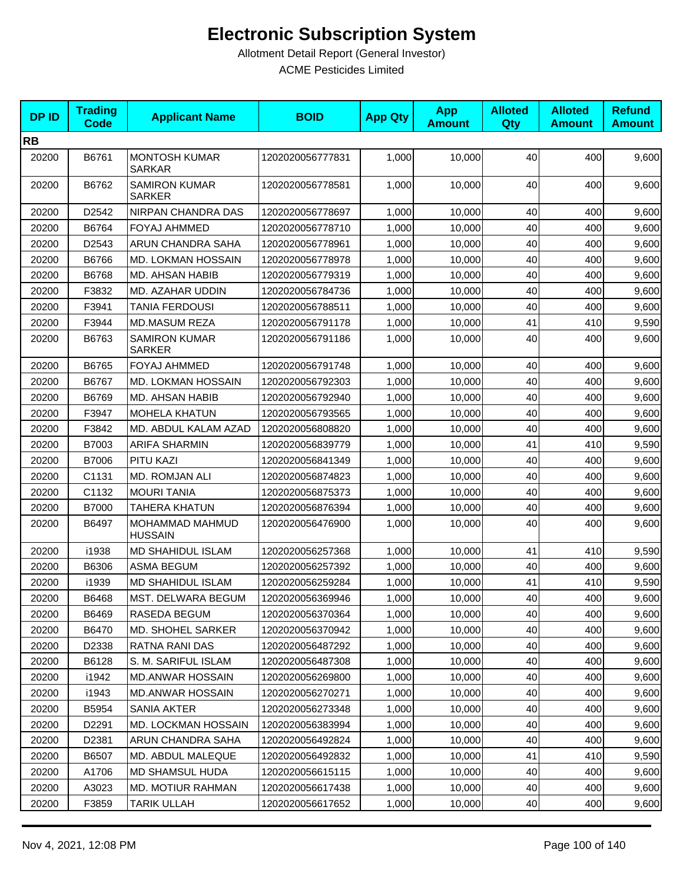# Electronic Subscription System

Allotment Detail Report (General Investor)

ACME Pesticides Limited

| DP ID | Trading Code | Applicant Name | BOID | App Qty | App Amount | Alloted Qty | Alloted Amount | Refund Amount |
|---|---|---|---|---|---|---|---|---|
| **RB** | | | | | | | | |
| 20200 | B6761 | MONTOSH KUMAR SARKAR | 1202020056777831 | 1,000 | 10,000 | 40 | 400 | 9,600 |
| 20200 | B6762 | SAMIRON KUMAR SARKER | 1202020056778581 | 1,000 | 10,000 | 40 | 400 | 9,600 |
| 20200 | D2542 | NIRPAN CHANDRA DAS | 1202020056778697 | 1,000 | 10,000 | 40 | 400 | 9,600 |
| 20200 | B6764 | FOYAJ AHMMED | 1202020056778710 | 1,000 | 10,000 | 40 | 400 | 9,600 |
| 20200 | D2543 | ARUN CHANDRA SAHA | 1202020056778961 | 1,000 | 10,000 | 40 | 400 | 9,600 |
| 20200 | B6766 | MD. LOKMAN HOSSAIN | 1202020056778978 | 1,000 | 10,000 | 40 | 400 | 9,600 |
| 20200 | B6768 | MD. AHSAN HABIB | 1202020056779319 | 1,000 | 10,000 | 40 | 400 | 9,600 |
| 20200 | F3832 | MD. AZAHAR UDDIN | 1202020056784736 | 1,000 | 10,000 | 40 | 400 | 9,600 |
| 20200 | F3941 | TANIA FERDOUSI | 1202020056788511 | 1,000 | 10,000 | 40 | 400 | 9,600 |
| 20200 | F3944 | MD.MASUM REZA | 1202020056791178 | 1,000 | 10,000 | 41 | 410 | 9,590 |
| 20200 | B6763 | SAMIRON KUMAR SARKER | 1202020056791186 | 1,000 | 10,000 | 40 | 400 | 9,600 |
| 20200 | B6765 | FOYAJ AHMMED | 1202020056791748 | 1,000 | 10,000 | 40 | 400 | 9,600 |
| 20200 | B6767 | MD. LOKMAN HOSSAIN | 1202020056792303 | 1,000 | 10,000 | 40 | 400 | 9,600 |
| 20200 | B6769 | MD. AHSAN HABIB | 1202020056792940 | 1,000 | 10,000 | 40 | 400 | 9,600 |
| 20200 | F3947 | MOHELA KHATUN | 1202020056793565 | 1,000 | 10,000 | 40 | 400 | 9,600 |
| 20200 | F3842 | MD. ABDUL KALAM AZAD | 1202020056808820 | 1,000 | 10,000 | 40 | 400 | 9,600 |
| 20200 | B7003 | ARIFA SHARMIN | 1202020056839779 | 1,000 | 10,000 | 41 | 410 | 9,590 |
| 20200 | B7006 | PITU KAZI | 1202020056841349 | 1,000 | 10,000 | 40 | 400 | 9,600 |
| 20200 | C1131 | MD. ROMJAN ALI | 1202020056874823 | 1,000 | 10,000 | 40 | 400 | 9,600 |
| 20200 | C1132 | MOURI TANIA | 1202020056875373 | 1,000 | 10,000 | 40 | 400 | 9,600 |
| 20200 | B7000 | TAHERA KHATUN | 1202020056876394 | 1,000 | 10,000 | 40 | 400 | 9,600 |
| 20200 | B6497 | MOHAMMAD MAHMUD HUSSAIN | 1202020056476900 | 1,000 | 10,000 | 40 | 400 | 9,600 |
| 20200 | i1938 | MD SHAHIDUL ISLAM | 1202020056257368 | 1,000 | 10,000 | 41 | 410 | 9,590 |
| 20200 | B6306 | ASMA BEGUM | 1202020056257392 | 1,000 | 10,000 | 40 | 400 | 9,600 |
| 20200 | i1939 | MD SHAHIDUL ISLAM | 1202020056259284 | 1,000 | 10,000 | 41 | 410 | 9,590 |
| 20200 | B6468 | MST. DELWARA BEGUM | 1202020056369946 | 1,000 | 10,000 | 40 | 400 | 9,600 |
| 20200 | B6469 | RASEDA BEGUM | 1202020056370364 | 1,000 | 10,000 | 40 | 400 | 9,600 |
| 20200 | B6470 | MD. SHOHEL SARKER | 1202020056370942 | 1,000 | 10,000 | 40 | 400 | 9,600 |
| 20200 | D2338 | RATNA RANI DAS | 1202020056487292 | 1,000 | 10,000 | 40 | 400 | 9,600 |
| 20200 | B6128 | S. M. SARIFUL ISLAM | 1202020056487308 | 1,000 | 10,000 | 40 | 400 | 9,600 |
| 20200 | i1942 | MD.ANWAR HOSSAIN | 1202020056269800 | 1,000 | 10,000 | 40 | 400 | 9,600 |
| 20200 | i1943 | MD.ANWAR HOSSAIN | 1202020056270271 | 1,000 | 10,000 | 40 | 400 | 9,600 |
| 20200 | B5954 | SANIA AKTER | 1202020056273348 | 1,000 | 10,000 | 40 | 400 | 9,600 |
| 20200 | D2291 | MD. LOCKMAN HOSSAIN | 1202020056383994 | 1,000 | 10,000 | 40 | 400 | 9,600 |
| 20200 | D2381 | ARUN CHANDRA SAHA | 1202020056492824 | 1,000 | 10,000 | 40 | 400 | 9,600 |
| 20200 | B6507 | MD. ABDUL MALEQUE | 1202020056492832 | 1,000 | 10,000 | 41 | 410 | 9,590 |
| 20200 | A1706 | MD SHAMSUL HUDA | 1202020056615115 | 1,000 | 10,000 | 40 | 400 | 9,600 |
| 20200 | A3023 | MD. MOTIUR RAHMAN | 1202020056617438 | 1,000 | 10,000 | 40 | 400 | 9,600 |
| 20200 | F3859 | TARIK ULLAH | 1202020056617652 | 1,000 | 10,000 | 40 | 400 | 9,600 |

Nov 4, 2021, 12:08 PM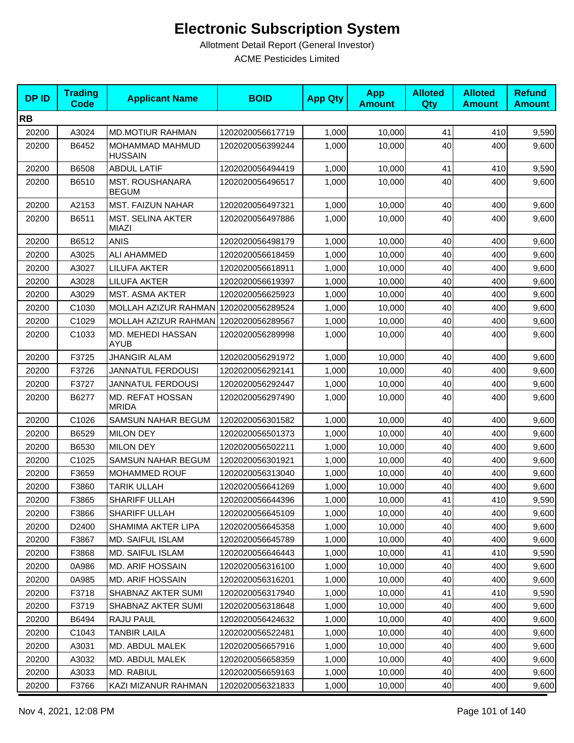# Electronic Subscription System

Allotment Detail Report (General Investor)

ACME Pesticides Limited

| DP ID | Trading Code | Applicant Name | BOID | App Qty | App Amount | Alloted Qty | Alloted Amount | Refund Amount |
|---|---|---|---|---|---|---|---|---|
| **RB** | | | | | | | | |
| 20200 | A3024 | MD.MOTIUR RAHMAN | 1202020056617719 | 1,000 | 10,000 | 41 | 410 | 9,590 |
| 20200 | B6452 | MOHAMMAD MAHMUD HUSSAIN | 1202020056399244 | 1,000 | 10,000 | 40 | 400 | 9,600 |
| 20200 | B6508 | ABDUL LATIF | 1202020056494419 | 1,000 | 10,000 | 41 | 410 | 9,590 |
| 20200 | B6510 | MST. ROUSHANARA BEGUM | 1202020056496517 | 1,000 | 10,000 | 40 | 400 | 9,600 |
| 20200 | A2153 | MST. FAIZUN NAHAR | 1202020056497321 | 1,000 | 10,000 | 40 | 400 | 9,600 |
| 20200 | B6511 | MST. SELINA AKTER MIAZI | 1202020056497886 | 1,000 | 10,000 | 40 | 400 | 9,600 |
| 20200 | B6512 | ANIS | 1202020056498179 | 1,000 | 10,000 | 40 | 400 | 9,600 |
| 20200 | A3025 | ALI AHAMMED | 1202020056618459 | 1,000 | 10,000 | 40 | 400 | 9,600 |
| 20200 | A3027 | LILUFA AKTER | 1202020056618911 | 1,000 | 10,000 | 40 | 400 | 9,600 |
| 20200 | A3028 | LILUFA AKTER | 1202020056619397 | 1,000 | 10,000 | 40 | 400 | 9,600 |
| 20200 | A3029 | MST. ASMA AKTER | 1202020056625923 | 1,000 | 10,000 | 40 | 400 | 9,600 |
| 20200 | C1030 | MOLLAH AZIZUR RAHMAN | 1202020056289524 | 1,000 | 10,000 | 40 | 400 | 9,600 |
| 20200 | C1029 | MOLLAH AZIZUR RAHMAN | 1202020056289567 | 1,000 | 10,000 | 40 | 400 | 9,600 |
| 20200 | C1033 | MD. MEHEDI HASSAN AYUB | 1202020056289998 | 1,000 | 10,000 | 40 | 400 | 9,600 |
| 20200 | F3725 | JHANGIR ALAM | 1202020056291972 | 1,000 | 10,000 | 40 | 400 | 9,600 |
| 20200 | F3726 | JANNATUL FERDOUSI | 1202020056292141 | 1,000 | 10,000 | 40 | 400 | 9,600 |
| 20200 | F3727 | JANNATUL FERDOUSI | 1202020056292447 | 1,000 | 10,000 | 40 | 400 | 9,600 |
| 20200 | B6277 | MD. REFAT HOSSAN MRIDA | 1202020056297490 | 1,000 | 10,000 | 40 | 400 | 9,600 |
| 20200 | C1026 | SAMSUN NAHAR BEGUM | 1202020056301582 | 1,000 | 10,000 | 40 | 400 | 9,600 |
| 20200 | B6529 | MILON DEY | 1202020056501373 | 1,000 | 10,000 | 40 | 400 | 9,600 |
| 20200 | B6530 | MILON DEY | 1202020056502211 | 1,000 | 10,000 | 40 | 400 | 9,600 |
| 20200 | C1025 | SAMSUN NAHAR BEGUM | 1202020056301921 | 1,000 | 10,000 | 40 | 400 | 9,600 |
| 20200 | F3659 | MOHAMMED ROUF | 1202020056313040 | 1,000 | 10,000 | 40 | 400 | 9,600 |
| 20200 | F3860 | TARIK ULLAH | 1202020056641269 | 1,000 | 10,000 | 40 | 400 | 9,600 |
| 20200 | F3865 | SHARIFF ULLAH | 1202020056644396 | 1,000 | 10,000 | 41 | 410 | 9,590 |
| 20200 | F3866 | SHARIFF ULLAH | 1202020056645109 | 1,000 | 10,000 | 40 | 400 | 9,600 |
| 20200 | D2400 | SHAMIMA AKTER LIPA | 1202020056645358 | 1,000 | 10,000 | 40 | 400 | 9,600 |
| 20200 | F3867 | MD. SAIFUL ISLAM | 1202020056645789 | 1,000 | 10,000 | 40 | 400 | 9,600 |
| 20200 | F3868 | MD. SAIFUL ISLAM | 1202020056646443 | 1,000 | 10,000 | 41 | 410 | 9,590 |
| 20200 | 0A986 | MD. ARIF HOSSAIN | 1202020056316100 | 1,000 | 10,000 | 40 | 400 | 9,600 |
| 20200 | 0A985 | MD. ARIF HOSSAIN | 1202020056316201 | 1,000 | 10,000 | 40 | 400 | 9,600 |
| 20200 | F3718 | SHABNAZ AKTER SUMI | 1202020056317940 | 1,000 | 10,000 | 41 | 410 | 9,590 |
| 20200 | F3719 | SHABNAZ AKTER SUMI | 1202020056318648 | 1,000 | 10,000 | 40 | 400 | 9,600 |
| 20200 | B6494 | RAJU PAUL | 1202020056424632 | 1,000 | 10,000 | 40 | 400 | 9,600 |
| 20200 | C1043 | TANBIR LAILA | 1202020056522481 | 1,000 | 10,000 | 40 | 400 | 9,600 |
| 20200 | A3031 | MD. ABDUL MALEK | 1202020056657916 | 1,000 | 10,000 | 40 | 400 | 9,600 |
| 20200 | A3032 | MD. ABDUL MALEK | 1202020056658359 | 1,000 | 10,000 | 40 | 400 | 9,600 |
| 20200 | A3033 | MD. RABIUL | 1202020056659163 | 1,000 | 10,000 | 40 | 400 | 9,600 |
| 20200 | F3766 | KAZI MIZANUR RAHMAN | 1202020056321833 | 1,000 | 10,000 | 40 | 400 | 9,600 |

Nov 4, 2021, 12:08 PM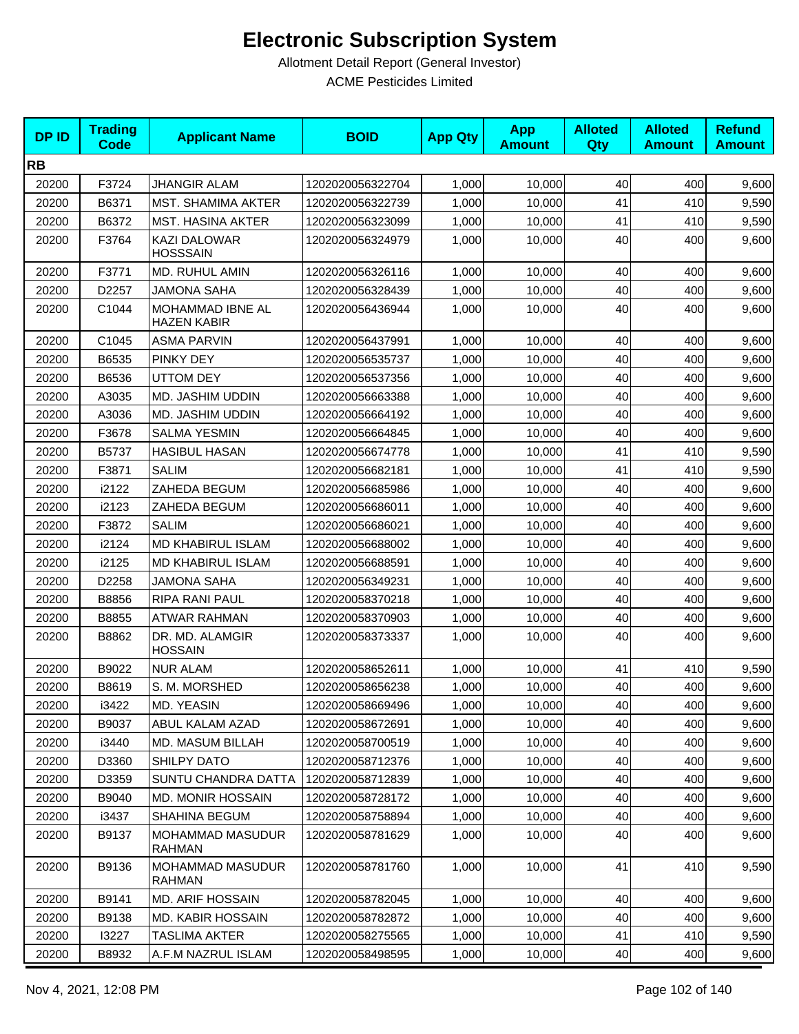# Electronic Subscription System

Allotment Detail Report (General Investor)

ACME Pesticides Limited

| DP ID | Trading Code | Applicant Name | BOID | App Qty | App Amount | Alloted Qty | Alloted Amount | Refund Amount |
|---|---|---|---|---|---|---|---|---|
| **RB** | | | | | | | | |
| 20200 | F3724 | JHANGIR ALAM | 1202020056322704 | 1,000 | 10,000 | 40 | 400 | 9,600 |
| 20200 | B6371 | MST. SHAMIMA AKTER | 1202020056322739 | 1,000 | 10,000 | 41 | 410 | 9,590 |
| 20200 | B6372 | MST. HASINA AKTER | 1202020056323099 | 1,000 | 10,000 | 41 | 410 | 9,590 |
| 20200 | F3764 | KAZI DALOWAR HOSSSAIN | 1202020056324979 | 1,000 | 10,000 | 40 | 400 | 9,600 |
| 20200 | F3771 | MD. RUHUL AMIN | 1202020056326116 | 1,000 | 10,000 | 40 | 400 | 9,600 |
| 20200 | D2257 | JAMONA SAHA | 1202020056328439 | 1,000 | 10,000 | 40 | 400 | 9,600 |
| 20200 | C1044 | MOHAMMAD IBNE AL HAZEN KABIR | 1202020056436944 | 1,000 | 10,000 | 40 | 400 | 9,600 |
| 20200 | C1045 | ASMA PARVIN | 1202020056437991 | 1,000 | 10,000 | 40 | 400 | 9,600 |
| 20200 | B6535 | PINKY DEY | 1202020056535737 | 1,000 | 10,000 | 40 | 400 | 9,600 |
| 20200 | B6536 | UTTOM DEY | 1202020056537356 | 1,000 | 10,000 | 40 | 400 | 9,600 |
| 20200 | A3035 | MD. JASHIM UDDIN | 1202020056663388 | 1,000 | 10,000 | 40 | 400 | 9,600 |
| 20200 | A3036 | MD. JASHIM UDDIN | 1202020056664192 | 1,000 | 10,000 | 40 | 400 | 9,600 |
| 20200 | F3678 | SALMA YESMIN | 1202020056664845 | 1,000 | 10,000 | 40 | 400 | 9,600 |
| 20200 | B5737 | HASIBUL HASAN | 1202020056674778 | 1,000 | 10,000 | 41 | 410 | 9,590 |
| 20200 | F3871 | SALIM | 1202020056682181 | 1,000 | 10,000 | 41 | 410 | 9,590 |
| 20200 | i2122 | ZAHEDA BEGUM | 1202020056685986 | 1,000 | 10,000 | 40 | 400 | 9,600 |
| 20200 | i2123 | ZAHEDA BEGUM | 1202020056686011 | 1,000 | 10,000 | 40 | 400 | 9,600 |
| 20200 | F3872 | SALIM | 1202020056686021 | 1,000 | 10,000 | 40 | 400 | 9,600 |
| 20200 | i2124 | MD KHABIRUL ISLAM | 1202020056688002 | 1,000 | 10,000 | 40 | 400 | 9,600 |
| 20200 | i2125 | MD KHABIRUL ISLAM | 1202020056688591 | 1,000 | 10,000 | 40 | 400 | 9,600 |
| 20200 | D2258 | JAMONA SAHA | 1202020056349231 | 1,000 | 10,000 | 40 | 400 | 9,600 |
| 20200 | B8856 | RIPA RANI PAUL | 1202020058370218 | 1,000 | 10,000 | 40 | 400 | 9,600 |
| 20200 | B8855 | ATWAR RAHMAN | 1202020058370903 | 1,000 | 10,000 | 40 | 400 | 9,600 |
| 20200 | B8862 | DR. MD. ALAMGIR HOSSAIN | 1202020058373337 | 1,000 | 10,000 | 40 | 400 | 9,600 |
| 20200 | B9022 | NUR ALAM | 1202020058652611 | 1,000 | 10,000 | 41 | 410 | 9,590 |
| 20200 | B8619 | S. M. MORSHED | 1202020058656238 | 1,000 | 10,000 | 40 | 400 | 9,600 |
| 20200 | i3422 | MD. YEASIN | 1202020058669496 | 1,000 | 10,000 | 40 | 400 | 9,600 |
| 20200 | B9037 | ABUL KALAM AZAD | 1202020058672691 | 1,000 | 10,000 | 40 | 400 | 9,600 |
| 20200 | i3440 | MD. MASUM BILLAH | 1202020058700519 | 1,000 | 10,000 | 40 | 400 | 9,600 |
| 20200 | D3360 | SHILPY DATO | 1202020058712376 | 1,000 | 10,000 | 40 | 400 | 9,600 |
| 20200 | D3359 | SUNTU CHANDRA DATTA | 1202020058712839 | 1,000 | 10,000 | 40 | 400 | 9,600 |
| 20200 | B9040 | MD. MONIR HOSSAIN | 1202020058728172 | 1,000 | 10,000 | 40 | 400 | 9,600 |
| 20200 | i3437 | SHAHINA BEGUM | 1202020058758894 | 1,000 | 10,000 | 40 | 400 | 9,600 |
| 20200 | B9137 | MOHAMMAD MASUDUR RAHMAN | 1202020058781629 | 1,000 | 10,000 | 40 | 400 | 9,600 |
| 20200 | B9136 | MOHAMMAD MASUDUR RAHMAN | 1202020058781760 | 1,000 | 10,000 | 41 | 410 | 9,590 |
| 20200 | B9141 | MD. ARIF HOSSAIN | 1202020058782045 | 1,000 | 10,000 | 40 | 400 | 9,600 |
| 20200 | B9138 | MD. KABIR HOSSAIN | 1202020058782872 | 1,000 | 10,000 | 40 | 400 | 9,600 |
| 20200 | I3227 | TASLIMA AKTER | 1202020058275565 | 1,000 | 10,000 | 41 | 410 | 9,590 |
| 20200 | B8932 | A.F.M NAZRUL ISLAM | 1202020058498595 | 1,000 | 10,000 | 40 | 400 | 9,600 |

Nov 4, 2021, 12:08 PM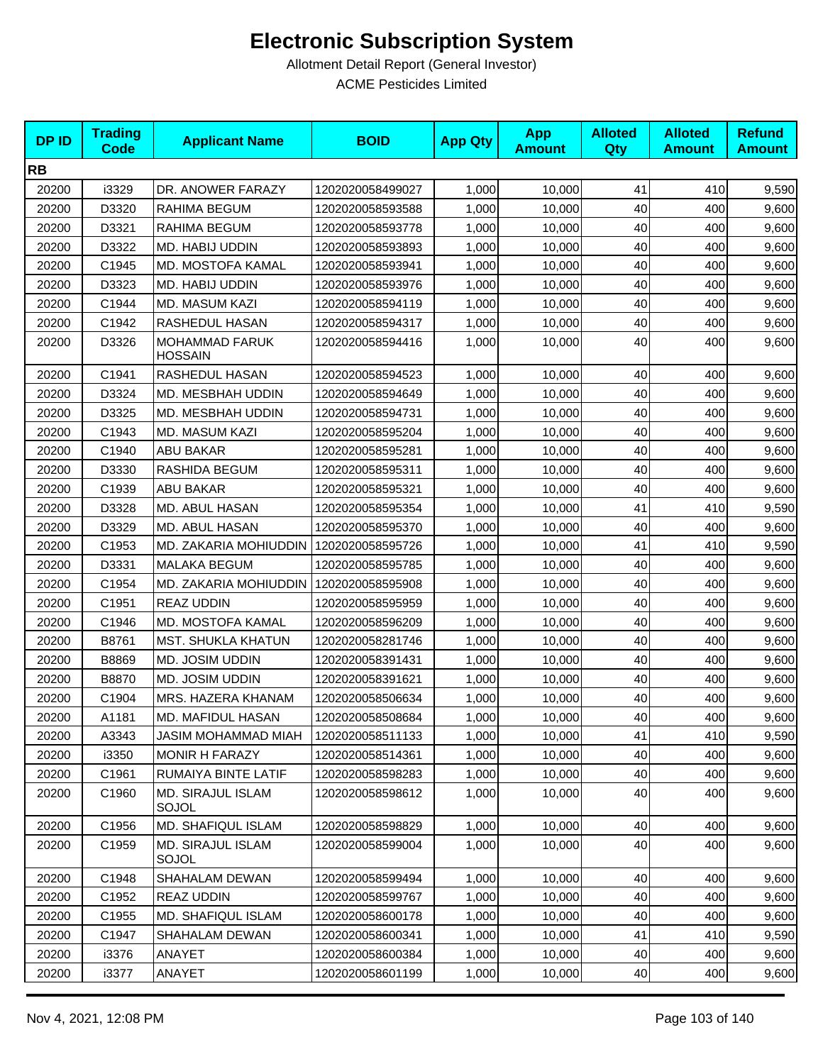# Electronic Subscription System

Allotment Detail Report (General Investor)

ACME Pesticides Limited

| DP ID | Trading Code | Applicant Name | BOID | App Qty | App Amount | Alloted Qty | Alloted Amount | Refund Amount |
|---|---|---|---|---|---|---|---|---|
| **RB** | | | | | | | | |
| 20200 | i3329 | DR. ANOWER FARAZY | 1202020058499027 | 1,000 | 10,000 | 41 | 410 | 9,590 |
| 20200 | D3320 | RAHIMA BEGUM | 1202020058593588 | 1,000 | 10,000 | 40 | 400 | 9,600 |
| 20200 | D3321 | RAHIMA BEGUM | 1202020058593778 | 1,000 | 10,000 | 40 | 400 | 9,600 |
| 20200 | D3322 | MD. HABIJ UDDIN | 1202020058593893 | 1,000 | 10,000 | 40 | 400 | 9,600 |
| 20200 | C1945 | MD. MOSTOFA KAMAL | 1202020058593941 | 1,000 | 10,000 | 40 | 400 | 9,600 |
| 20200 | D3323 | MD. HABIJ UDDIN | 1202020058593976 | 1,000 | 10,000 | 40 | 400 | 9,600 |
| 20200 | C1944 | MD. MASUM KAZI | 1202020058594119 | 1,000 | 10,000 | 40 | 400 | 9,600 |
| 20200 | C1942 | RASHEDUL HASAN | 1202020058594317 | 1,000 | 10,000 | 40 | 400 | 9,600 |
| 20200 | D3326 | MOHAMMAD FARUK HOSSAIN | 1202020058594416 | 1,000 | 10,000 | 40 | 400 | 9,600 |
| 20200 | C1941 | RASHEDUL HASAN | 1202020058594523 | 1,000 | 10,000 | 40 | 400 | 9,600 |
| 20200 | D3324 | MD. MESBHAH UDDIN | 1202020058594649 | 1,000 | 10,000 | 40 | 400 | 9,600 |
| 20200 | D3325 | MD. MESBHAH UDDIN | 1202020058594731 | 1,000 | 10,000 | 40 | 400 | 9,600 |
| 20200 | C1943 | MD. MASUM KAZI | 1202020058595204 | 1,000 | 10,000 | 40 | 400 | 9,600 |
| 20200 | C1940 | ABU BAKAR | 1202020058595281 | 1,000 | 10,000 | 40 | 400 | 9,600 |
| 20200 | D3330 | RASHIDA BEGUM | 1202020058595311 | 1,000 | 10,000 | 40 | 400 | 9,600 |
| 20200 | C1939 | ABU BAKAR | 1202020058595321 | 1,000 | 10,000 | 40 | 400 | 9,600 |
| 20200 | D3328 | MD. ABUL HASAN | 1202020058595354 | 1,000 | 10,000 | 41 | 410 | 9,590 |
| 20200 | D3329 | MD. ABUL HASAN | 1202020058595370 | 1,000 | 10,000 | 40 | 400 | 9,600 |
| 20200 | C1953 | MD. ZAKARIA MOHIUDDIN | 1202020058595726 | 1,000 | 10,000 | 41 | 410 | 9,590 |
| 20200 | D3331 | MALAKA BEGUM | 1202020058595785 | 1,000 | 10,000 | 40 | 400 | 9,600 |
| 20200 | C1954 | MD. ZAKARIA MOHIUDDIN | 1202020058595908 | 1,000 | 10,000 | 40 | 400 | 9,600 |
| 20200 | C1951 | REAZ UDDIN | 1202020058595959 | 1,000 | 10,000 | 40 | 400 | 9,600 |
| 20200 | C1946 | MD. MOSTOFA KAMAL | 1202020058596209 | 1,000 | 10,000 | 40 | 400 | 9,600 |
| 20200 | B8761 | MST. SHUKLA KHATUN | 1202020058281746 | 1,000 | 10,000 | 40 | 400 | 9,600 |
| 20200 | B8869 | MD. JOSIM UDDIN | 1202020058391431 | 1,000 | 10,000 | 40 | 400 | 9,600 |
| 20200 | B8870 | MD. JOSIM UDDIN | 1202020058391621 | 1,000 | 10,000 | 40 | 400 | 9,600 |
| 20200 | C1904 | MRS. HAZERA KHANAM | 1202020058506634 | 1,000 | 10,000 | 40 | 400 | 9,600 |
| 20200 | A1181 | MD. MAFIDUL HASAN | 1202020058508684 | 1,000 | 10,000 | 40 | 400 | 9,600 |
| 20200 | A3343 | JASIM MOHAMMAD MIAH | 1202020058511133 | 1,000 | 10,000 | 41 | 410 | 9,590 |
| 20200 | i3350 | MONIR H FARAZY | 1202020058514361 | 1,000 | 10,000 | 40 | 400 | 9,600 |
| 20200 | C1961 | RUMAIYA BINTE LATIF | 1202020058598283 | 1,000 | 10,000 | 40 | 400 | 9,600 |
| 20200 | C1960 | MD. SIRAJUL ISLAM SOJOL | 1202020058598612 | 1,000 | 10,000 | 40 | 400 | 9,600 |
| 20200 | C1956 | MD. SHAFIQUL ISLAM | 1202020058598829 | 1,000 | 10,000 | 40 | 400 | 9,600 |
| 20200 | C1959 | MD. SIRAJUL ISLAM SOJOL | 1202020058599004 | 1,000 | 10,000 | 40 | 400 | 9,600 |
| 20200 | C1948 | SHAHALAM DEWAN | 1202020058599494 | 1,000 | 10,000 | 40 | 400 | 9,600 |
| 20200 | C1952 | REAZ UDDIN | 1202020058599767 | 1,000 | 10,000 | 40 | 400 | 9,600 |
| 20200 | C1955 | MD. SHAFIQUL ISLAM | 1202020058600178 | 1,000 | 10,000 | 40 | 400 | 9,600 |
| 20200 | C1947 | SHAHALAM DEWAN | 1202020058600341 | 1,000 | 10,000 | 41 | 410 | 9,590 |
| 20200 | i3376 | ANAYET | 1202020058600384 | 1,000 | 10,000 | 40 | 400 | 9,600 |
| 20200 | i3377 | ANAYET | 1202020058601199 | 1,000 | 10,000 | 40 | 400 | 9,600 |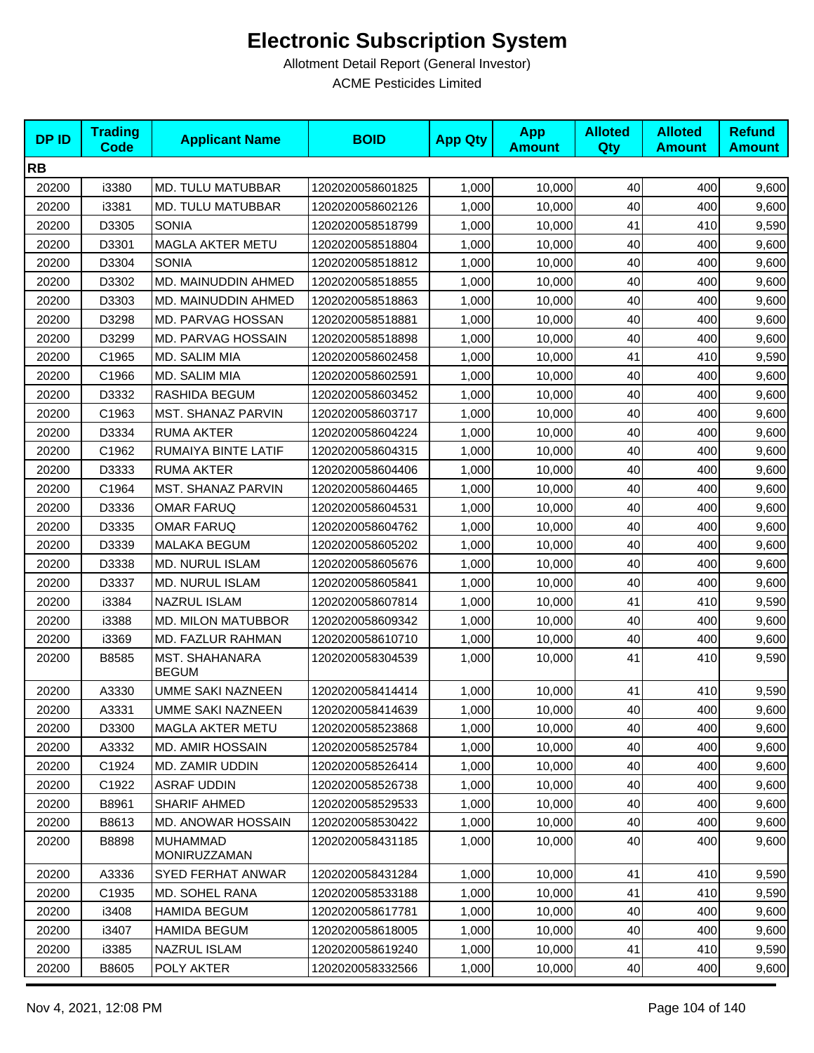# Electronic Subscription System

Allotment Detail Report (General Investor)

ACME Pesticides Limited

| DP ID | Trading Code | Applicant Name | BOID | App Qty | App Amount | Alloted Qty | Alloted Amount | Refund Amount |
|---|---|---|---|---|---|---|---|---|
| **RB** | | | | | | | | |
| 20200 | i3380 | MD. TULU MATUBBAR | 1202020058601825 | 1,000 | 10,000 | 40 | 400 | 9,600 |
| 20200 | i3381 | MD. TULU MATUBBAR | 1202020058602126 | 1,000 | 10,000 | 40 | 400 | 9,600 |
| 20200 | D3305 | SONIA | 1202020058518799 | 1,000 | 10,000 | 41 | 410 | 9,590 |
| 20200 | D3301 | MAGLA AKTER METU | 1202020058518804 | 1,000 | 10,000 | 40 | 400 | 9,600 |
| 20200 | D3304 | SONIA | 1202020058518812 | 1,000 | 10,000 | 40 | 400 | 9,600 |
| 20200 | D3302 | MD. MAINUDDIN AHMED | 1202020058518855 | 1,000 | 10,000 | 40 | 400 | 9,600 |
| 20200 | D3303 | MD. MAINUDDIN AHMED | 1202020058518863 | 1,000 | 10,000 | 40 | 400 | 9,600 |
| 20200 | D3298 | MD. PARVAG HOSSAN | 1202020058518881 | 1,000 | 10,000 | 40 | 400 | 9,600 |
| 20200 | D3299 | MD. PARVAG HOSSAIN | 1202020058518898 | 1,000 | 10,000 | 40 | 400 | 9,600 |
| 20200 | C1965 | MD. SALIM MIA | 1202020058602458 | 1,000 | 10,000 | 41 | 410 | 9,590 |
| 20200 | C1966 | MD. SALIM MIA | 1202020058602591 | 1,000 | 10,000 | 40 | 400 | 9,600 |
| 20200 | D3332 | RASHIDA BEGUM | 1202020058603452 | 1,000 | 10,000 | 40 | 400 | 9,600 |
| 20200 | C1963 | MST. SHANAZ PARVIN | 1202020058603717 | 1,000 | 10,000 | 40 | 400 | 9,600 |
| 20200 | D3334 | RUMA AKTER | 1202020058604224 | 1,000 | 10,000 | 40 | 400 | 9,600 |
| 20200 | C1962 | RUMAIYA BINTE LATIF | 1202020058604315 | 1,000 | 10,000 | 40 | 400 | 9,600 |
| 20200 | D3333 | RUMA AKTER | 1202020058604406 | 1,000 | 10,000 | 40 | 400 | 9,600 |
| 20200 | C1964 | MST. SHANAZ PARVIN | 1202020058604465 | 1,000 | 10,000 | 40 | 400 | 9,600 |
| 20200 | D3336 | OMAR FARUQ | 1202020058604531 | 1,000 | 10,000 | 40 | 400 | 9,600 |
| 20200 | D3335 | OMAR FARUQ | 1202020058604762 | 1,000 | 10,000 | 40 | 400 | 9,600 |
| 20200 | D3339 | MALAKA BEGUM | 1202020058605202 | 1,000 | 10,000 | 40 | 400 | 9,600 |
| 20200 | D3338 | MD. NURUL ISLAM | 1202020058605676 | 1,000 | 10,000 | 40 | 400 | 9,600 |
| 20200 | D3337 | MD. NURUL ISLAM | 1202020058605841 | 1,000 | 10,000 | 40 | 400 | 9,600 |
| 20200 | i3384 | NAZRUL ISLAM | 1202020058607814 | 1,000 | 10,000 | 41 | 410 | 9,590 |
| 20200 | i3388 | MD. MILON MATUBBOR | 1202020058609342 | 1,000 | 10,000 | 40 | 400 | 9,600 |
| 20200 | i3369 | MD. FAZLUR RAHMAN | 1202020058610710 | 1,000 | 10,000 | 40 | 400 | 9,600 |
| 20200 | B8585 | MST. SHAHANARA BEGUM | 1202020058304539 | 1,000 | 10,000 | 41 | 410 | 9,590 |
| 20200 | A3330 | UMME SAKI NAZNEEN | 1202020058414414 | 1,000 | 10,000 | 41 | 410 | 9,590 |
| 20200 | A3331 | UMME SAKI NAZNEEN | 1202020058414639 | 1,000 | 10,000 | 40 | 400 | 9,600 |
| 20200 | D3300 | MAGLA AKTER METU | 1202020058523868 | 1,000 | 10,000 | 40 | 400 | 9,600 |
| 20200 | A3332 | MD. AMIR HOSSAIN | 1202020058525784 | 1,000 | 10,000 | 40 | 400 | 9,600 |
| 20200 | C1924 | MD. ZAMIR UDDIN | 1202020058526414 | 1,000 | 10,000 | 40 | 400 | 9,600 |
| 20200 | C1922 | ASRAF UDDIN | 1202020058526738 | 1,000 | 10,000 | 40 | 400 | 9,600 |
| 20200 | B8961 | SHARIF AHMED | 1202020058529533 | 1,000 | 10,000 | 40 | 400 | 9,600 |
| 20200 | B8613 | MD. ANOWAR HOSSAIN | 1202020058530422 | 1,000 | 10,000 | 40 | 400 | 9,600 |
| 20200 | B8898 | MUHAMMAD MONIRUZZAMAN | 1202020058431185 | 1,000 | 10,000 | 40 | 400 | 9,600 |
| 20200 | A3336 | SYED FERHAT ANWAR | 1202020058431284 | 1,000 | 10,000 | 41 | 410 | 9,590 |
| 20200 | C1935 | MD. SOHEL RANA | 1202020058533188 | 1,000 | 10,000 | 41 | 410 | 9,590 |
| 20200 | i3408 | HAMIDA BEGUM | 1202020058617781 | 1,000 | 10,000 | 40 | 400 | 9,600 |
| 20200 | i3407 | HAMIDA BEGUM | 1202020058618005 | 1,000 | 10,000 | 40 | 400 | 9,600 |
| 20200 | i3385 | NAZRUL ISLAM | 1202020058619240 | 1,000 | 10,000 | 41 | 410 | 9,590 |
| 20200 | B8605 | POLY AKTER | 1202020058332566 | 1,000 | 10,000 | 40 | 400 | 9,600 |

Nov 4, 2021, 12:08 PM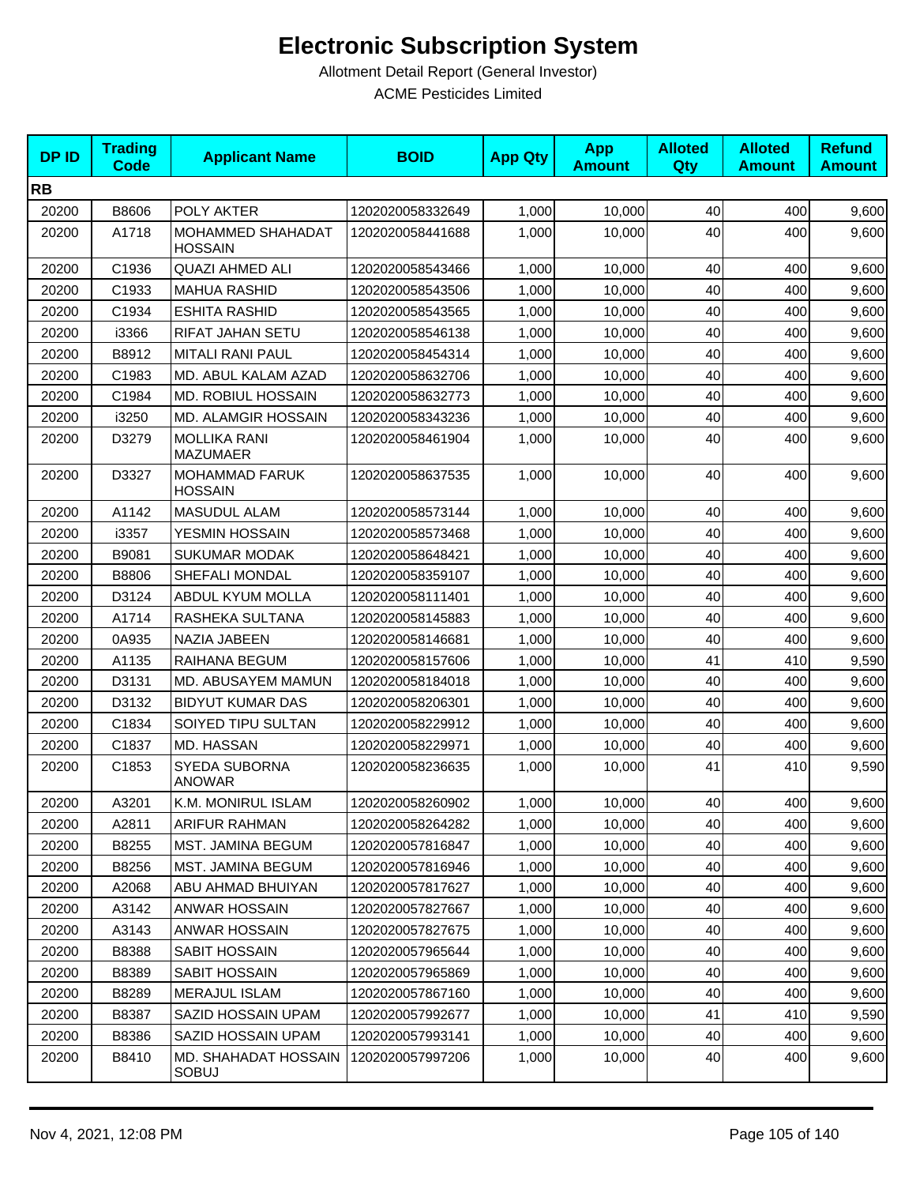# Electronic Subscription System

Allotment Detail Report (General Investor)

ACME Pesticides Limited

| DP ID | Trading Code | Applicant Name | BOID | App Qty | App Amount | Alloted Qty | Alloted Amount | Refund Amount |
|---|---|---|---|---|---|---|---|---|
| **RB** | | | | | | | | |
| 20200 | B8606 | POLY AKTER | 1202020058332649 | 1,000 | 10,000 | 40 | 400 | 9,600 |
| 20200 | A1718 | MOHAMMED SHAHADAT HOSSAIN | 1202020058441688 | 1,000 | 10,000 | 40 | 400 | 9,600 |
| 20200 | C1936 | QUAZI AHMED ALI | 1202020058543466 | 1,000 | 10,000 | 40 | 400 | 9,600 |
| 20200 | C1933 | MAHUA RASHID | 1202020058543506 | 1,000 | 10,000 | 40 | 400 | 9,600 |
| 20200 | C1934 | ESHITA RASHID | 1202020058543565 | 1,000 | 10,000 | 40 | 400 | 9,600 |
| 20200 | i3366 | RIFAT JAHAN SETU | 1202020058546138 | 1,000 | 10,000 | 40 | 400 | 9,600 |
| 20200 | B8912 | MITALI RANI PAUL | 1202020058454314 | 1,000 | 10,000 | 40 | 400 | 9,600 |
| 20200 | C1983 | MD. ABUL KALAM AZAD | 1202020058632706 | 1,000 | 10,000 | 40 | 400 | 9,600 |
| 20200 | C1984 | MD. ROBIUL HOSSAIN | 1202020058632773 | 1,000 | 10,000 | 40 | 400 | 9,600 |
| 20200 | i3250 | MD. ALAMGIR HOSSAIN | 1202020058343236 | 1,000 | 10,000 | 40 | 400 | 9,600 |
| 20200 | D3279 | MOLLIKA RANI MAZUMAER | 1202020058461904 | 1,000 | 10,000 | 40 | 400 | 9,600 |
| 20200 | D3327 | MOHAMMAD FARUK HOSSAIN | 1202020058637535 | 1,000 | 10,000 | 40 | 400 | 9,600 |
| 20200 | A1142 | MASUDUL ALAM | 1202020058573144 | 1,000 | 10,000 | 40 | 400 | 9,600 |
| 20200 | i3357 | YESMIN HOSSAIN | 1202020058573468 | 1,000 | 10,000 | 40 | 400 | 9,600 |
| 20200 | B9081 | SUKUMAR MODAK | 1202020058648421 | 1,000 | 10,000 | 40 | 400 | 9,600 |
| 20200 | B8806 | SHEFALI MONDAL | 1202020058359107 | 1,000 | 10,000 | 40 | 400 | 9,600 |
| 20200 | D3124 | ABDUL KYUM MOLLA | 1202020058111401 | 1,000 | 10,000 | 40 | 400 | 9,600 |
| 20200 | A1714 | RASHEKA SULTANA | 1202020058145883 | 1,000 | 10,000 | 40 | 400 | 9,600 |
| 20200 | 0A935 | NAZIA JABEEN | 1202020058146681 | 1,000 | 10,000 | 40 | 400 | 9,600 |
| 20200 | A1135 | RAIHANA BEGUM | 1202020058157606 | 1,000 | 10,000 | 41 | 410 | 9,590 |
| 20200 | D3131 | MD. ABUSAYEM MAMUN | 1202020058184018 | 1,000 | 10,000 | 40 | 400 | 9,600 |
| 20200 | D3132 | BIDYUT KUMAR DAS | 1202020058206301 | 1,000 | 10,000 | 40 | 400 | 9,600 |
| 20200 | C1834 | SOIYED TIPU SULTAN | 1202020058229912 | 1,000 | 10,000 | 40 | 400 | 9,600 |
| 20200 | C1837 | MD. HASSAN | 1202020058229971 | 1,000 | 10,000 | 40 | 400 | 9,600 |
| 20200 | C1853 | SYEDA SUBORNA ANOWAR | 1202020058236635 | 1,000 | 10,000 | 41 | 410 | 9,590 |
| 20200 | A3201 | K.M. MONIRUL ISLAM | 1202020058260902 | 1,000 | 10,000 | 40 | 400 | 9,600 |
| 20200 | A2811 | ARIFUR RAHMAN | 1202020058264282 | 1,000 | 10,000 | 40 | 400 | 9,600 |
| 20200 | B8255 | MST. JAMINA BEGUM | 1202020057816847 | 1,000 | 10,000 | 40 | 400 | 9,600 |
| 20200 | B8256 | MST. JAMINA BEGUM | 1202020057816946 | 1,000 | 10,000 | 40 | 400 | 9,600 |
| 20200 | A2068 | ABU AHMAD BHUIYAN | 1202020057817627 | 1,000 | 10,000 | 40 | 400 | 9,600 |
| 20200 | A3142 | ANWAR HOSSAIN | 1202020057827667 | 1,000 | 10,000 | 40 | 400 | 9,600 |
| 20200 | A3143 | ANWAR HOSSAIN | 1202020057827675 | 1,000 | 10,000 | 40 | 400 | 9,600 |
| 20200 | B8388 | SABIT HOSSAIN | 1202020057965644 | 1,000 | 10,000 | 40 | 400 | 9,600 |
| 20200 | B8389 | SABIT HOSSAIN | 1202020057965869 | 1,000 | 10,000 | 40 | 400 | 9,600 |
| 20200 | B8289 | MERAJUL ISLAM | 1202020057867160 | 1,000 | 10,000 | 40 | 400 | 9,600 |
| 20200 | B8387 | SAZID HOSSAIN UPAM | 1202020057992677 | 1,000 | 10,000 | 41 | 410 | 9,590 |
| 20200 | B8386 | SAZID HOSSAIN UPAM | 1202020057993141 | 1,000 | 10,000 | 40 | 400 | 9,600 |
| 20200 | B8410 | MD. SHAHADAT HOSSAIN SOBUJ | 1202020057997206 | 1,000 | 10,000 | 40 | 400 | 9,600 |

Nov 4, 2021, 12:08 PM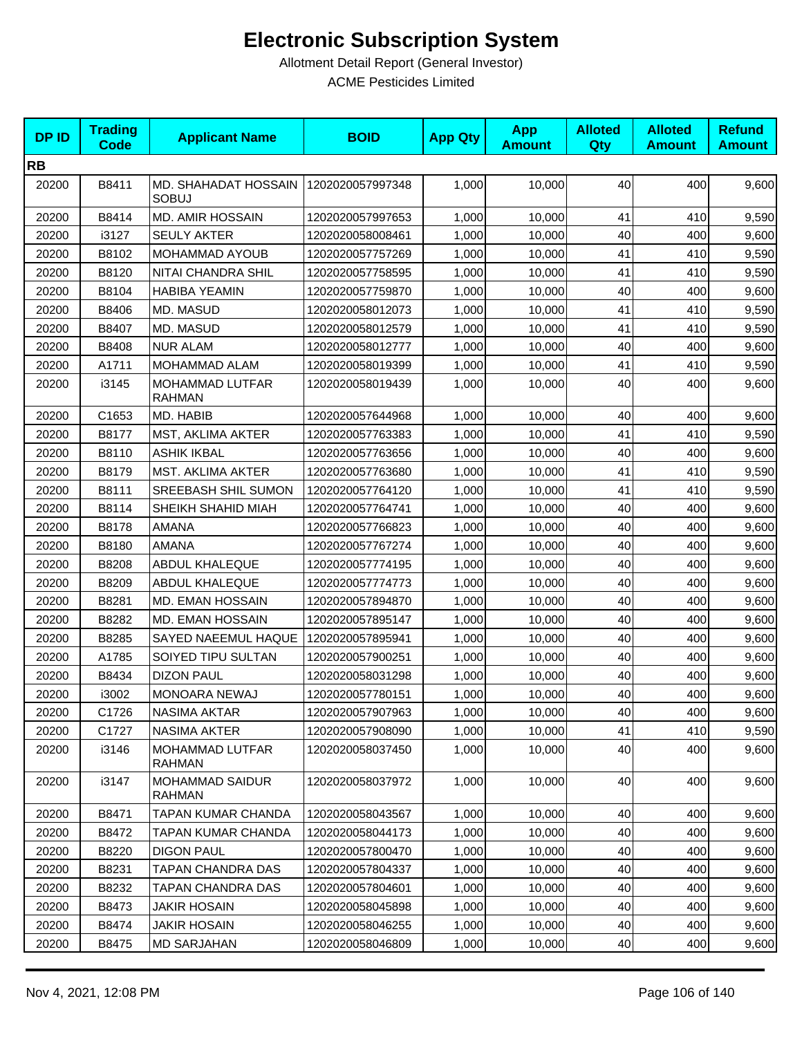# Electronic Subscription System

Allotment Detail Report (General Investor)

ACME Pesticides Limited

| DP ID | Trading Code | Applicant Name | BOID | App Qty | App Amount | Alloted Qty | Alloted Amount | Refund Amount |
|---|---|---|---|---|---|---|---|---|
| **RB** | | | | | | | | |
| 20200 | B8411 | MD. SHAHADAT HOSSAIN SOBUJ | 1202020057997348 | 1,000 | 10,000 | 40 | 400 | 9,600 |
| 20200 | B8414 | MD. AMIR HOSSAIN | 1202020057997653 | 1,000 | 10,000 | 41 | 410 | 9,590 |
| 20200 | i3127 | SEULY AKTER | 1202020058008461 | 1,000 | 10,000 | 40 | 400 | 9,600 |
| 20200 | B8102 | MOHAMMAD AYOUB | 1202020057757269 | 1,000 | 10,000 | 41 | 410 | 9,590 |
| 20200 | B8120 | NITAI CHANDRA SHIL | 1202020057758595 | 1,000 | 10,000 | 41 | 410 | 9,590 |
| 20200 | B8104 | HABIBA YEAMIN | 1202020057759870 | 1,000 | 10,000 | 40 | 400 | 9,600 |
| 20200 | B8406 | MD. MASUD | 1202020058012073 | 1,000 | 10,000 | 41 | 410 | 9,590 |
| 20200 | B8407 | MD. MASUD | 1202020058012579 | 1,000 | 10,000 | 41 | 410 | 9,590 |
| 20200 | B8408 | NUR ALAM | 1202020058012777 | 1,000 | 10,000 | 40 | 400 | 9,600 |
| 20200 | A1711 | MOHAMMAD ALAM | 1202020058019399 | 1,000 | 10,000 | 41 | 410 | 9,590 |
| 20200 | i3145 | MOHAMMAD LUTFAR RAHMAN | 1202020058019439 | 1,000 | 10,000 | 40 | 400 | 9,600 |
| 20200 | C1653 | MD. HABIB | 1202020057644968 | 1,000 | 10,000 | 40 | 400 | 9,600 |
| 20200 | B8177 | MST, AKLIMA AKTER | 1202020057763383 | 1,000 | 10,000 | 41 | 410 | 9,590 |
| 20200 | B8110 | ASHIK IKBAL | 1202020057763656 | 1,000 | 10,000 | 40 | 400 | 9,600 |
| 20200 | B8179 | MST. AKLIMA AKTER | 1202020057763680 | 1,000 | 10,000 | 41 | 410 | 9,590 |
| 20200 | B8111 | SREEBASH SHIL SUMON | 1202020057764120 | 1,000 | 10,000 | 41 | 410 | 9,590 |
| 20200 | B8114 | SHEIKH SHAHID MIAH | 1202020057764741 | 1,000 | 10,000 | 40 | 400 | 9,600 |
| 20200 | B8178 | AMANA | 1202020057766823 | 1,000 | 10,000 | 40 | 400 | 9,600 |
| 20200 | B8180 | AMANA | 1202020057767274 | 1,000 | 10,000 | 40 | 400 | 9,600 |
| 20200 | B8208 | ABDUL KHALEQUE | 1202020057774195 | 1,000 | 10,000 | 40 | 400 | 9,600 |
| 20200 | B8209 | ABDUL KHALEQUE | 1202020057774773 | 1,000 | 10,000 | 40 | 400 | 9,600 |
| 20200 | B8281 | MD. EMAN HOSSAIN | 1202020057894870 | 1,000 | 10,000 | 40 | 400 | 9,600 |
| 20200 | B8282 | MD. EMAN HOSSAIN | 1202020057895147 | 1,000 | 10,000 | 40 | 400 | 9,600 |
| 20200 | B8285 | SAYED NAEEMUL HAQUE | 1202020057895941 | 1,000 | 10,000 | 40 | 400 | 9,600 |
| 20200 | A1785 | SOIYED TIPU SULTAN | 1202020057900251 | 1,000 | 10,000 | 40 | 400 | 9,600 |
| 20200 | B8434 | DIZON PAUL | 1202020058031298 | 1,000 | 10,000 | 40 | 400 | 9,600 |
| 20200 | i3002 | MONOARA NEWAJ | 1202020057780151 | 1,000 | 10,000 | 40 | 400 | 9,600 |
| 20200 | C1726 | NASIMA AKTAR | 1202020057907963 | 1,000 | 10,000 | 40 | 400 | 9,600 |
| 20200 | C1727 | NASIMA AKTER | 1202020057908090 | 1,000 | 10,000 | 41 | 410 | 9,590 |
| 20200 | i3146 | MOHAMMAD LUTFAR RAHMAN | 1202020058037450 | 1,000 | 10,000 | 40 | 400 | 9,600 |
| 20200 | i3147 | MOHAMMAD SAIDUR RAHMAN | 1202020058037972 | 1,000 | 10,000 | 40 | 400 | 9,600 |
| 20200 | B8471 | TAPAN KUMAR CHANDA | 1202020058043567 | 1,000 | 10,000 | 40 | 400 | 9,600 |
| 20200 | B8472 | TAPAN KUMAR CHANDA | 1202020058044173 | 1,000 | 10,000 | 40 | 400 | 9,600 |
| 20200 | B8220 | DIGON PAUL | 1202020057800470 | 1,000 | 10,000 | 40 | 400 | 9,600 |
| 20200 | B8231 | TAPAN CHANDRA DAS | 1202020057804337 | 1,000 | 10,000 | 40 | 400 | 9,600 |
| 20200 | B8232 | TAPAN CHANDRA DAS | 1202020057804601 | 1,000 | 10,000 | 40 | 400 | 9,600 |
| 20200 | B8473 | JAKIR HOSAIN | 1202020058045898 | 1,000 | 10,000 | 40 | 400 | 9,600 |
| 20200 | B8474 | JAKIR HOSAIN | 1202020058046255 | 1,000 | 10,000 | 40 | 400 | 9,600 |
| 20200 | B8475 | MD SARJAHAN | 1202020058046809 | 1,000 | 10,000 | 40 | 400 | 9,600 |

Nov 4, 2021, 12:08 PM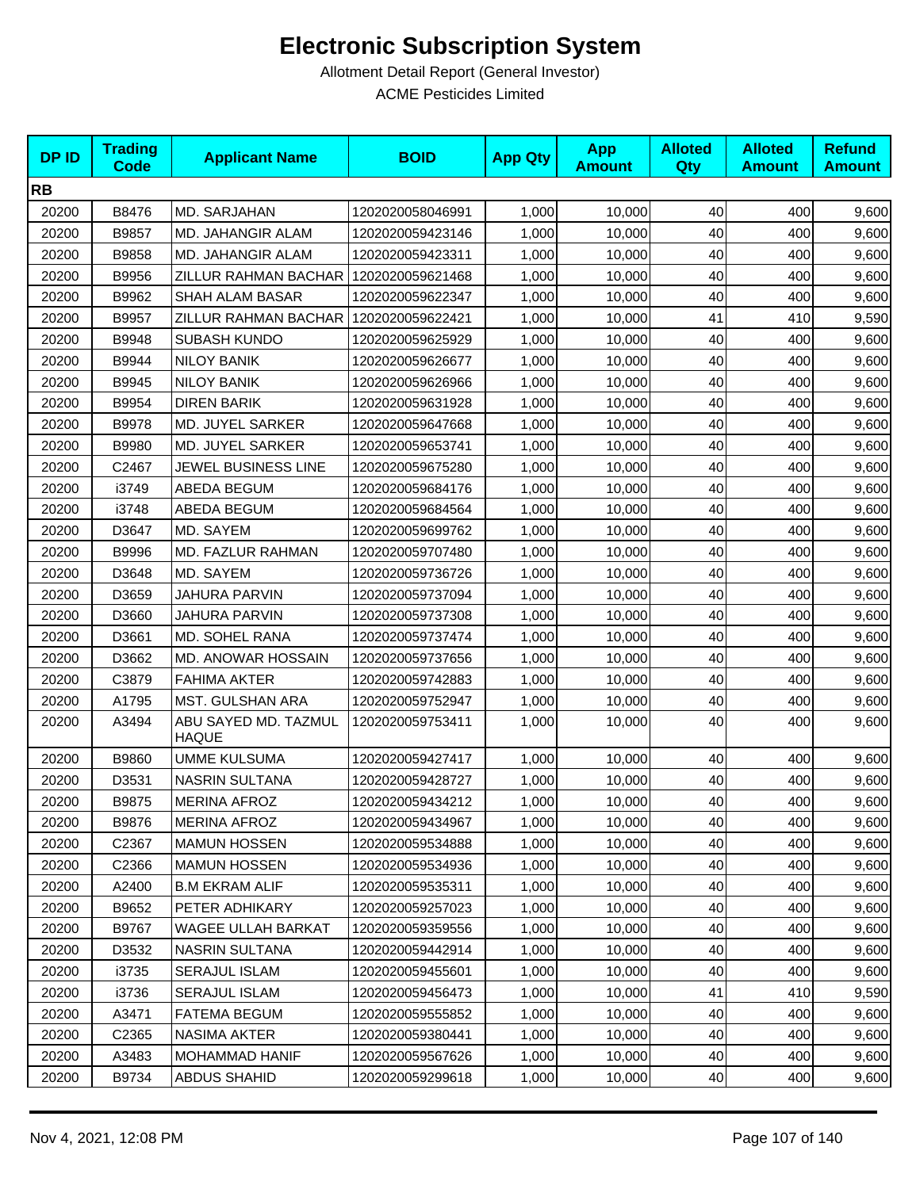# Electronic Subscription System

Allotment Detail Report (General Investor)

ACME Pesticides Limited

| DP ID | Trading Code | Applicant Name | BOID | App Qty | App Amount | Alloted Qty | Alloted Amount | Refund Amount |
|---|---|---|---|---|---|---|---|---|
| **RB** | | | | | | | | |
| 20200 | B8476 | MD. SARJAHAN | 1202020058046991 | 1,000 | 10,000 | 40 | 400 | 9,600 |
| 20200 | B9857 | MD. JAHANGIR ALAM | 1202020059423146 | 1,000 | 10,000 | 40 | 400 | 9,600 |
| 20200 | B9858 | MD. JAHANGIR ALAM | 1202020059423311 | 1,000 | 10,000 | 40 | 400 | 9,600 |
| 20200 | B9956 | ZILLUR RAHMAN BACHAR | 1202020059621468 | 1,000 | 10,000 | 40 | 400 | 9,600 |
| 20200 | B9962 | SHAH ALAM BASAR | 1202020059622347 | 1,000 | 10,000 | 40 | 400 | 9,600 |
| 20200 | B9957 | ZILLUR RAHMAN BACHAR | 1202020059622421 | 1,000 | 10,000 | 41 | 410 | 9,590 |
| 20200 | B9948 | SUBASH KUNDO | 1202020059625929 | 1,000 | 10,000 | 40 | 400 | 9,600 |
| 20200 | B9944 | NILOY BANIK | 1202020059626677 | 1,000 | 10,000 | 40 | 400 | 9,600 |
| 20200 | B9945 | NILOY BANIK | 1202020059626966 | 1,000 | 10,000 | 40 | 400 | 9,600 |
| 20200 | B9954 | DIREN BARIK | 1202020059631928 | 1,000 | 10,000 | 40 | 400 | 9,600 |
| 20200 | B9978 | MD. JUYEL SARKER | 1202020059647668 | 1,000 | 10,000 | 40 | 400 | 9,600 |
| 20200 | B9980 | MD. JUYEL SARKER | 1202020059653741 | 1,000 | 10,000 | 40 | 400 | 9,600 |
| 20200 | C2467 | JEWEL BUSINESS LINE | 1202020059675280 | 1,000 | 10,000 | 40 | 400 | 9,600 |
| 20200 | i3749 | ABEDA BEGUM | 1202020059684176 | 1,000 | 10,000 | 40 | 400 | 9,600 |
| 20200 | i3748 | ABEDA BEGUM | 1202020059684564 | 1,000 | 10,000 | 40 | 400 | 9,600 |
| 20200 | D3647 | MD. SAYEM | 1202020059699762 | 1,000 | 10,000 | 40 | 400 | 9,600 |
| 20200 | B9996 | MD. FAZLUR RAHMAN | 1202020059707480 | 1,000 | 10,000 | 40 | 400 | 9,600 |
| 20200 | D3648 | MD. SAYEM | 1202020059736726 | 1,000 | 10,000 | 40 | 400 | 9,600 |
| 20200 | D3659 | JAHURA PARVIN | 1202020059737094 | 1,000 | 10,000 | 40 | 400 | 9,600 |
| 20200 | D3660 | JAHURA PARVIN | 1202020059737308 | 1,000 | 10,000 | 40 | 400 | 9,600 |
| 20200 | D3661 | MD. SOHEL RANA | 1202020059737474 | 1,000 | 10,000 | 40 | 400 | 9,600 |
| 20200 | D3662 | MD. ANOWAR HOSSAIN | 1202020059737656 | 1,000 | 10,000 | 40 | 400 | 9,600 |
| 20200 | C3879 | FAHIMA AKTER | 1202020059742883 | 1,000 | 10,000 | 40 | 400 | 9,600 |
| 20200 | A1795 | MST. GULSHAN ARA | 1202020059752947 | 1,000 | 10,000 | 40 | 400 | 9,600 |
| 20200 | A3494 | ABU SAYED MD. TAZMUL HAQUE | 1202020059753411 | 1,000 | 10,000 | 40 | 400 | 9,600 |
| 20200 | B9860 | UMME KULSUMA | 1202020059427417 | 1,000 | 10,000 | 40 | 400 | 9,600 |
| 20200 | D3531 | NASRIN SULTANA | 1202020059428727 | 1,000 | 10,000 | 40 | 400 | 9,600 |
| 20200 | B9875 | MERINA AFROZ | 1202020059434212 | 1,000 | 10,000 | 40 | 400 | 9,600 |
| 20200 | B9876 | MERINA AFROZ | 1202020059434967 | 1,000 | 10,000 | 40 | 400 | 9,600 |
| 20200 | C2367 | MAMUN HOSSEN | 1202020059534888 | 1,000 | 10,000 | 40 | 400 | 9,600 |
| 20200 | C2366 | MAMUN HOSSEN | 1202020059534936 | 1,000 | 10,000 | 40 | 400 | 9,600 |
| 20200 | A2400 | B.M EKRAM ALIF | 1202020059535311 | 1,000 | 10,000 | 40 | 400 | 9,600 |
| 20200 | B9652 | PETER ADHIKARY | 1202020059257023 | 1,000 | 10,000 | 40 | 400 | 9,600 |
| 20200 | B9767 | WAGEE ULLAH BARKAT | 1202020059359556 | 1,000 | 10,000 | 40 | 400 | 9,600 |
| 20200 | D3532 | NASRIN SULTANA | 1202020059442914 | 1,000 | 10,000 | 40 | 400 | 9,600 |
| 20200 | i3735 | SERAJUL ISLAM | 1202020059455601 | 1,000 | 10,000 | 40 | 400 | 9,600 |
| 20200 | i3736 | SERAJUL ISLAM | 1202020059456473 | 1,000 | 10,000 | 41 | 410 | 9,590 |
| 20200 | A3471 | FATEMA BEGUM | 1202020059555852 | 1,000 | 10,000 | 40 | 400 | 9,600 |
| 20200 | C2365 | NASIMA AKTER | 1202020059380441 | 1,000 | 10,000 | 40 | 400 | 9,600 |
| 20200 | A3483 | MOHAMMAD HANIF | 1202020059567626 | 1,000 | 10,000 | 40 | 400 | 9,600 |
| 20200 | B9734 | ABDUS SHAHID | 1202020059299618 | 1,000 | 10,000 | 40 | 400 | 9,600 |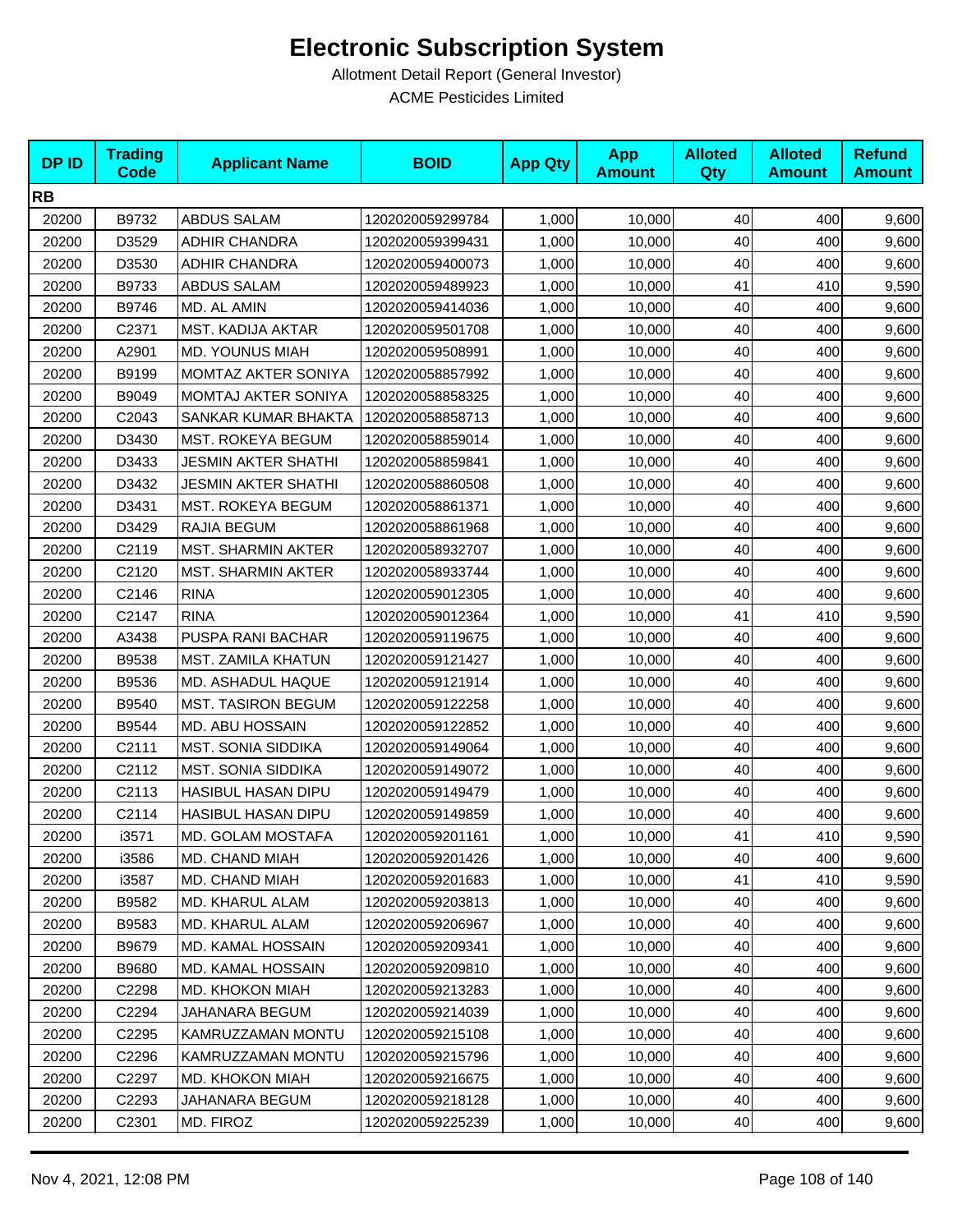# Electronic Subscription System

Allotment Detail Report (General Investor)

ACME Pesticides Limited

| DP ID | Trading Code | Applicant Name | BOID | App Qty | App Amount | Alloted Qty | Alloted Amount | Refund Amount |
|---|---|---|---|---|---|---|---|---|
| **RB** | | | | | | | | |
| 20200 | B9732 | ABDUS SALAM | 1202020059299784 | 1,000 | 10,000 | 40 | 400 | 9,600 |
| 20200 | D3529 | ADHIR CHANDRA | 1202020059399431 | 1,000 | 10,000 | 40 | 400 | 9,600 |
| 20200 | D3530 | ADHIR CHANDRA | 1202020059400073 | 1,000 | 10,000 | 40 | 400 | 9,600 |
| 20200 | B9733 | ABDUS SALAM | 1202020059489923 | 1,000 | 10,000 | 41 | 410 | 9,590 |
| 20200 | B9746 | MD. AL AMIN | 1202020059414036 | 1,000 | 10,000 | 40 | 400 | 9,600 |
| 20200 | C2371 | MST. KADIJA AKTAR | 1202020059501708 | 1,000 | 10,000 | 40 | 400 | 9,600 |
| 20200 | A2901 | MD. YOUNUS MIAH | 1202020059508991 | 1,000 | 10,000 | 40 | 400 | 9,600 |
| 20200 | B9199 | MOMTAZ AKTER SONIYA | 1202020058857992 | 1,000 | 10,000 | 40 | 400 | 9,600 |
| 20200 | B9049 | MOMTAJ AKTER SONIYA | 1202020058858325 | 1,000 | 10,000 | 40 | 400 | 9,600 |
| 20200 | C2043 | SANKAR KUMAR BHAKTA | 1202020058858713 | 1,000 | 10,000 | 40 | 400 | 9,600 |
| 20200 | D3430 | MST. ROKEYA BEGUM | 1202020058859014 | 1,000 | 10,000 | 40 | 400 | 9,600 |
| 20200 | D3433 | JESMIN AKTER SHATHI | 1202020058859841 | 1,000 | 10,000 | 40 | 400 | 9,600 |
| 20200 | D3432 | JESMIN AKTER SHATHI | 1202020058860508 | 1,000 | 10,000 | 40 | 400 | 9,600 |
| 20200 | D3431 | MST. ROKEYA BEGUM | 1202020058861371 | 1,000 | 10,000 | 40 | 400 | 9,600 |
| 20200 | D3429 | RAJIA BEGUM | 1202020058861968 | 1,000 | 10,000 | 40 | 400 | 9,600 |
| 20200 | C2119 | MST. SHARMIN AKTER | 1202020058932707 | 1,000 | 10,000 | 40 | 400 | 9,600 |
| 20200 | C2120 | MST. SHARMIN AKTER | 1202020058933744 | 1,000 | 10,000 | 40 | 400 | 9,600 |
| 20200 | C2146 | RINA | 1202020059012305 | 1,000 | 10,000 | 40 | 400 | 9,600 |
| 20200 | C2147 | RINA | 1202020059012364 | 1,000 | 10,000 | 41 | 410 | 9,590 |
| 20200 | A3438 | PUSPA RANI BACHAR | 1202020059119675 | 1,000 | 10,000 | 40 | 400 | 9,600 |
| 20200 | B9538 | MST. ZAMILA KHATUN | 1202020059121427 | 1,000 | 10,000 | 40 | 400 | 9,600 |
| 20200 | B9536 | MD. ASHADUL HAQUE | 1202020059121914 | 1,000 | 10,000 | 40 | 400 | 9,600 |
| 20200 | B9540 | MST. TASIRON BEGUM | 1202020059122258 | 1,000 | 10,000 | 40 | 400 | 9,600 |
| 20200 | B9544 | MD. ABU HOSSAIN | 1202020059122852 | 1,000 | 10,000 | 40 | 400 | 9,600 |
| 20200 | C2111 | MST. SONIA SIDDIKA | 1202020059149064 | 1,000 | 10,000 | 40 | 400 | 9,600 |
| 20200 | C2112 | MST. SONIA SIDDIKA | 1202020059149072 | 1,000 | 10,000 | 40 | 400 | 9,600 |
| 20200 | C2113 | HASIBUL HASAN DIPU | 1202020059149479 | 1,000 | 10,000 | 40 | 400 | 9,600 |
| 20200 | C2114 | HASIBUL HASAN DIPU | 1202020059149859 | 1,000 | 10,000 | 40 | 400 | 9,600 |
| 20200 | i3571 | MD. GOLAM MOSTAFA | 1202020059201161 | 1,000 | 10,000 | 41 | 410 | 9,590 |
| 20200 | i3586 | MD. CHAND MIAH | 1202020059201426 | 1,000 | 10,000 | 40 | 400 | 9,600 |
| 20200 | i3587 | MD. CHAND MIAH | 1202020059201683 | 1,000 | 10,000 | 41 | 410 | 9,590 |
| 20200 | B9582 | MD. KHARUL ALAM | 1202020059203813 | 1,000 | 10,000 | 40 | 400 | 9,600 |
| 20200 | B9583 | MD. KHARUL ALAM | 1202020059206967 | 1,000 | 10,000 | 40 | 400 | 9,600 |
| 20200 | B9679 | MD. KAMAL HOSSAIN | 1202020059209341 | 1,000 | 10,000 | 40 | 400 | 9,600 |
| 20200 | B9680 | MD. KAMAL HOSSAIN | 1202020059209810 | 1,000 | 10,000 | 40 | 400 | 9,600 |
| 20200 | C2298 | MD. KHOKON MIAH | 1202020059213283 | 1,000 | 10,000 | 40 | 400 | 9,600 |
| 20200 | C2294 | JAHANARA BEGUM | 1202020059214039 | 1,000 | 10,000 | 40 | 400 | 9,600 |
| 20200 | C2295 | KAMRUZZAMAN MONTU | 1202020059215108 | 1,000 | 10,000 | 40 | 400 | 9,600 |
| 20200 | C2296 | KAMRUZZAMAN MONTU | 1202020059215796 | 1,000 | 10,000 | 40 | 400 | 9,600 |
| 20200 | C2297 | MD. KHOKON MIAH | 1202020059216675 | 1,000 | 10,000 | 40 | 400 | 9,600 |
| 20200 | C2293 | JAHANARA BEGUM | 1202020059218128 | 1,000 | 10,000 | 40 | 400 | 9,600 |
| 20200 | C2301 | MD. FIROZ | 1202020059225239 | 1,000 | 10,000 | 40 | 400 | 9,600 |

Nov 4, 2021, 12:08 PM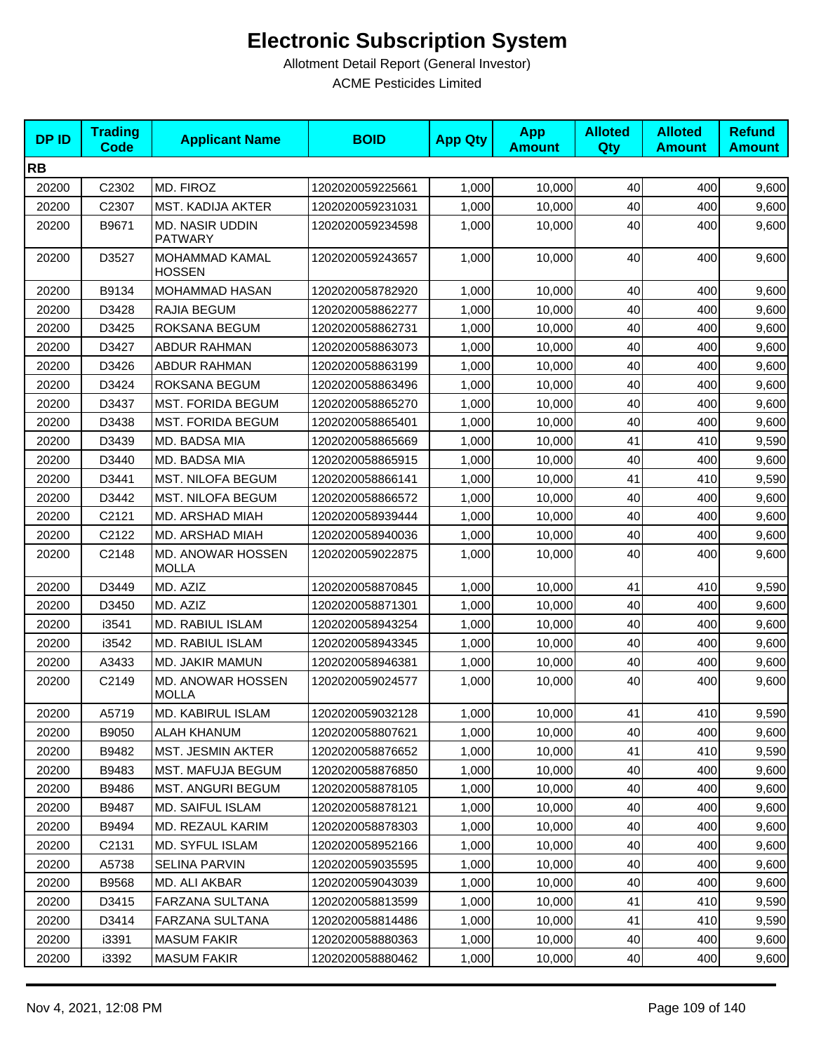# Electronic Subscription System

Allotment Detail Report (General Investor)

ACME Pesticides Limited

| DP ID | Trading Code | Applicant Name | BOID | App Qty | App Amount | Alloted Qty | Alloted Amount | Refund Amount |
|---|---|---|---|---|---|---|---|---|
| **RB** | | | | | | | | |
| 20200 | C2302 | MD. FIROZ | 1202020059225661 | 1,000 | 10,000 | 40 | 400 | 9,600 |
| 20200 | C2307 | MST. KADIJA AKTER | 1202020059231031 | 1,000 | 10,000 | 40 | 400 | 9,600 |
| 20200 | B9671 | MD. NASIR UDDIN PATWARY | 1202020059234598 | 1,000 | 10,000 | 40 | 400 | 9,600 |
| 20200 | D3527 | MOHAMMAD KAMAL HOSSEN | 1202020059243657 | 1,000 | 10,000 | 40 | 400 | 9,600 |
| 20200 | B9134 | MOHAMMAD HASAN | 1202020058782920 | 1,000 | 10,000 | 40 | 400 | 9,600 |
| 20200 | D3428 | RAJIA BEGUM | 1202020058862277 | 1,000 | 10,000 | 40 | 400 | 9,600 |
| 20200 | D3425 | ROKSANA BEGUM | 1202020058862731 | 1,000 | 10,000 | 40 | 400 | 9,600 |
| 20200 | D3427 | ABDUR RAHMAN | 1202020058863073 | 1,000 | 10,000 | 40 | 400 | 9,600 |
| 20200 | D3426 | ABDUR RAHMAN | 1202020058863199 | 1,000 | 10,000 | 40 | 400 | 9,600 |
| 20200 | D3424 | ROKSANA BEGUM | 1202020058863496 | 1,000 | 10,000 | 40 | 400 | 9,600 |
| 20200 | D3437 | MST. FORIDA BEGUM | 1202020058865270 | 1,000 | 10,000 | 40 | 400 | 9,600 |
| 20200 | D3438 | MST. FORIDA BEGUM | 1202020058865401 | 1,000 | 10,000 | 40 | 400 | 9,600 |
| 20200 | D3439 | MD. BADSA MIA | 1202020058865669 | 1,000 | 10,000 | 41 | 410 | 9,590 |
| 20200 | D3440 | MD. BADSA MIA | 1202020058865915 | 1,000 | 10,000 | 40 | 400 | 9,600 |
| 20200 | D3441 | MST. NILOFA BEGUM | 1202020058866141 | 1,000 | 10,000 | 41 | 410 | 9,590 |
| 20200 | D3442 | MST. NILOFA BEGUM | 1202020058866572 | 1,000 | 10,000 | 40 | 400 | 9,600 |
| 20200 | C2121 | MD. ARSHAD MIAH | 1202020058939444 | 1,000 | 10,000 | 40 | 400 | 9,600 |
| 20200 | C2122 | MD. ARSHAD MIAH | 1202020058940036 | 1,000 | 10,000 | 40 | 400 | 9,600 |
| 20200 | C2148 | MD. ANOWAR HOSSEN MOLLA | 1202020059022875 | 1,000 | 10,000 | 40 | 400 | 9,600 |
| 20200 | D3449 | MD. AZIZ | 1202020058870845 | 1,000 | 10,000 | 41 | 410 | 9,590 |
| 20200 | D3450 | MD. AZIZ | 1202020058871301 | 1,000 | 10,000 | 40 | 400 | 9,600 |
| 20200 | i3541 | MD. RABIUL ISLAM | 1202020058943254 | 1,000 | 10,000 | 40 | 400 | 9,600 |
| 20200 | i3542 | MD. RABIUL ISLAM | 1202020058943345 | 1,000 | 10,000 | 40 | 400 | 9,600 |
| 20200 | A3433 | MD. JAKIR MAMUN | 1202020058946381 | 1,000 | 10,000 | 40 | 400 | 9,600 |
| 20200 | C2149 | MD. ANOWAR HOSSEN MOLLA | 1202020059024577 | 1,000 | 10,000 | 40 | 400 | 9,600 |
| 20200 | A5719 | MD. KABIRUL ISLAM | 1202020059032128 | 1,000 | 10,000 | 41 | 410 | 9,590 |
| 20200 | B9050 | ALAH KHANUM | 1202020058807621 | 1,000 | 10,000 | 40 | 400 | 9,600 |
| 20200 | B9482 | MST. JESMIN AKTER | 1202020058876652 | 1,000 | 10,000 | 41 | 410 | 9,590 |
| 20200 | B9483 | MST. MAFUJA BEGUM | 1202020058876850 | 1,000 | 10,000 | 40 | 400 | 9,600 |
| 20200 | B9486 | MST. ANGURI BEGUM | 1202020058878105 | 1,000 | 10,000 | 40 | 400 | 9,600 |
| 20200 | B9487 | MD. SAIFUL ISLAM | 1202020058878121 | 1,000 | 10,000 | 40 | 400 | 9,600 |
| 20200 | B9494 | MD. REZAUL KARIM | 1202020058878303 | 1,000 | 10,000 | 40 | 400 | 9,600 |
| 20200 | C2131 | MD. SYFUL ISLAM | 1202020058952166 | 1,000 | 10,000 | 40 | 400 | 9,600 |
| 20200 | A5738 | SELINA PARVIN | 1202020059035595 | 1,000 | 10,000 | 40 | 400 | 9,600 |
| 20200 | B9568 | MD. ALI AKBAR | 1202020059043039 | 1,000 | 10,000 | 40 | 400 | 9,600 |
| 20200 | D3415 | FARZANA SULTANA | 1202020058813599 | 1,000 | 10,000 | 41 | 410 | 9,590 |
| 20200 | D3414 | FARZANA SULTANA | 1202020058814486 | 1,000 | 10,000 | 41 | 410 | 9,590 |
| 20200 | i3391 | MASUM FAKIR | 1202020058880363 | 1,000 | 10,000 | 40 | 400 | 9,600 |
| 20200 | i3392 | MASUM FAKIR | 1202020058880462 | 1,000 | 10,000 | 40 | 400 | 9,600 |

Nov 4, 2021, 12:08 PM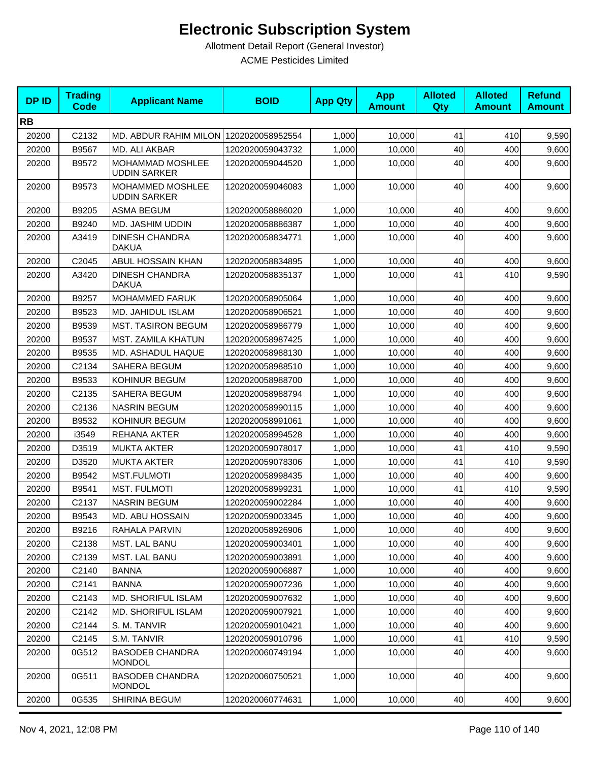# Electronic Subscription System

Allotment Detail Report (General Investor)

ACME Pesticides Limited

| DP ID | Trading Code | Applicant Name | BOID | App Qty | App Amount | Alloted Qty | Alloted Amount | Refund Amount |
|---|---|---|---|---|---|---|---|---|
| **RB** | | | | | | | | |
| 20200 | C2132 | MD. ABDUR RAHIM MILON | 1202020058952554 | 1,000 | 10,000 | 41 | 410 | 9,590 |
| 20200 | B9567 | MD. ALI AKBAR | 1202020059043732 | 1,000 | 10,000 | 40 | 400 | 9,600 |
| 20200 | B9572 | MOHAMMAD MOSHLEE UDDIN SARKER | 1202020059044520 | 1,000 | 10,000 | 40 | 400 | 9,600 |
| 20200 | B9573 | MOHAMMED MOSHLEE UDDIN SARKER | 1202020059046083 | 1,000 | 10,000 | 40 | 400 | 9,600 |
| 20200 | B9205 | ASMA BEGUM | 1202020058886020 | 1,000 | 10,000 | 40 | 400 | 9,600 |
| 20200 | B9240 | MD. JASHIM UDDIN | 1202020058886387 | 1,000 | 10,000 | 40 | 400 | 9,600 |
| 20200 | A3419 | DINESH CHANDRA DAKUA | 1202020058834771 | 1,000 | 10,000 | 40 | 400 | 9,600 |
| 20200 | C2045 | ABUL HOSSAIN KHAN | 1202020058834895 | 1,000 | 10,000 | 40 | 400 | 9,600 |
| 20200 | A3420 | DINESH CHANDRA DAKUA | 1202020058835137 | 1,000 | 10,000 | 41 | 410 | 9,590 |
| 20200 | B9257 | MOHAMMED FARUK | 1202020058905064 | 1,000 | 10,000 | 40 | 400 | 9,600 |
| 20200 | B9523 | MD. JAHIDUL ISLAM | 1202020058906521 | 1,000 | 10,000 | 40 | 400 | 9,600 |
| 20200 | B9539 | MST. TASIRON BEGUM | 1202020058986779 | 1,000 | 10,000 | 40 | 400 | 9,600 |
| 20200 | B9537 | MST. ZAMILA KHATUN | 1202020058987425 | 1,000 | 10,000 | 40 | 400 | 9,600 |
| 20200 | B9535 | MD. ASHADUL HAQUE | 1202020058988130 | 1,000 | 10,000 | 40 | 400 | 9,600 |
| 20200 | C2134 | SAHERA BEGUM | 1202020058988510 | 1,000 | 10,000 | 40 | 400 | 9,600 |
| 20200 | B9533 | KOHINUR BEGUM | 1202020058988700 | 1,000 | 10,000 | 40 | 400 | 9,600 |
| 20200 | C2135 | SAHERA BEGUM | 1202020058988794 | 1,000 | 10,000 | 40 | 400 | 9,600 |
| 20200 | C2136 | NASRIN BEGUM | 1202020058990115 | 1,000 | 10,000 | 40 | 400 | 9,600 |
| 20200 | B9532 | KOHINUR BEGUM | 1202020058991061 | 1,000 | 10,000 | 40 | 400 | 9,600 |
| 20200 | i3549 | REHANA AKTER | 1202020058994528 | 1,000 | 10,000 | 40 | 400 | 9,600 |
| 20200 | D3519 | MUKTA AKTER | 1202020059078017 | 1,000 | 10,000 | 41 | 410 | 9,590 |
| 20200 | D3520 | MUKTA AKTER | 1202020059078306 | 1,000 | 10,000 | 41 | 410 | 9,590 |
| 20200 | B9542 | MST.FULMOTI | 1202020058998435 | 1,000 | 10,000 | 40 | 400 | 9,600 |
| 20200 | B9541 | MST. FULMOTI | 1202020058999231 | 1,000 | 10,000 | 41 | 410 | 9,590 |
| 20200 | C2137 | NASRIN BEGUM | 1202020059002284 | 1,000 | 10,000 | 40 | 400 | 9,600 |
| 20200 | B9543 | MD. ABU HOSSAIN | 1202020059003345 | 1,000 | 10,000 | 40 | 400 | 9,600 |
| 20200 | B9216 | RAHALA PARVIN | 1202020058926906 | 1,000 | 10,000 | 40 | 400 | 9,600 |
| 20200 | C2138 | MST. LAL BANU | 1202020059003401 | 1,000 | 10,000 | 40 | 400 | 9,600 |
| 20200 | C2139 | MST. LAL BANU | 1202020059003891 | 1,000 | 10,000 | 40 | 400 | 9,600 |
| 20200 | C2140 | BANNA | 1202020059006887 | 1,000 | 10,000 | 40 | 400 | 9,600 |
| 20200 | C2141 | BANNA | 1202020059007236 | 1,000 | 10,000 | 40 | 400 | 9,600 |
| 20200 | C2143 | MD. SHORIFUL ISLAM | 1202020059007632 | 1,000 | 10,000 | 40 | 400 | 9,600 |
| 20200 | C2142 | MD. SHORIFUL ISLAM | 1202020059007921 | 1,000 | 10,000 | 40 | 400 | 9,600 |
| 20200 | C2144 | S. M. TANVIR | 1202020059010421 | 1,000 | 10,000 | 40 | 400 | 9,600 |
| 20200 | C2145 | S.M. TANVIR | 1202020059010796 | 1,000 | 10,000 | 41 | 410 | 9,590 |
| 20200 | 0G512 | BASODEB CHANDRA MONDOL | 1202020060749194 | 1,000 | 10,000 | 40 | 400 | 9,600 |
| 20200 | 0G511 | BASODEB CHANDRA MONDOL | 1202020060750521 | 1,000 | 10,000 | 40 | 400 | 9,600 |
| 20200 | 0G535 | SHIRINA BEGUM | 1202020060774631 | 1,000 | 10,000 | 40 | 400 | 9,600 |

Nov 4, 2021, 12:08 PM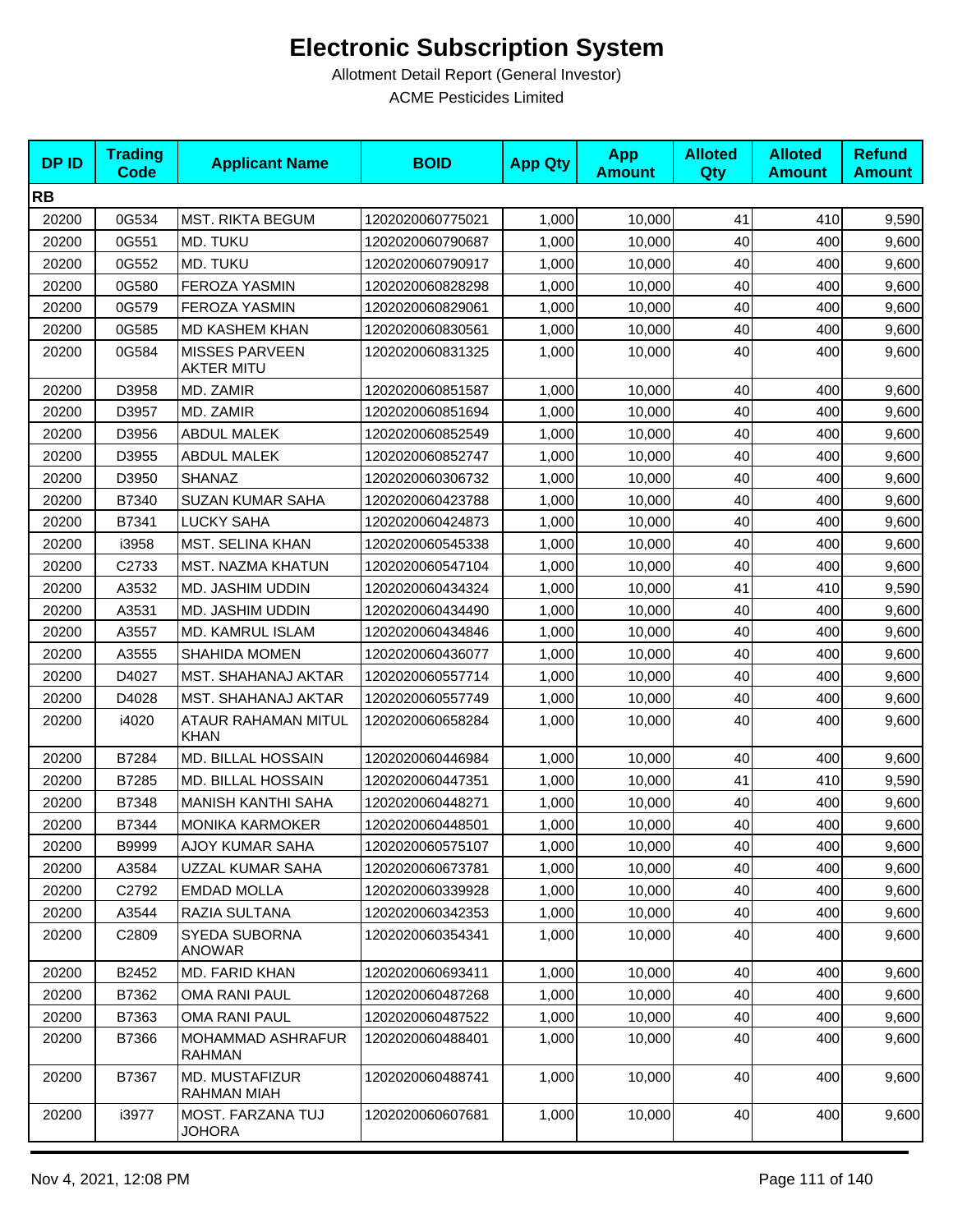# Electronic Subscription System

Allotment Detail Report (General Investor)

ACME Pesticides Limited

| DP ID | Trading Code | Applicant Name | BOID | App Qty | App Amount | Alloted Qty | Alloted Amount | Refund Amount |
|---|---|---|---|---|---|---|---|---|
| **RB** | | | | | | | | |
| 20200 | 0G534 | MST. RIKTA BEGUM | 1202020060775021 | 1,000 | 10,000 | 41 | 410 | 9,590 |
| 20200 | 0G551 | MD. TUKU | 1202020060790687 | 1,000 | 10,000 | 40 | 400 | 9,600 |
| 20200 | 0G552 | MD. TUKU | 1202020060790917 | 1,000 | 10,000 | 40 | 400 | 9,600 |
| 20200 | 0G580 | FEROZA YASMIN | 1202020060828298 | 1,000 | 10,000 | 40 | 400 | 9,600 |
| 20200 | 0G579 | FEROZA YASMIN | 1202020060829061 | 1,000 | 10,000 | 40 | 400 | 9,600 |
| 20200 | 0G585 | MD KASHEM KHAN | 1202020060830561 | 1,000 | 10,000 | 40 | 400 | 9,600 |
| 20200 | 0G584 | MISSES PARVEEN AKTER MITU | 1202020060831325 | 1,000 | 10,000 | 40 | 400 | 9,600 |
| 20200 | D3958 | MD. ZAMIR | 1202020060851587 | 1,000 | 10,000 | 40 | 400 | 9,600 |
| 20200 | D3957 | MD. ZAMIR | 1202020060851694 | 1,000 | 10,000 | 40 | 400 | 9,600 |
| 20200 | D3956 | ABDUL MALEK | 1202020060852549 | 1,000 | 10,000 | 40 | 400 | 9,600 |
| 20200 | D3955 | ABDUL MALEK | 1202020060852747 | 1,000 | 10,000 | 40 | 400 | 9,600 |
| 20200 | D3950 | SHANAZ | 1202020060306732 | 1,000 | 10,000 | 40 | 400 | 9,600 |
| 20200 | B7340 | SUZAN KUMAR SAHA | 1202020060423788 | 1,000 | 10,000 | 40 | 400 | 9,600 |
| 20200 | B7341 | LUCKY SAHA | 1202020060424873 | 1,000 | 10,000 | 40 | 400 | 9,600 |
| 20200 | i3958 | MST. SELINA KHAN | 1202020060545338 | 1,000 | 10,000 | 40 | 400 | 9,600 |
| 20200 | C2733 | MST. NAZMA KHATUN | 1202020060547104 | 1,000 | 10,000 | 40 | 400 | 9,600 |
| 20200 | A3532 | MD. JASHIM UDDIN | 1202020060434324 | 1,000 | 10,000 | 41 | 410 | 9,590 |
| 20200 | A3531 | MD. JASHIM UDDIN | 1202020060434490 | 1,000 | 10,000 | 40 | 400 | 9,600 |
| 20200 | A3557 | MD. KAMRUL ISLAM | 1202020060434846 | 1,000 | 10,000 | 40 | 400 | 9,600 |
| 20200 | A3555 | SHAHIDA MOMEN | 1202020060436077 | 1,000 | 10,000 | 40 | 400 | 9,600 |
| 20200 | D4027 | MST. SHAHANAJ AKTAR | 1202020060557714 | 1,000 | 10,000 | 40 | 400 | 9,600 |
| 20200 | D4028 | MST. SHAHANAJ AKTAR | 1202020060557749 | 1,000 | 10,000 | 40 | 400 | 9,600 |
| 20200 | i4020 | ATAUR RAHAMAN MITUL KHAN | 1202020060658284 | 1,000 | 10,000 | 40 | 400 | 9,600 |
| 20200 | B7284 | MD. BILLAL HOSSAIN | 1202020060446984 | 1,000 | 10,000 | 40 | 400 | 9,600 |
| 20200 | B7285 | MD. BILLAL HOSSAIN | 1202020060447351 | 1,000 | 10,000 | 41 | 410 | 9,590 |
| 20200 | B7348 | MANISH KANTHI SAHA | 1202020060448271 | 1,000 | 10,000 | 40 | 400 | 9,600 |
| 20200 | B7344 | MONIKA KARMOKER | 1202020060448501 | 1,000 | 10,000 | 40 | 400 | 9,600 |
| 20200 | B9999 | AJOY KUMAR SAHA | 1202020060575107 | 1,000 | 10,000 | 40 | 400 | 9,600 |
| 20200 | A3584 | UZZAL KUMAR SAHA | 1202020060673781 | 1,000 | 10,000 | 40 | 400 | 9,600 |
| 20200 | C2792 | EMDAD MOLLA | 1202020060339928 | 1,000 | 10,000 | 40 | 400 | 9,600 |
| 20200 | A3544 | RAZIA SULTANA | 1202020060342353 | 1,000 | 10,000 | 40 | 400 | 9,600 |
| 20200 | C2809 | SYEDA SUBORNA ANOWAR | 1202020060354341 | 1,000 | 10,000 | 40 | 400 | 9,600 |
| 20200 | B2452 | MD. FARID KHAN | 1202020060693411 | 1,000 | 10,000 | 40 | 400 | 9,600 |
| 20200 | B7362 | OMA RANI PAUL | 1202020060487268 | 1,000 | 10,000 | 40 | 400 | 9,600 |
| 20200 | B7363 | OMA RANI PAUL | 1202020060487522 | 1,000 | 10,000 | 40 | 400 | 9,600 |
| 20200 | B7366 | MOHAMMAD ASHRAFUR RAHMAN | 1202020060488401 | 1,000 | 10,000 | 40 | 400 | 9,600 |
| 20200 | B7367 | MD. MUSTAFIZUR RAHMAN MIAH | 1202020060488741 | 1,000 | 10,000 | 40 | 400 | 9,600 |
| 20200 | i3977 | MOST. FARZANA TUJ JOHORA | 1202020060607681 | 1,000 | 10,000 | 40 | 400 | 9,600 |

Nov 4, 2021, 12:08 PM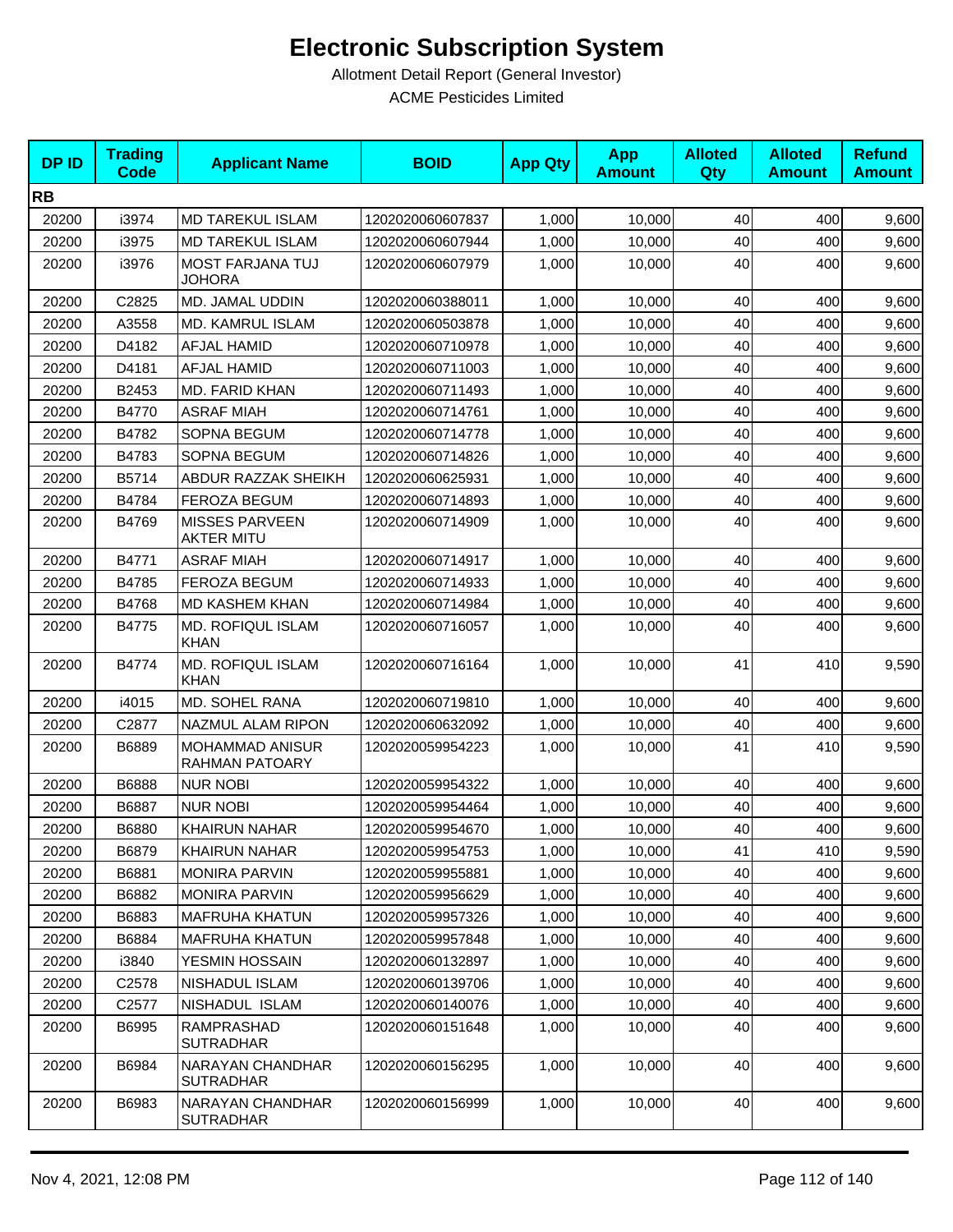# Electronic Subscription System

Allotment Detail Report (General Investor)

ACME Pesticides Limited

| DP ID | Trading Code | Applicant Name | BOID | App Qty | App Amount | Alloted Qty | Alloted Amount | Refund Amount |
|---|---|---|---|---|---|---|---|---|
| **RB** | | | | | | | | |
| 20200 | i3974 | MD TAREKUL ISLAM | 1202020060607837 | 1,000 | 10,000 | 40 | 400 | 9,600 |
| 20200 | i3975 | MD TAREKUL ISLAM | 1202020060607944 | 1,000 | 10,000 | 40 | 400 | 9,600 |
| 20200 | i3976 | MOST FARJANA TUJ JOHORA | 1202020060607979 | 1,000 | 10,000 | 40 | 400 | 9,600 |
| 20200 | C2825 | MD. JAMAL UDDIN | 1202020060388011 | 1,000 | 10,000 | 40 | 400 | 9,600 |
| 20200 | A3558 | MD. KAMRUL ISLAM | 1202020060503878 | 1,000 | 10,000 | 40 | 400 | 9,600 |
| 20200 | D4182 | AFJAL HAMID | 1202020060710978 | 1,000 | 10,000 | 40 | 400 | 9,600 |
| 20200 | D4181 | AFJAL HAMID | 1202020060711003 | 1,000 | 10,000 | 40 | 400 | 9,600 |
| 20200 | B2453 | MD. FARID KHAN | 1202020060711493 | 1,000 | 10,000 | 40 | 400 | 9,600 |
| 20200 | B4770 | ASRAF MIAH | 1202020060714761 | 1,000 | 10,000 | 40 | 400 | 9,600 |
| 20200 | B4782 | SOPNA BEGUM | 1202020060714778 | 1,000 | 10,000 | 40 | 400 | 9,600 |
| 20200 | B4783 | SOPNA BEGUM | 1202020060714826 | 1,000 | 10,000 | 40 | 400 | 9,600 |
| 20200 | B5714 | ABDUR RAZZAK SHEIKH | 1202020060625931 | 1,000 | 10,000 | 40 | 400 | 9,600 |
| 20200 | B4784 | FEROZA BEGUM | 1202020060714893 | 1,000 | 10,000 | 40 | 400 | 9,600 |
| 20200 | B4769 | MISSES PARVEEN AKTER MITU | 1202020060714909 | 1,000 | 10,000 | 40 | 400 | 9,600 |
| 20200 | B4771 | ASRAF MIAH | 1202020060714917 | 1,000 | 10,000 | 40 | 400 | 9,600 |
| 20200 | B4785 | FEROZA BEGUM | 1202020060714933 | 1,000 | 10,000 | 40 | 400 | 9,600 |
| 20200 | B4768 | MD KASHEM KHAN | 1202020060714984 | 1,000 | 10,000 | 40 | 400 | 9,600 |
| 20200 | B4775 | MD. ROFIQUL ISLAM KHAN | 1202020060716057 | 1,000 | 10,000 | 40 | 400 | 9,600 |
| 20200 | B4774 | MD. ROFIQUL ISLAM KHAN | 1202020060716164 | 1,000 | 10,000 | 41 | 410 | 9,590 |
| 20200 | i4015 | MD. SOHEL RANA | 1202020060719810 | 1,000 | 10,000 | 40 | 400 | 9,600 |
| 20200 | C2877 | NAZMUL ALAM RIPON | 1202020060632092 | 1,000 | 10,000 | 40 | 400 | 9,600 |
| 20200 | B6889 | MOHAMMAD ANISUR RAHMAN PATOARY | 1202020059954223 | 1,000 | 10,000 | 41 | 410 | 9,590 |
| 20200 | B6888 | NUR NOBI | 1202020059954322 | 1,000 | 10,000 | 40 | 400 | 9,600 |
| 20200 | B6887 | NUR NOBI | 1202020059954464 | 1,000 | 10,000 | 40 | 400 | 9,600 |
| 20200 | B6880 | KHAIRUN NAHAR | 1202020059954670 | 1,000 | 10,000 | 40 | 400 | 9,600 |
| 20200 | B6879 | KHAIRUN NAHAR | 1202020059954753 | 1,000 | 10,000 | 41 | 410 | 9,590 |
| 20200 | B6881 | MONIRA PARVIN | 1202020059955881 | 1,000 | 10,000 | 40 | 400 | 9,600 |
| 20200 | B6882 | MONIRA PARVIN | 1202020059956629 | 1,000 | 10,000 | 40 | 400 | 9,600 |
| 20200 | B6883 | MAFRUHA KHATUN | 1202020059957326 | 1,000 | 10,000 | 40 | 400 | 9,600 |
| 20200 | B6884 | MAFRUHA KHATUN | 1202020059957848 | 1,000 | 10,000 | 40 | 400 | 9,600 |
| 20200 | i3840 | YESMIN HOSSAIN | 1202020060132897 | 1,000 | 10,000 | 40 | 400 | 9,600 |
| 20200 | C2578 | NISHADUL ISLAM | 1202020060139706 | 1,000 | 10,000 | 40 | 400 | 9,600 |
| 20200 | C2577 | NISHADUL ISLAM | 1202020060140076 | 1,000 | 10,000 | 40 | 400 | 9,600 |
| 20200 | B6995 | RAMPRASHAD SUTRADHAR | 1202020060151648 | 1,000 | 10,000 | 40 | 400 | 9,600 |
| 20200 | B6984 | NARAYAN CHANDHAR SUTRADHAR | 1202020060156295 | 1,000 | 10,000 | 40 | 400 | 9,600 |
| 20200 | B6983 | NARAYAN CHANDHAR SUTRADHAR | 1202020060156999 | 1,000 | 10,000 | 40 | 400 | 9,600 |

Nov 4, 2021, 12:08 PM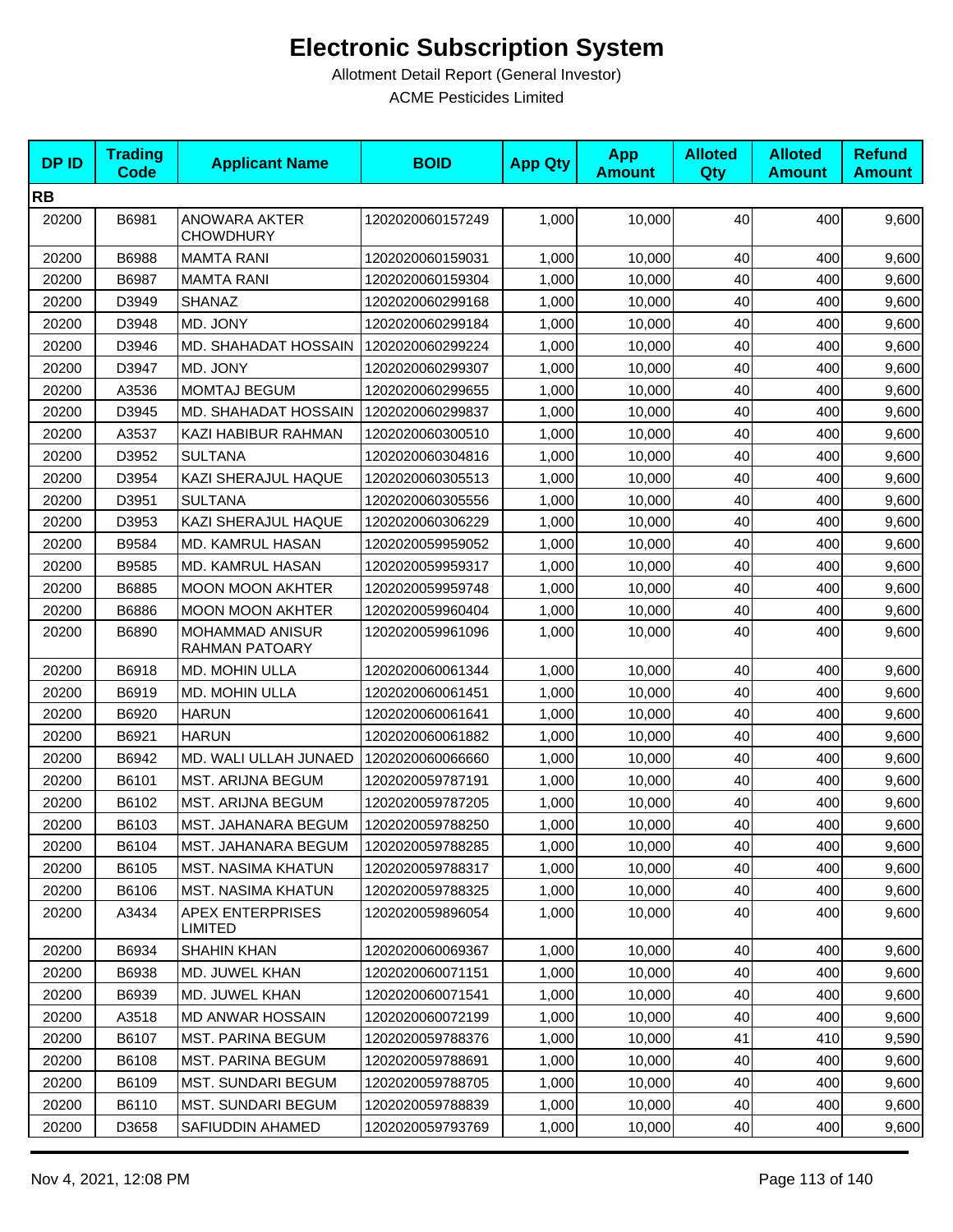# Electronic Subscription System

Allotment Detail Report (General Investor)

ACME Pesticides Limited

| DP ID | Trading Code | Applicant Name | BOID | App Qty | App Amount | Alloted Qty | Alloted Amount | Refund Amount |
|---|---|---|---|---|---|---|---|---|
| **RB** | | | | | | | | |
| 20200 | B6981 | ANOWARA AKTER CHOWDHURY | 1202020060157249 | 1,000 | 10,000 | 40 | 400 | 9,600 |
| 20200 | B6988 | MAMTA RANI | 1202020060159031 | 1,000 | 10,000 | 40 | 400 | 9,600 |
| 20200 | B6987 | MAMTA RANI | 1202020060159304 | 1,000 | 10,000 | 40 | 400 | 9,600 |
| 20200 | D3949 | SHANAZ | 1202020060299168 | 1,000 | 10,000 | 40 | 400 | 9,600 |
| 20200 | D3948 | MD. JONY | 1202020060299184 | 1,000 | 10,000 | 40 | 400 | 9,600 |
| 20200 | D3946 | MD. SHAHADAT HOSSAIN | 1202020060299224 | 1,000 | 10,000 | 40 | 400 | 9,600 |
| 20200 | D3947 | MD. JONY | 1202020060299307 | 1,000 | 10,000 | 40 | 400 | 9,600 |
| 20200 | A3536 | MOMTAJ BEGUM | 1202020060299655 | 1,000 | 10,000 | 40 | 400 | 9,600 |
| 20200 | D3945 | MD. SHAHADAT HOSSAIN | 1202020060299837 | 1,000 | 10,000 | 40 | 400 | 9,600 |
| 20200 | A3537 | KAZI HABIBUR RAHMAN | 1202020060300510 | 1,000 | 10,000 | 40 | 400 | 9,600 |
| 20200 | D3952 | SULTANA | 1202020060304816 | 1,000 | 10,000 | 40 | 400 | 9,600 |
| 20200 | D3954 | KAZI SHERAJUL HAQUE | 1202020060305513 | 1,000 | 10,000 | 40 | 400 | 9,600 |
| 20200 | D3951 | SULTANA | 1202020060305556 | 1,000 | 10,000 | 40 | 400 | 9,600 |
| 20200 | D3953 | KAZI SHERAJUL HAQUE | 1202020060306229 | 1,000 | 10,000 | 40 | 400 | 9,600 |
| 20200 | B9584 | MD. KAMRUL HASAN | 1202020059959052 | 1,000 | 10,000 | 40 | 400 | 9,600 |
| 20200 | B9585 | MD. KAMRUL HASAN | 1202020059959317 | 1,000 | 10,000 | 40 | 400 | 9,600 |
| 20200 | B6885 | MOON MOON AKHTER | 1202020059959748 | 1,000 | 10,000 | 40 | 400 | 9,600 |
| 20200 | B6886 | MOON MOON AKHTER | 1202020059960404 | 1,000 | 10,000 | 40 | 400 | 9,600 |
| 20200 | B6890 | MOHAMMAD ANISUR RAHMAN PATOARY | 1202020059961096 | 1,000 | 10,000 | 40 | 400 | 9,600 |
| 20200 | B6918 | MD. MOHIN ULLA | 1202020060061344 | 1,000 | 10,000 | 40 | 400 | 9,600 |
| 20200 | B6919 | MD. MOHIN ULLA | 1202020060061451 | 1,000 | 10,000 | 40 | 400 | 9,600 |
| 20200 | B6920 | HARUN | 1202020060061641 | 1,000 | 10,000 | 40 | 400 | 9,600 |
| 20200 | B6921 | HARUN | 1202020060061882 | 1,000 | 10,000 | 40 | 400 | 9,600 |
| 20200 | B6942 | MD. WALI ULLAH JUNAED | 1202020060066660 | 1,000 | 10,000 | 40 | 400 | 9,600 |
| 20200 | B6101 | MST. ARIJNA BEGUM | 1202020059787191 | 1,000 | 10,000 | 40 | 400 | 9,600 |
| 20200 | B6102 | MST. ARIJNA BEGUM | 1202020059787205 | 1,000 | 10,000 | 40 | 400 | 9,600 |
| 20200 | B6103 | MST. JAHANARA BEGUM | 1202020059788250 | 1,000 | 10,000 | 40 | 400 | 9,600 |
| 20200 | B6104 | MST. JAHANARA BEGUM | 1202020059788285 | 1,000 | 10,000 | 40 | 400 | 9,600 |
| 20200 | B6105 | MST. NASIMA KHATUN | 1202020059788317 | 1,000 | 10,000 | 40 | 400 | 9,600 |
| 20200 | B6106 | MST. NASIMA KHATUN | 1202020059788325 | 1,000 | 10,000 | 40 | 400 | 9,600 |
| 20200 | A3434 | APEX ENTERPRISES LIMITED | 1202020059896054 | 1,000 | 10,000 | 40 | 400 | 9,600 |
| 20200 | B6934 | SHAHIN KHAN | 1202020060069367 | 1,000 | 10,000 | 40 | 400 | 9,600 |
| 20200 | B6938 | MD. JUWEL KHAN | 1202020060071151 | 1,000 | 10,000 | 40 | 400 | 9,600 |
| 20200 | B6939 | MD. JUWEL KHAN | 1202020060071541 | 1,000 | 10,000 | 40 | 400 | 9,600 |
| 20200 | A3518 | MD ANWAR HOSSAIN | 1202020060072199 | 1,000 | 10,000 | 40 | 400 | 9,600 |
| 20200 | B6107 | MST. PARINA BEGUM | 1202020059788376 | 1,000 | 10,000 | 41 | 410 | 9,590 |
| 20200 | B6108 | MST. PARINA BEGUM | 1202020059788691 | 1,000 | 10,000 | 40 | 400 | 9,600 |
| 20200 | B6109 | MST. SUNDARI BEGUM | 1202020059788705 | 1,000 | 10,000 | 40 | 400 | 9,600 |
| 20200 | B6110 | MST. SUNDARI BEGUM | 1202020059788839 | 1,000 | 10,000 | 40 | 400 | 9,600 |
| 20200 | D3658 | SAFIUDDIN AHAMED | 1202020059793769 | 1,000 | 10,000 | 40 | 400 | 9,600 |

Nov 4, 2021, 12:08 PM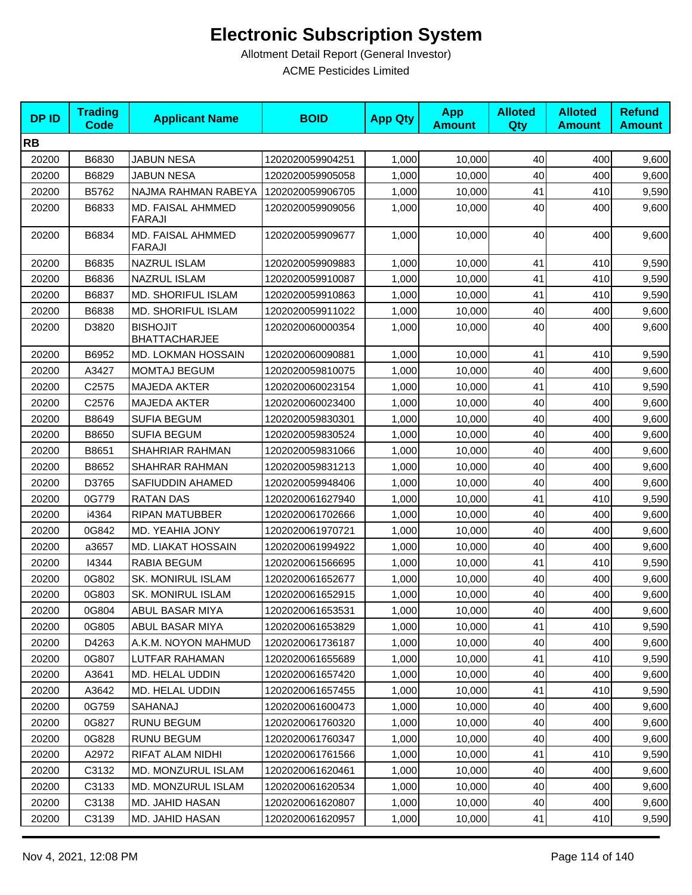# Electronic Subscription System

Allotment Detail Report (General Investor)

ACME Pesticides Limited

| DP ID | Trading Code | Applicant Name | BOID | App Qty | App Amount | Alloted Qty | Alloted Amount | Refund Amount |
|---|---|---|---|---|---|---|---|---|
| **RB** | | | | | | | | |
| 20200 | B6830 | JABUN NESA | 1202020059904251 | 1,000 | 10,000 | 40 | 400 | 9,600 |
| 20200 | B6829 | JABUN NESA | 1202020059905058 | 1,000 | 10,000 | 40 | 400 | 9,600 |
| 20200 | B5762 | NAJMA RAHMAN RABEYA | 1202020059906705 | 1,000 | 10,000 | 41 | 410 | 9,590 |
| 20200 | B6833 | MD. FAISAL AHMMED FARAJI | 1202020059909056 | 1,000 | 10,000 | 40 | 400 | 9,600 |
| 20200 | B6834 | MD. FAISAL AHMMED FARAJI | 1202020059909677 | 1,000 | 10,000 | 40 | 400 | 9,600 |
| 20200 | B6835 | NAZRUL ISLAM | 1202020059909883 | 1,000 | 10,000 | 41 | 410 | 9,590 |
| 20200 | B6836 | NAZRUL ISLAM | 1202020059910087 | 1,000 | 10,000 | 41 | 410 | 9,590 |
| 20200 | B6837 | MD. SHORIFUL ISLAM | 1202020059910863 | 1,000 | 10,000 | 41 | 410 | 9,590 |
| 20200 | B6838 | MD. SHORIFUL ISLAM | 1202020059911022 | 1,000 | 10,000 | 40 | 400 | 9,600 |
| 20200 | D3820 | BISHOJIT BHATTACHARJEE | 1202020060000354 | 1,000 | 10,000 | 40 | 400 | 9,600 |
| 20200 | B6952 | MD. LOKMAN HOSSAIN | 1202020060090881 | 1,000 | 10,000 | 41 | 410 | 9,590 |
| 20200 | A3427 | MOMTAJ BEGUM | 1202020059810075 | 1,000 | 10,000 | 40 | 400 | 9,600 |
| 20200 | C2575 | MAJEDA AKTER | 1202020060023154 | 1,000 | 10,000 | 41 | 410 | 9,590 |
| 20200 | C2576 | MAJEDA AKTER | 1202020060023400 | 1,000 | 10,000 | 40 | 400 | 9,600 |
| 20200 | B8649 | SUFIA BEGUM | 1202020059830301 | 1,000 | 10,000 | 40 | 400 | 9,600 |
| 20200 | B8650 | SUFIA BEGUM | 1202020059830524 | 1,000 | 10,000 | 40 | 400 | 9,600 |
| 20200 | B8651 | SHAHRIAR RAHMAN | 1202020059831066 | 1,000 | 10,000 | 40 | 400 | 9,600 |
| 20200 | B8652 | SHAHRAR RAHMAN | 1202020059831213 | 1,000 | 10,000 | 40 | 400 | 9,600 |
| 20200 | D3765 | SAFIUDDIN AHAMED | 1202020059948406 | 1,000 | 10,000 | 40 | 400 | 9,600 |
| 20200 | 0G779 | RATAN DAS | 1202020061627940 | 1,000 | 10,000 | 41 | 410 | 9,590 |
| 20200 | i4364 | RIPAN MATUBBER | 1202020061702666 | 1,000 | 10,000 | 40 | 400 | 9,600 |
| 20200 | 0G842 | MD. YEAHIA JONY | 1202020061970721 | 1,000 | 10,000 | 40 | 400 | 9,600 |
| 20200 | a3657 | MD. LIAKAT HOSSAIN | 1202020061994922 | 1,000 | 10,000 | 40 | 400 | 9,600 |
| 20200 | I4344 | RABIA BEGUM | 1202020061566695 | 1,000 | 10,000 | 41 | 410 | 9,590 |
| 20200 | 0G802 | SK. MONIRUL ISLAM | 1202020061652677 | 1,000 | 10,000 | 40 | 400 | 9,600 |
| 20200 | 0G803 | SK. MONIRUL ISLAM | 1202020061652915 | 1,000 | 10,000 | 40 | 400 | 9,600 |
| 20200 | 0G804 | ABUL BASAR MIYA | 1202020061653531 | 1,000 | 10,000 | 40 | 400 | 9,600 |
| 20200 | 0G805 | ABUL BASAR MIYA | 1202020061653829 | 1,000 | 10,000 | 41 | 410 | 9,590 |
| 20200 | D4263 | A.K.M. NOYON MAHMUD | 1202020061736187 | 1,000 | 10,000 | 40 | 400 | 9,600 |
| 20200 | 0G807 | LUTFAR RAHAMAN | 1202020061655689 | 1,000 | 10,000 | 41 | 410 | 9,590 |
| 20200 | A3641 | MD. HELAL UDDIN | 1202020061657420 | 1,000 | 10,000 | 40 | 400 | 9,600 |
| 20200 | A3642 | MD. HELAL UDDIN | 1202020061657455 | 1,000 | 10,000 | 41 | 410 | 9,590 |
| 20200 | 0G759 | SAHANAJ | 1202020061600473 | 1,000 | 10,000 | 40 | 400 | 9,600 |
| 20200 | 0G827 | RUNU BEGUM | 1202020061760320 | 1,000 | 10,000 | 40 | 400 | 9,600 |
| 20200 | 0G828 | RUNU BEGUM | 1202020061760347 | 1,000 | 10,000 | 40 | 400 | 9,600 |
| 20200 | A2972 | RIFAT ALAM NIDHI | 1202020061761566 | 1,000 | 10,000 | 41 | 410 | 9,590 |
| 20200 | C3132 | MD. MONZURUL ISLAM | 1202020061620461 | 1,000 | 10,000 | 40 | 400 | 9,600 |
| 20200 | C3133 | MD. MONZURUL ISLAM | 1202020061620534 | 1,000 | 10,000 | 40 | 400 | 9,600 |
| 20200 | C3138 | MD. JAHID HASAN | 1202020061620807 | 1,000 | 10,000 | 40 | 400 | 9,600 |
| 20200 | C3139 | MD. JAHID HASAN | 1202020061620957 | 1,000 | 10,000 | 41 | 410 | 9,590 |

Nov 4, 2021, 12:08 PM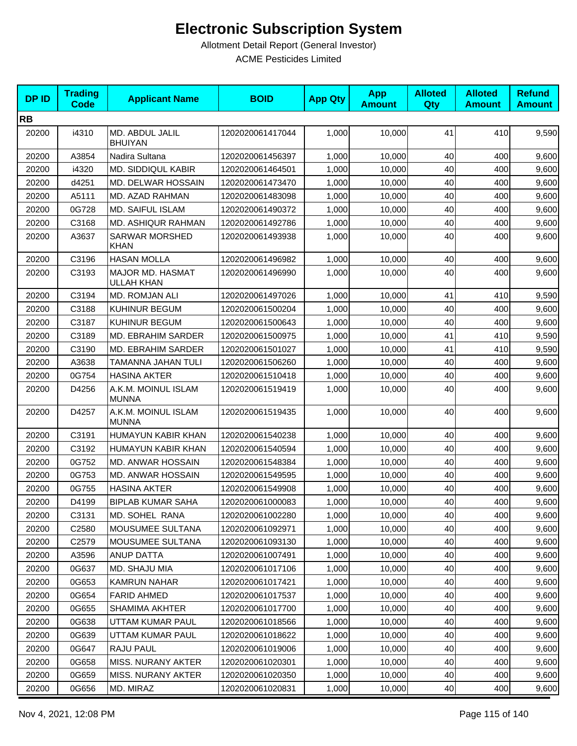# Electronic Subscription System

Allotment Detail Report (General Investor)

ACME Pesticides Limited

| DP ID | Trading Code | Applicant Name | BOID | App Qty | App Amount | Alloted Qty | Alloted Amount | Refund Amount |
|---|---|---|---|---|---|---|---|---|
| **RB** | | | | | | | | |
| 20200 | i4310 | MD. ABDUL JALIL BHUIYAN | 1202020061417044 | 1,000 | 10,000 | 41 | 410 | 9,590 |
| 20200 | A3854 | Nadira Sultana | 1202020061456397 | 1,000 | 10,000 | 40 | 400 | 9,600 |
| 20200 | i4320 | MD. SIDDIQUL KABIR | 1202020061464501 | 1,000 | 10,000 | 40 | 400 | 9,600 |
| 20200 | d4251 | MD. DELWAR HOSSAIN | 1202020061473470 | 1,000 | 10,000 | 40 | 400 | 9,600 |
| 20200 | A5111 | MD. AZAD RAHMAN | 1202020061483098 | 1,000 | 10,000 | 40 | 400 | 9,600 |
| 20200 | 0G728 | MD. SAIFUL ISLAM | 1202020061490372 | 1,000 | 10,000 | 40 | 400 | 9,600 |
| 20200 | C3168 | MD. ASHIQUR RAHMAN | 1202020061492786 | 1,000 | 10,000 | 40 | 400 | 9,600 |
| 20200 | A3637 | SARWAR MORSHED KHAN | 1202020061493938 | 1,000 | 10,000 | 40 | 400 | 9,600 |
| 20200 | C3196 | HASAN MOLLA | 1202020061496982 | 1,000 | 10,000 | 40 | 400 | 9,600 |
| 20200 | C3193 | MAJOR MD. HASMAT ULLAH KHAN | 1202020061496990 | 1,000 | 10,000 | 40 | 400 | 9,600 |
| 20200 | C3194 | MD. ROMJAN ALI | 1202020061497026 | 1,000 | 10,000 | 41 | 410 | 9,590 |
| 20200 | C3188 | KUHINUR BEGUM | 1202020061500204 | 1,000 | 10,000 | 40 | 400 | 9,600 |
| 20200 | C3187 | KUHINUR BEGUM | 1202020061500643 | 1,000 | 10,000 | 40 | 400 | 9,600 |
| 20200 | C3189 | MD. EBRAHIM SARDER | 1202020061500975 | 1,000 | 10,000 | 41 | 410 | 9,590 |
| 20200 | C3190 | MD. EBRAHIM SARDER | 1202020061501027 | 1,000 | 10,000 | 41 | 410 | 9,590 |
| 20200 | A3638 | TAMANNA JAHAN TULI | 1202020061506260 | 1,000 | 10,000 | 40 | 400 | 9,600 |
| 20200 | 0G754 | HASINA AKTER | 1202020061510418 | 1,000 | 10,000 | 40 | 400 | 9,600 |
| 20200 | D4256 | A.K.M. MOINUL ISLAM MUNNA | 1202020061519419 | 1,000 | 10,000 | 40 | 400 | 9,600 |
| 20200 | D4257 | A.K.M. MOINUL ISLAM MUNNA | 1202020061519435 | 1,000 | 10,000 | 40 | 400 | 9,600 |
| 20200 | C3191 | HUMAYUN KABIR KHAN | 1202020061540238 | 1,000 | 10,000 | 40 | 400 | 9,600 |
| 20200 | C3192 | HUMAYUN KABIR KHAN | 1202020061540594 | 1,000 | 10,000 | 40 | 400 | 9,600 |
| 20200 | 0G752 | MD. ANWAR HOSSAIN | 1202020061548384 | 1,000 | 10,000 | 40 | 400 | 9,600 |
| 20200 | 0G753 | MD. ANWAR HOSSAIN | 1202020061549595 | 1,000 | 10,000 | 40 | 400 | 9,600 |
| 20200 | 0G755 | HASINA AKTER | 1202020061549908 | 1,000 | 10,000 | 40 | 400 | 9,600 |
| 20200 | D4199 | BIPLAB KUMAR SAHA | 1202020061000083 | 1,000 | 10,000 | 40 | 400 | 9,600 |
| 20200 | C3131 | MD. SOHEL RANA | 1202020061002280 | 1,000 | 10,000 | 40 | 400 | 9,600 |
| 20200 | C2580 | MOUSUMEE SULTANA | 1202020061092971 | 1,000 | 10,000 | 40 | 400 | 9,600 |
| 20200 | C2579 | MOUSUMEE SULTANA | 1202020061093130 | 1,000 | 10,000 | 40 | 400 | 9,600 |
| 20200 | A3596 | ANUP DATTA | 1202020061007491 | 1,000 | 10,000 | 40 | 400 | 9,600 |
| 20200 | 0G637 | MD. SHAJU MIA | 1202020061017106 | 1,000 | 10,000 | 40 | 400 | 9,600 |
| 20200 | 0G653 | KAMRUN NAHAR | 1202020061017421 | 1,000 | 10,000 | 40 | 400 | 9,600 |
| 20200 | 0G654 | FARID AHMED | 1202020061017537 | 1,000 | 10,000 | 40 | 400 | 9,600 |
| 20200 | 0G655 | SHAMIMA AKHTER | 1202020061017700 | 1,000 | 10,000 | 40 | 400 | 9,600 |
| 20200 | 0G638 | UTTAM KUMAR PAUL | 1202020061018566 | 1,000 | 10,000 | 40 | 400 | 9,600 |
| 20200 | 0G639 | UTTAM KUMAR PAUL | 1202020061018622 | 1,000 | 10,000 | 40 | 400 | 9,600 |
| 20200 | 0G647 | RAJU PAUL | 1202020061019006 | 1,000 | 10,000 | 40 | 400 | 9,600 |
| 20200 | 0G658 | MISS. NURANY AKTER | 1202020061020301 | 1,000 | 10,000 | 40 | 400 | 9,600 |
| 20200 | 0G659 | MISS. NURANY AKTER | 1202020061020350 | 1,000 | 10,000 | 40 | 400 | 9,600 |
| 20200 | 0G656 | MD. MIRAZ | 1202020061020831 | 1,000 | 10,000 | 40 | 400 | 9,600 |

Nov 4, 2021, 12:08 PM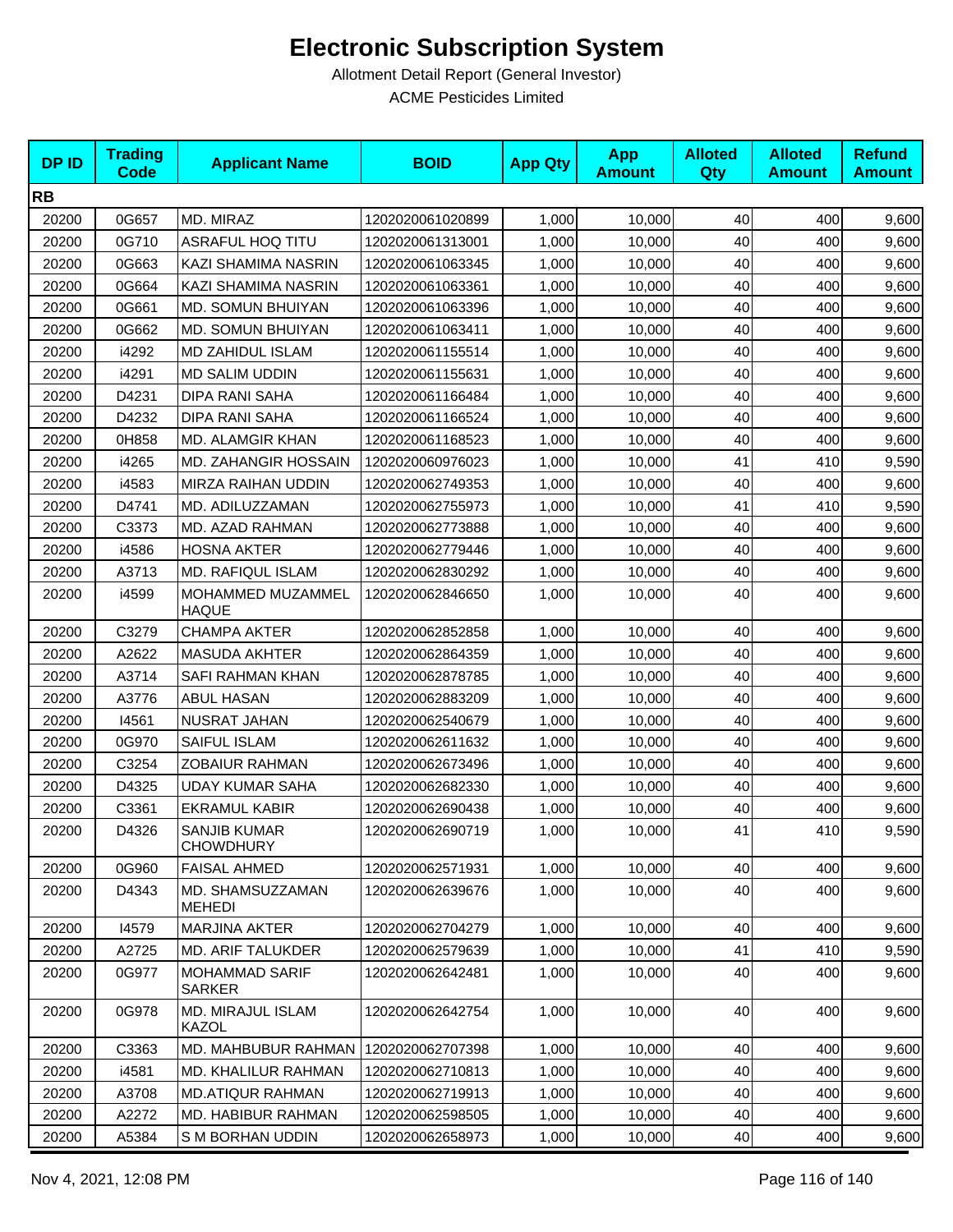# Electronic Subscription System

Allotment Detail Report (General Investor)

ACME Pesticides Limited

| DP ID | Trading Code | Applicant Name | BOID | App Qty | App Amount | Alloted Qty | Alloted Amount | Refund Amount |
|---|---|---|---|---|---|---|---|---|
| **RB** | | | | | | | | |
| 20200 | 0G657 | MD. MIRAZ | 1202020061020899 | 1,000 | 10,000 | 40 | 400 | 9,600 |
| 20200 | 0G710 | ASRAFUL HOQ TITU | 1202020061313001 | 1,000 | 10,000 | 40 | 400 | 9,600 |
| 20200 | 0G663 | KAZI SHAMIMA NASRIN | 1202020061063345 | 1,000 | 10,000 | 40 | 400 | 9,600 |
| 20200 | 0G664 | KAZI SHAMIMA NASRIN | 1202020061063361 | 1,000 | 10,000 | 40 | 400 | 9,600 |
| 20200 | 0G661 | MD. SOMUN BHUIYAN | 1202020061063396 | 1,000 | 10,000 | 40 | 400 | 9,600 |
| 20200 | 0G662 | MD. SOMUN BHUIYAN | 1202020061063411 | 1,000 | 10,000 | 40 | 400 | 9,600 |
| 20200 | i4292 | MD ZAHIDUL ISLAM | 1202020061155514 | 1,000 | 10,000 | 40 | 400 | 9,600 |
| 20200 | i4291 | MD SALIM UDDIN | 1202020061155631 | 1,000 | 10,000 | 40 | 400 | 9,600 |
| 20200 | D4231 | DIPA RANI SAHA | 1202020061166484 | 1,000 | 10,000 | 40 | 400 | 9,600 |
| 20200 | D4232 | DIPA RANI SAHA | 1202020061166524 | 1,000 | 10,000 | 40 | 400 | 9,600 |
| 20200 | 0H858 | MD. ALAMGIR KHAN | 1202020061168523 | 1,000 | 10,000 | 40 | 400 | 9,600 |
| 20200 | i4265 | MD. ZAHANGIR HOSSAIN | 1202020060976023 | 1,000 | 10,000 | 41 | 410 | 9,590 |
| 20200 | i4583 | MIRZA RAIHAN UDDIN | 1202020062749353 | 1,000 | 10,000 | 40 | 400 | 9,600 |
| 20200 | D4741 | MD. ADILUZZAMAN | 1202020062755973 | 1,000 | 10,000 | 41 | 410 | 9,590 |
| 20200 | C3373 | MD. AZAD RAHMAN | 1202020062773888 | 1,000 | 10,000 | 40 | 400 | 9,600 |
| 20200 | i4586 | HOSNA AKTER | 1202020062779446 | 1,000 | 10,000 | 40 | 400 | 9,600 |
| 20200 | A3713 | MD. RAFIQUL ISLAM | 1202020062830292 | 1,000 | 10,000 | 40 | 400 | 9,600 |
| 20200 | i4599 | MOHAMMED MUZAMMEL HAQUE | 1202020062846650 | 1,000 | 10,000 | 40 | 400 | 9,600 |
| 20200 | C3279 | CHAMPA AKTER | 1202020062852858 | 1,000 | 10,000 | 40 | 400 | 9,600 |
| 20200 | A2622 | MASUDA AKHTER | 1202020062864359 | 1,000 | 10,000 | 40 | 400 | 9,600 |
| 20200 | A3714 | SAFI RAHMAN KHAN | 1202020062878785 | 1,000 | 10,000 | 40 | 400 | 9,600 |
| 20200 | A3776 | ABUL HASAN | 1202020062883209 | 1,000 | 10,000 | 40 | 400 | 9,600 |
| 20200 | I4561 | NUSRAT JAHAN | 1202020062540679 | 1,000 | 10,000 | 40 | 400 | 9,600 |
| 20200 | 0G970 | SAIFUL ISLAM | 1202020062611632 | 1,000 | 10,000 | 40 | 400 | 9,600 |
| 20200 | C3254 | ZOBAIUR RAHMAN | 1202020062673496 | 1,000 | 10,000 | 40 | 400 | 9,600 |
| 20200 | D4325 | UDAY KUMAR SAHA | 1202020062682330 | 1,000 | 10,000 | 40 | 400 | 9,600 |
| 20200 | C3361 | EKRAMUL KABIR | 1202020062690438 | 1,000 | 10,000 | 40 | 400 | 9,600 |
| 20200 | D4326 | SANJIB KUMAR CHOWDHURY | 1202020062690719 | 1,000 | 10,000 | 41 | 410 | 9,590 |
| 20200 | 0G960 | FAISAL AHMED | 1202020062571931 | 1,000 | 10,000 | 40 | 400 | 9,600 |
| 20200 | D4343 | MD. SHAMSUZZAMAN MEHEDI | 1202020062639676 | 1,000 | 10,000 | 40 | 400 | 9,600 |
| 20200 | I4579 | MARJINA AKTER | 1202020062704279 | 1,000 | 10,000 | 40 | 400 | 9,600 |
| 20200 | A2725 | MD. ARIF TALUKDER | 1202020062579639 | 1,000 | 10,000 | 41 | 410 | 9,590 |
| 20200 | 0G977 | MOHAMMAD SARIF SARKER | 1202020062642481 | 1,000 | 10,000 | 40 | 400 | 9,600 |
| 20200 | 0G978 | MD. MIRAJUL ISLAM KAZOL | 1202020062642754 | 1,000 | 10,000 | 40 | 400 | 9,600 |
| 20200 | C3363 | MD. MAHBUBUR RAHMAN | 1202020062707398 | 1,000 | 10,000 | 40 | 400 | 9,600 |
| 20200 | i4581 | MD. KHALILUR RAHMAN | 1202020062710813 | 1,000 | 10,000 | 40 | 400 | 9,600 |
| 20200 | A3708 | MD.ATIQUR RAHMAN | 1202020062719913 | 1,000 | 10,000 | 40 | 400 | 9,600 |
| 20200 | A2272 | MD. HABIBUR RAHMAN | 1202020062598505 | 1,000 | 10,000 | 40 | 400 | 9,600 |
| 20200 | A5384 | S M BORHAN UDDIN | 1202020062658973 | 1,000 | 10,000 | 40 | 400 | 9,600 |

Nov 4, 2021, 12:08 PM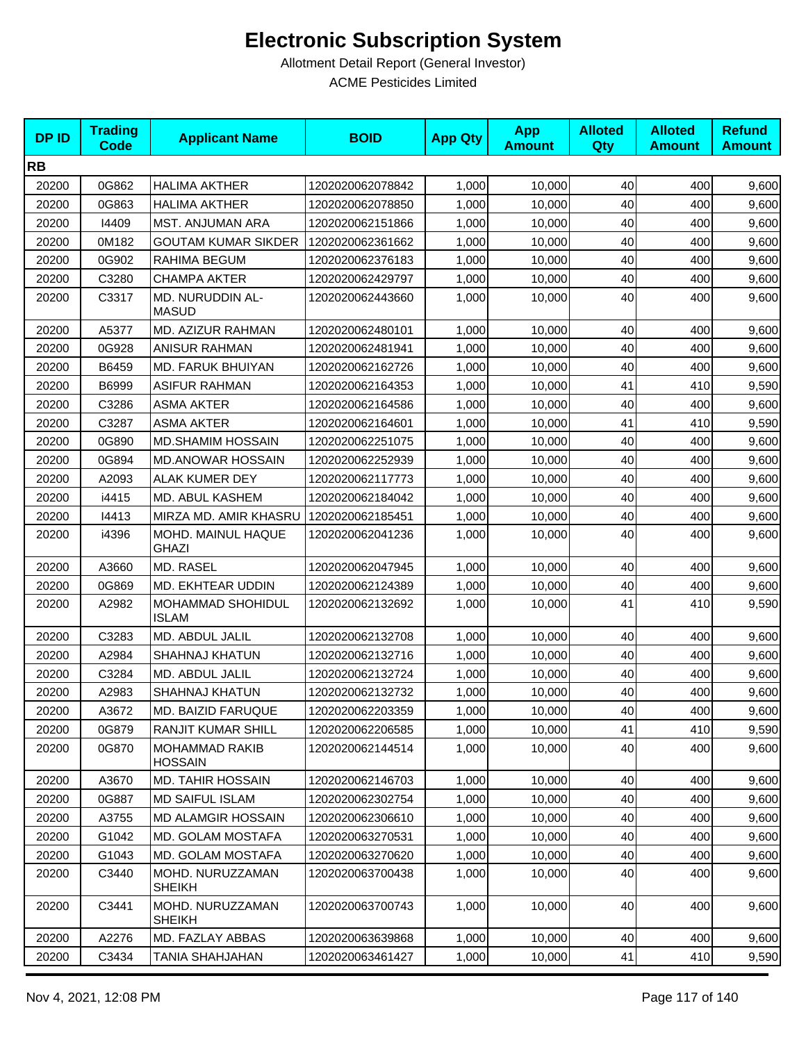# Electronic Subscription System

Allotment Detail Report (General Investor)

ACME Pesticides Limited

| DP ID | Trading Code | Applicant Name | BOID | App Qty | App Amount | Alloted Qty | Alloted Amount | Refund Amount |
|---|---|---|---|---|---|---|---|---|
| **RB** | | | | | | | | |
| 20200 | 0G862 | HALIMA AKTHER | 1202020062078842 | 1,000 | 10,000 | 40 | 400 | 9,600 |
| 20200 | 0G863 | HALIMA AKTHER | 1202020062078850 | 1,000 | 10,000 | 40 | 400 | 9,600 |
| 20200 | I4409 | MST. ANJUMAN ARA | 1202020062151866 | 1,000 | 10,000 | 40 | 400 | 9,600 |
| 20200 | 0M182 | GOUTAM KUMAR SIKDER | 1202020062361662 | 1,000 | 10,000 | 40 | 400 | 9,600 |
| 20200 | 0G902 | RAHIMA BEGUM | 1202020062376183 | 1,000 | 10,000 | 40 | 400 | 9,600 |
| 20200 | C3280 | CHAMPA AKTER | 1202020062429797 | 1,000 | 10,000 | 40 | 400 | 9,600 |
| 20200 | C3317 | MD. NURUDDIN AL-MASUD | 1202020062443660 | 1,000 | 10,000 | 40 | 400 | 9,600 |
| 20200 | A5377 | MD. AZIZUR RAHMAN | 1202020062480101 | 1,000 | 10,000 | 40 | 400 | 9,600 |
| 20200 | 0G928 | ANISUR RAHMAN | 1202020062481941 | 1,000 | 10,000 | 40 | 400 | 9,600 |
| 20200 | B6459 | MD. FARUK BHUIYAN | 1202020062162726 | 1,000 | 10,000 | 40 | 400 | 9,600 |
| 20200 | B6999 | ASIFUR RAHMAN | 1202020062164353 | 1,000 | 10,000 | 41 | 410 | 9,590 |
| 20200 | C3286 | ASMA AKTER | 1202020062164586 | 1,000 | 10,000 | 40 | 400 | 9,600 |
| 20200 | C3287 | ASMA AKTER | 1202020062164601 | 1,000 | 10,000 | 41 | 410 | 9,590 |
| 20200 | 0G890 | MD.SHAMIM HOSSAIN | 1202020062251075 | 1,000 | 10,000 | 40 | 400 | 9,600 |
| 20200 | 0G894 | MD.ANOWAR HOSSAIN | 1202020062252939 | 1,000 | 10,000 | 40 | 400 | 9,600 |
| 20200 | A2093 | ALAK KUMER DEY | 1202020062117773 | 1,000 | 10,000 | 40 | 400 | 9,600 |
| 20200 | i4415 | MD. ABUL KASHEM | 1202020062184042 | 1,000 | 10,000 | 40 | 400 | 9,600 |
| 20200 | I4413 | MIRZA MD. AMIR KHASRU | 1202020062185451 | 1,000 | 10,000 | 40 | 400 | 9,600 |
| 20200 | i4396 | MOHD. MAINUL HAQUE GHAZI | 1202020062041236 | 1,000 | 10,000 | 40 | 400 | 9,600 |
| 20200 | A3660 | MD. RASEL | 1202020062047945 | 1,000 | 10,000 | 40 | 400 | 9,600 |
| 20200 | 0G869 | MD. EKHTEAR UDDIN | 1202020062124389 | 1,000 | 10,000 | 40 | 400 | 9,600 |
| 20200 | A2982 | MOHAMMAD SHOHIDUL ISLAM | 1202020062132692 | 1,000 | 10,000 | 41 | 410 | 9,590 |
| 20200 | C3283 | MD. ABDUL JALIL | 1202020062132708 | 1,000 | 10,000 | 40 | 400 | 9,600 |
| 20200 | A2984 | SHAHNAJ KHATUN | 1202020062132716 | 1,000 | 10,000 | 40 | 400 | 9,600 |
| 20200 | C3284 | MD. ABDUL JALIL | 1202020062132724 | 1,000 | 10,000 | 40 | 400 | 9,600 |
| 20200 | A2983 | SHAHNAJ KHATUN | 1202020062132732 | 1,000 | 10,000 | 40 | 400 | 9,600 |
| 20200 | A3672 | MD. BAIZID FARUQUE | 1202020062203359 | 1,000 | 10,000 | 40 | 400 | 9,600 |
| 20200 | 0G879 | RANJIT KUMAR SHILL | 1202020062206585 | 1,000 | 10,000 | 41 | 410 | 9,590 |
| 20200 | 0G870 | MOHAMMAD RAKIB HOSSAIN | 1202020062144514 | 1,000 | 10,000 | 40 | 400 | 9,600 |
| 20200 | A3670 | MD. TAHIR HOSSAIN | 1202020062146703 | 1,000 | 10,000 | 40 | 400 | 9,600 |
| 20200 | 0G887 | MD SAIFUL ISLAM | 1202020062302754 | 1,000 | 10,000 | 40 | 400 | 9,600 |
| 20200 | A3755 | MD ALAMGIR HOSSAIN | 1202020062306610 | 1,000 | 10,000 | 40 | 400 | 9,600 |
| 20200 | G1042 | MD. GOLAM MOSTAFA | 1202020063270531 | 1,000 | 10,000 | 40 | 400 | 9,600 |
| 20200 | G1043 | MD. GOLAM MOSTAFA | 1202020063270620 | 1,000 | 10,000 | 40 | 400 | 9,600 |
| 20200 | C3440 | MOHD. NURUZZAMAN SHEIKH | 1202020063700438 | 1,000 | 10,000 | 40 | 400 | 9,600 |
| 20200 | C3441 | MOHD. NURUZZAMAN SHEIKH | 1202020063700743 | 1,000 | 10,000 | 40 | 400 | 9,600 |
| 20200 | A2276 | MD. FAZLAY ABBAS | 1202020063639868 | 1,000 | 10,000 | 40 | 400 | 9,600 |
| 20200 | C3434 | TANIA SHAHJAHAN | 1202020063461427 | 1,000 | 10,000 | 41 | 410 | 9,590 |

Nov 4, 2021, 12:08 PM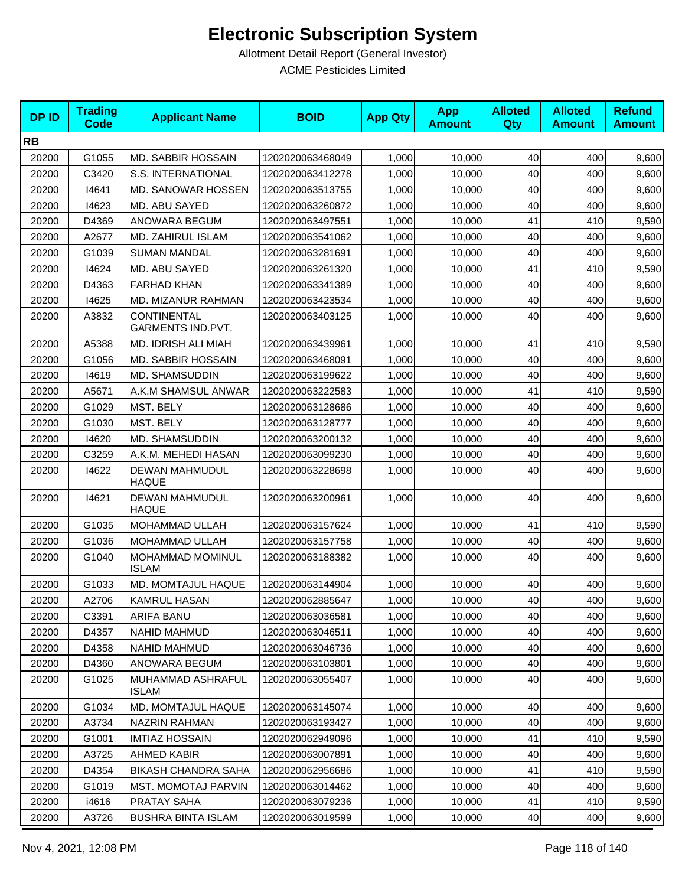# Electronic Subscription System

Allotment Detail Report (General Investor)

ACME Pesticides Limited

| DP ID | Trading Code | Applicant Name | BOID | App Qty | App Amount | Alloted Qty | Alloted Amount | Refund Amount |
|---|---|---|---|---|---|---|---|---|
| **RB** | | | | | | | | |
| 20200 | G1055 | MD. SABBIR HOSSAIN | 1202020063468049 | 1,000 | 10,000 | 40 | 400 | 9,600 |
| 20200 | C3420 | S.S. INTERNATIONAL | 1202020063412278 | 1,000 | 10,000 | 40 | 400 | 9,600 |
| 20200 | I4641 | MD. SANOWAR HOSSEN | 1202020063513755 | 1,000 | 10,000 | 40 | 400 | 9,600 |
| 20200 | I4623 | MD. ABU SAYED | 1202020063260872 | 1,000 | 10,000 | 40 | 400 | 9,600 |
| 20200 | D4369 | ANOWARA BEGUM | 1202020063497551 | 1,000 | 10,000 | 41 | 410 | 9,590 |
| 20200 | A2677 | MD. ZAHIRUL ISLAM | 1202020063541062 | 1,000 | 10,000 | 40 | 400 | 9,600 |
| 20200 | G1039 | SUMAN MANDAL | 1202020063281691 | 1,000 | 10,000 | 40 | 400 | 9,600 |
| 20200 | I4624 | MD. ABU SAYED | 1202020063261320 | 1,000 | 10,000 | 41 | 410 | 9,590 |
| 20200 | D4363 | FARHAD KHAN | 1202020063341389 | 1,000 | 10,000 | 40 | 400 | 9,600 |
| 20200 | I4625 | MD. MIZANUR RAHMAN | 1202020063423534 | 1,000 | 10,000 | 40 | 400 | 9,600 |
| 20200 | A3832 | CONTINENTAL GARMENTS IND.PVT. | 1202020063403125 | 1,000 | 10,000 | 40 | 400 | 9,600 |
| 20200 | A5388 | MD. IDRISH ALI MIAH | 1202020063439961 | 1,000 | 10,000 | 41 | 410 | 9,590 |
| 20200 | G1056 | MD. SABBIR HOSSAIN | 1202020063468091 | 1,000 | 10,000 | 40 | 400 | 9,600 |
| 20200 | I4619 | MD. SHAMSUDDIN | 1202020063199622 | 1,000 | 10,000 | 40 | 400 | 9,600 |
| 20200 | A5671 | A.K.M SHAMSUL ANWAR | 1202020063222583 | 1,000 | 10,000 | 41 | 410 | 9,590 |
| 20200 | G1029 | MST. BELY | 1202020063128686 | 1,000 | 10,000 | 40 | 400 | 9,600 |
| 20200 | G1030 | MST. BELY | 1202020063128777 | 1,000 | 10,000 | 40 | 400 | 9,600 |
| 20200 | I4620 | MD. SHAMSUDDIN | 1202020063200132 | 1,000 | 10,000 | 40 | 400 | 9,600 |
| 20200 | C3259 | A.K.M. MEHEDI HASAN | 1202020063099230 | 1,000 | 10,000 | 40 | 400 | 9,600 |
| 20200 | I4622 | DEWAN MAHMUDUL HAQUE | 1202020063228698 | 1,000 | 10,000 | 40 | 400 | 9,600 |
| 20200 | I4621 | DEWAN MAHMUDUL HAQUE | 1202020063200961 | 1,000 | 10,000 | 40 | 400 | 9,600 |
| 20200 | G1035 | MOHAMMAD ULLAH | 1202020063157624 | 1,000 | 10,000 | 41 | 410 | 9,590 |
| 20200 | G1036 | MOHAMMAD ULLAH | 1202020063157758 | 1,000 | 10,000 | 40 | 400 | 9,600 |
| 20200 | G1040 | MOHAMMAD MOMINUL ISLAM | 1202020063188382 | 1,000 | 10,000 | 40 | 400 | 9,600 |
| 20200 | G1033 | MD. MOMTAJUL HAQUE | 1202020063144904 | 1,000 | 10,000 | 40 | 400 | 9,600 |
| 20200 | A2706 | KAMRUL HASAN | 1202020062885647 | 1,000 | 10,000 | 40 | 400 | 9,600 |
| 20200 | C3391 | ARIFA BANU | 1202020063036581 | 1,000 | 10,000 | 40 | 400 | 9,600 |
| 20200 | D4357 | NAHID MAHMUD | 1202020063046511 | 1,000 | 10,000 | 40 | 400 | 9,600 |
| 20200 | D4358 | NAHID MAHMUD | 1202020063046736 | 1,000 | 10,000 | 40 | 400 | 9,600 |
| 20200 | D4360 | ANOWARA BEGUM | 1202020063103801 | 1,000 | 10,000 | 40 | 400 | 9,600 |
| 20200 | G1025 | MUHAMMAD ASHRAFUL ISLAM | 1202020063055407 | 1,000 | 10,000 | 40 | 400 | 9,600 |
| 20200 | G1034 | MD. MOMTAJUL HAQUE | 1202020063145074 | 1,000 | 10,000 | 40 | 400 | 9,600 |
| 20200 | A3734 | NAZRIN RAHMAN | 1202020063193427 | 1,000 | 10,000 | 40 | 400 | 9,600 |
| 20200 | G1001 | IMTIAZ HOSSAIN | 1202020062949096 | 1,000 | 10,000 | 41 | 410 | 9,590 |
| 20200 | A3725 | AHMED KABIR | 1202020063007891 | 1,000 | 10,000 | 40 | 400 | 9,600 |
| 20200 | D4354 | BIKASH CHANDRA SAHA | 1202020062956686 | 1,000 | 10,000 | 41 | 410 | 9,590 |
| 20200 | G1019 | MST. MOMOTAJ PARVIN | 1202020063014462 | 1,000 | 10,000 | 40 | 400 | 9,600 |
| 20200 | i4616 | PRATAY SAHA | 1202020063079236 | 1,000 | 10,000 | 41 | 410 | 9,590 |
| 20200 | A3726 | BUSHRA BINTA ISLAM | 1202020063019599 | 1,000 | 10,000 | 40 | 400 | 9,600 |

Nov 4, 2021, 12:08 PM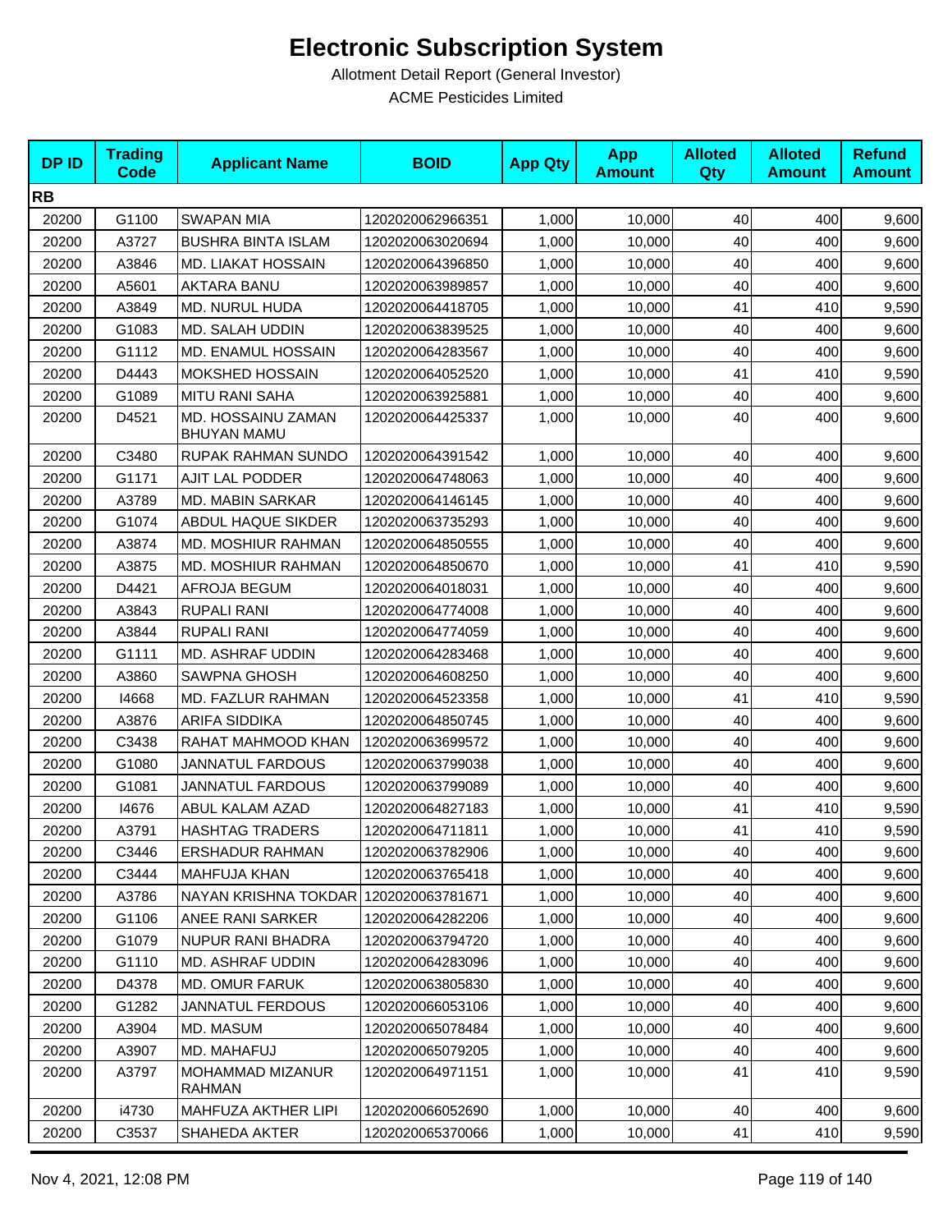# Electronic Subscription System

Allotment Detail Report (General Investor)

ACME Pesticides Limited

| DP ID | Trading Code | Applicant Name | BOID | App Qty | App Amount | Alloted Qty | Alloted Amount | Refund Amount |
|---|---|---|---|---|---|---|---|---|
| **RB** | | | | | | | | |
| 20200 | G1100 | SWAPAN MIA | 1202020062966351 | 1,000 | 10,000 | 40 | 400 | 9,600 |
| 20200 | A3727 | BUSHRA BINTA ISLAM | 1202020063020694 | 1,000 | 10,000 | 40 | 400 | 9,600 |
| 20200 | A3846 | MD. LIAKAT HOSSAIN | 1202020064396850 | 1,000 | 10,000 | 40 | 400 | 9,600 |
| 20200 | A5601 | AKTARA BANU | 1202020063989857 | 1,000 | 10,000 | 40 | 400 | 9,600 |
| 20200 | A3849 | MD. NURUL HUDA | 1202020064418705 | 1,000 | 10,000 | 41 | 410 | 9,590 |
| 20200 | G1083 | MD. SALAH UDDIN | 1202020063839525 | 1,000 | 10,000 | 40 | 400 | 9,600 |
| 20200 | G1112 | MD. ENAMUL HOSSAIN | 1202020064283567 | 1,000 | 10,000 | 40 | 400 | 9,600 |
| 20200 | D4443 | MOKSHED HOSSAIN | 1202020064052520 | 1,000 | 10,000 | 41 | 410 | 9,590 |
| 20200 | G1089 | MITU RANI SAHA | 1202020063925881 | 1,000 | 10,000 | 40 | 400 | 9,600 |
| 20200 | D4521 | MD. HOSSAINU ZAMAN BHUYAN MAMU | 1202020064425337 | 1,000 | 10,000 | 40 | 400 | 9,600 |
| 20200 | C3480 | RUPAK RAHMAN SUNDO | 1202020064391542 | 1,000 | 10,000 | 40 | 400 | 9,600 |
| 20200 | G1171 | AJIT LAL PODDER | 1202020064748063 | 1,000 | 10,000 | 40 | 400 | 9,600 |
| 20200 | A3789 | MD. MABIN SARKAR | 1202020064146145 | 1,000 | 10,000 | 40 | 400 | 9,600 |
| 20200 | G1074 | ABDUL HAQUE SIKDER | 1202020063735293 | 1,000 | 10,000 | 40 | 400 | 9,600 |
| 20200 | A3874 | MD. MOSHIUR RAHMAN | 1202020064850555 | 1,000 | 10,000 | 40 | 400 | 9,600 |
| 20200 | A3875 | MD. MOSHIUR RAHMAN | 1202020064850670 | 1,000 | 10,000 | 41 | 410 | 9,590 |
| 20200 | D4421 | AFROJA BEGUM | 1202020064018031 | 1,000 | 10,000 | 40 | 400 | 9,600 |
| 20200 | A3843 | RUPALI RANI | 1202020064774008 | 1,000 | 10,000 | 40 | 400 | 9,600 |
| 20200 | A3844 | RUPALI RANI | 1202020064774059 | 1,000 | 10,000 | 40 | 400 | 9,600 |
| 20200 | G1111 | MD. ASHRAF UDDIN | 1202020064283468 | 1,000 | 10,000 | 40 | 400 | 9,600 |
| 20200 | A3860 | SAWPNA GHOSH | 1202020064608250 | 1,000 | 10,000 | 40 | 400 | 9,600 |
| 20200 | I4668 | MD. FAZLUR RAHMAN | 1202020064523358 | 1,000 | 10,000 | 41 | 410 | 9,590 |
| 20200 | A3876 | ARIFA SIDDIKA | 1202020064850745 | 1,000 | 10,000 | 40 | 400 | 9,600 |
| 20200 | C3438 | RAHAT MAHMOOD KHAN | 1202020063699572 | 1,000 | 10,000 | 40 | 400 | 9,600 |
| 20200 | G1080 | JANNATUL FARDOUS | 1202020063799038 | 1,000 | 10,000 | 40 | 400 | 9,600 |
| 20200 | G1081 | JANNATUL FARDOUS | 1202020063799089 | 1,000 | 10,000 | 40 | 400 | 9,600 |
| 20200 | I4676 | ABUL KALAM AZAD | 1202020064827183 | 1,000 | 10,000 | 41 | 410 | 9,590 |
| 20200 | A3791 | HASHTAG TRADERS | 1202020064711811 | 1,000 | 10,000 | 41 | 410 | 9,590 |
| 20200 | C3446 | ERSHADUR RAHMAN | 1202020063782906 | 1,000 | 10,000 | 40 | 400 | 9,600 |
| 20200 | C3444 | MAHFUJA KHAN | 1202020063765418 | 1,000 | 10,000 | 40 | 400 | 9,600 |
| 20200 | A3786 | NAYAN KRISHNA TOKDAR | 1202020063781671 | 1,000 | 10,000 | 40 | 400 | 9,600 |
| 20200 | G1106 | ANEE RANI SARKER | 1202020064282206 | 1,000 | 10,000 | 40 | 400 | 9,600 |
| 20200 | G1079 | NUPUR RANI BHADRA | 1202020063794720 | 1,000 | 10,000 | 40 | 400 | 9,600 |
| 20200 | G1110 | MD. ASHRAF UDDIN | 1202020064283096 | 1,000 | 10,000 | 40 | 400 | 9,600 |
| 20200 | D4378 | MD. OMUR FARUK | 1202020063805830 | 1,000 | 10,000 | 40 | 400 | 9,600 |
| 20200 | G1282 | JANNATUL FERDOUS | 1202020066053106 | 1,000 | 10,000 | 40 | 400 | 9,600 |
| 20200 | A3904 | MD. MASUM | 1202020065078484 | 1,000 | 10,000 | 40 | 400 | 9,600 |
| 20200 | A3907 | MD. MAHAFUJ | 1202020065079205 | 1,000 | 10,000 | 40 | 400 | 9,600 |
| 20200 | A3797 | MOHAMMAD MIZANUR RAHMAN | 1202020064971151 | 1,000 | 10,000 | 41 | 410 | 9,590 |
| 20200 | i4730 | MAHFUZA AKTHER LIPI | 1202020066052690 | 1,000 | 10,000 | 40 | 400 | 9,600 |
| 20200 | C3537 | SHAHEDA AKTER | 1202020065370066 | 1,000 | 10,000 | 41 | 410 | 9,590 |

Nov 4, 2021, 12:08 PM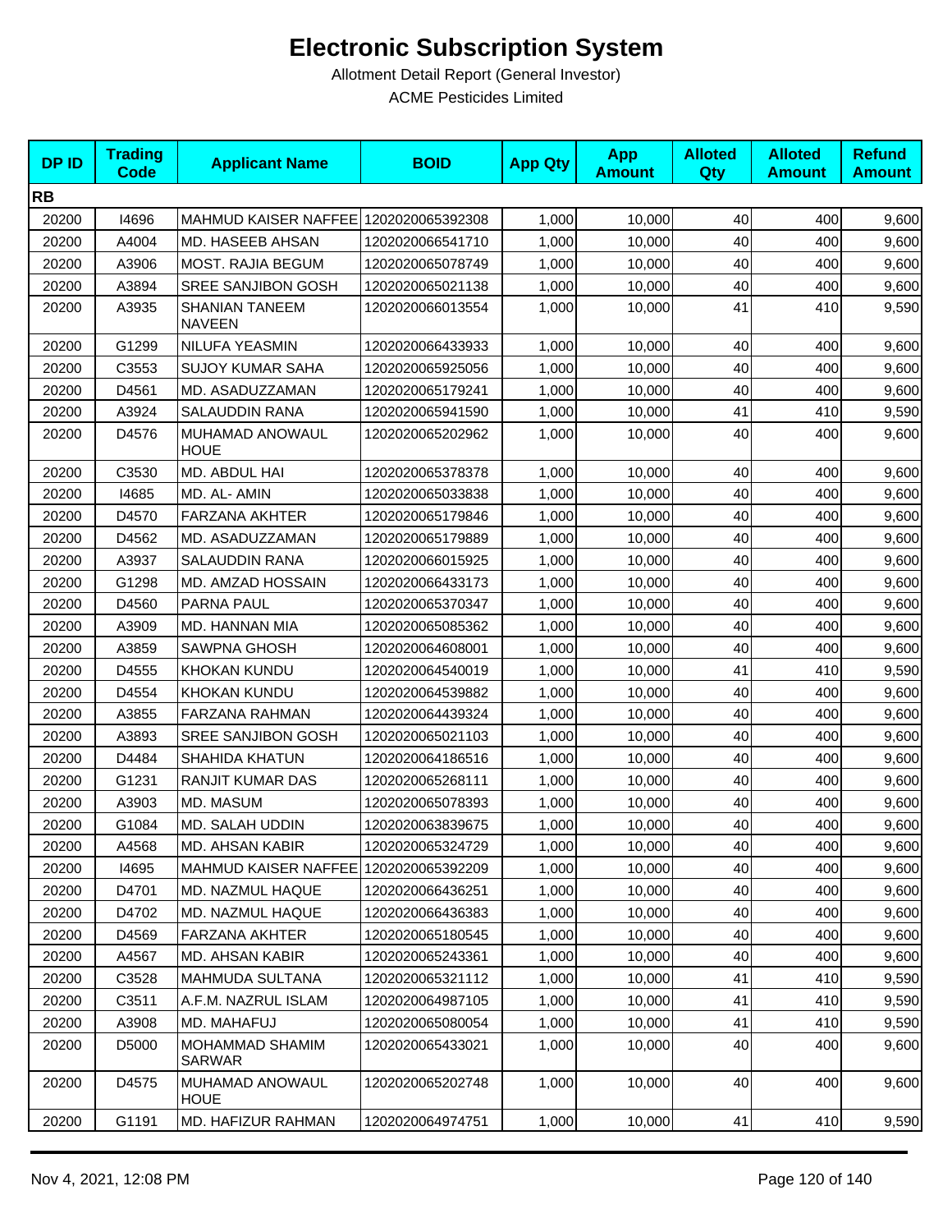# Electronic Subscription System

Allotment Detail Report (General Investor)

ACME Pesticides Limited

| DP ID | Trading Code | Applicant Name | BOID | App Qty | App Amount | Alloted Qty | Alloted Amount | Refund Amount |
|---|---|---|---|---|---|---|---|---|
| **RB** | | | | | | | | |
| 20200 | I4696 | MAHMUD KAISER NAFFEE | 1202020065392308 | 1,000 | 10,000 | 40 | 400 | 9,600 |
| 20200 | A4004 | MD. HASEEB AHSAN | 1202020066541710 | 1,000 | 10,000 | 40 | 400 | 9,600 |
| 20200 | A3906 | MOST. RAJIA BEGUM | 1202020065078749 | 1,000 | 10,000 | 40 | 400 | 9,600 |
| 20200 | A3894 | SREE SANJIBON GOSH | 1202020065021138 | 1,000 | 10,000 | 40 | 400 | 9,600 |
| 20200 | A3935 | SHANIAN TANEEM NAVEEN | 1202020066013554 | 1,000 | 10,000 | 41 | 410 | 9,590 |
| 20200 | G1299 | NILUFA YEASMIN | 1202020066433933 | 1,000 | 10,000 | 40 | 400 | 9,600 |
| 20200 | C3553 | SUJOY KUMAR SAHA | 1202020065925056 | 1,000 | 10,000 | 40 | 400 | 9,600 |
| 20200 | D4561 | MD. ASADUZZAMAN | 1202020065179241 | 1,000 | 10,000 | 40 | 400 | 9,600 |
| 20200 | A3924 | SALAUDDIN RANA | 1202020065941590 | 1,000 | 10,000 | 41 | 410 | 9,590 |
| 20200 | D4576 | MUHAMAD ANOWAUL HOUE | 1202020065202962 | 1,000 | 10,000 | 40 | 400 | 9,600 |
| 20200 | C3530 | MD. ABDUL HAI | 1202020065378378 | 1,000 | 10,000 | 40 | 400 | 9,600 |
| 20200 | I4685 | MD. AL- AMIN | 1202020065033838 | 1,000 | 10,000 | 40 | 400 | 9,600 |
| 20200 | D4570 | FARZANA AKHTER | 1202020065179846 | 1,000 | 10,000 | 40 | 400 | 9,600 |
| 20200 | D4562 | MD. ASADUZZAMAN | 1202020065179889 | 1,000 | 10,000 | 40 | 400 | 9,600 |
| 20200 | A3937 | SALAUDDIN RANA | 1202020066015925 | 1,000 | 10,000 | 40 | 400 | 9,600 |
| 20200 | G1298 | MD. AMZAD HOSSAIN | 1202020066433173 | 1,000 | 10,000 | 40 | 400 | 9,600 |
| 20200 | D4560 | PARNA PAUL | 1202020065370347 | 1,000 | 10,000 | 40 | 400 | 9,600 |
| 20200 | A3909 | MD. HANNAN MIA | 1202020065085362 | 1,000 | 10,000 | 40 | 400 | 9,600 |
| 20200 | A3859 | SAWPNA GHOSH | 1202020064608001 | 1,000 | 10,000 | 40 | 400 | 9,600 |
| 20200 | D4555 | KHOKAN KUNDU | 1202020064540019 | 1,000 | 10,000 | 41 | 410 | 9,590 |
| 20200 | D4554 | KHOKAN KUNDU | 1202020064539882 | 1,000 | 10,000 | 40 | 400 | 9,600 |
| 20200 | A3855 | FARZANA RAHMAN | 1202020064439324 | 1,000 | 10,000 | 40 | 400 | 9,600 |
| 20200 | A3893 | SREE SANJIBON GOSH | 1202020065021103 | 1,000 | 10,000 | 40 | 400 | 9,600 |
| 20200 | D4484 | SHAHIDA KHATUN | 1202020064186516 | 1,000 | 10,000 | 40 | 400 | 9,600 |
| 20200 | G1231 | RANJIT KUMAR DAS | 1202020065268111 | 1,000 | 10,000 | 40 | 400 | 9,600 |
| 20200 | A3903 | MD. MASUM | 1202020065078393 | 1,000 | 10,000 | 40 | 400 | 9,600 |
| 20200 | G1084 | MD. SALAH UDDIN | 1202020063839675 | 1,000 | 10,000 | 40 | 400 | 9,600 |
| 20200 | A4568 | MD. AHSAN KABIR | 1202020065324729 | 1,000 | 10,000 | 40 | 400 | 9,600 |
| 20200 | I4695 | MAHMUD KAISER NAFFEE | 1202020065392209 | 1,000 | 10,000 | 40 | 400 | 9,600 |
| 20200 | D4701 | MD. NAZMUL HAQUE | 1202020066436251 | 1,000 | 10,000 | 40 | 400 | 9,600 |
| 20200 | D4702 | MD. NAZMUL HAQUE | 1202020066436383 | 1,000 | 10,000 | 40 | 400 | 9,600 |
| 20200 | D4569 | FARZANA AKHTER | 1202020065180545 | 1,000 | 10,000 | 40 | 400 | 9,600 |
| 20200 | A4567 | MD. AHSAN KABIR | 1202020065243361 | 1,000 | 10,000 | 40 | 400 | 9,600 |
| 20200 | C3528 | MAHMUDA SULTANA | 1202020065321112 | 1,000 | 10,000 | 41 | 410 | 9,590 |
| 20200 | C3511 | A.F.M. NAZRUL ISLAM | 1202020064987105 | 1,000 | 10,000 | 41 | 410 | 9,590 |
| 20200 | A3908 | MD. MAHAFUJ | 1202020065080054 | 1,000 | 10,000 | 41 | 410 | 9,590 |
| 20200 | D5000 | MOHAMMAD SHAMIM SARWAR | 1202020065433021 | 1,000 | 10,000 | 40 | 400 | 9,600 |
| 20200 | D4575 | MUHAMAD ANOWAUL HOUE | 1202020065202748 | 1,000 | 10,000 | 40 | 400 | 9,600 |
| 20200 | G1191 | MD. HAFIZUR RAHMAN | 1202020064974751 | 1,000 | 10,000 | 41 | 410 | 9,590 |

Nov 4, 2021, 12:08 PM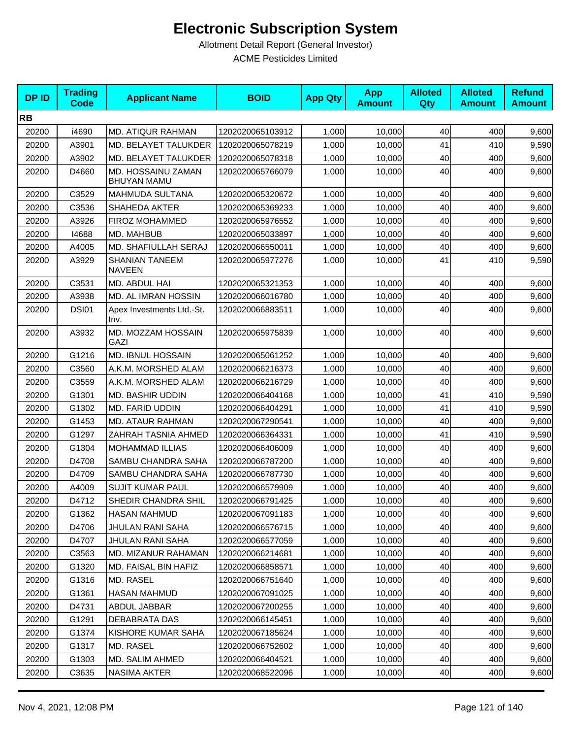# Electronic Subscription System

Allotment Detail Report (General Investor)

ACME Pesticides Limited

| DP ID | Trading Code | Applicant Name | BOID | App Qty | App Amount | Alloted Qty | Alloted Amount | Refund Amount |
|---|---|---|---|---|---|---|---|---|
| **RB** | | | | | | | | |
| 20200 | i4690 | MD. ATIQUR RAHMAN | 1202020065103912 | 1,000 | 10,000 | 40 | 400 | 9,600 |
| 20200 | A3901 | MD. BELAYET TALUKDER | 1202020065078219 | 1,000 | 10,000 | 41 | 410 | 9,590 |
| 20200 | A3902 | MD. BELAYET TALUKDER | 1202020065078318 | 1,000 | 10,000 | 40 | 400 | 9,600 |
| 20200 | D4660 | MD. HOSSAINU ZAMAN BHUYAN MAMU | 1202020065766079 | 1,000 | 10,000 | 40 | 400 | 9,600 |
| 20200 | C3529 | MAHMUDA SULTANA | 1202020065320672 | 1,000 | 10,000 | 40 | 400 | 9,600 |
| 20200 | C3536 | SHAHEDA AKTER | 1202020065369233 | 1,000 | 10,000 | 40 | 400 | 9,600 |
| 20200 | A3926 | FIROZ MOHAMMED | 1202020065976552 | 1,000 | 10,000 | 40 | 400 | 9,600 |
| 20200 | I4688 | MD. MAHBUB | 1202020065033897 | 1,000 | 10,000 | 40 | 400 | 9,600 |
| 20200 | A4005 | MD. SHAFIULLAH SERAJ | 1202020066550011 | 1,000 | 10,000 | 40 | 400 | 9,600 |
| 20200 | A3929 | SHANIAN TANEEM NAVEEN | 1202020065977276 | 1,000 | 10,000 | 41 | 410 | 9,590 |
| 20200 | C3531 | MD. ABDUL HAI | 1202020065321353 | 1,000 | 10,000 | 40 | 400 | 9,600 |
| 20200 | A3938 | MD. AL IMRAN HOSSIN | 1202020066016780 | 1,000 | 10,000 | 40 | 400 | 9,600 |
| 20200 | DSI01 | Apex Investments Ltd.-St. Inv. | 1202020066883511 | 1,000 | 10,000 | 40 | 400 | 9,600 |
| 20200 | A3932 | MD. MOZZAM HOSSAIN GAZI | 1202020065975839 | 1,000 | 10,000 | 40 | 400 | 9,600 |
| 20200 | G1216 | MD. IBNUL HOSSAIN | 1202020065061252 | 1,000 | 10,000 | 40 | 400 | 9,600 |
| 20200 | C3560 | A.K.M. MORSHED ALAM | 1202020066216373 | 1,000 | 10,000 | 40 | 400 | 9,600 |
| 20200 | C3559 | A.K.M. MORSHED ALAM | 1202020066216729 | 1,000 | 10,000 | 40 | 400 | 9,600 |
| 20200 | G1301 | MD. BASHIR UDDIN | 1202020066404168 | 1,000 | 10,000 | 41 | 410 | 9,590 |
| 20200 | G1302 | MD. FARID UDDIN | 1202020066404291 | 1,000 | 10,000 | 41 | 410 | 9,590 |
| 20200 | G1453 | MD. ATAUR RAHMAN | 1202020067290541 | 1,000 | 10,000 | 40 | 400 | 9,600 |
| 20200 | G1297 | ZAHRAH TASNIA AHMED | 1202020066364331 | 1,000 | 10,000 | 41 | 410 | 9,590 |
| 20200 | G1304 | MOHAMMAD ILLIAS | 1202020066406009 | 1,000 | 10,000 | 40 | 400 | 9,600 |
| 20200 | D4708 | SAMBU CHANDRA SAHA | 1202020066787200 | 1,000 | 10,000 | 40 | 400 | 9,600 |
| 20200 | D4709 | SAMBU CHANDRA SAHA | 1202020066787730 | 1,000 | 10,000 | 40 | 400 | 9,600 |
| 20200 | A4009 | SUJIT KUMAR PAUL | 1202020066579909 | 1,000 | 10,000 | 40 | 400 | 9,600 |
| 20200 | D4712 | SHEDIR CHANDRA SHIL | 1202020066791425 | 1,000 | 10,000 | 40 | 400 | 9,600 |
| 20200 | G1362 | HASAN MAHMUD | 1202020067091183 | 1,000 | 10,000 | 40 | 400 | 9,600 |
| 20200 | D4706 | JHULAN RANI SAHA | 1202020066576715 | 1,000 | 10,000 | 40 | 400 | 9,600 |
| 20200 | D4707 | JHULAN RANI SAHA | 1202020066577059 | 1,000 | 10,000 | 40 | 400 | 9,600 |
| 20200 | C3563 | MD. MIZANUR RAHAMAN | 1202020066214681 | 1,000 | 10,000 | 40 | 400 | 9,600 |
| 20200 | G1320 | MD. FAISAL BIN HAFIZ | 1202020066858571 | 1,000 | 10,000 | 40 | 400 | 9,600 |
| 20200 | G1316 | MD. RASEL | 1202020066751640 | 1,000 | 10,000 | 40 | 400 | 9,600 |
| 20200 | G1361 | HASAN MAHMUD | 1202020067091025 | 1,000 | 10,000 | 40 | 400 | 9,600 |
| 20200 | D4731 | ABDUL JABBAR | 1202020067200255 | 1,000 | 10,000 | 40 | 400 | 9,600 |
| 20200 | G1291 | DEBABRATA DAS | 1202020066145451 | 1,000 | 10,000 | 40 | 400 | 9,600 |
| 20200 | G1374 | KISHORE KUMAR SAHA | 1202020067185624 | 1,000 | 10,000 | 40 | 400 | 9,600 |
| 20200 | G1317 | MD. RASEL | 1202020066752602 | 1,000 | 10,000 | 40 | 400 | 9,600 |
| 20200 | G1303 | MD. SALIM AHMED | 1202020066404521 | 1,000 | 10,000 | 40 | 400 | 9,600 |
| 20200 | C3635 | NASIMA AKTER | 1202020068522096 | 1,000 | 10,000 | 40 | 400 | 9,600 |

Nov 4, 2021, 12:08 PM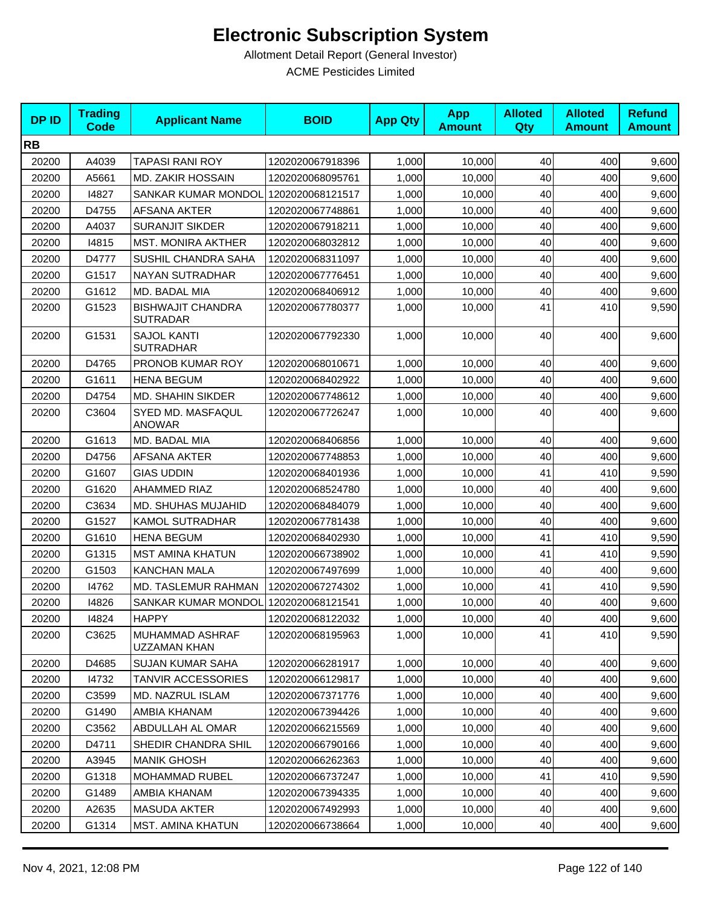# Electronic Subscription System

Allotment Detail Report (General Investor)

ACME Pesticides Limited

| DP ID | Trading Code | Applicant Name | BOID | App Qty | App Amount | Alloted Qty | Alloted Amount | Refund Amount |
|---|---|---|---|---|---|---|---|---|
| **RB** | | | | | | | | |
| 20200 | A4039 | TAPASI RANI ROY | 1202020067918396 | 1,000 | 10,000 | 40 | 400 | 9,600 |
| 20200 | A5661 | MD. ZAKIR HOSSAIN | 1202020068095761 | 1,000 | 10,000 | 40 | 400 | 9,600 |
| 20200 | I4827 | SANKAR KUMAR MONDOL | 1202020068121517 | 1,000 | 10,000 | 40 | 400 | 9,600 |
| 20200 | D4755 | AFSANA AKTER | 1202020067748861 | 1,000 | 10,000 | 40 | 400 | 9,600 |
| 20200 | A4037 | SURANJIT SIKDER | 1202020067918211 | 1,000 | 10,000 | 40 | 400 | 9,600 |
| 20200 | I4815 | MST. MONIRA AKTHER | 1202020068032812 | 1,000 | 10,000 | 40 | 400 | 9,600 |
| 20200 | D4777 | SUSHIL CHANDRA SAHA | 1202020068311097 | 1,000 | 10,000 | 40 | 400 | 9,600 |
| 20200 | G1517 | NAYAN SUTRADHAR | 1202020067776451 | 1,000 | 10,000 | 40 | 400 | 9,600 |
| 20200 | G1612 | MD. BADAL MIA | 1202020068406912 | 1,000 | 10,000 | 40 | 400 | 9,600 |
| 20200 | G1523 | BISHWAJIT CHANDRA SUTRADAR | 1202020067780377 | 1,000 | 10,000 | 41 | 410 | 9,590 |
| 20200 | G1531 | SAJOL KANTI SUTRADHAR | 1202020067792330 | 1,000 | 10,000 | 40 | 400 | 9,600 |
| 20200 | D4765 | PRONOB KUMAR ROY | 1202020068010671 | 1,000 | 10,000 | 40 | 400 | 9,600 |
| 20200 | G1611 | HENA BEGUM | 1202020068402922 | 1,000 | 10,000 | 40 | 400 | 9,600 |
| 20200 | D4754 | MD. SHAHIN SIKDER | 1202020067748612 | 1,000 | 10,000 | 40 | 400 | 9,600 |
| 20200 | C3604 | SYED MD. MASFAQUL ANOWAR | 1202020067726247 | 1,000 | 10,000 | 40 | 400 | 9,600 |
| 20200 | G1613 | MD. BADAL MIA | 1202020068406856 | 1,000 | 10,000 | 40 | 400 | 9,600 |
| 20200 | D4756 | AFSANA AKTER | 1202020067748853 | 1,000 | 10,000 | 40 | 400 | 9,600 |
| 20200 | G1607 | GIAS UDDIN | 1202020068401936 | 1,000 | 10,000 | 41 | 410 | 9,590 |
| 20200 | G1620 | AHAMMED RIAZ | 1202020068524780 | 1,000 | 10,000 | 40 | 400 | 9,600 |
| 20200 | C3634 | MD. SHUHAS MUJAHID | 1202020068484079 | 1,000 | 10,000 | 40 | 400 | 9,600 |
| 20200 | G1527 | KAMOL SUTRADHAR | 1202020067781438 | 1,000 | 10,000 | 40 | 400 | 9,600 |
| 20200 | G1610 | HENA BEGUM | 1202020068402930 | 1,000 | 10,000 | 41 | 410 | 9,590 |
| 20200 | G1315 | MST AMINA KHATUN | 1202020066738902 | 1,000 | 10,000 | 41 | 410 | 9,590 |
| 20200 | G1503 | KANCHAN MALA | 1202020067497699 | 1,000 | 10,000 | 40 | 400 | 9,600 |
| 20200 | I4762 | MD. TASLEMUR RAHMAN | 1202020067274302 | 1,000 | 10,000 | 41 | 410 | 9,590 |
| 20200 | I4826 | SANKAR KUMAR MONDOL | 1202020068121541 | 1,000 | 10,000 | 40 | 400 | 9,600 |
| 20200 | I4824 | HAPPY | 1202020068122032 | 1,000 | 10,000 | 40 | 400 | 9,600 |
| 20200 | C3625 | MUHAMMAD ASHRAF UZZAMAN KHAN | 1202020068195963 | 1,000 | 10,000 | 41 | 410 | 9,590 |
| 20200 | D4685 | SUJAN KUMAR SAHA | 1202020066281917 | 1,000 | 10,000 | 40 | 400 | 9,600 |
| 20200 | I4732 | TANVIR ACCESSORIES | 1202020066129817 | 1,000 | 10,000 | 40 | 400 | 9,600 |
| 20200 | C3599 | MD. NAZRUL ISLAM | 1202020067371776 | 1,000 | 10,000 | 40 | 400 | 9,600 |
| 20200 | G1490 | AMBIA KHANAM | 1202020067394426 | 1,000 | 10,000 | 40 | 400 | 9,600 |
| 20200 | C3562 | ABDULLAH AL OMAR | 1202020066215569 | 1,000 | 10,000 | 40 | 400 | 9,600 |
| 20200 | D4711 | SHEDIR CHANDRA SHIL | 1202020066790166 | 1,000 | 10,000 | 40 | 400 | 9,600 |
| 20200 | A3945 | MANIK GHOSH | 1202020066262363 | 1,000 | 10,000 | 40 | 400 | 9,600 |
| 20200 | G1318 | MOHAMMAD RUBEL | 1202020066737247 | 1,000 | 10,000 | 41 | 410 | 9,590 |
| 20200 | G1489 | AMBIA KHANAM | 1202020067394335 | 1,000 | 10,000 | 40 | 400 | 9,600 |
| 20200 | A2635 | MASUDA AKTER | 1202020067492993 | 1,000 | 10,000 | 40 | 400 | 9,600 |
| 20200 | G1314 | MST. AMINA KHATUN | 1202020066738664 | 1,000 | 10,000 | 40 | 400 | 9,600 |

Nov 4, 2021, 12:08 PM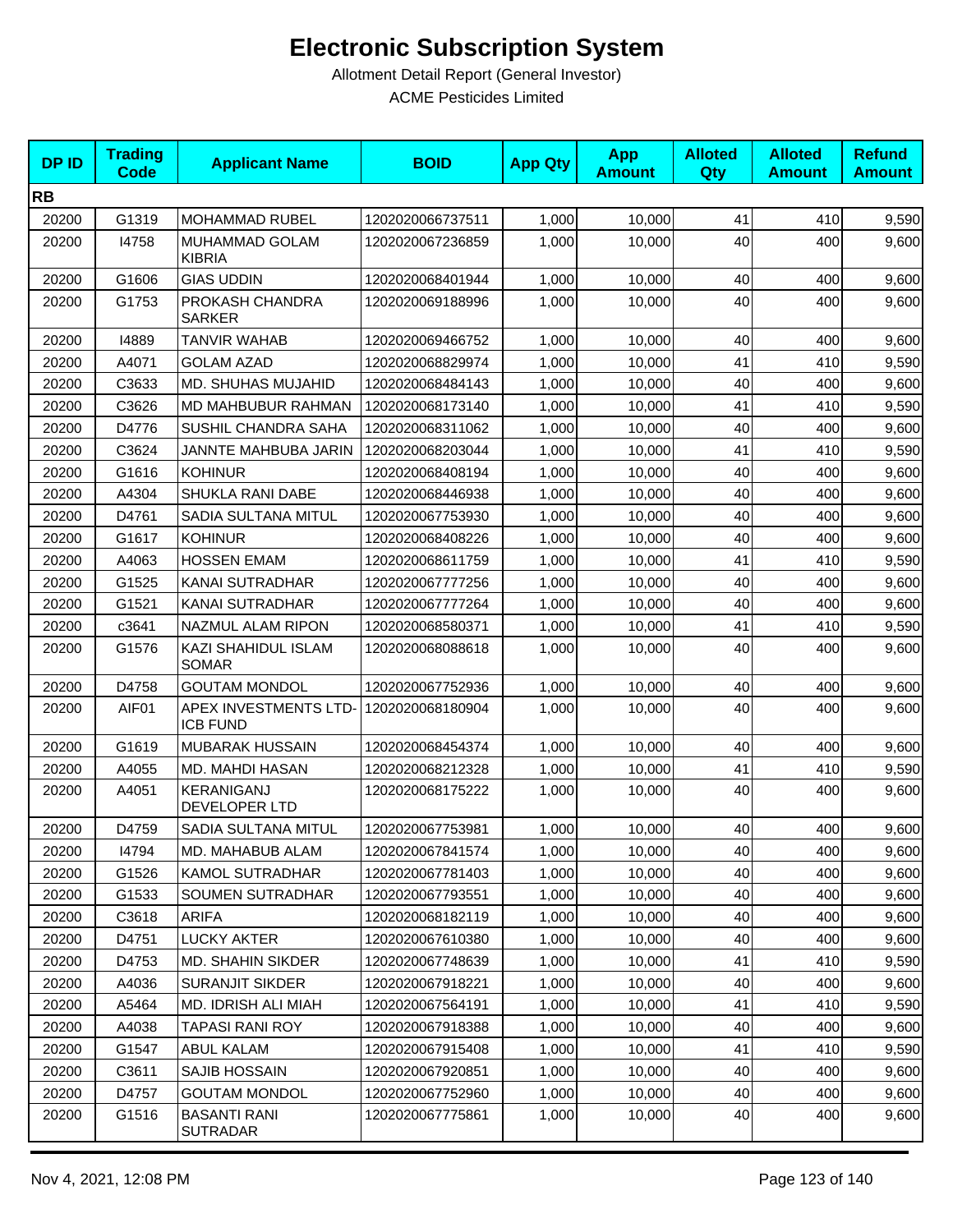# Electronic Subscription System

Allotment Detail Report (General Investor)

ACME Pesticides Limited

| DP ID | Trading Code | Applicant Name | BOID | App Qty | App Amount | Alloted Qty | Alloted Amount | Refund Amount |
|---|---|---|---|---|---|---|---|---|
| **RB** | | | | | | | | |
| 20200 | G1319 | MOHAMMAD RUBEL | 1202020066737511 | 1,000 | 10,000 | 41 | 410 | 9,590 |
| 20200 | I4758 | MUHAMMAD GOLAM KIBRIA | 1202020067236859 | 1,000 | 10,000 | 40 | 400 | 9,600 |
| 20200 | G1606 | GIAS UDDIN | 1202020068401944 | 1,000 | 10,000 | 40 | 400 | 9,600 |
| 20200 | G1753 | PROKASH CHANDRA SARKER | 1202020069188996 | 1,000 | 10,000 | 40 | 400 | 9,600 |
| 20200 | I4889 | TANVIR WAHAB | 1202020069466752 | 1,000 | 10,000 | 40 | 400 | 9,600 |
| 20200 | A4071 | GOLAM AZAD | 1202020068829974 | 1,000 | 10,000 | 41 | 410 | 9,590 |
| 20200 | C3633 | MD. SHUHAS MUJAHID | 1202020068484143 | 1,000 | 10,000 | 40 | 400 | 9,600 |
| 20200 | C3626 | MD MAHBUBUR RAHMAN | 1202020068173140 | 1,000 | 10,000 | 41 | 410 | 9,590 |
| 20200 | D4776 | SUSHIL CHANDRA SAHA | 1202020068311062 | 1,000 | 10,000 | 40 | 400 | 9,600 |
| 20200 | C3624 | JANNTE MAHBUBA JARIN | 1202020068203044 | 1,000 | 10,000 | 41 | 410 | 9,590 |
| 20200 | G1616 | KOHINUR | 1202020068408194 | 1,000 | 10,000 | 40 | 400 | 9,600 |
| 20200 | A4304 | SHUKLA RANI DABE | 1202020068446938 | 1,000 | 10,000 | 40 | 400 | 9,600 |
| 20200 | D4761 | SADIA SULTANA MITUL | 1202020067753930 | 1,000 | 10,000 | 40 | 400 | 9,600 |
| 20200 | G1617 | KOHINUR | 1202020068408226 | 1,000 | 10,000 | 40 | 400 | 9,600 |
| 20200 | A4063 | HOSSEN EMAM | 1202020068611759 | 1,000 | 10,000 | 41 | 410 | 9,590 |
| 20200 | G1525 | KANAI SUTRADHAR | 1202020067777256 | 1,000 | 10,000 | 40 | 400 | 9,600 |
| 20200 | G1521 | KANAI SUTRADHAR | 1202020067777264 | 1,000 | 10,000 | 40 | 400 | 9,600 |
| 20200 | c3641 | NAZMUL ALAM RIPON | 1202020068580371 | 1,000 | 10,000 | 41 | 410 | 9,590 |
| 20200 | G1576 | KAZI SHAHIDUL ISLAM SOMAR | 1202020068088618 | 1,000 | 10,000 | 40 | 400 | 9,600 |
| 20200 | D4758 | GOUTAM MONDOL | 1202020067752936 | 1,000 | 10,000 | 40 | 400 | 9,600 |
| 20200 | AIF01 | APEX INVESTMENTS LTD-ICB FUND | 1202020068180904 | 1,000 | 10,000 | 40 | 400 | 9,600 |
| 20200 | G1619 | MUBARAK HUSSAIN | 1202020068454374 | 1,000 | 10,000 | 40 | 400 | 9,600 |
| 20200 | A4055 | MD. MAHDI HASAN | 1202020068212328 | 1,000 | 10,000 | 41 | 410 | 9,590 |
| 20200 | A4051 | KERANIGANJ DEVELOPER LTD | 1202020068175222 | 1,000 | 10,000 | 40 | 400 | 9,600 |
| 20200 | D4759 | SADIA SULTANA MITUL | 1202020067753981 | 1,000 | 10,000 | 40 | 400 | 9,600 |
| 20200 | I4794 | MD. MAHABUB ALAM | 1202020067841574 | 1,000 | 10,000 | 40 | 400 | 9,600 |
| 20200 | G1526 | KAMOL SUTRADHAR | 1202020067781403 | 1,000 | 10,000 | 40 | 400 | 9,600 |
| 20200 | G1533 | SOUMEN SUTRADHAR | 1202020067793551 | 1,000 | 10,000 | 40 | 400 | 9,600 |
| 20200 | C3618 | ARIFA | 1202020068182119 | 1,000 | 10,000 | 40 | 400 | 9,600 |
| 20200 | D4751 | LUCKY AKTER | 1202020067610380 | 1,000 | 10,000 | 40 | 400 | 9,600 |
| 20200 | D4753 | MD. SHAHIN SIKDER | 1202020067748639 | 1,000 | 10,000 | 41 | 410 | 9,590 |
| 20200 | A4036 | SURANJIT SIKDER | 1202020067918221 | 1,000 | 10,000 | 40 | 400 | 9,600 |
| 20200 | A5464 | MD. IDRISH ALI MIAH | 1202020067564191 | 1,000 | 10,000 | 41 | 410 | 9,590 |
| 20200 | A4038 | TAPASI RANI ROY | 1202020067918388 | 1,000 | 10,000 | 40 | 400 | 9,600 |
| 20200 | G1547 | ABUL KALAM | 1202020067915408 | 1,000 | 10,000 | 41 | 410 | 9,590 |
| 20200 | C3611 | SAJIB HOSSAIN | 1202020067920851 | 1,000 | 10,000 | 40 | 400 | 9,600 |
| 20200 | D4757 | GOUTAM MONDOL | 1202020067752960 | 1,000 | 10,000 | 40 | 400 | 9,600 |
| 20200 | G1516 | BASANTI RANI SUTRADAR | 1202020067775861 | 1,000 | 10,000 | 40 | 400 | 9,600 |

Nov 4, 2021, 12:08 PM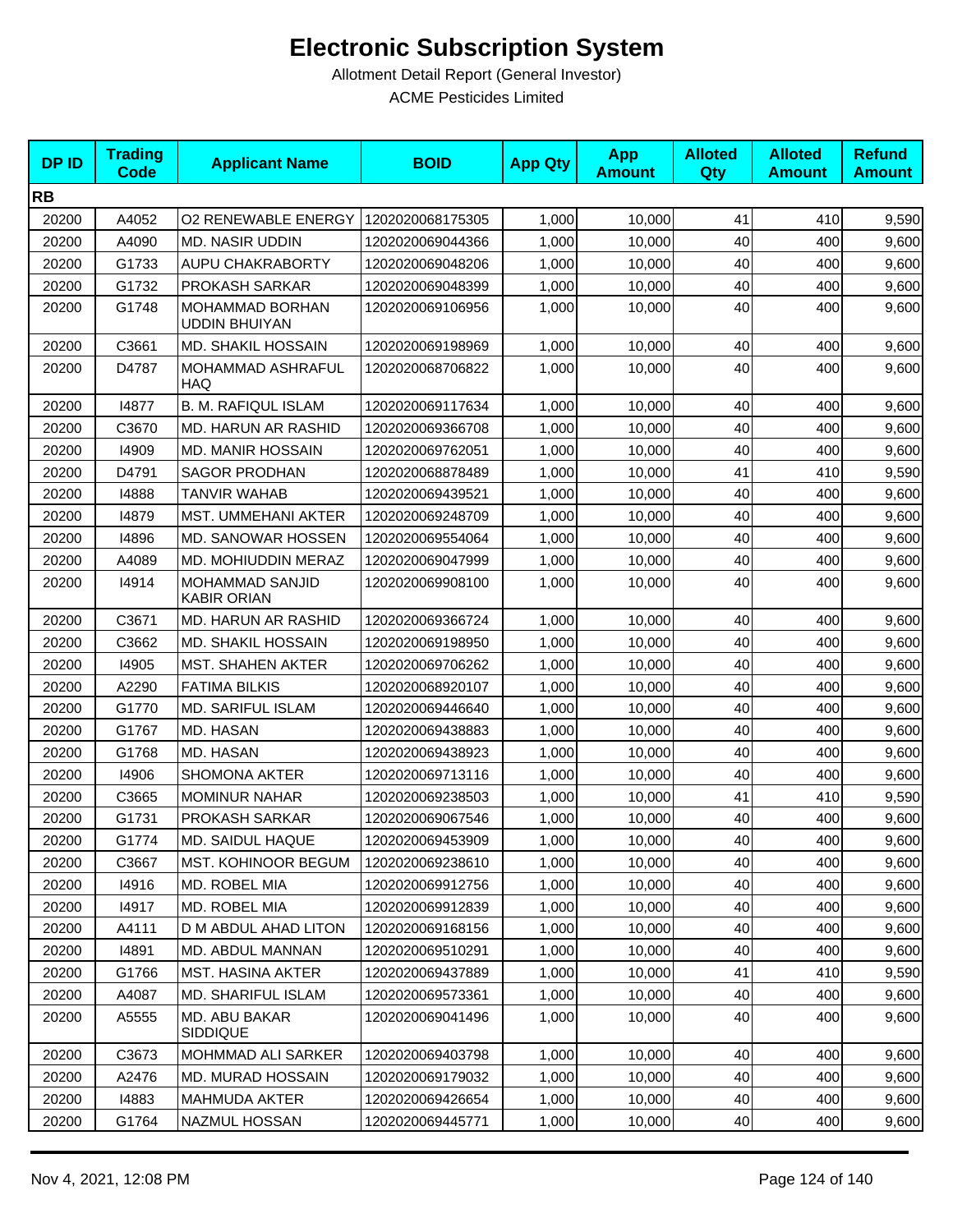# Electronic Subscription System

Allotment Detail Report (General Investor)

ACME Pesticides Limited

| DP ID | Trading Code | Applicant Name | BOID | App Qty | App Amount | Alloted Qty | Alloted Amount | Refund Amount |
|---|---|---|---|---|---|---|---|---|
| **RB** | | | | | | | | |
| 20200 | A4052 | O2 RENEWABLE ENERGY | 1202020068175305 | 1,000 | 10,000 | 41 | 410 | 9,590 |
| 20200 | A4090 | MD. NASIR UDDIN | 1202020069044366 | 1,000 | 10,000 | 40 | 400 | 9,600 |
| 20200 | G1733 | AUPU CHAKRABORTY | 1202020069048206 | 1,000 | 10,000 | 40 | 400 | 9,600 |
| 20200 | G1732 | PROKASH SARKAR | 1202020069048399 | 1,000 | 10,000 | 40 | 400 | 9,600 |
| 20200 | G1748 | MOHAMMAD BORHAN UDDIN BHUIYAN | 1202020069106956 | 1,000 | 10,000 | 40 | 400 | 9,600 |
| 20200 | C3661 | MD. SHAKIL HOSSAIN | 1202020069198969 | 1,000 | 10,000 | 40 | 400 | 9,600 |
| 20200 | D4787 | MOHAMMAD ASHRAFUL HAQ | 1202020068706822 | 1,000 | 10,000 | 40 | 400 | 9,600 |
| 20200 | I4877 | B. M. RAFIQUL ISLAM | 1202020069117634 | 1,000 | 10,000 | 40 | 400 | 9,600 |
| 20200 | C3670 | MD. HARUN AR RASHID | 1202020069366708 | 1,000 | 10,000 | 40 | 400 | 9,600 |
| 20200 | I4909 | MD. MANIR HOSSAIN | 1202020069762051 | 1,000 | 10,000 | 40 | 400 | 9,600 |
| 20200 | D4791 | SAGOR PRODHAN | 1202020068878489 | 1,000 | 10,000 | 41 | 410 | 9,590 |
| 20200 | I4888 | TANVIR WAHAB | 1202020069439521 | 1,000 | 10,000 | 40 | 400 | 9,600 |
| 20200 | I4879 | MST. UMMEHANI AKTER | 1202020069248709 | 1,000 | 10,000 | 40 | 400 | 9,600 |
| 20200 | I4896 | MD. SANOWAR HOSSEN | 1202020069554064 | 1,000 | 10,000 | 40 | 400 | 9,600 |
| 20200 | A4089 | MD. MOHIUDDIN MERAZ | 1202020069047999 | 1,000 | 10,000 | 40 | 400 | 9,600 |
| 20200 | I4914 | MOHAMMAD SANJID KABIR ORIAN | 1202020069908100 | 1,000 | 10,000 | 40 | 400 | 9,600 |
| 20200 | C3671 | MD. HARUN AR RASHID | 1202020069366724 | 1,000 | 10,000 | 40 | 400 | 9,600 |
| 20200 | C3662 | MD. SHAKIL HOSSAIN | 1202020069198950 | 1,000 | 10,000 | 40 | 400 | 9,600 |
| 20200 | I4905 | MST. SHAHEN AKTER | 1202020069706262 | 1,000 | 10,000 | 40 | 400 | 9,600 |
| 20200 | A2290 | FATIMA BILKIS | 1202020068920107 | 1,000 | 10,000 | 40 | 400 | 9,600 |
| 20200 | G1770 | MD. SARIFUL ISLAM | 1202020069446640 | 1,000 | 10,000 | 40 | 400 | 9,600 |
| 20200 | G1767 | MD. HASAN | 1202020069438883 | 1,000 | 10,000 | 40 | 400 | 9,600 |
| 20200 | G1768 | MD. HASAN | 1202020069438923 | 1,000 | 10,000 | 40 | 400 | 9,600 |
| 20200 | I4906 | SHOMONA AKTER | 1202020069713116 | 1,000 | 10,000 | 40 | 400 | 9,600 |
| 20200 | C3665 | MOMINUR NAHAR | 1202020069238503 | 1,000 | 10,000 | 41 | 410 | 9,590 |
| 20200 | G1731 | PROKASH SARKAR | 1202020069067546 | 1,000 | 10,000 | 40 | 400 | 9,600 |
| 20200 | G1774 | MD. SAIDUL HAQUE | 1202020069453909 | 1,000 | 10,000 | 40 | 400 | 9,600 |
| 20200 | C3667 | MST. KOHINOOR BEGUM | 1202020069238610 | 1,000 | 10,000 | 40 | 400 | 9,600 |
| 20200 | I4916 | MD. ROBEL MIA | 1202020069912756 | 1,000 | 10,000 | 40 | 400 | 9,600 |
| 20200 | I4917 | MD. ROBEL MIA | 1202020069912839 | 1,000 | 10,000 | 40 | 400 | 9,600 |
| 20200 | A4111 | D M ABDUL AHAD LITON | 1202020069168156 | 1,000 | 10,000 | 40 | 400 | 9,600 |
| 20200 | I4891 | MD. ABDUL MANNAN | 1202020069510291 | 1,000 | 10,000 | 40 | 400 | 9,600 |
| 20200 | G1766 | MST. HASINA AKTER | 1202020069437889 | 1,000 | 10,000 | 41 | 410 | 9,590 |
| 20200 | A4087 | MD. SHARIFUL ISLAM | 1202020069573361 | 1,000 | 10,000 | 40 | 400 | 9,600 |
| 20200 | A5555 | MD. ABU BAKAR SIDDIQUE | 1202020069041496 | 1,000 | 10,000 | 40 | 400 | 9,600 |
| 20200 | C3673 | MOHMMAD ALI SARKER | 1202020069403798 | 1,000 | 10,000 | 40 | 400 | 9,600 |
| 20200 | A2476 | MD. MURAD HOSSAIN | 1202020069179032 | 1,000 | 10,000 | 40 | 400 | 9,600 |
| 20200 | I4883 | MAHMUDA AKTER | 1202020069426654 | 1,000 | 10,000 | 40 | 400 | 9,600 |
| 20200 | G1764 | NAZMUL HOSSAN | 1202020069445771 | 1,000 | 10,000 | 40 | 400 | 9,600 |

Nov 4, 2021, 12:08 PM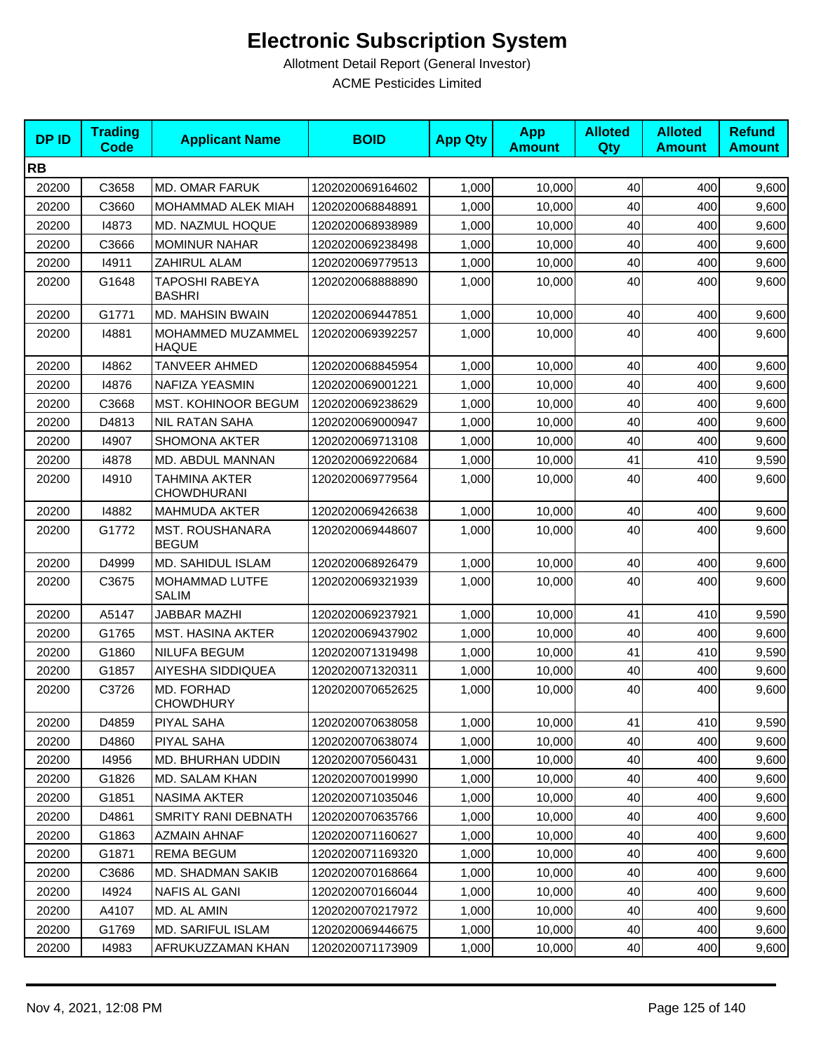# Electronic Subscription System

Allotment Detail Report (General Investor)

ACME Pesticides Limited

| DP ID | Trading Code | Applicant Name | BOID | App Qty | App Amount | Alloted Qty | Alloted Amount | Refund Amount |
|---|---|---|---|---|---|---|---|---|
| **RB** | | | | | | | | |
| 20200 | C3658 | MD. OMAR FARUK | 1202020069164602 | 1,000 | 10,000 | 40 | 400 | 9,600 |
| 20200 | C3660 | MOHAMMAD ALEK MIAH | 1202020068848891 | 1,000 | 10,000 | 40 | 400 | 9,600 |
| 20200 | I4873 | MD. NAZMUL HOQUE | 1202020068938989 | 1,000 | 10,000 | 40 | 400 | 9,600 |
| 20200 | C3666 | MOMINUR NAHAR | 1202020069238498 | 1,000 | 10,000 | 40 | 400 | 9,600 |
| 20200 | I4911 | ZAHIRUL ALAM | 1202020069779513 | 1,000 | 10,000 | 40 | 400 | 9,600 |
| 20200 | G1648 | TAPOSHI RABEYA BASHRI | 1202020068888890 | 1,000 | 10,000 | 40 | 400 | 9,600 |
| 20200 | G1771 | MD. MAHSIN BWAIN | 1202020069447851 | 1,000 | 10,000 | 40 | 400 | 9,600 |
| 20200 | I4881 | MOHAMMED MUZAMMEL HAQUE | 1202020069392257 | 1,000 | 10,000 | 40 | 400 | 9,600 |
| 20200 | I4862 | TANVEER AHMED | 1202020068845954 | 1,000 | 10,000 | 40 | 400 | 9,600 |
| 20200 | I4876 | NAFIZA YEASMIN | 1202020069001221 | 1,000 | 10,000 | 40 | 400 | 9,600 |
| 20200 | C3668 | MST. KOHINOOR BEGUM | 1202020069238629 | 1,000 | 10,000 | 40 | 400 | 9,600 |
| 20200 | D4813 | NIL RATAN SAHA | 1202020069000947 | 1,000 | 10,000 | 40 | 400 | 9,600 |
| 20200 | I4907 | SHOMONA AKTER | 1202020069713108 | 1,000 | 10,000 | 40 | 400 | 9,600 |
| 20200 | i4878 | MD. ABDUL MANNAN | 1202020069220684 | 1,000 | 10,000 | 41 | 410 | 9,590 |
| 20200 | I4910 | TAHMINA AKTER CHOWDHURANI | 1202020069779564 | 1,000 | 10,000 | 40 | 400 | 9,600 |
| 20200 | I4882 | MAHMUDA AKTER | 1202020069426638 | 1,000 | 10,000 | 40 | 400 | 9,600 |
| 20200 | G1772 | MST. ROUSHANARA BEGUM | 1202020069448607 | 1,000 | 10,000 | 40 | 400 | 9,600 |
| 20200 | D4999 | MD. SAHIDUL ISLAM | 1202020068926479 | 1,000 | 10,000 | 40 | 400 | 9,600 |
| 20200 | C3675 | MOHAMMAD LUTFE SALIM | 1202020069321939 | 1,000 | 10,000 | 40 | 400 | 9,600 |
| 20200 | A5147 | JABBAR MAZHI | 1202020069237921 | 1,000 | 10,000 | 41 | 410 | 9,590 |
| 20200 | G1765 | MST. HASINA AKTER | 1202020069437902 | 1,000 | 10,000 | 40 | 400 | 9,600 |
| 20200 | G1860 | NILUFA BEGUM | 1202020071319498 | 1,000 | 10,000 | 41 | 410 | 9,590 |
| 20200 | G1857 | AIYESHA SIDDIQUEA | 1202020071320311 | 1,000 | 10,000 | 40 | 400 | 9,600 |
| 20200 | C3726 | MD. FORHAD CHOWDHURY | 1202020070652625 | 1,000 | 10,000 | 40 | 400 | 9,600 |
| 20200 | D4859 | PIYAL SAHA | 1202020070638058 | 1,000 | 10,000 | 41 | 410 | 9,590 |
| 20200 | D4860 | PIYAL SAHA | 1202020070638074 | 1,000 | 10,000 | 40 | 400 | 9,600 |
| 20200 | I4956 | MD. BHURHAN UDDIN | 1202020070560431 | 1,000 | 10,000 | 40 | 400 | 9,600 |
| 20200 | G1826 | MD. SALAM KHAN | 1202020070019990 | 1,000 | 10,000 | 40 | 400 | 9,600 |
| 20200 | G1851 | NASIMA AKTER | 1202020071035046 | 1,000 | 10,000 | 40 | 400 | 9,600 |
| 20200 | D4861 | SMRITY RANI DEBNATH | 1202020070635766 | 1,000 | 10,000 | 40 | 400 | 9,600 |
| 20200 | G1863 | AZMAIN AHNAF | 1202020071160627 | 1,000 | 10,000 | 40 | 400 | 9,600 |
| 20200 | G1871 | REMA BEGUM | 1202020071169320 | 1,000 | 10,000 | 40 | 400 | 9,600 |
| 20200 | C3686 | MD. SHADMAN SAKIB | 1202020070168664 | 1,000 | 10,000 | 40 | 400 | 9,600 |
| 20200 | I4924 | NAFIS AL GANI | 1202020070166044 | 1,000 | 10,000 | 40 | 400 | 9,600 |
| 20200 | A4107 | MD. AL AMIN | 1202020070217972 | 1,000 | 10,000 | 40 | 400 | 9,600 |
| 20200 | G1769 | MD. SARIFUL ISLAM | 1202020069446675 | 1,000 | 10,000 | 40 | 400 | 9,600 |
| 20200 | I4983 | AFRUKUZZAMAN KHAN | 1202020071173909 | 1,000 | 10,000 | 40 | 400 | 9,600 |

Nov 4, 2021, 12:08 PM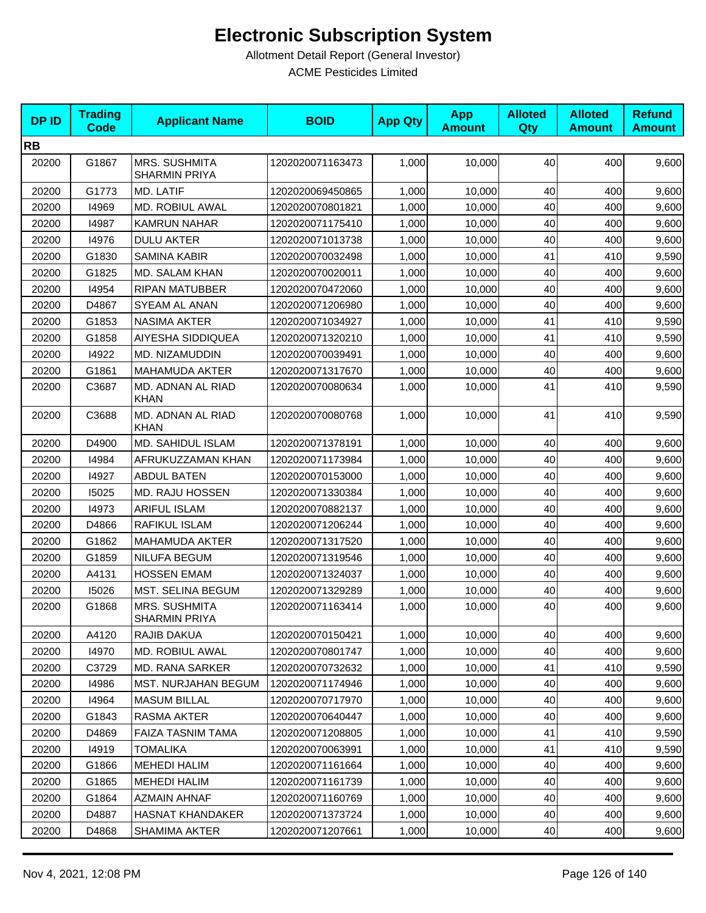# Electronic Subscription System

Allotment Detail Report (General Investor)

ACME Pesticides Limited

| DP ID | Trading Code | Applicant Name | BOID | App Qty | App Amount | Alloted Qty | Alloted Amount | Refund Amount |
|---|---|---|---|---|---|---|---|---|
| **RB** | | | | | | | | |
| 20200 | G1867 | MRS. SUSHMITA SHARMIN PRIYA | 1202020071163473 | 1,000 | 10,000 | 40 | 400 | 9,600 |
| 20200 | G1773 | MD. LATIF | 1202020069450865 | 1,000 | 10,000 | 40 | 400 | 9,600 |
| 20200 | I4969 | MD. ROBIUL AWAL | 1202020070801821 | 1,000 | 10,000 | 40 | 400 | 9,600 |
| 20200 | I4987 | KAMRUN NAHAR | 1202020071175410 | 1,000 | 10,000 | 40 | 400 | 9,600 |
| 20200 | I4976 | DULU AKTER | 1202020071013738 | 1,000 | 10,000 | 40 | 400 | 9,600 |
| 20200 | G1830 | SAMINA KABIR | 1202020070032498 | 1,000 | 10,000 | 41 | 410 | 9,590 |
| 20200 | G1825 | MD. SALAM KHAN | 1202020070020011 | 1,000 | 10,000 | 40 | 400 | 9,600 |
| 20200 | I4954 | RIPAN MATUBBER | 1202020070472060 | 1,000 | 10,000 | 40 | 400 | 9,600 |
| 20200 | D4867 | SYEAM AL ANAN | 1202020071206980 | 1,000 | 10,000 | 40 | 400 | 9,600 |
| 20200 | G1853 | NASIMA AKTER | 1202020071034927 | 1,000 | 10,000 | 41 | 410 | 9,590 |
| 20200 | G1858 | AIYESHA SIDDIQUEA | 1202020071320210 | 1,000 | 10,000 | 41 | 410 | 9,590 |
| 20200 | I4922 | MD. NIZAMUDDIN | 1202020070039491 | 1,000 | 10,000 | 40 | 400 | 9,600 |
| 20200 | G1861 | MAHAMUDA AKTER | 1202020071317670 | 1,000 | 10,000 | 40 | 400 | 9,600 |
| 20200 | C3687 | MD. ADNAN AL RIAD KHAN | 1202020070080634 | 1,000 | 10,000 | 41 | 410 | 9,590 |
| 20200 | C3688 | MD. ADNAN AL RIAD KHAN | 1202020070080768 | 1,000 | 10,000 | 41 | 410 | 9,590 |
| 20200 | D4900 | MD. SAHIDUL ISLAM | 1202020071378191 | 1,000 | 10,000 | 40 | 400 | 9,600 |
| 20200 | I4984 | AFRUKUZZAMAN KHAN | 1202020071173984 | 1,000 | 10,000 | 40 | 400 | 9,600 |
| 20200 | I4927 | ABDUL BATEN | 1202020070153000 | 1,000 | 10,000 | 40 | 400 | 9,600 |
| 20200 | I5025 | MD. RAJU HOSSEN | 1202020071330384 | 1,000 | 10,000 | 40 | 400 | 9,600 |
| 20200 | I4973 | ARIFUL ISLAM | 1202020070882137 | 1,000 | 10,000 | 40 | 400 | 9,600 |
| 20200 | D4866 | RAFIKUL ISLAM | 1202020071206244 | 1,000 | 10,000 | 40 | 400 | 9,600 |
| 20200 | G1862 | MAHAMUDA AKTER | 1202020071317520 | 1,000 | 10,000 | 40 | 400 | 9,600 |
| 20200 | G1859 | NILUFA BEGUM | 1202020071319546 | 1,000 | 10,000 | 40 | 400 | 9,600 |
| 20200 | A4131 | HOSSEN EMAM | 1202020071324037 | 1,000 | 10,000 | 40 | 400 | 9,600 |
| 20200 | I5026 | MST. SELINA BEGUM | 1202020071329289 | 1,000 | 10,000 | 40 | 400 | 9,600 |
| 20200 | G1868 | MRS. SUSHMITA SHARMIN PRIYA | 1202020071163414 | 1,000 | 10,000 | 40 | 400 | 9,600 |
| 20200 | A4120 | RAJIB DAKUA | 1202020070150421 | 1,000 | 10,000 | 40 | 400 | 9,600 |
| 20200 | I4970 | MD. ROBIUL AWAL | 1202020070801747 | 1,000 | 10,000 | 40 | 400 | 9,600 |
| 20200 | C3729 | MD. RANA SARKER | 1202020070732632 | 1,000 | 10,000 | 41 | 410 | 9,590 |
| 20200 | I4986 | MST. NURJAHAN BEGUM | 1202020071174946 | 1,000 | 10,000 | 40 | 400 | 9,600 |
| 20200 | I4964 | MASUM BILLAL | 1202020070717970 | 1,000 | 10,000 | 40 | 400 | 9,600 |
| 20200 | G1843 | RASMA AKTER | 1202020070640447 | 1,000 | 10,000 | 40 | 400 | 9,600 |
| 20200 | D4869 | FAIZA TASNIM TAMA | 1202020071208805 | 1,000 | 10,000 | 41 | 410 | 9,590 |
| 20200 | I4919 | TOMALIKA | 1202020070063991 | 1,000 | 10,000 | 41 | 410 | 9,590 |
| 20200 | G1866 | MEHEDI HALIM | 1202020071161664 | 1,000 | 10,000 | 40 | 400 | 9,600 |
| 20200 | G1865 | MEHEDI HALIM | 1202020071161739 | 1,000 | 10,000 | 40 | 400 | 9,600 |
| 20200 | G1864 | AZMAIN AHNAF | 1202020071160769 | 1,000 | 10,000 | 40 | 400 | 9,600 |
| 20200 | D4887 | HASNAT KHANDAKER | 1202020071373724 | 1,000 | 10,000 | 40 | 400 | 9,600 |
| 20200 | D4868 | SHAMIMA AKTER | 1202020071207661 | 1,000 | 10,000 | 40 | 400 | 9,600 |

Nov 4, 2021, 12:08 PM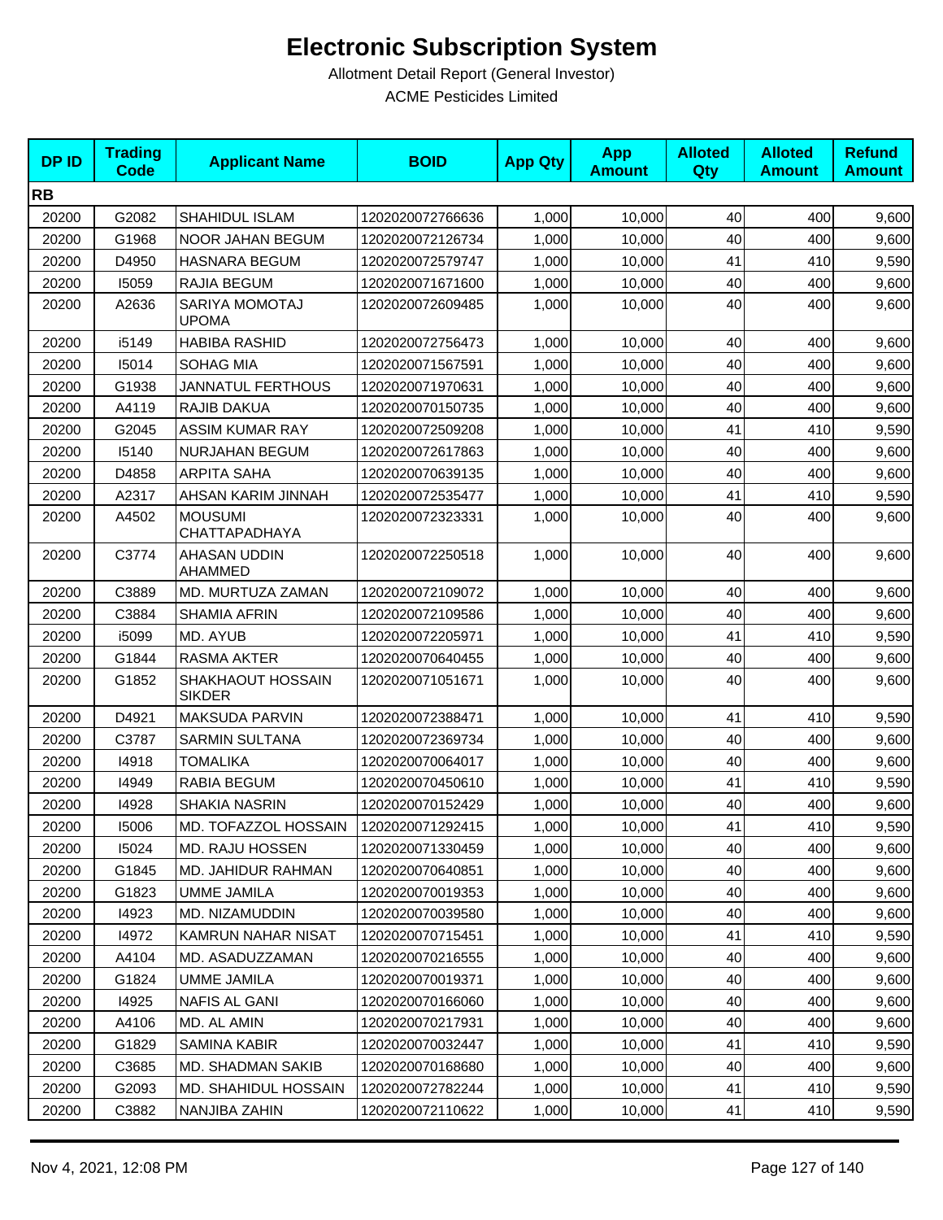# Electronic Subscription System

Allotment Detail Report (General Investor)

ACME Pesticides Limited

| DP ID | Trading Code | Applicant Name | BOID | App Qty | App Amount | Alloted Qty | Alloted Amount | Refund Amount |
|---|---|---|---|---|---|---|---|---|
| **RB** | | | | | | | | |
| 20200 | G2082 | SHAHIDUL ISLAM | 1202020072766636 | 1,000 | 10,000 | 40 | 400 | 9,600 |
| 20200 | G1968 | NOOR JAHAN BEGUM | 1202020072126734 | 1,000 | 10,000 | 40 | 400 | 9,600 |
| 20200 | D4950 | HASNARA BEGUM | 1202020072579747 | 1,000 | 10,000 | 41 | 410 | 9,590 |
| 20200 | I5059 | RAJIA BEGUM | 1202020071671600 | 1,000 | 10,000 | 40 | 400 | 9,600 |
| 20200 | A2636 | SARIYA MOMOTAJ UPOMA | 1202020072609485 | 1,000 | 10,000 | 40 | 400 | 9,600 |
| 20200 | i5149 | HABIBA RASHID | 1202020072756473 | 1,000 | 10,000 | 40 | 400 | 9,600 |
| 20200 | I5014 | SOHAG MIA | 1202020071567591 | 1,000 | 10,000 | 40 | 400 | 9,600 |
| 20200 | G1938 | JANNATUL FERTHOUS | 1202020071970631 | 1,000 | 10,000 | 40 | 400 | 9,600 |
| 20200 | A4119 | RAJIB DAKUA | 1202020070150735 | 1,000 | 10,000 | 40 | 400 | 9,600 |
| 20200 | G2045 | ASSIM KUMAR RAY | 1202020072509208 | 1,000 | 10,000 | 41 | 410 | 9,590 |
| 20200 | I5140 | NURJAHAN BEGUM | 1202020072617863 | 1,000 | 10,000 | 40 | 400 | 9,600 |
| 20200 | D4858 | ARPITA SAHA | 1202020070639135 | 1,000 | 10,000 | 40 | 400 | 9,600 |
| 20200 | A2317 | AHSAN KARIM JINNAH | 1202020072535477 | 1,000 | 10,000 | 41 | 410 | 9,590 |
| 20200 | A4502 | MOUSUMI CHATTAPADHAYA | 1202020072323331 | 1,000 | 10,000 | 40 | 400 | 9,600 |
| 20200 | C3774 | AHASAN UDDIN AHAMMED | 1202020072250518 | 1,000 | 10,000 | 40 | 400 | 9,600 |
| 20200 | C3889 | MD. MURTUZA ZAMAN | 1202020072109072 | 1,000 | 10,000 | 40 | 400 | 9,600 |
| 20200 | C3884 | SHAMIA AFRIN | 1202020072109586 | 1,000 | 10,000 | 40 | 400 | 9,600 |
| 20200 | i5099 | MD. AYUB | 1202020072205971 | 1,000 | 10,000 | 41 | 410 | 9,590 |
| 20200 | G1844 | RASMA AKTER | 1202020070640455 | 1,000 | 10,000 | 40 | 400 | 9,600 |
| 20200 | G1852 | SHAKHAOUT HOSSAIN SIKDER | 1202020071051671 | 1,000 | 10,000 | 40 | 400 | 9,600 |
| 20200 | D4921 | MAKSUDA PARVIN | 1202020072388471 | 1,000 | 10,000 | 41 | 410 | 9,590 |
| 20200 | C3787 | SARMIN SULTANA | 1202020072369734 | 1,000 | 10,000 | 40 | 400 | 9,600 |
| 20200 | I4918 | TOMALIKA | 1202020070064017 | 1,000 | 10,000 | 40 | 400 | 9,600 |
| 20200 | I4949 | RABIA BEGUM | 1202020070450610 | 1,000 | 10,000 | 41 | 410 | 9,590 |
| 20200 | I4928 | SHAKIA NASRIN | 1202020070152429 | 1,000 | 10,000 | 40 | 400 | 9,600 |
| 20200 | I5006 | MD. TOFAZZOL HOSSAIN | 1202020071292415 | 1,000 | 10,000 | 41 | 410 | 9,590 |
| 20200 | I5024 | MD. RAJU HOSSEN | 1202020071330459 | 1,000 | 10,000 | 40 | 400 | 9,600 |
| 20200 | G1845 | MD. JAHIDUR RAHMAN | 1202020070640851 | 1,000 | 10,000 | 40 | 400 | 9,600 |
| 20200 | G1823 | UMME JAMILA | 1202020070019353 | 1,000 | 10,000 | 40 | 400 | 9,600 |
| 20200 | I4923 | MD. NIZAMUDDIN | 1202020070039580 | 1,000 | 10,000 | 40 | 400 | 9,600 |
| 20200 | I4972 | KAMRUN NAHAR NISAT | 1202020070715451 | 1,000 | 10,000 | 41 | 410 | 9,590 |
| 20200 | A4104 | MD. ASADUZZAMAN | 1202020070216555 | 1,000 | 10,000 | 40 | 400 | 9,600 |
| 20200 | G1824 | UMME JAMILA | 1202020070019371 | 1,000 | 10,000 | 40 | 400 | 9,600 |
| 20200 | I4925 | NAFIS AL GANI | 1202020070166060 | 1,000 | 10,000 | 40 | 400 | 9,600 |
| 20200 | A4106 | MD. AL AMIN | 1202020070217931 | 1,000 | 10,000 | 40 | 400 | 9,600 |
| 20200 | G1829 | SAMINA KABIR | 1202020070032447 | 1,000 | 10,000 | 41 | 410 | 9,590 |
| 20200 | C3685 | MD. SHADMAN SAKIB | 1202020070168680 | 1,000 | 10,000 | 40 | 400 | 9,600 |
| 20200 | G2093 | MD. SHAHIDUL HOSSAIN | 1202020072782244 | 1,000 | 10,000 | 41 | 410 | 9,590 |
| 20200 | C3882 | NANJIBA ZAHIN | 1202020072110622 | 1,000 | 10,000 | 41 | 410 | 9,590 |

Nov 4, 2021, 12:08 PM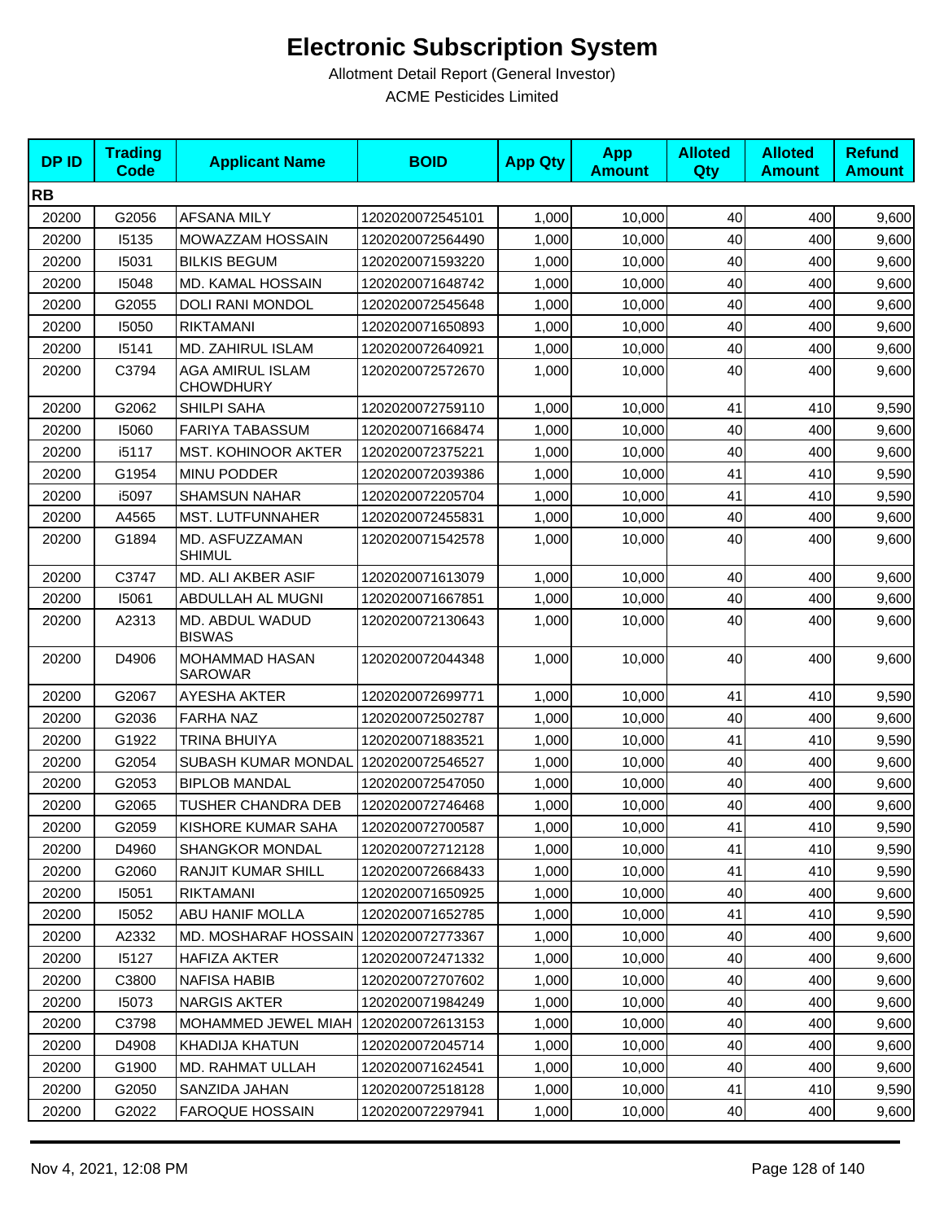# Electronic Subscription System

Allotment Detail Report (General Investor)

ACME Pesticides Limited

| DP ID | Trading Code | Applicant Name | BOID | App Qty | App Amount | Alloted Qty | Alloted Amount | Refund Amount |
|---|---|---|---|---|---|---|---|---|
| **RB** | | | | | | | | |
| 20200 | G2056 | AFSANA MILY | 1202020072545101 | 1,000 | 10,000 | 40 | 400 | 9,600 |
| 20200 | I5135 | MOWAZZAM HOSSAIN | 1202020072564490 | 1,000 | 10,000 | 40 | 400 | 9,600 |
| 20200 | I5031 | BILKIS BEGUM | 1202020071593220 | 1,000 | 10,000 | 40 | 400 | 9,600 |
| 20200 | I5048 | MD. KAMAL HOSSAIN | 1202020071648742 | 1,000 | 10,000 | 40 | 400 | 9,600 |
| 20200 | G2055 | DOLI RANI MONDOL | 1202020072545648 | 1,000 | 10,000 | 40 | 400 | 9,600 |
| 20200 | I5050 | RIKTAMANI | 1202020071650893 | 1,000 | 10,000 | 40 | 400 | 9,600 |
| 20200 | I5141 | MD. ZAHIRUL ISLAM | 1202020072640921 | 1,000 | 10,000 | 40 | 400 | 9,600 |
| 20200 | C3794 | AGA AMIRUL ISLAM CHOWDHURY | 1202020072572670 | 1,000 | 10,000 | 40 | 400 | 9,600 |
| 20200 | G2062 | SHILPI SAHA | 1202020072759110 | 1,000 | 10,000 | 41 | 410 | 9,590 |
| 20200 | I5060 | FARIYA TABASSUM | 1202020071668474 | 1,000 | 10,000 | 40 | 400 | 9,600 |
| 20200 | i5117 | MST. KOHINOOR AKTER | 1202020072375221 | 1,000 | 10,000 | 40 | 400 | 9,600 |
| 20200 | G1954 | MINU PODDER | 1202020072039386 | 1,000 | 10,000 | 41 | 410 | 9,590 |
| 20200 | i5097 | SHAMSUN NAHAR | 1202020072205704 | 1,000 | 10,000 | 41 | 410 | 9,590 |
| 20200 | A4565 | MST. LUTFUNNAHER | 1202020072455831 | 1,000 | 10,000 | 40 | 400 | 9,600 |
| 20200 | G1894 | MD. ASFUZZAMAN SHIMUL | 1202020071542578 | 1,000 | 10,000 | 40 | 400 | 9,600 |
| 20200 | C3747 | MD. ALI AKBER ASIF | 1202020071613079 | 1,000 | 10,000 | 40 | 400 | 9,600 |
| 20200 | I5061 | ABDULLAH AL MUGNI | 1202020071667851 | 1,000 | 10,000 | 40 | 400 | 9,600 |
| 20200 | A2313 | MD. ABDUL WADUD BISWAS | 1202020072130643 | 1,000 | 10,000 | 40 | 400 | 9,600 |
| 20200 | D4906 | MOHAMMAD HASAN SAROWAR | 1202020072044348 | 1,000 | 10,000 | 40 | 400 | 9,600 |
| 20200 | G2067 | AYESHA AKTER | 1202020072699771 | 1,000 | 10,000 | 41 | 410 | 9,590 |
| 20200 | G2036 | FARHA NAZ | 1202020072502787 | 1,000 | 10,000 | 40 | 400 | 9,600 |
| 20200 | G1922 | TRINA BHUIYA | 1202020071883521 | 1,000 | 10,000 | 41 | 410 | 9,590 |
| 20200 | G2054 | SUBASH KUMAR MONDAL | 1202020072546527 | 1,000 | 10,000 | 40 | 400 | 9,600 |
| 20200 | G2053 | BIPLOB MANDAL | 1202020072547050 | 1,000 | 10,000 | 40 | 400 | 9,600 |
| 20200 | G2065 | TUSHER CHANDRA DEB | 1202020072746468 | 1,000 | 10,000 | 40 | 400 | 9,600 |
| 20200 | G2059 | KISHORE KUMAR SAHA | 1202020072700587 | 1,000 | 10,000 | 41 | 410 | 9,590 |
| 20200 | D4960 | SHANGKOR MONDAL | 1202020072712128 | 1,000 | 10,000 | 41 | 410 | 9,590 |
| 20200 | G2060 | RANJIT KUMAR SHILL | 1202020072668433 | 1,000 | 10,000 | 41 | 410 | 9,590 |
| 20200 | I5051 | RIKTAMANI | 1202020071650925 | 1,000 | 10,000 | 40 | 400 | 9,600 |
| 20200 | I5052 | ABU HANIF MOLLA | 1202020071652785 | 1,000 | 10,000 | 41 | 410 | 9,590 |
| 20200 | A2332 | MD. MOSHARAF HOSSAIN | 1202020072773367 | 1,000 | 10,000 | 40 | 400 | 9,600 |
| 20200 | I5127 | HAFIZA AKTER | 1202020072471332 | 1,000 | 10,000 | 40 | 400 | 9,600 |
| 20200 | C3800 | NAFISA HABIB | 1202020072707602 | 1,000 | 10,000 | 40 | 400 | 9,600 |
| 20200 | I5073 | NARGIS AKTER | 1202020071984249 | 1,000 | 10,000 | 40 | 400 | 9,600 |
| 20200 | C3798 | MOHAMMED JEWEL MIAH | 1202020072613153 | 1,000 | 10,000 | 40 | 400 | 9,600 |
| 20200 | D4908 | KHADIJA KHATUN | 1202020072045714 | 1,000 | 10,000 | 40 | 400 | 9,600 |
| 20200 | G1900 | MD. RAHMAT ULLAH | 1202020071624541 | 1,000 | 10,000 | 40 | 400 | 9,600 |
| 20200 | G2050 | SANZIDA JAHAN | 1202020072518128 | 1,000 | 10,000 | 41 | 410 | 9,590 |
| 20200 | G2022 | FAROQUE HOSSAIN | 1202020072297941 | 1,000 | 10,000 | 40 | 400 | 9,600 |

Nov 4, 2021, 12:08 PM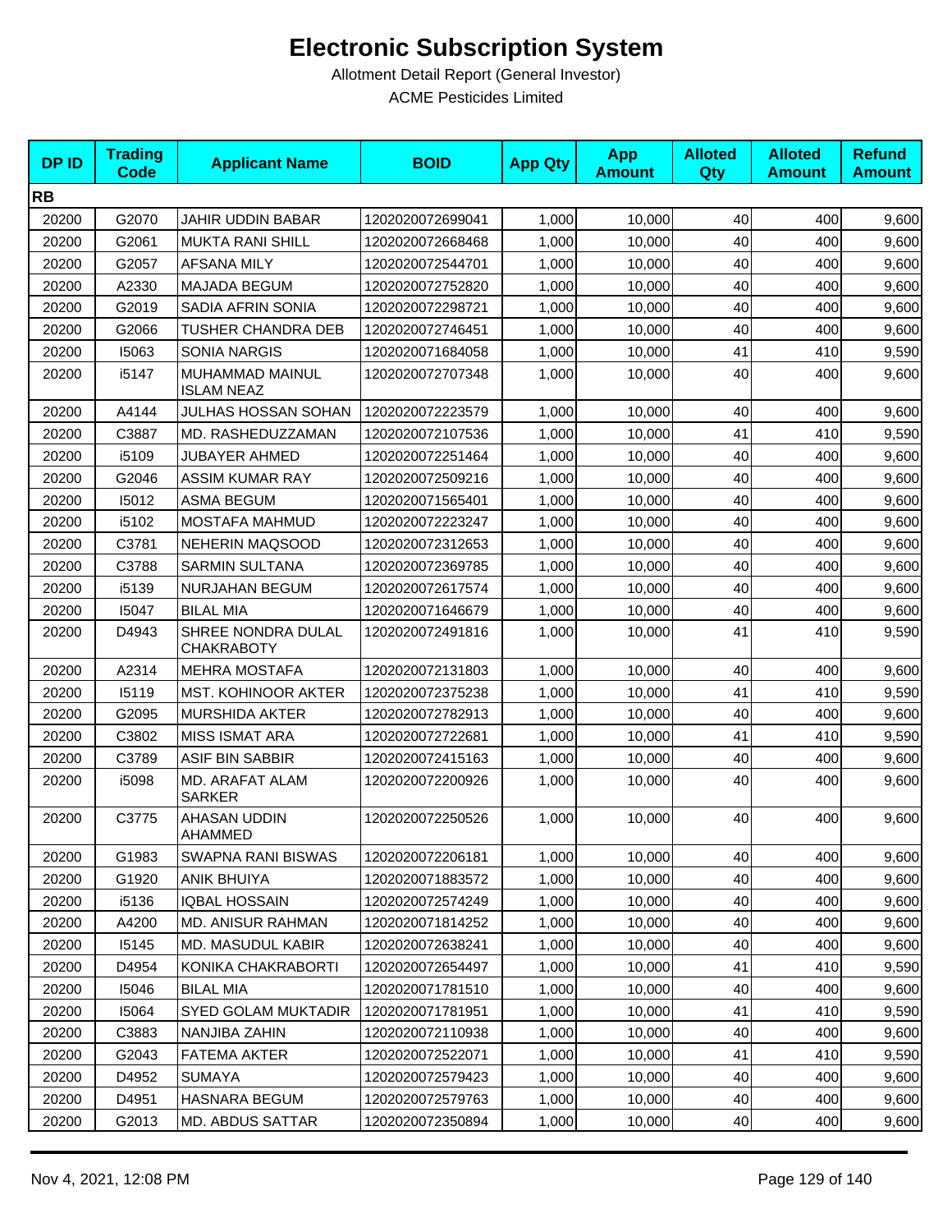# Electronic Subscription System

Allotment Detail Report (General Investor)

ACME Pesticides Limited

| DP ID | Trading Code | Applicant Name | BOID | App Qty | App Amount | Alloted Qty | Alloted Amount | Refund Amount |
|---|---|---|---|---|---|---|---|---|
| **RB** | | | | | | | | |
| 20200 | G2070 | JAHIR UDDIN BABAR | 1202020072699041 | 1,000 | 10,000 | 40 | 400 | 9,600 |
| 20200 | G2061 | MUKTA RANI SHILL | 1202020072668468 | 1,000 | 10,000 | 40 | 400 | 9,600 |
| 20200 | G2057 | AFSANA MILY | 1202020072544701 | 1,000 | 10,000 | 40 | 400 | 9,600 |
| 20200 | A2330 | MAJADA BEGUM | 1202020072752820 | 1,000 | 10,000 | 40 | 400 | 9,600 |
| 20200 | G2019 | SADIA AFRIN SONIA | 1202020072298721 | 1,000 | 10,000 | 40 | 400 | 9,600 |
| 20200 | G2066 | TUSHER CHANDRA DEB | 1202020072746451 | 1,000 | 10,000 | 40 | 400 | 9,600 |
| 20200 | I5063 | SONIA NARGIS | 1202020071684058 | 1,000 | 10,000 | 41 | 410 | 9,590 |
| 20200 | i5147 | MUHAMMAD MAINUL ISLAM NEAZ | 1202020072707348 | 1,000 | 10,000 | 40 | 400 | 9,600 |
| 20200 | A4144 | JULHAS HOSSAN SOHAN | 1202020072223579 | 1,000 | 10,000 | 40 | 400 | 9,600 |
| 20200 | C3887 | MD. RASHEDUZZAMAN | 1202020072107536 | 1,000 | 10,000 | 41 | 410 | 9,590 |
| 20200 | i5109 | JUBAYER AHMED | 1202020072251464 | 1,000 | 10,000 | 40 | 400 | 9,600 |
| 20200 | G2046 | ASSIM KUMAR RAY | 1202020072509216 | 1,000 | 10,000 | 40 | 400 | 9,600 |
| 20200 | I5012 | ASMA BEGUM | 1202020071565401 | 1,000 | 10,000 | 40 | 400 | 9,600 |
| 20200 | i5102 | MOSTAFA MAHMUD | 1202020072223247 | 1,000 | 10,000 | 40 | 400 | 9,600 |
| 20200 | C3781 | NEHERIN MAQSOOD | 1202020072312653 | 1,000 | 10,000 | 40 | 400 | 9,600 |
| 20200 | C3788 | SARMIN SULTANA | 1202020072369785 | 1,000 | 10,000 | 40 | 400 | 9,600 |
| 20200 | i5139 | NURJAHAN BEGUM | 1202020072617574 | 1,000 | 10,000 | 40 | 400 | 9,600 |
| 20200 | I5047 | BILAL MIA | 1202020071646679 | 1,000 | 10,000 | 40 | 400 | 9,600 |
| 20200 | D4943 | SHREE NONDRA DULAL CHAKRABOTY | 1202020072491816 | 1,000 | 10,000 | 41 | 410 | 9,590 |
| 20200 | A2314 | MEHRA MOSTAFA | 1202020072131803 | 1,000 | 10,000 | 40 | 400 | 9,600 |
| 20200 | I5119 | MST. KOHINOOR AKTER | 1202020072375238 | 1,000 | 10,000 | 41 | 410 | 9,590 |
| 20200 | G2095 | MURSHIDA AKTER | 1202020072782913 | 1,000 | 10,000 | 40 | 400 | 9,600 |
| 20200 | C3802 | MISS ISMAT ARA | 1202020072722681 | 1,000 | 10,000 | 41 | 410 | 9,590 |
| 20200 | C3789 | ASIF BIN SABBIR | 1202020072415163 | 1,000 | 10,000 | 40 | 400 | 9,600 |
| 20200 | i5098 | MD. ARAFAT ALAM SARKER | 1202020072200926 | 1,000 | 10,000 | 40 | 400 | 9,600 |
| 20200 | C3775 | AHASAN UDDIN AHAMMED | 1202020072250526 | 1,000 | 10,000 | 40 | 400 | 9,600 |
| 20200 | G1983 | SWAPNA RANI BISWAS | 1202020072206181 | 1,000 | 10,000 | 40 | 400 | 9,600 |
| 20200 | G1920 | ANIK BHUIYA | 1202020071883572 | 1,000 | 10,000 | 40 | 400 | 9,600 |
| 20200 | i5136 | IQBAL HOSSAIN | 1202020072574249 | 1,000 | 10,000 | 40 | 400 | 9,600 |
| 20200 | A4200 | MD. ANISUR RAHMAN | 1202020071814252 | 1,000 | 10,000 | 40 | 400 | 9,600 |
| 20200 | I5145 | MD. MASUDUL KABIR | 1202020072638241 | 1,000 | 10,000 | 40 | 400 | 9,600 |
| 20200 | D4954 | KONIKA CHAKRABORTI | 1202020072654497 | 1,000 | 10,000 | 41 | 410 | 9,590 |
| 20200 | I5046 | BILAL MIA | 1202020071781510 | 1,000 | 10,000 | 40 | 400 | 9,600 |
| 20200 | I5064 | SYED GOLAM MUKTADIR | 1202020071781951 | 1,000 | 10,000 | 41 | 410 | 9,590 |
| 20200 | C3883 | NANJIBA ZAHIN | 1202020072110938 | 1,000 | 10,000 | 40 | 400 | 9,600 |
| 20200 | G2043 | FATEMA AKTER | 1202020072522071 | 1,000 | 10,000 | 41 | 410 | 9,590 |
| 20200 | D4952 | SUMAYA | 1202020072579423 | 1,000 | 10,000 | 40 | 400 | 9,600 |
| 20200 | D4951 | HASNARA BEGUM | 1202020072579763 | 1,000 | 10,000 | 40 | 400 | 9,600 |
| 20200 | G2013 | MD. ABDUS SATTAR | 1202020072350894 | 1,000 | 10,000 | 40 | 400 | 9,600 |

Nov 4, 2021, 12:08 PM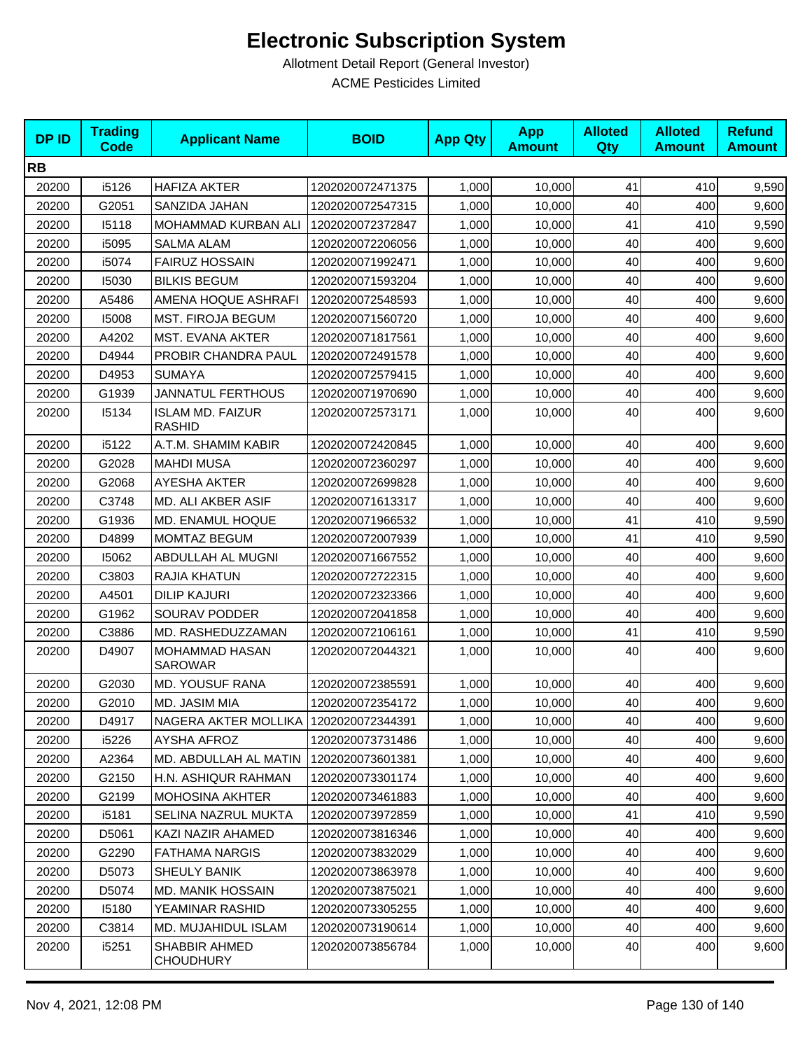# Electronic Subscription System

Allotment Detail Report (General Investor)

ACME Pesticides Limited

| DP ID | Trading Code | Applicant Name | BOID | App Qty | App Amount | Alloted Qty | Alloted Amount | Refund Amount |
|---|---|---|---|---|---|---|---|---|
| **RB** | | | | | | | | |
| 20200 | i5126 | HAFIZA AKTER | 1202020072471375 | 1,000 | 10,000 | 41 | 410 | 9,590 |
| 20200 | G2051 | SANZIDA JAHAN | 1202020072547315 | 1,000 | 10,000 | 40 | 400 | 9,600 |
| 20200 | I5118 | MOHAMMAD KURBAN ALI | 1202020072372847 | 1,000 | 10,000 | 41 | 410 | 9,590 |
| 20200 | i5095 | SALMA ALAM | 1202020072206056 | 1,000 | 10,000 | 40 | 400 | 9,600 |
| 20200 | i5074 | FAIRUZ HOSSAIN | 1202020071992471 | 1,000 | 10,000 | 40 | 400 | 9,600 |
| 20200 | I5030 | BILKIS BEGUM | 1202020071593204 | 1,000 | 10,000 | 40 | 400 | 9,600 |
| 20200 | A5486 | AMENA HOQUE ASHRAFI | 1202020072548593 | 1,000 | 10,000 | 40 | 400 | 9,600 |
| 20200 | I5008 | MST. FIROJA BEGUM | 1202020071560720 | 1,000 | 10,000 | 40 | 400 | 9,600 |
| 20200 | A4202 | MST. EVANA AKTER | 1202020071817561 | 1,000 | 10,000 | 40 | 400 | 9,600 |
| 20200 | D4944 | PROBIR CHANDRA PAUL | 1202020072491578 | 1,000 | 10,000 | 40 | 400 | 9,600 |
| 20200 | D4953 | SUMAYA | 1202020072579415 | 1,000 | 10,000 | 40 | 400 | 9,600 |
| 20200 | G1939 | JANNATUL FERTHOUS | 1202020071970690 | 1,000 | 10,000 | 40 | 400 | 9,600 |
| 20200 | I5134 | ISLAM MD. FAIZUR RASHID | 1202020072573171 | 1,000 | 10,000 | 40 | 400 | 9,600 |
| 20200 | i5122 | A.T.M. SHAMIM KABIR | 1202020072420845 | 1,000 | 10,000 | 40 | 400 | 9,600 |
| 20200 | G2028 | MAHDI MUSA | 1202020072360297 | 1,000 | 10,000 | 40 | 400 | 9,600 |
| 20200 | G2068 | AYESHA AKTER | 1202020072699828 | 1,000 | 10,000 | 40 | 400 | 9,600 |
| 20200 | C3748 | MD. ALI AKBER ASIF | 1202020071613317 | 1,000 | 10,000 | 40 | 400 | 9,600 |
| 20200 | G1936 | MD. ENAMUL HOQUE | 1202020071966532 | 1,000 | 10,000 | 41 | 410 | 9,590 |
| 20200 | D4899 | MOMTAZ BEGUM | 1202020072007939 | 1,000 | 10,000 | 41 | 410 | 9,590 |
| 20200 | I5062 | ABDULLAH AL MUGNI | 1202020071667552 | 1,000 | 10,000 | 40 | 400 | 9,600 |
| 20200 | C3803 | RAJIA KHATUN | 1202020072722315 | 1,000 | 10,000 | 40 | 400 | 9,600 |
| 20200 | A4501 | DILIP KAJURI | 1202020072323366 | 1,000 | 10,000 | 40 | 400 | 9,600 |
| 20200 | G1962 | SOURAV PODDER | 1202020072041858 | 1,000 | 10,000 | 40 | 400 | 9,600 |
| 20200 | C3886 | MD. RASHEDUZZAMAN | 1202020072106161 | 1,000 | 10,000 | 41 | 410 | 9,590 |
| 20200 | D4907 | MOHAMMAD HASAN SAROWAR | 1202020072044321 | 1,000 | 10,000 | 40 | 400 | 9,600 |
| 20200 | G2030 | MD. YOUSUF RANA | 1202020072385591 | 1,000 | 10,000 | 40 | 400 | 9,600 |
| 20200 | G2010 | MD. JASIM MIA | 1202020072354172 | 1,000 | 10,000 | 40 | 400 | 9,600 |
| 20200 | D4917 | NAGERA AKTER MOLLIKA | 1202020072344391 | 1,000 | 10,000 | 40 | 400 | 9,600 |
| 20200 | i5226 | AYSHA AFROZ | 1202020073731486 | 1,000 | 10,000 | 40 | 400 | 9,600 |
| 20200 | A2364 | MD. ABDULLAH AL MATIN | 1202020073601381 | 1,000 | 10,000 | 40 | 400 | 9,600 |
| 20200 | G2150 | H.N. ASHIQUR RAHMAN | 1202020073301174 | 1,000 | 10,000 | 40 | 400 | 9,600 |
| 20200 | G2199 | MOHOSINA AKHTER | 1202020073461883 | 1,000 | 10,000 | 40 | 400 | 9,600 |
| 20200 | i5181 | SELINA NAZRUL MUKTA | 1202020073972859 | 1,000 | 10,000 | 41 | 410 | 9,590 |
| 20200 | D5061 | KAZI NAZIR AHAMED | 1202020073816346 | 1,000 | 10,000 | 40 | 400 | 9,600 |
| 20200 | G2290 | FATHAMA NARGIS | 1202020073832029 | 1,000 | 10,000 | 40 | 400 | 9,600 |
| 20200 | D5073 | SHEULY BANIK | 1202020073863978 | 1,000 | 10,000 | 40 | 400 | 9,600 |
| 20200 | D5074 | MD. MANIK HOSSAIN | 1202020073875021 | 1,000 | 10,000 | 40 | 400 | 9,600 |
| 20200 | I5180 | YEAMINAR RASHID | 1202020073305255 | 1,000 | 10,000 | 40 | 400 | 9,600 |
| 20200 | C3814 | MD. MUJAHIDUL ISLAM | 1202020073190614 | 1,000 | 10,000 | 40 | 400 | 9,600 |
| 20200 | i5251 | SHABBIR AHMED CHOUDHURY | 1202020073856784 | 1,000 | 10,000 | 40 | 400 | 9,600 |

Nov 4, 2021, 12:08 PM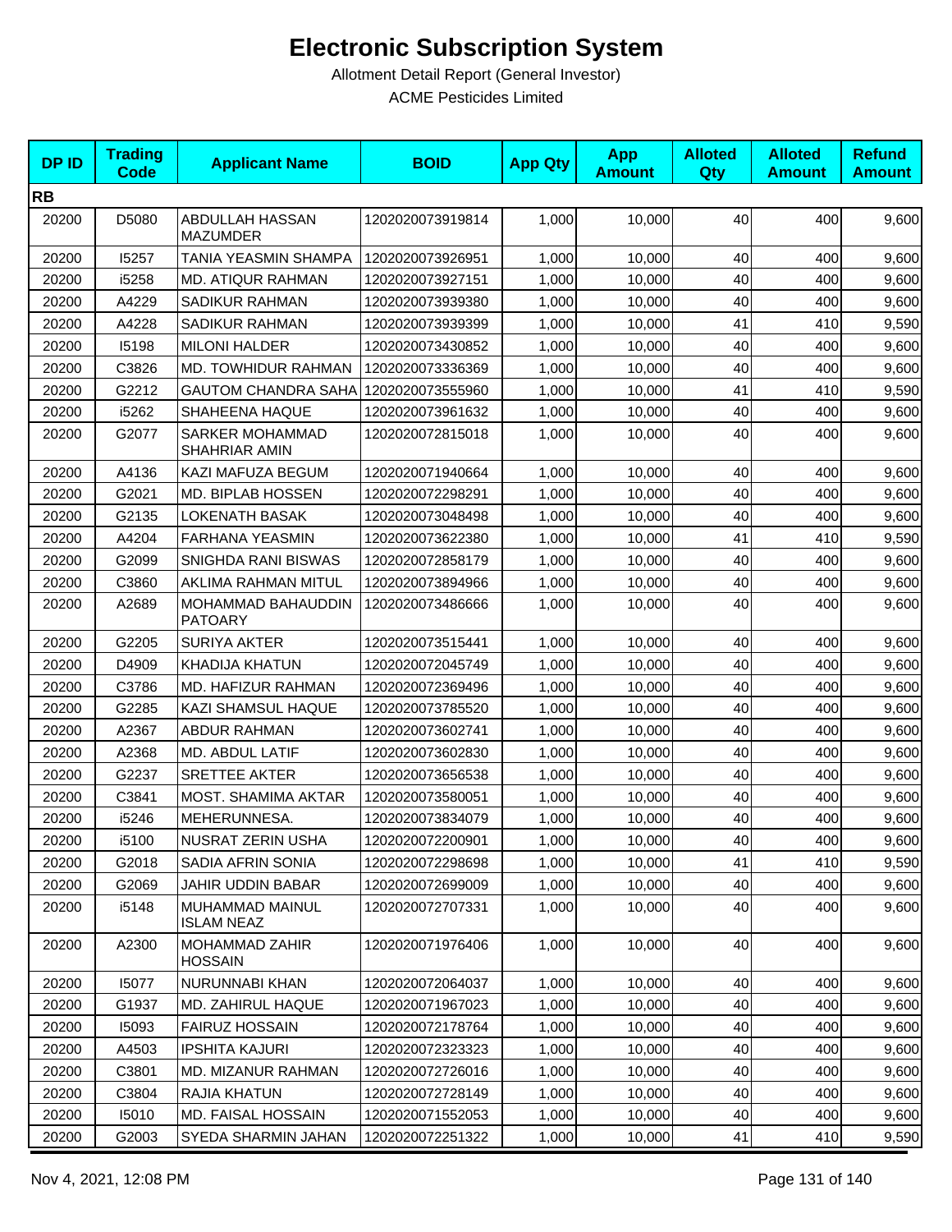# Electronic Subscription System

Allotment Detail Report (General Investor)

ACME Pesticides Limited

| DP ID | Trading Code | Applicant Name | BOID | App Qty | App Amount | Alloted Qty | Alloted Amount | Refund Amount |
|---|---|---|---|---|---|---|---|---|
| **RB** | | | | | | | | |
| 20200 | D5080 | ABDULLAH HASSAN MAZUMDER | 1202020073919814 | 1,000 | 10,000 | 40 | 400 | 9,600 |
| 20200 | I5257 | TANIA YEASMIN SHAMPA | 1202020073926951 | 1,000 | 10,000 | 40 | 400 | 9,600 |
| 20200 | i5258 | MD. ATIQUR RAHMAN | 1202020073927151 | 1,000 | 10,000 | 40 | 400 | 9,600 |
| 20200 | A4229 | SADIKUR RAHMAN | 1202020073939380 | 1,000 | 10,000 | 40 | 400 | 9,600 |
| 20200 | A4228 | SADIKUR RAHMAN | 1202020073939399 | 1,000 | 10,000 | 41 | 410 | 9,590 |
| 20200 | I5198 | MILONI HALDER | 1202020073430852 | 1,000 | 10,000 | 40 | 400 | 9,600 |
| 20200 | C3826 | MD. TOWHIDUR RAHMAN | 1202020073336369 | 1,000 | 10,000 | 40 | 400 | 9,600 |
| 20200 | G2212 | GAUTOM CHANDRA SAHA | 1202020073555960 | 1,000 | 10,000 | 41 | 410 | 9,590 |
| 20200 | i5262 | SHAHEENA HAQUE | 1202020073961632 | 1,000 | 10,000 | 40 | 400 | 9,600 |
| 20200 | G2077 | SARKER MOHAMMAD SHAHRIAR AMIN | 1202020072815018 | 1,000 | 10,000 | 40 | 400 | 9,600 |
| 20200 | A4136 | KAZI MAFUZA BEGUM | 1202020071940664 | 1,000 | 10,000 | 40 | 400 | 9,600 |
| 20200 | G2021 | MD. BIPLAB HOSSEN | 1202020072298291 | 1,000 | 10,000 | 40 | 400 | 9,600 |
| 20200 | G2135 | LOKENATH BASAK | 1202020073048498 | 1,000 | 10,000 | 40 | 400 | 9,600 |
| 20200 | A4204 | FARHANA YEASMIN | 1202020073622380 | 1,000 | 10,000 | 41 | 410 | 9,590 |
| 20200 | G2099 | SNIGHDA RANI BISWAS | 1202020072858179 | 1,000 | 10,000 | 40 | 400 | 9,600 |
| 20200 | C3860 | AKLIMA RAHMAN MITUL | 1202020073894966 | 1,000 | 10,000 | 40 | 400 | 9,600 |
| 20200 | A2689 | MOHAMMAD BAHAUDDIN PATOARY | 1202020073486666 | 1,000 | 10,000 | 40 | 400 | 9,600 |
| 20200 | G2205 | SURIYA AKTER | 1202020073515441 | 1,000 | 10,000 | 40 | 400 | 9,600 |
| 20200 | D4909 | KHADIJA KHATUN | 1202020072045749 | 1,000 | 10,000 | 40 | 400 | 9,600 |
| 20200 | C3786 | MD. HAFIZUR RAHMAN | 1202020072369496 | 1,000 | 10,000 | 40 | 400 | 9,600 |
| 20200 | G2285 | KAZI SHAMSUL HAQUE | 1202020073785520 | 1,000 | 10,000 | 40 | 400 | 9,600 |
| 20200 | A2367 | ABDUR RAHMAN | 1202020073602741 | 1,000 | 10,000 | 40 | 400 | 9,600 |
| 20200 | A2368 | MD. ABDUL LATIF | 1202020073602830 | 1,000 | 10,000 | 40 | 400 | 9,600 |
| 20200 | G2237 | SRETTEE AKTER | 1202020073656538 | 1,000 | 10,000 | 40 | 400 | 9,600 |
| 20200 | C3841 | MOST. SHAMIMA AKTAR | 1202020073580051 | 1,000 | 10,000 | 40 | 400 | 9,600 |
| 20200 | i5246 | MEHERUNNESA. | 1202020073834079 | 1,000 | 10,000 | 40 | 400 | 9,600 |
| 20200 | i5100 | NUSRAT ZERIN USHA | 1202020072200901 | 1,000 | 10,000 | 40 | 400 | 9,600 |
| 20200 | G2018 | SADIA AFRIN SONIA | 1202020072298698 | 1,000 | 10,000 | 41 | 410 | 9,590 |
| 20200 | G2069 | JAHIR UDDIN BABAR | 1202020072699009 | 1,000 | 10,000 | 40 | 400 | 9,600 |
| 20200 | i5148 | MUHAMMAD MAINUL ISLAM NEAZ | 1202020072707331 | 1,000 | 10,000 | 40 | 400 | 9,600 |
| 20200 | A2300 | MOHAMMAD ZAHIR HOSSAIN | 1202020071976406 | 1,000 | 10,000 | 40 | 400 | 9,600 |
| 20200 | I5077 | NURUNNABI KHAN | 1202020072064037 | 1,000 | 10,000 | 40 | 400 | 9,600 |
| 20200 | G1937 | MD. ZAHIRUL HAQUE | 1202020071967023 | 1,000 | 10,000 | 40 | 400 | 9,600 |
| 20200 | I5093 | FAIRUZ HOSSAIN | 1202020072178764 | 1,000 | 10,000 | 40 | 400 | 9,600 |
| 20200 | A4503 | IPSHITA KAJURI | 1202020072323323 | 1,000 | 10,000 | 40 | 400 | 9,600 |
| 20200 | C3801 | MD. MIZANUR RAHMAN | 1202020072726016 | 1,000 | 10,000 | 40 | 400 | 9,600 |
| 20200 | C3804 | RAJIA KHATUN | 1202020072728149 | 1,000 | 10,000 | 40 | 400 | 9,600 |
| 20200 | I5010 | MD. FAISAL HOSSAIN | 1202020071552053 | 1,000 | 10,000 | 40 | 400 | 9,600 |
| 20200 | G2003 | SYEDA SHARMIN JAHAN | 1202020072251322 | 1,000 | 10,000 | 41 | 410 | 9,590 |

Nov 4, 2021, 12:08 PM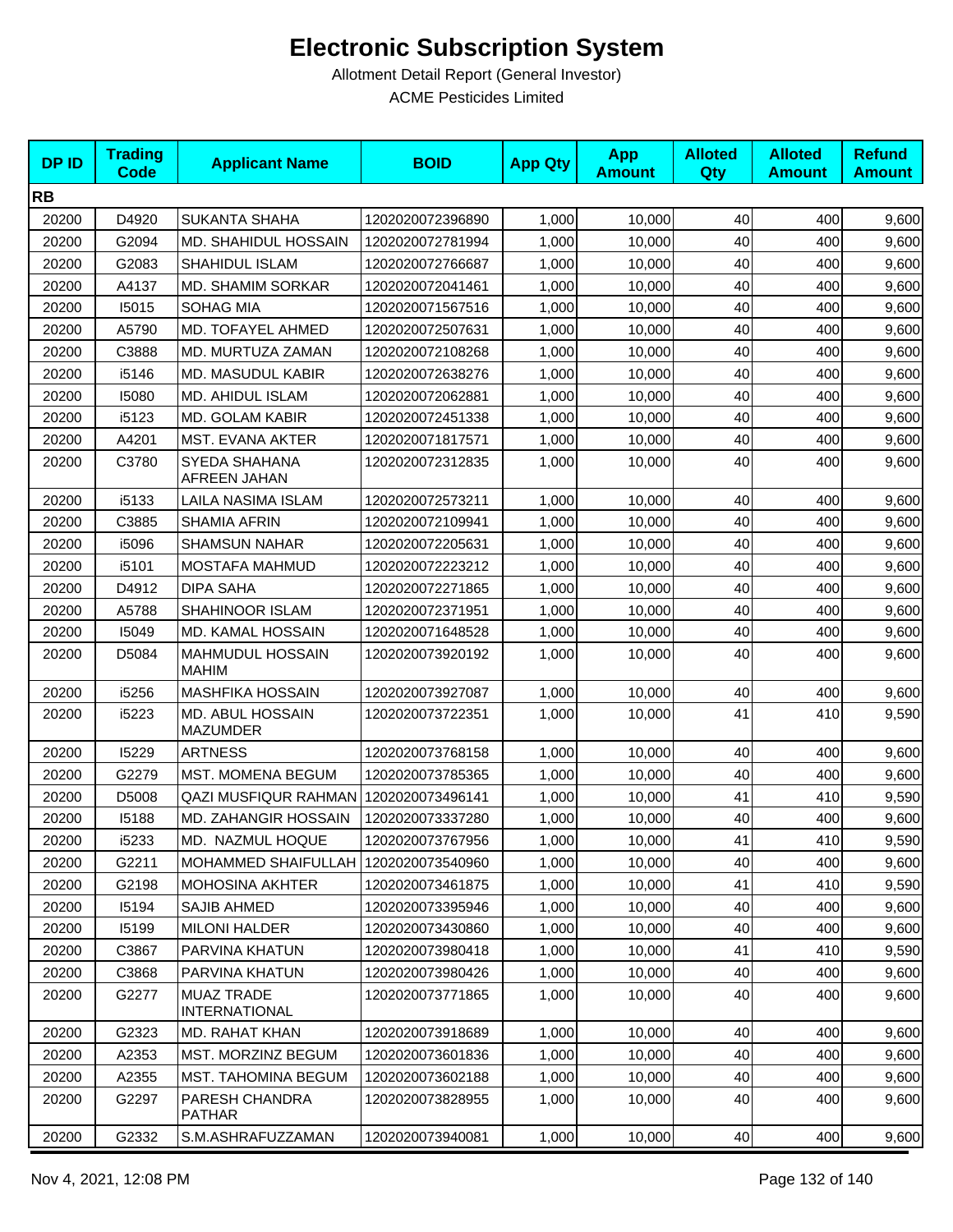# Electronic Subscription System

Allotment Detail Report (General Investor)

ACME Pesticides Limited

| DP ID | Trading Code | Applicant Name | BOID | App Qty | App Amount | Alloted Qty | Alloted Amount | Refund Amount |
|---|---|---|---|---|---|---|---|---|
| **RB** | | | | | | | | |
| 20200 | D4920 | SUKANTA SHAHA | 1202020072396890 | 1,000 | 10,000 | 40 | 400 | 9,600 |
| 20200 | G2094 | MD. SHAHIDUL HOSSAIN | 1202020072781994 | 1,000 | 10,000 | 40 | 400 | 9,600 |
| 20200 | G2083 | SHAHIDUL ISLAM | 1202020072766687 | 1,000 | 10,000 | 40 | 400 | 9,600 |
| 20200 | A4137 | MD. SHAMIM SORKAR | 1202020072041461 | 1,000 | 10,000 | 40 | 400 | 9,600 |
| 20200 | I5015 | SOHAG MIA | 1202020071567516 | 1,000 | 10,000 | 40 | 400 | 9,600 |
| 20200 | A5790 | MD. TOFAYEL AHMED | 1202020072507631 | 1,000 | 10,000 | 40 | 400 | 9,600 |
| 20200 | C3888 | MD. MURTUZA ZAMAN | 1202020072108268 | 1,000 | 10,000 | 40 | 400 | 9,600 |
| 20200 | i5146 | MD. MASUDUL KABIR | 1202020072638276 | 1,000 | 10,000 | 40 | 400 | 9,600 |
| 20200 | I5080 | MD. AHIDUL ISLAM | 1202020072062881 | 1,000 | 10,000 | 40 | 400 | 9,600 |
| 20200 | i5123 | MD. GOLAM KABIR | 1202020072451338 | 1,000 | 10,000 | 40 | 400 | 9,600 |
| 20200 | A4201 | MST. EVANA AKTER | 1202020071817571 | 1,000 | 10,000 | 40 | 400 | 9,600 |
| 20200 | C3780 | SYEDA SHAHANA AFREEN JAHAN | 1202020072312835 | 1,000 | 10,000 | 40 | 400 | 9,600 |
| 20200 | i5133 | LAILA NASIMA ISLAM | 1202020072573211 | 1,000 | 10,000 | 40 | 400 | 9,600 |
| 20200 | C3885 | SHAMIA AFRIN | 1202020072109941 | 1,000 | 10,000 | 40 | 400 | 9,600 |
| 20200 | i5096 | SHAMSUN NAHAR | 1202020072205631 | 1,000 | 10,000 | 40 | 400 | 9,600 |
| 20200 | i5101 | MOSTAFA MAHMUD | 1202020072223212 | 1,000 | 10,000 | 40 | 400 | 9,600 |
| 20200 | D4912 | DIPA SAHA | 1202020072271865 | 1,000 | 10,000 | 40 | 400 | 9,600 |
| 20200 | A5788 | SHAHINOOR ISLAM | 1202020072371951 | 1,000 | 10,000 | 40 | 400 | 9,600 |
| 20200 | I5049 | MD. KAMAL HOSSAIN | 1202020071648528 | 1,000 | 10,000 | 40 | 400 | 9,600 |
| 20200 | D5084 | MAHMUDUL HOSSAIN MAHIM | 1202020073920192 | 1,000 | 10,000 | 40 | 400 | 9,600 |
| 20200 | i5256 | MASHFIKA HOSSAIN | 1202020073927087 | 1,000 | 10,000 | 40 | 400 | 9,600 |
| 20200 | i5223 | MD. ABUL HOSSAIN MAZUMDER | 1202020073722351 | 1,000 | 10,000 | 41 | 410 | 9,590 |
| 20200 | I5229 | ARTNESS | 1202020073768158 | 1,000 | 10,000 | 40 | 400 | 9,600 |
| 20200 | G2279 | MST. MOMENA BEGUM | 1202020073785365 | 1,000 | 10,000 | 40 | 400 | 9,600 |
| 20200 | D5008 | QAZI MUSFIQUR RAHMAN | 1202020073496141 | 1,000 | 10,000 | 41 | 410 | 9,590 |
| 20200 | I5188 | MD. ZAHANGIR HOSSAIN | 1202020073337280 | 1,000 | 10,000 | 40 | 400 | 9,600 |
| 20200 | i5233 | MD. NAZMUL HOQUE | 1202020073767956 | 1,000 | 10,000 | 41 | 410 | 9,590 |
| 20200 | G2211 | MOHAMMED SHAIFULLAH | 1202020073540960 | 1,000 | 10,000 | 40 | 400 | 9,600 |
| 20200 | G2198 | MOHOSINA AKHTER | 1202020073461875 | 1,000 | 10,000 | 41 | 410 | 9,590 |
| 20200 | I5194 | SAJIB AHMED | 1202020073395946 | 1,000 | 10,000 | 40 | 400 | 9,600 |
| 20200 | I5199 | MILONI HALDER | 1202020073430860 | 1,000 | 10,000 | 40 | 400 | 9,600 |
| 20200 | C3867 | PARVINA KHATUN | 1202020073980418 | 1,000 | 10,000 | 41 | 410 | 9,590 |
| 20200 | C3868 | PARVINA KHATUN | 1202020073980426 | 1,000 | 10,000 | 40 | 400 | 9,600 |
| 20200 | G2277 | MUAZ TRADE INTERNATIONAL | 1202020073771865 | 1,000 | 10,000 | 40 | 400 | 9,600 |
| 20200 | G2323 | MD. RAHAT KHAN | 1202020073918689 | 1,000 | 10,000 | 40 | 400 | 9,600 |
| 20200 | A2353 | MST. MORZINZ BEGUM | 1202020073601836 | 1,000 | 10,000 | 40 | 400 | 9,600 |
| 20200 | A2355 | MST. TAHOMINA BEGUM | 1202020073602188 | 1,000 | 10,000 | 40 | 400 | 9,600 |
| 20200 | G2297 | PARESH CHANDRA PATHAR | 1202020073828955 | 1,000 | 10,000 | 40 | 400 | 9,600 |
| 20200 | G2332 | S.M.ASHRAFUZZAMAN | 1202020073940081 | 1,000 | 10,000 | 40 | 400 | 9,600 |

Nov 4, 2021, 12:08 PM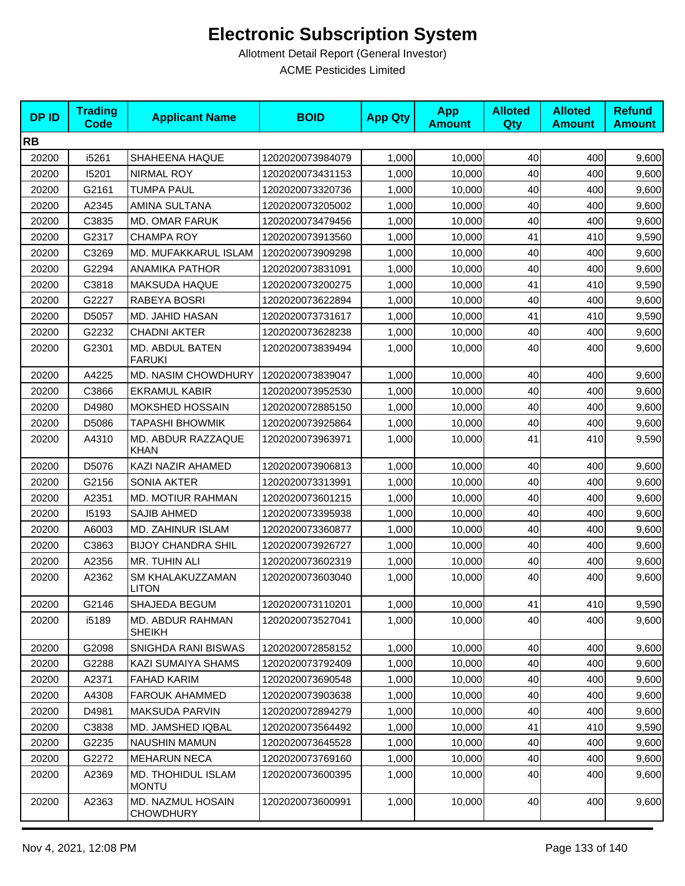# Electronic Subscription System

Allotment Detail Report (General Investor)

ACME Pesticides Limited

| DP ID | Trading Code | Applicant Name | BOID | App Qty | App Amount | Alloted Qty | Alloted Amount | Refund Amount |
|---|---|---|---|---|---|---|---|---|
| **RB** | | | | | | | | |
| 20200 | i5261 | SHAHEENA HAQUE | 1202020073984079 | 1,000 | 10,000 | 40 | 400 | 9,600 |
| 20200 | I5201 | NIRMAL ROY | 1202020073431153 | 1,000 | 10,000 | 40 | 400 | 9,600 |
| 20200 | G2161 | TUMPA PAUL | 1202020073320736 | 1,000 | 10,000 | 40 | 400 | 9,600 |
| 20200 | A2345 | AMINA SULTANA | 1202020073205002 | 1,000 | 10,000 | 40 | 400 | 9,600 |
| 20200 | C3835 | MD. OMAR FARUK | 1202020073479456 | 1,000 | 10,000 | 40 | 400 | 9,600 |
| 20200 | G2317 | CHAMPA ROY | 1202020073913560 | 1,000 | 10,000 | 41 | 410 | 9,590 |
| 20200 | C3269 | MD. MUFAKKARUL ISLAM | 1202020073909298 | 1,000 | 10,000 | 40 | 400 | 9,600 |
| 20200 | G2294 | ANAMIKA PATHOR | 1202020073831091 | 1,000 | 10,000 | 40 | 400 | 9,600 |
| 20200 | C3818 | MAKSUDA HAQUE | 1202020073200275 | 1,000 | 10,000 | 41 | 410 | 9,590 |
| 20200 | G2227 | RABEYA BOSRI | 1202020073622894 | 1,000 | 10,000 | 40 | 400 | 9,600 |
| 20200 | D5057 | MD. JAHID HASAN | 1202020073731617 | 1,000 | 10,000 | 41 | 410 | 9,590 |
| 20200 | G2232 | CHADNI AKTER | 1202020073628238 | 1,000 | 10,000 | 40 | 400 | 9,600 |
| 20200 | G2301 | MD. ABDUL BATEN FARUKI | 1202020073839494 | 1,000 | 10,000 | 40 | 400 | 9,600 |
| 20200 | A4225 | MD. NASIM CHOWDHURY | 1202020073839047 | 1,000 | 10,000 | 40 | 400 | 9,600 |
| 20200 | C3866 | EKRAMUL KABIR | 1202020073952530 | 1,000 | 10,000 | 40 | 400 | 9,600 |
| 20200 | D4980 | MOKSHED HOSSAIN | 1202020072885150 | 1,000 | 10,000 | 40 | 400 | 9,600 |
| 20200 | D5086 | TAPASHI BHOWMIK | 1202020073925864 | 1,000 | 10,000 | 40 | 400 | 9,600 |
| 20200 | A4310 | MD. ABDUR RAZZAQUE KHAN | 1202020073963971 | 1,000 | 10,000 | 41 | 410 | 9,590 |
| 20200 | D5076 | KAZI NAZIR AHAMED | 1202020073906813 | 1,000 | 10,000 | 40 | 400 | 9,600 |
| 20200 | G2156 | SONIA AKTER | 1202020073313991 | 1,000 | 10,000 | 40 | 400 | 9,600 |
| 20200 | A2351 | MD. MOTIUR RAHMAN | 1202020073601215 | 1,000 | 10,000 | 40 | 400 | 9,600 |
| 20200 | I5193 | SAJIB AHMED | 1202020073395938 | 1,000 | 10,000 | 40 | 400 | 9,600 |
| 20200 | A6003 | MD. ZAHINUR ISLAM | 1202020073360877 | 1,000 | 10,000 | 40 | 400 | 9,600 |
| 20200 | C3863 | BIJOY CHANDRA SHIL | 1202020073926727 | 1,000 | 10,000 | 40 | 400 | 9,600 |
| 20200 | A2356 | MR. TUHIN ALI | 1202020073602319 | 1,000 | 10,000 | 40 | 400 | 9,600 |
| 20200 | A2362 | SM KHALAKUZZAMAN LITON | 1202020073603040 | 1,000 | 10,000 | 40 | 400 | 9,600 |
| 20200 | G2146 | SHAJEDA BEGUM | 1202020073110201 | 1,000 | 10,000 | 41 | 410 | 9,590 |
| 20200 | i5189 | MD. ABDUR RAHMAN SHEIKH | 1202020073527041 | 1,000 | 10,000 | 40 | 400 | 9,600 |
| 20200 | G2098 | SNIGHDA RANI BISWAS | 1202020072858152 | 1,000 | 10,000 | 40 | 400 | 9,600 |
| 20200 | G2288 | KAZI SUMAIYA SHAMS | 1202020073792409 | 1,000 | 10,000 | 40 | 400 | 9,600 |
| 20200 | A2371 | FAHAD KARIM | 1202020073690548 | 1,000 | 10,000 | 40 | 400 | 9,600 |
| 20200 | A4308 | FAROUK AHAMMED | 1202020073903638 | 1,000 | 10,000 | 40 | 400 | 9,600 |
| 20200 | D4981 | MAKSUDA PARVIN | 1202020072894279 | 1,000 | 10,000 | 40 | 400 | 9,600 |
| 20200 | C3838 | MD. JAMSHED IQBAL | 1202020073564492 | 1,000 | 10,000 | 41 | 410 | 9,590 |
| 20200 | G2235 | NAUSHIN MAMUN | 1202020073645528 | 1,000 | 10,000 | 40 | 400 | 9,600 |
| 20200 | G2272 | MEHARUN NECA | 1202020073769160 | 1,000 | 10,000 | 40 | 400 | 9,600 |
| 20200 | A2369 | MD. THOHIDUL ISLAM MONTU | 1202020073600395 | 1,000 | 10,000 | 40 | 400 | 9,600 |
| 20200 | A2363 | MD. NAZMUL HOSAIN CHOWDHURY | 1202020073600991 | 1,000 | 10,000 | 40 | 400 | 9,600 |

Nov 4, 2021, 12:08 PM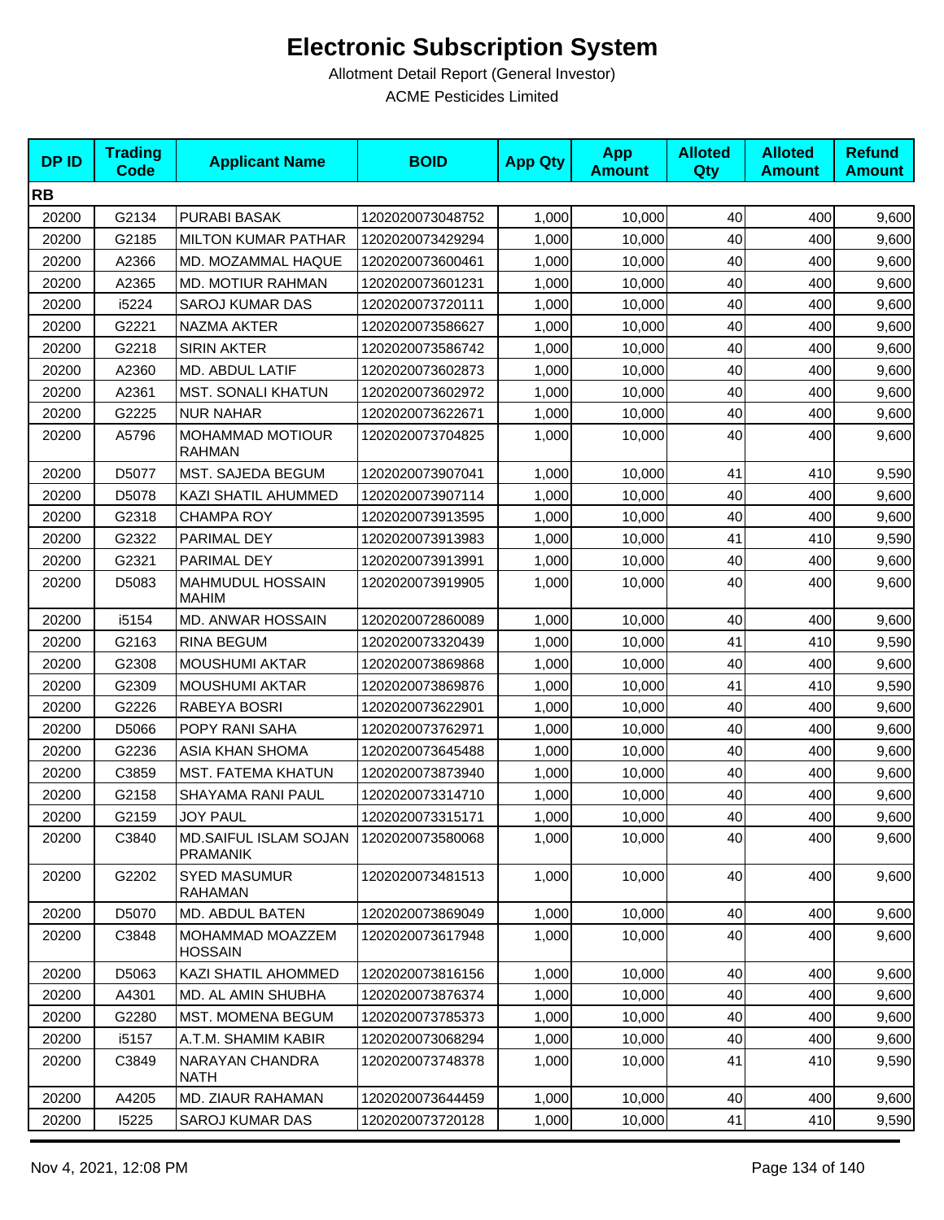# Electronic Subscription System

Allotment Detail Report (General Investor)

ACME Pesticides Limited

| DP ID | Trading Code | Applicant Name | BOID | App Qty | App Amount | Alloted Qty | Alloted Amount | Refund Amount |
|---|---|---|---|---|---|---|---|---|
| **RB** | | | | | | | | |
| 20200 | G2134 | PURABI BASAK | 1202020073048752 | 1,000 | 10,000 | 40 | 400 | 9,600 |
| 20200 | G2185 | MILTON KUMAR PATHAR | 1202020073429294 | 1,000 | 10,000 | 40 | 400 | 9,600 |
| 20200 | A2366 | MD. MOZAMMAL HAQUE | 1202020073600461 | 1,000 | 10,000 | 40 | 400 | 9,600 |
| 20200 | A2365 | MD. MOTIUR RAHMAN | 1202020073601231 | 1,000 | 10,000 | 40 | 400 | 9,600 |
| 20200 | i5224 | SAROJ KUMAR DAS | 1202020073720111 | 1,000 | 10,000 | 40 | 400 | 9,600 |
| 20200 | G2221 | NAZMA AKTER | 1202020073586627 | 1,000 | 10,000 | 40 | 400 | 9,600 |
| 20200 | G2218 | SIRIN AKTER | 1202020073586742 | 1,000 | 10,000 | 40 | 400 | 9,600 |
| 20200 | A2360 | MD. ABDUL LATIF | 1202020073602873 | 1,000 | 10,000 | 40 | 400 | 9,600 |
| 20200 | A2361 | MST. SONALI KHATUN | 1202020073602972 | 1,000 | 10,000 | 40 | 400 | 9,600 |
| 20200 | G2225 | NUR NAHAR | 1202020073622671 | 1,000 | 10,000 | 40 | 400 | 9,600 |
| 20200 | A5796 | MOHAMMAD MOTIOUR RAHMAN | 1202020073704825 | 1,000 | 10,000 | 40 | 400 | 9,600 |
| 20200 | D5077 | MST. SAJEDA BEGUM | 1202020073907041 | 1,000 | 10,000 | 41 | 410 | 9,590 |
| 20200 | D5078 | KAZI SHATIL AHUMMED | 1202020073907114 | 1,000 | 10,000 | 40 | 400 | 9,600 |
| 20200 | G2318 | CHAMPA ROY | 1202020073913595 | 1,000 | 10,000 | 40 | 400 | 9,600 |
| 20200 | G2322 | PARIMAL DEY | 1202020073913983 | 1,000 | 10,000 | 41 | 410 | 9,590 |
| 20200 | G2321 | PARIMAL DEY | 1202020073913991 | 1,000 | 10,000 | 40 | 400 | 9,600 |
| 20200 | D5083 | MAHMUDUL HOSSAIN MAHIM | 1202020073919905 | 1,000 | 10,000 | 40 | 400 | 9,600 |
| 20200 | i5154 | MD. ANWAR HOSSAIN | 1202020072860089 | 1,000 | 10,000 | 40 | 400 | 9,600 |
| 20200 | G2163 | RINA BEGUM | 1202020073320439 | 1,000 | 10,000 | 41 | 410 | 9,590 |
| 20200 | G2308 | MOUSHUMI AKTAR | 1202020073869868 | 1,000 | 10,000 | 40 | 400 | 9,600 |
| 20200 | G2309 | MOUSHUMI AKTAR | 1202020073869876 | 1,000 | 10,000 | 41 | 410 | 9,590 |
| 20200 | G2226 | RABEYA BOSRI | 1202020073622901 | 1,000 | 10,000 | 40 | 400 | 9,600 |
| 20200 | D5066 | POPY RANI SAHA | 1202020073762971 | 1,000 | 10,000 | 40 | 400 | 9,600 |
| 20200 | G2236 | ASIA KHAN SHOMA | 1202020073645488 | 1,000 | 10,000 | 40 | 400 | 9,600 |
| 20200 | C3859 | MST. FATEMA KHATUN | 1202020073873940 | 1,000 | 10,000 | 40 | 400 | 9,600 |
| 20200 | G2158 | SHAYAMA RANI PAUL | 1202020073314710 | 1,000 | 10,000 | 40 | 400 | 9,600 |
| 20200 | G2159 | JOY PAUL | 1202020073315171 | 1,000 | 10,000 | 40 | 400 | 9,600 |
| 20200 | C3840 | MD.SAIFUL ISLAM SOJAN PRAMANIK | 1202020073580068 | 1,000 | 10,000 | 40 | 400 | 9,600 |
| 20200 | G2202 | SYED MASUMUR RAHAMAN | 1202020073481513 | 1,000 | 10,000 | 40 | 400 | 9,600 |
| 20200 | D5070 | MD. ABDUL BATEN | 1202020073869049 | 1,000 | 10,000 | 40 | 400 | 9,600 |
| 20200 | C3848 | MOHAMMAD MOAZZEM HOSSAIN | 1202020073617948 | 1,000 | 10,000 | 40 | 400 | 9,600 |
| 20200 | D5063 | KAZI SHATIL AHOMMED | 1202020073816156 | 1,000 | 10,000 | 40 | 400 | 9,600 |
| 20200 | A4301 | MD. AL AMIN SHUBHA | 1202020073876374 | 1,000 | 10,000 | 40 | 400 | 9,600 |
| 20200 | G2280 | MST. MOMENA BEGUM | 1202020073785373 | 1,000 | 10,000 | 40 | 400 | 9,600 |
| 20200 | i5157 | A.T.M. SHAMIM KABIR | 1202020073068294 | 1,000 | 10,000 | 40 | 400 | 9,600 |
| 20200 | C3849 | NARAYAN CHANDRA NATH | 1202020073748378 | 1,000 | 10,000 | 41 | 410 | 9,590 |
| 20200 | A4205 | MD. ZIAUR RAHAMAN | 1202020073644459 | 1,000 | 10,000 | 40 | 400 | 9,600 |
| 20200 | I5225 | SAROJ KUMAR DAS | 1202020073720128 | 1,000 | 10,000 | 41 | 410 | 9,590 |

Nov 4, 2021, 12:08 PM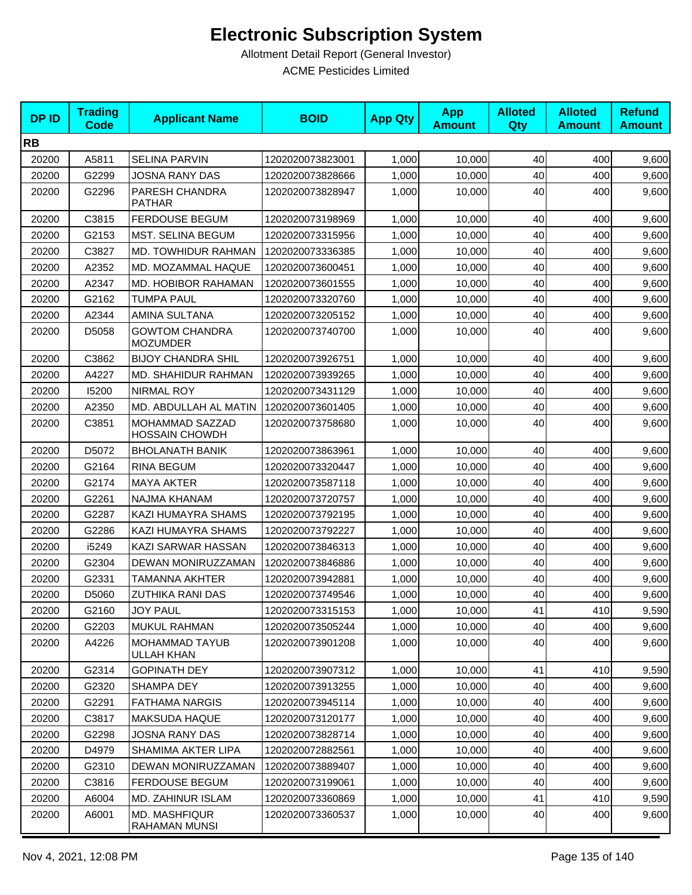# Electronic Subscription System

Allotment Detail Report (General Investor)

ACME Pesticides Limited

| DP ID | Trading Code | Applicant Name | BOID | App Qty | App Amount | Alloted Qty | Alloted Amount | Refund Amount |
|---|---|---|---|---|---|---|---|---|
| **RB** | | | | | | | | |
| 20200 | A5811 | SELINA PARVIN | 1202020073823001 | 1,000 | 10,000 | 40 | 400 | 9,600 |
| 20200 | G2299 | JOSNA RANY DAS | 1202020073828666 | 1,000 | 10,000 | 40 | 400 | 9,600 |
| 20200 | G2296 | PARESH CHANDRA PATHAR | 1202020073828947 | 1,000 | 10,000 | 40 | 400 | 9,600 |
| 20200 | C3815 | FERDOUSE BEGUM | 1202020073198969 | 1,000 | 10,000 | 40 | 400 | 9,600 |
| 20200 | G2153 | MST. SELINA BEGUM | 1202020073315956 | 1,000 | 10,000 | 40 | 400 | 9,600 |
| 20200 | C3827 | MD. TOWHIDUR RAHMAN | 1202020073336385 | 1,000 | 10,000 | 40 | 400 | 9,600 |
| 20200 | A2352 | MD. MOZAMMAL HAQUE | 1202020073600451 | 1,000 | 10,000 | 40 | 400 | 9,600 |
| 20200 | A2347 | MD. HOBIBOR RAHAMAN | 1202020073601555 | 1,000 | 10,000 | 40 | 400 | 9,600 |
| 20200 | G2162 | TUMPA PAUL | 1202020073320760 | 1,000 | 10,000 | 40 | 400 | 9,600 |
| 20200 | A2344 | AMINA SULTANA | 1202020073205152 | 1,000 | 10,000 | 40 | 400 | 9,600 |
| 20200 | D5058 | GOWTOM CHANDRA MOZUMDER | 1202020073740700 | 1,000 | 10,000 | 40 | 400 | 9,600 |
| 20200 | C3862 | BIJOY CHANDRA SHIL | 1202020073926751 | 1,000 | 10,000 | 40 | 400 | 9,600 |
| 20200 | A4227 | MD. SHAHIDUR RAHMAN | 1202020073939265 | 1,000 | 10,000 | 40 | 400 | 9,600 |
| 20200 | I5200 | NIRMAL ROY | 1202020073431129 | 1,000 | 10,000 | 40 | 400 | 9,600 |
| 20200 | A2350 | MD. ABDULLAH AL MATIN | 1202020073601405 | 1,000 | 10,000 | 40 | 400 | 9,600 |
| 20200 | C3851 | MOHAMMAD SAZZAD HOSSAIN CHOWDH | 1202020073758680 | 1,000 | 10,000 | 40 | 400 | 9,600 |
| 20200 | D5072 | BHOLANATH BANIK | 1202020073863961 | 1,000 | 10,000 | 40 | 400 | 9,600 |
| 20200 | G2164 | RINA BEGUM | 1202020073320447 | 1,000 | 10,000 | 40 | 400 | 9,600 |
| 20200 | G2174 | MAYA AKTER | 1202020073587118 | 1,000 | 10,000 | 40 | 400 | 9,600 |
| 20200 | G2261 | NAJMA KHANAM | 1202020073720757 | 1,000 | 10,000 | 40 | 400 | 9,600 |
| 20200 | G2287 | KAZI HUMAYRA SHAMS | 1202020073792195 | 1,000 | 10,000 | 40 | 400 | 9,600 |
| 20200 | G2286 | KAZI HUMAYRA SHAMS | 1202020073792227 | 1,000 | 10,000 | 40 | 400 | 9,600 |
| 20200 | i5249 | KAZI SARWAR HASSAN | 1202020073846313 | 1,000 | 10,000 | 40 | 400 | 9,600 |
| 20200 | G2304 | DEWAN MONIRUZZAMAN | 1202020073846886 | 1,000 | 10,000 | 40 | 400 | 9,600 |
| 20200 | G2331 | TAMANNA AKHTER | 1202020073942881 | 1,000 | 10,000 | 40 | 400 | 9,600 |
| 20200 | D5060 | ZUTHIKA RANI DAS | 1202020073749546 | 1,000 | 10,000 | 40 | 400 | 9,600 |
| 20200 | G2160 | JOY PAUL | 1202020073315153 | 1,000 | 10,000 | 41 | 410 | 9,590 |
| 20200 | G2203 | MUKUL RAHMAN | 1202020073505244 | 1,000 | 10,000 | 40 | 400 | 9,600 |
| 20200 | A4226 | MOHAMMAD TAYUB ULLAH KHAN | 1202020073901208 | 1,000 | 10,000 | 40 | 400 | 9,600 |
| 20200 | G2314 | GOPINATH DEY | 1202020073907312 | 1,000 | 10,000 | 41 | 410 | 9,590 |
| 20200 | G2320 | SHAMPA DEY | 1202020073913255 | 1,000 | 10,000 | 40 | 400 | 9,600 |
| 20200 | G2291 | FATHAMA NARGIS | 1202020073945114 | 1,000 | 10,000 | 40 | 400 | 9,600 |
| 20200 | C3817 | MAKSUDA HAQUE | 1202020073120177 | 1,000 | 10,000 | 40 | 400 | 9,600 |
| 20200 | G2298 | JOSNA RANY DAS | 1202020073828714 | 1,000 | 10,000 | 40 | 400 | 9,600 |
| 20200 | D4979 | SHAMIMA AKTER LIPA | 1202020072882561 | 1,000 | 10,000 | 40 | 400 | 9,600 |
| 20200 | G2310 | DEWAN MONIRUZZAMAN | 1202020073889407 | 1,000 | 10,000 | 40 | 400 | 9,600 |
| 20200 | C3816 | FERDOUSE BEGUM | 1202020073199061 | 1,000 | 10,000 | 40 | 400 | 9,600 |
| 20200 | A6004 | MD. ZAHINUR ISLAM | 1202020073360869 | 1,000 | 10,000 | 41 | 410 | 9,590 |
| 20200 | A6001 | MD. MASHFIQUR RAHAMAN MUNSI | 1202020073360537 | 1,000 | 10,000 | 40 | 400 | 9,600 |

Nov 4, 2021, 12:08 PM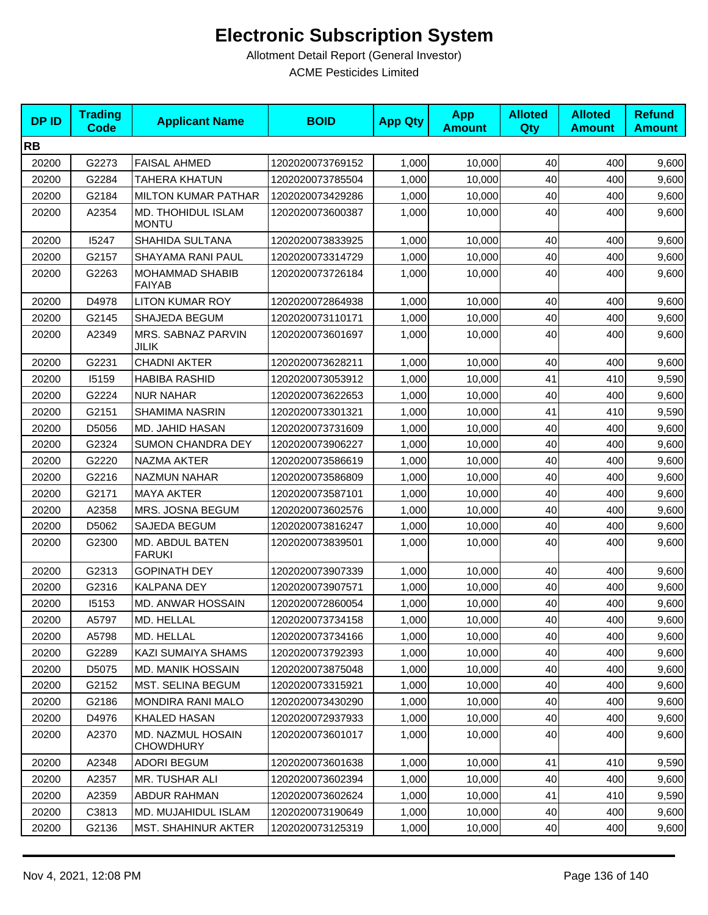# Electronic Subscription System

Allotment Detail Report (General Investor)

ACME Pesticides Limited

| DP ID | Trading Code | Applicant Name | BOID | App Qty | App Amount | Alloted Qty | Alloted Amount | Refund Amount |
|---|---|---|---|---|---|---|---|---|
| **RB** | | | | | | | | |
| 20200 | G2273 | FAISAL AHMED | 1202020073769152 | 1,000 | 10,000 | 40 | 400 | 9,600 |
| 20200 | G2284 | TAHERA KHATUN | 1202020073785504 | 1,000 | 10,000 | 40 | 400 | 9,600 |
| 20200 | G2184 | MILTON KUMAR PATHAR | 1202020073429286 | 1,000 | 10,000 | 40 | 400 | 9,600 |
| 20200 | A2354 | MD. THOHIDUL ISLAM MONTU | 1202020073600387 | 1,000 | 10,000 | 40 | 400 | 9,600 |
| 20200 | I5247 | SHAHIDA SULTANA | 1202020073833925 | 1,000 | 10,000 | 40 | 400 | 9,600 |
| 20200 | G2157 | SHAYAMA RANI PAUL | 1202020073314729 | 1,000 | 10,000 | 40 | 400 | 9,600 |
| 20200 | G2263 | MOHAMMAD SHABIB FAIYAB | 1202020073726184 | 1,000 | 10,000 | 40 | 400 | 9,600 |
| 20200 | D4978 | LITON KUMAR ROY | 1202020072864938 | 1,000 | 10,000 | 40 | 400 | 9,600 |
| 20200 | G2145 | SHAJEDA BEGUM | 1202020073110171 | 1,000 | 10,000 | 40 | 400 | 9,600 |
| 20200 | A2349 | MRS. SABNAZ PARVIN JILIK | 1202020073601697 | 1,000 | 10,000 | 40 | 400 | 9,600 |
| 20200 | G2231 | CHADNI AKTER | 1202020073628211 | 1,000 | 10,000 | 40 | 400 | 9,600 |
| 20200 | I5159 | HABIBA RASHID | 1202020073053912 | 1,000 | 10,000 | 41 | 410 | 9,590 |
| 20200 | G2224 | NUR NAHAR | 1202020073622653 | 1,000 | 10,000 | 40 | 400 | 9,600 |
| 20200 | G2151 | SHAMIMA NASRIN | 1202020073301321 | 1,000 | 10,000 | 41 | 410 | 9,590 |
| 20200 | D5056 | MD. JAHID HASAN | 1202020073731609 | 1,000 | 10,000 | 40 | 400 | 9,600 |
| 20200 | G2324 | SUMON CHANDRA DEY | 1202020073906227 | 1,000 | 10,000 | 40 | 400 | 9,600 |
| 20200 | G2220 | NAZMA AKTER | 1202020073586619 | 1,000 | 10,000 | 40 | 400 | 9,600 |
| 20200 | G2216 | NAZMUN NAHAR | 1202020073586809 | 1,000 | 10,000 | 40 | 400 | 9,600 |
| 20200 | G2171 | MAYA AKTER | 1202020073587101 | 1,000 | 10,000 | 40 | 400 | 9,600 |
| 20200 | A2358 | MRS. JOSNA BEGUM | 1202020073602576 | 1,000 | 10,000 | 40 | 400 | 9,600 |
| 20200 | D5062 | SAJEDA BEGUM | 1202020073816247 | 1,000 | 10,000 | 40 | 400 | 9,600 |
| 20200 | G2300 | MD. ABDUL BATEN FARUKI | 1202020073839501 | 1,000 | 10,000 | 40 | 400 | 9,600 |
| 20200 | G2313 | GOPINATH DEY | 1202020073907339 | 1,000 | 10,000 | 40 | 400 | 9,600 |
| 20200 | G2316 | KALPANA DEY | 1202020073907571 | 1,000 | 10,000 | 40 | 400 | 9,600 |
| 20200 | I5153 | MD. ANWAR HOSSAIN | 1202020072860054 | 1,000 | 10,000 | 40 | 400 | 9,600 |
| 20200 | A5797 | MD. HELLAL | 1202020073734158 | 1,000 | 10,000 | 40 | 400 | 9,600 |
| 20200 | A5798 | MD. HELLAL | 1202020073734166 | 1,000 | 10,000 | 40 | 400 | 9,600 |
| 20200 | G2289 | KAZI SUMAIYA SHAMS | 1202020073792393 | 1,000 | 10,000 | 40 | 400 | 9,600 |
| 20200 | D5075 | MD. MANIK HOSSAIN | 1202020073875048 | 1,000 | 10,000 | 40 | 400 | 9,600 |
| 20200 | G2152 | MST. SELINA BEGUM | 1202020073315921 | 1,000 | 10,000 | 40 | 400 | 9,600 |
| 20200 | G2186 | MONDIRA RANI MALO | 1202020073430290 | 1,000 | 10,000 | 40 | 400 | 9,600 |
| 20200 | D4976 | KHALED HASAN | 1202020072937933 | 1,000 | 10,000 | 40 | 400 | 9,600 |
| 20200 | A2370 | MD. NAZMUL HOSAIN CHOWDHURY | 1202020073601017 | 1,000 | 10,000 | 40 | 400 | 9,600 |
| 20200 | A2348 | ADORI BEGUM | 1202020073601638 | 1,000 | 10,000 | 41 | 410 | 9,590 |
| 20200 | A2357 | MR. TUSHAR ALI | 1202020073602394 | 1,000 | 10,000 | 40 | 400 | 9,600 |
| 20200 | A2359 | ABDUR RAHMAN | 1202020073602624 | 1,000 | 10,000 | 41 | 410 | 9,590 |
| 20200 | C3813 | MD. MUJAHIDUL ISLAM | 1202020073190649 | 1,000 | 10,000 | 40 | 400 | 9,600 |
| 20200 | G2136 | MST. SHAHINUR AKTER | 1202020073125319 | 1,000 | 10,000 | 40 | 400 | 9,600 |

Nov 4, 2021, 12:08 PM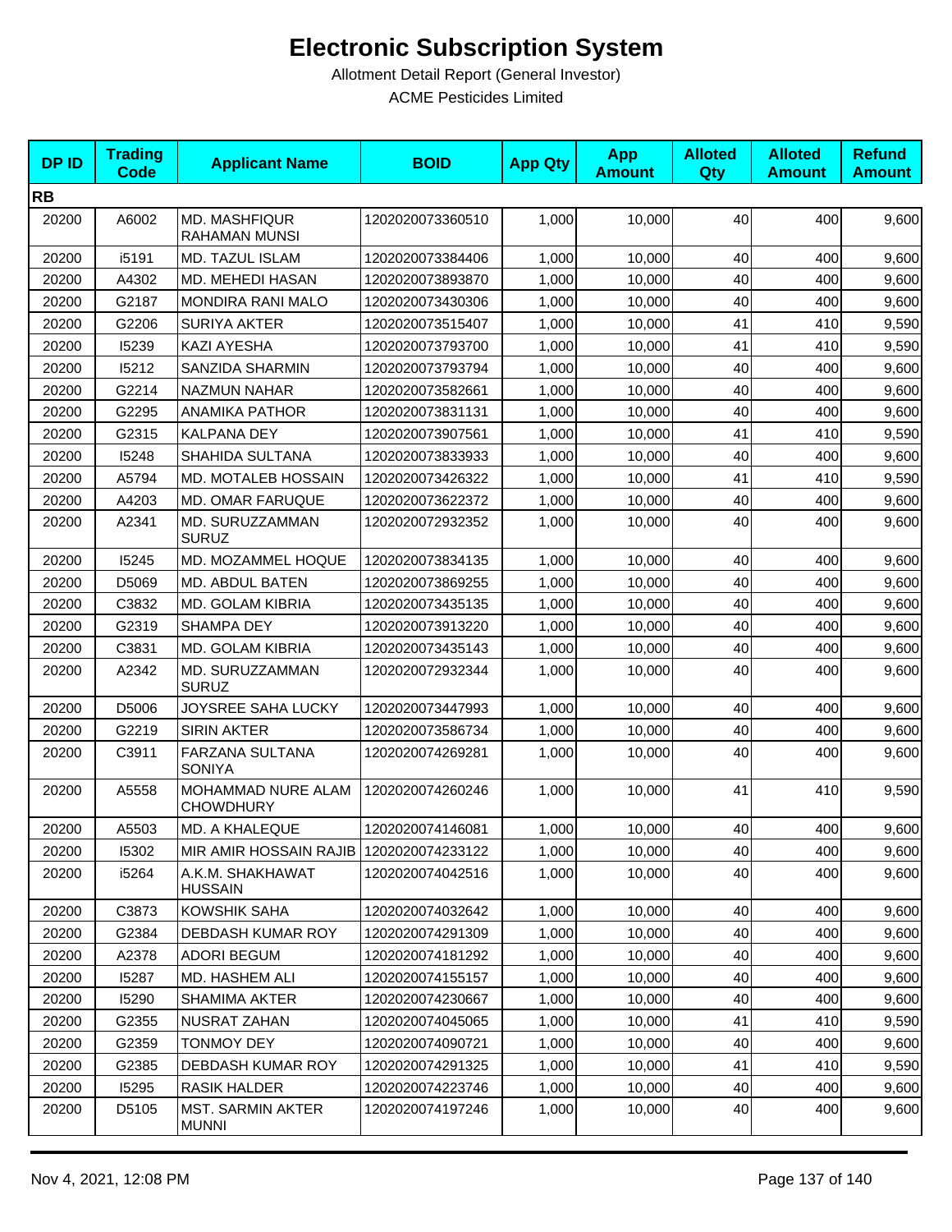# Electronic Subscription System

Allotment Detail Report (General Investor)

ACME Pesticides Limited

| DP ID | Trading Code | Applicant Name | BOID | App Qty | App Amount | Alloted Qty | Alloted Amount | Refund Amount |
|---|---|---|---|---|---|---|---|---|
| **RB** | | | | | | | | |
| 20200 | A6002 | MD. MASHFIQUR RAHAMAN MUNSI | 1202020073360510 | 1,000 | 10,000 | 40 | 400 | 9,600 |
| 20200 | i5191 | MD. TAZUL ISLAM | 1202020073384406 | 1,000 | 10,000 | 40 | 400 | 9,600 |
| 20200 | A4302 | MD. MEHEDI HASAN | 1202020073893870 | 1,000 | 10,000 | 40 | 400 | 9,600 |
| 20200 | G2187 | MONDIRA RANI MALO | 1202020073430306 | 1,000 | 10,000 | 40 | 400 | 9,600 |
| 20200 | G2206 | SURIYA AKTER | 1202020073515407 | 1,000 | 10,000 | 41 | 410 | 9,590 |
| 20200 | I5239 | KAZI AYESHA | 1202020073793700 | 1,000 | 10,000 | 41 | 410 | 9,590 |
| 20200 | I5212 | SANZIDA SHARMIN | 1202020073793794 | 1,000 | 10,000 | 40 | 400 | 9,600 |
| 20200 | G2214 | NAZMUN NAHAR | 1202020073582661 | 1,000 | 10,000 | 40 | 400 | 9,600 |
| 20200 | G2295 | ANAMIKA PATHOR | 1202020073831131 | 1,000 | 10,000 | 40 | 400 | 9,600 |
| 20200 | G2315 | KALPANA DEY | 1202020073907561 | 1,000 | 10,000 | 41 | 410 | 9,590 |
| 20200 | I5248 | SHAHIDA SULTANA | 1202020073833933 | 1,000 | 10,000 | 40 | 400 | 9,600 |
| 20200 | A5794 | MD. MOTALEB HOSSAIN | 1202020073426322 | 1,000 | 10,000 | 41 | 410 | 9,590 |
| 20200 | A4203 | MD. OMAR FARUQUE | 1202020073622372 | 1,000 | 10,000 | 40 | 400 | 9,600 |
| 20200 | A2341 | MD. SURUZZAMMAN SURUZ | 1202020072932352 | 1,000 | 10,000 | 40 | 400 | 9,600 |
| 20200 | I5245 | MD. MOZAMMEL HOQUE | 1202020073834135 | 1,000 | 10,000 | 40 | 400 | 9,600 |
| 20200 | D5069 | MD. ABDUL BATEN | 1202020073869255 | 1,000 | 10,000 | 40 | 400 | 9,600 |
| 20200 | C3832 | MD. GOLAM KIBRIA | 1202020073435135 | 1,000 | 10,000 | 40 | 400 | 9,600 |
| 20200 | G2319 | SHAMPA DEY | 1202020073913220 | 1,000 | 10,000 | 40 | 400 | 9,600 |
| 20200 | C3831 | MD. GOLAM KIBRIA | 1202020073435143 | 1,000 | 10,000 | 40 | 400 | 9,600 |
| 20200 | A2342 | MD. SURUZZAMMAN SURUZ | 1202020072932344 | 1,000 | 10,000 | 40 | 400 | 9,600 |
| 20200 | D5006 | JOYSREE SAHA LUCKY | 1202020073447993 | 1,000 | 10,000 | 40 | 400 | 9,600 |
| 20200 | G2219 | SIRIN AKTER | 1202020073586734 | 1,000 | 10,000 | 40 | 400 | 9,600 |
| 20200 | C3911 | FARZANA SULTANA SONIYA | 1202020074269281 | 1,000 | 10,000 | 40 | 400 | 9,600 |
| 20200 | A5558 | MOHAMMAD NURE ALAM CHOWDHURY | 1202020074260246 | 1,000 | 10,000 | 41 | 410 | 9,590 |
| 20200 | A5503 | MD. A KHALEQUE | 1202020074146081 | 1,000 | 10,000 | 40 | 400 | 9,600 |
| 20200 | I5302 | MIR AMIR HOSSAIN RAJIB | 1202020074233122 | 1,000 | 10,000 | 40 | 400 | 9,600 |
| 20200 | i5264 | A.K.M. SHAKHAWAT HUSSAIN | 1202020074042516 | 1,000 | 10,000 | 40 | 400 | 9,600 |
| 20200 | C3873 | KOWSHIK SAHA | 1202020074032642 | 1,000 | 10,000 | 40 | 400 | 9,600 |
| 20200 | G2384 | DEBDASH KUMAR ROY | 1202020074291309 | 1,000 | 10,000 | 40 | 400 | 9,600 |
| 20200 | A2378 | ADORI BEGUM | 1202020074181292 | 1,000 | 10,000 | 40 | 400 | 9,600 |
| 20200 | I5287 | MD. HASHEM ALI | 1202020074155157 | 1,000 | 10,000 | 40 | 400 | 9,600 |
| 20200 | I5290 | SHAMIMA AKTER | 1202020074230667 | 1,000 | 10,000 | 40 | 400 | 9,600 |
| 20200 | G2355 | NUSRAT ZAHAN | 1202020074045065 | 1,000 | 10,000 | 41 | 410 | 9,590 |
| 20200 | G2359 | TONMOY DEY | 1202020074090721 | 1,000 | 10,000 | 40 | 400 | 9,600 |
| 20200 | G2385 | DEBDASH KUMAR ROY | 1202020074291325 | 1,000 | 10,000 | 41 | 410 | 9,590 |
| 20200 | I5295 | RASIK HALDER | 1202020074223746 | 1,000 | 10,000 | 40 | 400 | 9,600 |
| 20200 | D5105 | MST. SARMIN AKTER MUNNI | 1202020074197246 | 1,000 | 10,000 | 40 | 400 | 9,600 |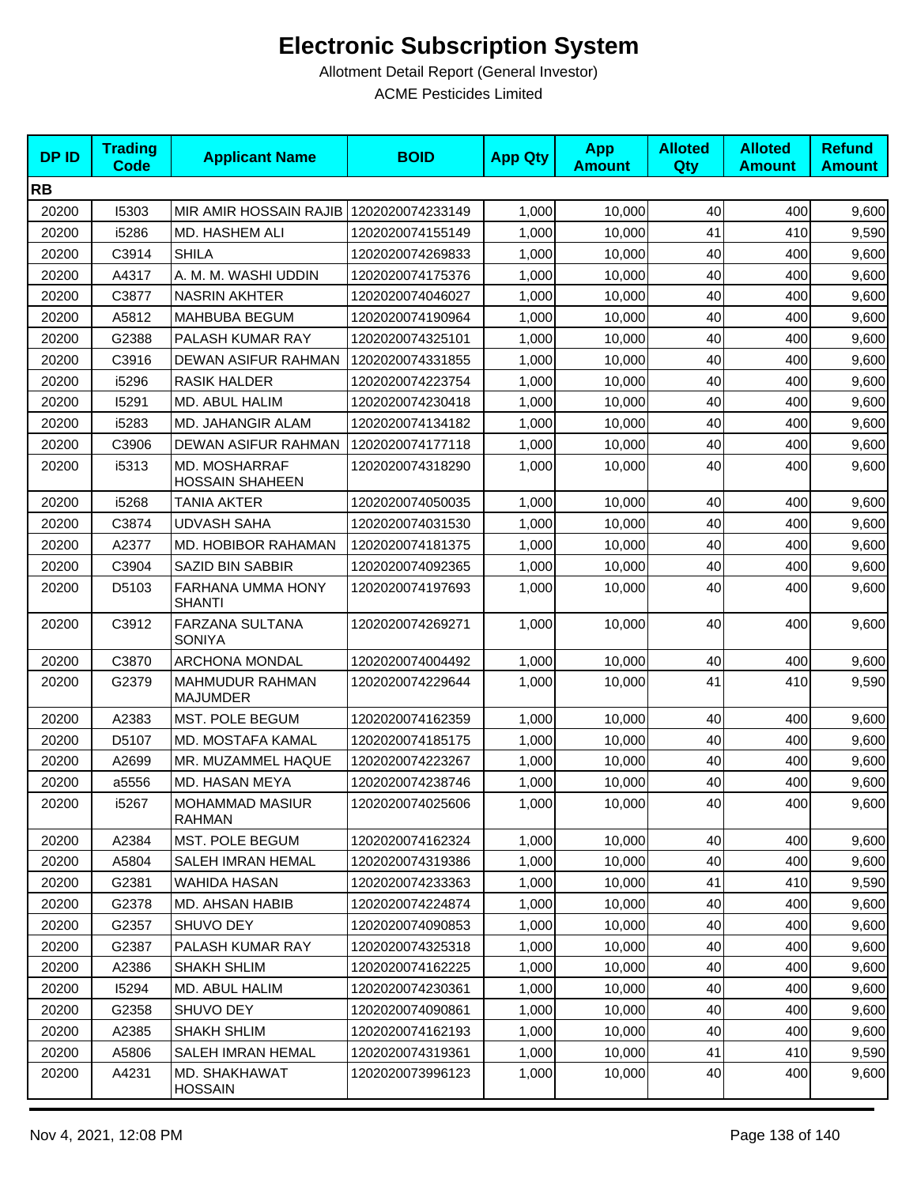# Electronic Subscription System

Allotment Detail Report (General Investor)

ACME Pesticides Limited

| DP ID | Trading Code | Applicant Name | BOID | App Qty | App Amount | Alloted Qty | Alloted Amount | Refund Amount |
|---|---|---|---|---|---|---|---|---|
| **RB** | | | | | | | | |
| 20200 | I5303 | MIR AMIR HOSSAIN RAJIB | 1202020074233149 | 1,000 | 10,000 | 40 | 400 | 9,600 |
| 20200 | i5286 | MD. HASHEM ALI | 1202020074155149 | 1,000 | 10,000 | 41 | 410 | 9,590 |
| 20200 | C3914 | SHILA | 1202020074269833 | 1,000 | 10,000 | 40 | 400 | 9,600 |
| 20200 | A4317 | A. M. M. WASHI UDDIN | 1202020074175376 | 1,000 | 10,000 | 40 | 400 | 9,600 |
| 20200 | C3877 | NASRIN AKHTER | 1202020074046027 | 1,000 | 10,000 | 40 | 400 | 9,600 |
| 20200 | A5812 | MAHBUBA BEGUM | 1202020074190964 | 1,000 | 10,000 | 40 | 400 | 9,600 |
| 20200 | G2388 | PALASH KUMAR RAY | 1202020074325101 | 1,000 | 10,000 | 40 | 400 | 9,600 |
| 20200 | C3916 | DEWAN ASIFUR RAHMAN | 1202020074331855 | 1,000 | 10,000 | 40 | 400 | 9,600 |
| 20200 | i5296 | RASIK HALDER | 1202020074223754 | 1,000 | 10,000 | 40 | 400 | 9,600 |
| 20200 | I5291 | MD. ABUL HALIM | 1202020074230418 | 1,000 | 10,000 | 40 | 400 | 9,600 |
| 20200 | i5283 | MD. JAHANGIR ALAM | 1202020074134182 | 1,000 | 10,000 | 40 | 400 | 9,600 |
| 20200 | C3906 | DEWAN ASIFUR RAHMAN | 1202020074177118 | 1,000 | 10,000 | 40 | 400 | 9,600 |
| 20200 | i5313 | MD. MOSHARRAF HOSSAIN SHAHEEN | 1202020074318290 | 1,000 | 10,000 | 40 | 400 | 9,600 |
| 20200 | i5268 | TANIA AKTER | 1202020074050035 | 1,000 | 10,000 | 40 | 400 | 9,600 |
| 20200 | C3874 | UDVASH SAHA | 1202020074031530 | 1,000 | 10,000 | 40 | 400 | 9,600 |
| 20200 | A2377 | MD. HOBIBOR RAHAMAN | 1202020074181375 | 1,000 | 10,000 | 40 | 400 | 9,600 |
| 20200 | C3904 | SAZID BIN SABBIR | 1202020074092365 | 1,000 | 10,000 | 40 | 400 | 9,600 |
| 20200 | D5103 | FARHANA UMMA HONY SHANTI | 1202020074197693 | 1,000 | 10,000 | 40 | 400 | 9,600 |
| 20200 | C3912 | FARZANA SULTANA SONIYA | 1202020074269271 | 1,000 | 10,000 | 40 | 400 | 9,600 |
| 20200 | C3870 | ARCHONA MONDAL | 1202020074004492 | 1,000 | 10,000 | 40 | 400 | 9,600 |
| 20200 | G2379 | MAHMUDUR RAHMAN MAJUMDER | 1202020074229644 | 1,000 | 10,000 | 41 | 410 | 9,590 |
| 20200 | A2383 | MST. POLE BEGUM | 1202020074162359 | 1,000 | 10,000 | 40 | 400 | 9,600 |
| 20200 | D5107 | MD. MOSTAFA KAMAL | 1202020074185175 | 1,000 | 10,000 | 40 | 400 | 9,600 |
| 20200 | A2699 | MR. MUZAMMEL HAQUE | 1202020074223267 | 1,000 | 10,000 | 40 | 400 | 9,600 |
| 20200 | a5556 | MD. HASAN MEYA | 1202020074238746 | 1,000 | 10,000 | 40 | 400 | 9,600 |
| 20200 | i5267 | MOHAMMAD MASIUR RAHMAN | 1202020074025606 | 1,000 | 10,000 | 40 | 400 | 9,600 |
| 20200 | A2384 | MST. POLE BEGUM | 1202020074162324 | 1,000 | 10,000 | 40 | 400 | 9,600 |
| 20200 | A5804 | SALEH IMRAN HEMAL | 1202020074319386 | 1,000 | 10,000 | 40 | 400 | 9,600 |
| 20200 | G2381 | WAHIDA HASAN | 1202020074233363 | 1,000 | 10,000 | 41 | 410 | 9,590 |
| 20200 | G2378 | MD. AHSAN HABIB | 1202020074224874 | 1,000 | 10,000 | 40 | 400 | 9,600 |
| 20200 | G2357 | SHUVO DEY | 1202020074090853 | 1,000 | 10,000 | 40 | 400 | 9,600 |
| 20200 | G2387 | PALASH KUMAR RAY | 1202020074325318 | 1,000 | 10,000 | 40 | 400 | 9,600 |
| 20200 | A2386 | SHAKH SHLIM | 1202020074162225 | 1,000 | 10,000 | 40 | 400 | 9,600 |
| 20200 | I5294 | MD. ABUL HALIM | 1202020074230361 | 1,000 | 10,000 | 40 | 400 | 9,600 |
| 20200 | G2358 | SHUVO DEY | 1202020074090861 | 1,000 | 10,000 | 40 | 400 | 9,600 |
| 20200 | A2385 | SHAKH SHLIM | 1202020074162193 | 1,000 | 10,000 | 40 | 400 | 9,600 |
| 20200 | A5806 | SALEH IMRAN HEMAL | 1202020074319361 | 1,000 | 10,000 | 41 | 410 | 9,590 |
| 20200 | A4231 | MD. SHAKHAWAT HOSSAIN | 1202020073996123 | 1,000 | 10,000 | 40 | 400 | 9,600 |

Nov 4, 2021, 12:08 PM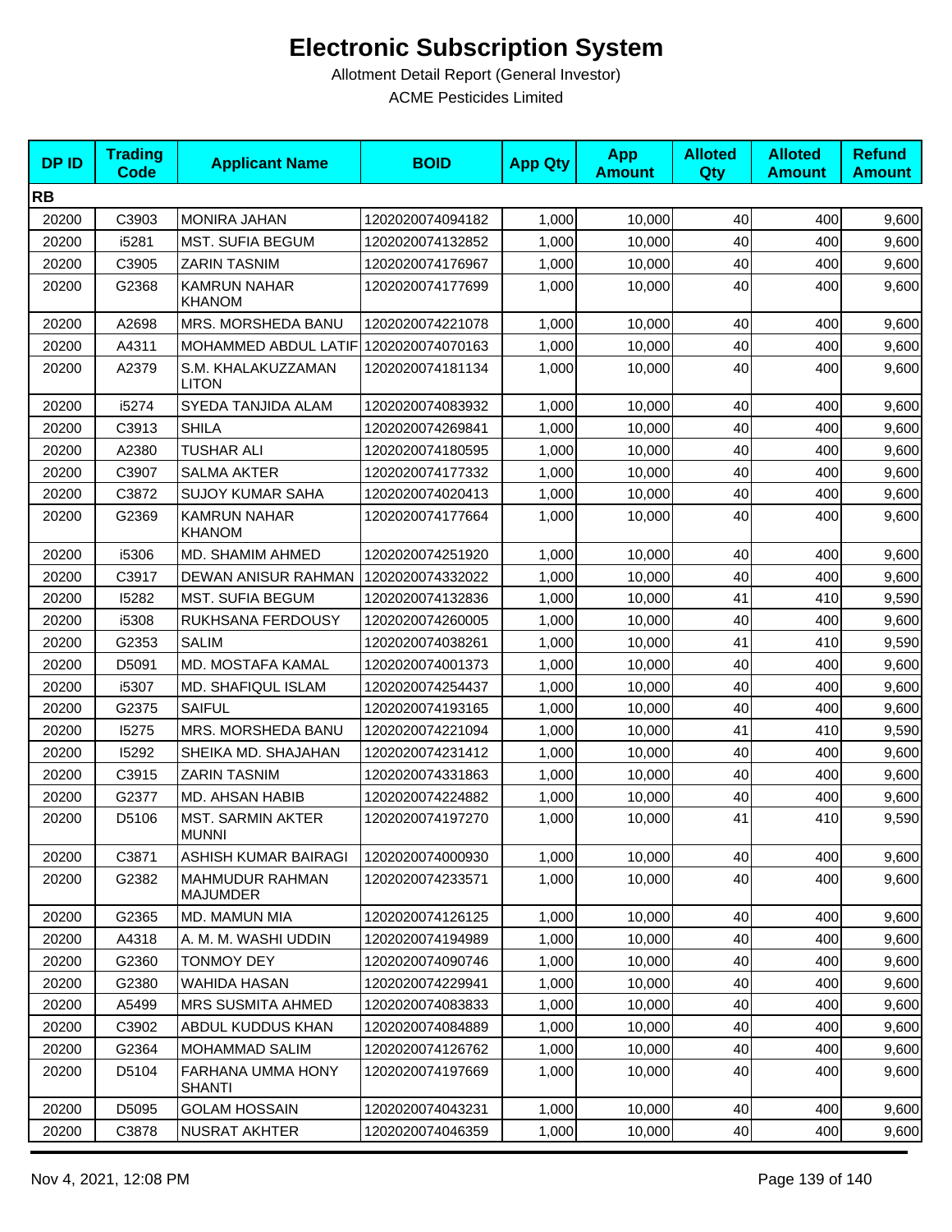# Electronic Subscription System

Allotment Detail Report (General Investor)

ACME Pesticides Limited

| DP ID | Trading Code | Applicant Name | BOID | App Qty | App Amount | Alloted Qty | Alloted Amount | Refund Amount |
|---|---|---|---|---|---|---|---|---|
| **RB** | | | | | | | | |
| 20200 | C3903 | MONIRA JAHAN | 1202020074094182 | 1,000 | 10,000 | 40 | 400 | 9,600 |
| 20200 | i5281 | MST. SUFIA BEGUM | 1202020074132852 | 1,000 | 10,000 | 40 | 400 | 9,600 |
| 20200 | C3905 | ZARIN TASNIM | 1202020074176967 | 1,000 | 10,000 | 40 | 400 | 9,600 |
| 20200 | G2368 | KAMRUN NAHAR KHANOM | 1202020074177699 | 1,000 | 10,000 | 40 | 400 | 9,600 |
| 20200 | A2698 | MRS. MORSHEDA BANU | 1202020074221078 | 1,000 | 10,000 | 40 | 400 | 9,600 |
| 20200 | A4311 | MOHAMMED ABDUL LATIF | 1202020074070163 | 1,000 | 10,000 | 40 | 400 | 9,600 |
| 20200 | A2379 | S.M. KHALAKUZZAMAN LITON | 1202020074181134 | 1,000 | 10,000 | 40 | 400 | 9,600 |
| 20200 | i5274 | SYEDA TANJIDA ALAM | 1202020074083932 | 1,000 | 10,000 | 40 | 400 | 9,600 |
| 20200 | C3913 | SHILA | 1202020074269841 | 1,000 | 10,000 | 40 | 400 | 9,600 |
| 20200 | A2380 | TUSHAR ALI | 1202020074180595 | 1,000 | 10,000 | 40 | 400 | 9,600 |
| 20200 | C3907 | SALMA AKTER | 1202020074177332 | 1,000 | 10,000 | 40 | 400 | 9,600 |
| 20200 | C3872 | SUJOY KUMAR SAHA | 1202020074020413 | 1,000 | 10,000 | 40 | 400 | 9,600 |
| 20200 | G2369 | KAMRUN NAHAR KHANOM | 1202020074177664 | 1,000 | 10,000 | 40 | 400 | 9,600 |
| 20200 | i5306 | MD. SHAMIM AHMED | 1202020074251920 | 1,000 | 10,000 | 40 | 400 | 9,600 |
| 20200 | C3917 | DEWAN ANISUR RAHMAN | 1202020074332022 | 1,000 | 10,000 | 40 | 400 | 9,600 |
| 20200 | I5282 | MST. SUFIA BEGUM | 1202020074132836 | 1,000 | 10,000 | 41 | 410 | 9,590 |
| 20200 | i5308 | RUKHSANA FERDOUSY | 1202020074260005 | 1,000 | 10,000 | 40 | 400 | 9,600 |
| 20200 | G2353 | SALIM | 1202020074038261 | 1,000 | 10,000 | 41 | 410 | 9,590 |
| 20200 | D5091 | MD. MOSTAFA KAMAL | 1202020074001373 | 1,000 | 10,000 | 40 | 400 | 9,600 |
| 20200 | i5307 | MD. SHAFIQUL ISLAM | 1202020074254437 | 1,000 | 10,000 | 40 | 400 | 9,600 |
| 20200 | G2375 | SAIFUL | 1202020074193165 | 1,000 | 10,000 | 40 | 400 | 9,600 |
| 20200 | I5275 | MRS. MORSHEDA BANU | 1202020074221094 | 1,000 | 10,000 | 41 | 410 | 9,590 |
| 20200 | I5292 | SHEIKA MD. SHAJAHAN | 1202020074231412 | 1,000 | 10,000 | 40 | 400 | 9,600 |
| 20200 | C3915 | ZARIN TASNIM | 1202020074331863 | 1,000 | 10,000 | 40 | 400 | 9,600 |
| 20200 | G2377 | MD. AHSAN HABIB | 1202020074224882 | 1,000 | 10,000 | 40 | 400 | 9,600 |
| 20200 | D5106 | MST. SARMIN AKTER MUNNI | 1202020074197270 | 1,000 | 10,000 | 41 | 410 | 9,590 |
| 20200 | C3871 | ASHISH KUMAR BAIRAGI | 1202020074000930 | 1,000 | 10,000 | 40 | 400 | 9,600 |
| 20200 | G2382 | MAHMUDUR RAHMAN MAJUMDER | 1202020074233571 | 1,000 | 10,000 | 40 | 400 | 9,600 |
| 20200 | G2365 | MD. MAMUN MIA | 1202020074126125 | 1,000 | 10,000 | 40 | 400 | 9,600 |
| 20200 | A4318 | A. M. M. WASHI UDDIN | 1202020074194989 | 1,000 | 10,000 | 40 | 400 | 9,600 |
| 20200 | G2360 | TONMOY DEY | 1202020074090746 | 1,000 | 10,000 | 40 | 400 | 9,600 |
| 20200 | G2380 | WAHIDA HASAN | 1202020074229941 | 1,000 | 10,000 | 40 | 400 | 9,600 |
| 20200 | A5499 | MRS SUSMITA AHMED | 1202020074083833 | 1,000 | 10,000 | 40 | 400 | 9,600 |
| 20200 | C3902 | ABDUL KUDDUS KHAN | 1202020074084889 | 1,000 | 10,000 | 40 | 400 | 9,600 |
| 20200 | G2364 | MOHAMMAD SALIM | 1202020074126762 | 1,000 | 10,000 | 40 | 400 | 9,600 |
| 20200 | D5104 | FARHANA UMMA HONY SHANTI | 1202020074197669 | 1,000 | 10,000 | 40 | 400 | 9,600 |
| 20200 | D5095 | GOLAM HOSSAIN | 1202020074043231 | 1,000 | 10,000 | 40 | 400 | 9,600 |
| 20200 | C3878 | NUSRAT AKHTER | 1202020074046359 | 1,000 | 10,000 | 40 | 400 | 9,600 |

Nov 4, 2021, 12:08 PM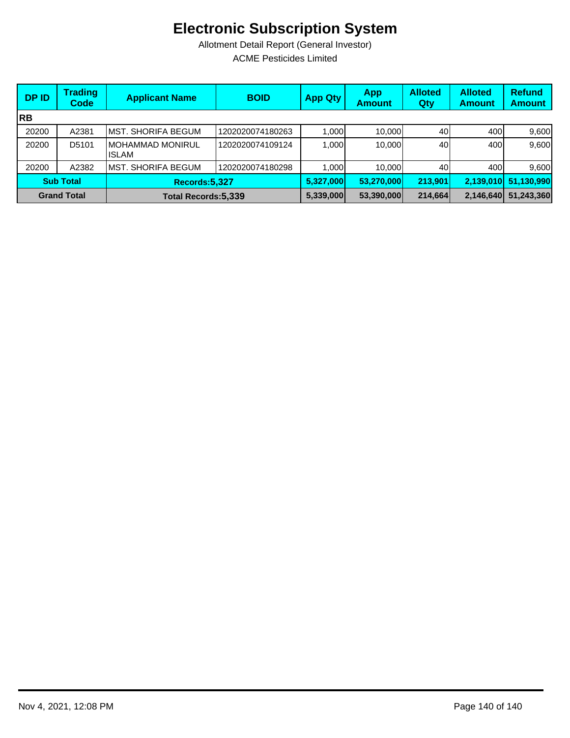# Electronic Subscription System

Allotment Detail Report (General Investor)

ACME Pesticides Limited

| DP ID | Trading Code | Applicant Name | BOID | App Qty | App Amount | Alloted Qty | Alloted Amount | Refund Amount |
|---|---|---|---|---|---|---|---|---|
| **RB** | | | | | | | | |
| 20200 | A2381 | MST. SHORIFA BEGUM | 1202020074180263 | 1,000 | 10,000 | 40 | 400 | 9,600 |
| 20200 | D5101 | MOHAMMAD MONIRUL ISLAM | 1202020074109124 | 1,000 | 10,000 | 40 | 400 | 9,600 |
| 20200 | A2382 | MST. SHORIFA BEGUM | 1202020074180298 | 1,000 | 10,000 | 40 | 400 | 9,600 |
| **Sub Total** | | **Records:5,327** | | **5,327,000** | **53,270,000** | **213,901** | **2,139,010** | **51,130,990** |
| **Grand Total** | | **Total Records:5,339** | | **5,339,000** | **53,390,000** | **214,664** | **2,146,640** | **51,243,360** |

Nov 4, 2021, 12:08 PM